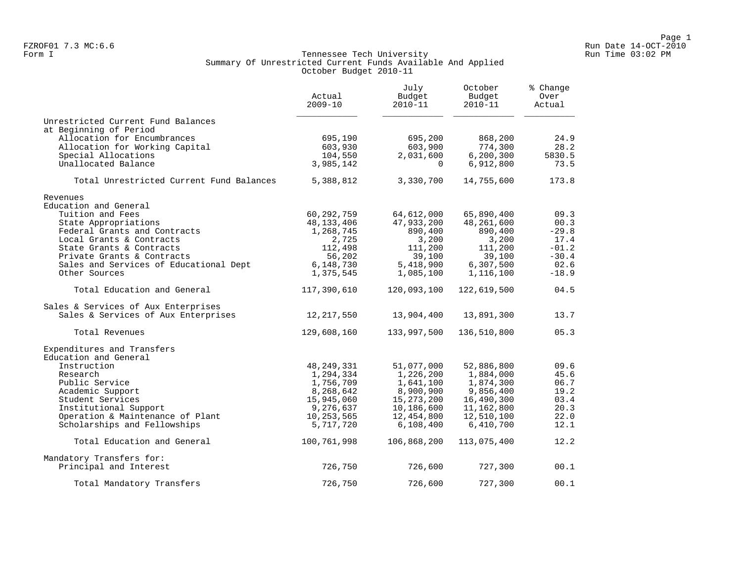FZROF01 7.3 MC:6.6
Form I

# Tennessee Tech University
## Summary Of Unrestricted Current Funds Available And Applied
### October Budget 2010-11

| | Actual 2009-10 | July Budget 2010-11 | October Budget 2010-11 | % Change Over Actual |
|---|---|---|---|---|
| **Unrestricted Current Fund Balances at Beginning of Period** | | | | |
| Allocation for Encumbrances | 695,190 | 695,200 | 868,200 | 24.9 |
| Allocation for Working Capital | 603,930 | 603,900 | 774,300 | 28.2 |
| Special Allocations | 104,550 | 2,031,600 | 6,200,300 | 5830.5 |
| Unallocated Balance | 3,985,142 | 0 | 6,912,800 | 73.5 |
| Total Unrestricted Current Fund Balances | 5,388,812 | 3,330,700 | 14,755,600 | 173.8 |
| **Revenues** | | | | |
| **Education and General** | | | | |
| Tuition and Fees | 60,292,759 | 64,612,000 | 65,890,400 | 09.3 |
| State Appropriations | 48,133,406 | 47,933,200 | 48,261,600 | 00.3 |
| Federal Grants and Contracts | 1,268,745 | 890,400 | 890,400 | -29.8 |
| Local Grants & Contracts | 2,725 | 3,200 | 3,200 | 17.4 |
| State Grants & Contracts | 112,498 | 111,200 | 111,200 | -01.2 |
| Private Grants & Contracts | 56,202 | 39,100 | 39,100 | -30.4 |
| Sales and Services of Educational Dept | 6,148,730 | 5,418,900 | 6,307,500 | 02.6 |
| Other Sources | 1,375,545 | 1,085,100 | 1,116,100 | -18.9 |
| Total Education and General | 117,390,610 | 120,093,100 | 122,619,500 | 04.5 |
| **Sales & Services of Aux Enterprises** | | | | |
| Sales & Services of Aux Enterprises | 12,217,550 | 13,904,400 | 13,891,300 | 13.7 |
| Total Revenues | 129,608,160 | 133,997,500 | 136,510,800 | 05.3 |
| **Expenditures and Transfers** | | | | |
| **Education and General** | | | | |
| Instruction | 48,249,331 | 51,077,000 | 52,886,800 | 09.6 |
| Research | 1,294,334 | 1,226,200 | 1,884,000 | 45.6 |
| Public Service | 1,756,709 | 1,641,100 | 1,874,300 | 06.7 |
| Academic Support | 8,268,642 | 8,900,900 | 9,856,400 | 19.2 |
| Student Services | 15,945,060 | 15,273,200 | 16,490,300 | 03.4 |
| Institutional Support | 9,276,637 | 10,186,600 | 11,162,800 | 20.3 |
| Operation & Maintenance of Plant | 10,253,565 | 12,454,800 | 12,510,100 | 22.0 |
| Scholarships and Fellowships | 5,717,720 | 6,108,400 | 6,410,700 | 12.1 |
| Total Education and General | 100,761,998 | 106,868,200 | 113,075,400 | 12.2 |
| **Mandatory Transfers for:** | | | | |
| Principal and Interest | 726,750 | 726,600 | 727,300 | 00.1 |
| Total Mandatory Transfers | 726,750 | 726,600 | 727,300 | 00.1 |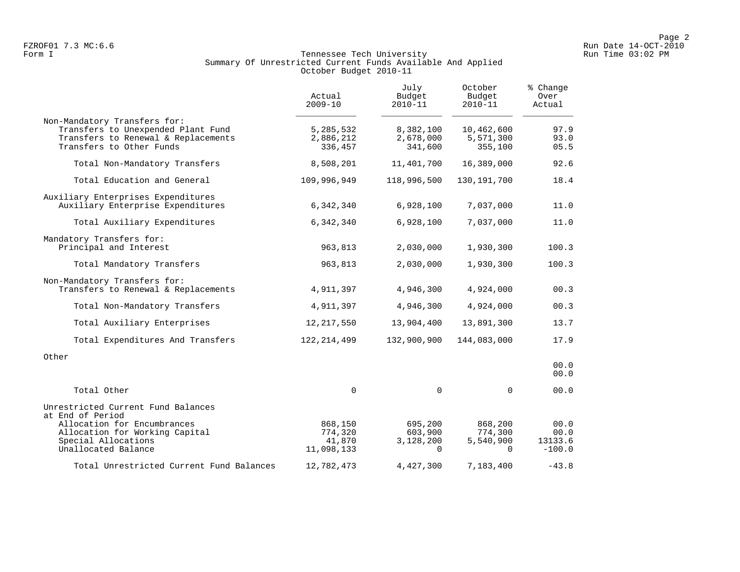FZROF01 7.3 MC:6.6
Form I

# Tennessee Tech University
## Summary Of Unrestricted Current Funds Available And Applied
### October Budget 2010-11

| | Actual 2009-10 | July Budget 2010-11 | October Budget 2010-11 | % Change Over Actual |
|---|---|---|---|---|
| Non-Mandatory Transfers for: | | | | |
| Transfers to Unexpended Plant Fund | 5,285,532 | 8,382,100 | 10,462,600 | 97.9 |
| Transfers to Renewal & Replacements | 2,886,212 | 2,678,000 | 5,571,300 | 93.0 |
| Transfers to Other Funds | 336,457 | 341,600 | 355,100 | 05.5 |
| Total Non-Mandatory Transfers | 8,508,201 | 11,401,700 | 16,389,000 | 92.6 |
| Total Education and General | 109,996,949 | 118,996,500 | 130,191,700 | 18.4 |
| Auxiliary Enterprises Expenditures | | | | |
| Auxiliary Enterprise Expenditures | 6,342,340 | 6,928,100 | 7,037,000 | 11.0 |
| Total Auxiliary Expenditures | 6,342,340 | 6,928,100 | 7,037,000 | 11.0 |
| Mandatory Transfers for: | | | | |
| Principal and Interest | 963,813 | 2,030,000 | 1,930,300 | 100.3 |
| Total Mandatory Transfers | 963,813 | 2,030,000 | 1,930,300 | 100.3 |
| Non-Mandatory Transfers for: | | | | |
| Transfers to Renewal & Replacements | 4,911,397 | 4,946,300 | 4,924,000 | 00.3 |
| Total Non-Mandatory Transfers | 4,911,397 | 4,946,300 | 4,924,000 | 00.3 |
| Total Auxiliary Enterprises | 12,217,550 | 13,904,400 | 13,891,300 | 13.7 |
| Total Expenditures And Transfers | 122,214,499 | 132,900,900 | 144,083,000 | 17.9 |
| Other | | | | |
| | | | | 00.0 |
| | | | | 00.0 |
| Total Other | 0 | 0 | 0 | 00.0 |
| Unrestricted Current Fund Balances at End of Period | | | | |
| Allocation for Encumbrances | 868,150 | 695,200 | 868,200 | 00.0 |
| Allocation for Working Capital | 774,320 | 603,900 | 774,300 | 00.0 |
| Special Allocations | 41,870 | 3,128,200 | 5,540,900 | 13133.6 |
| Unallocated Balance | 11,098,133 | 0 | 0 | -100.0 |
| Total Unrestricted Current Fund Balances | 12,782,473 | 4,427,300 | 7,183,400 | -43.8 |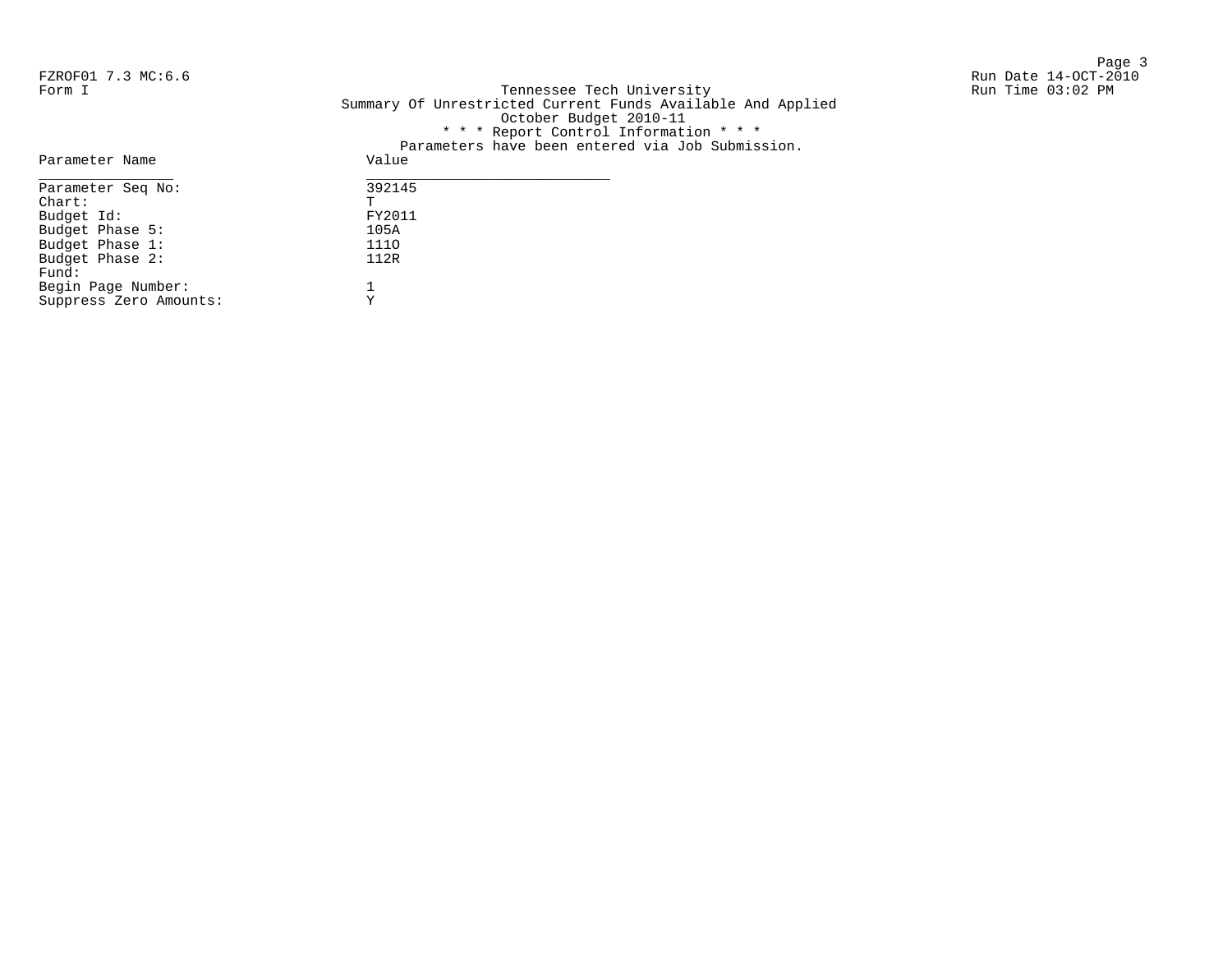FZROF01 7.3 MC:6.6
Form I

Run Date 14-OCT-2010
Run Time 03:02 PM

Tennessee Tech University
Summary Of Unrestricted Current Funds Available And Applied
October Budget 2010-11
* * * Report Control Information * * *
Parameters have been entered via Job Submission.

| Parameter Name | Value |
|---|---|
| Parameter Seq No: | 392145 |
| Chart: | T |
| Budget Id: | FY2011 |
| Budget Phase 5: | 105A |
| Budget Phase 1: | 111O |
| Budget Phase 2: | 112R |
| Fund: | |
| Begin Page Number: | 1 |
| Suppress Zero Amounts: | Y |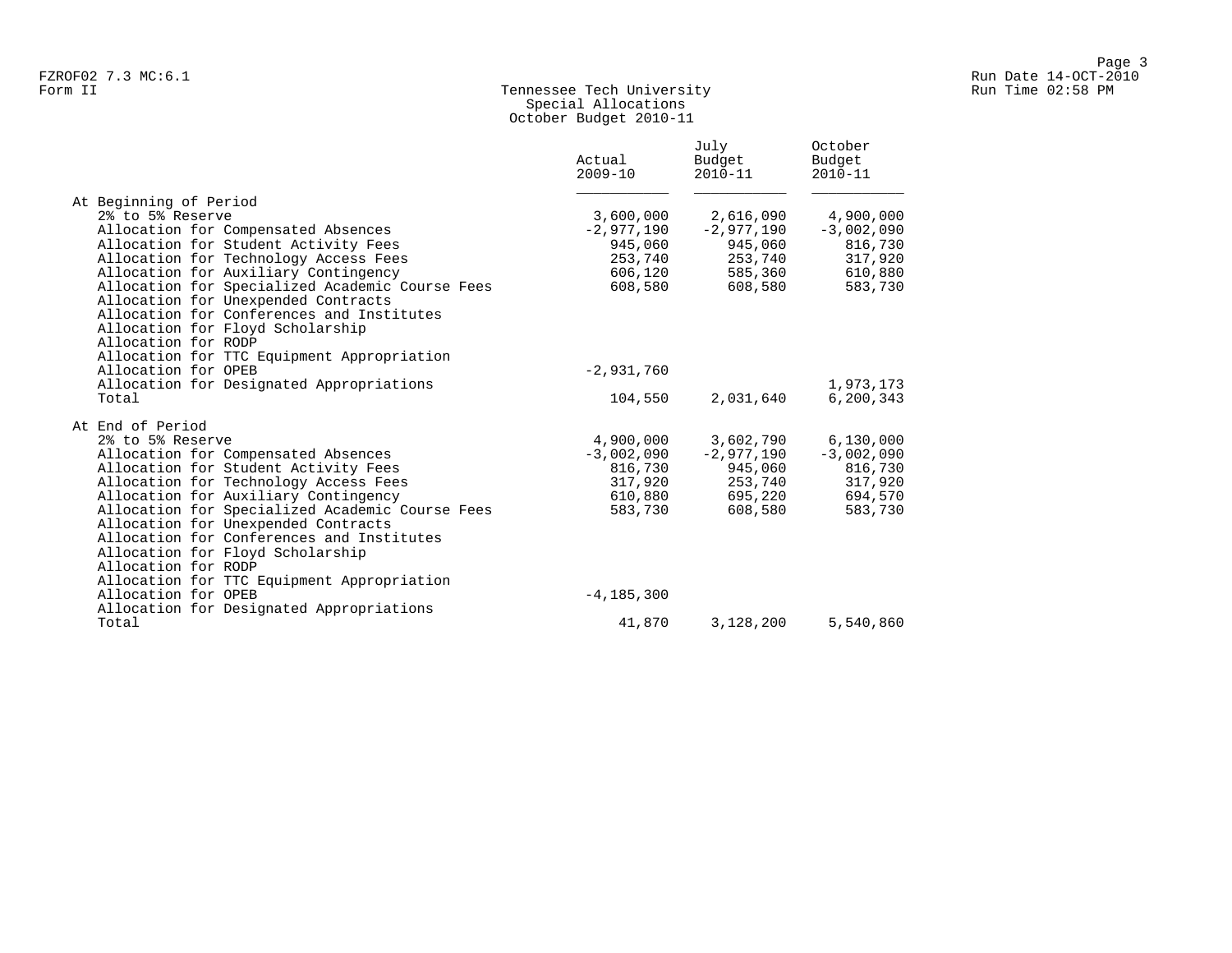# Tennessee Tech University

## Special Allocations

### October Budget 2010-11

| | Actual 2009-10 | July Budget 2010-11 | October Budget 2010-11 |
|---|---|---|---|
| **At Beginning of Period** | | | |
| 2% to 5% Reserve | 3,600,000 | 2,616,090 | 4,900,000 |
| Allocation for Compensated Absences | -2,977,190 | -2,977,190 | -3,002,090 |
| Allocation for Student Activity Fees | 945,060 | 945,060 | 816,730 |
| Allocation for Technology Access Fees | 253,740 | 253,740 | 317,920 |
| Allocation for Auxiliary Contingency | 606,120 | 585,360 | 610,880 |
| Allocation for Specialized Academic Course Fees | 608,580 | 608,580 | 583,730 |
| Allocation for Unexpended Contracts | | | |
| Allocation for Conferences and Institutes | | | |
| Allocation for Floyd Scholarship | | | |
| Allocation for RODP | | | |
| Allocation for TTC Equipment Appropriation | | | |
| Allocation for OPEB | -2,931,760 | | |
| Allocation for Designated Appropriations | | | 1,973,173 |
| Total | 104,550 | 2,031,640 | 6,200,343 |
| **At End of Period** | | | |
| 2% to 5% Reserve | 4,900,000 | 3,602,790 | 6,130,000 |
| Allocation for Compensated Absences | -3,002,090 | -2,977,190 | -3,002,090 |
| Allocation for Student Activity Fees | 816,730 | 945,060 | 816,730 |
| Allocation for Technology Access Fees | 317,920 | 253,740 | 317,920 |
| Allocation for Auxiliary Contingency | 610,880 | 695,220 | 694,570 |
| Allocation for Specialized Academic Course Fees | 583,730 | 608,580 | 583,730 |
| Allocation for Unexpended Contracts | | | |
| Allocation for Conferences and Institutes | | | |
| Allocation for Floyd Scholarship | | | |
| Allocation for RODP | | | |
| Allocation for TTC Equipment Appropriation | | | |
| Allocation for OPEB | -4,185,300 | | |
| Allocation for Designated Appropriations | | | |
| Total | 41,870 | 3,128,200 | 5,540,860 |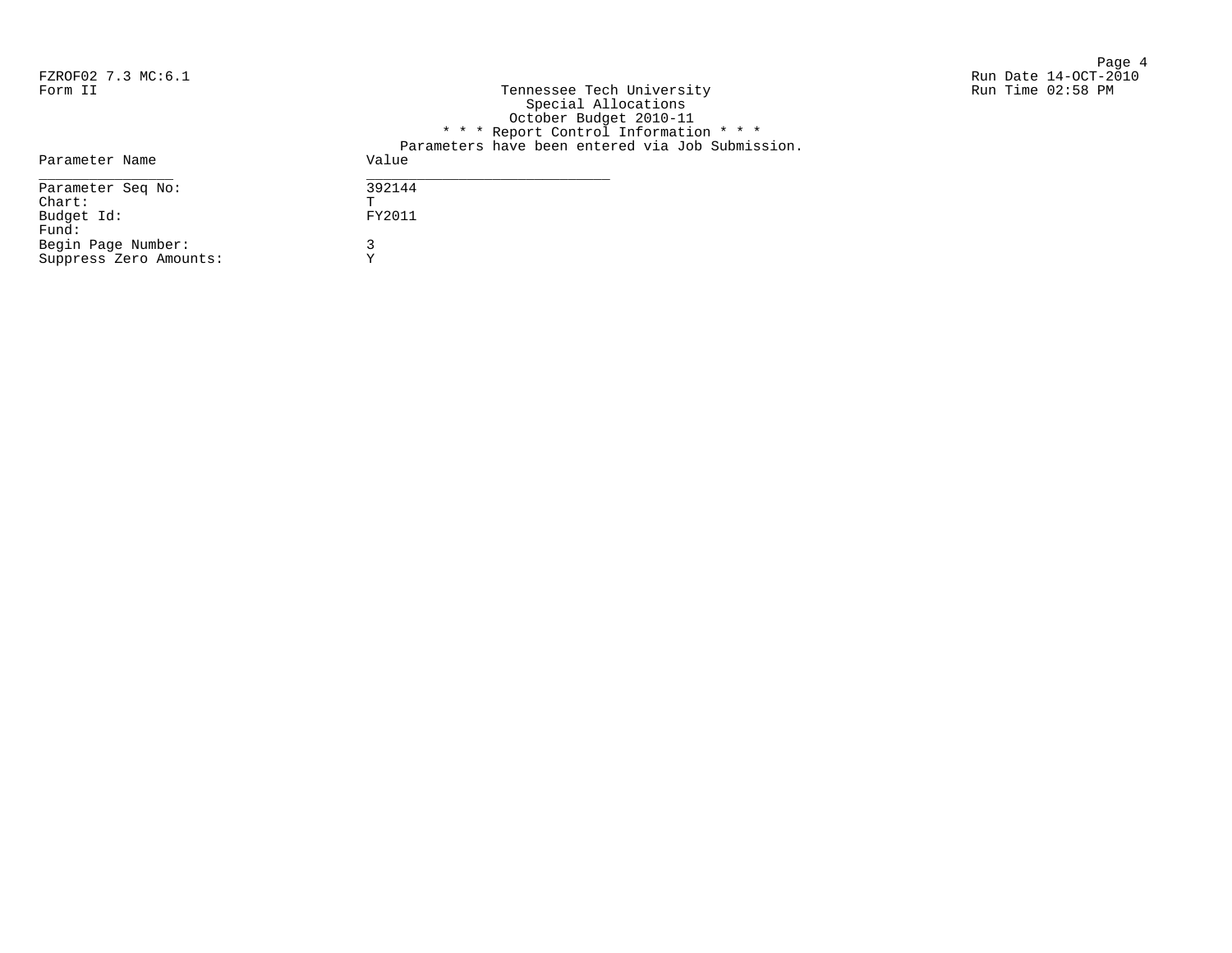FZROF02 7.3 MC:6.1
Form II

Run Date 14-OCT-2010
Run Time 02:58 PM

Tennessee Tech University
Special Allocations
October Budget 2010-11
* * * Report Control Information * * *
Parameters have been entered via Job Submission.

| Parameter Name | Value |
| --- | --- |
| Parameter Seq No: | 392144 |
| Chart: | T |
| Budget Id: | FY2011 |
| Fund: | |
| Begin Page Number: | 3 |
| Suppress Zero Amounts: | Y |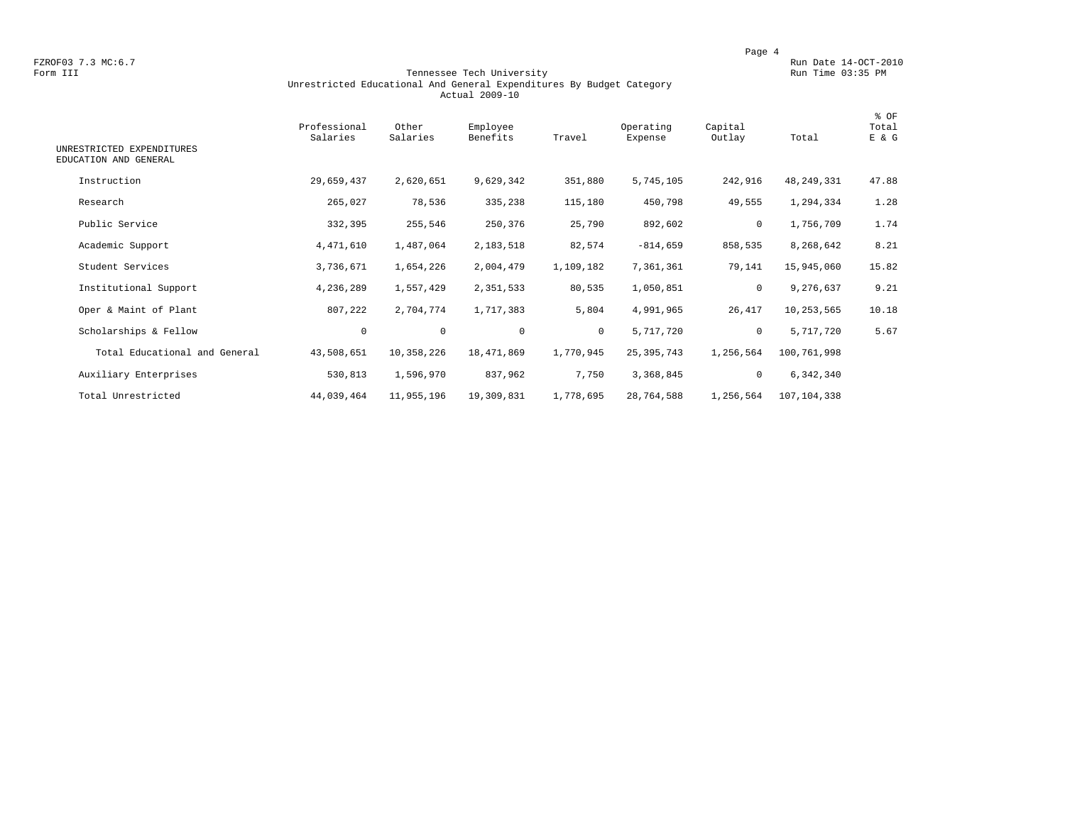FZROF03 7.3 MC:6.7 Run Date 14-OCT-2010
Form III Run Time 03:35 PM

Tennessee Tech University
Unrestricted Educational And General Expenditures By Budget Category
Actual 2009-10

| UNRESTRICTED EXPENDITURES EDUCATION AND GENERAL | Professional Salaries | Other Salaries | Employee Benefits | Travel | Operating Expense | Capital Outlay | Total | % OF Total E & G |
|---|---|---|---|---|---|---|---|---|
| Instruction | 29,659,437 | 2,620,651 | 9,629,342 | 351,880 | 5,745,105 | 242,916 | 48,249,331 | 47.88 |
| Research | 265,027 | 78,536 | 335,238 | 115,180 | 450,798 | 49,555 | 1,294,334 | 1.28 |
| Public Service | 332,395 | 255,546 | 250,376 | 25,790 | 892,602 | 0 | 1,756,709 | 1.74 |
| Academic Support | 4,471,610 | 1,487,064 | 2,183,518 | 82,574 | -814,659 | 858,535 | 8,268,642 | 8.21 |
| Student Services | 3,736,671 | 1,654,226 | 2,004,479 | 1,109,182 | 7,361,361 | 79,141 | 15,945,060 | 15.82 |
| Institutional Support | 4,236,289 | 1,557,429 | 2,351,533 | 80,535 | 1,050,851 | 0 | 9,276,637 | 9.21 |
| Oper & Maint of Plant | 807,222 | 2,704,774 | 1,717,383 | 5,804 | 4,991,965 | 26,417 | 10,253,565 | 10.18 |
| Scholarships & Fellow | 0 | 0 | 0 | 0 | 5,717,720 | 0 | 5,717,720 | 5.67 |
| Total Educational and General | 43,508,651 | 10,358,226 | 18,471,869 | 1,770,945 | 25,395,743 | 1,256,564 | 100,761,998 | |
| Auxiliary Enterprises | 530,813 | 1,596,970 | 837,962 | 7,750 | 3,368,845 | 0 | 6,342,340 | |
| Total Unrestricted | 44,039,464 | 11,955,196 | 19,309,831 | 1,778,695 | 28,764,588 | 1,256,564 | 107,104,338 | |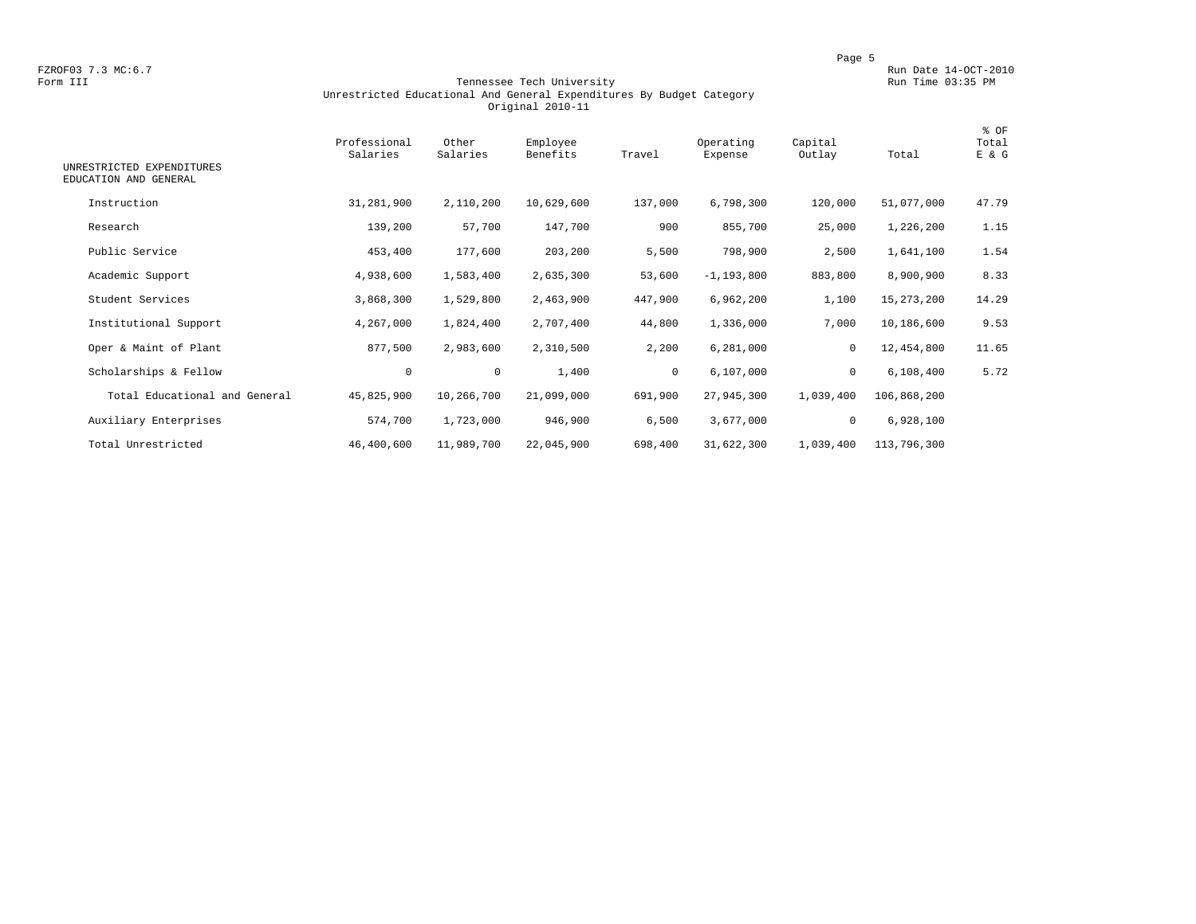FZROF03 7.3 MC:6.7
Form III

Run Date 14-OCT-2010
Run Time 03:35 PM

# Tennessee Tech University
## Unrestricted Educational And General Expenditures By Budget Category
### Original 2010-11

| UNRESTRICTED EXPENDITURES EDUCATION AND GENERAL | Professional Salaries | Other Salaries | Employee Benefits | Travel | Operating Expense | Capital Outlay | Total | % OF Total E & G |
|---|---|---|---|---|---|---|---|---|
| Instruction | 31,281,900 | 2,110,200 | 10,629,600 | 137,000 | 6,798,300 | 120,000 | 51,077,000 | 47.79 |
| Research | 139,200 | 57,700 | 147,700 | 900 | 855,700 | 25,000 | 1,226,200 | 1.15 |
| Public Service | 453,400 | 177,600 | 203,200 | 5,500 | 798,900 | 2,500 | 1,641,100 | 1.54 |
| Academic Support | 4,938,600 | 1,583,400 | 2,635,300 | 53,600 | -1,193,800 | 883,800 | 8,900,900 | 8.33 |
| Student Services | 3,868,300 | 1,529,800 | 2,463,900 | 447,900 | 6,962,200 | 1,100 | 15,273,200 | 14.29 |
| Institutional Support | 4,267,000 | 1,824,400 | 2,707,400 | 44,800 | 1,336,000 | 7,000 | 10,186,600 | 9.53 |
| Oper & Maint of Plant | 877,500 | 2,983,600 | 2,310,500 | 2,200 | 6,281,000 | 0 | 12,454,800 | 11.65 |
| Scholarships & Fellow | 0 | 0 | 1,400 | 0 | 6,107,000 | 0 | 6,108,400 | 5.72 |
| Total Educational and General | 45,825,900 | 10,266,700 | 21,099,000 | 691,900 | 27,945,300 | 1,039,400 | 106,868,200 | |
| Auxiliary Enterprises | 574,700 | 1,723,000 | 946,900 | 6,500 | 3,677,000 | 0 | 6,928,100 | |
| Total Unrestricted | 46,400,600 | 11,989,700 | 22,045,900 | 698,400 | 31,622,300 | 1,039,400 | 113,796,300 | |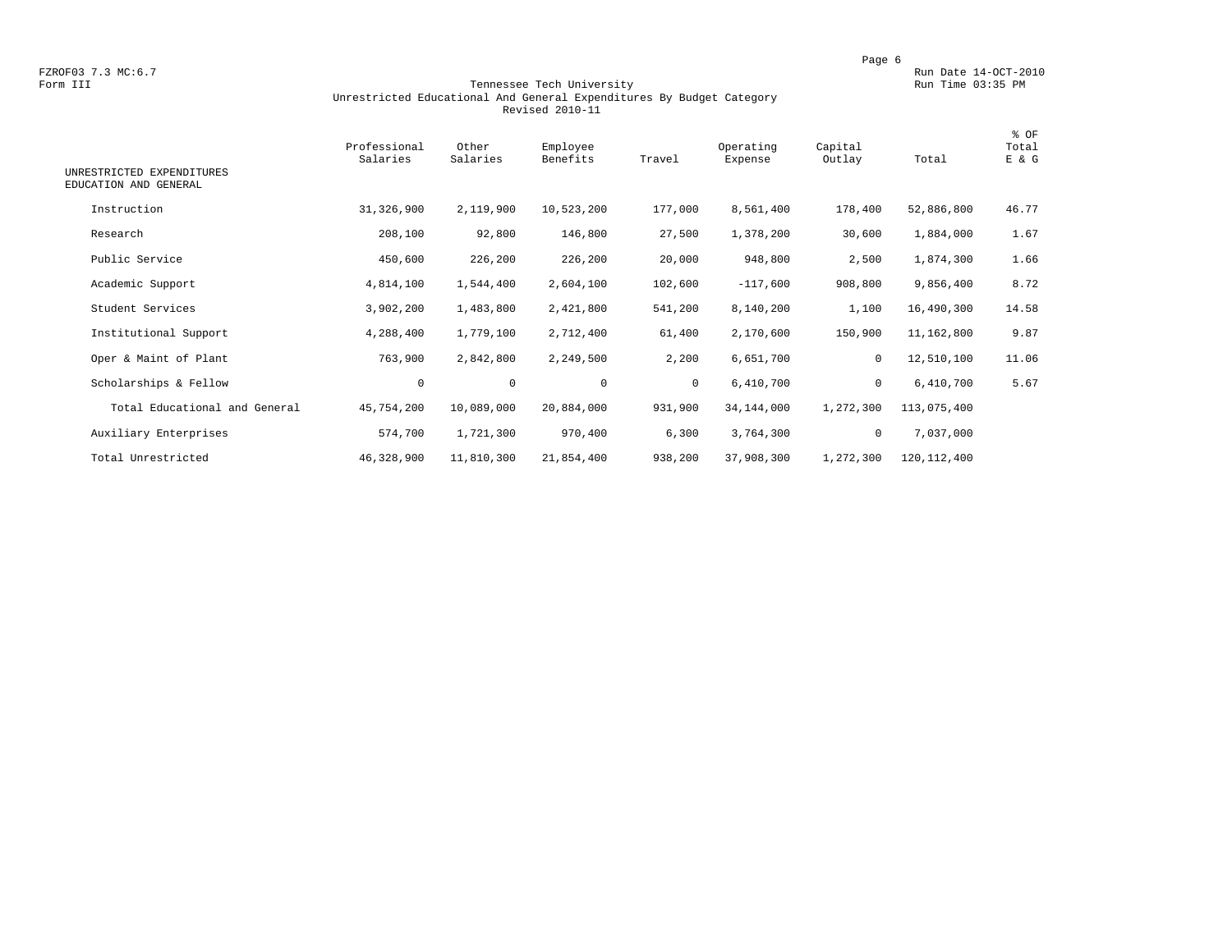FZROF03 7.3 MC:6.7
Form III

Run Date 14-OCT-2010
Run Time 03:35 PM

# Tennessee Tech University
## Unrestricted Educational And General Expenditures By Budget Category
### Revised 2010-11

| UNRESTRICTED EXPENDITURES EDUCATION AND GENERAL | Professional Salaries | Other Salaries | Employee Benefits | Travel | Operating Expense | Capital Outlay | Total | % OF Total E & G |
|---|---|---|---|---|---|---|---|---|
| Instruction | 31,326,900 | 2,119,900 | 10,523,200 | 177,000 | 8,561,400 | 178,400 | 52,886,800 | 46.77 |
| Research | 208,100 | 92,800 | 146,800 | 27,500 | 1,378,200 | 30,600 | 1,884,000 | 1.67 |
| Public Service | 450,600 | 226,200 | 226,200 | 20,000 | 948,800 | 2,500 | 1,874,300 | 1.66 |
| Academic Support | 4,814,100 | 1,544,400 | 2,604,100 | 102,600 | -117,600 | 908,800 | 9,856,400 | 8.72 |
| Student Services | 3,902,200 | 1,483,800 | 2,421,800 | 541,200 | 8,140,200 | 1,100 | 16,490,300 | 14.58 |
| Institutional Support | 4,288,400 | 1,779,100 | 2,712,400 | 61,400 | 2,170,600 | 150,900 | 11,162,800 | 9.87 |
| Oper & Maint of Plant | 763,900 | 2,842,800 | 2,249,500 | 2,200 | 6,651,700 | 0 | 12,510,100 | 11.06 |
| Scholarships & Fellow | 0 | 0 | 0 | 0 | 6,410,700 | 0 | 6,410,700 | 5.67 |
| Total Educational and General | 45,754,200 | 10,089,000 | 20,884,000 | 931,900 | 34,144,000 | 1,272,300 | 113,075,400 | |
| Auxiliary Enterprises | 574,700 | 1,721,300 | 970,400 | 6,300 | 3,764,300 | 0 | 7,037,000 | |
| Total Unrestricted | 46,328,900 | 11,810,300 | 21,854,400 | 938,200 | 37,908,300 | 1,272,300 | 120,112,400 | |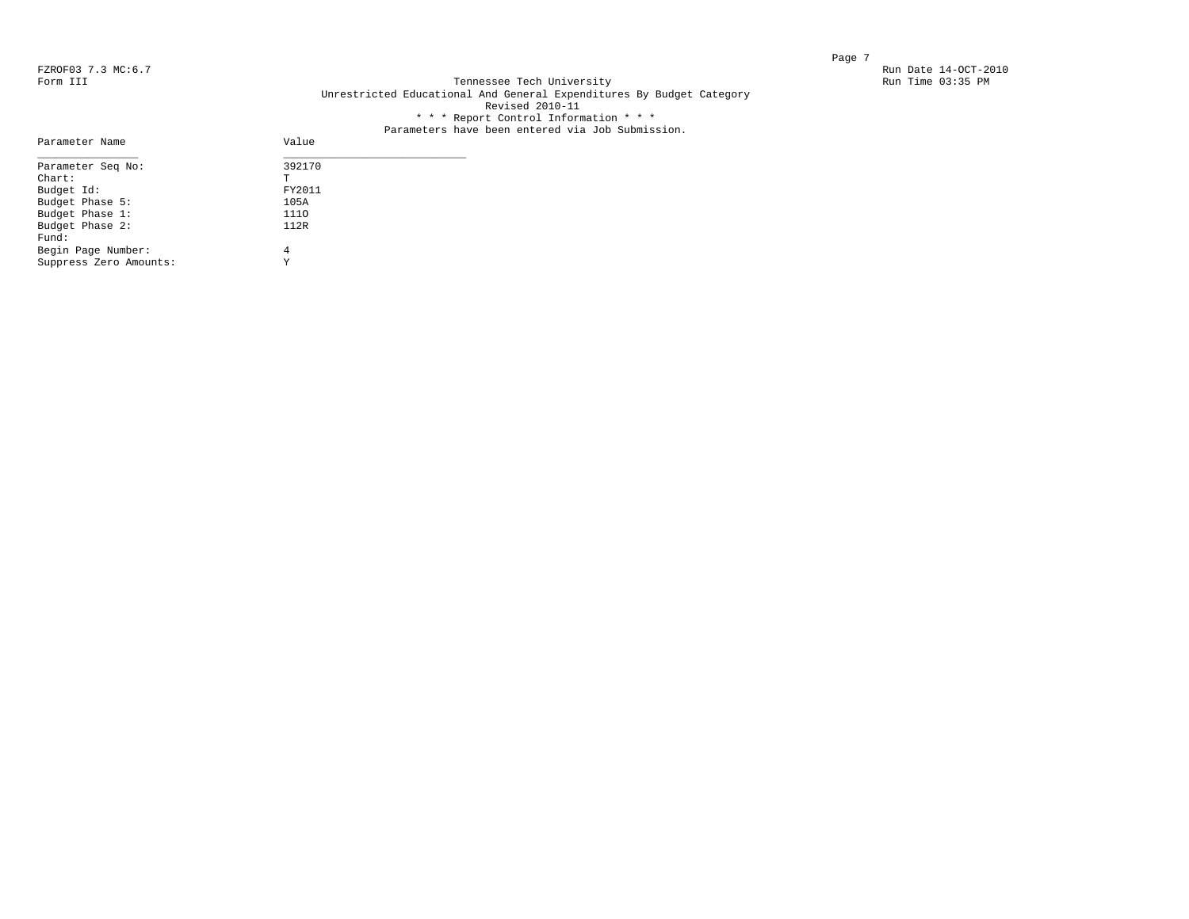FZROF03 7.3 MC:6.7
Form III

Run Date 14-OCT-2010
Run Time 03:35 PM

# Tennessee Tech University

## Unrestricted Educational And General Expenditures By Budget Category

Revised 2010-11

* * * Report Control Information * * *

Parameters have been entered via Job Submission.

| Parameter Name | Value |
|---|---|
| Parameter Seq No: | 392170 |
| Chart: | T |
| Budget Id: | FY2011 |
| Budget Phase 5: | 105A |
| Budget Phase 1: | 111O |
| Budget Phase 2: | 112R |
| Fund: | |
| Begin Page Number: | 4 |
| Suppress Zero Amounts: | Y |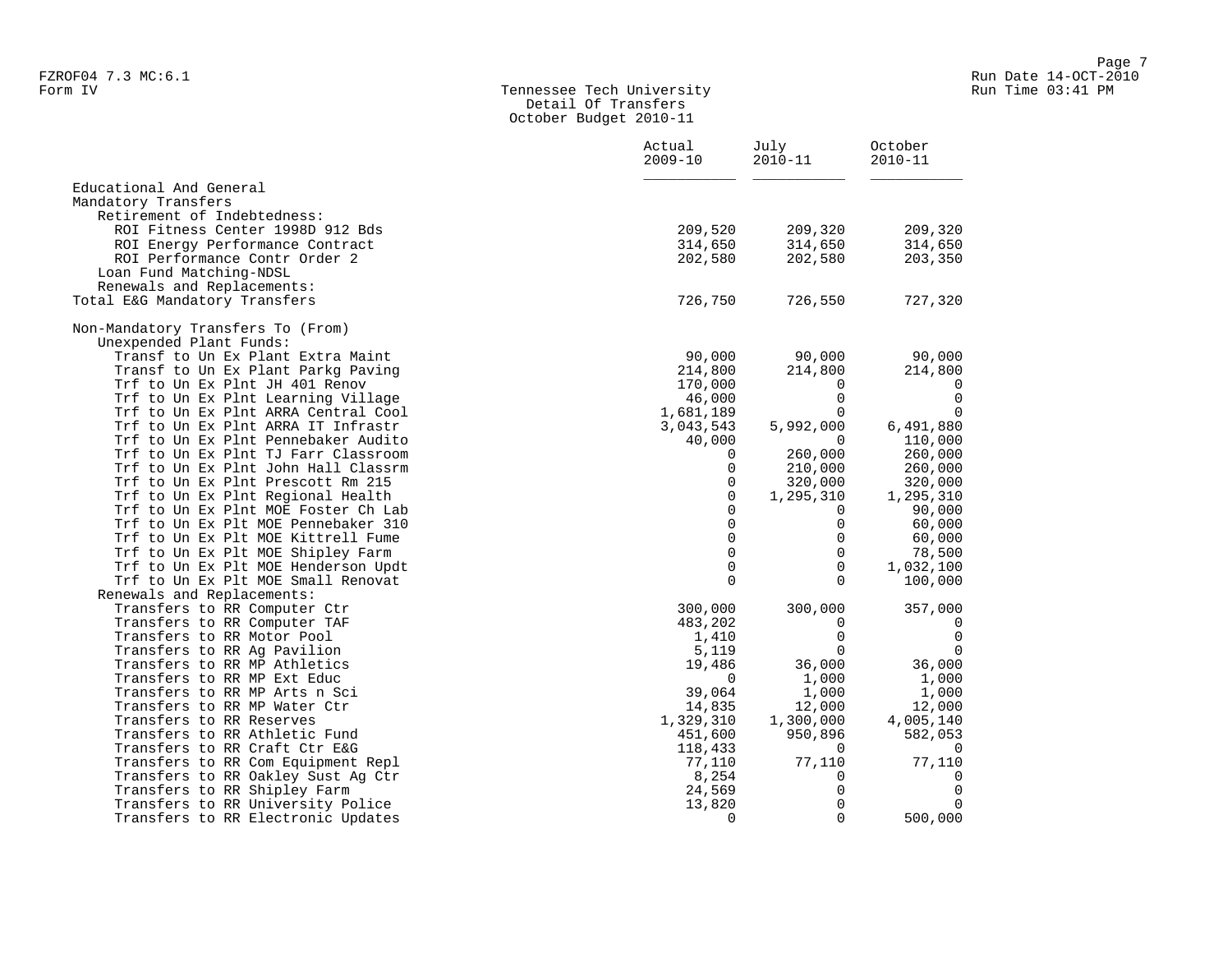Tennessee Tech University
Detail Of Transfers
October Budget 2010-11

| | Actual 2009-10 | July 2010-11 | October 2010-11 |
|---|---|---|---|
| Educational And General | | | |
| Mandatory Transfers | | | |
| Retirement of Indebtedness: | | | |
| ROI Fitness Center 1998D 912 Bds | 209,520 | 209,320 | 209,320 |
| ROI Energy Performance Contract | 314,650 | 314,650 | 314,650 |
| ROI Performance Contr Order 2 | 202,580 | 202,580 | 203,350 |
| Loan Fund Matching-NDSL | | | |
| Renewals and Replacements: | | | |
| Total E&G Mandatory Transfers | 726,750 | 726,550 | 727,320 |
| | | | |
| Non-Mandatory Transfers To (From) | | | |
| Unexpended Plant Funds: | | | |
| Transf to Un Ex Plant Extra Maint | 90,000 | 90,000 | 90,000 |
| Transf to Un Ex Plant Parkg Paving | 214,800 | 214,800 | 214,800 |
| Trf to Un Ex Plnt JH 401 Renov | 170,000 | 0 | 0 |
| Trf to Un Ex Plnt Learning Village | 46,000 | 0 | 0 |
| Trf to Un Ex Plnt ARRA Central Cool | 1,681,189 | 0 | 0 |
| Trf to Un Ex Plnt ARRA IT Infrastr | 3,043,543 | 5,992,000 | 6,491,880 |
| Trf to Un Ex Plnt Pennebaker Audito | 40,000 | 0 | 110,000 |
| Trf to Un Ex Plnt TJ Farr Classroom | 0 | 260,000 | 260,000 |
| Trf to Un Ex Plnt John Hall Classrm | 0 | 210,000 | 260,000 |
| Trf to Un Ex Plnt Prescott Rm 215 | 0 | 320,000 | 320,000 |
| Trf to Un Ex Plnt Regional Health | 0 | 1,295,310 | 1,295,310 |
| Trf to Un Ex Plnt MOE Foster Ch Lab | 0 | 0 | 90,000 |
| Trf to Un Ex Plt MOE Pennebaker 310 | 0 | 0 | 60,000 |
| Trf to Un Ex Plt MOE Kittrell Fume | 0 | 0 | 60,000 |
| Trf to Un Ex Plt MOE Shipley Farm | 0 | 0 | 78,500 |
| Trf to Un Ex Plt MOE Henderson Updt | 0 | 0 | 1,032,100 |
| Trf to Un Ex Plt MOE Small Renovat | 0 | 0 | 100,000 |
| Renewals and Replacements: | | | |
| Transfers to RR Computer Ctr | 300,000 | 300,000 | 357,000 |
| Transfers to RR Computer TAF | 483,202 | 0 | 0 |
| Transfers to RR Motor Pool | 1,410 | 0 | 0 |
| Transfers to RR Ag Pavilion | 5,119 | 0 | 0 |
| Transfers to RR MP Athletics | 19,486 | 36,000 | 36,000 |
| Transfers to RR MP Ext Educ | 0 | 1,000 | 1,000 |
| Transfers to RR MP Arts n Sci | 39,064 | 1,000 | 1,000 |
| Transfers to RR MP Water Ctr | 14,835 | 12,000 | 12,000 |
| Transfers to RR Reserves | 1,329,310 | 1,300,000 | 4,005,140 |
| Transfers to RR Athletic Fund | 451,600 | 950,896 | 582,053 |
| Transfers to RR Craft Ctr E&G | 118,433 | 0 | 0 |
| Transfers to RR Com Equipment Repl | 77,110 | 77,110 | 77,110 |
| Transfers to RR Oakley Sust Ag Ctr | 8,254 | 0 | 0 |
| Transfers to RR Shipley Farm | 24,569 | 0 | 0 |
| Transfers to RR University Police | 13,820 | 0 | 0 |
| Transfers to RR Electronic Updates | 0 | 0 | 500,000 |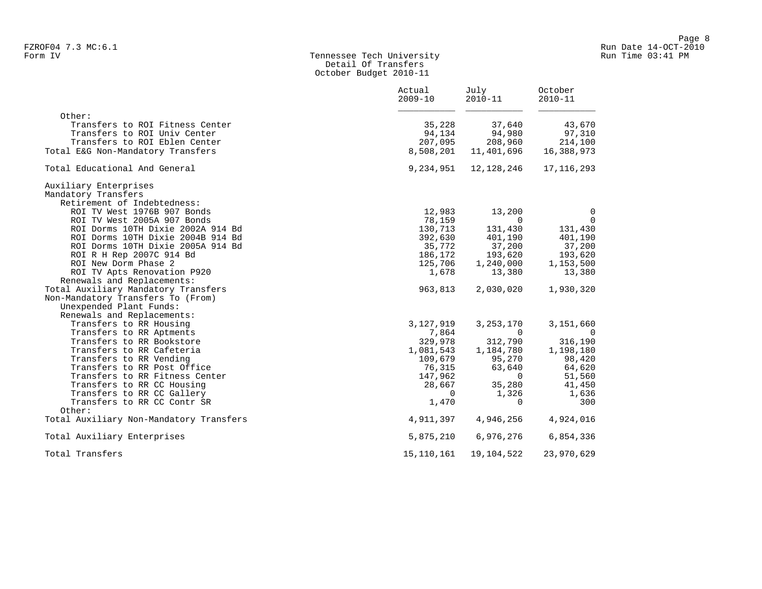Form IV

# Tennessee Tech University
## Detail Of Transfers
### October Budget 2010-11

| | Actual 2009-10 | July 2010-11 | October 2010-11 |
|---|---|---|---|
| Other: | | | |
| Transfers to ROI Fitness Center | 35,228 | 37,640 | 43,670 |
| Transfers to ROI Univ Center | 94,134 | 94,980 | 97,310 |
| Transfers to ROI Eblen Center | 207,095 | 208,960 | 214,100 |
| Total E&G Non-Mandatory Transfers | 8,508,201 | 11,401,696 | 16,388,973 |
| Total Educational And General | 9,234,951 | 12,128,246 | 17,116,293 |
| Auxiliary Enterprises | | | |
| Mandatory Transfers | | | |
| Retirement of Indebtedness: | | | |
| ROI TV West 1976B 907 Bonds | 12,983 | 13,200 | 0 |
| ROI TV West 2005A 907 Bonds | 78,159 | 0 | 0 |
| ROI Dorms 10TH Dixie 2002A 914 Bd | 130,713 | 131,430 | 131,430 |
| ROI Dorms 10TH Dixie 2004B 914 Bd | 392,630 | 401,190 | 401,190 |
| ROI Dorms 10TH Dixie 2005A 914 Bd | 35,772 | 37,200 | 37,200 |
| ROI R H Rep 2007C 914 Bd | 186,172 | 193,620 | 193,620 |
| ROI New Dorm Phase 2 | 125,706 | 1,240,000 | 1,153,500 |
| ROI TV Apts Renovation P920 | 1,678 | 13,380 | 13,380 |
| Renewals and Replacements: | | | |
| Total Auxiliary Mandatory Transfers | 963,813 | 2,030,020 | 1,930,320 |
| Non-Mandatory Transfers To (From) | | | |
| Unexpended Plant Funds: | | | |
| Renewals and Replacements: | | | |
| Transfers to RR Housing | 3,127,919 | 3,253,170 | 3,151,660 |
| Transfers to RR Aptments | 7,864 | 0 | 0 |
| Transfers to RR Bookstore | 329,978 | 312,790 | 316,190 |
| Transfers to RR Cafeteria | 1,081,543 | 1,184,780 | 1,198,180 |
| Transfers to RR Vending | 109,679 | 95,270 | 98,420 |
| Transfers to RR Post Office | 76,315 | 63,640 | 64,620 |
| Transfers to RR Fitness Center | 147,962 | 0 | 51,560 |
| Transfers to RR CC Housing | 28,667 | 35,280 | 41,450 |
| Transfers to RR CC Gallery | 0 | 1,326 | 1,636 |
| Transfers to RR CC Contr SR | 1,470 | 0 | 300 |
| Other: | | | |
| Total Auxiliary Non-Mandatory Transfers | 4,911,397 | 4,946,256 | 4,924,016 |
| Total Auxiliary Enterprises | 5,875,210 | 6,976,276 | 6,854,336 |
| Total Transfers | 15,110,161 | 19,104,522 | 23,970,629 |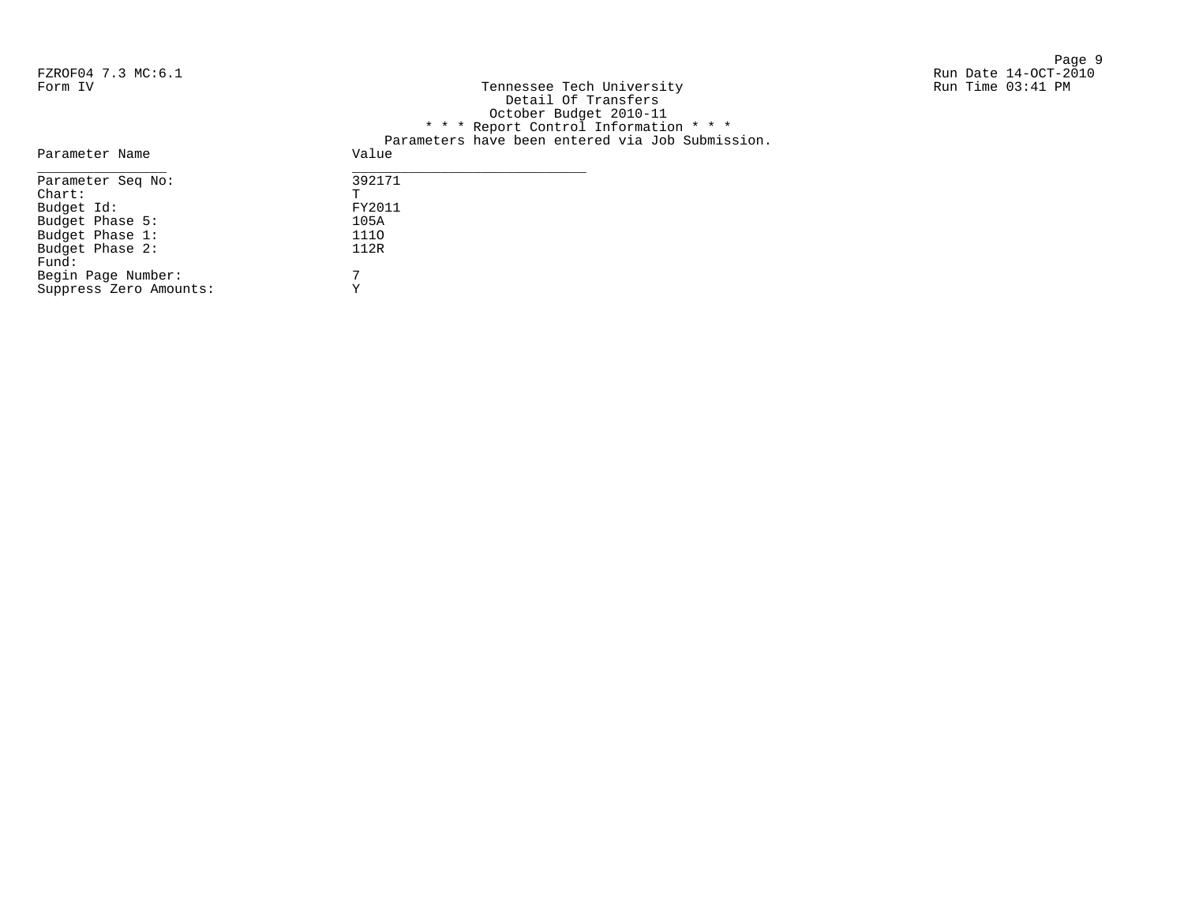FZROF04 7.3 MC:6.1
Form IV

Run Date 14-OCT-2010
Run Time 03:41 PM

Tennessee Tech University
Detail Of Transfers
October Budget 2010-11
* * * Report Control Information * * *
Parameters have been entered via Job Submission.

| Parameter Name | Value |
|---|---|
| Parameter Seq No: | 392171 |
| Chart: | T |
| Budget Id: | FY2011 |
| Budget Phase 5: | 105A |
| Budget Phase 1: | 111O |
| Budget Phase 2: | 112R |
| Fund: | |
| Begin Page Number: | 7 |
| Suppress Zero Amounts: | Y |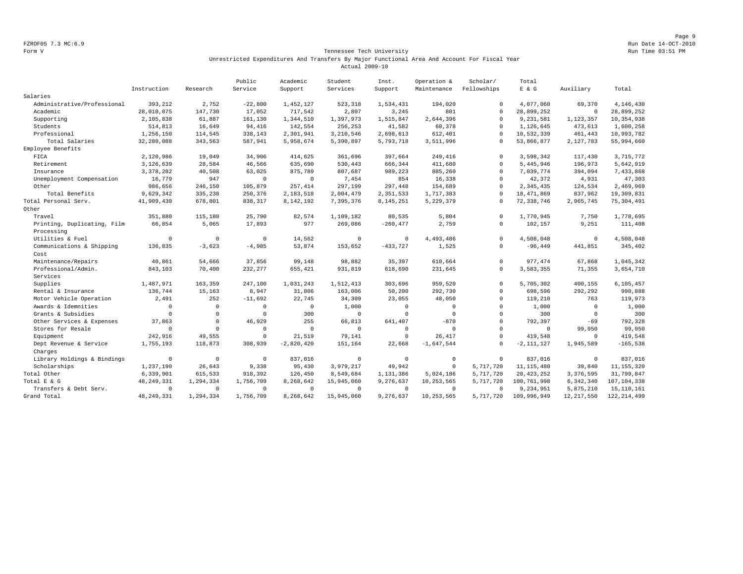Tennessee Tech University

Unrestricted Expenditures And Transfers By Major Functional Area And Account For Fiscal Year

Actual 2009-10

| | Instruction | Research | Public Service | Academic Support | Student Services | Inst. Support | Operation & Maintenance | Scholar/ Fellowships | Total E & G | Auxiliary | Total |
|---|---|---|---|---|---|---|---|---|---|---|---|
| Salaries | | | | | | | | | | | |
| Administrative/Professional | 393,212 | 2,752 | -22,800 | 1,452,127 | 523,318 | 1,534,431 | 194,020 | 0 | 4,077,060 | 69,370 | 4,146,430 |
| Academic | 28,010,075 | 147,730 | 17,052 | 717,542 | 2,807 | 3,245 | 801 | 0 | 28,899,252 | 0 | 28,899,252 |
| Supporting | 2,105,838 | 61,887 | 161,130 | 1,344,510 | 1,397,973 | 1,515,847 | 2,644,396 | 0 | 9,231,581 | 1,123,357 | 10,354,938 |
| Students | 514,813 | 16,649 | 94,416 | 142,554 | 256,253 | 41,582 | 60,378 | 0 | 1,126,645 | 473,613 | 1,600,258 |
| Professional | 1,256,150 | 114,545 | 338,143 | 2,301,941 | 3,210,546 | 2,698,613 | 612,401 | 0 | 10,532,339 | 461,443 | 10,993,782 |
| Total Salaries | 32,280,088 | 343,563 | 587,941 | 5,958,674 | 5,390,897 | 5,793,718 | 3,511,996 | 0 | 53,866,877 | 2,127,783 | 55,994,660 |
| Employee Benefits | | | | | | | | | | | |
| FICA | 2,120,986 | 19,049 | 34,906 | 414,625 | 361,696 | 397,664 | 249,416 | 0 | 3,598,342 | 117,430 | 3,715,772 |
| Retirement | 3,126,639 | 28,584 | 46,566 | 635,690 | 530,443 | 666,344 | 411,680 | 0 | 5,445,946 | 196,973 | 5,642,919 |
| Insurance | 3,378,282 | 40,508 | 63,025 | 875,789 | 807,687 | 989,223 | 885,260 | 0 | 7,039,774 | 394,094 | 7,433,868 |
| Unemployment Compensation | 16,779 | 947 | 0 | 0 | 7,454 | 854 | 16,338 | 0 | 42,372 | 4,931 | 47,303 |
| Other | 986,656 | 246,150 | 105,879 | 257,414 | 297,199 | 297,448 | 154,689 | 0 | 2,345,435 | 124,534 | 2,469,969 |
| Total Benefits | 9,629,342 | 335,238 | 250,376 | 2,183,518 | 2,004,479 | 2,351,533 | 1,717,383 | 0 | 18,471,869 | 837,962 | 19,309,831 |
| Total Personal Serv. | 41,909,430 | 678,801 | 838,317 | 8,142,192 | 7,395,376 | 8,145,251 | 5,229,379 | 0 | 72,338,746 | 2,965,745 | 75,304,491 |
| Other | | | | | | | | | | | |
| Travel | 351,880 | 115,180 | 25,790 | 82,574 | 1,109,182 | 80,535 | 5,804 | 0 | 1,770,945 | 7,750 | 1,778,695 |
| Printing, Duplicating, Film Processing | 66,854 | 5,065 | 17,893 | 977 | 269,086 | -260,477 | 2,759 | 0 | 102,157 | 9,251 | 111,408 |
| Utilities & Fuel | 0 | 0 | 0 | 14,562 | 0 | 0 | 4,493,486 | 0 | 4,508,048 | 0 | 4,508,048 |
| Communications & Shipping Cost | 136,835 | -3,623 | -4,985 | 53,874 | 153,652 | -433,727 | 1,525 | 0 | -96,449 | 441,851 | 345,402 |
| Maintenance/Repairs | 40,861 | 54,666 | 37,856 | 99,148 | 98,882 | 35,397 | 610,664 | 0 | 977,474 | 67,868 | 1,045,342 |
| Professional/Admin. Services | 843,103 | 70,400 | 232,277 | 655,421 | 931,819 | 618,690 | 231,645 | 0 | 3,583,355 | 71,355 | 3,654,710 |
| Supplies | 1,487,971 | 163,359 | 247,100 | 1,031,243 | 1,512,413 | 303,696 | 959,520 | 0 | 5,705,302 | 400,155 | 6,105,457 |
| Rental & Insurance | 136,744 | 15,163 | 8,947 | 31,806 | 163,006 | 50,200 | 292,730 | 0 | 698,596 | 292,292 | 990,888 |
| Motor Vehicle Operation | 2,491 | 252 | -11,692 | 22,745 | 34,309 | 23,055 | 48,050 | 0 | 119,210 | 763 | 119,973 |
| Awards & Idemnities | 0 | 0 | 0 | 0 | 1,000 | 0 | 0 | 0 | 1,000 | 0 | 1,000 |
| Grants & Subsidies | 0 | 0 | 0 | 300 | 0 | 0 | 0 | 0 | 300 | 0 | 300 |
| Other Services & Expenses | 37,863 | 0 | 46,929 | 255 | 66,813 | 641,407 | -870 | 0 | 792,397 | -69 | 792,328 |
| Stores for Resale | 0 | 0 | 0 | 0 | 0 | 0 | 0 | 0 | 0 | 99,950 | 99,950 |
| Equipment | 242,916 | 49,555 | 0 | 21,519 | 79,141 | 0 | 26,417 | 0 | 419,548 | 0 | 419,548 |
| Dept Revenue & Service Charges | 1,755,193 | 118,873 | 308,939 | -2,820,420 | 151,164 | 22,668 | -1,647,544 | 0 | -2,111,127 | 1,945,589 | -165,538 |
| Library Holdings & Bindings | 0 | 0 | 0 | 837,016 | 0 | 0 | 0 | 0 | 837,016 | 0 | 837,016 |
| Scholarships | 1,237,190 | 26,643 | 9,338 | 95,430 | 3,979,217 | 49,942 | 0 | 5,717,720 | 11,115,480 | 39,840 | 11,155,320 |
| Total Other | 6,339,901 | 615,533 | 918,392 | 126,450 | 8,549,684 | 1,131,386 | 5,024,186 | 5,717,720 | 28,423,252 | 3,376,595 | 31,799,847 |
| Total E & G | 48,249,331 | 1,294,334 | 1,756,709 | 8,268,642 | 15,945,060 | 9,276,637 | 10,253,565 | 5,717,720 | 100,761,998 | 6,342,340 | 107,104,338 |
| Transfers & Debt Serv. | 0 | 0 | 0 | 0 | 0 | 0 | 0 | 0 | 9,234,951 | 5,875,210 | 15,110,161 |
| Grand Total | 48,249,331 | 1,294,334 | 1,756,709 | 8,268,642 | 15,945,060 | 9,276,637 | 10,253,565 | 5,717,720 | 109,996,949 | 12,217,550 | 122,214,499 |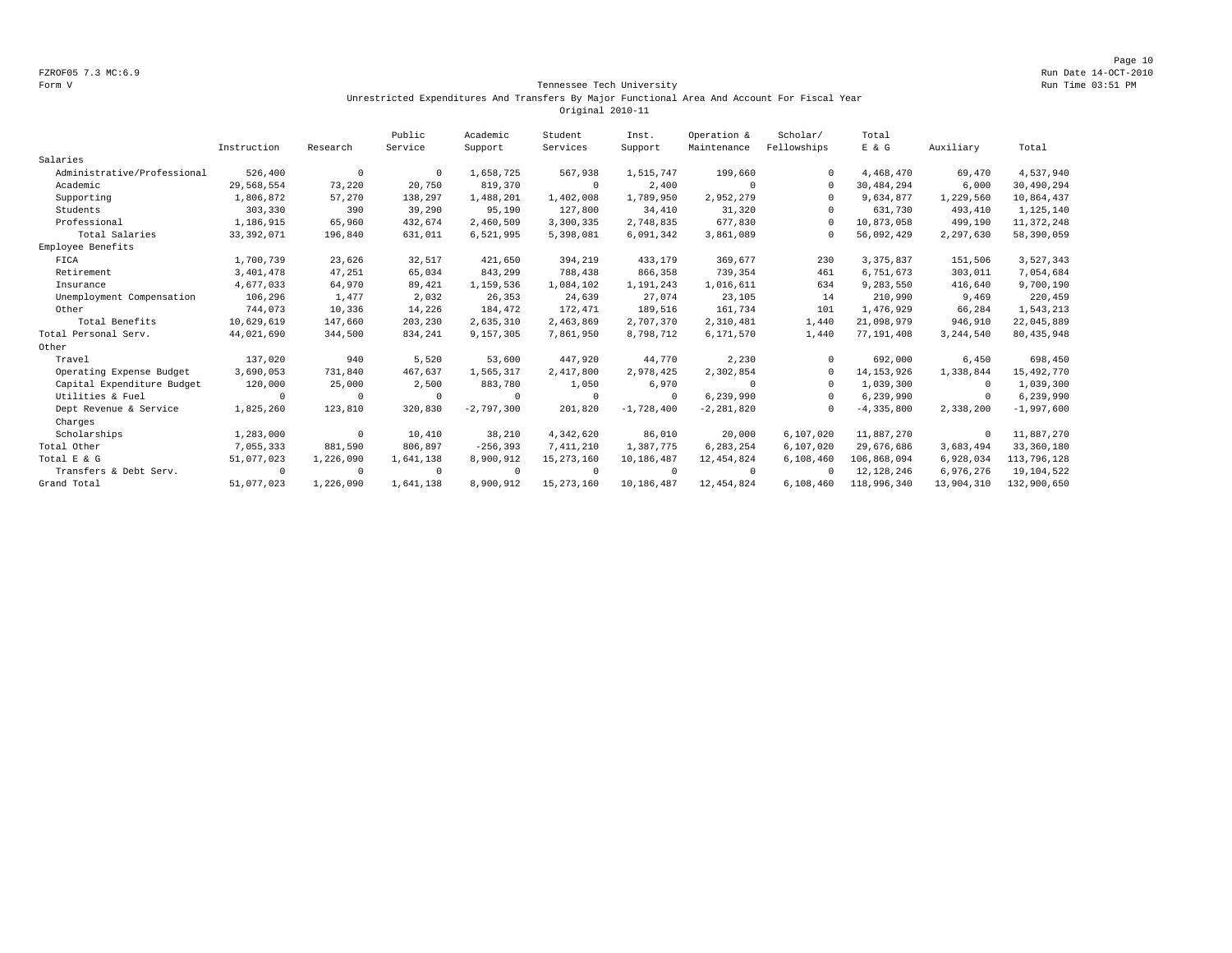FZROF05 7.3 MC:6.9
Form V

# Tennessee Tech University

## Unrestricted Expenditures And Transfers By Major Functional Area And Account For Fiscal Year

### Original 2010-11

| | Instruction | Research | Public Service | Academic Support | Student Services | Inst. Support | Operation & Maintenance | Scholar/ Fellowships | Total E & G | Auxiliary | Total |
|---|---|---|---|---|---|---|---|---|---|---|---|
| Salaries | | | | | | | | | | | |
| Administrative/Professional | 526,400 | 0 | 0 | 1,658,725 | 567,938 | 1,515,747 | 199,660 | 0 | 4,468,470 | 69,470 | 4,537,940 |
| Academic | 29,568,554 | 73,220 | 20,750 | 819,370 | 0 | 2,400 | 0 | 0 | 30,484,294 | 6,000 | 30,490,294 |
| Supporting | 1,806,872 | 57,270 | 138,297 | 1,488,201 | 1,402,008 | 1,789,950 | 2,952,279 | 0 | 9,634,877 | 1,229,560 | 10,864,437 |
| Students | 303,330 | 390 | 39,290 | 95,190 | 127,800 | 34,410 | 31,320 | 0 | 631,730 | 493,410 | 1,125,140 |
| Professional | 1,186,915 | 65,960 | 432,674 | 2,460,509 | 3,300,335 | 2,748,835 | 677,830 | 0 | 10,873,058 | 499,190 | 11,372,248 |
| Total Salaries | 33,392,071 | 196,840 | 631,011 | 6,521,995 | 5,398,081 | 6,091,342 | 3,861,089 | 0 | 56,092,429 | 2,297,630 | 58,390,059 |
| Employee Benefits | | | | | | | | | | | |
| FICA | 1,700,739 | 23,626 | 32,517 | 421,650 | 394,219 | 433,179 | 369,677 | 230 | 3,375,837 | 151,506 | 3,527,343 |
| Retirement | 3,401,478 | 47,251 | 65,034 | 843,299 | 788,438 | 866,358 | 739,354 | 461 | 6,751,673 | 303,011 | 7,054,684 |
| Insurance | 4,677,033 | 64,970 | 89,421 | 1,159,536 | 1,084,102 | 1,191,243 | 1,016,611 | 634 | 9,283,550 | 416,640 | 9,700,190 |
| Unemployment Compensation | 106,296 | 1,477 | 2,032 | 26,353 | 24,639 | 27,074 | 23,105 | 14 | 210,990 | 9,469 | 220,459 |
| Other | 744,073 | 10,336 | 14,226 | 184,472 | 172,471 | 189,516 | 161,734 | 101 | 1,476,929 | 66,284 | 1,543,213 |
| Total Benefits | 10,629,619 | 147,660 | 203,230 | 2,635,310 | 2,463,869 | 2,707,370 | 2,310,481 | 1,440 | 21,098,979 | 946,910 | 22,045,889 |
| Total Personal Serv. | 44,021,690 | 344,500 | 834,241 | 9,157,305 | 7,861,950 | 8,798,712 | 6,171,570 | 1,440 | 77,191,408 | 3,244,540 | 80,435,948 |
| Other | | | | | | | | | | | |
| Travel | 137,020 | 940 | 5,520 | 53,600 | 447,920 | 44,770 | 2,230 | 0 | 692,000 | 6,450 | 698,450 |
| Operating Expense Budget | 3,690,053 | 731,840 | 467,637 | 1,565,317 | 2,417,800 | 2,978,425 | 2,302,854 | 0 | 14,153,926 | 1,338,844 | 15,492,770 |
| Capital Expenditure Budget | 120,000 | 25,000 | 2,500 | 883,780 | 1,050 | 6,970 | 0 | 0 | 1,039,300 | 0 | 1,039,300 |
| Utilities & Fuel | 0 | 0 | 0 | 0 | 0 | 0 | 6,239,990 | 0 | 6,239,990 | 0 | 6,239,990 |
| Dept Revenue & Service Charges | 1,825,260 | 123,810 | 320,830 | -2,797,300 | 201,820 | -1,728,400 | -2,281,820 | 0 | -4,335,800 | 2,338,200 | -1,997,600 |
| Scholarships | 1,283,000 | 0 | 10,410 | 38,210 | 4,342,620 | 86,010 | 20,000 | 6,107,020 | 11,887,270 | 0 | 11,887,270 |
| Total Other | 7,055,333 | 881,590 | 806,897 | -256,393 | 7,411,210 | 1,387,775 | 6,283,254 | 6,107,020 | 29,676,686 | 3,683,494 | 33,360,180 |
| Total E & G | 51,077,023 | 1,226,090 | 1,641,138 | 8,900,912 | 15,273,160 | 10,186,487 | 12,454,824 | 6,108,460 | 106,868,094 | 6,928,034 | 113,796,128 |
| Transfers & Debt Serv. | 0 | 0 | 0 | 0 | 0 | 0 | 0 | 0 | 12,128,246 | 6,976,276 | 19,104,522 |
| Grand Total | 51,077,023 | 1,226,090 | 1,641,138 | 8,900,912 | 15,273,160 | 10,186,487 | 12,454,824 | 6,108,460 | 118,996,340 | 13,904,310 | 132,900,650 |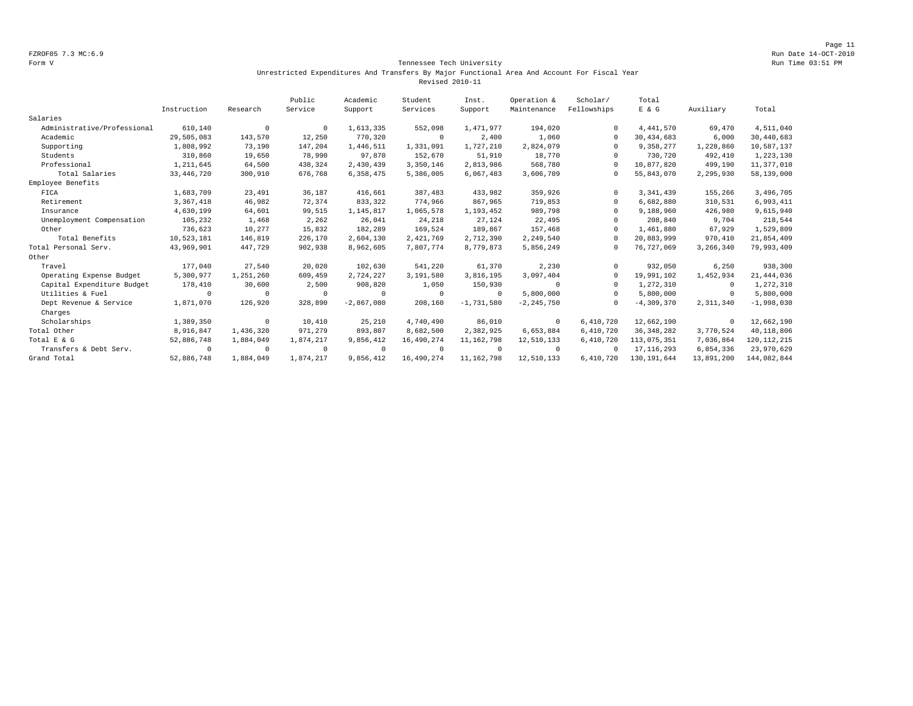FZROF05 7.3 MC:6.9

Form V

Run Date 14-OCT-2010

Run Time 03:51 PM

## Tennessee Tech University

### Unrestricted Expenditures And Transfers By Major Functional Area And Account For Fiscal Year

### Revised 2010-11

| | Instruction | Research | Public Service | Academic Support | Student Services | Inst. Support | Operation & Maintenance | Scholar/ Fellowships | Total E & G | Auxiliary | Total |
|---|---|---|---|---|---|---|---|---|---|---|---|
| Salaries | | | | | | | | | | | |
| Administrative/Professional | 610,140 | 0 | 0 | 1,613,335 | 552,098 | 1,471,977 | 194,020 | 0 | 4,441,570 | 69,470 | 4,511,040 |
| Academic | 29,505,083 | 143,570 | 12,250 | 770,320 | 0 | 2,400 | 1,060 | 0 | 30,434,683 | 6,000 | 30,440,683 |
| Supporting | 1,808,992 | 73,190 | 147,204 | 1,446,511 | 1,331,091 | 1,727,210 | 2,824,079 | 0 | 9,358,277 | 1,228,860 | 10,587,137 |
| Students | 310,860 | 19,650 | 78,990 | 97,870 | 152,670 | 51,910 | 18,770 | 0 | 730,720 | 492,410 | 1,223,130 |
| Professional | 1,211,645 | 64,500 | 438,324 | 2,430,439 | 3,350,146 | 2,813,986 | 568,780 | 0 | 10,877,820 | 499,190 | 11,377,010 |
| Total Salaries | 33,446,720 | 300,910 | 676,768 | 6,358,475 | 5,386,005 | 6,067,483 | 3,606,709 | 0 | 55,843,070 | 2,295,930 | 58,139,000 |
| Employee Benefits | | | | | | | | | | | |
| FICA | 1,683,709 | 23,491 | 36,187 | 416,661 | 387,483 | 433,982 | 359,926 | 0 | 3,341,439 | 155,266 | 3,496,705 |
| Retirement | 3,367,418 | 46,982 | 72,374 | 833,322 | 774,966 | 867,965 | 719,853 | 0 | 6,682,880 | 310,531 | 6,993,411 |
| Insurance | 4,630,199 | 64,601 | 99,515 | 1,145,817 | 1,065,578 | 1,193,452 | 989,798 | 0 | 9,188,960 | 426,980 | 9,615,940 |
| Unemployment Compensation | 105,232 | 1,468 | 2,262 | 26,041 | 24,218 | 27,124 | 22,495 | 0 | 208,840 | 9,704 | 218,544 |
| Other | 736,623 | 10,277 | 15,832 | 182,289 | 169,524 | 189,867 | 157,468 | 0 | 1,461,880 | 67,929 | 1,529,809 |
| Total Benefits | 10,523,181 | 146,819 | 226,170 | 2,604,130 | 2,421,769 | 2,712,390 | 2,249,540 | 0 | 20,883,999 | 970,410 | 21,854,409 |
| Total Personal Serv. | 43,969,901 | 447,729 | 902,938 | 8,962,605 | 7,807,774 | 8,779,873 | 5,856,249 | 0 | 76,727,069 | 3,266,340 | 79,993,409 |
| Other | | | | | | | | | | | |
| Travel | 177,040 | 27,540 | 20,020 | 102,630 | 541,220 | 61,370 | 2,230 | 0 | 932,050 | 6,250 | 938,300 |
| Operating Expense Budget | 5,300,977 | 1,251,260 | 609,459 | 2,724,227 | 3,191,580 | 3,816,195 | 3,097,404 | 0 | 19,991,102 | 1,452,934 | 21,444,036 |
| Capital Expenditure Budget | 178,410 | 30,600 | 2,500 | 908,820 | 1,050 | 150,930 | 0 | 0 | 1,272,310 | 0 | 1,272,310 |
| Utilities & Fuel | 0 | 0 | 0 | 0 | 0 | 0 | 5,800,000 | 0 | 5,800,000 | 0 | 5,800,000 |
| Dept Revenue & Service Charges | 1,871,070 | 126,920 | 328,890 | -2,867,080 | 208,160 | -1,731,580 | -2,245,750 | 0 | -4,309,370 | 2,311,340 | -1,998,030 |
| Scholarships | 1,389,350 | 0 | 10,410 | 25,210 | 4,740,490 | 86,010 | 0 | 6,410,720 | 12,662,190 | 0 | 12,662,190 |
| Total Other | 8,916,847 | 1,436,320 | 971,279 | 893,807 | 8,682,500 | 2,382,925 | 6,653,884 | 6,410,720 | 36,348,282 | 3,770,524 | 40,118,806 |
| Total E & G | 52,886,748 | 1,884,049 | 1,874,217 | 9,856,412 | 16,490,274 | 11,162,798 | 12,510,133 | 6,410,720 | 113,075,351 | 7,036,864 | 120,112,215 |
| Transfers & Debt Serv. | 0 | 0 | 0 | 0 | 0 | 0 | 0 | 0 | 17,116,293 | 6,854,336 | 23,970,629 |
| Grand Total | 52,886,748 | 1,884,049 | 1,874,217 | 9,856,412 | 16,490,274 | 11,162,798 | 12,510,133 | 6,410,720 | 130,191,644 | 13,891,200 | 144,082,844 |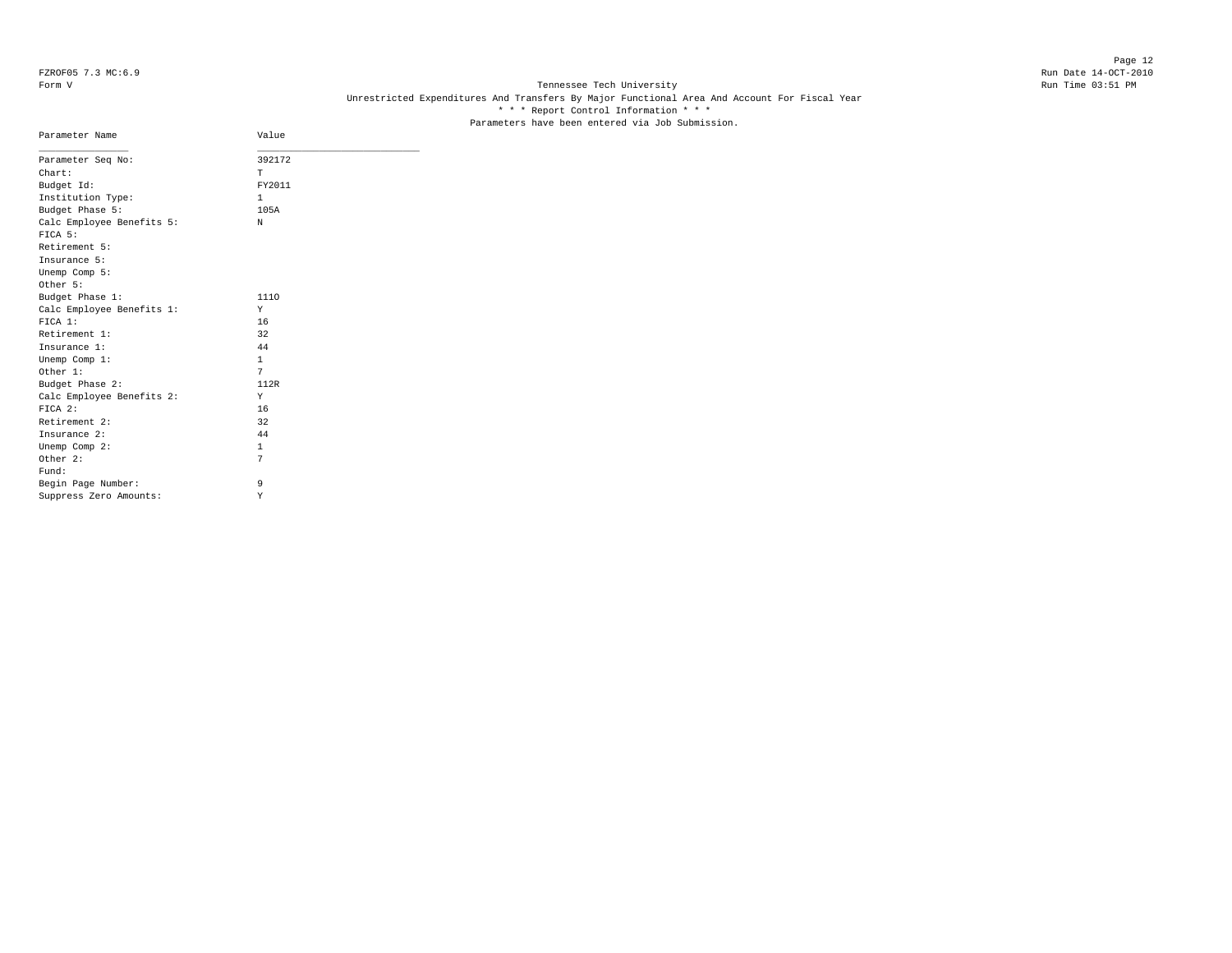FZROF05 7.3 MC:6.9
Form V

Tennessee Tech University
Unrestricted Expenditures And Transfers By Major Functional Area And Account For Fiscal Year
* * * Report Control Information * * *
Parameters have been entered via Job Submission.

Run Date 14-OCT-2010
Run Time 03:51 PM

| Parameter Name | Value |
|---|---|
| Parameter Seq No: | 392172 |
| Chart: | T |
| Budget Id: | FY2011 |
| Institution Type: | 1 |
| Budget Phase 5: | 105A |
| Calc Employee Benefits 5: | N |
| FICA 5: | |
| Retirement 5: | |
| Insurance 5: | |
| Unemp Comp 5: | |
| Other 5: | |
| Budget Phase 1: | 111O |
| Calc Employee Benefits 1: | Y |
| FICA 1: | 16 |
| Retirement 1: | 32 |
| Insurance 1: | 44 |
| Unemp Comp 1: | 1 |
| Other 1: | 7 |
| Budget Phase 2: | 112R |
| Calc Employee Benefits 2: | Y |
| FICA 2: | 16 |
| Retirement 2: | 32 |
| Insurance 2: | 44 |
| Unemp Comp 2: | 1 |
| Other 2: | 7 |
| Fund: | |
| Begin Page Number: | 9 |
| Suppress Zero Amounts: | Y |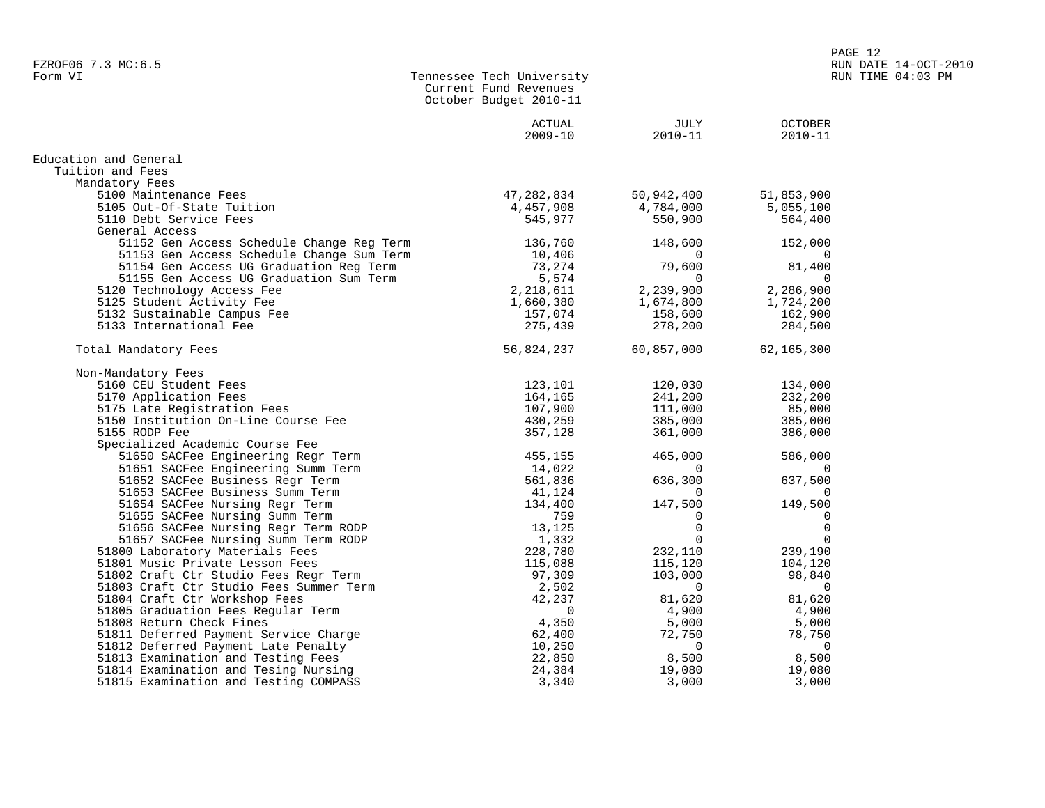FZROF06 7.3 MC:6.5
Form VI

# Tennessee Tech University
## Current Fund Revenues
### October Budget 2010-11

| | ACTUAL 2009-10 | JULY 2010-11 | OCTOBER 2010-11 |
|---|---|---|---|
| **Education and General** | | | |
| Tuition and Fees | | | |
| Mandatory Fees | | | |
| 5100 Maintenance Fees | 47,282,834 | 50,942,400 | 51,853,900 |
| 5105 Out-Of-State Tuition | 4,457,908 | 4,784,000 | 5,055,100 |
| 5110 Debt Service Fees | 545,977 | 550,900 | 564,400 |
| General Access | | | |
| 51152 Gen Access Schedule Change Reg Term | 136,760 | 148,600 | 152,000 |
| 51153 Gen Access Schedule Change Sum Term | 10,406 | 0 | 0 |
| 51154 Gen Access UG Graduation Reg Term | 73,274 | 79,600 | 81,400 |
| 51155 Gen Access UG Graduation Sum Term | 5,574 | 0 | 0 |
| 5120 Technology Access Fee | 2,218,611 | 2,239,900 | 2,286,900 |
| 5125 Student Activity Fee | 1,660,380 | 1,674,800 | 1,724,200 |
| 5132 Sustainable Campus Fee | 157,074 | 158,600 | 162,900 |
| 5133 International Fee | 275,439 | 278,200 | 284,500 |
| Total Mandatory Fees | 56,824,237 | 60,857,000 | 62,165,300 |
| Non-Mandatory Fees | | | |
| 5160 CEU Student Fees | 123,101 | 120,030 | 134,000 |
| 5170 Application Fees | 164,165 | 241,200 | 232,200 |
| 5175 Late Registration Fees | 107,900 | 111,000 | 85,000 |
| 5150 Institution On-Line Course Fee | 430,259 | 385,000 | 385,000 |
| 5155 RODP Fee | 357,128 | 361,000 | 386,000 |
| Specialized Academic Course Fee | | | |
| 51650 SACFee Engineering Regr Term | 455,155 | 465,000 | 586,000 |
| 51651 SACFee Engineering Summ Term | 14,022 | 0 | 0 |
| 51652 SACFee Business Regr Term | 561,836 | 636,300 | 637,500 |
| 51653 SACFee Business Summ Term | 41,124 | 0 | 0 |
| 51654 SACFee Nursing Regr Term | 134,400 | 147,500 | 149,500 |
| 51655 SACFee Nursing Summ Term | 759 | 0 | 0 |
| 51656 SACFee Nursing Regr Term RODP | 13,125 | 0 | 0 |
| 51657 SACFee Nursing Summ Term RODP | 1,332 | 0 | 0 |
| 51800 Laboratory Materials Fees | 228,780 | 232,110 | 239,190 |
| 51801 Music Private Lesson Fees | 115,088 | 115,120 | 104,120 |
| 51802 Craft Ctr Studio Fees Regr Term | 97,309 | 103,000 | 98,840 |
| 51803 Craft Ctr Studio Fees Summer Term | 2,502 | 0 | 0 |
| 51804 Craft Ctr Workshop Fees | 42,237 | 81,620 | 81,620 |
| 51805 Graduation Fees Regular Term | 0 | 4,900 | 4,900 |
| 51808 Return Check Fines | 4,350 | 5,000 | 5,000 |
| 51811 Deferred Payment Service Charge | 62,400 | 72,750 | 78,750 |
| 51812 Deferred Payment Late Penalty | 10,250 | 0 | 0 |
| 51813 Examination and Testing Fees | 22,850 | 8,500 | 8,500 |
| 51814 Examination and Tesing Nursing | 24,384 | 19,080 | 19,080 |
| 51815 Examination and Testing COMPASS | 3,340 | 3,000 | 3,000 |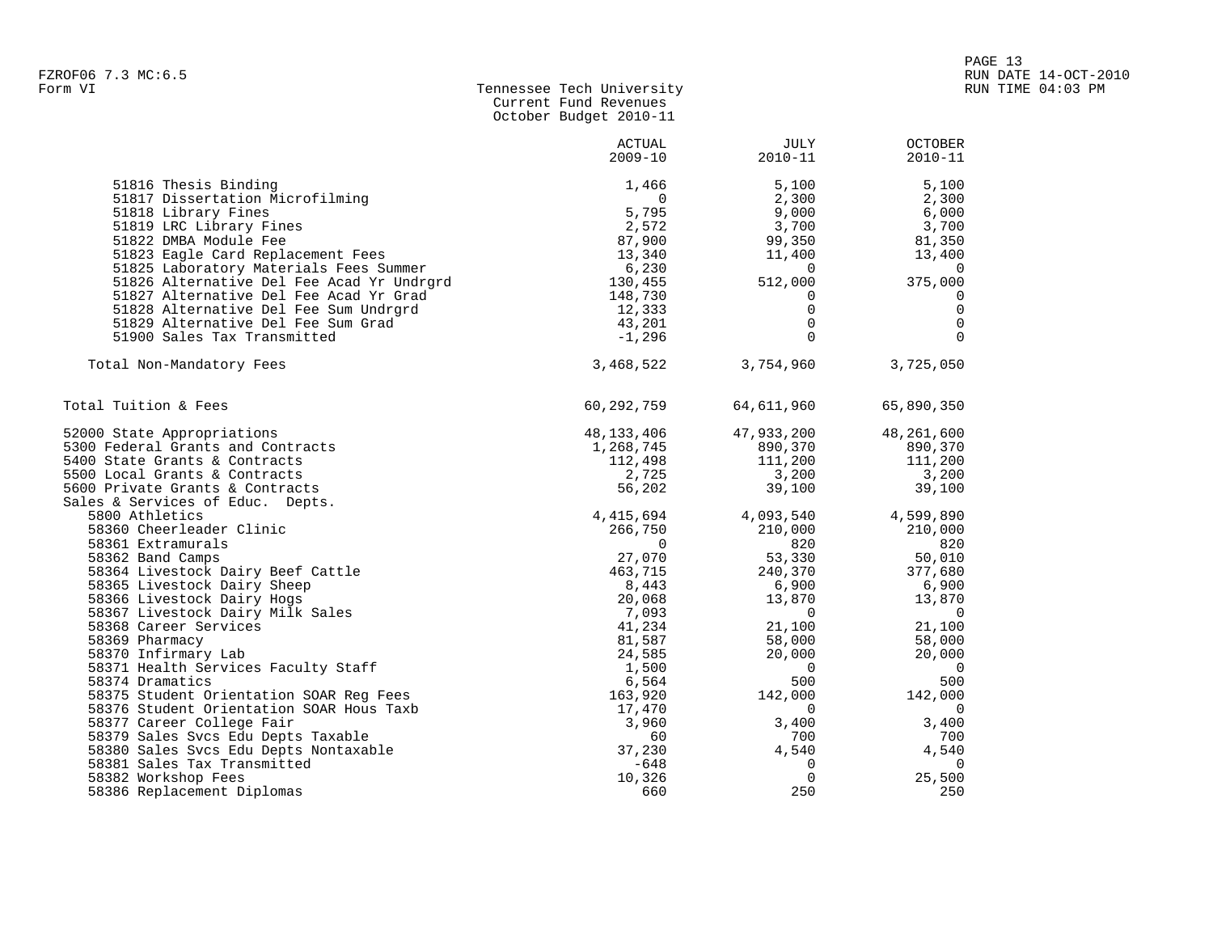Form VI

Tennessee Tech University
Current Fund Revenues
October Budget 2010-11

| | ACTUAL 2009-10 | JULY 2010-11 | OCTOBER 2010-11 |
|---|---|---|---|
| 51816 Thesis Binding | 1,466 | 5,100 | 5,100 |
| 51817 Dissertation Microfilming | 0 | 2,300 | 2,300 |
| 51818 Library Fines | 5,795 | 9,000 | 6,000 |
| 51819 LRC Library Fines | 2,572 | 3,700 | 3,700 |
| 51822 DMBA Module Fee | 87,900 | 99,350 | 81,350 |
| 51823 Eagle Card Replacement Fees | 13,340 | 11,400 | 13,400 |
| 51825 Laboratory Materials Fees Summer | 6,230 | 0 | 0 |
| 51826 Alternative Del Fee Acad Yr Undrgrd | 130,455 | 512,000 | 375,000 |
| 51827 Alternative Del Fee Acad Yr Grad | 148,730 | 0 | 0 |
| 51828 Alternative Del Fee Sum Undrgrd | 12,333 | 0 | 0 |
| 51829 Alternative Del Fee Sum Grad | 43,201 | 0 | 0 |
| 51900 Sales Tax Transmitted | -1,296 | 0 | 0 |
| Total Non-Mandatory Fees | 3,468,522 | 3,754,960 | 3,725,050 |
| Total Tuition & Fees | 60,292,759 | 64,611,960 | 65,890,350 |
| 52000 State Appropriations | 48,133,406 | 47,933,200 | 48,261,600 |
| 5300 Federal Grants and Contracts | 1,268,745 | 890,370 | 890,370 |
| 5400 State Grants & Contracts | 112,498 | 111,200 | 111,200 |
| 5500 Local Grants & Contracts | 2,725 | 3,200 | 3,200 |
| 5600 Private Grants & Contracts | 56,202 | 39,100 | 39,100 |
| Sales & Services of Educ. Depts. | | | |
| 5800 Athletics | 4,415,694 | 4,093,540 | 4,599,890 |
| 58360 Cheerleader Clinic | 266,750 | 210,000 | 210,000 |
| 58361 Extramurals | 0 | 820 | 820 |
| 58362 Band Camps | 27,070 | 53,330 | 50,010 |
| 58364 Livestock Dairy Beef Cattle | 463,715 | 240,370 | 377,680 |
| 58365 Livestock Dairy Sheep | 8,443 | 6,900 | 6,900 |
| 58366 Livestock Dairy Hogs | 20,068 | 13,870 | 13,870 |
| 58367 Livestock Dairy Milk Sales | 7,093 | 0 | 0 |
| 58368 Career Services | 41,234 | 21,100 | 21,100 |
| 58369 Pharmacy | 81,587 | 58,000 | 58,000 |
| 58370 Infirmary Lab | 24,585 | 20,000 | 20,000 |
| 58371 Health Services Faculty Staff | 1,500 | 0 | 0 |
| 58374 Dramatics | 6,564 | 500 | 500 |
| 58375 Student Orientation SOAR Reg Fees | 163,920 | 142,000 | 142,000 |
| 58376 Student Orientation SOAR Hous Taxb | 17,470 | 0 | 0 |
| 58377 Career College Fair | 3,960 | 3,400 | 3,400 |
| 58379 Sales Svcs Edu Depts Taxable | 60 | 700 | 700 |
| 58380 Sales Svcs Edu Depts Nontaxable | 37,230 | 4,540 | 4,540 |
| 58381 Sales Tax Transmitted | -648 | 0 | 0 |
| 58382 Workshop Fees | 10,326 | 0 | 25,500 |
| 58386 Replacement Diplomas | 660 | 250 | 250 |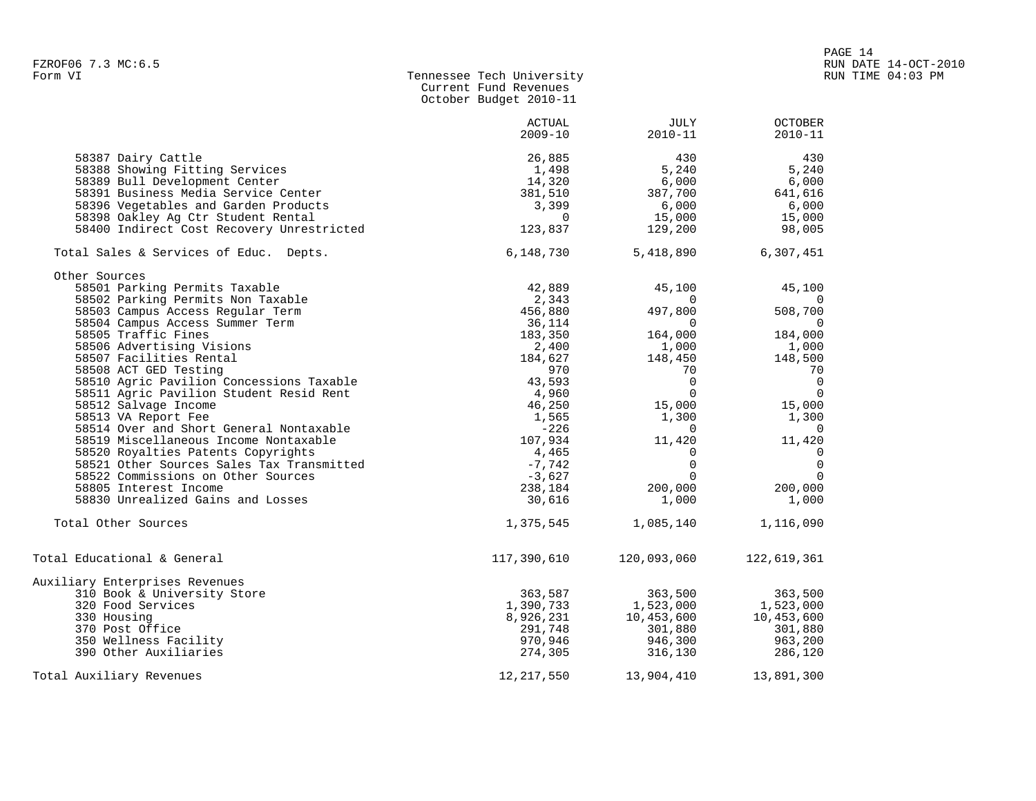FZROF06 7.3 MC:6.5
Form VI

# Tennessee Tech University
## Current Fund Revenues
### October Budget 2010-11

| | ACTUAL 2009-10 | JULY 2010-11 | OCTOBER 2010-11 |
|---|---|---|---|
| 58387 Dairy Cattle | 26,885 | 430 | 430 |
| 58388 Showing Fitting Services | 1,498 | 5,240 | 5,240 |
| 58389 Bull Development Center | 14,320 | 6,000 | 6,000 |
| 58391 Business Media Service Center | 381,510 | 387,700 | 641,616 |
| 58396 Vegetables and Garden Products | 3,399 | 6,000 | 6,000 |
| 58398 Oakley Ag Ctr Student Rental | 0 | 15,000 | 15,000 |
| 58400 Indirect Cost Recovery Unrestricted | 123,837 | 129,200 | 98,005 |
| Total Sales & Services of Educ. Depts. | 6,148,730 | 5,418,890 | 6,307,451 |
| Other Sources | | | |
| 58501 Parking Permits Taxable | 42,889 | 45,100 | 45,100 |
| 58502 Parking Permits Non Taxable | 2,343 | 0 | 0 |
| 58503 Campus Access Regular Term | 456,880 | 497,800 | 508,700 |
| 58504 Campus Access Summer Term | 36,114 | 0 | 0 |
| 58505 Traffic Fines | 183,350 | 164,000 | 184,000 |
| 58506 Advertising Visions | 2,400 | 1,000 | 1,000 |
| 58507 Facilities Rental | 184,627 | 148,450 | 148,500 |
| 58508 ACT GED Testing | 970 | 70 | 70 |
| 58510 Agric Pavilion Concessions Taxable | 43,593 | 0 | 0 |
| 58511 Agric Pavilion Student Resid Rent | 4,960 | 0 | 0 |
| 58512 Salvage Income | 46,250 | 15,000 | 15,000 |
| 58513 VA Report Fee | 1,565 | 1,300 | 1,300 |
| 58514 Over and Short General Nontaxable | -226 | 0 | 0 |
| 58519 Miscellaneous Income Nontaxable | 107,934 | 11,420 | 11,420 |
| 58520 Royalties Patents Copyrights | 4,465 | 0 | 0 |
| 58521 Other Sources Sales Tax Transmitted | -7,742 | 0 | 0 |
| 58522 Commissions on Other Sources | -3,627 | 0 | 0 |
| 58805 Interest Income | 238,184 | 200,000 | 200,000 |
| 58830 Unrealized Gains and Losses | 30,616 | 1,000 | 1,000 |
| Total Other Sources | 1,375,545 | 1,085,140 | 1,116,090 |
| Total Educational & General | 117,390,610 | 120,093,060 | 122,619,361 |
| Auxiliary Enterprises Revenues | | | |
| 310 Book & University Store | 363,587 | 363,500 | 363,500 |
| 320 Food Services | 1,390,733 | 1,523,000 | 1,523,000 |
| 330 Housing | 8,926,231 | 10,453,600 | 10,453,600 |
| 370 Post Office | 291,748 | 301,880 | 301,880 |
| 350 Wellness Facility | 970,946 | 946,300 | 963,200 |
| 390 Other Auxiliaries | 274,305 | 316,130 | 286,120 |
| Total Auxiliary Revenues | 12,217,550 | 13,904,410 | 13,891,300 |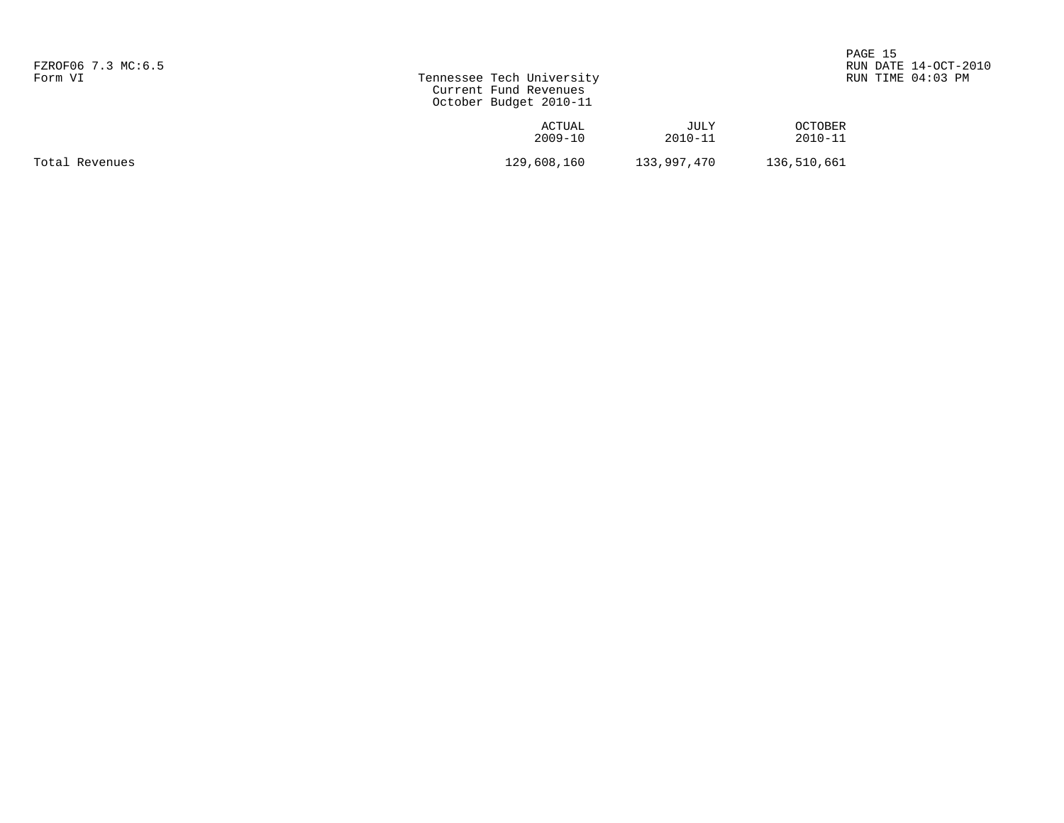FZROF06 7.3 MC:6.5
Form VI

# Tennessee Tech University
## Current Fund Revenues
### October Budget 2010-11

RUN DATE 14-OCT-2010
RUN TIME 04:03 PM

| | ACTUAL 2009-10 | JULY 2010-11 | OCTOBER 2010-11 |
|---|---|---|---|
| Total Revenues | 129,608,160 | 133,997,470 | 136,510,661 |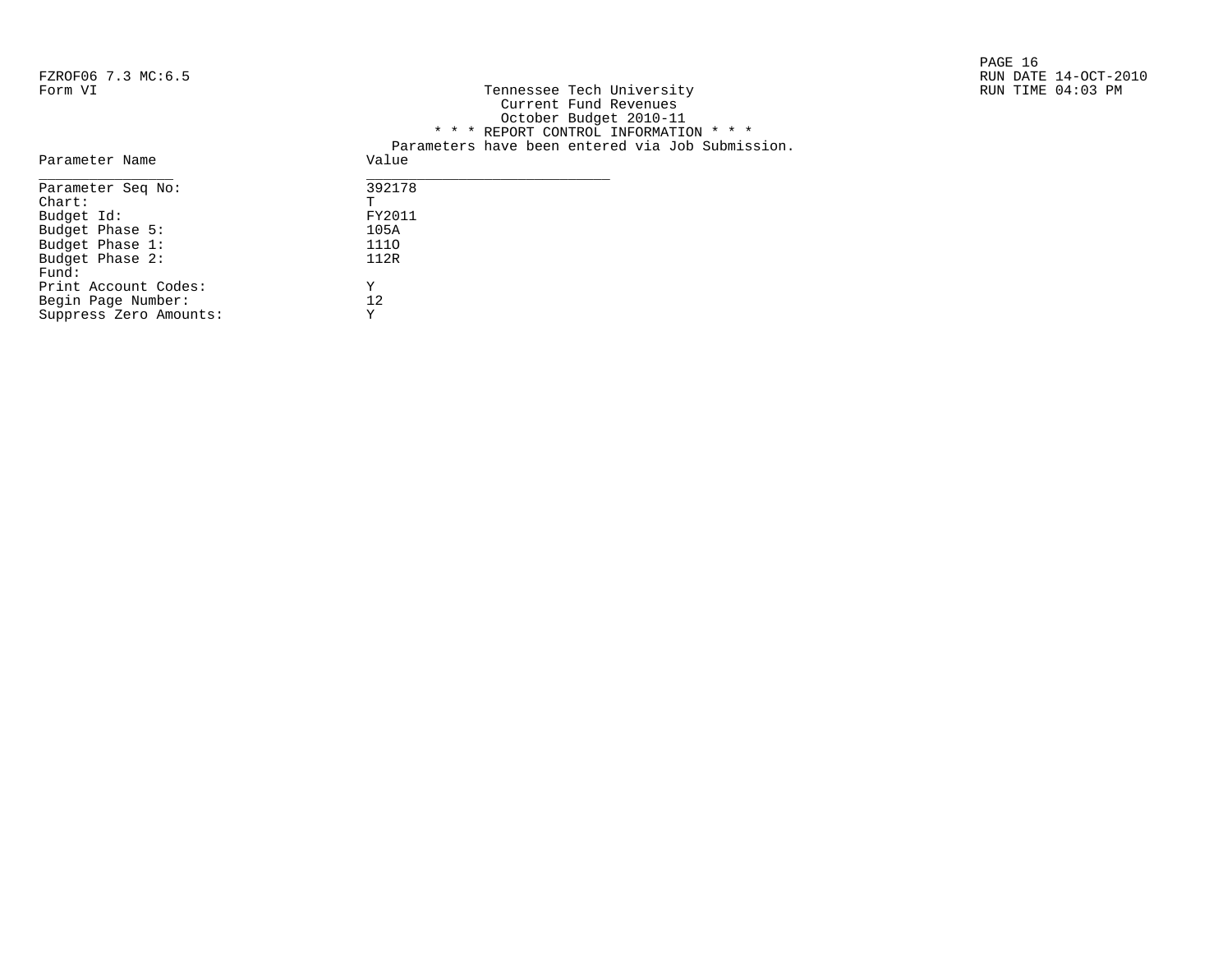FZROF06 7.3 MC:6.5
Form VI

Tennessee Tech University
Current Fund Revenues
October Budget 2010-11

RUN DATE 14-OCT-2010
RUN TIME 04:03 PM

\* \* \* REPORT CONTROL INFORMATION \* \* \*

Parameters have been entered via Job Submission.

| Parameter Name | Value |
|---|---|
| Parameter Seq No: | 392178 |
| Chart: | T |
| Budget Id: | FY2011 |
| Budget Phase 5: | 105A |
| Budget Phase 1: | 111O |
| Budget Phase 2: | 112R |
| Fund: | |
| Print Account Codes: | Y |
| Begin Page Number: | 12 |
| Suppress Zero Amounts: | Y |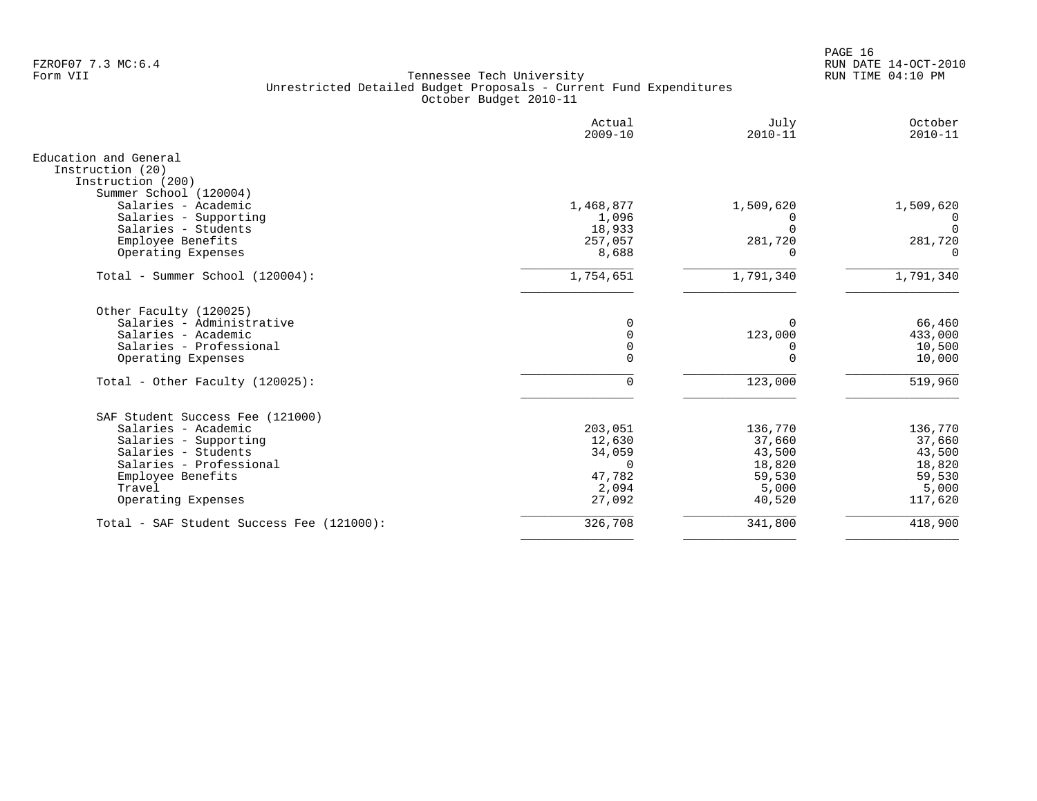Tennessee Tech University
Unrestricted Detailed Budget Proposals - Current Fund Expenditures
October Budget 2010-11

| | Actual 2009-10 | July 2010-11 | October 2010-11 |
|---|---|---|---|
| Education and General | | | |
| Instruction (20) | | | |
| Instruction (200) | | | |
| Summer School (120004) | | | |
| Salaries - Academic | 1,468,877 | 1,509,620 | 1,509,620 |
| Salaries - Supporting | 1,096 | 0 | 0 |
| Salaries - Students | 18,933 | 0 | 0 |
| Employee Benefits | 257,057 | 281,720 | 281,720 |
| Operating Expenses | 8,688 | 0 | 0 |
| Total - Summer School (120004): | 1,754,651 | 1,791,340 | 1,791,340 |
| Other Faculty (120025) | | | |
| Salaries - Administrative | 0 | 0 | 66,460 |
| Salaries - Academic | 0 | 123,000 | 433,000 |
| Salaries - Professional | 0 | 0 | 10,500 |
| Operating Expenses | 0 | 0 | 10,000 |
| Total - Other Faculty (120025): | 0 | 123,000 | 519,960 |
| SAF Student Success Fee (121000) | | | |
| Salaries - Academic | 203,051 | 136,770 | 136,770 |
| Salaries - Supporting | 12,630 | 37,660 | 37,660 |
| Salaries - Students | 34,059 | 43,500 | 43,500 |
| Salaries - Professional | 0 | 18,820 | 18,820 |
| Employee Benefits | 47,782 | 59,530 | 59,530 |
| Travel | 2,094 | 5,000 | 5,000 |
| Operating Expenses | 27,092 | 40,520 | 117,620 |
| Total - SAF Student Success Fee (121000): | 326,708 | 341,800 | 418,900 |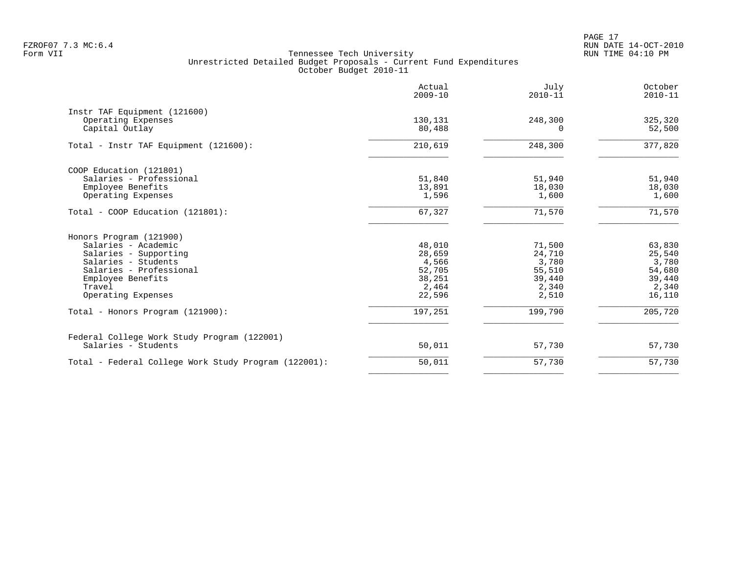Tennessee Tech University
Unrestricted Detailed Budget Proposals - Current Fund Expenditures
October Budget 2010-11

| | Actual 2009-10 | July 2010-11 | October 2010-11 |
|---|---:|---:|---:|
| **Instr TAF Equipment (121600)** | | | |
| Operating Expenses | 130,131 | 248,300 | 325,320 |
| Capital Outlay | 80,488 | 0 | 52,500 |
| Total - Instr TAF Equipment (121600): | 210,619 | 248,300 | 377,820 |
| **COOP Education (121801)** | | | |
| Salaries - Professional | 51,840 | 51,940 | 51,940 |
| Employee Benefits | 13,891 | 18,030 | 18,030 |
| Operating Expenses | 1,596 | 1,600 | 1,600 |
| Total - COOP Education (121801): | 67,327 | 71,570 | 71,570 |
| **Honors Program (121900)** | | | |
| Salaries - Academic | 48,010 | 71,500 | 63,830 |
| Salaries - Supporting | 28,659 | 24,710 | 25,540 |
| Salaries - Students | 4,566 | 3,780 | 3,780 |
| Salaries - Professional | 52,705 | 55,510 | 54,680 |
| Employee Benefits | 38,251 | 39,440 | 39,440 |
| Travel | 2,464 | 2,340 | 2,340 |
| Operating Expenses | 22,596 | 2,510 | 16,110 |
| Total - Honors Program (121900): | 197,251 | 199,790 | 205,720 |
| **Federal College Work Study Program (122001)** | | | |
| Salaries - Students | 50,011 | 57,730 | 57,730 |
| Total - Federal College Work Study Program (122001): | 50,011 | 57,730 | 57,730 |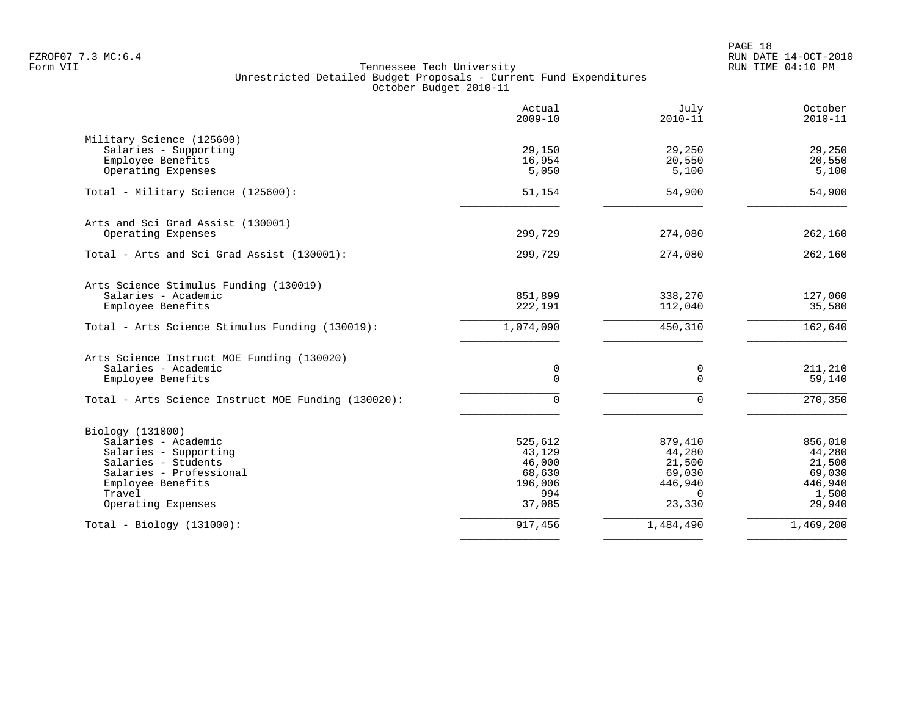Tennessee Tech University
Unrestricted Detailed Budget Proposals - Current Fund Expenditures
October Budget 2010-11

| | Actual 2009-10 | July 2010-11 | October 2010-11 |
|---|---|---|---|
| **Military Science (125600)** | | | |
| Salaries - Supporting | 29,150 | 29,250 | 29,250 |
| Employee Benefits | 16,954 | 20,550 | 20,550 |
| Operating Expenses | 5,050 | 5,100 | 5,100 |
| Total - Military Science (125600): | 51,154 | 54,900 | 54,900 |
| **Arts and Sci Grad Assist (130001)** | | | |
| Operating Expenses | 299,729 | 274,080 | 262,160 |
| Total - Arts and Sci Grad Assist (130001): | 299,729 | 274,080 | 262,160 |
| **Arts Science Stimulus Funding (130019)** | | | |
| Salaries - Academic | 851,899 | 338,270 | 127,060 |
| Employee Benefits | 222,191 | 112,040 | 35,580 |
| Total - Arts Science Stimulus Funding (130019): | 1,074,090 | 450,310 | 162,640 |
| **Arts Science Instruct MOE Funding (130020)** | | | |
| Salaries - Academic | 0 | 0 | 211,210 |
| Employee Benefits | 0 | 0 | 59,140 |
| Total - Arts Science Instruct MOE Funding (130020): | 0 | 0 | 270,350 |
| **Biology (131000)** | | | |
| Salaries - Academic | 525,612 | 879,410 | 856,010 |
| Salaries - Supporting | 43,129 | 44,280 | 44,280 |
| Salaries - Students | 46,000 | 21,500 | 21,500 |
| Salaries - Professional | 68,630 | 69,030 | 69,030 |
| Employee Benefits | 196,006 | 446,940 | 446,940 |
| Travel | 994 | 0 | 1,500 |
| Operating Expenses | 37,085 | 23,330 | 29,940 |
| Total - Biology (131000): | 917,456 | 1,484,490 | 1,469,200 |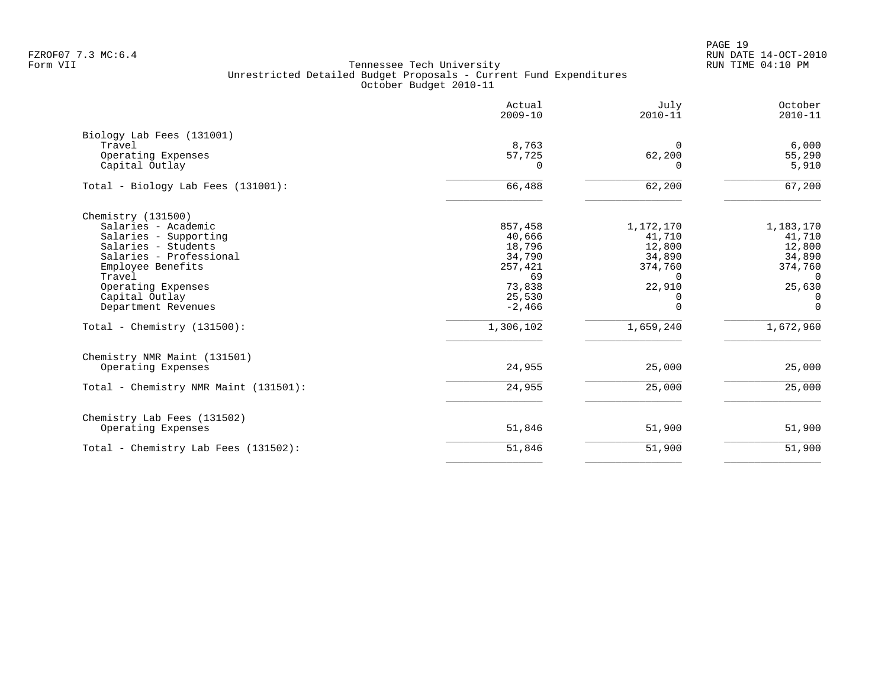FZROF07 7.3 MC:6.4
Form VII

# Tennessee Tech University
## Unrestricted Detailed Budget Proposals - Current Fund Expenditures
### October Budget 2010-11

RUN DATE 14-OCT-2010
RUN TIME 04:10 PM

| | Actual 2009-10 | July 2010-11 | October 2010-11 |
|---|---|---|---|
| **Biology Lab Fees (131001)** | | | |
| Travel | 8,763 | 0 | 6,000 |
| Operating Expenses | 57,725 | 62,200 | 55,290 |
| Capital Outlay | 0 | 0 | 5,910 |
| Total - Biology Lab Fees (131001): | 66,488 | 62,200 | 67,200 |
| **Chemistry (131500)** | | | |
| Salaries - Academic | 857,458 | 1,172,170 | 1,183,170 |
| Salaries - Supporting | 40,666 | 41,710 | 41,710 |
| Salaries - Students | 18,796 | 12,800 | 12,800 |
| Salaries - Professional | 34,790 | 34,890 | 34,890 |
| Employee Benefits | 257,421 | 374,760 | 374,760 |
| Travel | 69 | 0 | 0 |
| Operating Expenses | 73,838 | 22,910 | 25,630 |
| Capital Outlay | 25,530 | 0 | 0 |
| Department Revenues | -2,466 | 0 | 0 |
| Total - Chemistry (131500): | 1,306,102 | 1,659,240 | 1,672,960 |
| **Chemistry NMR Maint (131501)** | | | |
| Operating Expenses | 24,955 | 25,000 | 25,000 |
| Total - Chemistry NMR Maint (131501): | 24,955 | 25,000 | 25,000 |
| **Chemistry Lab Fees (131502)** | | | |
| Operating Expenses | 51,846 | 51,900 | 51,900 |
| Total - Chemistry Lab Fees (131502): | 51,846 | 51,900 | 51,900 |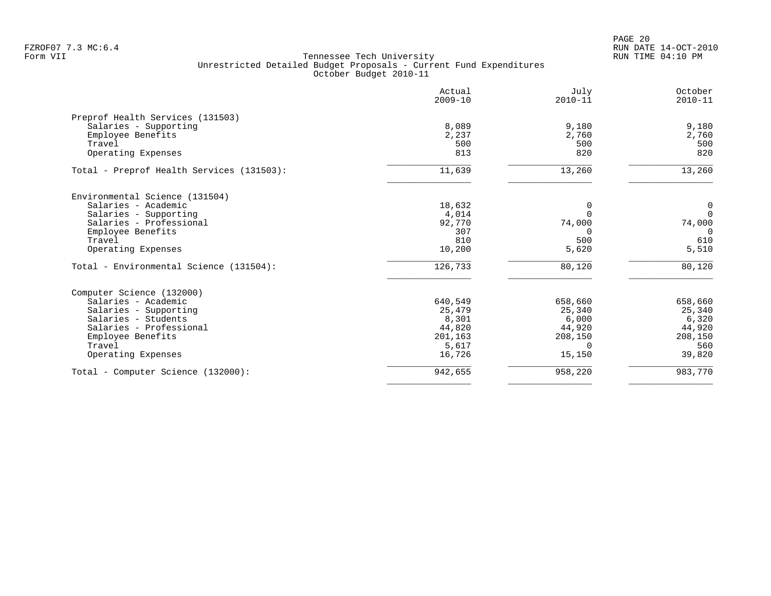Tennessee Tech University
Unrestricted Detailed Budget Proposals - Current Fund Expenditures
October Budget 2010-11

| | Actual 2009-10 | July 2010-11 | October 2010-11 |
|---|---|---|---|
| **Preprof Health Services (131503)** | | | |
| Salaries - Supporting | 8,089 | 9,180 | 9,180 |
| Employee Benefits | 2,237 | 2,760 | 2,760 |
| Travel | 500 | 500 | 500 |
| Operating Expenses | 813 | 820 | 820 |
| Total - Preprof Health Services (131503): | 11,639 | 13,260 | 13,260 |
| **Environmental Science (131504)** | | | |
| Salaries - Academic | 18,632 | 0 | 0 |
| Salaries - Supporting | 4,014 | 0 | 0 |
| Salaries - Professional | 92,770 | 74,000 | 74,000 |
| Employee Benefits | 307 | 0 | 0 |
| Travel | 810 | 500 | 610 |
| Operating Expenses | 10,200 | 5,620 | 5,510 |
| Total - Environmental Science (131504): | 126,733 | 80,120 | 80,120 |
| **Computer Science (132000)** | | | |
| Salaries - Academic | 640,549 | 658,660 | 658,660 |
| Salaries - Supporting | 25,479 | 25,340 | 25,340 |
| Salaries - Students | 8,301 | 6,000 | 6,320 |
| Salaries - Professional | 44,820 | 44,920 | 44,920 |
| Employee Benefits | 201,163 | 208,150 | 208,150 |
| Travel | 5,617 | 0 | 560 |
| Operating Expenses | 16,726 | 15,150 | 39,820 |
| Total - Computer Science (132000): | 942,655 | 958,220 | 983,770 |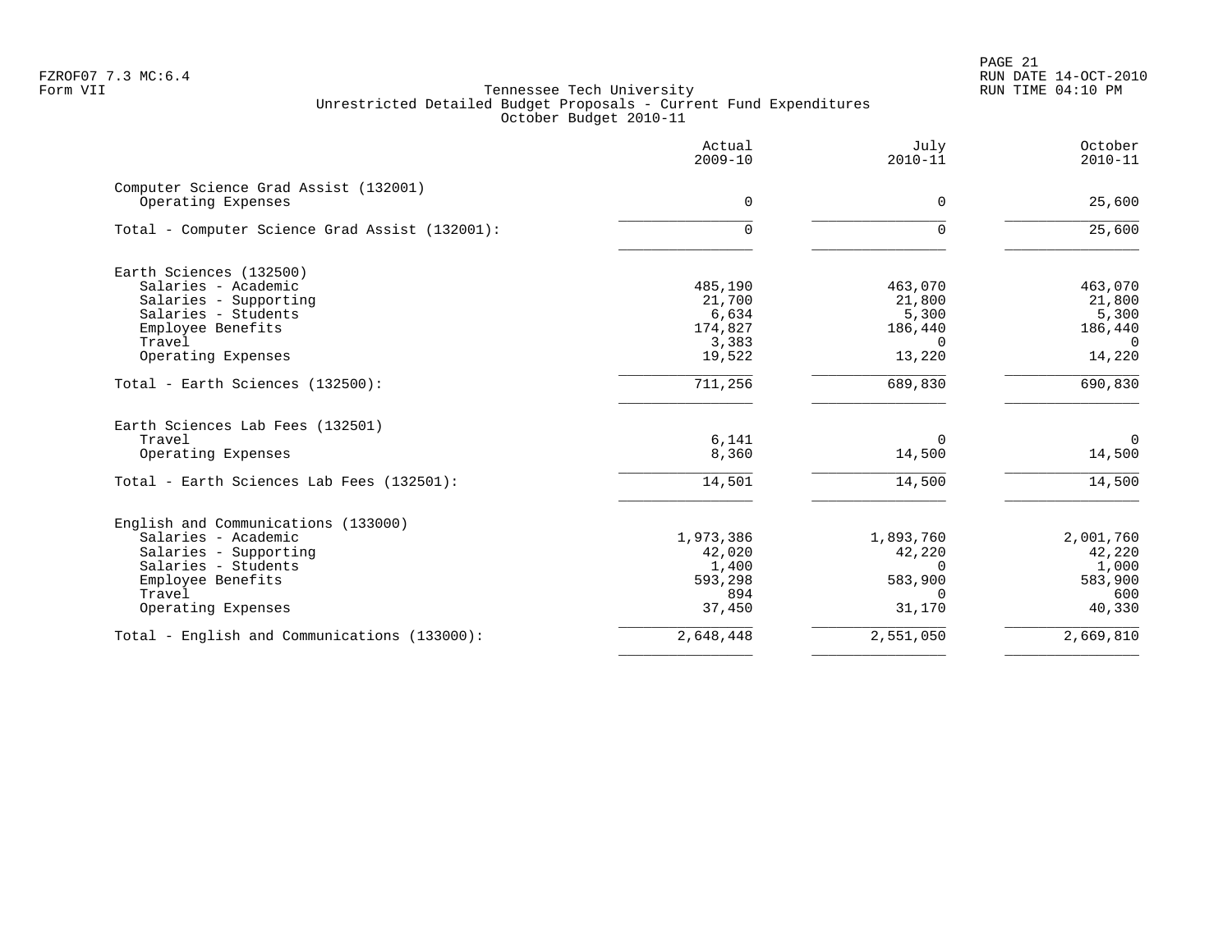Tennessee Tech University
Unrestricted Detailed Budget Proposals - Current Fund Expenditures
October Budget 2010-11

| | Actual 2009-10 | July 2010-11 | October 2010-11 |
|---|---|---|---|
| **Computer Science Grad Assist (132001)** | | | |
| Operating Expenses | 0 | 0 | 25,600 |
| Total - Computer Science Grad Assist (132001): | 0 | 0 | 25,600 |
| **Earth Sciences (132500)** | | | |
| Salaries - Academic | 485,190 | 463,070 | 463,070 |
| Salaries - Supporting | 21,700 | 21,800 | 21,800 |
| Salaries - Students | 6,634 | 5,300 | 5,300 |
| Employee Benefits | 174,827 | 186,440 | 186,440 |
| Travel | 3,383 | 0 | 0 |
| Operating Expenses | 19,522 | 13,220 | 14,220 |
| Total - Earth Sciences (132500): | 711,256 | 689,830 | 690,830 |
| **Earth Sciences Lab Fees (132501)** | | | |
| Travel | 6,141 | 0 | 0 |
| Operating Expenses | 8,360 | 14,500 | 14,500 |
| Total - Earth Sciences Lab Fees (132501): | 14,501 | 14,500 | 14,500 |
| **English and Communications (133000)** | | | |
| Salaries - Academic | 1,973,386 | 1,893,760 | 2,001,760 |
| Salaries - Supporting | 42,020 | 42,220 | 42,220 |
| Salaries - Students | 1,400 | 0 | 1,000 |
| Employee Benefits | 593,298 | 583,900 | 583,900 |
| Travel | 894 | 0 | 600 |
| Operating Expenses | 37,450 | 31,170 | 40,330 |
| Total - English and Communications (133000): | 2,648,448 | 2,551,050 | 2,669,810 |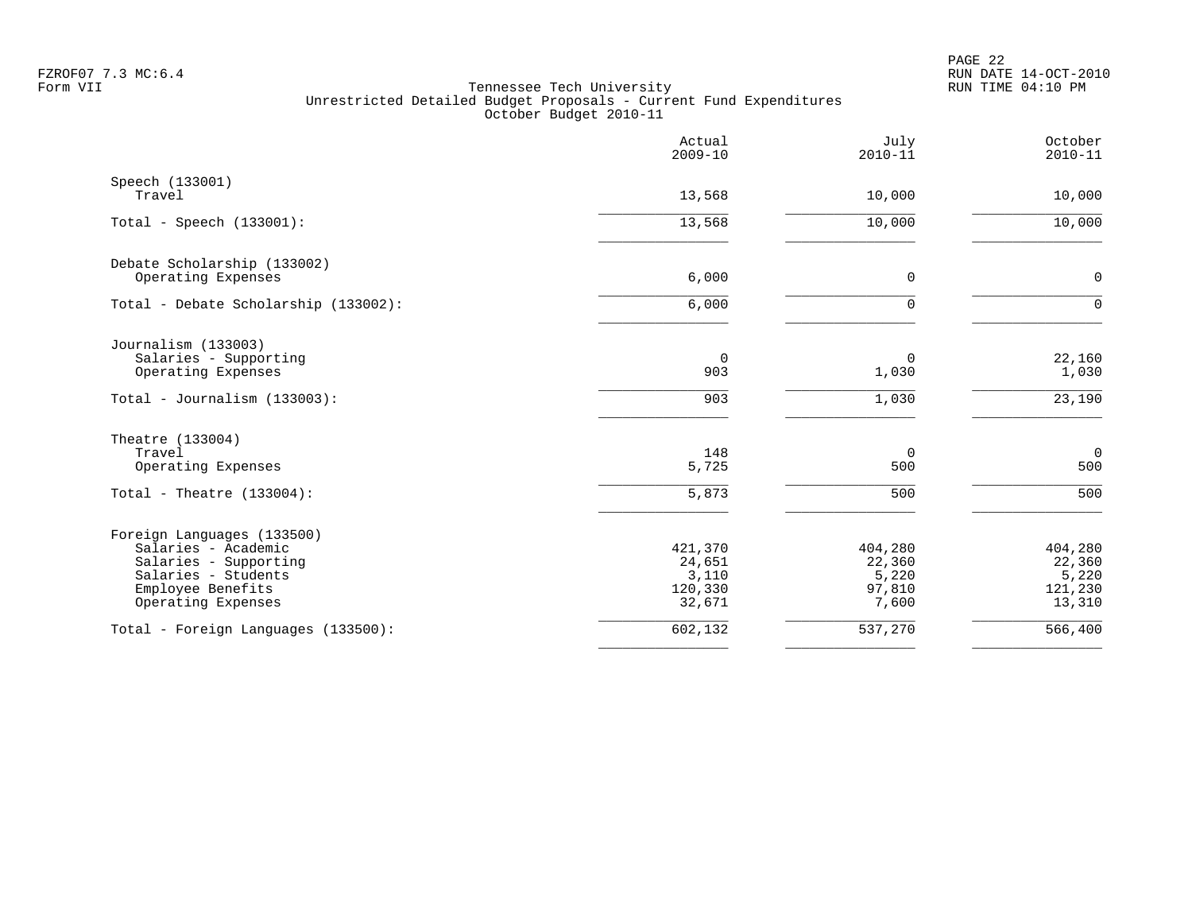FZROF07 7.3 MC:6.4
Form VII

# Tennessee Tech University
## Unrestricted Detailed Budget Proposals - Current Fund Expenditures
### October Budget 2010-11

| | Actual 2009-10 | July 2010-11 | October 2010-11 |
|---|---|---|---|
| **Speech (133001)** | | | |
| Travel | 13,568 | 10,000 | 10,000 |
| Total - Speech (133001): | 13,568 | 10,000 | 10,000 |
| **Debate Scholarship (133002)** | | | |
| Operating Expenses | 6,000 | 0 | 0 |
| Total - Debate Scholarship (133002): | 6,000 | 0 | 0 |
| **Journalism (133003)** | | | |
| Salaries - Supporting | 0 | 0 | 22,160 |
| Operating Expenses | 903 | 1,030 | 1,030 |
| Total - Journalism (133003): | 903 | 1,030 | 23,190 |
| **Theatre (133004)** | | | |
| Travel | 148 | 0 | 0 |
| Operating Expenses | 5,725 | 500 | 500 |
| Total - Theatre (133004): | 5,873 | 500 | 500 |
| **Foreign Languages (133500)** | | | |
| Salaries - Academic | 421,370 | 404,280 | 404,280 |
| Salaries - Supporting | 24,651 | 22,360 | 22,360 |
| Salaries - Students | 3,110 | 5,220 | 5,220 |
| Employee Benefits | 120,330 | 97,810 | 121,230 |
| Operating Expenses | 32,671 | 7,600 | 13,310 |
| Total - Foreign Languages (133500): | 602,132 | 537,270 | 566,400 |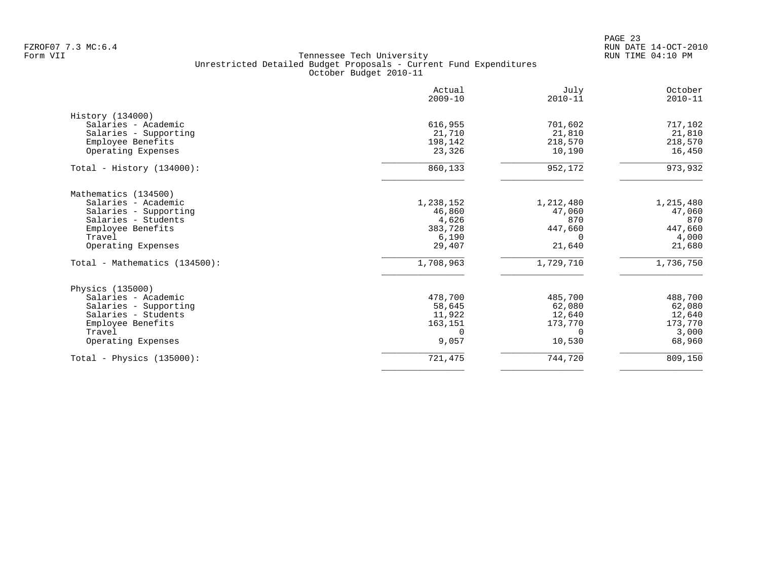Tennessee Tech University
Unrestricted Detailed Budget Proposals - Current Fund Expenditures
October Budget 2010-11

| | Actual 2009-10 | July 2010-11 | October 2010-11 |
|---|---|---|---|
| History (134000) | | | |
| Salaries - Academic | 616,955 | 701,602 | 717,102 |
| Salaries - Supporting | 21,710 | 21,810 | 21,810 |
| Employee Benefits | 198,142 | 218,570 | 218,570 |
| Operating Expenses | 23,326 | 10,190 | 16,450 |
| Total - History (134000): | 860,133 | 952,172 | 973,932 |
| Mathematics (134500) | | | |
| Salaries - Academic | 1,238,152 | 1,212,480 | 1,215,480 |
| Salaries - Supporting | 46,860 | 47,060 | 47,060 |
| Salaries - Students | 4,626 | 870 | 870 |
| Employee Benefits | 383,728 | 447,660 | 447,660 |
| Travel | 6,190 | 0 | 4,000 |
| Operating Expenses | 29,407 | 21,640 | 21,680 |
| Total - Mathematics (134500): | 1,708,963 | 1,729,710 | 1,736,750 |
| Physics (135000) | | | |
| Salaries - Academic | 478,700 | 485,700 | 488,700 |
| Salaries - Supporting | 58,645 | 62,080 | 62,080 |
| Salaries - Students | 11,922 | 12,640 | 12,640 |
| Employee Benefits | 163,151 | 173,770 | 173,770 |
| Travel | 0 | 0 | 3,000 |
| Operating Expenses | 9,057 | 10,530 | 68,960 |
| Total - Physics (135000): | 721,475 | 744,720 | 809,150 |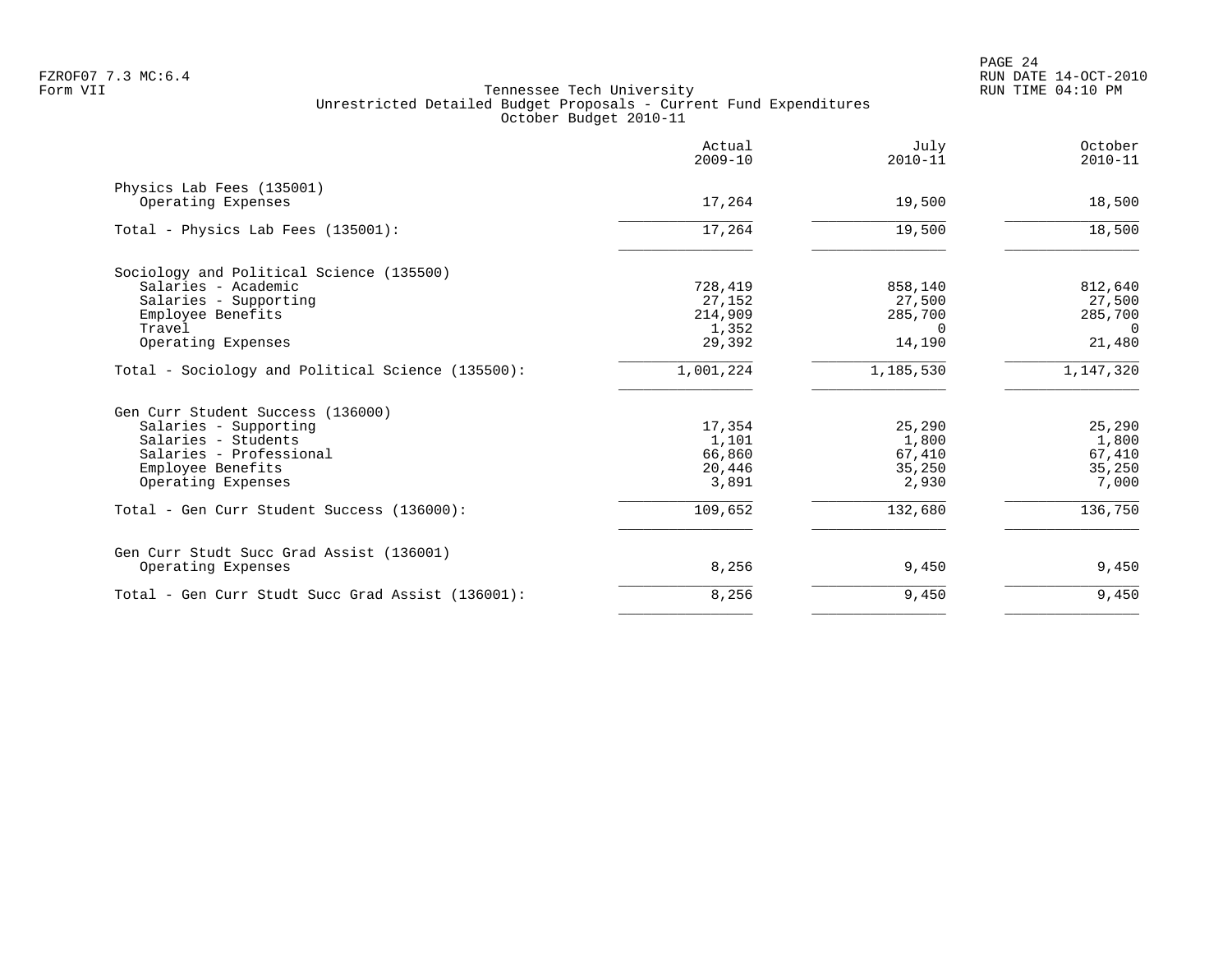FZROF07 7.3 MC:6.4
Form VII

Tennessee Tech University
Unrestricted Detailed Budget Proposals - Current Fund Expenditures
October Budget 2010-11

RUN DATE 14-OCT-2010
RUN TIME 04:10 PM

| | Actual 2009-10 | July 2010-11 | October 2010-11 |
|---|---|---|---|
| **Physics Lab Fees (135001)** | | | |
| Operating Expenses | 17,264 | 19,500 | 18,500 |
| Total - Physics Lab Fees (135001): | 17,264 | 19,500 | 18,500 |
| **Sociology and Political Science (135500)** | | | |
| Salaries - Academic | 728,419 | 858,140 | 812,640 |
| Salaries - Supporting | 27,152 | 27,500 | 27,500 |
| Employee Benefits | 214,909 | 285,700 | 285,700 |
| Travel | 1,352 | 0 | 0 |
| Operating Expenses | 29,392 | 14,190 | 21,480 |
| Total - Sociology and Political Science (135500): | 1,001,224 | 1,185,530 | 1,147,320 |
| **Gen Curr Student Success (136000)** | | | |
| Salaries - Supporting | 17,354 | 25,290 | 25,290 |
| Salaries - Students | 1,101 | 1,800 | 1,800 |
| Salaries - Professional | 66,860 | 67,410 | 67,410 |
| Employee Benefits | 20,446 | 35,250 | 35,250 |
| Operating Expenses | 3,891 | 2,930 | 7,000 |
| Total - Gen Curr Student Success (136000): | 109,652 | 132,680 | 136,750 |
| **Gen Curr Studt Succ Grad Assist (136001)** | | | |
| Operating Expenses | 8,256 | 9,450 | 9,450 |
| Total - Gen Curr Studt Succ Grad Assist (136001): | 8,256 | 9,450 | 9,450 |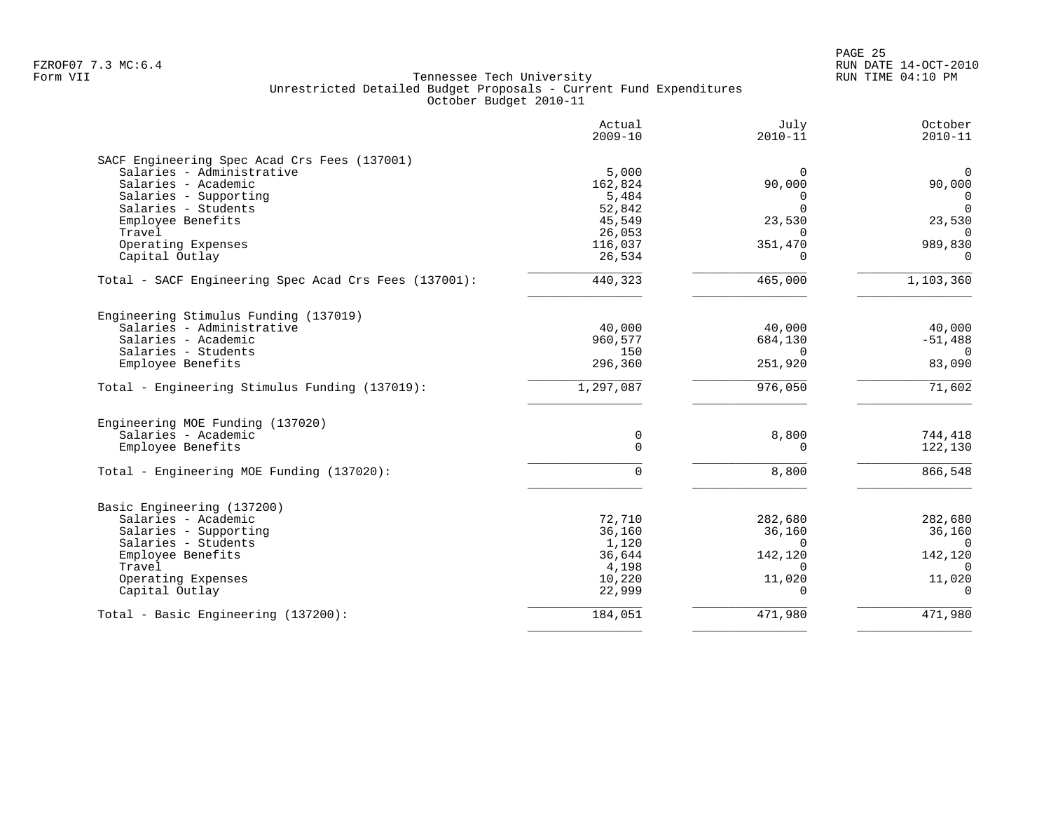# Tennessee Tech University
## Unrestricted Detailed Budget Proposals - Current Fund Expenditures
### October Budget 2010-11

| | Actual 2009-10 | July 2010-11 | October 2010-11 |
|---|---|---|---|
| **SACF Engineering Spec Acad Crs Fees (137001)** | | | |
| Salaries - Administrative | 5,000 | 0 | 0 |
| Salaries - Academic | 162,824 | 90,000 | 90,000 |
| Salaries - Supporting | 5,484 | 0 | 0 |
| Salaries - Students | 52,842 | 0 | 0 |
| Employee Benefits | 45,549 | 23,530 | 23,530 |
| Travel | 26,053 | 0 | 0 |
| Operating Expenses | 116,037 | 351,470 | 989,830 |
| Capital Outlay | 26,534 | 0 | 0 |
| Total - SACF Engineering Spec Acad Crs Fees (137001): | 440,323 | 465,000 | 1,103,360 |
| **Engineering Stimulus Funding (137019)** | | | |
| Salaries - Administrative | 40,000 | 40,000 | 40,000 |
| Salaries - Academic | 960,577 | 684,130 | -51,488 |
| Salaries - Students | 150 | 0 | 0 |
| Employee Benefits | 296,360 | 251,920 | 83,090 |
| Total - Engineering Stimulus Funding (137019): | 1,297,087 | 976,050 | 71,602 |
| **Engineering MOE Funding (137020)** | | | |
| Salaries - Academic | 0 | 8,800 | 744,418 |
| Employee Benefits | 0 | 0 | 122,130 |
| Total - Engineering MOE Funding (137020): | 0 | 8,800 | 866,548 |
| **Basic Engineering (137200)** | | | |
| Salaries - Academic | 72,710 | 282,680 | 282,680 |
| Salaries - Supporting | 36,160 | 36,160 | 36,160 |
| Salaries - Students | 1,120 | 0 | 0 |
| Employee Benefits | 36,644 | 142,120 | 142,120 |
| Travel | 4,198 | 0 | 0 |
| Operating Expenses | 10,220 | 11,020 | 11,020 |
| Capital Outlay | 22,999 | 0 | 0 |
| Total - Basic Engineering (137200): | 184,051 | 471,980 | 471,980 |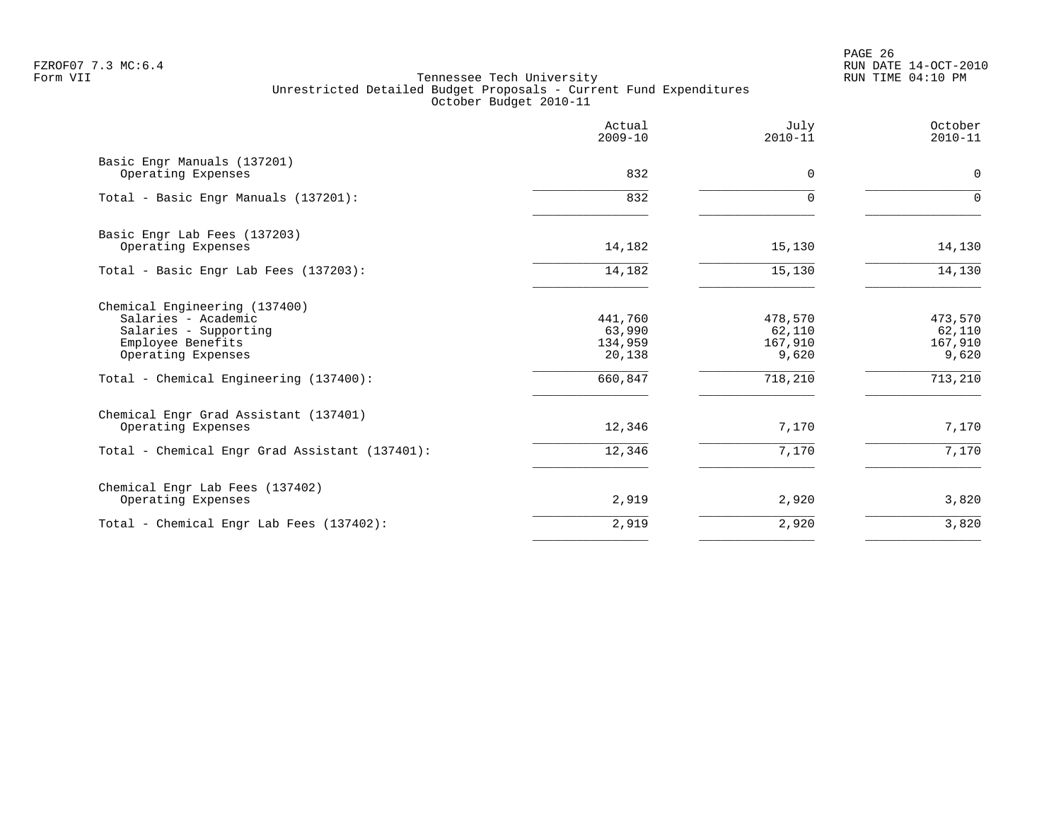Tennessee Tech University
Unrestricted Detailed Budget Proposals - Current Fund Expenditures
October Budget 2010-11

| | Actual 2009-10 | July 2010-11 | October 2010-11 |
|---|---|---|---|
| **Basic Engr Manuals (137201)** | | | |
| Operating Expenses | 832 | 0 | 0 |
| Total - Basic Engr Manuals (137201): | 832 | 0 | 0 |
| **Basic Engr Lab Fees (137203)** | | | |
| Operating Expenses | 14,182 | 15,130 | 14,130 |
| Total - Basic Engr Lab Fees (137203): | 14,182 | 15,130 | 14,130 |
| **Chemical Engineering (137400)** | | | |
| Salaries - Academic | 441,760 | 478,570 | 473,570 |
| Salaries - Supporting | 63,990 | 62,110 | 62,110 |
| Employee Benefits | 134,959 | 167,910 | 167,910 |
| Operating Expenses | 20,138 | 9,620 | 9,620 |
| Total - Chemical Engineering (137400): | 660,847 | 718,210 | 713,210 |
| **Chemical Engr Grad Assistant (137401)** | | | |
| Operating Expenses | 12,346 | 7,170 | 7,170 |
| Total - Chemical Engr Grad Assistant (137401): | 12,346 | 7,170 | 7,170 |
| **Chemical Engr Lab Fees (137402)** | | | |
| Operating Expenses | 2,919 | 2,920 | 3,820 |
| Total - Chemical Engr Lab Fees (137402): | 2,919 | 2,920 | 3,820 |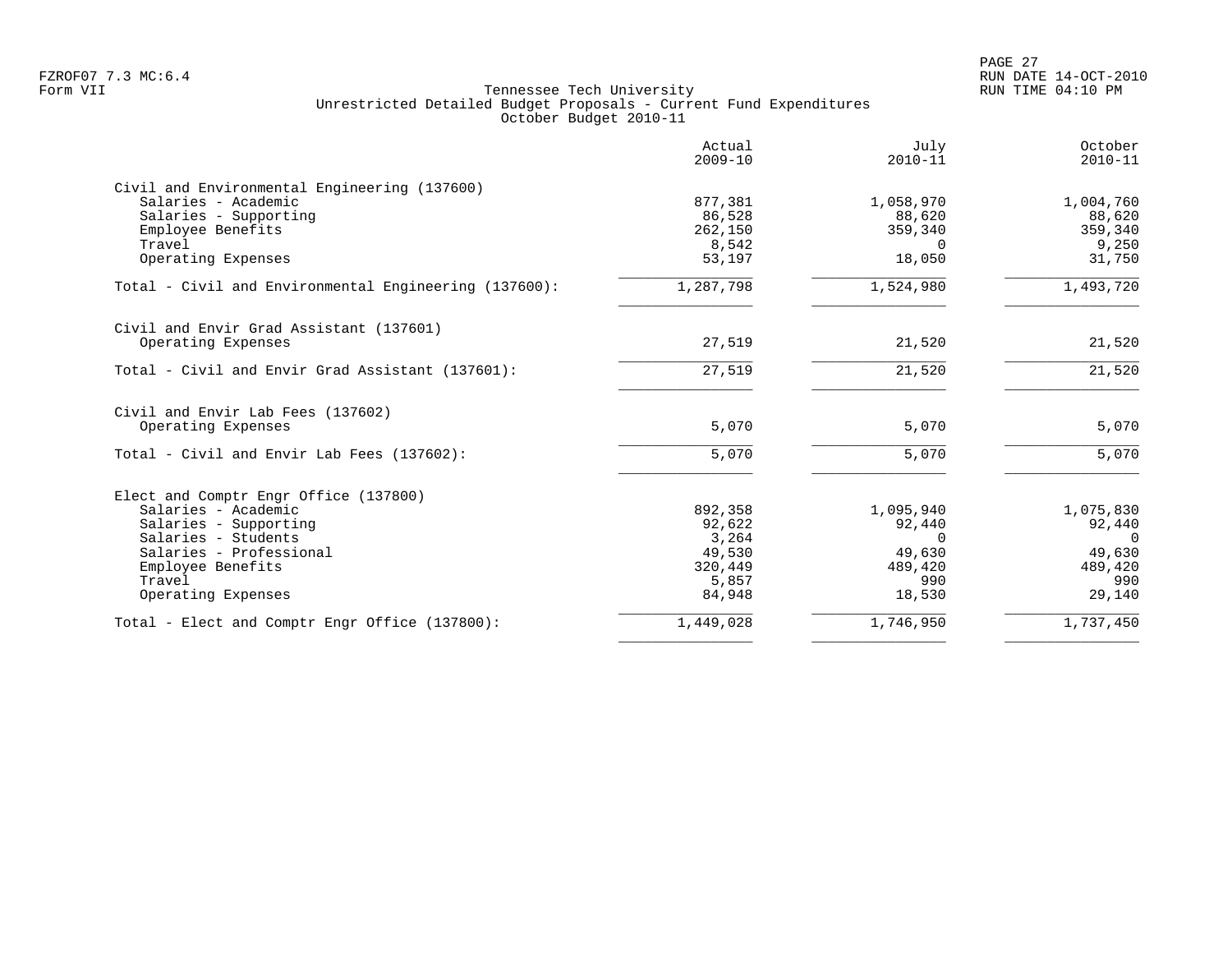Tennessee Tech University
Unrestricted Detailed Budget Proposals - Current Fund Expenditures
October Budget 2010-11

| | Actual 2009-10 | July 2010-11 | October 2010-11 |
|---|---|---|---|
| **Civil and Environmental Engineering (137600)** | | | |
| Salaries - Academic | 877,381 | 1,058,970 | 1,004,760 |
| Salaries - Supporting | 86,528 | 88,620 | 88,620 |
| Employee Benefits | 262,150 | 359,340 | 359,340 |
| Travel | 8,542 | 0 | 9,250 |
| Operating Expenses | 53,197 | 18,050 | 31,750 |
| Total - Civil and Environmental Engineering (137600): | 1,287,798 | 1,524,980 | 1,493,720 |
| **Civil and Envir Grad Assistant (137601)** | | | |
| Operating Expenses | 27,519 | 21,520 | 21,520 |
| Total - Civil and Envir Grad Assistant (137601): | 27,519 | 21,520 | 21,520 |
| **Civil and Envir Lab Fees (137602)** | | | |
| Operating Expenses | 5,070 | 5,070 | 5,070 |
| Total - Civil and Envir Lab Fees (137602): | 5,070 | 5,070 | 5,070 |
| **Elect and Comptr Engr Office (137800)** | | | |
| Salaries - Academic | 892,358 | 1,095,940 | 1,075,830 |
| Salaries - Supporting | 92,622 | 92,440 | 92,440 |
| Salaries - Students | 3,264 | 0 | 0 |
| Salaries - Professional | 49,530 | 49,630 | 49,630 |
| Employee Benefits | 320,449 | 489,420 | 489,420 |
| Travel | 5,857 | 990 | 990 |
| Operating Expenses | 84,948 | 18,530 | 29,140 |
| Total - Elect and Comptr Engr Office (137800): | 1,449,028 | 1,746,950 | 1,737,450 |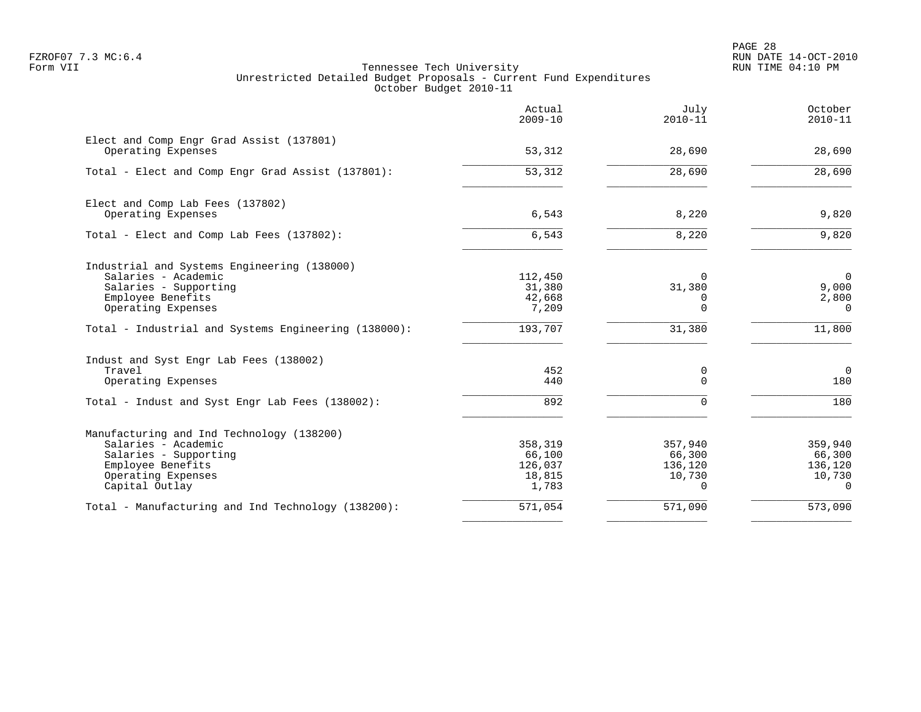FZROF07 7.3 MC:6.4
Form VII

Tennessee Tech University
Unrestricted Detailed Budget Proposals - Current Fund Expenditures
October Budget 2010-11

RUN DATE 14-OCT-2010
RUN TIME 04:10 PM

| | Actual 2009-10 | July 2010-11 | October 2010-11 |
|---|---|---|---|
| **Elect and Comp Engr Grad Assist (137801)** | | | |
| Operating Expenses | 53,312 | 28,690 | 28,690 |
| Total - Elect and Comp Engr Grad Assist (137801): | 53,312 | 28,690 | 28,690 |
| **Elect and Comp Lab Fees (137802)** | | | |
| Operating Expenses | 6,543 | 8,220 | 9,820 |
| Total - Elect and Comp Lab Fees (137802): | 6,543 | 8,220 | 9,820 |
| **Industrial and Systems Engineering (138000)** | | | |
| Salaries - Academic | 112,450 | 0 | 0 |
| Salaries - Supporting | 31,380 | 31,380 | 9,000 |
| Employee Benefits | 42,668 | 0 | 2,800 |
| Operating Expenses | 7,209 | 0 | 0 |
| Total - Industrial and Systems Engineering (138000): | 193,707 | 31,380 | 11,800 |
| **Indust and Syst Engr Lab Fees (138002)** | | | |
| Travel | 452 | 0 | 0 |
| Operating Expenses | 440 | 0 | 180 |
| Total - Indust and Syst Engr Lab Fees (138002): | 892 | 0 | 180 |
| **Manufacturing and Ind Technology (138200)** | | | |
| Salaries - Academic | 358,319 | 357,940 | 359,940 |
| Salaries - Supporting | 66,100 | 66,300 | 66,300 |
| Employee Benefits | 126,037 | 136,120 | 136,120 |
| Operating Expenses | 18,815 | 10,730 | 10,730 |
| Capital Outlay | 1,783 | 0 | 0 |
| Total - Manufacturing and Ind Technology (138200): | 571,054 | 571,090 | 573,090 |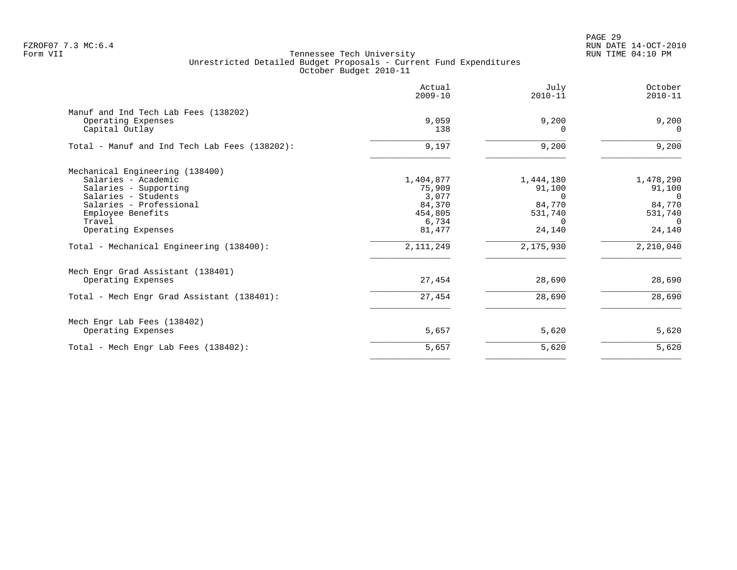FZROF07 7.3 MC:6.4
Form VII

Tennessee Tech University
Unrestricted Detailed Budget Proposals - Current Fund Expenditures
October Budget 2010-11

RUN DATE 14-OCT-2010
RUN TIME 04:10 PM

| | Actual 2009-10 | July 2010-11 | October 2010-11 |
|---|---|---|---|
| **Manuf and Ind Tech Lab Fees (138202)** | | | |
| Operating Expenses | 9,059 | 9,200 | 9,200 |
| Capital Outlay | 138 | 0 | 0 |
| Total - Manuf and Ind Tech Lab Fees (138202): | 9,197 | 9,200 | 9,200 |
| **Mechanical Engineering (138400)** | | | |
| Salaries - Academic | 1,404,877 | 1,444,180 | 1,478,290 |
| Salaries - Supporting | 75,909 | 91,100 | 91,100 |
| Salaries - Students | 3,077 | 0 | 0 |
| Salaries - Professional | 84,370 | 84,770 | 84,770 |
| Employee Benefits | 454,805 | 531,740 | 531,740 |
| Travel | 6,734 | 0 | 0 |
| Operating Expenses | 81,477 | 24,140 | 24,140 |
| Total - Mechanical Engineering (138400): | 2,111,249 | 2,175,930 | 2,210,040 |
| **Mech Engr Grad Assistant (138401)** | | | |
| Operating Expenses | 27,454 | 28,690 | 28,690 |
| Total - Mech Engr Grad Assistant (138401): | 27,454 | 28,690 | 28,690 |
| **Mech Engr Lab Fees (138402)** | | | |
| Operating Expenses | 5,657 | 5,620 | 5,620 |
| Total - Mech Engr Lab Fees (138402): | 5,657 | 5,620 | 5,620 |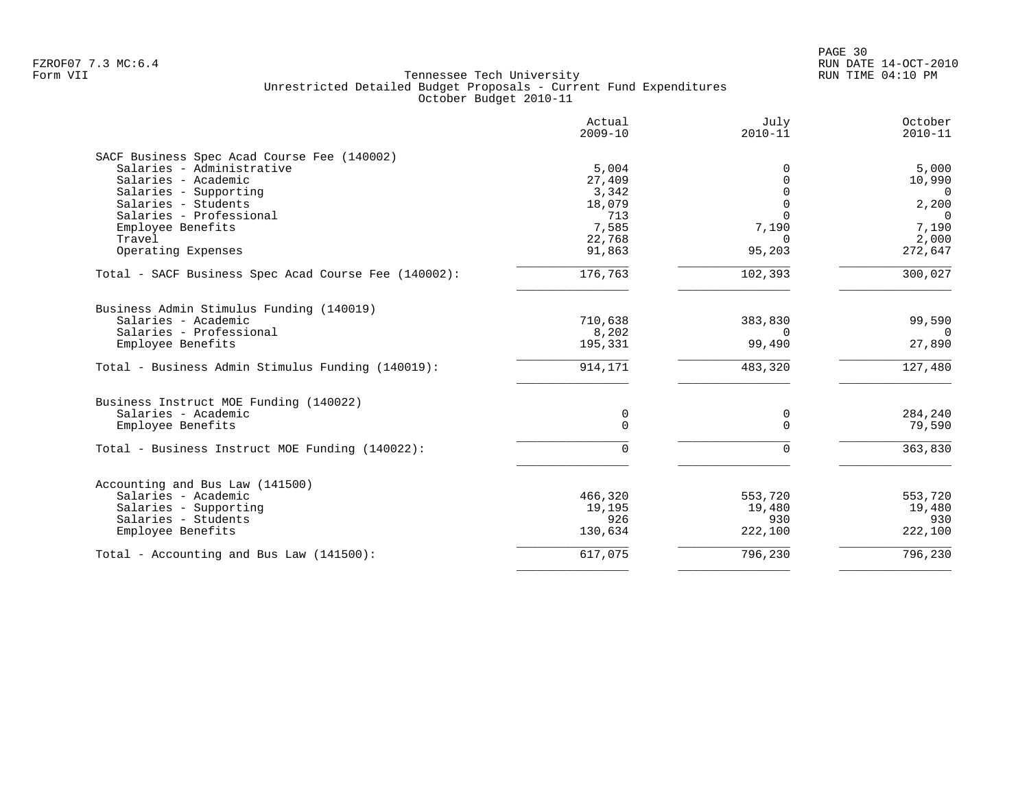Tennessee Tech University
Unrestricted Detailed Budget Proposals - Current Fund Expenditures
October Budget 2010-11

| | Actual 2009-10 | July 2010-11 | October 2010-11 |
|---|---|---|---|
| **SACF Business Spec Acad Course Fee (140002)** | | | |
| Salaries - Administrative | 5,004 | 0 | 5,000 |
| Salaries - Academic | 27,409 | 0 | 10,990 |
| Salaries - Supporting | 3,342 | 0 | 0 |
| Salaries - Students | 18,079 | 0 | 2,200 |
| Salaries - Professional | 713 | 0 | 0 |
| Employee Benefits | 7,585 | 7,190 | 7,190 |
| Travel | 22,768 | 0 | 2,000 |
| Operating Expenses | 91,863 | 95,203 | 272,647 |
| Total - SACF Business Spec Acad Course Fee (140002): | 176,763 | 102,393 | 300,027 |
| **Business Admin Stimulus Funding (140019)** | | | |
| Salaries - Academic | 710,638 | 383,830 | 99,590 |
| Salaries - Professional | 8,202 | 0 | 0 |
| Employee Benefits | 195,331 | 99,490 | 27,890 |
| Total - Business Admin Stimulus Funding (140019): | 914,171 | 483,320 | 127,480 |
| **Business Instruct MOE Funding (140022)** | | | |
| Salaries - Academic | 0 | 0 | 284,240 |
| Employee Benefits | 0 | 0 | 79,590 |
| Total - Business Instruct MOE Funding (140022): | 0 | 0 | 363,830 |
| **Accounting and Bus Law (141500)** | | | |
| Salaries - Academic | 466,320 | 553,720 | 553,720 |
| Salaries - Supporting | 19,195 | 19,480 | 19,480 |
| Salaries - Students | 926 | 930 | 930 |
| Employee Benefits | 130,634 | 222,100 | 222,100 |
| Total - Accounting and Bus Law (141500): | 617,075 | 796,230 | 796,230 |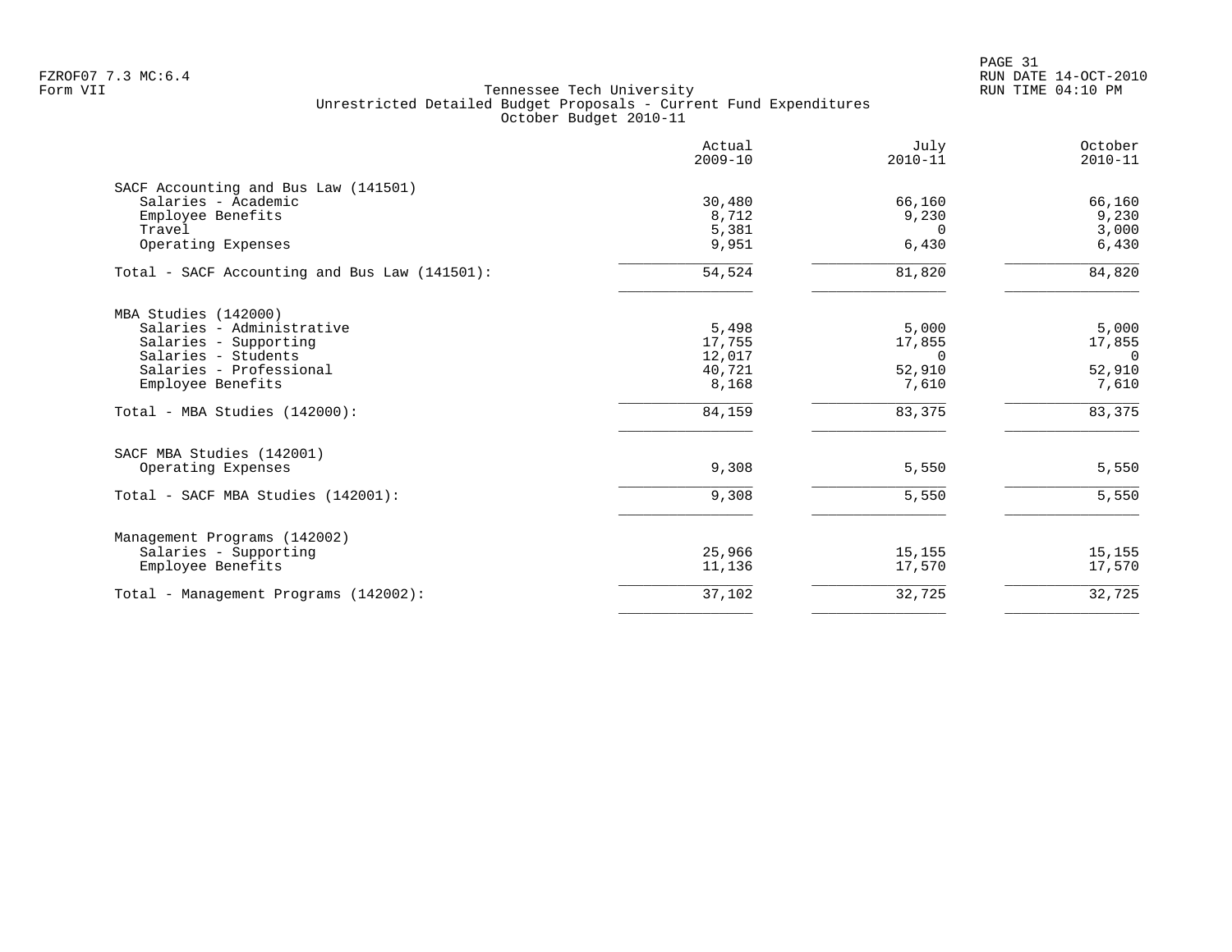FZROF07 7.3 MC:6.4
Form VII

Tennessee Tech University
Unrestricted Detailed Budget Proposals - Current Fund Expenditures
October Budget 2010-11

|  | Actual 2009-10 | July 2010-11 | October 2010-11 |
|---|---|---|---|
| SACF Accounting and Bus Law (141501) |  |  |  |
| Salaries - Academic | 30,480 | 66,160 | 66,160 |
| Employee Benefits | 8,712 | 9,230 | 9,230 |
| Travel | 5,381 | 0 | 3,000 |
| Operating Expenses | 9,951 | 6,430 | 6,430 |
| Total - SACF Accounting and Bus Law (141501): | 54,524 | 81,820 | 84,820 |
| MBA Studies (142000) |  |  |  |
| Salaries - Administrative | 5,498 | 5,000 | 5,000 |
| Salaries - Supporting | 17,755 | 17,855 | 17,855 |
| Salaries - Students | 12,017 | 0 | 0 |
| Salaries - Professional | 40,721 | 52,910 | 52,910 |
| Employee Benefits | 8,168 | 7,610 | 7,610 |
| Total - MBA Studies (142000): | 84,159 | 83,375 | 83,375 |
| SACF MBA Studies (142001) |  |  |  |
| Operating Expenses | 9,308 | 5,550 | 5,550 |
| Total - SACF MBA Studies (142001): | 9,308 | 5,550 | 5,550 |
| Management Programs (142002) |  |  |  |
| Salaries - Supporting | 25,966 | 15,155 | 15,155 |
| Employee Benefits | 11,136 | 17,570 | 17,570 |
| Total - Management Programs (142002): | 37,102 | 32,725 | 32,725 |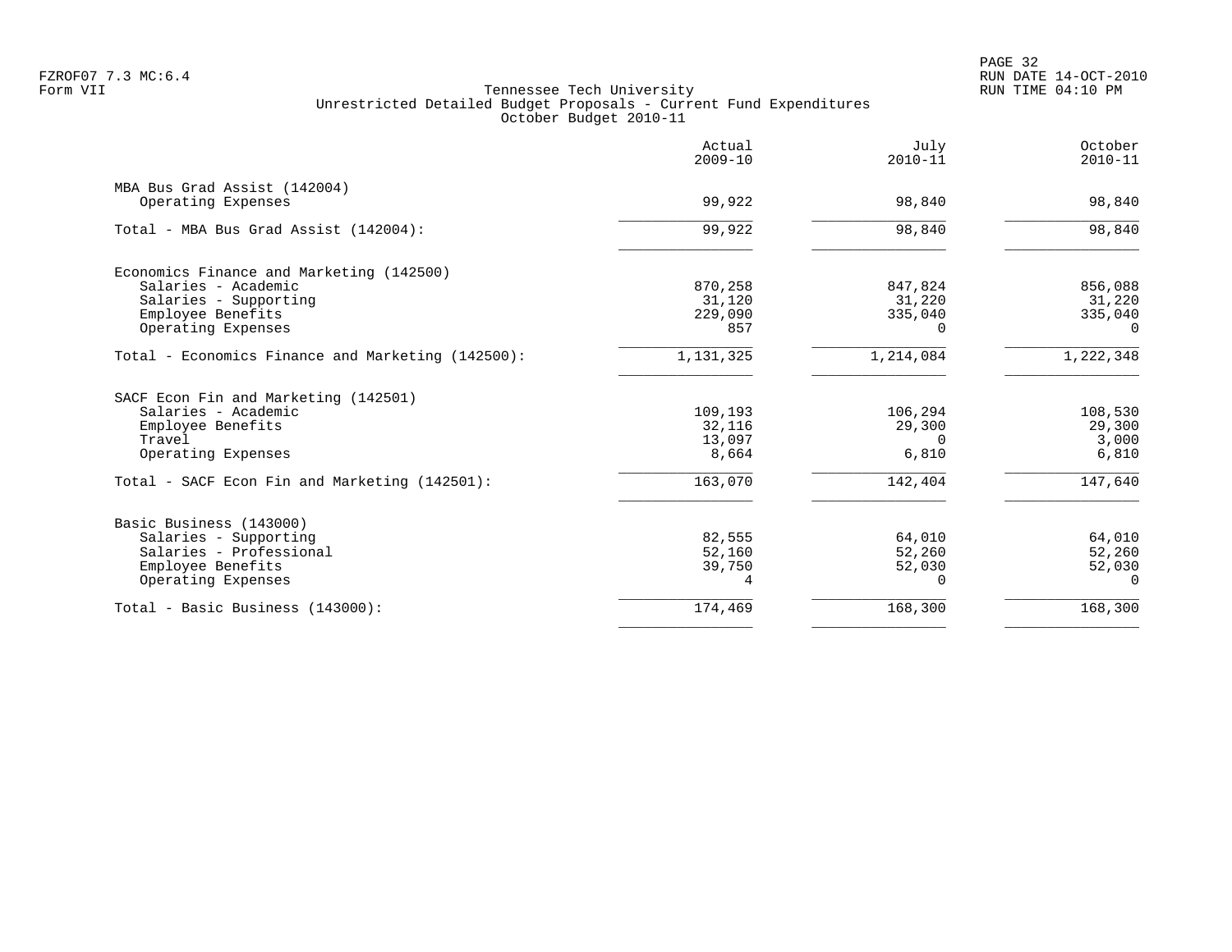Tennessee Tech University
Unrestricted Detailed Budget Proposals - Current Fund Expenditures
October Budget 2010-11

| | Actual 2009-10 | July 2010-11 | October 2010-11 |
|---|---|---|---|
| **MBA Bus Grad Assist (142004)** | | | |
| Operating Expenses | 99,922 | 98,840 | 98,840 |
| Total - MBA Bus Grad Assist (142004): | 99,922 | 98,840 | 98,840 |
| **Economics Finance and Marketing (142500)** | | | |
| Salaries - Academic | 870,258 | 847,824 | 856,088 |
| Salaries - Supporting | 31,120 | 31,220 | 31,220 |
| Employee Benefits | 229,090 | 335,040 | 335,040 |
| Operating Expenses | 857 | 0 | 0 |
| Total - Economics Finance and Marketing (142500): | 1,131,325 | 1,214,084 | 1,222,348 |
| **SACF Econ Fin and Marketing (142501)** | | | |
| Salaries - Academic | 109,193 | 106,294 | 108,530 |
| Employee Benefits | 32,116 | 29,300 | 29,300 |
| Travel | 13,097 | 0 | 3,000 |
| Operating Expenses | 8,664 | 6,810 | 6,810 |
| Total - SACF Econ Fin and Marketing (142501): | 163,070 | 142,404 | 147,640 |
| **Basic Business (143000)** | | | |
| Salaries - Supporting | 82,555 | 64,010 | 64,010 |
| Salaries - Professional | 52,160 | 52,260 | 52,260 |
| Employee Benefits | 39,750 | 52,030 | 52,030 |
| Operating Expenses | 4 | 0 | 0 |
| Total - Basic Business (143000): | 174,469 | 168,300 | 168,300 |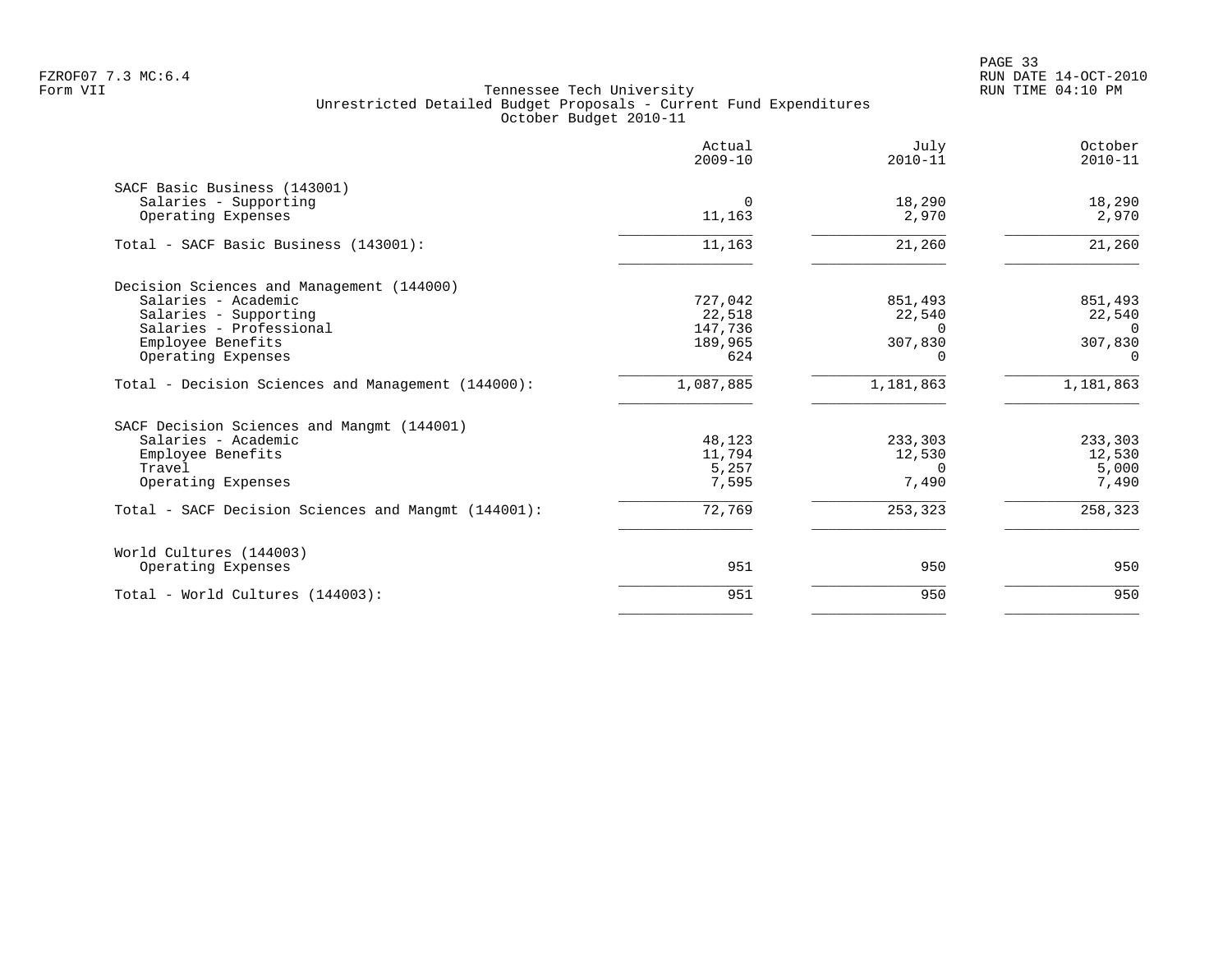Tennessee Tech University
Unrestricted Detailed Budget Proposals - Current Fund Expenditures
October Budget 2010-11

| | Actual 2009-10 | July 2010-11 | October 2010-11 |
|---|---|---|---|
| SACF Basic Business (143001) | | | |
| Salaries - Supporting | 0 | 18,290 | 18,290 |
| Operating Expenses | 11,163 | 2,970 | 2,970 |
| Total - SACF Basic Business (143001): | 11,163 | 21,260 | 21,260 |
| Decision Sciences and Management (144000) | | | |
| Salaries - Academic | 727,042 | 851,493 | 851,493 |
| Salaries - Supporting | 22,518 | 22,540 | 22,540 |
| Salaries - Professional | 147,736 | 0 | 0 |
| Employee Benefits | 189,965 | 307,830 | 307,830 |
| Operating Expenses | 624 | 0 | 0 |
| Total - Decision Sciences and Management (144000): | 1,087,885 | 1,181,863 | 1,181,863 |
| SACF Decision Sciences and Mangmt (144001) | | | |
| Salaries - Academic | 48,123 | 233,303 | 233,303 |
| Employee Benefits | 11,794 | 12,530 | 12,530 |
| Travel | 5,257 | 0 | 5,000 |
| Operating Expenses | 7,595 | 7,490 | 7,490 |
| Total - SACF Decision Sciences and Mangmt (144001): | 72,769 | 253,323 | 258,323 |
| World Cultures (144003) | | | |
| Operating Expenses | 951 | 950 | 950 |
| Total - World Cultures (144003): | 951 | 950 | 950 |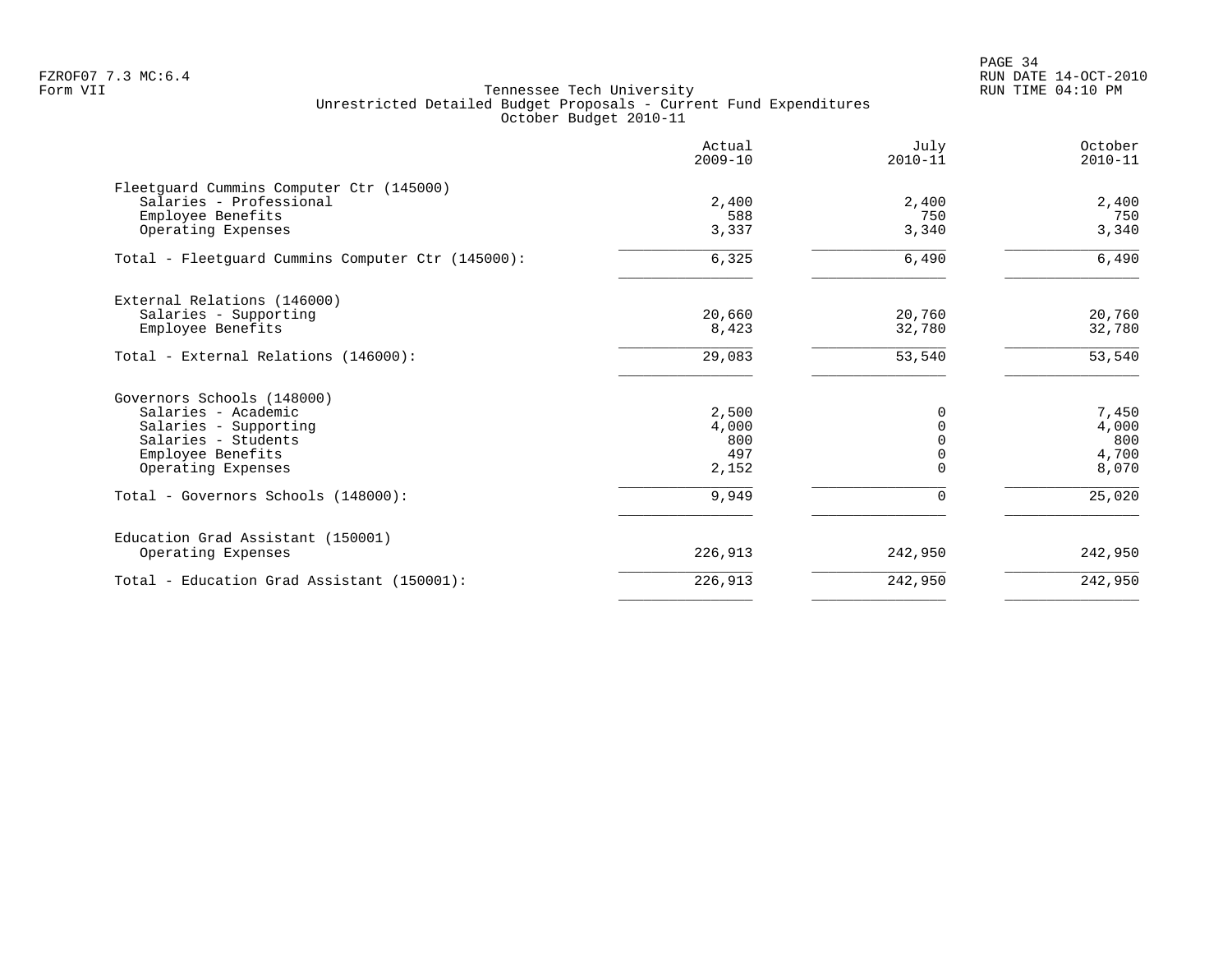Tennessee Tech University
Unrestricted Detailed Budget Proposals - Current Fund Expenditures
October Budget 2010-11

| | Actual 2009-10 | July 2010-11 | October 2010-11 |
|---|---:|---:|---:|
| **Fleetguard Cummins Computer Ctr (145000)** | | | |
| Salaries - Professional | 2,400 | 2,400 | 2,400 |
| Employee Benefits | 588 | 750 | 750 |
| Operating Expenses | 3,337 | 3,340 | 3,340 |
| Total - Fleetguard Cummins Computer Ctr (145000): | 6,325 | 6,490 | 6,490 |
| **External Relations (146000)** | | | |
| Salaries - Supporting | 20,660 | 20,760 | 20,760 |
| Employee Benefits | 8,423 | 32,780 | 32,780 |
| Total - External Relations (146000): | 29,083 | 53,540 | 53,540 |
| **Governors Schools (148000)** | | | |
| Salaries - Academic | 2,500 | 0 | 7,450 |
| Salaries - Supporting | 4,000 | 0 | 4,000 |
| Salaries - Students | 800 | 0 | 800 |
| Employee Benefits | 497 | 0 | 4,700 |
| Operating Expenses | 2,152 | 0 | 8,070 |
| Total - Governors Schools (148000): | 9,949 | 0 | 25,020 |
| **Education Grad Assistant (150001)** | | | |
| Operating Expenses | 226,913 | 242,950 | 242,950 |
| Total - Education Grad Assistant (150001): | 226,913 | 242,950 | 242,950 |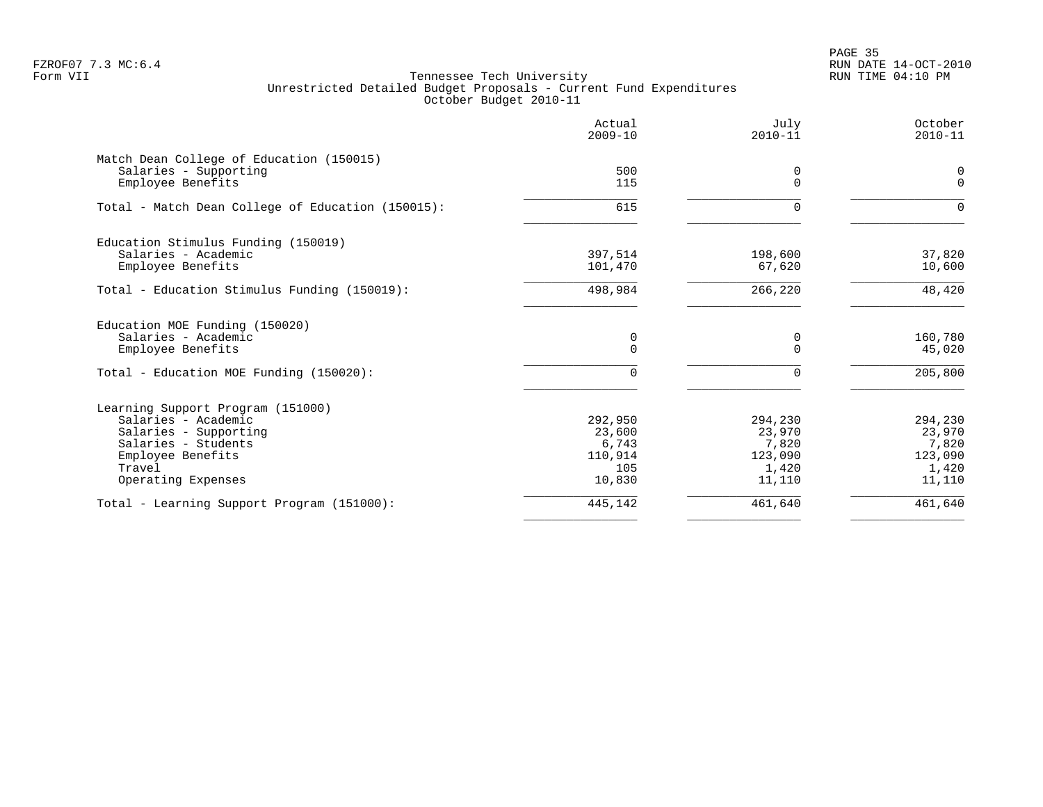Tennessee Tech University
Unrestricted Detailed Budget Proposals - Current Fund Expenditures
October Budget 2010-11

| | Actual 2009-10 | July 2010-11 | October 2010-11 |
|---|---|---|---|
| **Match Dean College of Education (150015)** | | | |
| Salaries - Supporting | 500 | 0 | 0 |
| Employee Benefits | 115 | 0 | 0 |
| Total - Match Dean College of Education (150015): | 615 | 0 | 0 |
| **Education Stimulus Funding (150019)** | | | |
| Salaries - Academic | 397,514 | 198,600 | 37,820 |
| Employee Benefits | 101,470 | 67,620 | 10,600 |
| Total - Education Stimulus Funding (150019): | 498,984 | 266,220 | 48,420 |
| **Education MOE Funding (150020)** | | | |
| Salaries - Academic | 0 | 0 | 160,780 |
| Employee Benefits | 0 | 0 | 45,020 |
| Total - Education MOE Funding (150020): | 0 | 0 | 205,800 |
| **Learning Support Program (151000)** | | | |
| Salaries - Academic | 292,950 | 294,230 | 294,230 |
| Salaries - Supporting | 23,600 | 23,970 | 23,970 |
| Salaries - Students | 6,743 | 7,820 | 7,820 |
| Employee Benefits | 110,914 | 123,090 | 123,090 |
| Travel | 105 | 1,420 | 1,420 |
| Operating Expenses | 10,830 | 11,110 | 11,110 |
| Total - Learning Support Program (151000): | 445,142 | 461,640 | 461,640 |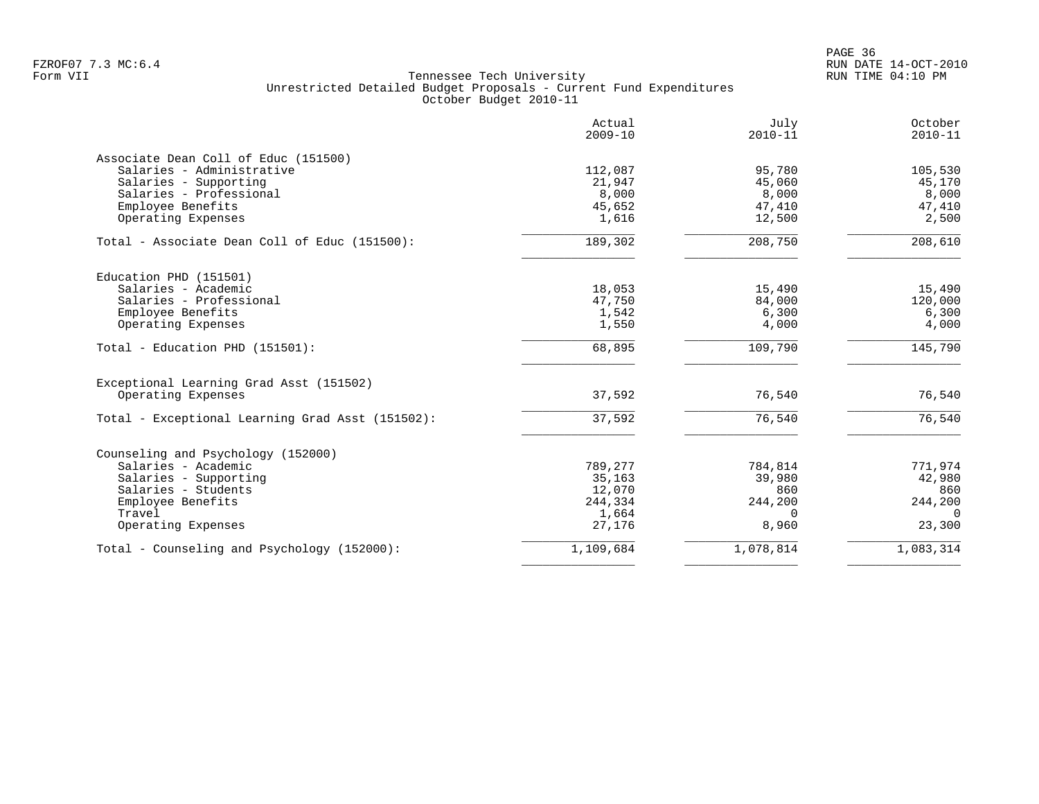Tennessee Tech University
Unrestricted Detailed Budget Proposals - Current Fund Expenditures
October Budget 2010-11

| | Actual 2009-10 | July 2010-11 | October 2010-11 |
|---|---|---|---|
| **Associate Dean Coll of Educ (151500)** | | | |
| Salaries - Administrative | 112,087 | 95,780 | 105,530 |
| Salaries - Supporting | 21,947 | 45,060 | 45,170 |
| Salaries - Professional | 8,000 | 8,000 | 8,000 |
| Employee Benefits | 45,652 | 47,410 | 47,410 |
| Operating Expenses | 1,616 | 12,500 | 2,500 |
| Total - Associate Dean Coll of Educ (151500): | 189,302 | 208,750 | 208,610 |
| **Education PHD (151501)** | | | |
| Salaries - Academic | 18,053 | 15,490 | 15,490 |
| Salaries - Professional | 47,750 | 84,000 | 120,000 |
| Employee Benefits | 1,542 | 6,300 | 6,300 |
| Operating Expenses | 1,550 | 4,000 | 4,000 |
| Total - Education PHD (151501): | 68,895 | 109,790 | 145,790 |
| **Exceptional Learning Grad Asst (151502)** | | | |
| Operating Expenses | 37,592 | 76,540 | 76,540 |
| Total - Exceptional Learning Grad Asst (151502): | 37,592 | 76,540 | 76,540 |
| **Counseling and Psychology (152000)** | | | |
| Salaries - Academic | 789,277 | 784,814 | 771,974 |
| Salaries - Supporting | 35,163 | 39,980 | 42,980 |
| Salaries - Students | 12,070 | 860 | 860 |
| Employee Benefits | 244,334 | 244,200 | 244,200 |
| Travel | 1,664 | 0 | 0 |
| Operating Expenses | 27,176 | 8,960 | 23,300 |
| Total - Counseling and Psychology (152000): | 1,109,684 | 1,078,814 | 1,083,314 |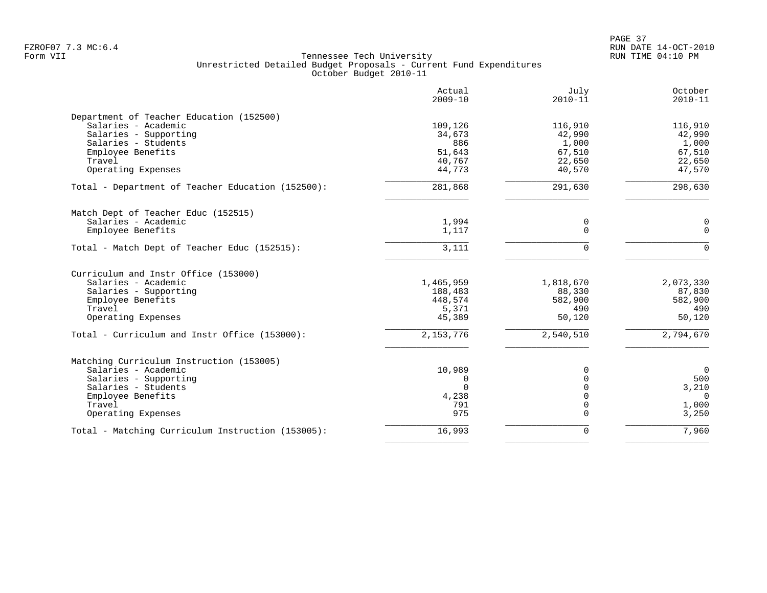Tennessee Tech University
Unrestricted Detailed Budget Proposals - Current Fund Expenditures
October Budget 2010-11

| | Actual 2009-10 | July 2010-11 | October 2010-11 |
|---|---|---|---|
| **Department of Teacher Education (152500)** | | | |
| Salaries - Academic | 109,126 | 116,910 | 116,910 |
| Salaries - Supporting | 34,673 | 42,990 | 42,990 |
| Salaries - Students | 886 | 1,000 | 1,000 |
| Employee Benefits | 51,643 | 67,510 | 67,510 |
| Travel | 40,767 | 22,650 | 22,650 |
| Operating Expenses | 44,773 | 40,570 | 47,570 |
| Total - Department of Teacher Education (152500): | 281,868 | 291,630 | 298,630 |
| **Match Dept of Teacher Educ (152515)** | | | |
| Salaries - Academic | 1,994 | 0 | 0 |
| Employee Benefits | 1,117 | 0 | 0 |
| Total - Match Dept of Teacher Educ (152515): | 3,111 | 0 | 0 |
| **Curriculum and Instr Office (153000)** | | | |
| Salaries - Academic | 1,465,959 | 1,818,670 | 2,073,330 |
| Salaries - Supporting | 188,483 | 88,330 | 87,830 |
| Employee Benefits | 448,574 | 582,900 | 582,900 |
| Travel | 5,371 | 490 | 490 |
| Operating Expenses | 45,389 | 50,120 | 50,120 |
| Total - Curriculum and Instr Office (153000): | 2,153,776 | 2,540,510 | 2,794,670 |
| **Matching Curriculum Instruction (153005)** | | | |
| Salaries - Academic | 10,989 | 0 | 0 |
| Salaries - Supporting | 0 | 0 | 500 |
| Salaries - Students | 0 | 0 | 3,210 |
| Employee Benefits | 4,238 | 0 | 0 |
| Travel | 791 | 0 | 1,000 |
| Operating Expenses | 975 | 0 | 3,250 |
| Total - Matching Curriculum Instruction (153005): | 16,993 | 0 | 7,960 |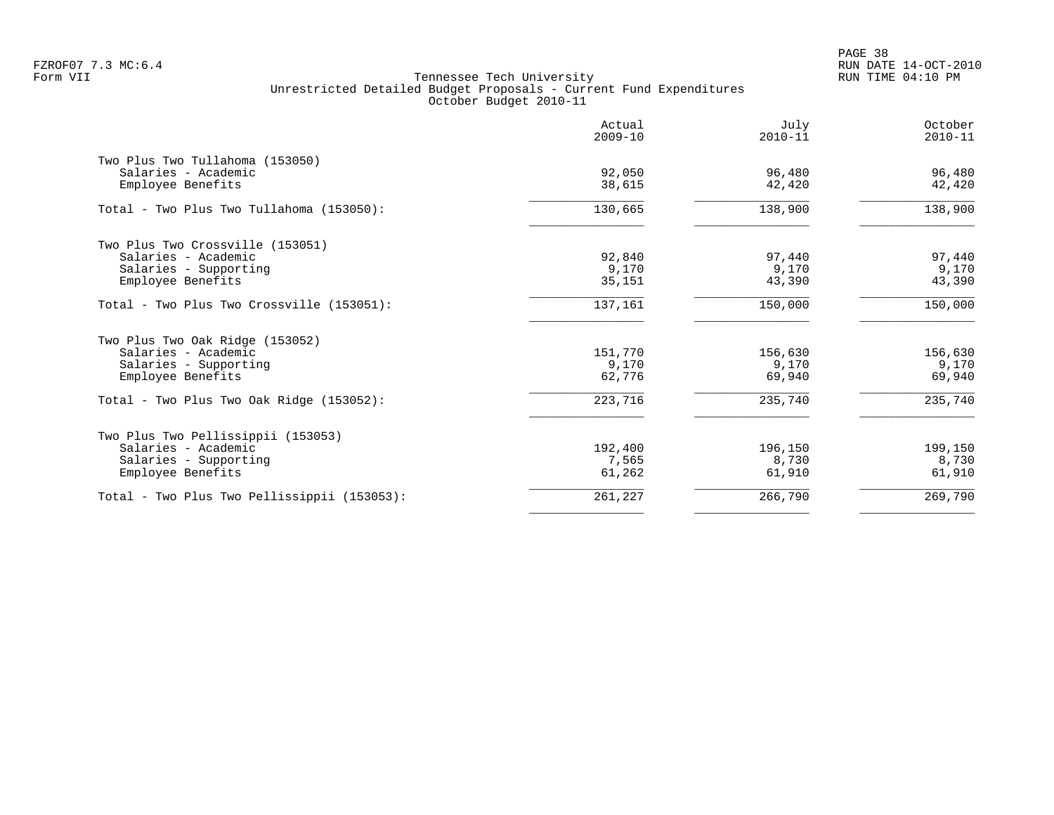Tennessee Tech University
Unrestricted Detailed Budget Proposals - Current Fund Expenditures
October Budget 2010-11

| | Actual 2009-10 | July 2010-11 | October 2010-11 |
|---|---|---|---|
| **Two Plus Two Tullahoma (153050)** | | | |
| Salaries - Academic | 92,050 | 96,480 | 96,480 |
| Employee Benefits | 38,615 | 42,420 | 42,420 |
| Total - Two Plus Two Tullahoma (153050): | 130,665 | 138,900 | 138,900 |
| **Two Plus Two Crossville (153051)** | | | |
| Salaries - Academic | 92,840 | 97,440 | 97,440 |
| Salaries - Supporting | 9,170 | 9,170 | 9,170 |
| Employee Benefits | 35,151 | 43,390 | 43,390 |
| Total - Two Plus Two Crossville (153051): | 137,161 | 150,000 | 150,000 |
| **Two Plus Two Oak Ridge (153052)** | | | |
| Salaries - Academic | 151,770 | 156,630 | 156,630 |
| Salaries - Supporting | 9,170 | 9,170 | 9,170 |
| Employee Benefits | 62,776 | 69,940 | 69,940 |
| Total - Two Plus Two Oak Ridge (153052): | 223,716 | 235,740 | 235,740 |
| **Two Plus Two Pellissippii (153053)** | | | |
| Salaries - Academic | 192,400 | 196,150 | 199,150 |
| Salaries - Supporting | 7,565 | 8,730 | 8,730 |
| Employee Benefits | 61,262 | 61,910 | 61,910 |
| Total - Two Plus Two Pellissippii (153053): | 261,227 | 266,790 | 269,790 |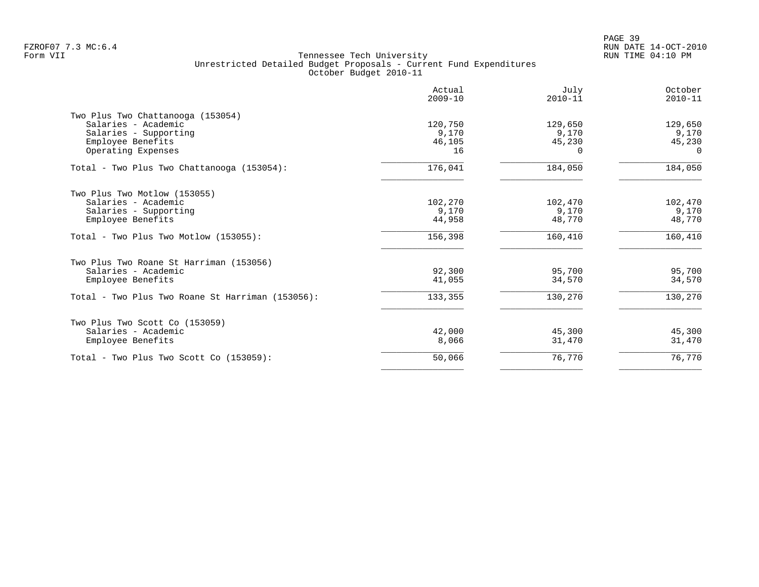Form VII

# Tennessee Tech University
## Unrestricted Detailed Budget Proposals - Current Fund Expenditures
### October Budget 2010-11

| | Actual 2009-10 | July 2010-11 | October 2010-11 |
|---|---|---|---|
| **Two Plus Two Chattanooga (153054)** | | | |
| Salaries - Academic | 120,750 | 129,650 | 129,650 |
| Salaries - Supporting | 9,170 | 9,170 | 9,170 |
| Employee Benefits | 46,105 | 45,230 | 45,230 |
| Operating Expenses | 16 | 0 | 0 |
| Total - Two Plus Two Chattanooga (153054): | 176,041 | 184,050 | 184,050 |
| **Two Plus Two Motlow (153055)** | | | |
| Salaries - Academic | 102,270 | 102,470 | 102,470 |
| Salaries - Supporting | 9,170 | 9,170 | 9,170 |
| Employee Benefits | 44,958 | 48,770 | 48,770 |
| Total - Two Plus Two Motlow (153055): | 156,398 | 160,410 | 160,410 |
| **Two Plus Two Roane St Harriman (153056)** | | | |
| Salaries - Academic | 92,300 | 95,700 | 95,700 |
| Employee Benefits | 41,055 | 34,570 | 34,570 |
| Total - Two Plus Two Roane St Harriman (153056): | 133,355 | 130,270 | 130,270 |
| **Two Plus Two Scott Co (153059)** | | | |
| Salaries - Academic | 42,000 | 45,300 | 45,300 |
| Employee Benefits | 8,066 | 31,470 | 31,470 |
| Total - Two Plus Two Scott Co (153059): | 50,066 | 76,770 | 76,770 |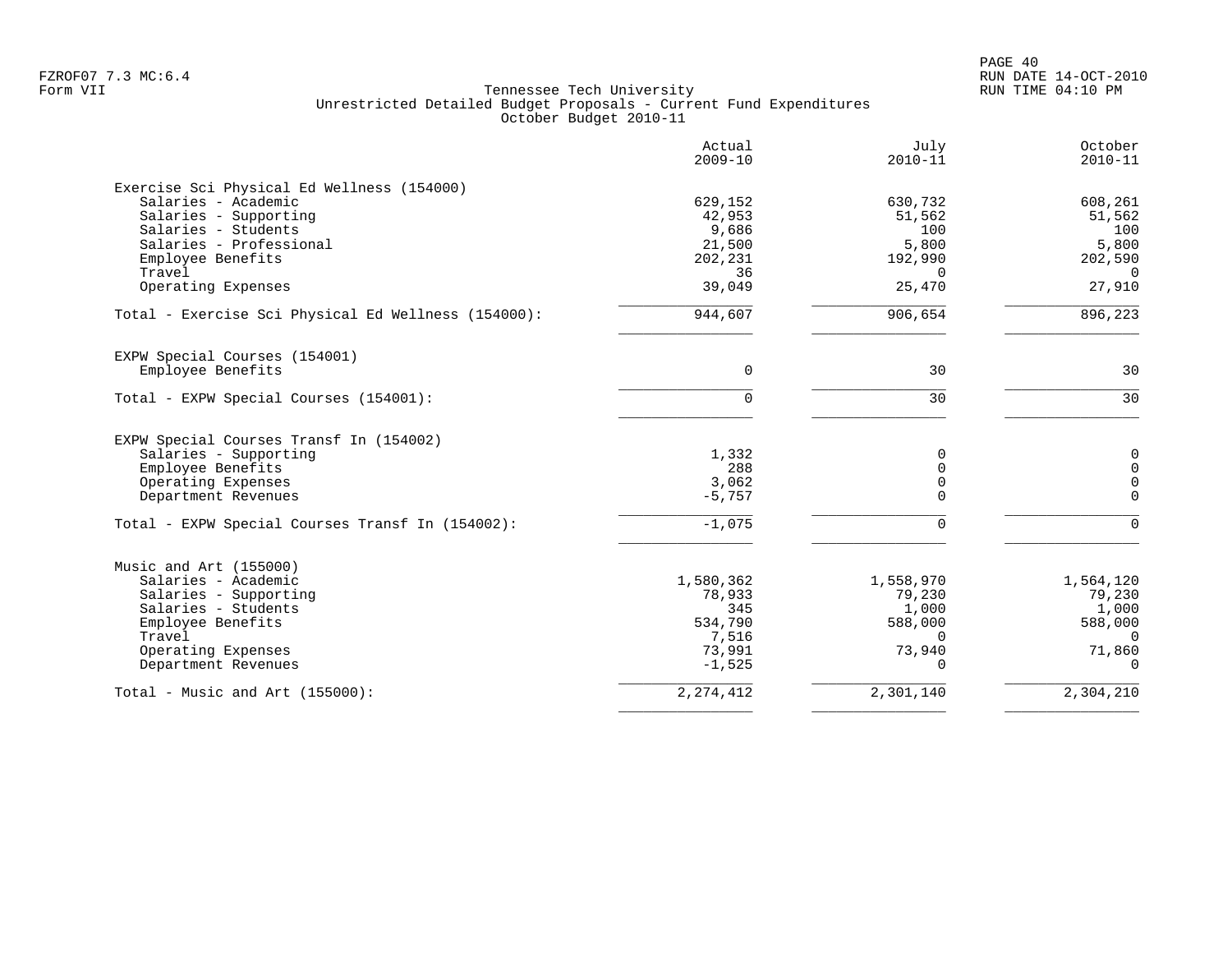Tennessee Tech University
Unrestricted Detailed Budget Proposals - Current Fund Expenditures
October Budget 2010-11

| | Actual 2009-10 | July 2010-11 | October 2010-11 |
|---|---|---|---|
| **Exercise Sci Physical Ed Wellness (154000)** | | | |
| Salaries - Academic | 629,152 | 630,732 | 608,261 |
| Salaries - Supporting | 42,953 | 51,562 | 51,562 |
| Salaries - Students | 9,686 | 100 | 100 |
| Salaries - Professional | 21,500 | 5,800 | 5,800 |
| Employee Benefits | 202,231 | 192,990 | 202,590 |
| Travel | 36 | 0 | 0 |
| Operating Expenses | 39,049 | 25,470 | 27,910 |
| Total - Exercise Sci Physical Ed Wellness (154000): | 944,607 | 906,654 | 896,223 |
| **EXPW Special Courses (154001)** | | | |
| Employee Benefits | 0 | 30 | 30 |
| Total - EXPW Special Courses (154001): | 0 | 30 | 30 |
| **EXPW Special Courses Transf In (154002)** | | | |
| Salaries - Supporting | 1,332 | 0 | 0 |
| Employee Benefits | 288 | 0 | 0 |
| Operating Expenses | 3,062 | 0 | 0 |
| Department Revenues | -5,757 | 0 | 0 |
| Total - EXPW Special Courses Transf In (154002): | -1,075 | 0 | 0 |
| **Music and Art (155000)** | | | |
| Salaries - Academic | 1,580,362 | 1,558,970 | 1,564,120 |
| Salaries - Supporting | 78,933 | 79,230 | 79,230 |
| Salaries - Students | 345 | 1,000 | 1,000 |
| Employee Benefits | 534,790 | 588,000 | 588,000 |
| Travel | 7,516 | 0 | 0 |
| Operating Expenses | 73,991 | 73,940 | 71,860 |
| Department Revenues | -1,525 | 0 | 0 |
| Total - Music and Art (155000): | 2,274,412 | 2,301,140 | 2,304,210 |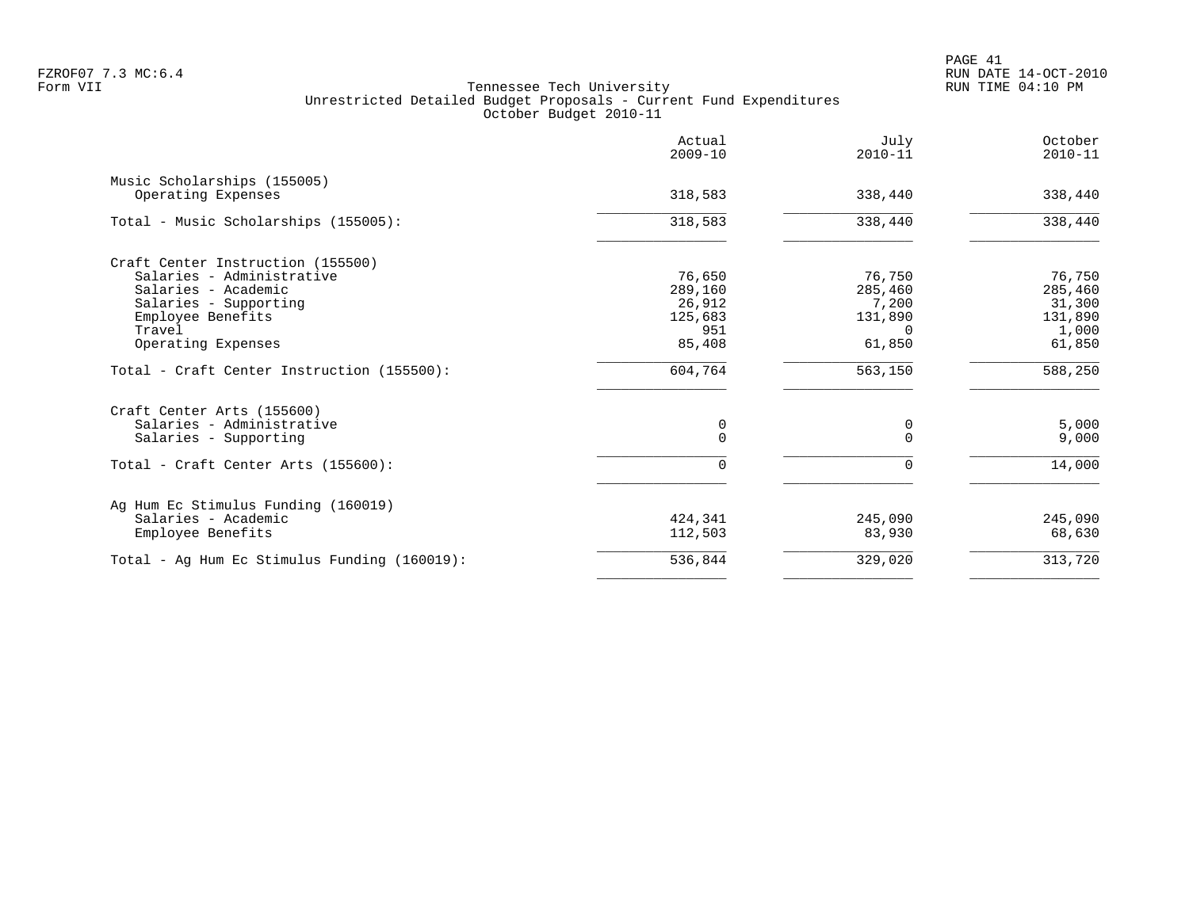Tennessee Tech University
Unrestricted Detailed Budget Proposals - Current Fund Expenditures
October Budget 2010-11

| | Actual 2009-10 | July 2010-11 | October 2010-11 |
|---|---|---|---|
| **Music Scholarships (155005)** | | | |
| Operating Expenses | 318,583 | 338,440 | 338,440 |
| Total - Music Scholarships (155005): | 318,583 | 338,440 | 338,440 |
| **Craft Center Instruction (155500)** | | | |
| Salaries - Administrative | 76,650 | 76,750 | 76,750 |
| Salaries - Academic | 289,160 | 285,460 | 285,460 |
| Salaries - Supporting | 26,912 | 7,200 | 31,300 |
| Employee Benefits | 125,683 | 131,890 | 131,890 |
| Travel | 951 | 0 | 1,000 |
| Operating Expenses | 85,408 | 61,850 | 61,850 |
| Total - Craft Center Instruction (155500): | 604,764 | 563,150 | 588,250 |
| **Craft Center Arts (155600)** | | | |
| Salaries - Administrative | 0 | 0 | 5,000 |
| Salaries - Supporting | 0 | 0 | 9,000 |
| Total - Craft Center Arts (155600): | 0 | 0 | 14,000 |
| **Ag Hum Ec Stimulus Funding (160019)** | | | |
| Salaries - Academic | 424,341 | 245,090 | 245,090 |
| Employee Benefits | 112,503 | 83,930 | 68,630 |
| Total - Ag Hum Ec Stimulus Funding (160019): | 536,844 | 329,020 | 313,720 |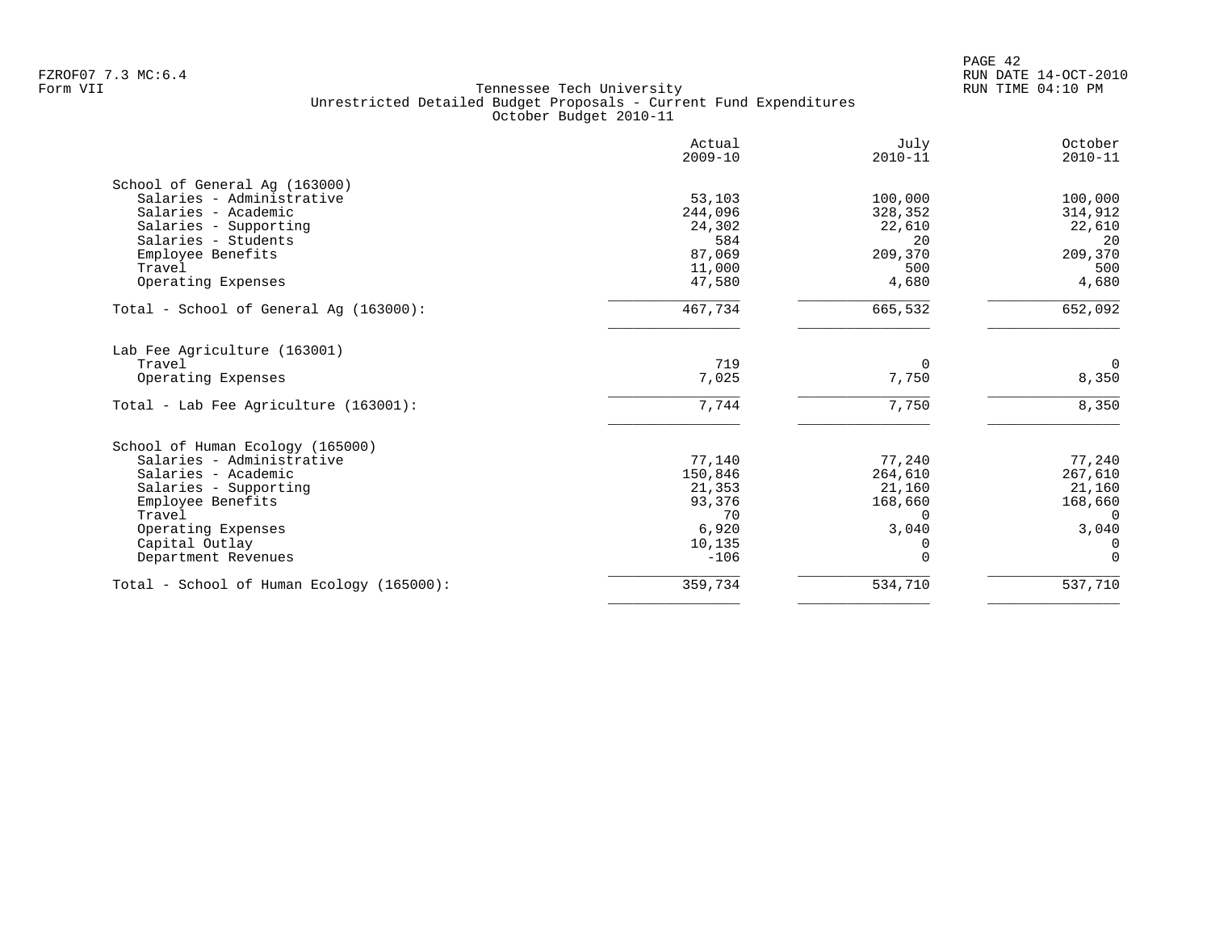Tennessee Tech University
Unrestricted Detailed Budget Proposals - Current Fund Expenditures
October Budget 2010-11

| | Actual 2009-10 | July 2010-11 | October 2010-11 |
|---|---|---|---|
| **School of General Ag (163000)** | | | |
| Salaries - Administrative | 53,103 | 100,000 | 100,000 |
| Salaries - Academic | 244,096 | 328,352 | 314,912 |
| Salaries - Supporting | 24,302 | 22,610 | 22,610 |
| Salaries - Students | 584 | 20 | 20 |
| Employee Benefits | 87,069 | 209,370 | 209,370 |
| Travel | 11,000 | 500 | 500 |
| Operating Expenses | 47,580 | 4,680 | 4,680 |
| Total - School of General Ag (163000): | 467,734 | 665,532 | 652,092 |
| **Lab Fee Agriculture (163001)** | | | |
| Travel | 719 | 0 | 0 |
| Operating Expenses | 7,025 | 7,750 | 8,350 |
| Total - Lab Fee Agriculture (163001): | 7,744 | 7,750 | 8,350 |
| **School of Human Ecology (165000)** | | | |
| Salaries - Administrative | 77,140 | 77,240 | 77,240 |
| Salaries - Academic | 150,846 | 264,610 | 267,610 |
| Salaries - Supporting | 21,353 | 21,160 | 21,160 |
| Employee Benefits | 93,376 | 168,660 | 168,660 |
| Travel | 70 | 0 | 0 |
| Operating Expenses | 6,920 | 3,040 | 3,040 |
| Capital Outlay | 10,135 | 0 | 0 |
| Department Revenues | -106 | 0 | 0 |
| Total - School of Human Ecology (165000): | 359,734 | 534,710 | 537,710 |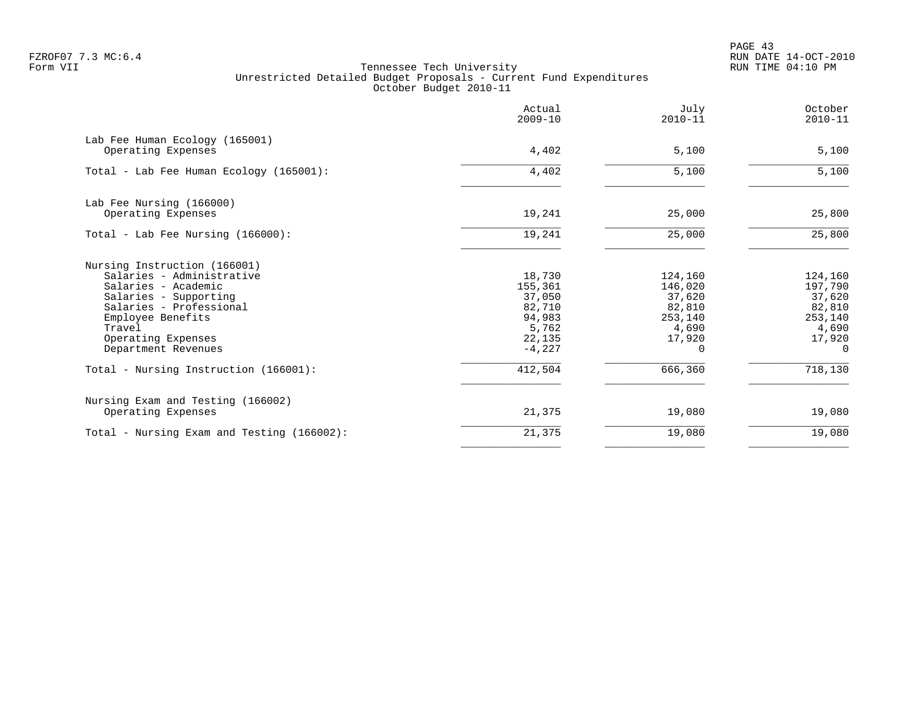FZROF07 7.3 MC:6.4
Form VII

Tennessee Tech University
Unrestricted Detailed Budget Proposals - Current Fund Expenditures
October Budget 2010-11

RUN DATE 14-OCT-2010
RUN TIME 04:10 PM

| | Actual 2009-10 | July 2010-11 | October 2010-11 |
|---|---|---|---|
| **Lab Fee Human Ecology (165001)** | | | |
| Operating Expenses | 4,402 | 5,100 | 5,100 |
| Total - Lab Fee Human Ecology (165001): | 4,402 | 5,100 | 5,100 |
| **Lab Fee Nursing (166000)** | | | |
| Operating Expenses | 19,241 | 25,000 | 25,800 |
| Total - Lab Fee Nursing (166000): | 19,241 | 25,000 | 25,800 |
| **Nursing Instruction (166001)** | | | |
| Salaries - Administrative | 18,730 | 124,160 | 124,160 |
| Salaries - Academic | 155,361 | 146,020 | 197,790 |
| Salaries - Supporting | 37,050 | 37,620 | 37,620 |
| Salaries - Professional | 82,710 | 82,810 | 82,810 |
| Employee Benefits | 94,983 | 253,140 | 253,140 |
| Travel | 5,762 | 4,690 | 4,690 |
| Operating Expenses | 22,135 | 17,920 | 17,920 |
| Department Revenues | -4,227 | 0 | 0 |
| Total - Nursing Instruction (166001): | 412,504 | 666,360 | 718,130 |
| **Nursing Exam and Testing (166002)** | | | |
| Operating Expenses | 21,375 | 19,080 | 19,080 |
| Total - Nursing Exam and Testing (166002): | 21,375 | 19,080 | 19,080 |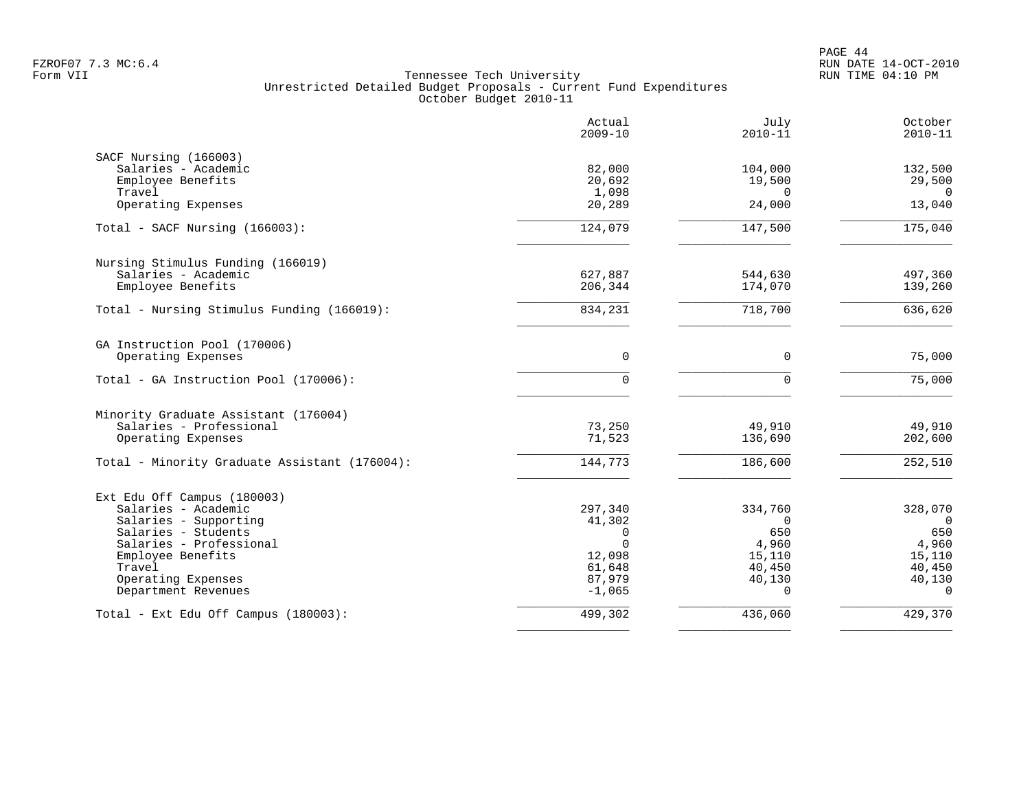Tennessee Tech University
Unrestricted Detailed Budget Proposals - Current Fund Expenditures
October Budget 2010-11

| | Actual 2009-10 | July 2010-11 | October 2010-11 |
|---|---|---|---|
| **SACF Nursing (166003)** | | | |
| Salaries - Academic | 82,000 | 104,000 | 132,500 |
| Employee Benefits | 20,692 | 19,500 | 29,500 |
| Travel | 1,098 | 0 | 0 |
| Operating Expenses | 20,289 | 24,000 | 13,040 |
| Total - SACF Nursing (166003): | 124,079 | 147,500 | 175,040 |
| **Nursing Stimulus Funding (166019)** | | | |
| Salaries - Academic | 627,887 | 544,630 | 497,360 |
| Employee Benefits | 206,344 | 174,070 | 139,260 |
| Total - Nursing Stimulus Funding (166019): | 834,231 | 718,700 | 636,620 |
| **GA Instruction Pool (170006)** | | | |
| Operating Expenses | 0 | 0 | 75,000 |
| Total - GA Instruction Pool (170006): | 0 | 0 | 75,000 |
| **Minority Graduate Assistant (176004)** | | | |
| Salaries - Professional | 73,250 | 49,910 | 49,910 |
| Operating Expenses | 71,523 | 136,690 | 202,600 |
| Total - Minority Graduate Assistant (176004): | 144,773 | 186,600 | 252,510 |
| **Ext Edu Off Campus (180003)** | | | |
| Salaries - Academic | 297,340 | 334,760 | 328,070 |
| Salaries - Supporting | 41,302 | 0 | 0 |
| Salaries - Students | 0 | 650 | 650 |
| Salaries - Professional | 0 | 4,960 | 4,960 |
| Employee Benefits | 12,098 | 15,110 | 15,110 |
| Travel | 61,648 | 40,450 | 40,450 |
| Operating Expenses | 87,979 | 40,130 | 40,130 |
| Department Revenues | -1,065 | 0 | 0 |
| Total - Ext Edu Off Campus (180003): | 499,302 | 436,060 | 429,370 |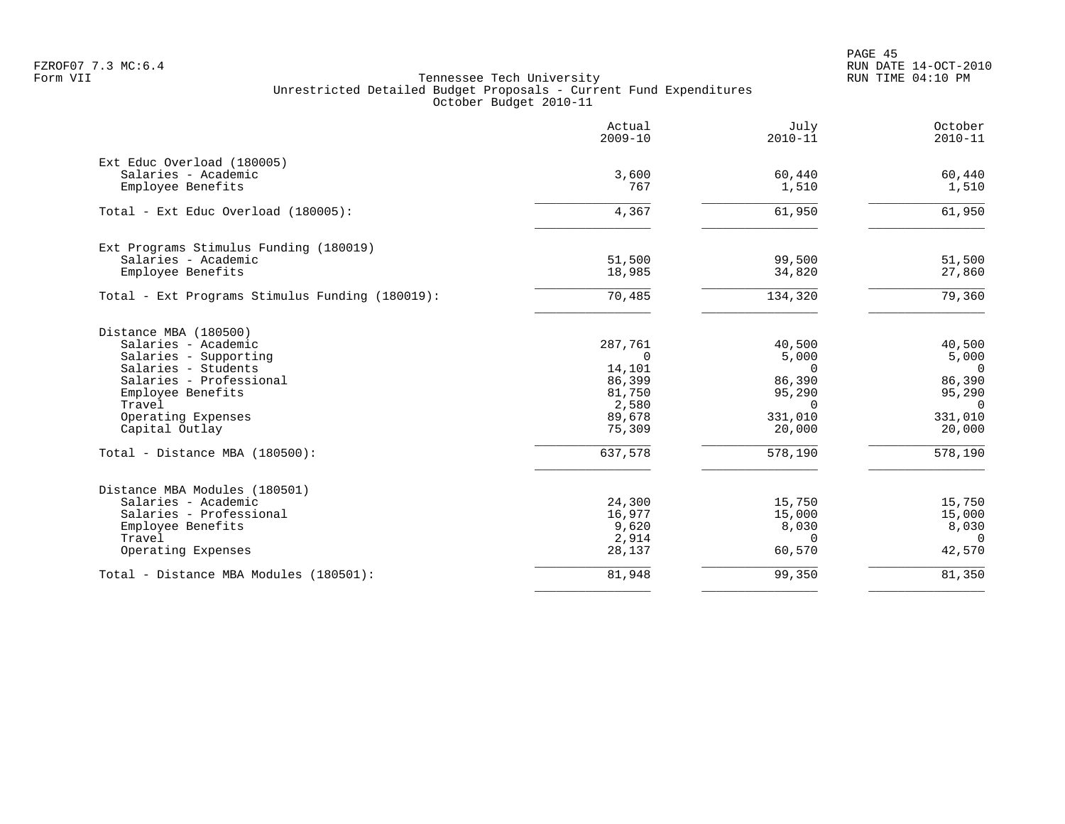FZROF07 7.3 MC:6.4
Form VII

# Tennessee Tech University
## Unrestricted Detailed Budget Proposals - Current Fund Expenditures
### October Budget 2010-11

RUN DATE 14-OCT-2010
RUN TIME 04:10 PM

| | Actual 2009-10 | July 2010-11 | October 2010-11 |
|---|---|---|---|
| **Ext Educ Overload (180005)** | | | |
| Salaries - Academic | 3,600 | 60,440 | 60,440 |
| Employee Benefits | 767 | 1,510 | 1,510 |
| Total - Ext Educ Overload (180005): | 4,367 | 61,950 | 61,950 |
| **Ext Programs Stimulus Funding (180019)** | | | |
| Salaries - Academic | 51,500 | 99,500 | 51,500 |
| Employee Benefits | 18,985 | 34,820 | 27,860 |
| Total - Ext Programs Stimulus Funding (180019): | 70,485 | 134,320 | 79,360 |
| **Distance MBA (180500)** | | | |
| Salaries - Academic | 287,761 | 40,500 | 40,500 |
| Salaries - Supporting | 0 | 5,000 | 5,000 |
| Salaries - Students | 14,101 | 0 | 0 |
| Salaries - Professional | 86,399 | 86,390 | 86,390 |
| Employee Benefits | 81,750 | 95,290 | 95,290 |
| Travel | 2,580 | 0 | 0 |
| Operating Expenses | 89,678 | 331,010 | 331,010 |
| Capital Outlay | 75,309 | 20,000 | 20,000 |
| Total - Distance MBA (180500): | 637,578 | 578,190 | 578,190 |
| **Distance MBA Modules (180501)** | | | |
| Salaries - Academic | 24,300 | 15,750 | 15,750 |
| Salaries - Professional | 16,977 | 15,000 | 15,000 |
| Employee Benefits | 9,620 | 8,030 | 8,030 |
| Travel | 2,914 | 0 | 0 |
| Operating Expenses | 28,137 | 60,570 | 42,570 |
| Total - Distance MBA Modules (180501): | 81,948 | 99,350 | 81,350 |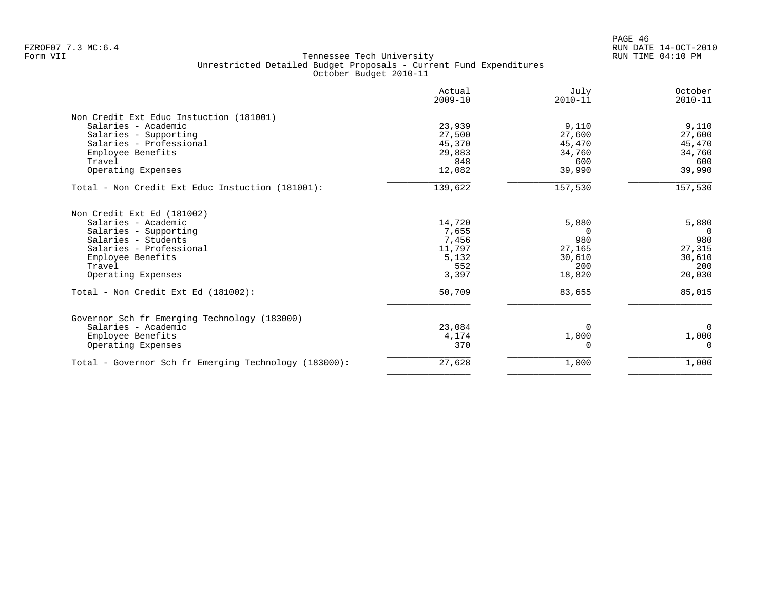FZROF07 7.3 MC:6.4
Form VII

Tennessee Tech University
Unrestricted Detailed Budget Proposals - Current Fund Expenditures
October Budget 2010-11

RUN DATE 14-OCT-2010
RUN TIME 04:10 PM

| | Actual 2009-10 | July 2010-11 | October 2010-11 |
|---|---|---|---|
| **Non Credit Ext Educ Instuction (181001)** | | | |
| Salaries - Academic | 23,939 | 9,110 | 9,110 |
| Salaries - Supporting | 27,500 | 27,600 | 27,600 |
| Salaries - Professional | 45,370 | 45,470 | 45,470 |
| Employee Benefits | 29,883 | 34,760 | 34,760 |
| Travel | 848 | 600 | 600 |
| Operating Expenses | 12,082 | 39,990 | 39,990 |
| Total - Non Credit Ext Educ Instuction (181001): | 139,622 | 157,530 | 157,530 |
| **Non Credit Ext Ed (181002)** | | | |
| Salaries - Academic | 14,720 | 5,880 | 5,880 |
| Salaries - Supporting | 7,655 | 0 | 0 |
| Salaries - Students | 7,456 | 980 | 980 |
| Salaries - Professional | 11,797 | 27,165 | 27,315 |
| Employee Benefits | 5,132 | 30,610 | 30,610 |
| Travel | 552 | 200 | 200 |
| Operating Expenses | 3,397 | 18,820 | 20,030 |
| Total - Non Credit Ext Ed (181002): | 50,709 | 83,655 | 85,015 |
| **Governor Sch fr Emerging Technology (183000)** | | | |
| Salaries - Academic | 23,084 | 0 | 0 |
| Employee Benefits | 4,174 | 1,000 | 1,000 |
| Operating Expenses | 370 | 0 | 0 |
| Total - Governor Sch fr Emerging Technology (183000): | 27,628 | 1,000 | 1,000 |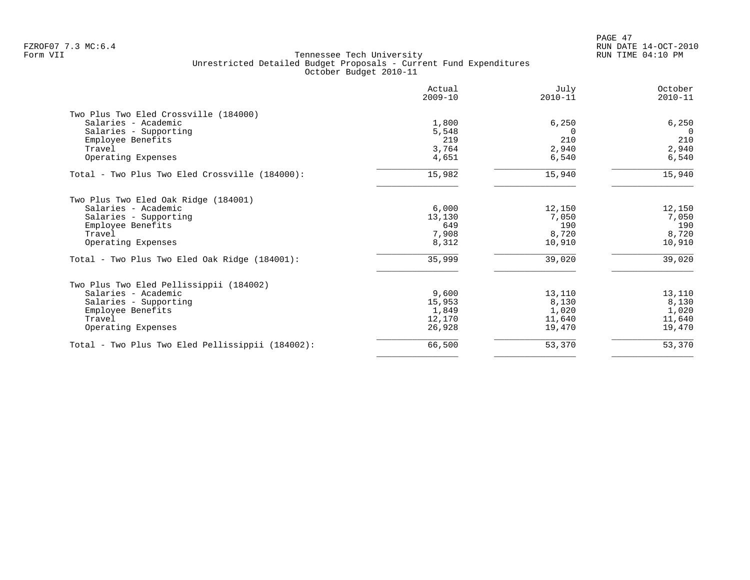Tennessee Tech University
Unrestricted Detailed Budget Proposals - Current Fund Expenditures
October Budget 2010-11

| | Actual 2009-10 | July 2010-11 | October 2010-11 |
|---|---|---|---|
| **Two Plus Two Eled Crossville (184000)** | | | |
| Salaries - Academic | 1,800 | 6,250 | 6,250 |
| Salaries - Supporting | 5,548 | 0 | 0 |
| Employee Benefits | 219 | 210 | 210 |
| Travel | 3,764 | 2,940 | 2,940 |
| Operating Expenses | 4,651 | 6,540 | 6,540 |
| Total - Two Plus Two Eled Crossville (184000): | 15,982 | 15,940 | 15,940 |
| **Two Plus Two Eled Oak Ridge (184001)** | | | |
| Salaries - Academic | 6,000 | 12,150 | 12,150 |
| Salaries - Supporting | 13,130 | 7,050 | 7,050 |
| Employee Benefits | 649 | 190 | 190 |
| Travel | 7,908 | 8,720 | 8,720 |
| Operating Expenses | 8,312 | 10,910 | 10,910 |
| Total - Two Plus Two Eled Oak Ridge (184001): | 35,999 | 39,020 | 39,020 |
| **Two Plus Two Eled Pellissippii (184002)** | | | |
| Salaries - Academic | 9,600 | 13,110 | 13,110 |
| Salaries - Supporting | 15,953 | 8,130 | 8,130 |
| Employee Benefits | 1,849 | 1,020 | 1,020 |
| Travel | 12,170 | 11,640 | 11,640 |
| Operating Expenses | 26,928 | 19,470 | 19,470 |
| Total - Two Plus Two Eled Pellissippii (184002): | 66,500 | 53,370 | 53,370 |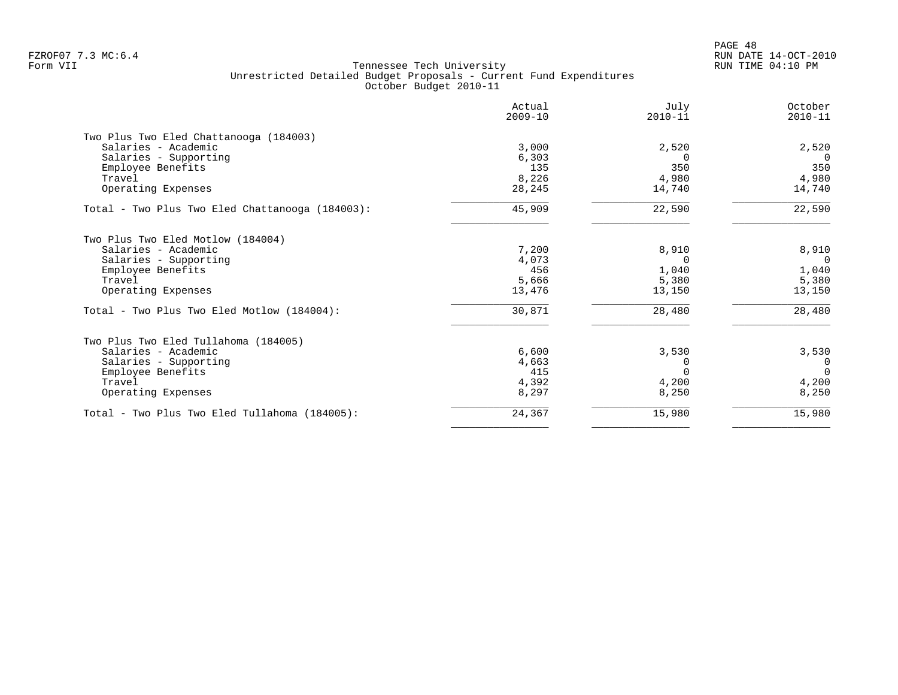Tennessee Tech University
Unrestricted Detailed Budget Proposals - Current Fund Expenditures
October Budget 2010-11

| | Actual 2009-10 | July 2010-11 | October 2010-11 |
|---|---|---|---|
| Two Plus Two Eled Chattanooga (184003) | | | |
| Salaries - Academic | 3,000 | 2,520 | 2,520 |
| Salaries - Supporting | 6,303 | 0 | 0 |
| Employee Benefits | 135 | 350 | 350 |
| Travel | 8,226 | 4,980 | 4,980 |
| Operating Expenses | 28,245 | 14,740 | 14,740 |
| Total - Two Plus Two Eled Chattanooga (184003): | 45,909 | 22,590 | 22,590 |
| Two Plus Two Eled Motlow (184004) | | | |
| Salaries - Academic | 7,200 | 8,910 | 8,910 |
| Salaries - Supporting | 4,073 | 0 | 0 |
| Employee Benefits | 456 | 1,040 | 1,040 |
| Travel | 5,666 | 5,380 | 5,380 |
| Operating Expenses | 13,476 | 13,150 | 13,150 |
| Total - Two Plus Two Eled Motlow (184004): | 30,871 | 28,480 | 28,480 |
| Two Plus Two Eled Tullahoma (184005) | | | |
| Salaries - Academic | 6,600 | 3,530 | 3,530 |
| Salaries - Supporting | 4,663 | 0 | 0 |
| Employee Benefits | 415 | 0 | 0 |
| Travel | 4,392 | 4,200 | 4,200 |
| Operating Expenses | 8,297 | 8,250 | 8,250 |
| Total - Two Plus Two Eled Tullahoma (184005): | 24,367 | 15,980 | 15,980 |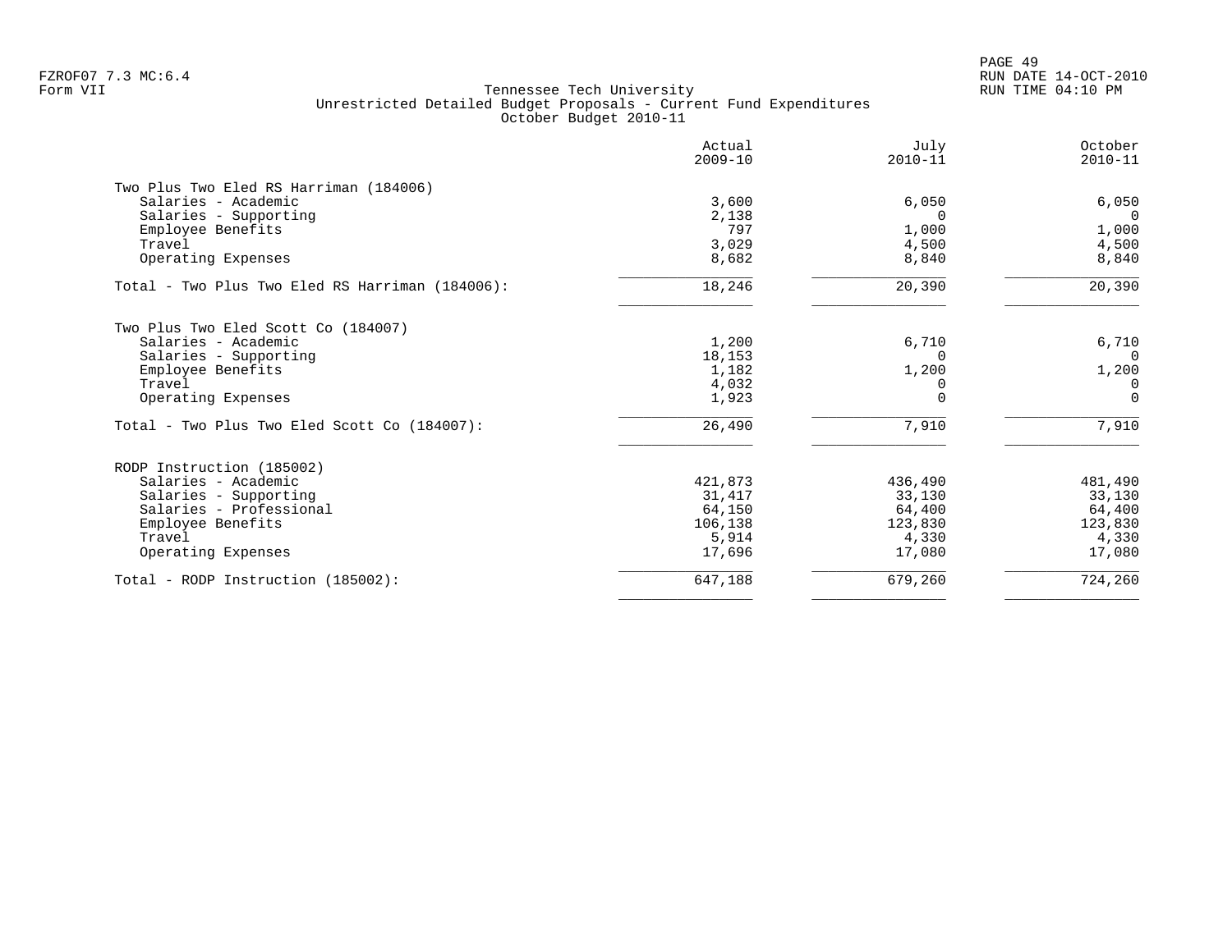Tennessee Tech University
Unrestricted Detailed Budget Proposals - Current Fund Expenditures
October Budget 2010-11

| | Actual 2009-10 | July 2010-11 | October 2010-11 |
|---|---:|---:|---:|
| **Two Plus Two Eled RS Harriman (184006)** | | | |
| Salaries - Academic | 3,600 | 6,050 | 6,050 |
| Salaries - Supporting | 2,138 | 0 | 0 |
| Employee Benefits | 797 | 1,000 | 1,000 |
| Travel | 3,029 | 4,500 | 4,500 |
| Operating Expenses | 8,682 | 8,840 | 8,840 |
| Total - Two Plus Two Eled RS Harriman (184006): | 18,246 | 20,390 | 20,390 |
| **Two Plus Two Eled Scott Co (184007)** | | | |
| Salaries - Academic | 1,200 | 6,710 | 6,710 |
| Salaries - Supporting | 18,153 | 0 | 0 |
| Employee Benefits | 1,182 | 1,200 | 1,200 |
| Travel | 4,032 | 0 | 0 |
| Operating Expenses | 1,923 | 0 | 0 |
| Total - Two Plus Two Eled Scott Co (184007): | 26,490 | 7,910 | 7,910 |
| **RODP Instruction (185002)** | | | |
| Salaries - Academic | 421,873 | 436,490 | 481,490 |
| Salaries - Supporting | 31,417 | 33,130 | 33,130 |
| Salaries - Professional | 64,150 | 64,400 | 64,400 |
| Employee Benefits | 106,138 | 123,830 | 123,830 |
| Travel | 5,914 | 4,330 | 4,330 |
| Operating Expenses | 17,696 | 17,080 | 17,080 |
| Total - RODP Instruction (185002): | 647,188 | 679,260 | 724,260 |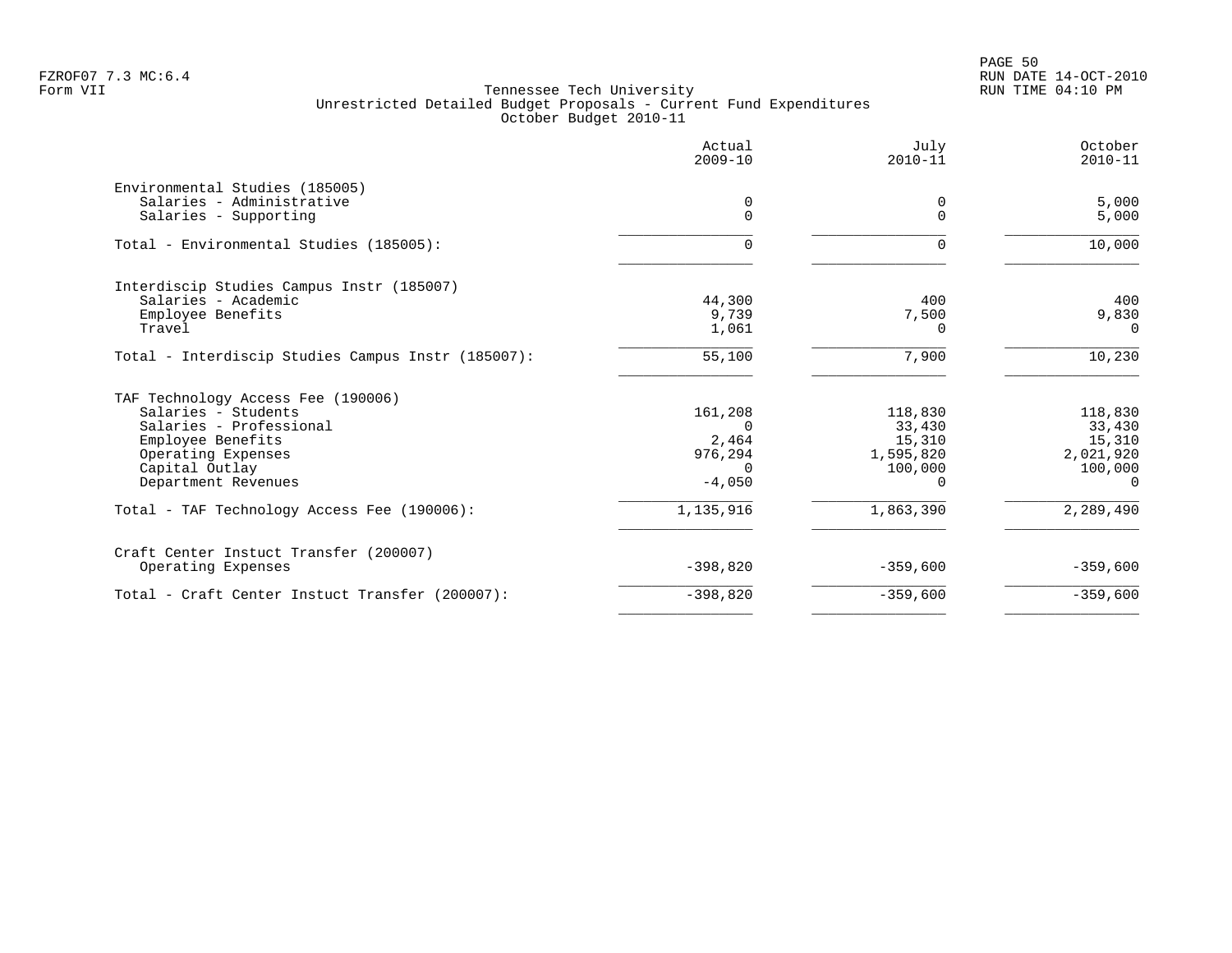Tennessee Tech University
Unrestricted Detailed Budget Proposals - Current Fund Expenditures
October Budget 2010-11

| | Actual 2009-10 | July 2010-11 | October 2010-11 |
|---|---|---|---|
| **Environmental Studies (185005)** | | | |
| Salaries - Administrative | 0 | 0 | 5,000 |
| Salaries - Supporting | 0 | 0 | 5,000 |
| Total - Environmental Studies (185005): | 0 | 0 | 10,000 |
| **Interdiscip Studies Campus Instr (185007)** | | | |
| Salaries - Academic | 44,300 | 400 | 400 |
| Employee Benefits | 9,739 | 7,500 | 9,830 |
| Travel | 1,061 | 0 | 0 |
| Total - Interdiscip Studies Campus Instr (185007): | 55,100 | 7,900 | 10,230 |
| **TAF Technology Access Fee (190006)** | | | |
| Salaries - Students | 161,208 | 118,830 | 118,830 |
| Salaries - Professional | 0 | 33,430 | 33,430 |
| Employee Benefits | 2,464 | 15,310 | 15,310 |
| Operating Expenses | 976,294 | 1,595,820 | 2,021,920 |
| Capital Outlay | 0 | 100,000 | 100,000 |
| Department Revenues | -4,050 | 0 | 0 |
| Total - TAF Technology Access Fee (190006): | 1,135,916 | 1,863,390 | 2,289,490 |
| **Craft Center Instuct Transfer (200007)** | | | |
| Operating Expenses | -398,820 | -359,600 | -359,600 |
| Total - Craft Center Instuct Transfer (200007): | -398,820 | -359,600 | -359,600 |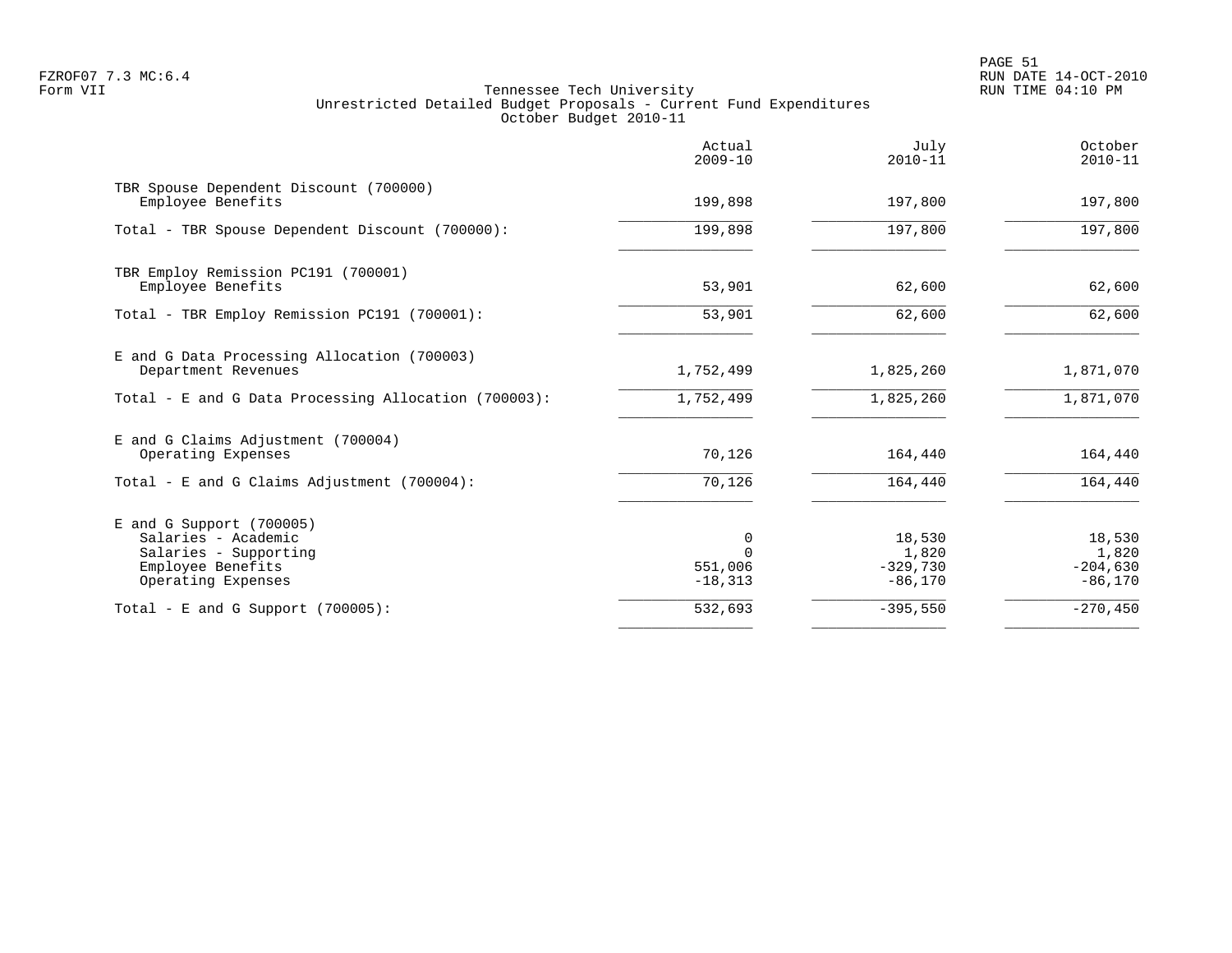Tennessee Tech University
Unrestricted Detailed Budget Proposals - Current Fund Expenditures
October Budget 2010-11

| | Actual 2009-10 | July 2010-11 | October 2010-11 |
|---|---|---|---|
| **TBR Spouse Dependent Discount (700000)** | | | |
| Employee Benefits | 199,898 | 197,800 | 197,800 |
| Total - TBR Spouse Dependent Discount (700000): | 199,898 | 197,800 | 197,800 |
| **TBR Employ Remission PC191 (700001)** | | | |
| Employee Benefits | 53,901 | 62,600 | 62,600 |
| Total - TBR Employ Remission PC191 (700001): | 53,901 | 62,600 | 62,600 |
| **E and G Data Processing Allocation (700003)** | | | |
| Department Revenues | 1,752,499 | 1,825,260 | 1,871,070 |
| Total - E and G Data Processing Allocation (700003): | 1,752,499 | 1,825,260 | 1,871,070 |
| **E and G Claims Adjustment (700004)** | | | |
| Operating Expenses | 70,126 | 164,440 | 164,440 |
| Total - E and G Claims Adjustment (700004): | 70,126 | 164,440 | 164,440 |
| **E and G Support (700005)** | | | |
| Salaries - Academic | 0 | 18,530 | 18,530 |
| Salaries - Supporting | 0 | 1,820 | 1,820 |
| Employee Benefits | 551,006 | -329,730 | -204,630 |
| Operating Expenses | -18,313 | -86,170 | -86,170 |
| Total - E and G Support (700005): | 532,693 | -395,550 | -270,450 |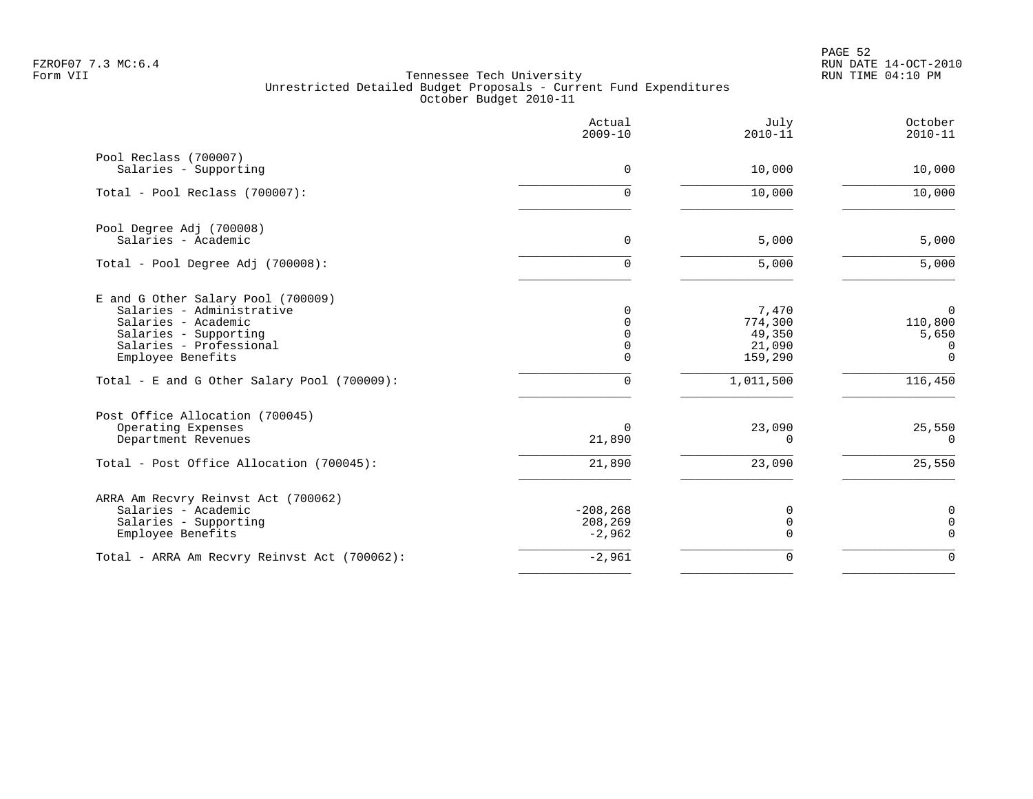Tennessee Tech University
Unrestricted Detailed Budget Proposals - Current Fund Expenditures
October Budget 2010-11

| | Actual 2009-10 | July 2010-11 | October 2010-11 |
|---|---|---|---|
| Pool Reclass (700007) | | | |
| Salaries - Supporting | 0 | 10,000 | 10,000 |
| Total - Pool Reclass (700007): | 0 | 10,000 | 10,000 |
| Pool Degree Adj (700008) | | | |
| Salaries - Academic | 0 | 5,000 | 5,000 |
| Total - Pool Degree Adj (700008): | 0 | 5,000 | 5,000 |
| E and G Other Salary Pool (700009) | | | |
| Salaries - Administrative | 0 | 7,470 | 0 |
| Salaries - Academic | 0 | 774,300 | 110,800 |
| Salaries - Supporting | 0 | 49,350 | 5,650 |
| Salaries - Professional | 0 | 21,090 | 0 |
| Employee Benefits | 0 | 159,290 | 0 |
| Total - E and G Other Salary Pool (700009): | 0 | 1,011,500 | 116,450 |
| Post Office Allocation (700045) | | | |
| Operating Expenses | 0 | 23,090 | 25,550 |
| Department Revenues | 21,890 | 0 | 0 |
| Total - Post Office Allocation (700045): | 21,890 | 23,090 | 25,550 |
| ARRA Am Recvry Reinvst Act (700062) | | | |
| Salaries - Academic | -208,268 | 0 | 0 |
| Salaries - Supporting | 208,269 | 0 | 0 |
| Employee Benefits | -2,962 | 0 | 0 |
| Total - ARRA Am Recvry Reinvst Act (700062): | -2,961 | 0 | 0 |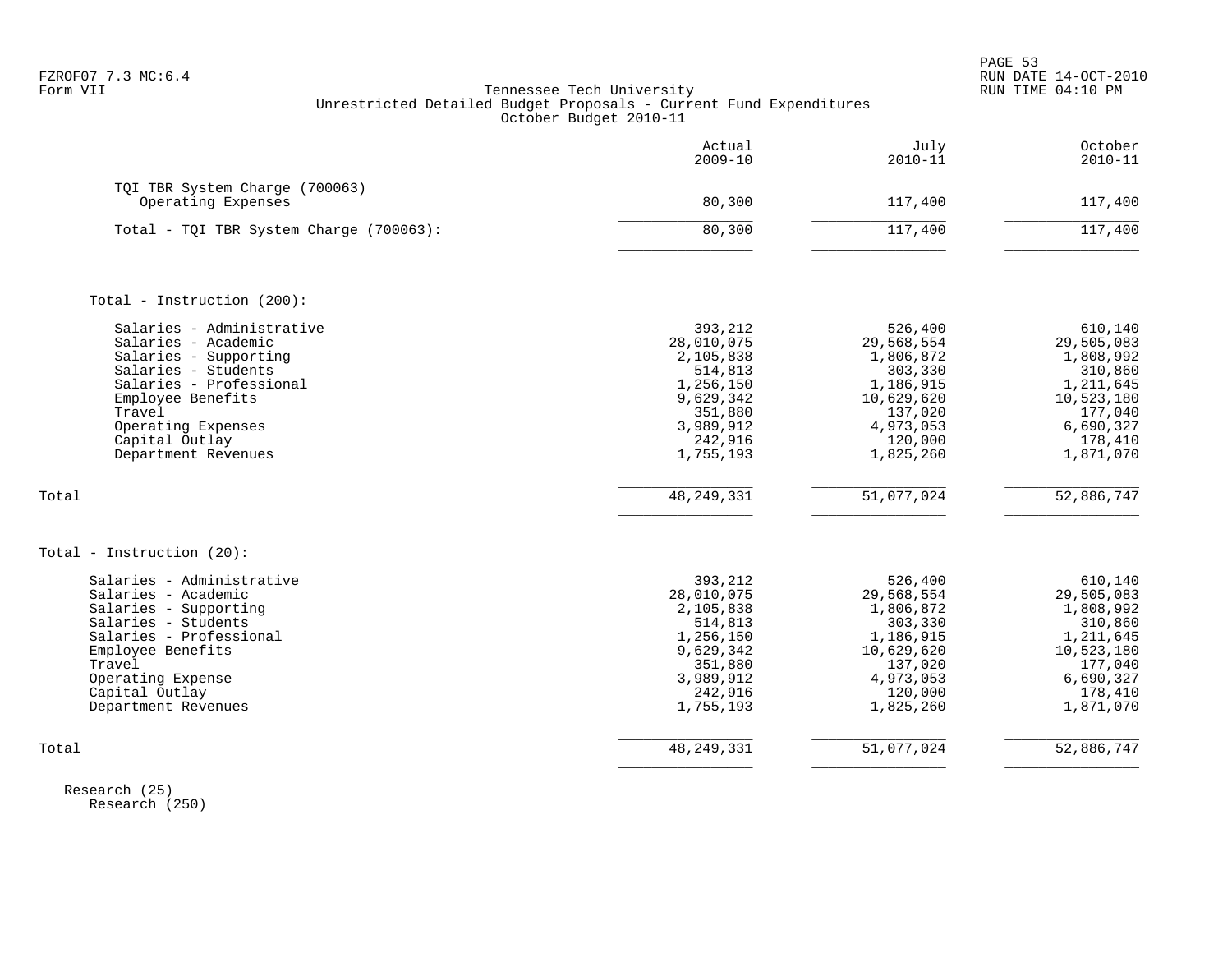Form VII

Tennessee Tech University
Unrestricted Detailed Budget Proposals - Current Fund Expenditures
October Budget 2010-11

| | Actual 2009-10 | July 2010-11 | October 2010-11 |
|---|---|---|---|
| TQI TBR System Charge (700063) | | | |
| Operating Expenses | 80,300 | 117,400 | 117,400 |
| Total - TQI TBR System Charge (700063): | 80,300 | 117,400 | 117,400 |
| | | | |
| Total - Instruction (200): | | | |
| Salaries - Administrative | 393,212 | 526,400 | 610,140 |
| Salaries - Academic | 28,010,075 | 29,568,554 | 29,505,083 |
| Salaries - Supporting | 2,105,838 | 1,806,872 | 1,808,992 |
| Salaries - Students | 514,813 | 303,330 | 310,860 |
| Salaries - Professional | 1,256,150 | 1,186,915 | 1,211,645 |
| Employee Benefits | 9,629,342 | 10,629,620 | 10,523,180 |
| Travel | 351,880 | 137,020 | 177,040 |
| Operating Expenses | 3,989,912 | 4,973,053 | 6,690,327 |
| Capital Outlay | 242,916 | 120,000 | 178,410 |
| Department Revenues | 1,755,193 | 1,825,260 | 1,871,070 |
| Total | 48,249,331 | 51,077,024 | 52,886,747 |
| | | | |
| Total - Instruction (20): | | | |
| Salaries - Administrative | 393,212 | 526,400 | 610,140 |
| Salaries - Academic | 28,010,075 | 29,568,554 | 29,505,083 |
| Salaries - Supporting | 2,105,838 | 1,806,872 | 1,808,992 |
| Salaries - Students | 514,813 | 303,330 | 310,860 |
| Salaries - Professional | 1,256,150 | 1,186,915 | 1,211,645 |
| Employee Benefits | 9,629,342 | 10,629,620 | 10,523,180 |
| Travel | 351,880 | 137,020 | 177,040 |
| Operating Expense | 3,989,912 | 4,973,053 | 6,690,327 |
| Capital Outlay | 242,916 | 120,000 | 178,410 |
| Department Revenues | 1,755,193 | 1,825,260 | 1,871,070 |
| Total | 48,249,331 | 51,077,024 | 52,886,747 |

Research (25)
Research (250)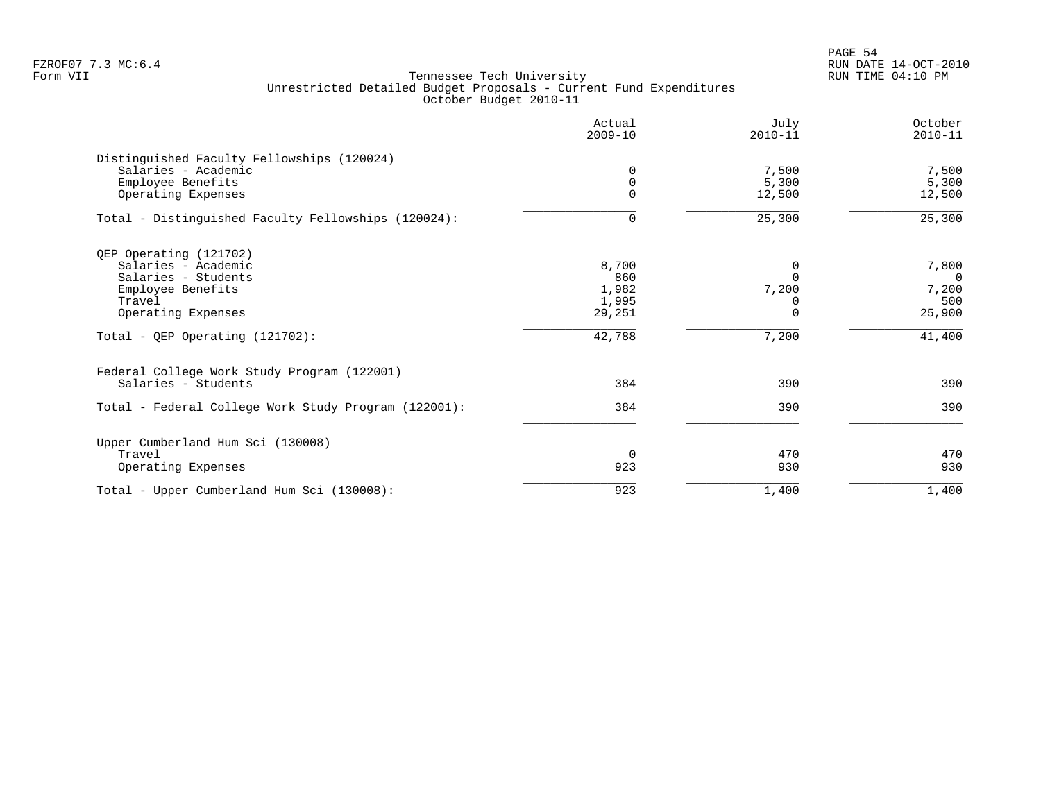Tennessee Tech University
Unrestricted Detailed Budget Proposals - Current Fund Expenditures
October Budget 2010-11

| | Actual 2009-10 | July 2010-11 | October 2010-11 |
|---|---|---|---|
| **Distinguished Faculty Fellowships (120024)** | | | |
| Salaries - Academic | 0 | 7,500 | 7,500 |
| Employee Benefits | 0 | 5,300 | 5,300 |
| Operating Expenses | 0 | 12,500 | 12,500 |
| Total - Distinguished Faculty Fellowships (120024): | 0 | 25,300 | 25,300 |
| **QEP Operating (121702)** | | | |
| Salaries - Academic | 8,700 | 0 | 7,800 |
| Salaries - Students | 860 | 0 | 0 |
| Employee Benefits | 1,982 | 7,200 | 7,200 |
| Travel | 1,995 | 0 | 500 |
| Operating Expenses | 29,251 | 0 | 25,900 |
| Total - QEP Operating (121702): | 42,788 | 7,200 | 41,400 |
| **Federal College Work Study Program (122001)** | | | |
| Salaries - Students | 384 | 390 | 390 |
| Total - Federal College Work Study Program (122001): | 384 | 390 | 390 |
| **Upper Cumberland Hum Sci (130008)** | | | |
| Travel | 0 | 470 | 470 |
| Operating Expenses | 923 | 930 | 930 |
| Total - Upper Cumberland Hum Sci (130008): | 923 | 1,400 | 1,400 |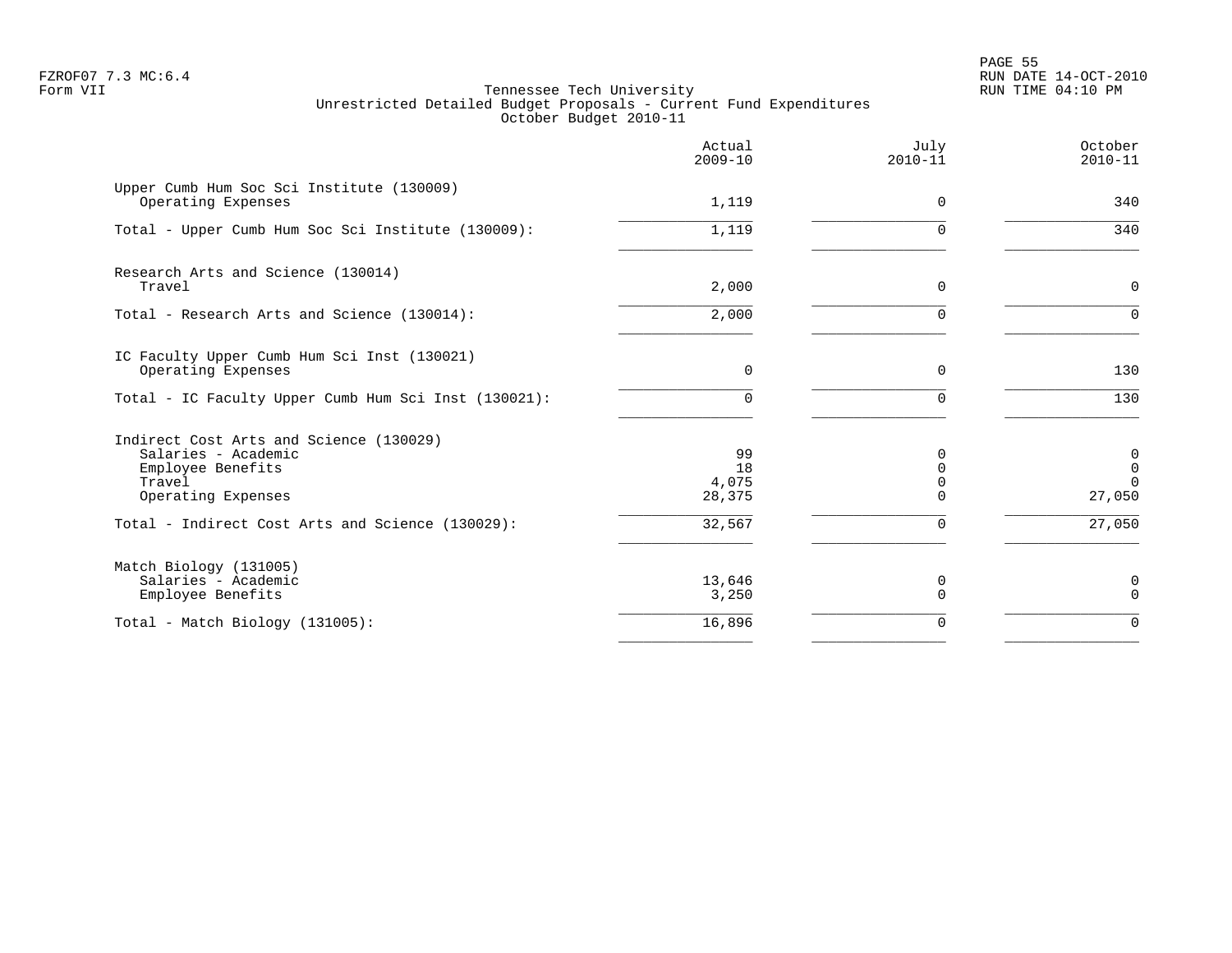FZROF07 7.3 MC:6.4
Form VII

RUN DATE 14-OCT-2010
RUN TIME 04:10 PM

Tennessee Tech University
Unrestricted Detailed Budget Proposals - Current Fund Expenditures
October Budget 2010-11

| | Actual 2009-10 | July 2010-11 | October 2010-11 |
|---|---|---|---|
| **Upper Cumb Hum Soc Sci Institute (130009)** | | | |
| Operating Expenses | 1,119 | 0 | 340 |
| Total - Upper Cumb Hum Soc Sci Institute (130009): | 1,119 | 0 | 340 |
| **Research Arts and Science (130014)** | | | |
| Travel | 2,000 | 0 | 0 |
| Total - Research Arts and Science (130014): | 2,000 | 0 | 0 |
| **IC Faculty Upper Cumb Hum Sci Inst (130021)** | | | |
| Operating Expenses | 0 | 0 | 130 |
| Total - IC Faculty Upper Cumb Hum Sci Inst (130021): | 0 | 0 | 130 |
| **Indirect Cost Arts and Science (130029)** | | | |
| Salaries - Academic | 99 | 0 | 0 |
| Employee Benefits | 18 | 0 | 0 |
| Travel | 4,075 | 0 | 0 |
| Operating Expenses | 28,375 | 0 | 27,050 |
| Total - Indirect Cost Arts and Science (130029): | 32,567 | 0 | 27,050 |
| **Match Biology (131005)** | | | |
| Salaries - Academic | 13,646 | 0 | 0 |
| Employee Benefits | 3,250 | 0 | 0 |
| Total - Match Biology (131005): | 16,896 | 0 | 0 |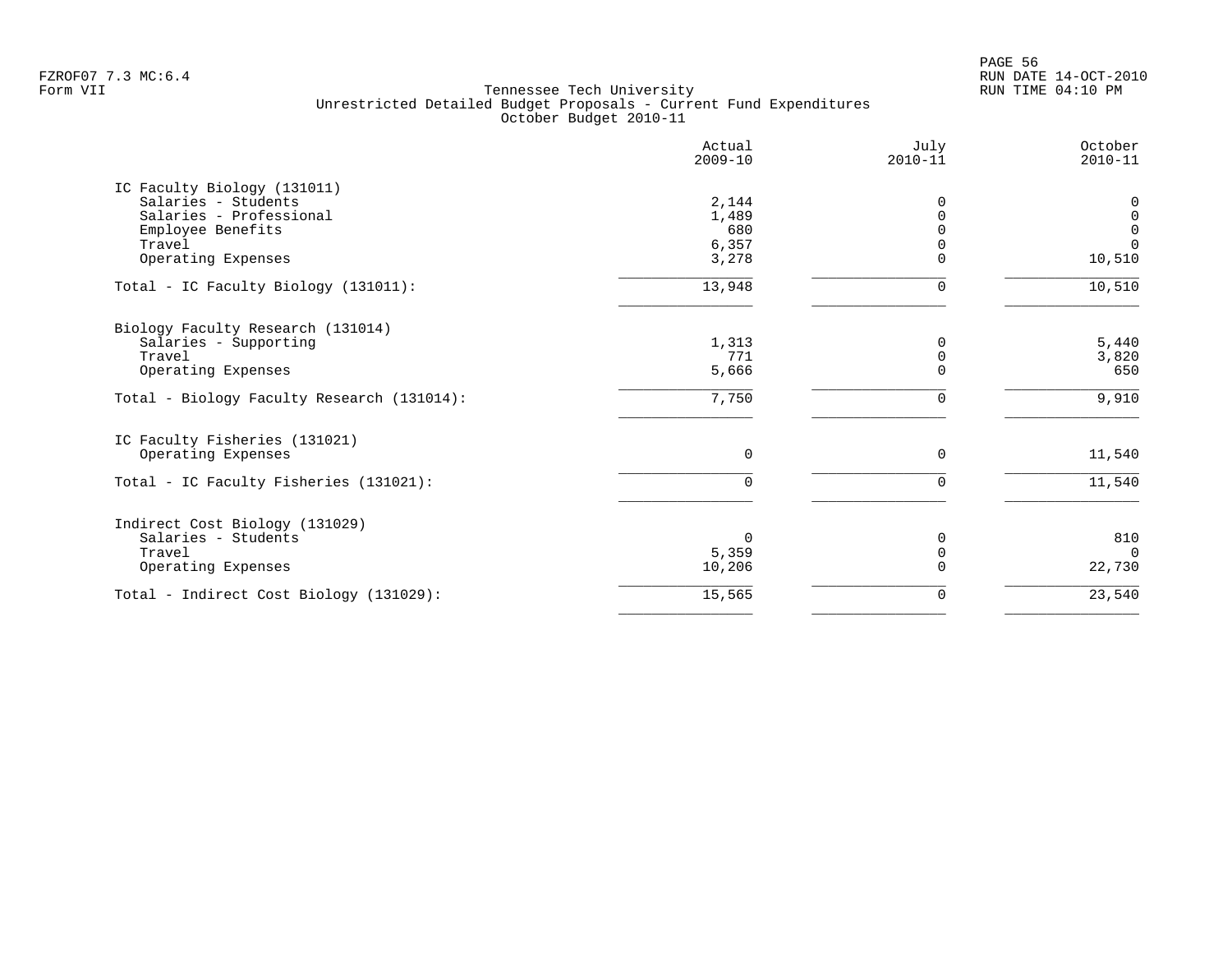FZROF07 7.3 MC:6.4
Form VII

Tennessee Tech University
Unrestricted Detailed Budget Proposals - Current Fund Expenditures
October Budget 2010-11

RUN DATE 14-OCT-2010
RUN TIME 04:10 PM

| | Actual 2009-10 | July 2010-11 | October 2010-11 |
|---|---|---|---|
| **IC Faculty Biology (131011)** | | | |
| Salaries - Students | 2,144 | 0 | 0 |
| Salaries - Professional | 1,489 | 0 | 0 |
| Employee Benefits | 680 | 0 | 0 |
| Travel | 6,357 | 0 | 0 |
| Operating Expenses | 3,278 | 0 | 10,510 |
| Total - IC Faculty Biology (131011): | 13,948 | 0 | 10,510 |
| **Biology Faculty Research (131014)** | | | |
| Salaries - Supporting | 1,313 | 0 | 5,440 |
| Travel | 771 | 0 | 3,820 |
| Operating Expenses | 5,666 | 0 | 650 |
| Total - Biology Faculty Research (131014): | 7,750 | 0 | 9,910 |
| **IC Faculty Fisheries (131021)** | | | |
| Operating Expenses | 0 | 0 | 11,540 |
| Total - IC Faculty Fisheries (131021): | 0 | 0 | 11,540 |
| **Indirect Cost Biology (131029)** | | | |
| Salaries - Students | 0 | 0 | 810 |
| Travel | 5,359 | 0 | 0 |
| Operating Expenses | 10,206 | 0 | 22,730 |
| Total - Indirect Cost Biology (131029): | 15,565 | 0 | 23,540 |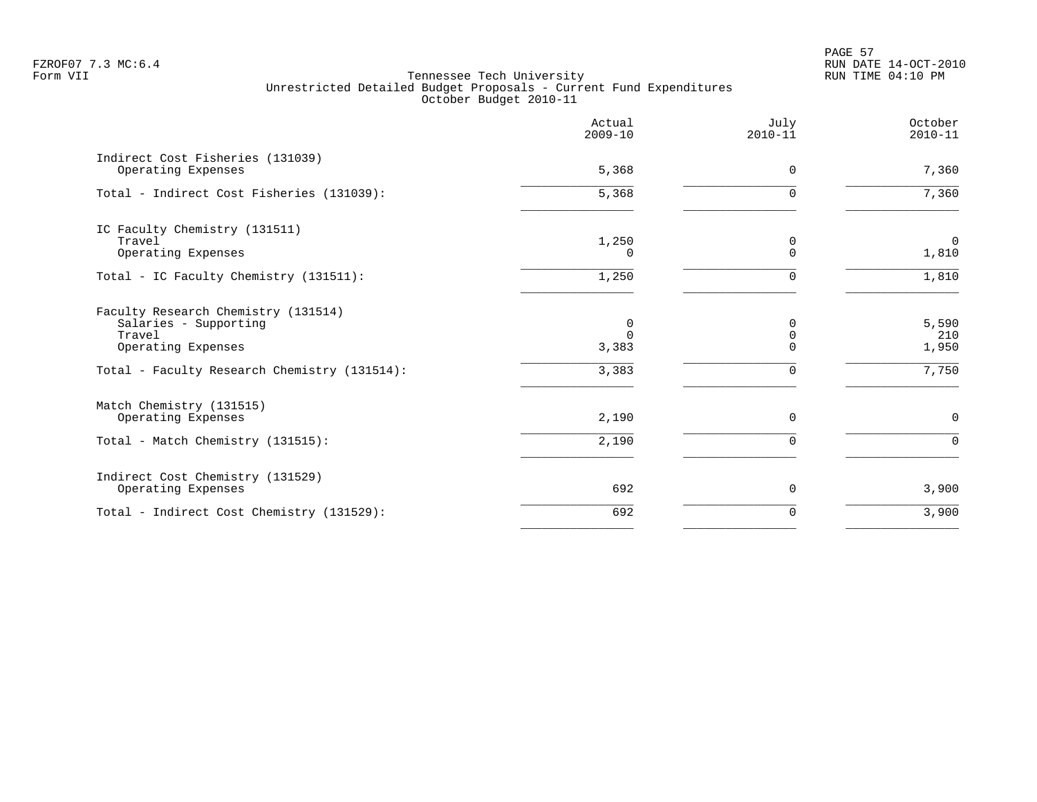Tennessee Tech University
Unrestricted Detailed Budget Proposals - Current Fund Expenditures
October Budget 2010-11

| | Actual 2009-10 | July 2010-11 | October 2010-11 |
|---|---|---|---|
| Indirect Cost Fisheries (131039) | | | |
| Operating Expenses | 5,368 | 0 | 7,360 |
| Total - Indirect Cost Fisheries (131039): | 5,368 | 0 | 7,360 |
| IC Faculty Chemistry (131511) | | | |
| Travel | 1,250 | 0 | 0 |
| Operating Expenses | 0 | 0 | 1,810 |
| Total - IC Faculty Chemistry (131511): | 1,250 | 0 | 1,810 |
| Faculty Research Chemistry (131514) | | | |
| Salaries - Supporting | 0 | 0 | 5,590 |
| Travel | 0 | 0 | 210 |
| Operating Expenses | 3,383 | 0 | 1,950 |
| Total - Faculty Research Chemistry (131514): | 3,383 | 0 | 7,750 |
| Match Chemistry (131515) | | | |
| Operating Expenses | 2,190 | 0 | 0 |
| Total - Match Chemistry (131515): | 2,190 | 0 | 0 |
| Indirect Cost Chemistry (131529) | | | |
| Operating Expenses | 692 | 0 | 3,900 |
| Total - Indirect Cost Chemistry (131529): | 692 | 0 | 3,900 |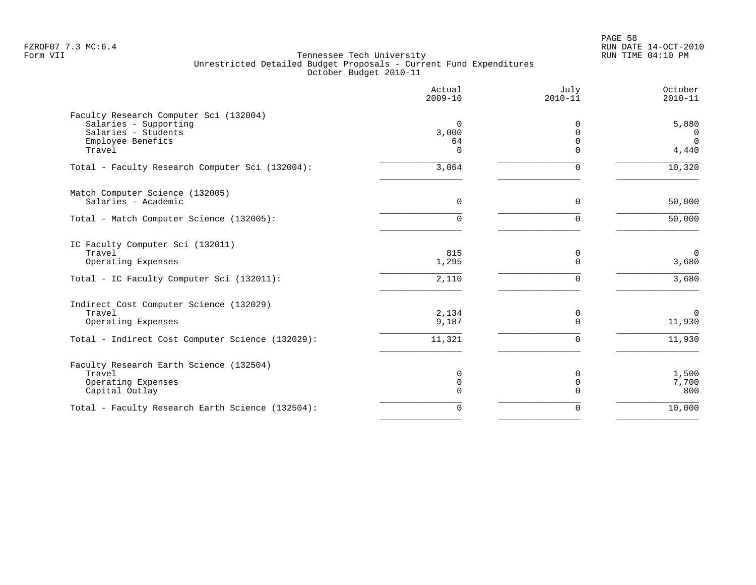FZROF07 7.3 MC:6.4
Form VII

Tennessee Tech University
Unrestricted Detailed Budget Proposals - Current Fund Expenditures
October Budget 2010-11

| | Actual 2009-10 | July 2010-11 | October 2010-11 |
|---|---|---|---|
| **Faculty Research Computer Sci (132004)** | | | |
| Salaries - Supporting | 0 | 0 | 5,880 |
| Salaries - Students | 3,000 | 0 | 0 |
| Employee Benefits | 64 | 0 | 0 |
| Travel | 0 | 0 | 4,440 |
| Total - Faculty Research Computer Sci (132004): | 3,064 | 0 | 10,320 |
| **Match Computer Science (132005)** | | | |
| Salaries - Academic | 0 | 0 | 50,000 |
| Total - Match Computer Science (132005): | 0 | 0 | 50,000 |
| **IC Faculty Computer Sci (132011)** | | | |
| Travel | 815 | 0 | 0 |
| Operating Expenses | 1,295 | 0 | 3,680 |
| Total - IC Faculty Computer Sci (132011): | 2,110 | 0 | 3,680 |
| **Indirect Cost Computer Science (132029)** | | | |
| Travel | 2,134 | 0 | 0 |
| Operating Expenses | 9,187 | 0 | 11,930 |
| Total - Indirect Cost Computer Science (132029): | 11,321 | 0 | 11,930 |
| **Faculty Research Earth Science (132504)** | | | |
| Travel | 0 | 0 | 1,500 |
| Operating Expenses | 0 | 0 | 7,700 |
| Capital Outlay | 0 | 0 | 800 |
| Total - Faculty Research Earth Science (132504): | 0 | 0 | 10,000 |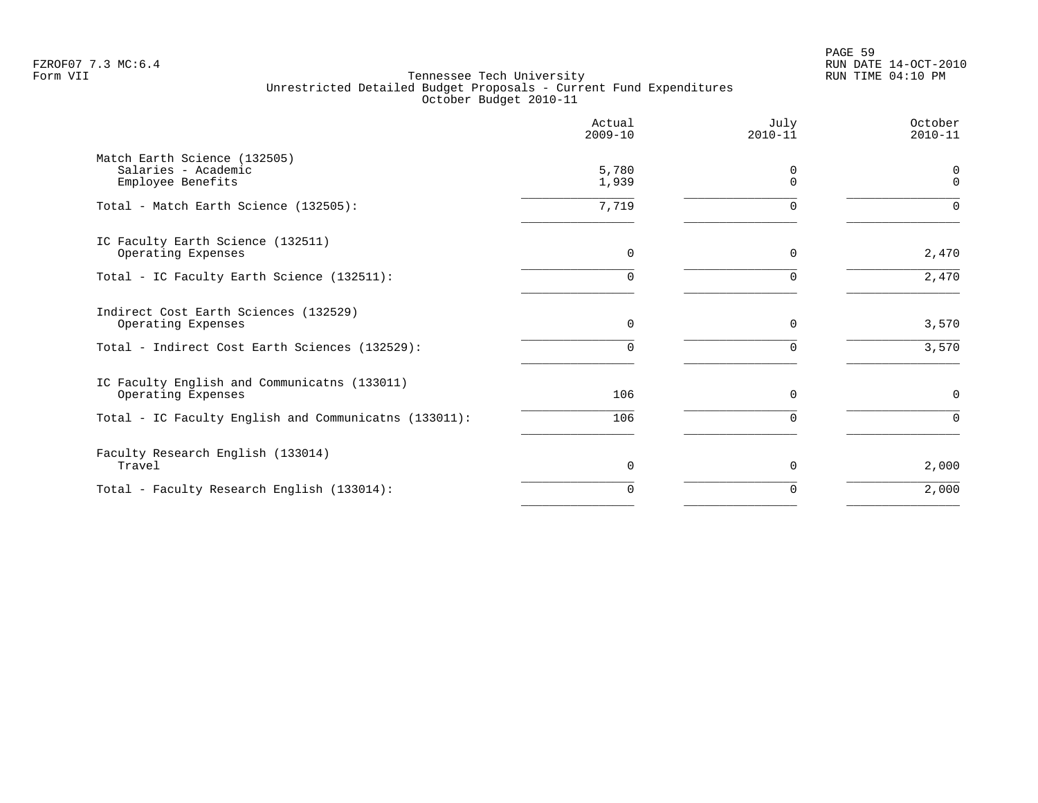Tennessee Tech University
Unrestricted Detailed Budget Proposals - Current Fund Expenditures
October Budget 2010-11

| | Actual 2009-10 | July 2010-11 | October 2010-11 |
|---|---|---|---|
| **Match Earth Science (132505)** | | | |
| Salaries - Academic | 5,780 | 0 | 0 |
| Employee Benefits | 1,939 | 0 | 0 |
| Total - Match Earth Science (132505): | 7,719 | 0 | 0 |
| **IC Faculty Earth Science (132511)** | | | |
| Operating Expenses | 0 | 0 | 2,470 |
| Total - IC Faculty Earth Science (132511): | 0 | 0 | 2,470 |
| **Indirect Cost Earth Sciences (132529)** | | | |
| Operating Expenses | 0 | 0 | 3,570 |
| Total - Indirect Cost Earth Sciences (132529): | 0 | 0 | 3,570 |
| **IC Faculty English and Communicatns (133011)** | | | |
| Operating Expenses | 106 | 0 | 0 |
| Total - IC Faculty English and Communicatns (133011): | 106 | 0 | 0 |
| **Faculty Research English (133014)** | | | |
| Travel | 0 | 0 | 2,000 |
| Total - Faculty Research English (133014): | 0 | 0 | 2,000 |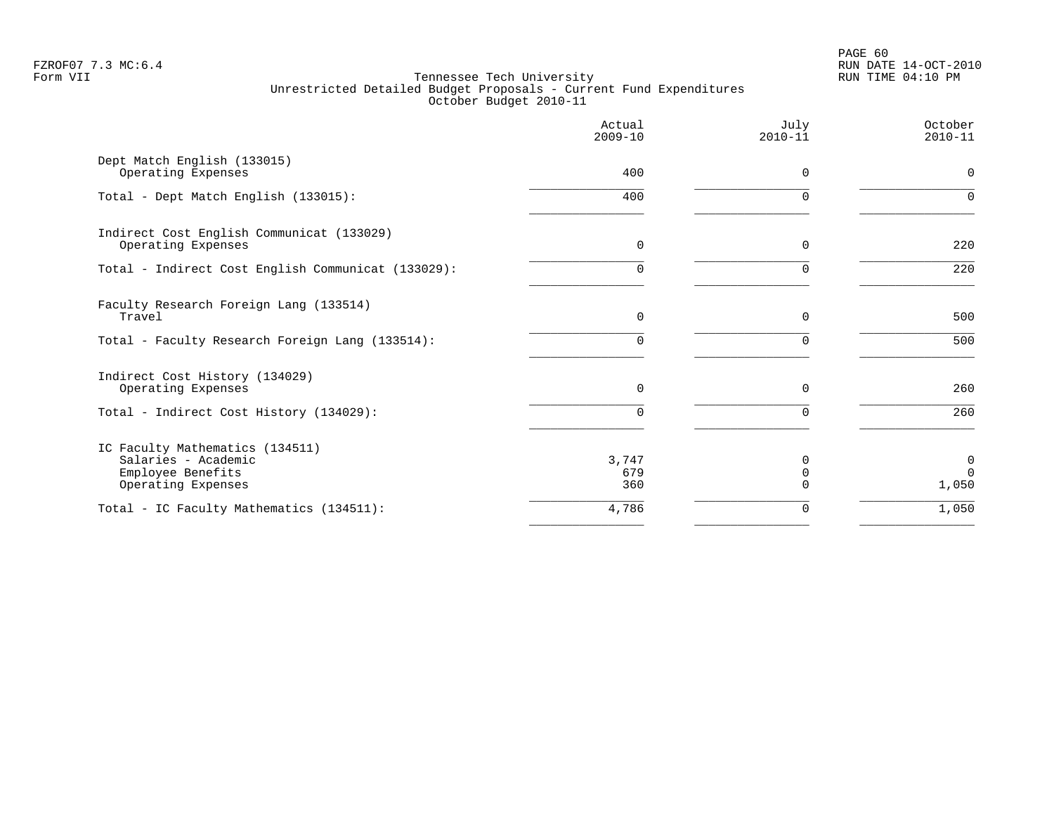Tennessee Tech University
Unrestricted Detailed Budget Proposals - Current Fund Expenditures
October Budget 2010-11

| | Actual 2009-10 | July 2010-11 | October 2010-11 |
|---|---|---|---|
| **Dept Match English (133015)** | | | |
| Operating Expenses | 400 | 0 | 0 |
| Total - Dept Match English (133015): | 400 | 0 | 0 |
| **Indirect Cost English Communicat (133029)** | | | |
| Operating Expenses | 0 | 0 | 220 |
| Total - Indirect Cost English Communicat (133029): | 0 | 0 | 220 |
| **Faculty Research Foreign Lang (133514)** | | | |
| Travel | 0 | 0 | 500 |
| Total - Faculty Research Foreign Lang (133514): | 0 | 0 | 500 |
| **Indirect Cost History (134029)** | | | |
| Operating Expenses | 0 | 0 | 260 |
| Total - Indirect Cost History (134029): | 0 | 0 | 260 |
| **IC Faculty Mathematics (134511)** | | | |
| Salaries - Academic | 3,747 | 0 | 0 |
| Employee Benefits | 679 | 0 | 0 |
| Operating Expenses | 360 | 0 | 1,050 |
| Total - IC Faculty Mathematics (134511): | 4,786 | 0 | 1,050 |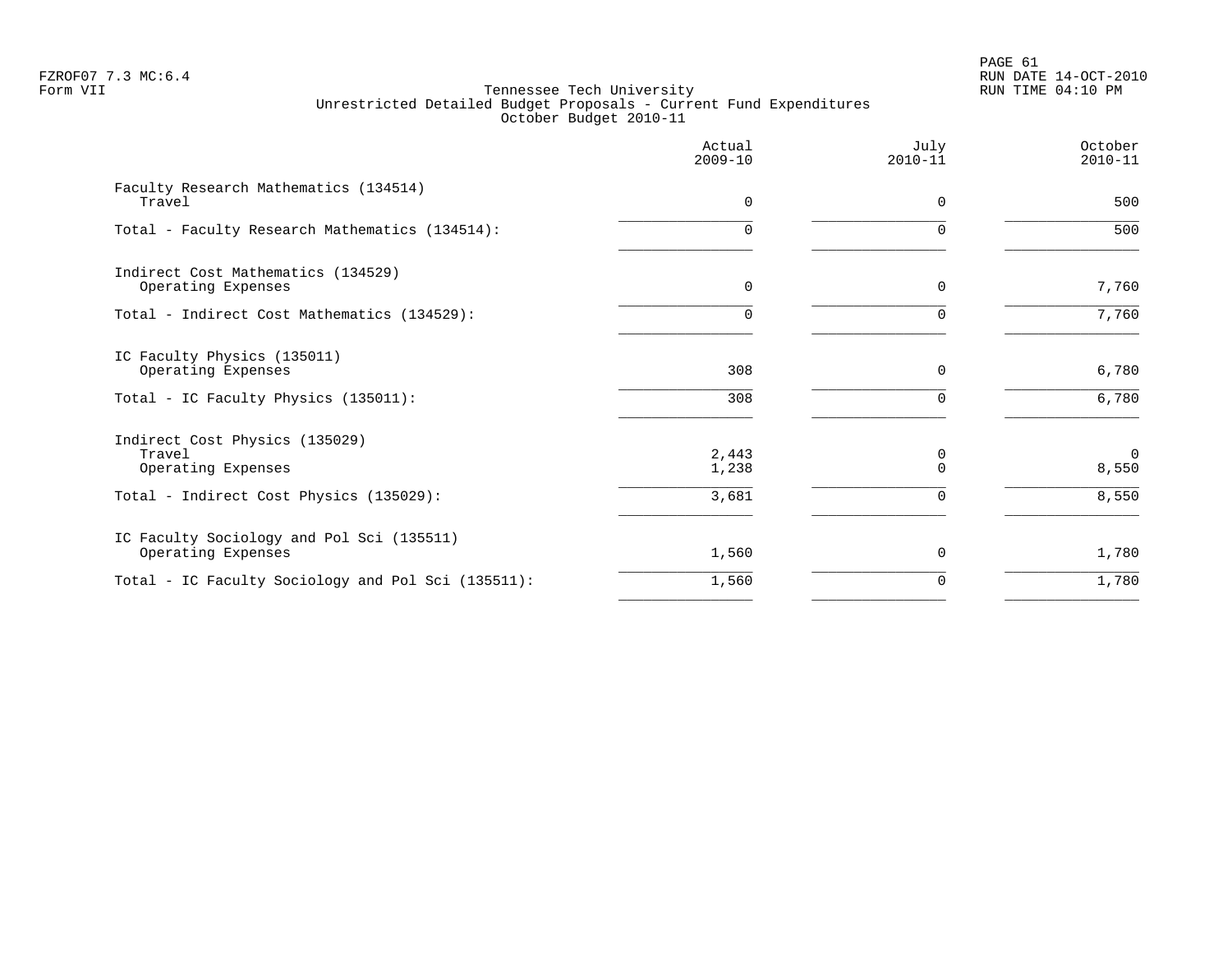Tennessee Tech University
Unrestricted Detailed Budget Proposals - Current Fund Expenditures
October Budget 2010-11

| | Actual 2009-10 | July 2010-11 | October 2010-11 |
|---|---|---|---|
| **Faculty Research Mathematics (134514)** | | | |
| Travel | 0 | 0 | 500 |
| Total - Faculty Research Mathematics (134514): | 0 | 0 | 500 |
| **Indirect Cost Mathematics (134529)** | | | |
| Operating Expenses | 0 | 0 | 7,760 |
| Total - Indirect Cost Mathematics (134529): | 0 | 0 | 7,760 |
| **IC Faculty Physics (135011)** | | | |
| Operating Expenses | 308 | 0 | 6,780 |
| Total - IC Faculty Physics (135011): | 308 | 0 | 6,780 |
| **Indirect Cost Physics (135029)** | | | |
| Travel | 2,443 | 0 | 0 |
| Operating Expenses | 1,238 | 0 | 8,550 |
| Total - Indirect Cost Physics (135029): | 3,681 | 0 | 8,550 |
| **IC Faculty Sociology and Pol Sci (135511)** | | | |
| Operating Expenses | 1,560 | 0 | 1,780 |
| Total - IC Faculty Sociology and Pol Sci (135511): | 1,560 | 0 | 1,780 |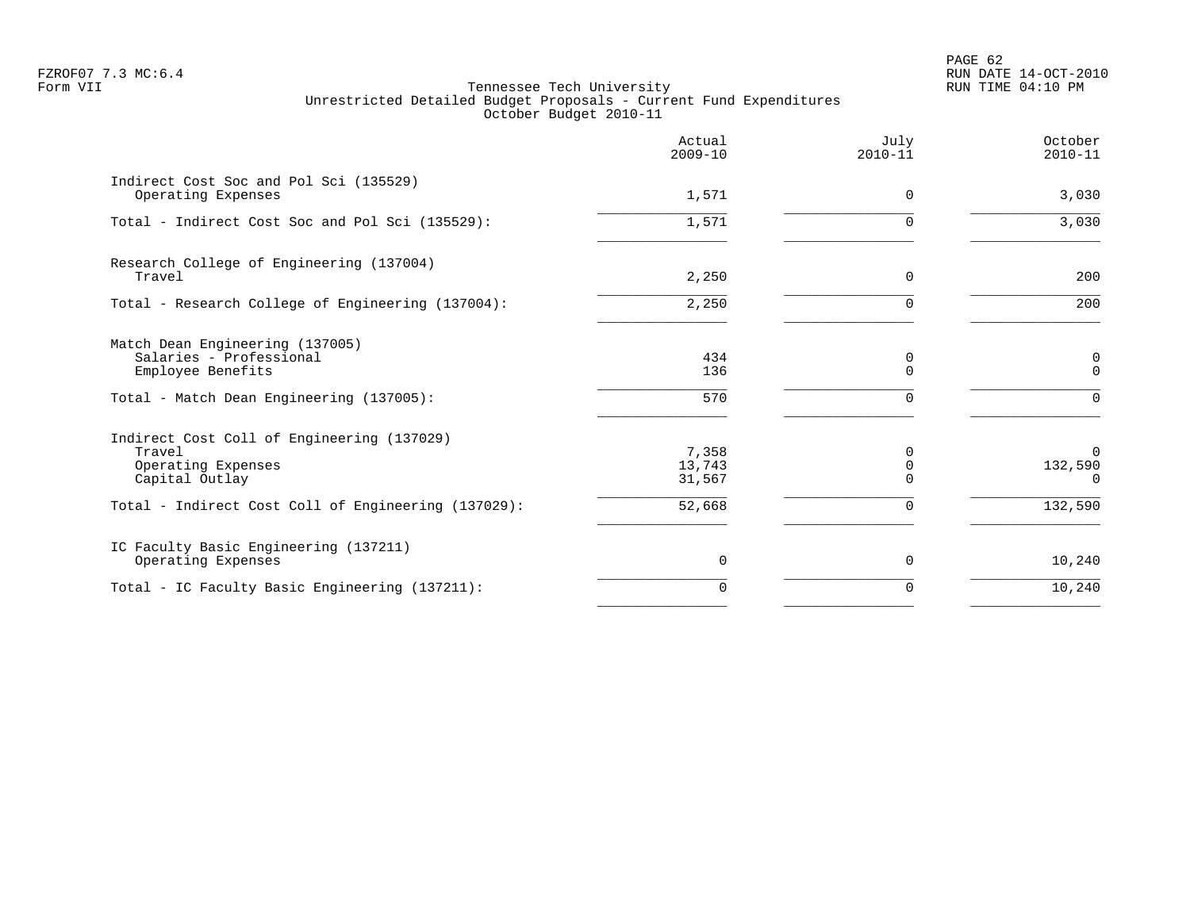Tennessee Tech University
Unrestricted Detailed Budget Proposals - Current Fund Expenditures
October Budget 2010-11

| | Actual 2009-10 | July 2010-11 | October 2010-11 |
|---|---:|---:|---:|
| **Indirect Cost Soc and Pol Sci (135529)** | | | |
| Operating Expenses | 1,571 | 0 | 3,030 |
| Total - Indirect Cost Soc and Pol Sci (135529): | 1,571 | 0 | 3,030 |
| **Research College of Engineering (137004)** | | | |
| Travel | 2,250 | 0 | 200 |
| Total - Research College of Engineering (137004): | 2,250 | 0 | 200 |
| **Match Dean Engineering (137005)** | | | |
| Salaries - Professional | 434 | 0 | 0 |
| Employee Benefits | 136 | 0 | 0 |
| Total - Match Dean Engineering (137005): | 570 | 0 | 0 |
| **Indirect Cost Coll of Engineering (137029)** | | | |
| Travel | 7,358 | 0 | 0 |
| Operating Expenses | 13,743 | 0 | 132,590 |
| Capital Outlay | 31,567 | 0 | 0 |
| Total - Indirect Cost Coll of Engineering (137029): | 52,668 | 0 | 132,590 |
| **IC Faculty Basic Engineering (137211)** | | | |
| Operating Expenses | 0 | 0 | 10,240 |
| Total - IC Faculty Basic Engineering (137211): | 0 | 0 | 10,240 |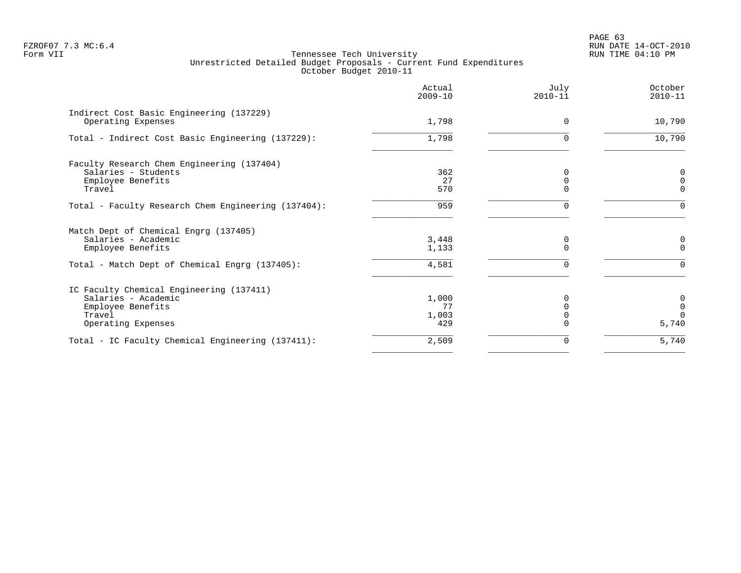Tennessee Tech University
Unrestricted Detailed Budget Proposals - Current Fund Expenditures
October Budget 2010-11

| | Actual 2009-10 | July 2010-11 | October 2010-11 |
|---|---|---|---|
| Indirect Cost Basic Engineering (137229) | | | |
| Operating Expenses | 1,798 | 0 | 10,790 |
| Total - Indirect Cost Basic Engineering (137229): | 1,798 | 0 | 10,790 |
| Faculty Research Chem Engineering (137404) | | | |
| Salaries - Students | 362 | 0 | 0 |
| Employee Benefits | 27 | 0 | 0 |
| Travel | 570 | 0 | 0 |
| Total - Faculty Research Chem Engineering (137404): | 959 | 0 | 0 |
| Match Dept of Chemical Engrg (137405) | | | |
| Salaries - Academic | 3,448 | 0 | 0 |
| Employee Benefits | 1,133 | 0 | 0 |
| Total - Match Dept of Chemical Engrg (137405): | 4,581 | 0 | 0 |
| IC Faculty Chemical Engineering (137411) | | | |
| Salaries - Academic | 1,000 | 0 | 0 |
| Employee Benefits | 77 | 0 | 0 |
| Travel | 1,003 | 0 | 0 |
| Operating Expenses | 429 | 0 | 5,740 |
| Total - IC Faculty Chemical Engineering (137411): | 2,509 | 0 | 5,740 |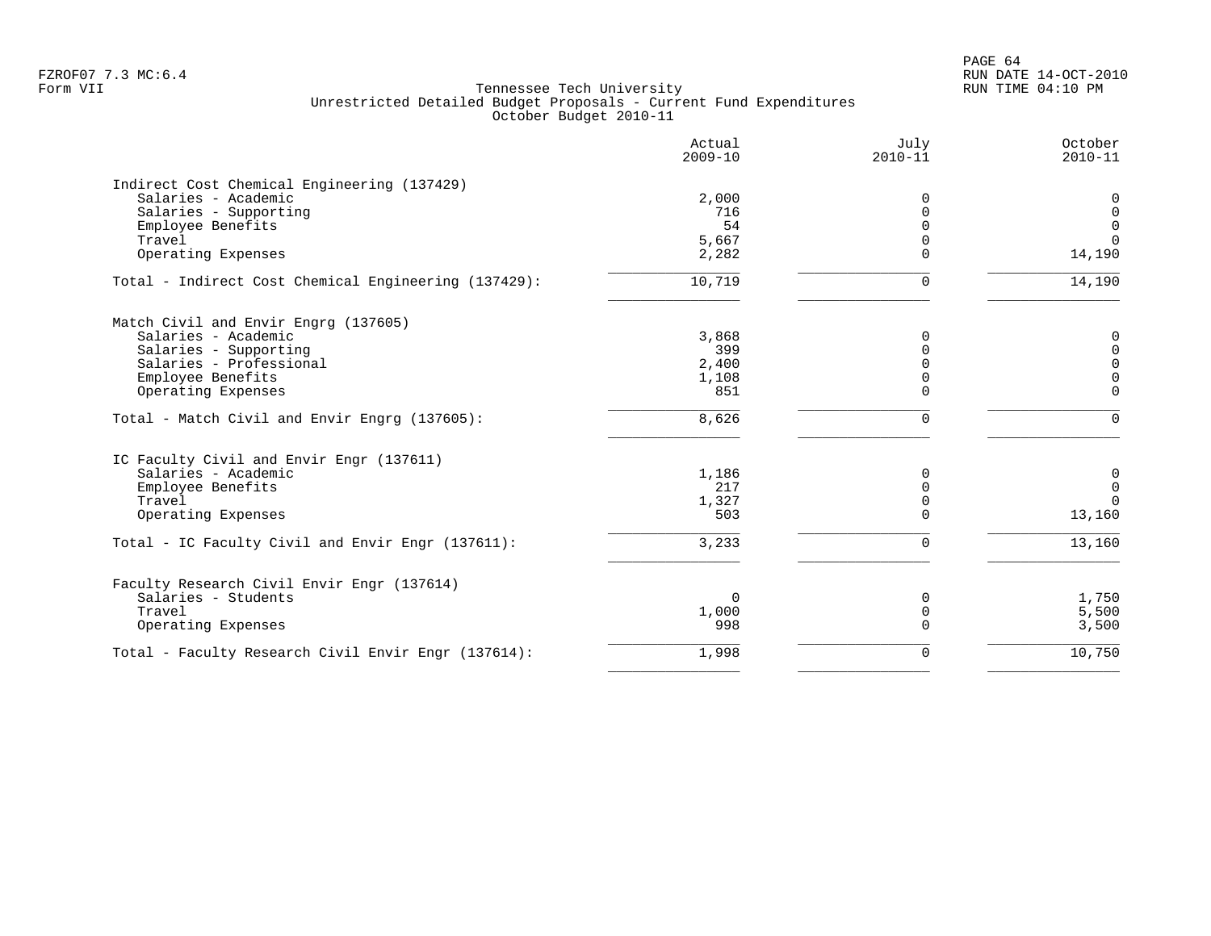Tennessee Tech University
Unrestricted Detailed Budget Proposals - Current Fund Expenditures
October Budget 2010-11

| | Actual 2009-10 | July 2010-11 | October 2010-11 |
|---|---|---|---|
| **Indirect Cost Chemical Engineering (137429)** | | | |
| Salaries - Academic | 2,000 | 0 | 0 |
| Salaries - Supporting | 716 | 0 | 0 |
| Employee Benefits | 54 | 0 | 0 |
| Travel | 5,667 | 0 | 0 |
| Operating Expenses | 2,282 | 0 | 14,190 |
| Total - Indirect Cost Chemical Engineering (137429): | 10,719 | 0 | 14,190 |
| **Match Civil and Envir Engrg (137605)** | | | |
| Salaries - Academic | 3,868 | 0 | 0 |
| Salaries - Supporting | 399 | 0 | 0 |
| Salaries - Professional | 2,400 | 0 | 0 |
| Employee Benefits | 1,108 | 0 | 0 |
| Operating Expenses | 851 | 0 | 0 |
| Total - Match Civil and Envir Engrg (137605): | 8,626 | 0 | 0 |
| **IC Faculty Civil and Envir Engr (137611)** | | | |
| Salaries - Academic | 1,186 | 0 | 0 |
| Employee Benefits | 217 | 0 | 0 |
| Travel | 1,327 | 0 | 0 |
| Operating Expenses | 503 | 0 | 13,160 |
| Total - IC Faculty Civil and Envir Engr (137611): | 3,233 | 0 | 13,160 |
| **Faculty Research Civil Envir Engr (137614)** | | | |
| Salaries - Students | 0 | 0 | 1,750 |
| Travel | 1,000 | 0 | 5,500 |
| Operating Expenses | 998 | 0 | 3,500 |
| Total - Faculty Research Civil Envir Engr (137614): | 1,998 | 0 | 10,750 |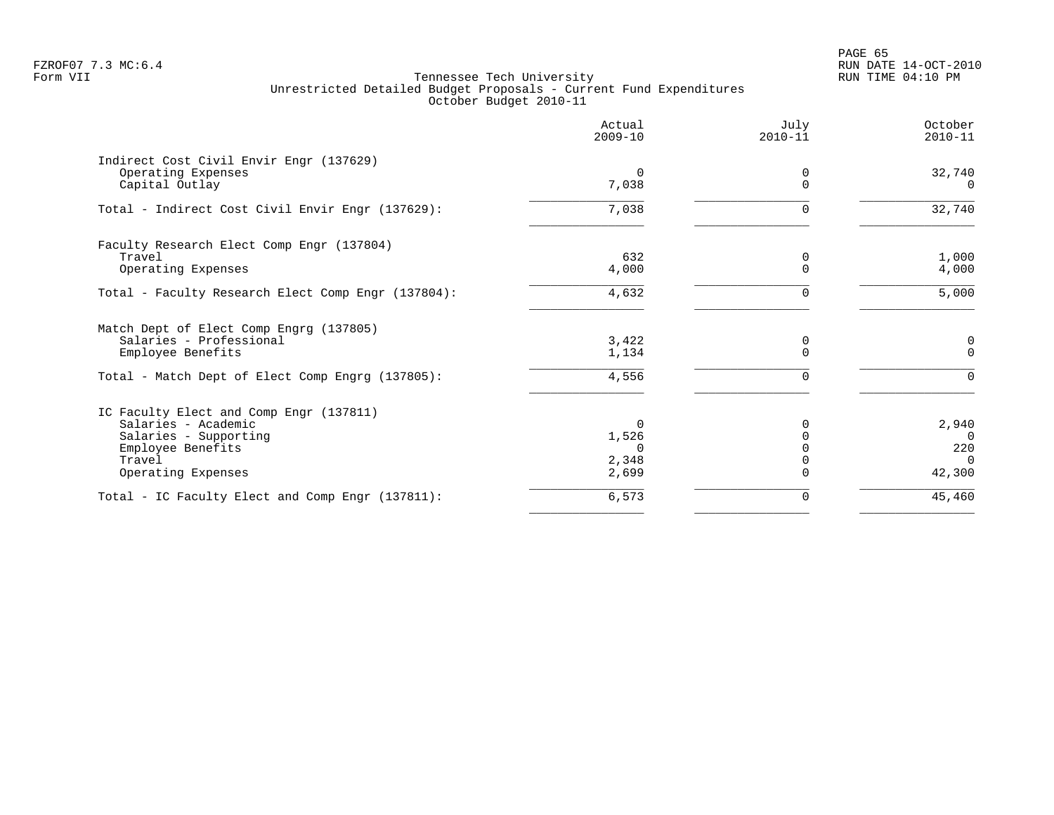FZROF07 7.3 MC:6.4
Form VII

Tennessee Tech University
Unrestricted Detailed Budget Proposals - Current Fund Expenditures
October Budget 2010-11

RUN DATE 14-OCT-2010
RUN TIME 04:10 PM

| | Actual 2009-10 | July 2010-11 | October 2010-11 |
|---|---|---|---|
| **Indirect Cost Civil Envir Engr (137629)** | | | |
| Operating Expenses | 0 | 0 | 32,740 |
| Capital Outlay | 7,038 | 0 | 0 |
| Total - Indirect Cost Civil Envir Engr (137629): | 7,038 | 0 | 32,740 |
| **Faculty Research Elect Comp Engr (137804)** | | | |
| Travel | 632 | 0 | 1,000 |
| Operating Expenses | 4,000 | 0 | 4,000 |
| Total - Faculty Research Elect Comp Engr (137804): | 4,632 | 0 | 5,000 |
| **Match Dept of Elect Comp Engrg (137805)** | | | |
| Salaries - Professional | 3,422 | 0 | 0 |
| Employee Benefits | 1,134 | 0 | 0 |
| Total - Match Dept of Elect Comp Engrg (137805): | 4,556 | 0 | 0 |
| **IC Faculty Elect and Comp Engr (137811)** | | | |
| Salaries - Academic | 0 | 0 | 2,940 |
| Salaries - Supporting | 1,526 | 0 | 0 |
| Employee Benefits | 0 | 0 | 220 |
| Travel | 2,348 | 0 | 0 |
| Operating Expenses | 2,699 | 0 | 42,300 |
| Total - IC Faculty Elect and Comp Engr (137811): | 6,573 | 0 | 45,460 |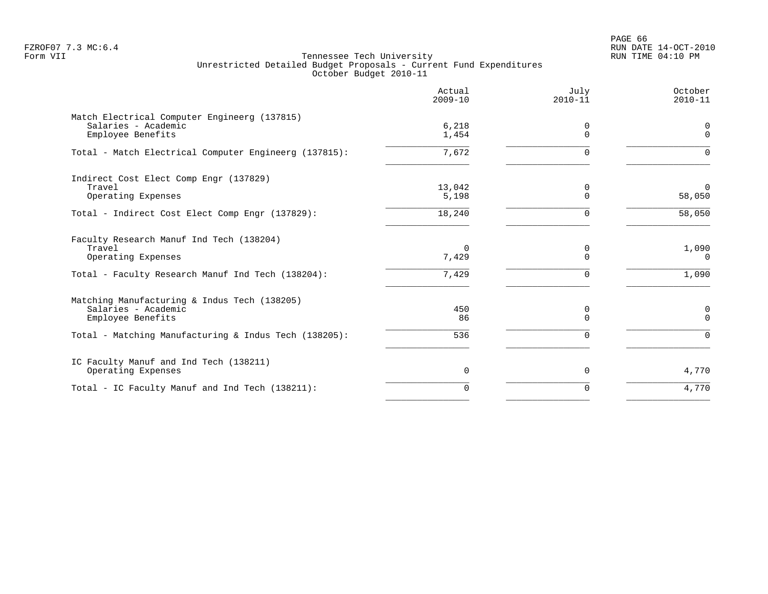Tennessee Tech University
Unrestricted Detailed Budget Proposals - Current Fund Expenditures
October Budget 2010-11

| | Actual 2009-10 | July 2010-11 | October 2010-11 |
|---|---|---|---|
| **Match Electrical Computer Engineerg (137815)** | | | |
| Salaries - Academic | 6,218 | 0 | 0 |
| Employee Benefits | 1,454 | 0 | 0 |
| Total - Match Electrical Computer Engineerg (137815): | 7,672 | 0 | 0 |
| **Indirect Cost Elect Comp Engr (137829)** | | | |
| Travel | 13,042 | 0 | 0 |
| Operating Expenses | 5,198 | 0 | 58,050 |
| Total - Indirect Cost Elect Comp Engr (137829): | 18,240 | 0 | 58,050 |
| **Faculty Research Manuf Ind Tech (138204)** | | | |
| Travel | 0 | 0 | 1,090 |
| Operating Expenses | 7,429 | 0 | 0 |
| Total - Faculty Research Manuf Ind Tech (138204): | 7,429 | 0 | 1,090 |
| **Matching Manufacturing & Indus Tech (138205)** | | | |
| Salaries - Academic | 450 | 0 | 0 |
| Employee Benefits | 86 | 0 | 0 |
| Total - Matching Manufacturing & Indus Tech (138205): | 536 | 0 | 0 |
| **IC Faculty Manuf and Ind Tech (138211)** | | | |
| Operating Expenses | 0 | 0 | 4,770 |
| Total - IC Faculty Manuf and Ind Tech (138211): | 0 | 0 | 4,770 |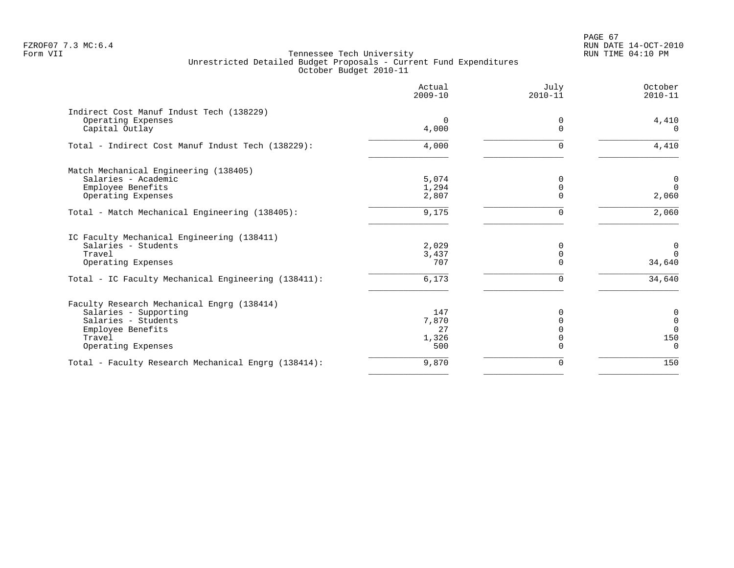FZROF07 7.3 MC:6.4
Form VII

# Tennessee Tech University
## Unrestricted Detailed Budget Proposals - Current Fund Expenditures
### October Budget 2010-11

| | Actual 2009-10 | July 2010-11 | October 2010-11 |
|---|---:|---:|---:|
| **Indirect Cost Manuf Indust Tech (138229)** | | | |
| Operating Expenses | 0 | 0 | 4,410 |
| Capital Outlay | 4,000 | 0 | 0 |
| Total - Indirect Cost Manuf Indust Tech (138229): | 4,000 | 0 | 4,410 |
| **Match Mechanical Engineering (138405)** | | | |
| Salaries - Academic | 5,074 | 0 | 0 |
| Employee Benefits | 1,294 | 0 | 0 |
| Operating Expenses | 2,807 | 0 | 2,060 |
| Total - Match Mechanical Engineering (138405): | 9,175 | 0 | 2,060 |
| **IC Faculty Mechanical Engineering (138411)** | | | |
| Salaries - Students | 2,029 | 0 | 0 |
| Travel | 3,437 | 0 | 0 |
| Operating Expenses | 707 | 0 | 34,640 |
| Total - IC Faculty Mechanical Engineering (138411): | 6,173 | 0 | 34,640 |
| **Faculty Research Mechanical Engrg (138414)** | | | |
| Salaries - Supporting | 147 | 0 | 0 |
| Salaries - Students | 7,870 | 0 | 0 |
| Employee Benefits | 27 | 0 | 0 |
| Travel | 1,326 | 0 | 150 |
| Operating Expenses | 500 | 0 | 0 |
| Total - Faculty Research Mechanical Engrg (138414): | 9,870 | 0 | 150 |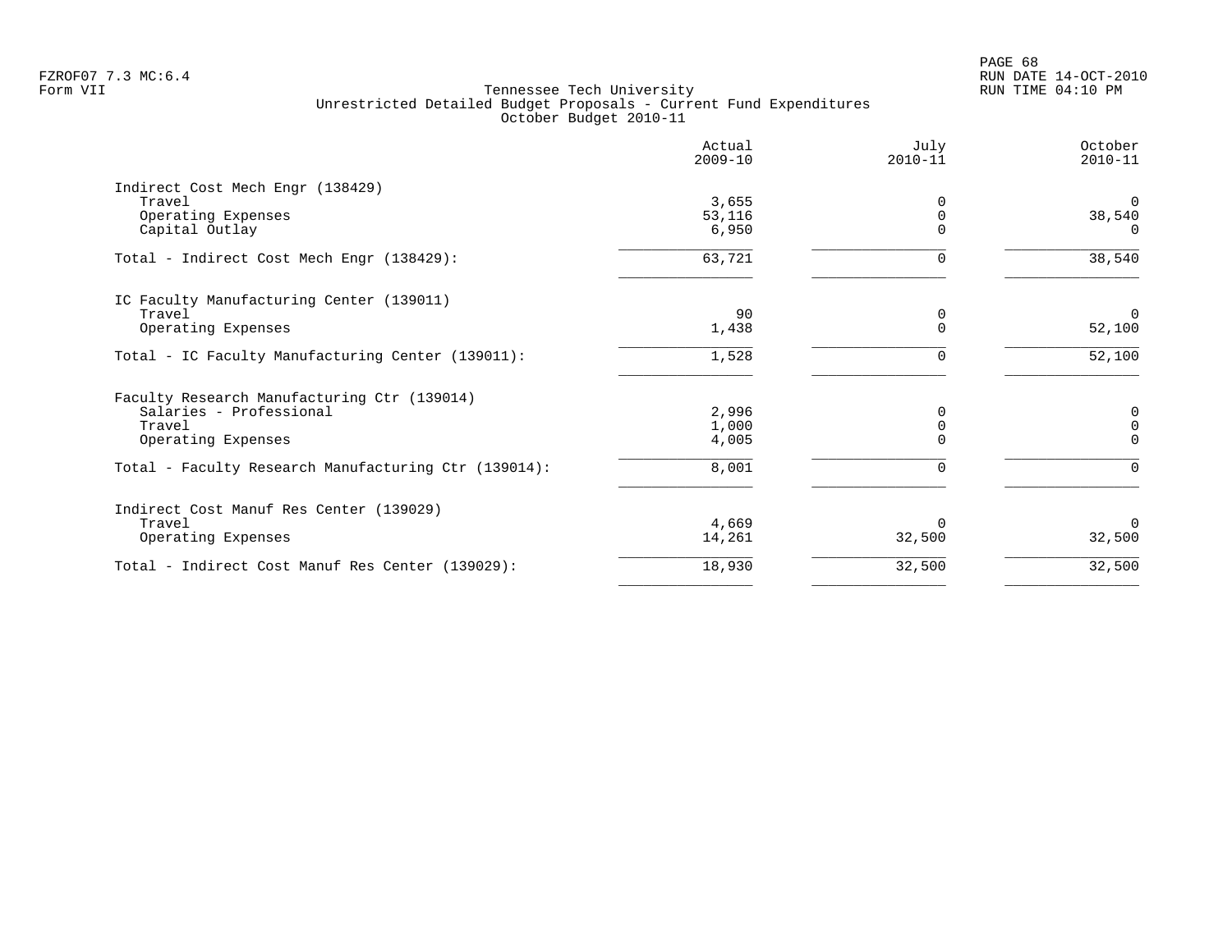FZROF07 7.3 MC:6.4
Form VII

Tennessee Tech University
Unrestricted Detailed Budget Proposals - Current Fund Expenditures
October Budget 2010-11

| | Actual 2009-10 | July 2010-11 | October 2010-11 |
|---|---|---|---|
| **Indirect Cost Mech Engr (138429)** | | | |
| Travel | 3,655 | 0 | 0 |
| Operating Expenses | 53,116 | 0 | 38,540 |
| Capital Outlay | 6,950 | 0 | 0 |
| Total - Indirect Cost Mech Engr (138429): | 63,721 | 0 | 38,540 |
| **IC Faculty Manufacturing Center (139011)** | | | |
| Travel | 90 | 0 | 0 |
| Operating Expenses | 1,438 | 0 | 52,100 |
| Total - IC Faculty Manufacturing Center (139011): | 1,528 | 0 | 52,100 |
| **Faculty Research Manufacturing Ctr (139014)** | | | |
| Salaries - Professional | 2,996 | 0 | 0 |
| Travel | 1,000 | 0 | 0 |
| Operating Expenses | 4,005 | 0 | 0 |
| Total - Faculty Research Manufacturing Ctr (139014): | 8,001 | 0 | 0 |
| **Indirect Cost Manuf Res Center (139029)** | | | |
| Travel | 4,669 | 0 | 0 |
| Operating Expenses | 14,261 | 32,500 | 32,500 |
| Total - Indirect Cost Manuf Res Center (139029): | 18,930 | 32,500 | 32,500 |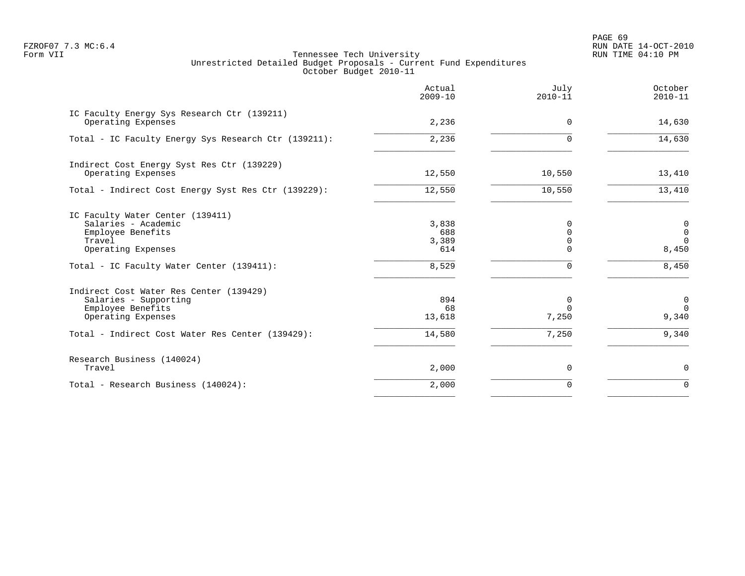Tennessee Tech University
Unrestricted Detailed Budget Proposals - Current Fund Expenditures
October Budget 2010-11

| | Actual 2009-10 | July 2010-11 | October 2010-11 |
|---|---|---|---|
| IC Faculty Energy Sys Research Ctr (139211) | | | |
| Operating Expenses | 2,236 | 0 | 14,630 |
| Total - IC Faculty Energy Sys Research Ctr (139211): | 2,236 | 0 | 14,630 |
| Indirect Cost Energy Syst Res Ctr (139229) | | | |
| Operating Expenses | 12,550 | 10,550 | 13,410 |
| Total - Indirect Cost Energy Syst Res Ctr (139229): | 12,550 | 10,550 | 13,410 |
| IC Faculty Water Center (139411) | | | |
| Salaries - Academic | 3,838 | 0 | 0 |
| Employee Benefits | 688 | 0 | 0 |
| Travel | 3,389 | 0 | 0 |
| Operating Expenses | 614 | 0 | 8,450 |
| Total - IC Faculty Water Center (139411): | 8,529 | 0 | 8,450 |
| Indirect Cost Water Res Center (139429) | | | |
| Salaries - Supporting | 894 | 0 | 0 |
| Employee Benefits | 68 | 0 | 0 |
| Operating Expenses | 13,618 | 7,250 | 9,340 |
| Total - Indirect Cost Water Res Center (139429): | 14,580 | 7,250 | 9,340 |
| Research Business (140024) | | | |
| Travel | 2,000 | 0 | 0 |
| Total - Research Business (140024): | 2,000 | 0 | 0 |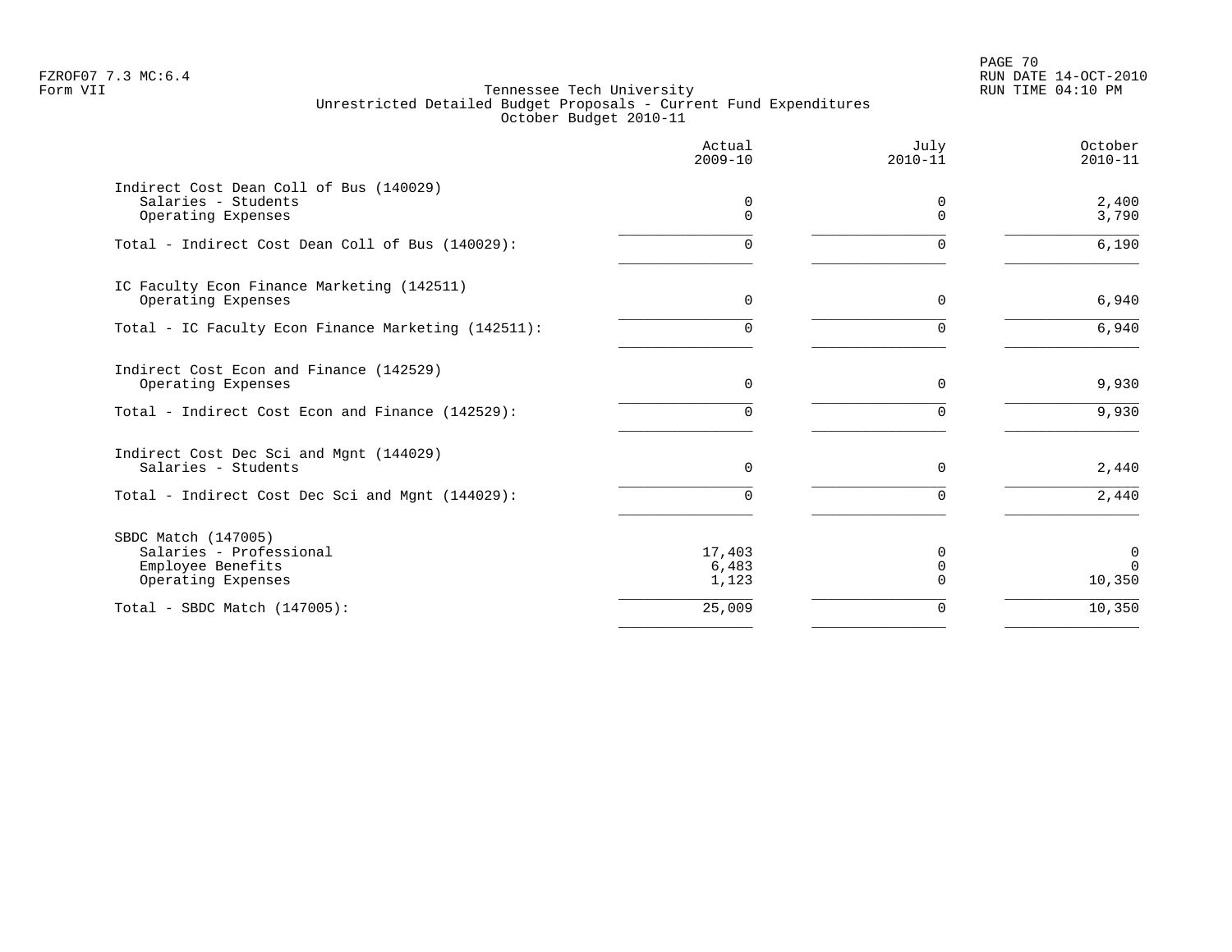FZROF07 7.3 MC:6.4
Form VII

Tennessee Tech University
Unrestricted Detailed Budget Proposals - Current Fund Expenditures
October Budget 2010-11

RUN DATE 14-OCT-2010
RUN TIME 04:10 PM

| | Actual 2009-10 | July 2010-11 | October 2010-11 |
|---|---|---|---|
| Indirect Cost Dean Coll of Bus (140029) | | | |
| Salaries - Students | 0 | 0 | 2,400 |
| Operating Expenses | 0 | 0 | 3,790 |
| Total - Indirect Cost Dean Coll of Bus (140029): | 0 | 0 | 6,190 |
| IC Faculty Econ Finance Marketing (142511) | | | |
| Operating Expenses | 0 | 0 | 6,940 |
| Total - IC Faculty Econ Finance Marketing (142511): | 0 | 0 | 6,940 |
| Indirect Cost Econ and Finance (142529) | | | |
| Operating Expenses | 0 | 0 | 9,930 |
| Total - Indirect Cost Econ and Finance (142529): | 0 | 0 | 9,930 |
| Indirect Cost Dec Sci and Mgnt (144029) | | | |
| Salaries - Students | 0 | 0 | 2,440 |
| Total - Indirect Cost Dec Sci and Mgnt (144029): | 0 | 0 | 2,440 |
| SBDC Match (147005) | | | |
| Salaries - Professional | 17,403 | 0 | 0 |
| Employee Benefits | 6,483 | 0 | 0 |
| Operating Expenses | 1,123 | 0 | 10,350 |
| Total - SBDC Match (147005): | 25,009 | 0 | 10,350 |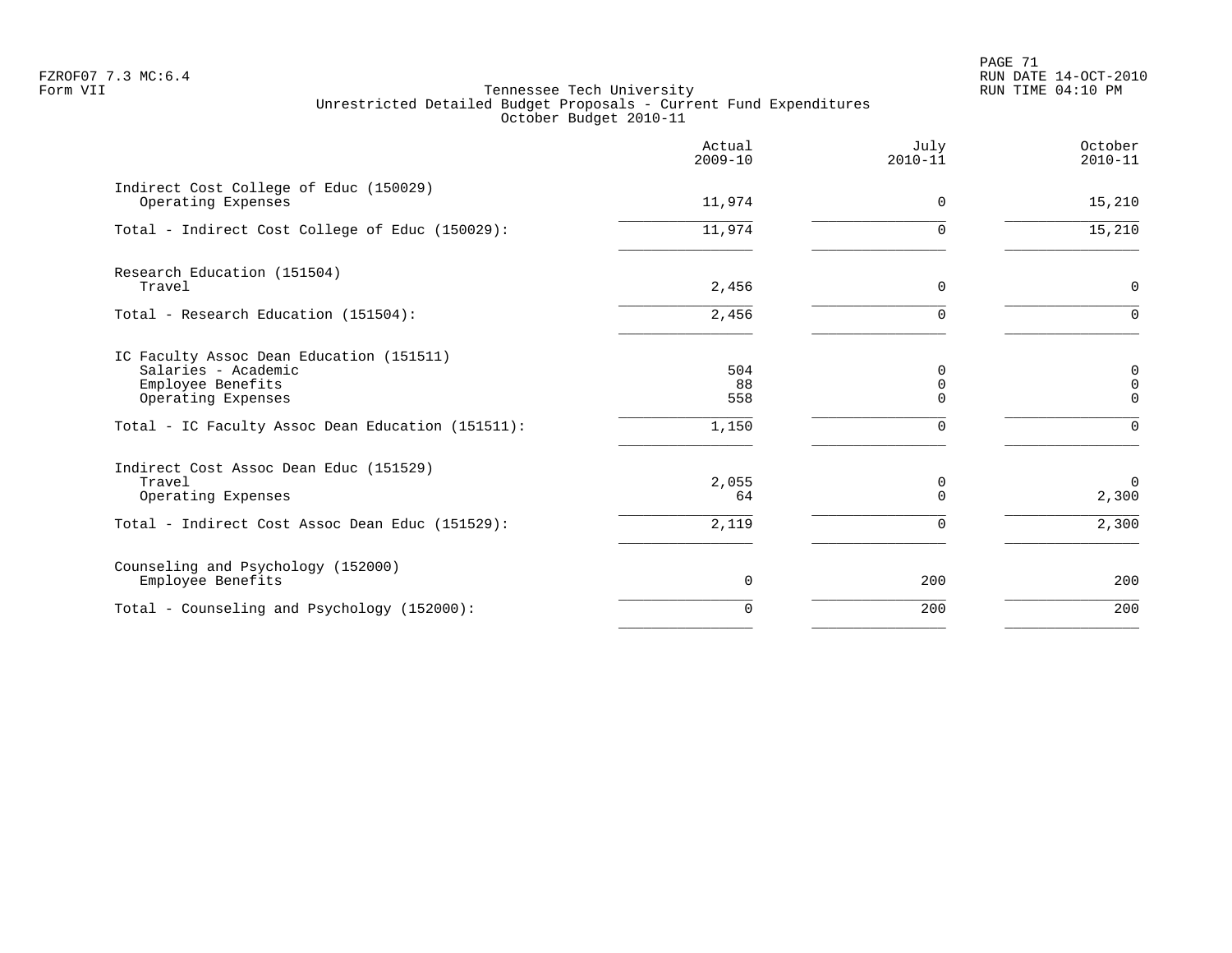Tennessee Tech University
Unrestricted Detailed Budget Proposals - Current Fund Expenditures
October Budget 2010-11

| | Actual 2009-10 | July 2010-11 | October 2010-11 |
|---|---:|---:|---:|
| **Indirect Cost College of Educ (150029)** | | | |
| Operating Expenses | 11,974 | 0 | 15,210 |
| Total - Indirect Cost College of Educ (150029): | 11,974 | 0 | 15,210 |
| **Research Education (151504)** | | | |
| Travel | 2,456 | 0 | 0 |
| Total - Research Education (151504): | 2,456 | 0 | 0 |
| **IC Faculty Assoc Dean Education (151511)** | | | |
| Salaries - Academic | 504 | 0 | 0 |
| Employee Benefits | 88 | 0 | 0 |
| Operating Expenses | 558 | 0 | 0 |
| Total - IC Faculty Assoc Dean Education (151511): | 1,150 | 0 | 0 |
| **Indirect Cost Assoc Dean Educ (151529)** | | | |
| Travel | 2,055 | 0 | 0 |
| Operating Expenses | 64 | 0 | 2,300 |
| Total - Indirect Cost Assoc Dean Educ (151529): | 2,119 | 0 | 2,300 |
| **Counseling and Psychology (152000)** | | | |
| Employee Benefits | 0 | 200 | 200 |
| Total - Counseling and Psychology (152000): | 0 | 200 | 200 |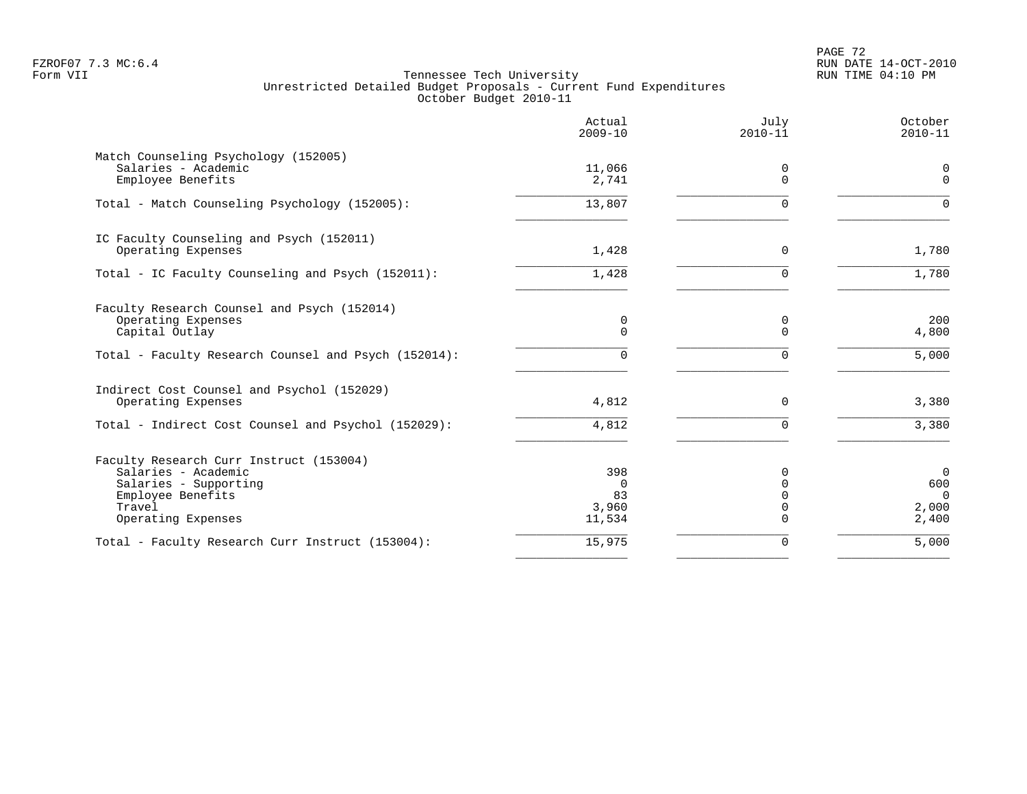FZROF07 7.3 MC:6.4
Form VII

Tennessee Tech University
Unrestricted Detailed Budget Proposals - Current Fund Expenditures
October Budget 2010-11

| | Actual 2009-10 | July 2010-11 | October 2010-11 |
|---|---|---|---|
| **Match Counseling Psychology (152005)** | | | |
| Salaries - Academic | 11,066 | 0 | 0 |
| Employee Benefits | 2,741 | 0 | 0 |
| Total - Match Counseling Psychology (152005): | 13,807 | 0 | 0 |
| **IC Faculty Counseling and Psych (152011)** | | | |
| Operating Expenses | 1,428 | 0 | 1,780 |
| Total - IC Faculty Counseling and Psych (152011): | 1,428 | 0 | 1,780 |
| **Faculty Research Counsel and Psych (152014)** | | | |
| Operating Expenses | 0 | 0 | 200 |
| Capital Outlay | 0 | 0 | 4,800 |
| Total - Faculty Research Counsel and Psych (152014): | 0 | 0 | 5,000 |
| **Indirect Cost Counsel and Psychol (152029)** | | | |
| Operating Expenses | 4,812 | 0 | 3,380 |
| Total - Indirect Cost Counsel and Psychol (152029): | 4,812 | 0 | 3,380 |
| **Faculty Research Curr Instruct (153004)** | | | |
| Salaries - Academic | 398 | 0 | 0 |
| Salaries - Supporting | 0 | 0 | 600 |
| Employee Benefits | 83 | 0 | 0 |
| Travel | 3,960 | 0 | 2,000 |
| Operating Expenses | 11,534 | 0 | 2,400 |
| Total - Faculty Research Curr Instruct (153004): | 15,975 | 0 | 5,000 |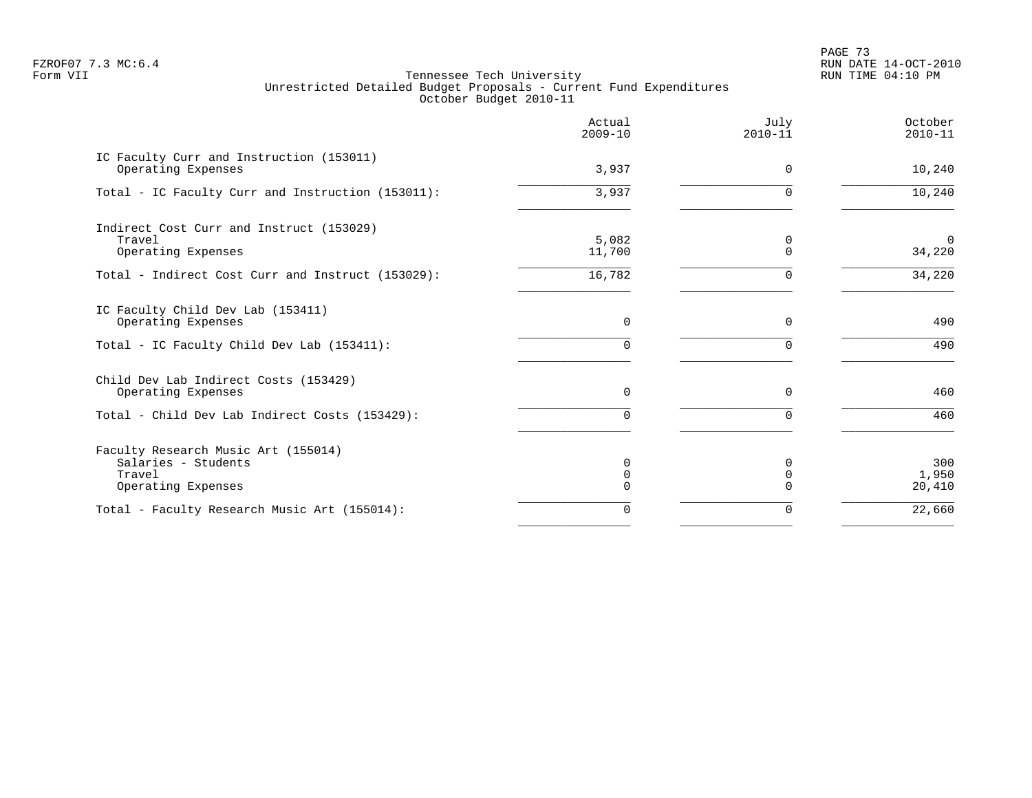Tennessee Tech University
Unrestricted Detailed Budget Proposals - Current Fund Expenditures
October Budget 2010-11

| | Actual 2009-10 | July 2010-11 | October 2010-11 |
|---|---|---|---|
| IC Faculty Curr and Instruction (153011) | | | |
| Operating Expenses | 3,937 | 0 | 10,240 |
| Total - IC Faculty Curr and Instruction (153011): | 3,937 | 0 | 10,240 |
| Indirect Cost Curr and Instruct (153029) | | | |
| Travel | 5,082 | 0 | 0 |
| Operating Expenses | 11,700 | 0 | 34,220 |
| Total - Indirect Cost Curr and Instruct (153029): | 16,782 | 0 | 34,220 |
| IC Faculty Child Dev Lab (153411) | | | |
| Operating Expenses | 0 | 0 | 490 |
| Total - IC Faculty Child Dev Lab (153411): | 0 | 0 | 490 |
| Child Dev Lab Indirect Costs (153429) | | | |
| Operating Expenses | 0 | 0 | 460 |
| Total - Child Dev Lab Indirect Costs (153429): | 0 | 0 | 460 |
| Faculty Research Music Art (155014) | | | |
| Salaries - Students | 0 | 0 | 300 |
| Travel | 0 | 0 | 1,950 |
| Operating Expenses | 0 | 0 | 20,410 |
| Total - Faculty Research Music Art (155014): | 0 | 0 | 22,660 |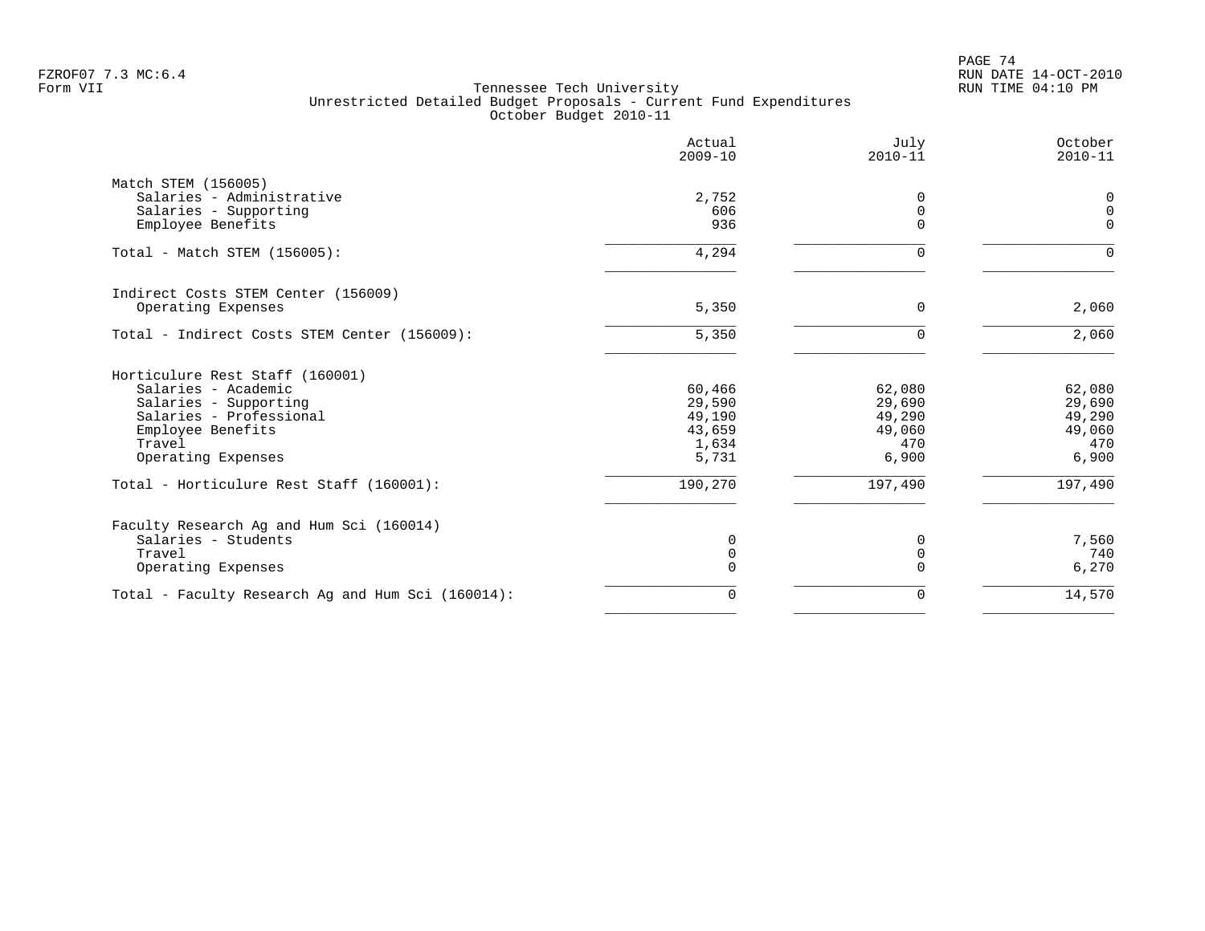# Tennessee Tech University
## Unrestricted Detailed Budget Proposals - Current Fund Expenditures
### October Budget 2010-11

Form VII

| | Actual 2009-10 | July 2010-11 | October 2010-11 |
|---|---|---|---|
| **Match STEM (156005)** | | | |
| Salaries - Administrative | 2,752 | 0 | 0 |
| Salaries - Supporting | 606 | 0 | 0 |
| Employee Benefits | 936 | 0 | 0 |
| Total - Match STEM (156005): | 4,294 | 0 | 0 |
| **Indirect Costs STEM Center (156009)** | | | |
| Operating Expenses | 5,350 | 0 | 2,060 |
| Total - Indirect Costs STEM Center (156009): | 5,350 | 0 | 2,060 |
| **Horticulure Rest Staff (160001)** | | | |
| Salaries - Academic | 60,466 | 62,080 | 62,080 |
| Salaries - Supporting | 29,590 | 29,690 | 29,690 |
| Salaries - Professional | 49,190 | 49,290 | 49,290 |
| Employee Benefits | 43,659 | 49,060 | 49,060 |
| Travel | 1,634 | 470 | 470 |
| Operating Expenses | 5,731 | 6,900 | 6,900 |
| Total - Horticulure Rest Staff (160001): | 190,270 | 197,490 | 197,490 |
| **Faculty Research Ag and Hum Sci (160014)** | | | |
| Salaries - Students | 0 | 0 | 7,560 |
| Travel | 0 | 0 | 740 |
| Operating Expenses | 0 | 0 | 6,270 |
| Total - Faculty Research Ag and Hum Sci (160014): | 0 | 0 | 14,570 |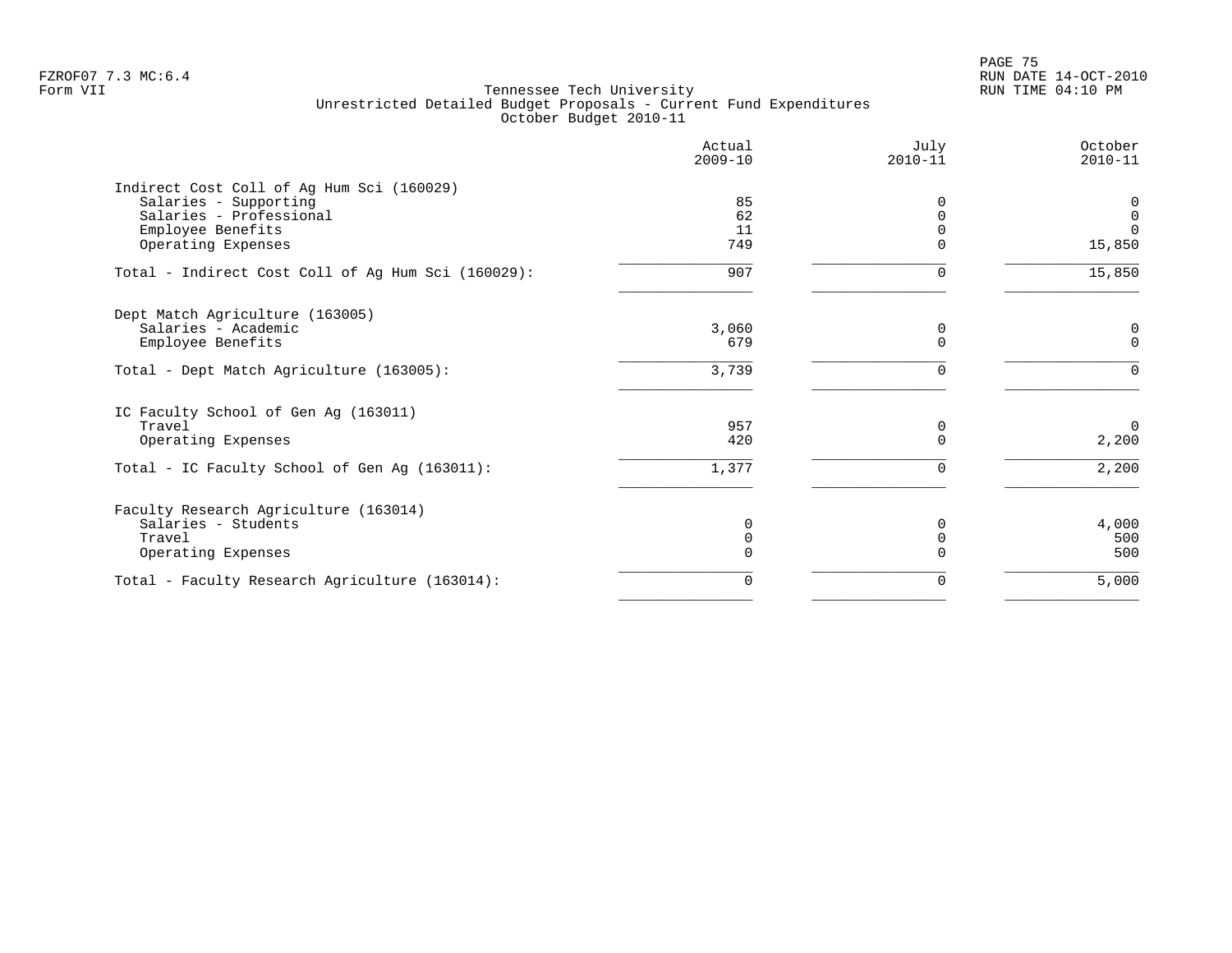Tennessee Tech University
Unrestricted Detailed Budget Proposals - Current Fund Expenditures
October Budget 2010-11

| | Actual 2009-10 | July 2010-11 | October 2010-11 |
|---|---|---|---|
| **Indirect Cost Coll of Ag Hum Sci (160029)** | | | |
| Salaries - Supporting | 85 | 0 | 0 |
| Salaries - Professional | 62 | 0 | 0 |
| Employee Benefits | 11 | 0 | 0 |
| Operating Expenses | 749 | 0 | 15,850 |
| Total - Indirect Cost Coll of Ag Hum Sci (160029): | 907 | 0 | 15,850 |
| **Dept Match Agriculture (163005)** | | | |
| Salaries - Academic | 3,060 | 0 | 0 |
| Employee Benefits | 679 | 0 | 0 |
| Total - Dept Match Agriculture (163005): | 3,739 | 0 | 0 |
| **IC Faculty School of Gen Ag (163011)** | | | |
| Travel | 957 | 0 | 0 |
| Operating Expenses | 420 | 0 | 2,200 |
| Total - IC Faculty School of Gen Ag (163011): | 1,377 | 0 | 2,200 |
| **Faculty Research Agriculture (163014)** | | | |
| Salaries - Students | 0 | 0 | 4,000 |
| Travel | 0 | 0 | 500 |
| Operating Expenses | 0 | 0 | 500 |
| Total - Faculty Research Agriculture (163014): | 0 | 0 | 5,000 |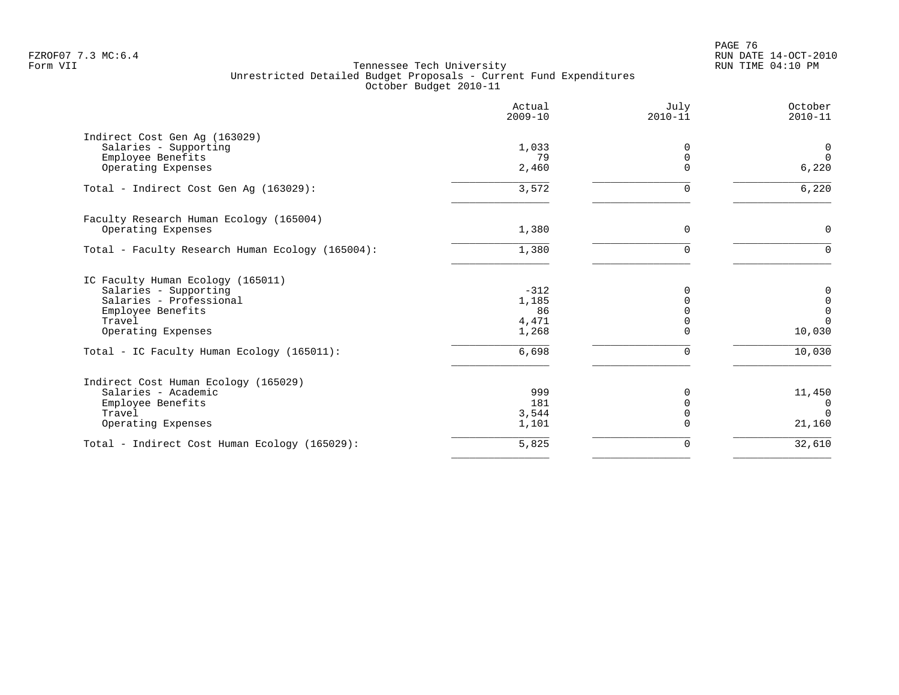Tennessee Tech University
Unrestricted Detailed Budget Proposals - Current Fund Expenditures
October Budget 2010-11

| | Actual 2009-10 | July 2010-11 | October 2010-11 |
|---|---|---|---|
| **Indirect Cost Gen Ag (163029)** | | | |
| Salaries - Supporting | 1,033 | 0 | 0 |
| Employee Benefits | 79 | 0 | 0 |
| Operating Expenses | 2,460 | 0 | 6,220 |
| Total - Indirect Cost Gen Ag (163029): | 3,572 | 0 | 6,220 |
| **Faculty Research Human Ecology (165004)** | | | |
| Operating Expenses | 1,380 | 0 | 0 |
| Total - Faculty Research Human Ecology (165004): | 1,380 | 0 | 0 |
| **IC Faculty Human Ecology (165011)** | | | |
| Salaries - Supporting | -312 | 0 | 0 |
| Salaries - Professional | 1,185 | 0 | 0 |
| Employee Benefits | 86 | 0 | 0 |
| Travel | 4,471 | 0 | 0 |
| Operating Expenses | 1,268 | 0 | 10,030 |
| Total - IC Faculty Human Ecology (165011): | 6,698 | 0 | 10,030 |
| **Indirect Cost Human Ecology (165029)** | | | |
| Salaries - Academic | 999 | 0 | 11,450 |
| Employee Benefits | 181 | 0 | 0 |
| Travel | 3,544 | 0 | 0 |
| Operating Expenses | 1,101 | 0 | 21,160 |
| Total - Indirect Cost Human Ecology (165029): | 5,825 | 0 | 32,610 |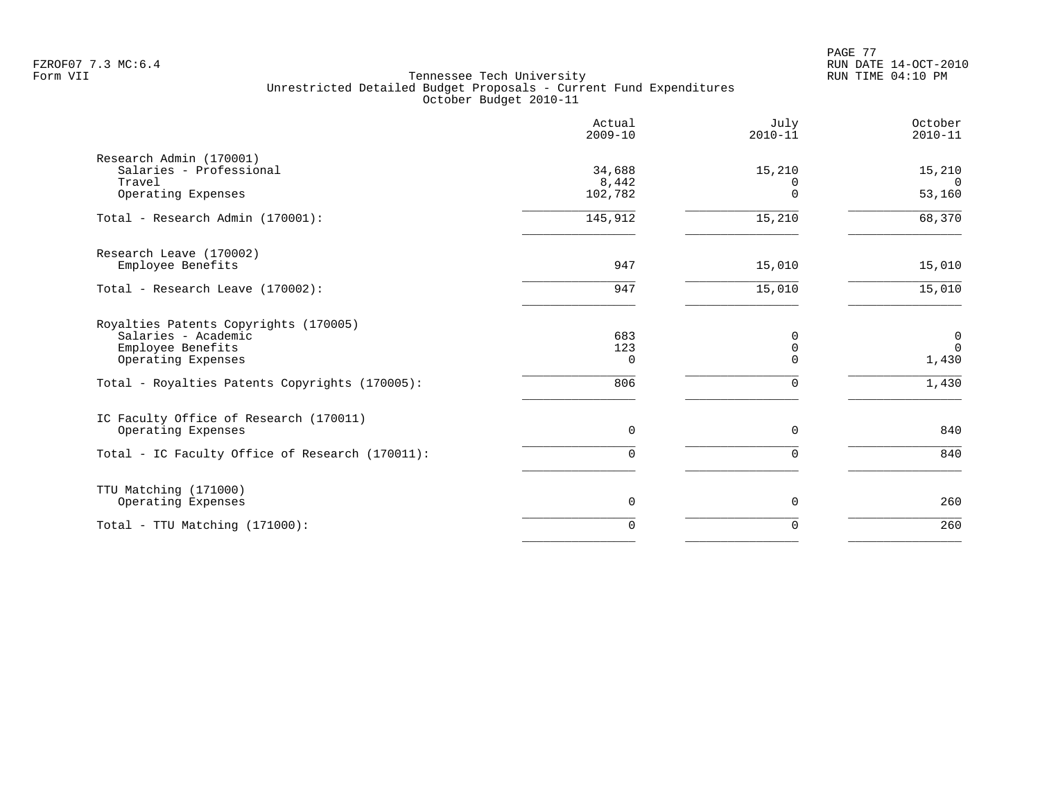Tennessee Tech University
Unrestricted Detailed Budget Proposals - Current Fund Expenditures
October Budget 2010-11

| | Actual 2009-10 | July 2010-11 | October 2010-11 |
|---|---|---|---|
| **Research Admin (170001)** | | | |
| Salaries - Professional | 34,688 | 15,210 | 15,210 |
| Travel | 8,442 | 0 | 0 |
| Operating Expenses | 102,782 | 0 | 53,160 |
| Total - Research Admin (170001): | 145,912 | 15,210 | 68,370 |
| **Research Leave (170002)** | | | |
| Employee Benefits | 947 | 15,010 | 15,010 |
| Total - Research Leave (170002): | 947 | 15,010 | 15,010 |
| **Royalties Patents Copyrights (170005)** | | | |
| Salaries - Academic | 683 | 0 | 0 |
| Employee Benefits | 123 | 0 | 0 |
| Operating Expenses | 0 | 0 | 1,430 |
| Total - Royalties Patents Copyrights (170005): | 806 | 0 | 1,430 |
| **IC Faculty Office of Research (170011)** | | | |
| Operating Expenses | 0 | 0 | 840 |
| Total - IC Faculty Office of Research (170011): | 0 | 0 | 840 |
| **TTU Matching (171000)** | | | |
| Operating Expenses | 0 | 0 | 260 |
| Total - TTU Matching (171000): | 0 | 0 | 260 |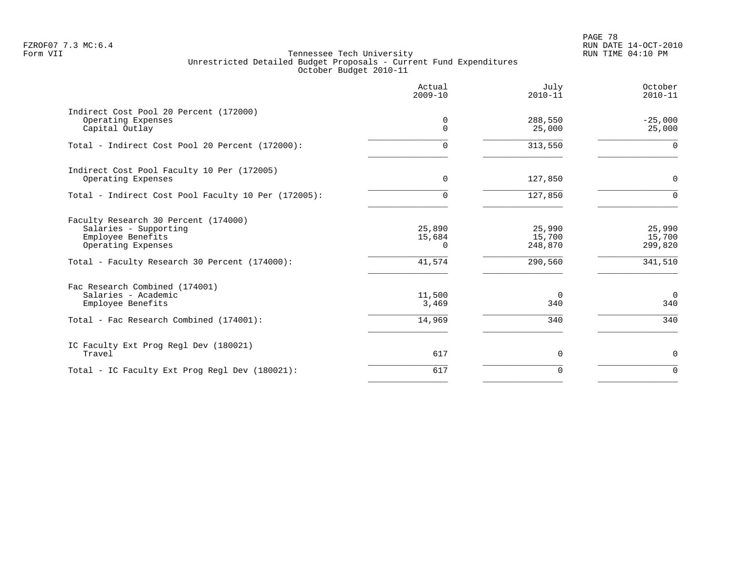FZROF07 7.3 MC:6.4
Form VII

Tennessee Tech University
Unrestricted Detailed Budget Proposals - Current Fund Expenditures
October Budget 2010-11

RUN DATE 14-OCT-2010
RUN TIME 04:10 PM

| | Actual 2009-10 | July 2010-11 | October 2010-11 |
|---|---|---|---|
| **Indirect Cost Pool 20 Percent (172000)** | | | |
| Operating Expenses | 0 | 288,550 | -25,000 |
| Capital Outlay | 0 | 25,000 | 25,000 |
| Total - Indirect Cost Pool 20 Percent (172000): | 0 | 313,550 | 0 |
| **Indirect Cost Pool Faculty 10 Per (172005)** | | | |
| Operating Expenses | 0 | 127,850 | 0 |
| Total - Indirect Cost Pool Faculty 10 Per (172005): | 0 | 127,850 | 0 |
| **Faculty Research 30 Percent (174000)** | | | |
| Salaries - Supporting | 25,890 | 25,990 | 25,990 |
| Employee Benefits | 15,684 | 15,700 | 15,700 |
| Operating Expenses | 0 | 248,870 | 299,820 |
| Total - Faculty Research 30 Percent (174000): | 41,574 | 290,560 | 341,510 |
| **Fac Research Combined (174001)** | | | |
| Salaries - Academic | 11,500 | 0 | 0 |
| Employee Benefits | 3,469 | 340 | 340 |
| Total - Fac Research Combined (174001): | 14,969 | 340 | 340 |
| **IC Faculty Ext Prog Regl Dev (180021)** | | | |
| Travel | 617 | 0 | 0 |
| Total - IC Faculty Ext Prog Regl Dev (180021): | 617 | 0 | 0 |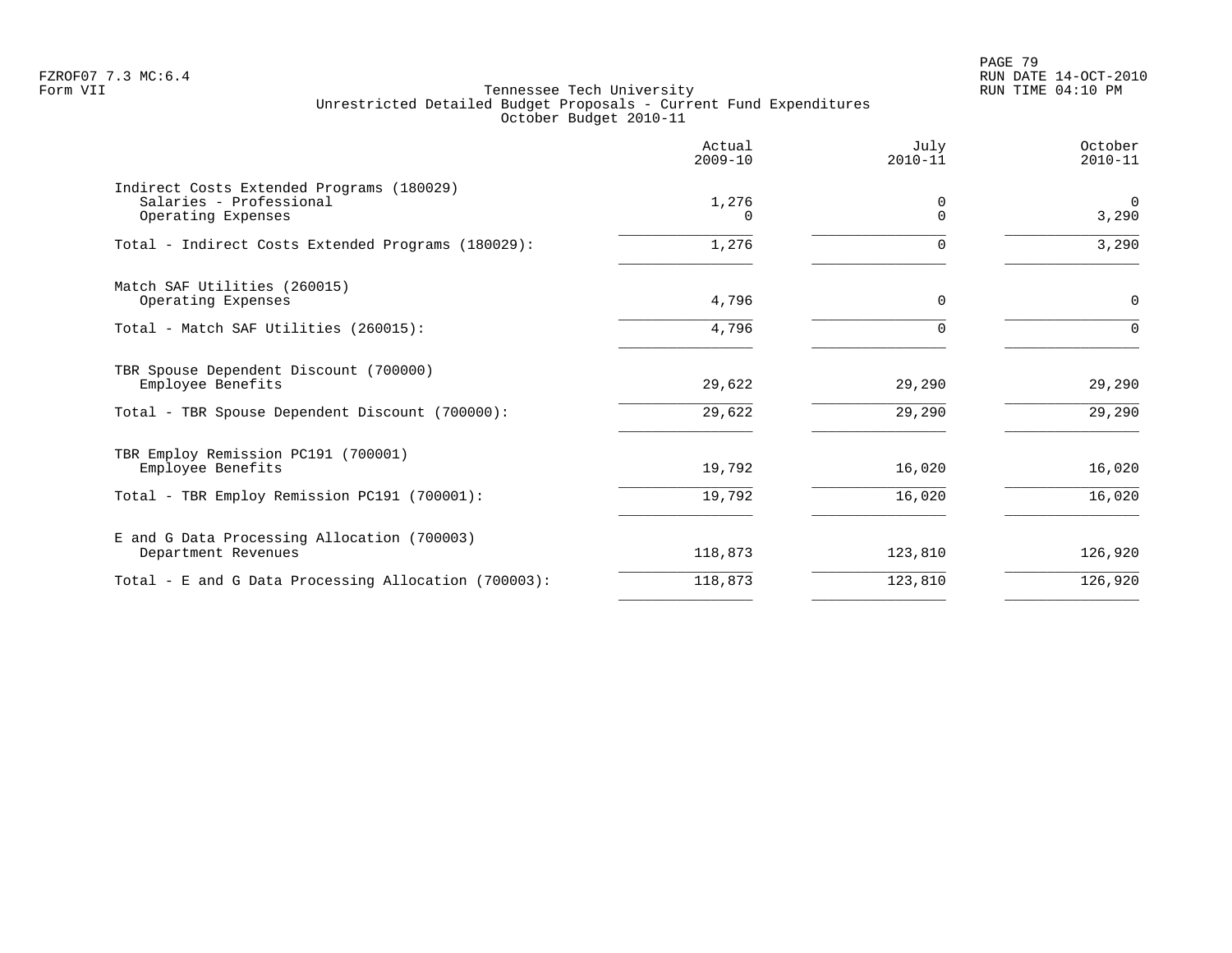Tennessee Tech University
Unrestricted Detailed Budget Proposals - Current Fund Expenditures
October Budget 2010-11

| | Actual 2009-10 | July 2010-11 | October 2010-11 |
|---|---|---|---|
| Indirect Costs Extended Programs (180029) | | | |
| Salaries - Professional | 1,276 | 0 | 0 |
| Operating Expenses | 0 | 0 | 3,290 |
| Total - Indirect Costs Extended Programs (180029): | 1,276 | 0 | 3,290 |
| Match SAF Utilities (260015) | | | |
| Operating Expenses | 4,796 | 0 | 0 |
| Total - Match SAF Utilities (260015): | 4,796 | 0 | 0 |
| TBR Spouse Dependent Discount (700000) | | | |
| Employee Benefits | 29,622 | 29,290 | 29,290 |
| Total - TBR Spouse Dependent Discount (700000): | 29,622 | 29,290 | 29,290 |
| TBR Employ Remission PC191 (700001) | | | |
| Employee Benefits | 19,792 | 16,020 | 16,020 |
| Total - TBR Employ Remission PC191 (700001): | 19,792 | 16,020 | 16,020 |
| E and G Data Processing Allocation (700003) | | | |
| Department Revenues | 118,873 | 123,810 | 126,920 |
| Total - E and G Data Processing Allocation (700003): | 118,873 | 123,810 | 126,920 |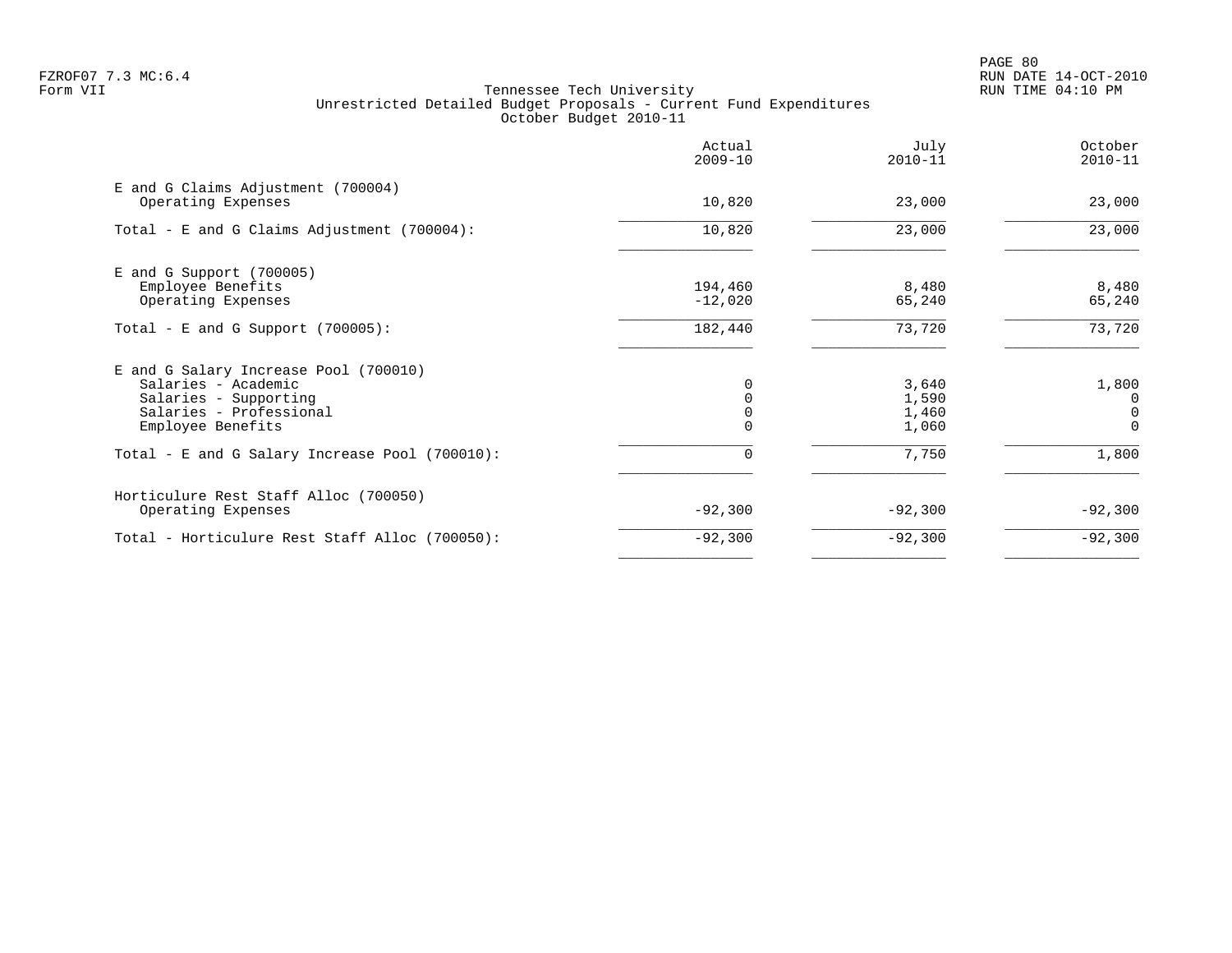Tennessee Tech University
Unrestricted Detailed Budget Proposals - Current Fund Expenditures
October Budget 2010-11

| | Actual 2009-10 | July 2010-11 | October 2010-11 |
|---|---:|---:|---:|
| **E and G Claims Adjustment (700004)** | | | |
| Operating Expenses | 10,820 | 23,000 | 23,000 |
| Total - E and G Claims Adjustment (700004): | 10,820 | 23,000 | 23,000 |
| **E and G Support (700005)** | | | |
| Employee Benefits | 194,460 | 8,480 | 8,480 |
| Operating Expenses | -12,020 | 65,240 | 65,240 |
| Total - E and G Support (700005): | 182,440 | 73,720 | 73,720 |
| **E and G Salary Increase Pool (700010)** | | | |
| Salaries - Academic | 0 | 3,640 | 1,800 |
| Salaries - Supporting | 0 | 1,590 | 0 |
| Salaries - Professional | 0 | 1,460 | 0 |
| Employee Benefits | 0 | 1,060 | 0 |
| Total - E and G Salary Increase Pool (700010): | 0 | 7,750 | 1,800 |
| **Horticulure Rest Staff Alloc (700050)** | | | |
| Operating Expenses | -92,300 | -92,300 | -92,300 |
| Total - Horticulure Rest Staff Alloc (700050): | -92,300 | -92,300 | -92,300 |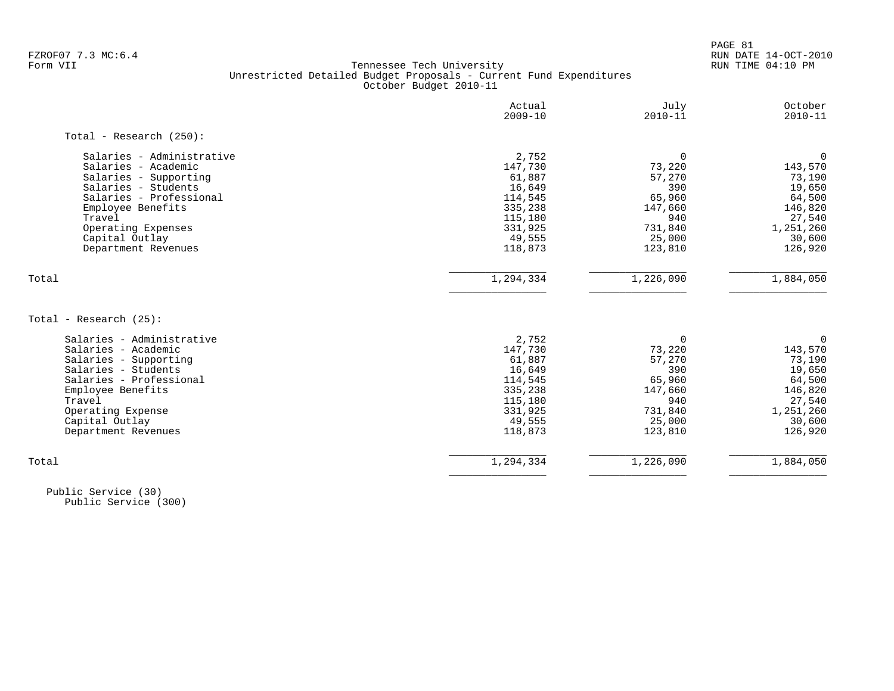Tennessee Tech University
Unrestricted Detailed Budget Proposals - Current Fund Expenditures
October Budget 2010-11

FZROF07 7.3 MC:6.4
Form VII

RUN DATE 14-OCT-2010
RUN TIME 04:10 PM

| | Actual 2009-10 | July 2010-11 | October 2010-11 |
|---|---|---|---|
| **Total - Research (250):** | | | |
| Salaries - Administrative | 2,752 | 0 | 0 |
| Salaries - Academic | 147,730 | 73,220 | 143,570 |
| Salaries - Supporting | 61,887 | 57,270 | 73,190 |
| Salaries - Students | 16,649 | 390 | 19,650 |
| Salaries - Professional | 114,545 | 65,960 | 64,500 |
| Employee Benefits | 335,238 | 147,660 | 146,820 |
| Travel | 115,180 | 940 | 27,540 |
| Operating Expenses | 331,925 | 731,840 | 1,251,260 |
| Capital Outlay | 49,555 | 25,000 | 30,600 |
| Department Revenues | 118,873 | 123,810 | 126,920 |
| Total | 1,294,334 | 1,226,090 | 1,884,050 |

| | Actual 2009-10 | July 2010-11 | October 2010-11 |
|---|---|---|---|
| **Total - Research (25):** | | | |
| Salaries - Administrative | 2,752 | 0 | 0 |
| Salaries - Academic | 147,730 | 73,220 | 143,570 |
| Salaries - Supporting | 61,887 | 57,270 | 73,190 |
| Salaries - Students | 16,649 | 390 | 19,650 |
| Salaries - Professional | 114,545 | 65,960 | 64,500 |
| Employee Benefits | 335,238 | 147,660 | 146,820 |
| Travel | 115,180 | 940 | 27,540 |
| Operating Expense | 331,925 | 731,840 | 1,251,260 |
| Capital Outlay | 49,555 | 25,000 | 30,600 |
| Department Revenues | 118,873 | 123,810 | 126,920 |
| Total | 1,294,334 | 1,226,090 | 1,884,050 |

Public Service (30)
Public Service (300)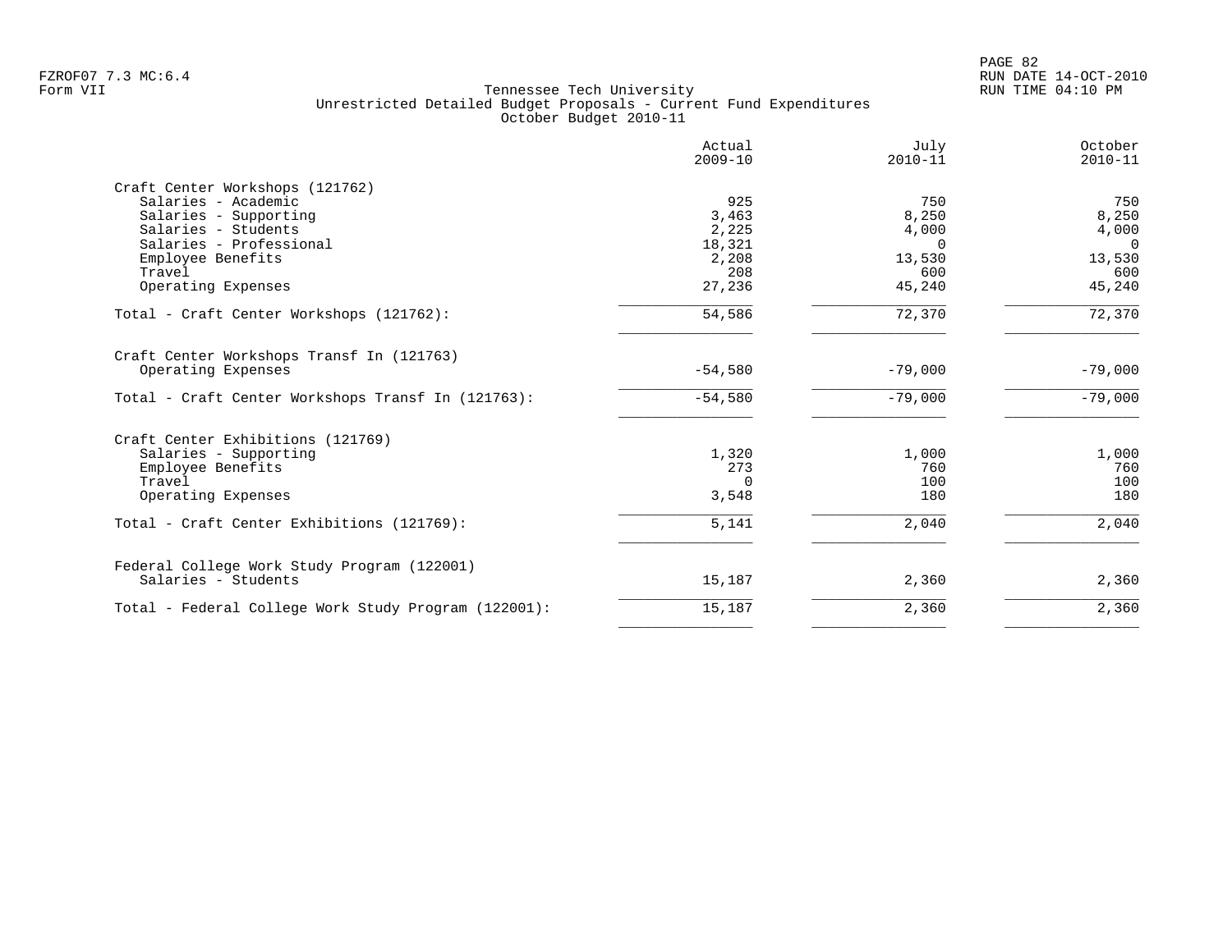Tennessee Tech University
Unrestricted Detailed Budget Proposals - Current Fund Expenditures
October Budget 2010-11

| | Actual 2009-10 | July 2010-11 | October 2010-11 |
|---|---|---|---|
| **Craft Center Workshops (121762)** | | | |
| Salaries - Academic | 925 | 750 | 750 |
| Salaries - Supporting | 3,463 | 8,250 | 8,250 |
| Salaries - Students | 2,225 | 4,000 | 4,000 |
| Salaries - Professional | 18,321 | 0 | 0 |
| Employee Benefits | 2,208 | 13,530 | 13,530 |
| Travel | 208 | 600 | 600 |
| Operating Expenses | 27,236 | 45,240 | 45,240 |
| Total - Craft Center Workshops (121762): | 54,586 | 72,370 | 72,370 |
| **Craft Center Workshops Transf In (121763)** | | | |
| Operating Expenses | -54,580 | -79,000 | -79,000 |
| Total - Craft Center Workshops Transf In (121763): | -54,580 | -79,000 | -79,000 |
| **Craft Center Exhibitions (121769)** | | | |
| Salaries - Supporting | 1,320 | 1,000 | 1,000 |
| Employee Benefits | 273 | 760 | 760 |
| Travel | 0 | 100 | 100 |
| Operating Expenses | 3,548 | 180 | 180 |
| Total - Craft Center Exhibitions (121769): | 5,141 | 2,040 | 2,040 |
| **Federal College Work Study Program (122001)** | | | |
| Salaries - Students | 15,187 | 2,360 | 2,360 |
| Total - Federal College Work Study Program (122001): | 15,187 | 2,360 | 2,360 |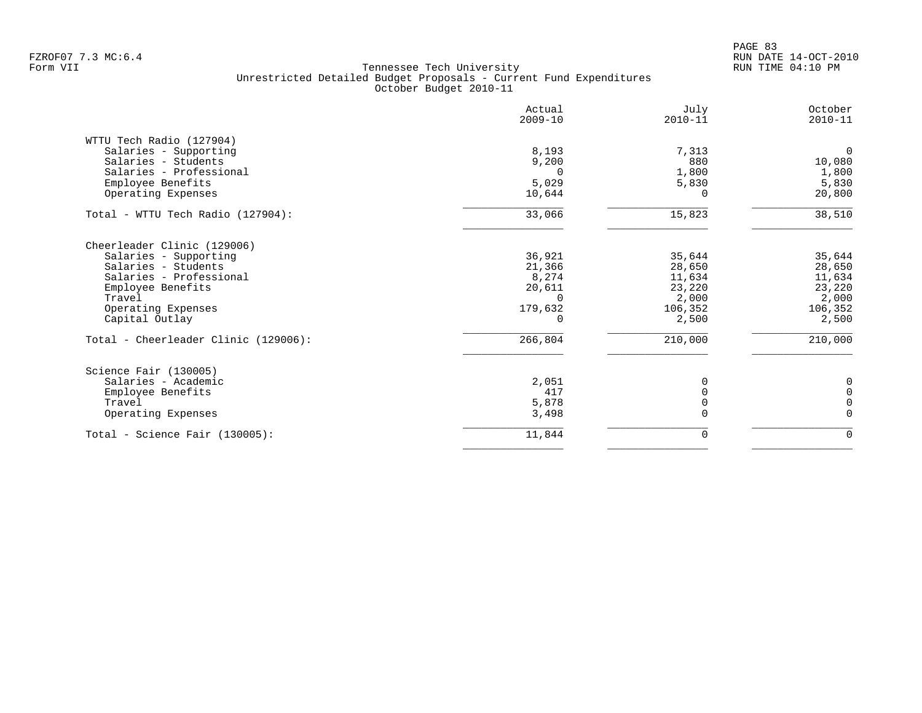Tennessee Tech University
Unrestricted Detailed Budget Proposals - Current Fund Expenditures
October Budget 2010-11

| | Actual 2009-10 | July 2010-11 | October 2010-11 |
|---|---|---|---|
| **WTTU Tech Radio (127904)** | | | |
| Salaries - Supporting | 8,193 | 7,313 | 0 |
| Salaries - Students | 9,200 | 880 | 10,080 |
| Salaries - Professional | 0 | 1,800 | 1,800 |
| Employee Benefits | 5,029 | 5,830 | 5,830 |
| Operating Expenses | 10,644 | 0 | 20,800 |
| Total - WTTU Tech Radio (127904): | 33,066 | 15,823 | 38,510 |
| **Cheerleader Clinic (129006)** | | | |
| Salaries - Supporting | 36,921 | 35,644 | 35,644 |
| Salaries - Students | 21,366 | 28,650 | 28,650 |
| Salaries - Professional | 8,274 | 11,634 | 11,634 |
| Employee Benefits | 20,611 | 23,220 | 23,220 |
| Travel | 0 | 2,000 | 2,000 |
| Operating Expenses | 179,632 | 106,352 | 106,352 |
| Capital Outlay | 0 | 2,500 | 2,500 |
| Total - Cheerleader Clinic (129006): | 266,804 | 210,000 | 210,000 |
| **Science Fair (130005)** | | | |
| Salaries - Academic | 2,051 | 0 | 0 |
| Employee Benefits | 417 | 0 | 0 |
| Travel | 5,878 | 0 | 0 |
| Operating Expenses | 3,498 | 0 | 0 |
| Total - Science Fair (130005): | 11,844 | 0 | 0 |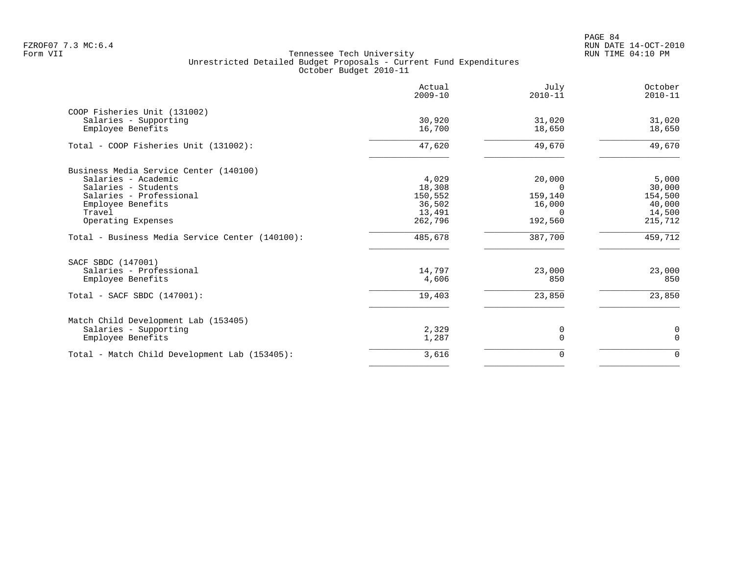Tennessee Tech University
Unrestricted Detailed Budget Proposals - Current Fund Expenditures
October Budget 2010-11

| | Actual 2009-10 | July 2010-11 | October 2010-11 |
|---|---|---|---|
| COOP Fisheries Unit (131002) | | | |
| Salaries - Supporting | 30,920 | 31,020 | 31,020 |
| Employee Benefits | 16,700 | 18,650 | 18,650 |
| Total - COOP Fisheries Unit (131002): | 47,620 | 49,670 | 49,670 |
| Business Media Service Center (140100) | | | |
| Salaries - Academic | 4,029 | 20,000 | 5,000 |
| Salaries - Students | 18,308 | 0 | 30,000 |
| Salaries - Professional | 150,552 | 159,140 | 154,500 |
| Employee Benefits | 36,502 | 16,000 | 40,000 |
| Travel | 13,491 | 0 | 14,500 |
| Operating Expenses | 262,796 | 192,560 | 215,712 |
| Total - Business Media Service Center (140100): | 485,678 | 387,700 | 459,712 |
| SACF SBDC (147001) | | | |
| Salaries - Professional | 14,797 | 23,000 | 23,000 |
| Employee Benefits | 4,606 | 850 | 850 |
| Total - SACF SBDC (147001): | 19,403 | 23,850 | 23,850 |
| Match Child Development Lab (153405) | | | |
| Salaries - Supporting | 2,329 | 0 | 0 |
| Employee Benefits | 1,287 | 0 | 0 |
| Total - Match Child Development Lab (153405): | 3,616 | 0 | 0 |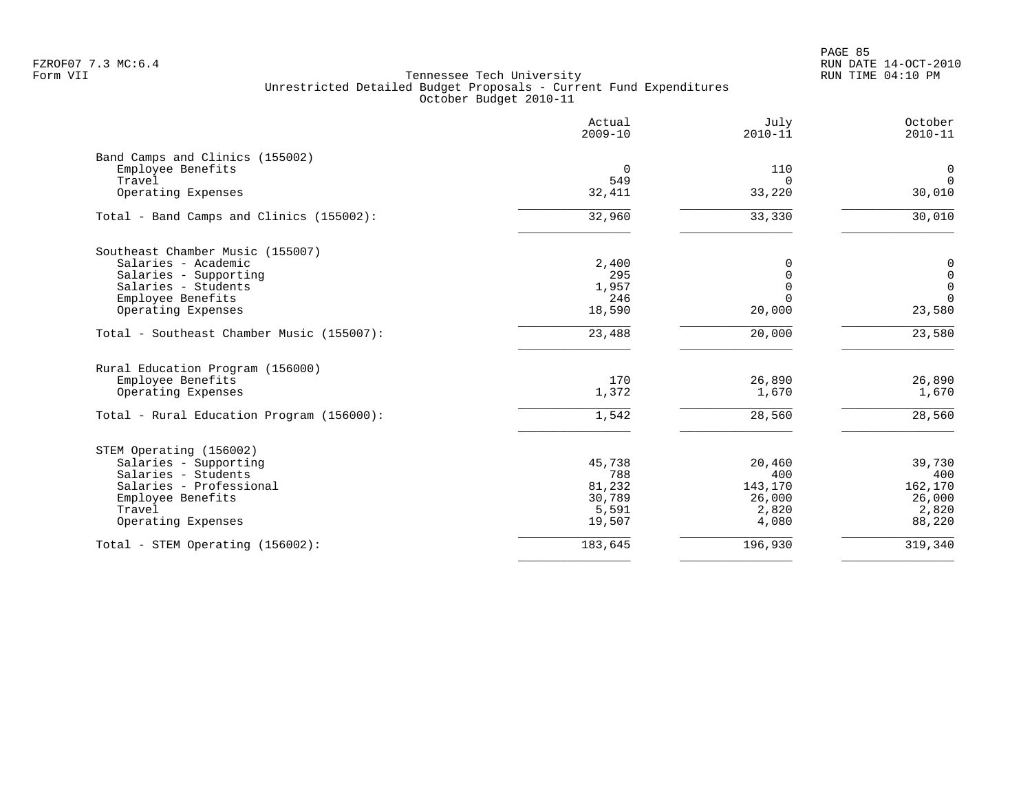Tennessee Tech University
Unrestricted Detailed Budget Proposals - Current Fund Expenditures
October Budget 2010-11

| | Actual 2009-10 | July 2010-11 | October 2010-11 |
|---|---:|---:|---:|
| **Band Camps and Clinics (155002)** | | | |
| Employee Benefits | 0 | 110 | 0 |
| Travel | 549 | 0 | 0 |
| Operating Expenses | 32,411 | 33,220 | 30,010 |
| Total - Band Camps and Clinics (155002): | 32,960 | 33,330 | 30,010 |
| **Southeast Chamber Music (155007)** | | | |
| Salaries - Academic | 2,400 | 0 | 0 |
| Salaries - Supporting | 295 | 0 | 0 |
| Salaries - Students | 1,957 | 0 | 0 |
| Employee Benefits | 246 | 0 | 0 |
| Operating Expenses | 18,590 | 20,000 | 23,580 |
| Total - Southeast Chamber Music (155007): | 23,488 | 20,000 | 23,580 |
| **Rural Education Program (156000)** | | | |
| Employee Benefits | 170 | 26,890 | 26,890 |
| Operating Expenses | 1,372 | 1,670 | 1,670 |
| Total - Rural Education Program (156000): | 1,542 | 28,560 | 28,560 |
| **STEM Operating (156002)** | | | |
| Salaries - Supporting | 45,738 | 20,460 | 39,730 |
| Salaries - Students | 788 | 400 | 400 |
| Salaries - Professional | 81,232 | 143,170 | 162,170 |
| Employee Benefits | 30,789 | 26,000 | 26,000 |
| Travel | 5,591 | 2,820 | 2,820 |
| Operating Expenses | 19,507 | 4,080 | 88,220 |
| Total - STEM Operating (156002): | 183,645 | 196,930 | 319,340 |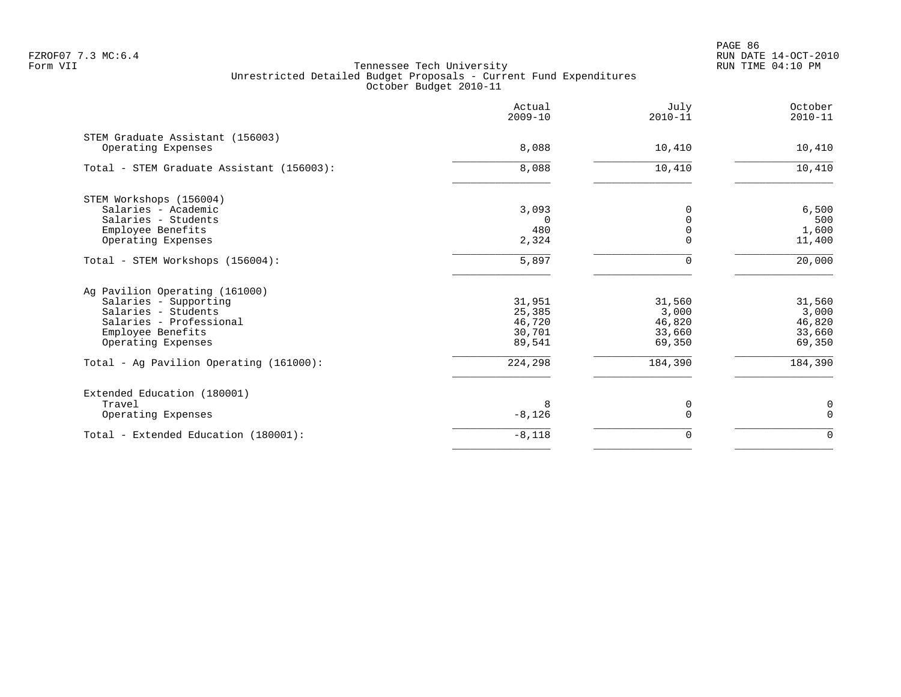Tennessee Tech University
Unrestricted Detailed Budget Proposals - Current Fund Expenditures
October Budget 2010-11

| | Actual 2009-10 | July 2010-11 | October 2010-11 |
|---|---|---|---|
| STEM Graduate Assistant (156003) | | | |
| Operating Expenses | 8,088 | 10,410 | 10,410 |
| Total - STEM Graduate Assistant (156003): | 8,088 | 10,410 | 10,410 |
| STEM Workshops (156004) | | | |
| Salaries - Academic | 3,093 | 0 | 6,500 |
| Salaries - Students | 0 | 0 | 500 |
| Employee Benefits | 480 | 0 | 1,600 |
| Operating Expenses | 2,324 | 0 | 11,400 |
| Total - STEM Workshops (156004): | 5,897 | 0 | 20,000 |
| Ag Pavilion Operating (161000) | | | |
| Salaries - Supporting | 31,951 | 31,560 | 31,560 |
| Salaries - Students | 25,385 | 3,000 | 3,000 |
| Salaries - Professional | 46,720 | 46,820 | 46,820 |
| Employee Benefits | 30,701 | 33,660 | 33,660 |
| Operating Expenses | 89,541 | 69,350 | 69,350 |
| Total - Ag Pavilion Operating (161000): | 224,298 | 184,390 | 184,390 |
| Extended Education (180001) | | | |
| Travel | 8 | 0 | 0 |
| Operating Expenses | -8,126 | 0 | 0 |
| Total - Extended Education (180001): | -8,118 | 0 | 0 |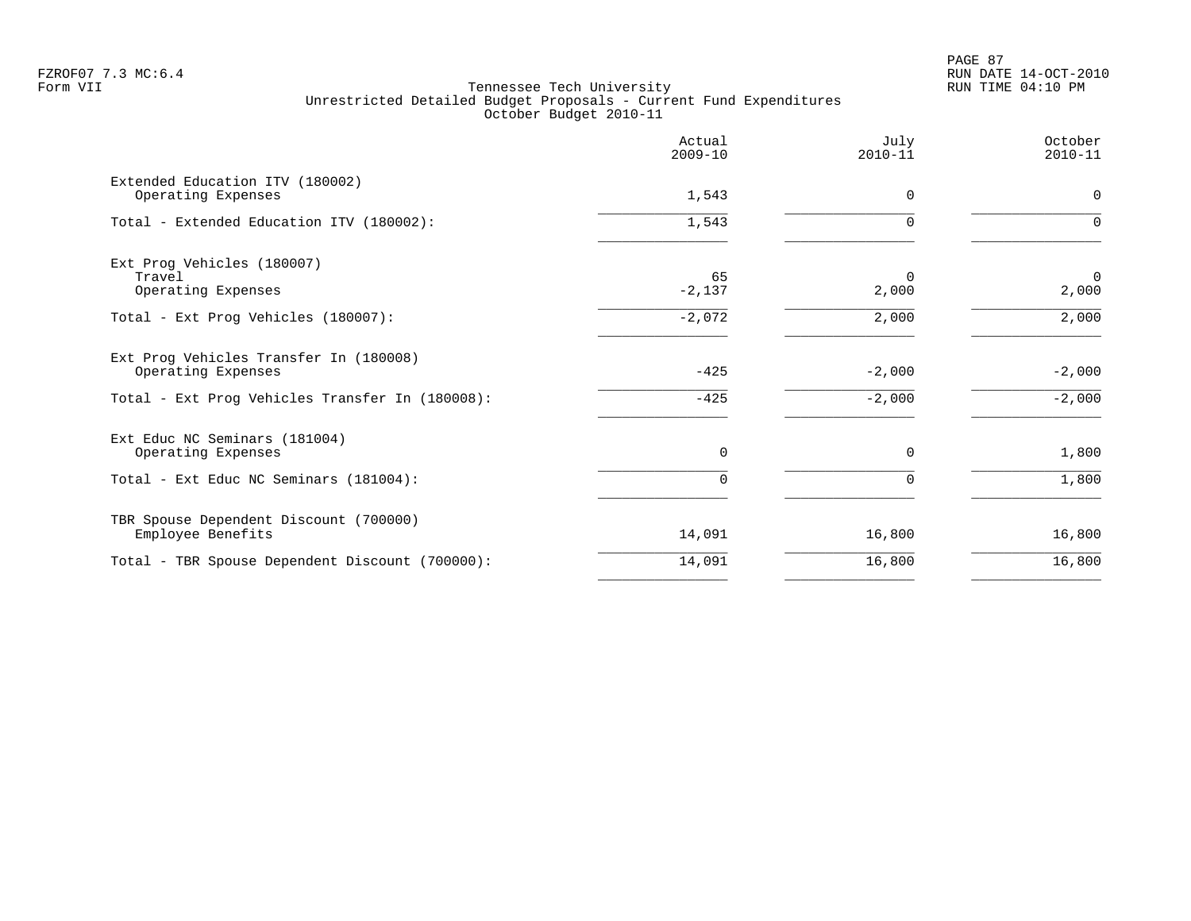Tennessee Tech University
Unrestricted Detailed Budget Proposals - Current Fund Expenditures
October Budget 2010-11

| | Actual 2009-10 | July 2010-11 | October 2010-11 |
|---|---|---|---|
| Extended Education ITV (180002) | | | |
| Operating Expenses | 1,543 | 0 | 0 |
| Total - Extended Education ITV (180002): | 1,543 | 0 | 0 |
| Ext Prog Vehicles (180007) | | | |
| Travel | 65 | 0 | 0 |
| Operating Expenses | -2,137 | 2,000 | 2,000 |
| Total - Ext Prog Vehicles (180007): | -2,072 | 2,000 | 2,000 |
| Ext Prog Vehicles Transfer In (180008) | | | |
| Operating Expenses | -425 | -2,000 | -2,000 |
| Total - Ext Prog Vehicles Transfer In (180008): | -425 | -2,000 | -2,000 |
| Ext Educ NC Seminars (181004) | | | |
| Operating Expenses | 0 | 0 | 1,800 |
| Total - Ext Educ NC Seminars (181004): | 0 | 0 | 1,800 |
| TBR Spouse Dependent Discount (700000) | | | |
| Employee Benefits | 14,091 | 16,800 | 16,800 |
| Total - TBR Spouse Dependent Discount (700000): | 14,091 | 16,800 | 16,800 |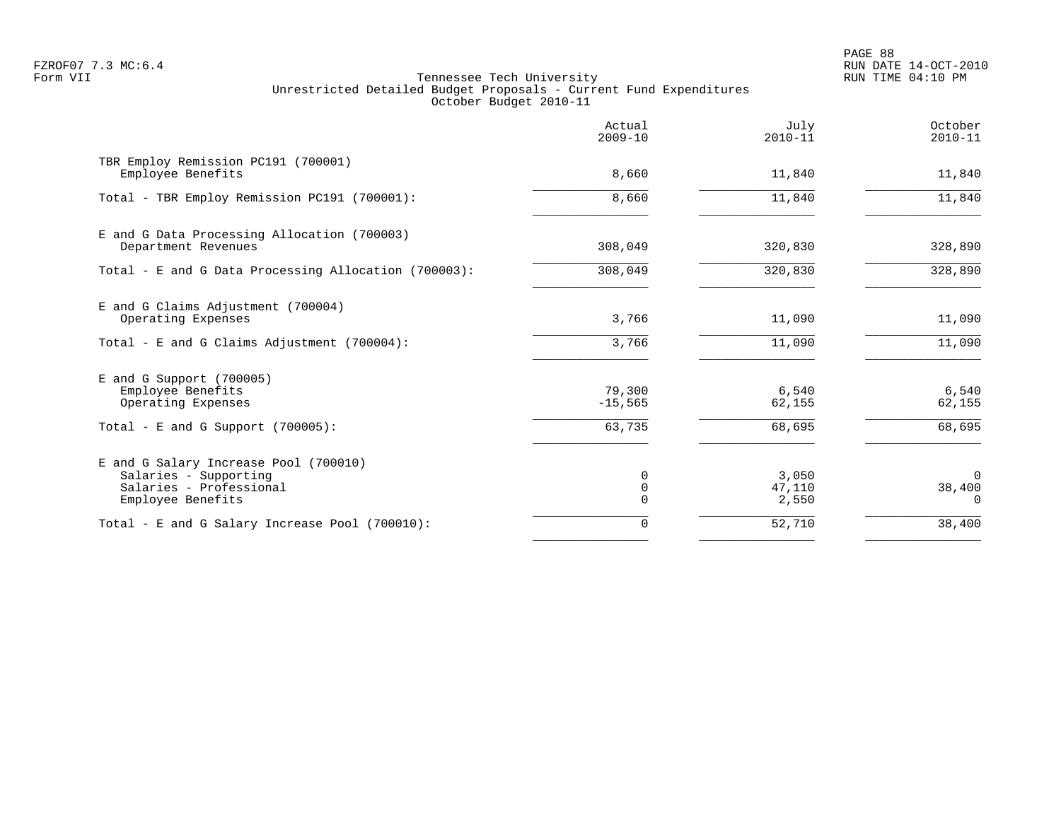Tennessee Tech University
Unrestricted Detailed Budget Proposals - Current Fund Expenditures
October Budget 2010-11

| | Actual 2009-10 | July 2010-11 | October 2010-11 |
|---|---:|---:|---:|
| **TBR Employ Remission PC191 (700001)** | | | |
| Employee Benefits | 8,660 | 11,840 | 11,840 |
| Total - TBR Employ Remission PC191 (700001): | 8,660 | 11,840 | 11,840 |
| **E and G Data Processing Allocation (700003)** | | | |
| Department Revenues | 308,049 | 320,830 | 328,890 |
| Total - E and G Data Processing Allocation (700003): | 308,049 | 320,830 | 328,890 |
| **E and G Claims Adjustment (700004)** | | | |
| Operating Expenses | 3,766 | 11,090 | 11,090 |
| Total - E and G Claims Adjustment (700004): | 3,766 | 11,090 | 11,090 |
| **E and G Support (700005)** | | | |
| Employee Benefits | 79,300 | 6,540 | 6,540 |
| Operating Expenses | -15,565 | 62,155 | 62,155 |
| Total - E and G Support (700005): | 63,735 | 68,695 | 68,695 |
| **E and G Salary Increase Pool (700010)** | | | |
| Salaries - Supporting | 0 | 3,050 | 0 |
| Salaries - Professional | 0 | 47,110 | 38,400 |
| Employee Benefits | 0 | 2,550 | 0 |
| Total - E and G Salary Increase Pool (700010): | 0 | 52,710 | 38,400 |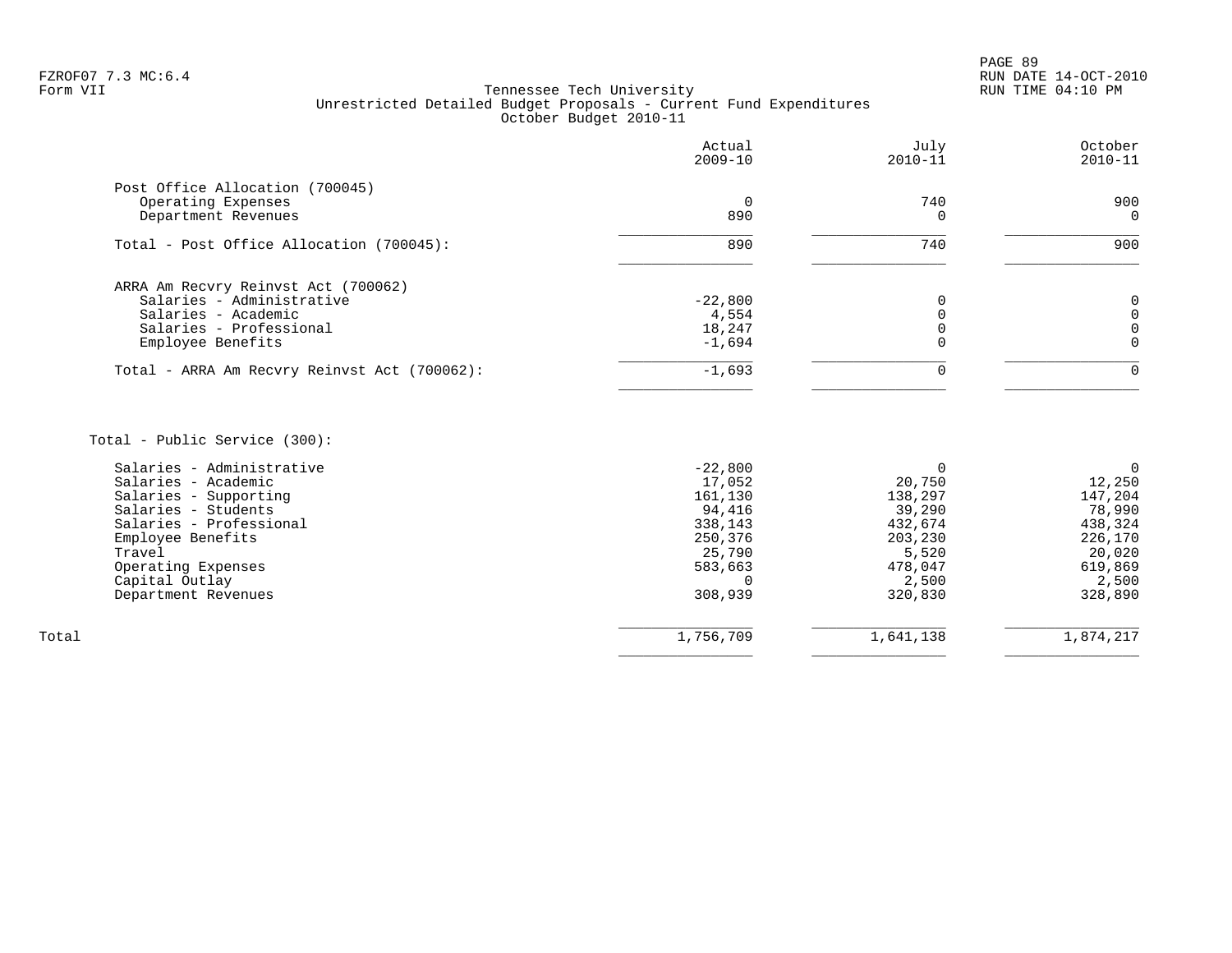Tennessee Tech University
Unrestricted Detailed Budget Proposals - Current Fund Expenditures
October Budget 2010-11

FZROF07 7.3 MC:6.4
Form VII

| | Actual 2009-10 | July 2010-11 | October 2010-11 |
|---|---|---|---|
| **Post Office Allocation (700045)** | | | |
| Operating Expenses | 0 | 740 | 900 |
| Department Revenues | 890 | 0 | 0 |
| Total - Post Office Allocation (700045): | 890 | 740 | 900 |
| **ARRA Am Recvry Reinvst Act (700062)** | | | |
| Salaries - Administrative | -22,800 | 0 | 0 |
| Salaries - Academic | 4,554 | 0 | 0 |
| Salaries - Professional | 18,247 | 0 | 0 |
| Employee Benefits | -1,694 | 0 | 0 |
| Total - ARRA Am Recvry Reinvst Act (700062): | -1,693 | 0 | 0 |
| **Total - Public Service (300):** | | | |
| Salaries - Administrative | -22,800 | 0 | 0 |
| Salaries - Academic | 17,052 | 20,750 | 12,250 |
| Salaries - Supporting | 161,130 | 138,297 | 147,204 |
| Salaries - Students | 94,416 | 39,290 | 78,990 |
| Salaries - Professional | 338,143 | 432,674 | 438,324 |
| Employee Benefits | 250,376 | 203,230 | 226,170 |
| Travel | 25,790 | 5,520 | 20,020 |
| Operating Expenses | 583,663 | 478,047 | 619,869 |
| Capital Outlay | 0 | 2,500 | 2,500 |
| Department Revenues | 308,939 | 320,830 | 328,890 |
| Total | 1,756,709 | 1,641,138 | 1,874,217 |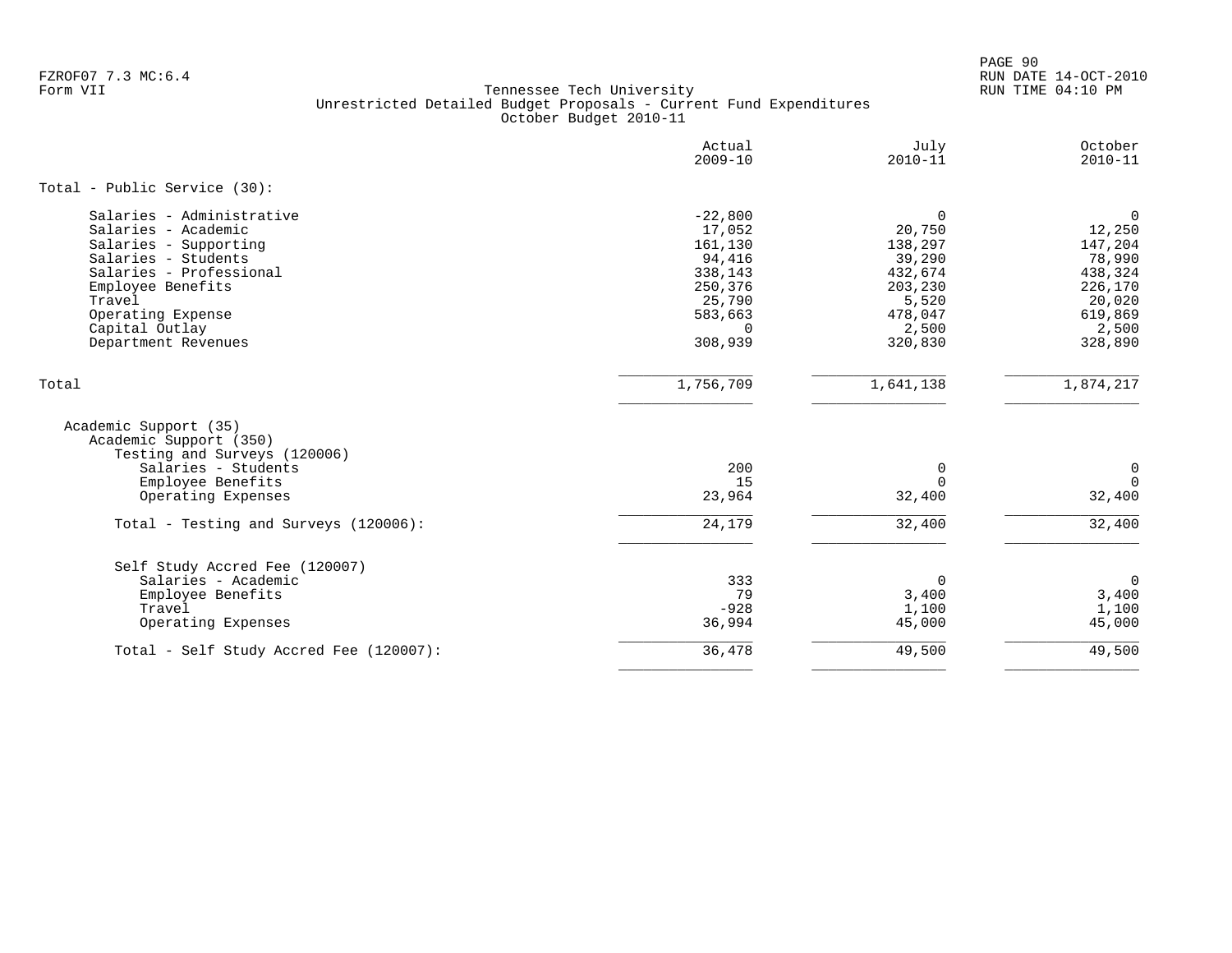FZROF07 7.3 MC:6.4
Form VII

Tennessee Tech University
Unrestricted Detailed Budget Proposals - Current Fund Expenditures
October Budget 2010-11

| | Actual 2009-10 | July 2010-11 | October 2010-11 |
|---|---|---|---|
| **Total - Public Service (30):** | | | |
| Salaries - Administrative | -22,800 | 0 | 0 |
| Salaries - Academic | 17,052 | 20,750 | 12,250 |
| Salaries - Supporting | 161,130 | 138,297 | 147,204 |
| Salaries - Students | 94,416 | 39,290 | 78,990 |
| Salaries - Professional | 338,143 | 432,674 | 438,324 |
| Employee Benefits | 250,376 | 203,230 | 226,170 |
| Travel | 25,790 | 5,520 | 20,020 |
| Operating Expense | 583,663 | 478,047 | 619,869 |
| Capital Outlay | 0 | 2,500 | 2,500 |
| Department Revenues | 308,939 | 320,830 | 328,890 |
| **Total** | 1,756,709 | 1,641,138 | 1,874,217 |
| Academic Support (35) | | | |
| Academic Support (350) | | | |
| Testing and Surveys (120006) | | | |
| Salaries - Students | 200 | 0 | 0 |
| Employee Benefits | 15 | 0 | 0 |
| Operating Expenses | 23,964 | 32,400 | 32,400 |
| **Total - Testing and Surveys (120006):** | 24,179 | 32,400 | 32,400 |
| Self Study Accred Fee (120007) | | | |
| Salaries - Academic | 333 | 0 | 0 |
| Employee Benefits | 79 | 3,400 | 3,400 |
| Travel | -928 | 1,100 | 1,100 |
| Operating Expenses | 36,994 | 45,000 | 45,000 |
| **Total - Self Study Accred Fee (120007):** | 36,478 | 49,500 | 49,500 |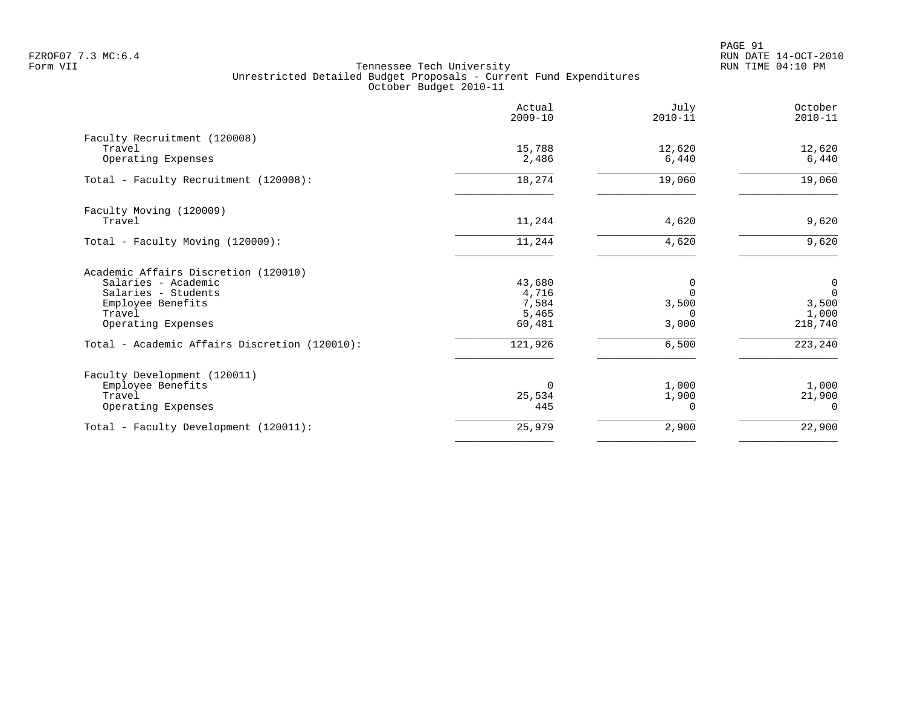Tennessee Tech University
Unrestricted Detailed Budget Proposals - Current Fund Expenditures
October Budget 2010-11

| | Actual 2009-10 | July 2010-11 | October 2010-11 |
|---|---|---|---|
| Faculty Recruitment (120008) | | | |
| Travel | 15,788 | 12,620 | 12,620 |
| Operating Expenses | 2,486 | 6,440 | 6,440 |
| Total - Faculty Recruitment (120008): | 18,274 | 19,060 | 19,060 |
| Faculty Moving (120009) | | | |
| Travel | 11,244 | 4,620 | 9,620 |
| Total - Faculty Moving (120009): | 11,244 | 4,620 | 9,620 |
| Academic Affairs Discretion (120010) | | | |
| Salaries - Academic | 43,680 | 0 | 0 |
| Salaries - Students | 4,716 | 0 | 0 |
| Employee Benefits | 7,584 | 3,500 | 3,500 |
| Travel | 5,465 | 0 | 1,000 |
| Operating Expenses | 60,481 | 3,000 | 218,740 |
| Total - Academic Affairs Discretion (120010): | 121,926 | 6,500 | 223,240 |
| Faculty Development (120011) | | | |
| Employee Benefits | 0 | 1,000 | 1,000 |
| Travel | 25,534 | 1,900 | 21,900 |
| Operating Expenses | 445 | 0 | 0 |
| Total - Faculty Development (120011): | 25,979 | 2,900 | 22,900 |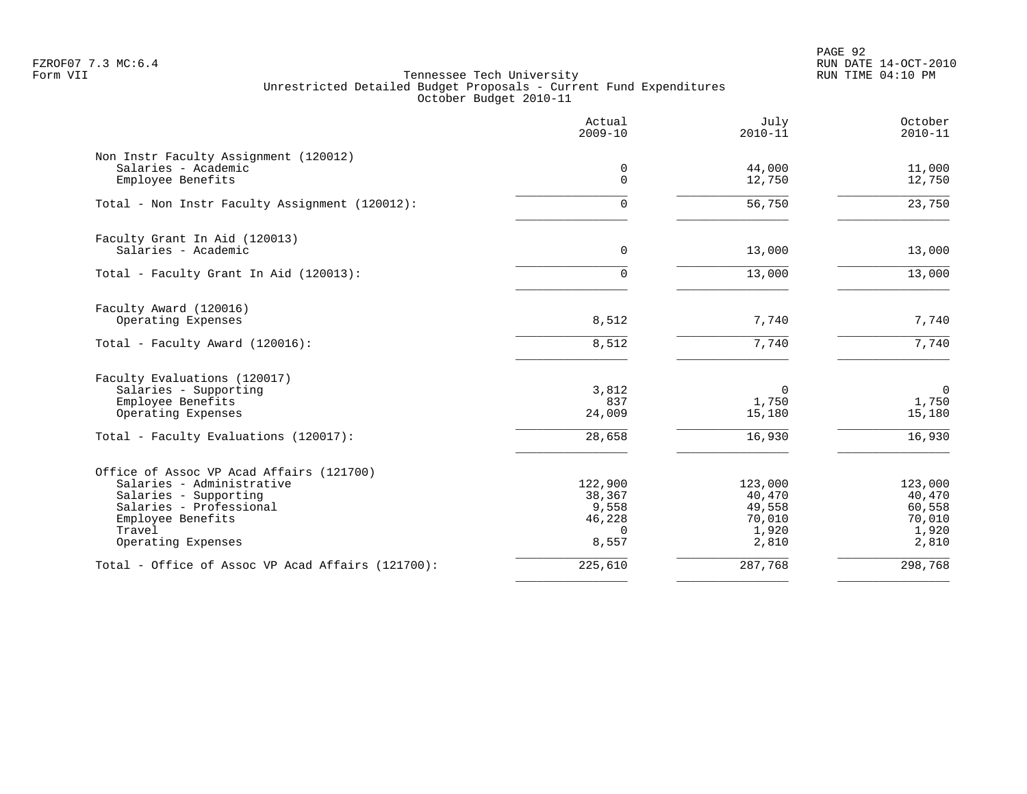Tennessee Tech University
Unrestricted Detailed Budget Proposals - Current Fund Expenditures
October Budget 2010-11

| | Actual 2009-10 | July 2010-11 | October 2010-11 |
|---|---:|---:|---:|
| **Non Instr Faculty Assignment (120012)** | | | |
| Salaries - Academic | 0 | 44,000 | 11,000 |
| Employee Benefits | 0 | 12,750 | 12,750 |
| Total - Non Instr Faculty Assignment (120012): | 0 | 56,750 | 23,750 |
| **Faculty Grant In Aid (120013)** | | | |
| Salaries - Academic | 0 | 13,000 | 13,000 |
| Total - Faculty Grant In Aid (120013): | 0 | 13,000 | 13,000 |
| **Faculty Award (120016)** | | | |
| Operating Expenses | 8,512 | 7,740 | 7,740 |
| Total - Faculty Award (120016): | 8,512 | 7,740 | 7,740 |
| **Faculty Evaluations (120017)** | | | |
| Salaries - Supporting | 3,812 | 0 | 0 |
| Employee Benefits | 837 | 1,750 | 1,750 |
| Operating Expenses | 24,009 | 15,180 | 15,180 |
| Total - Faculty Evaluations (120017): | 28,658 | 16,930 | 16,930 |
| **Office of Assoc VP Acad Affairs (121700)** | | | |
| Salaries - Administrative | 122,900 | 123,000 | 123,000 |
| Salaries - Supporting | 38,367 | 40,470 | 40,470 |
| Salaries - Professional | 9,558 | 49,558 | 60,558 |
| Employee Benefits | 46,228 | 70,010 | 70,010 |
| Travel | 0 | 1,920 | 1,920 |
| Operating Expenses | 8,557 | 2,810 | 2,810 |
| Total - Office of Assoc VP Acad Affairs (121700): | 225,610 | 287,768 | 298,768 |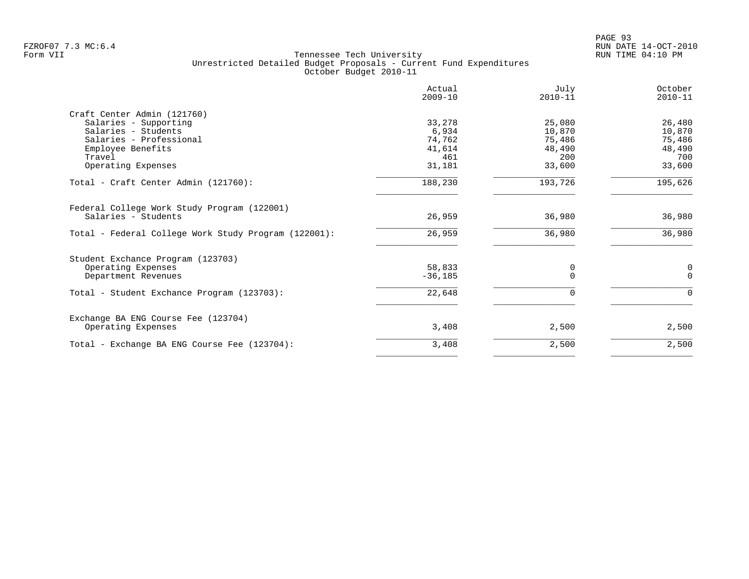Tennessee Tech University
Unrestricted Detailed Budget Proposals - Current Fund Expenditures
October Budget 2010-11

| | Actual 2009-10 | July 2010-11 | October 2010-11 |
|---|---|---|---|
| **Craft Center Admin (121760)** | | | |
| Salaries - Supporting | 33,278 | 25,080 | 26,480 |
| Salaries - Students | 6,934 | 10,870 | 10,870 |
| Salaries - Professional | 74,762 | 75,486 | 75,486 |
| Employee Benefits | 41,614 | 48,490 | 48,490 |
| Travel | 461 | 200 | 700 |
| Operating Expenses | 31,181 | 33,600 | 33,600 |
| Total - Craft Center Admin (121760): | 188,230 | 193,726 | 195,626 |
| **Federal College Work Study Program (122001)** | | | |
| Salaries - Students | 26,959 | 36,980 | 36,980 |
| Total - Federal College Work Study Program (122001): | 26,959 | 36,980 | 36,980 |
| **Student Exchance Program (123703)** | | | |
| Operating Expenses | 58,833 | 0 | 0 |
| Department Revenues | -36,185 | 0 | 0 |
| Total - Student Exchance Program (123703): | 22,648 | 0 | 0 |
| **Exchange BA ENG Course Fee (123704)** | | | |
| Operating Expenses | 3,408 | 2,500 | 2,500 |
| Total - Exchange BA ENG Course Fee (123704): | 3,408 | 2,500 | 2,500 |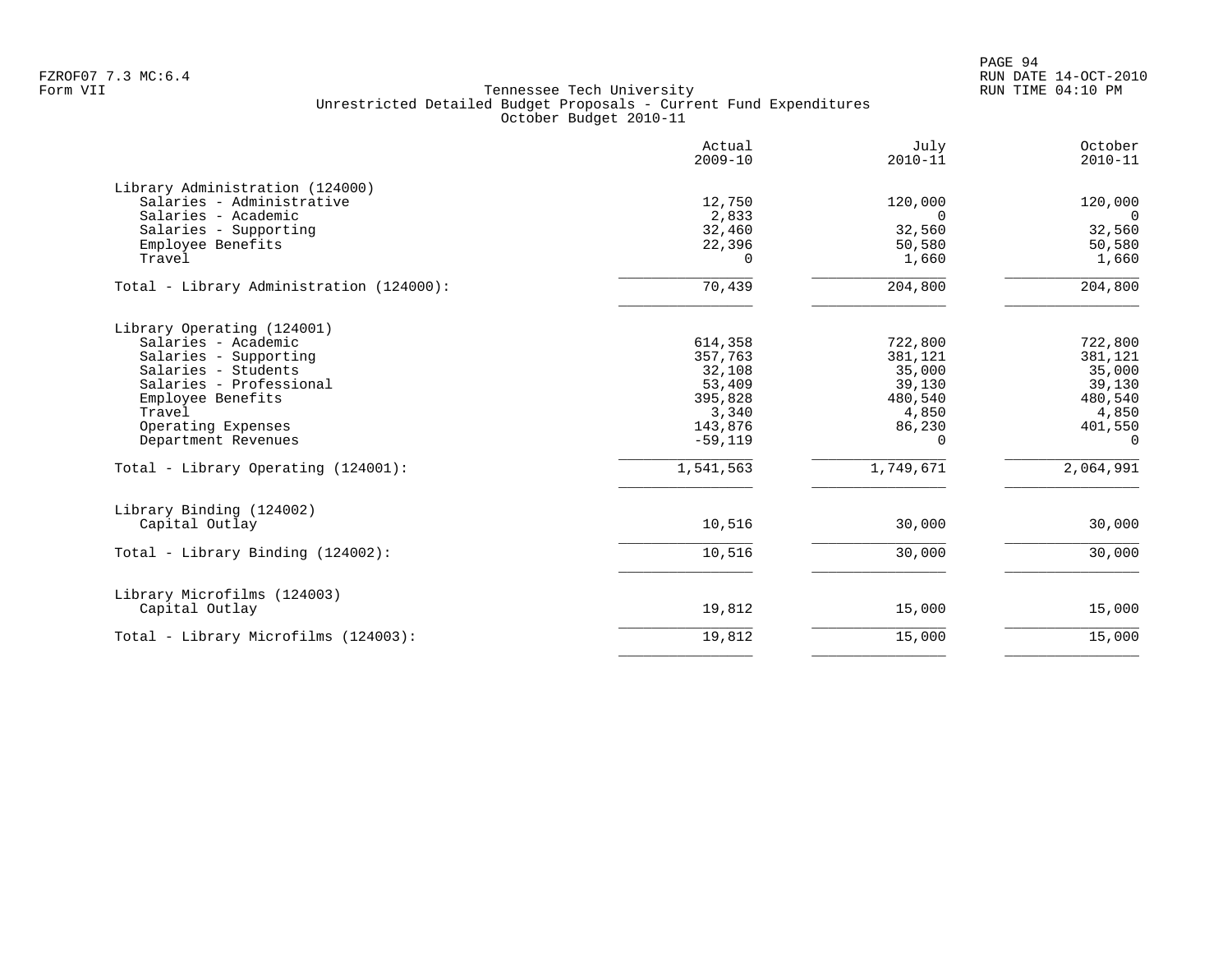FZROF07 7.3 MC:6.4
Form VII

Tennessee Tech University
Unrestricted Detailed Budget Proposals - Current Fund Expenditures
October Budget 2010-11

RUN DATE 14-OCT-2010
RUN TIME 04:10 PM

| | Actual 2009-10 | July 2010-11 | October 2010-11 |
|---|---|---|---|
| **Library Administration (124000)** | | | |
| Salaries - Administrative | 12,750 | 120,000 | 120,000 |
| Salaries - Academic | 2,833 | 0 | 0 |
| Salaries - Supporting | 32,460 | 32,560 | 32,560 |
| Employee Benefits | 22,396 | 50,580 | 50,580 |
| Travel | 0 | 1,660 | 1,660 |
| Total - Library Administration (124000): | 70,439 | 204,800 | 204,800 |
| **Library Operating (124001)** | | | |
| Salaries - Academic | 614,358 | 722,800 | 722,800 |
| Salaries - Supporting | 357,763 | 381,121 | 381,121 |
| Salaries - Students | 32,108 | 35,000 | 35,000 |
| Salaries - Professional | 53,409 | 39,130 | 39,130 |
| Employee Benefits | 395,828 | 480,540 | 480,540 |
| Travel | 3,340 | 4,850 | 4,850 |
| Operating Expenses | 143,876 | 86,230 | 401,550 |
| Department Revenues | -59,119 | 0 | 0 |
| Total - Library Operating (124001): | 1,541,563 | 1,749,671 | 2,064,991 |
| **Library Binding (124002)** | | | |
| Capital Outlay | 10,516 | 30,000 | 30,000 |
| Total - Library Binding (124002): | 10,516 | 30,000 | 30,000 |
| **Library Microfilms (124003)** | | | |
| Capital Outlay | 19,812 | 15,000 | 15,000 |
| Total - Library Microfilms (124003): | 19,812 | 15,000 | 15,000 |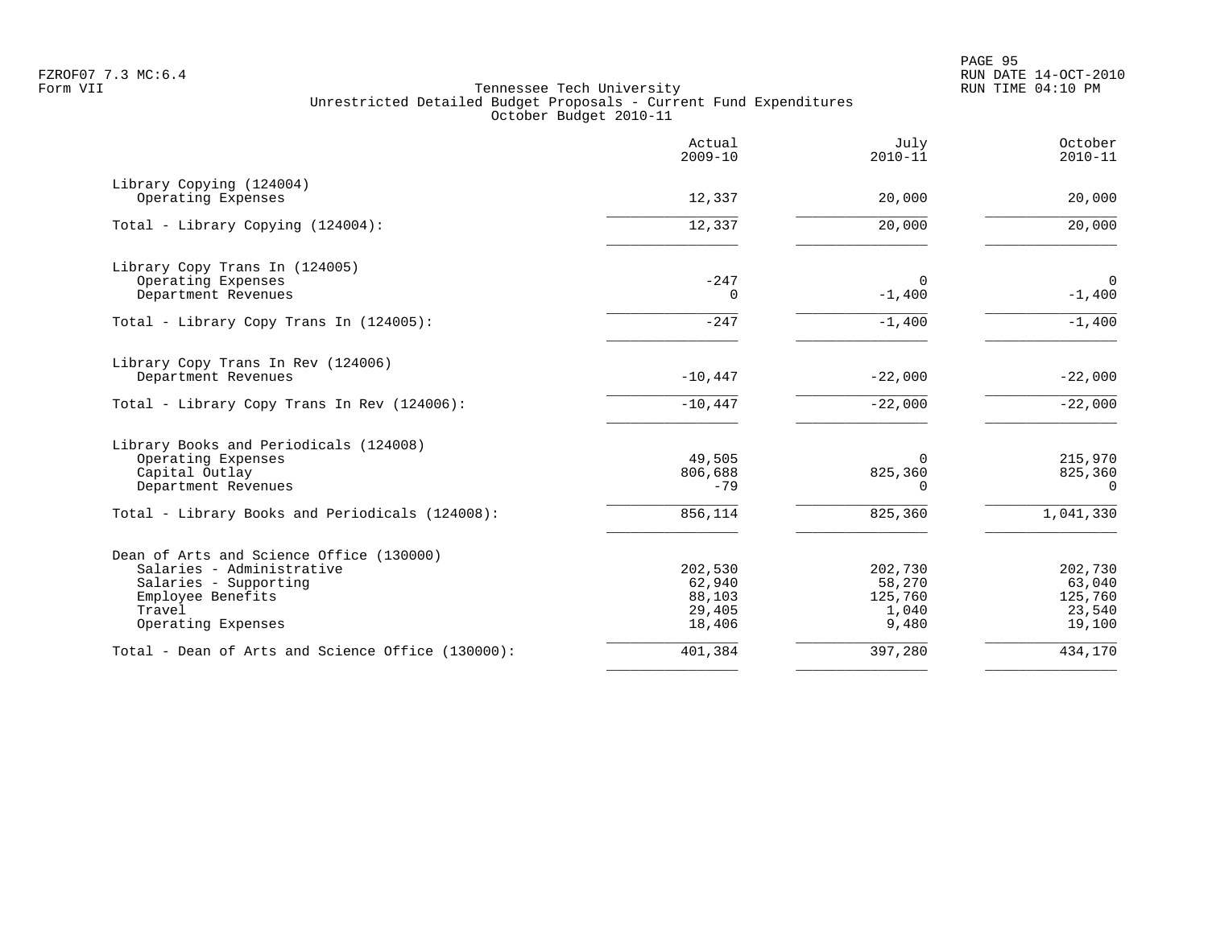Form VII

Tennessee Tech University
Unrestricted Detailed Budget Proposals - Current Fund Expenditures
October Budget 2010-11

| | Actual 2009-10 | July 2010-11 | October 2010-11 |
|---|---|---|---|
| **Library Copying (124004)** | | | |
| Operating Expenses | 12,337 | 20,000 | 20,000 |
| Total - Library Copying (124004): | 12,337 | 20,000 | 20,000 |
| **Library Copy Trans In (124005)** | | | |
| Operating Expenses | -247 | 0 | 0 |
| Department Revenues | 0 | -1,400 | -1,400 |
| Total - Library Copy Trans In (124005): | -247 | -1,400 | -1,400 |
| **Library Copy Trans In Rev (124006)** | | | |
| Department Revenues | -10,447 | -22,000 | -22,000 |
| Total - Library Copy Trans In Rev (124006): | -10,447 | -22,000 | -22,000 |
| **Library Books and Periodicals (124008)** | | | |
| Operating Expenses | 49,505 | 0 | 215,970 |
| Capital Outlay | 806,688 | 825,360 | 825,360 |
| Department Revenues | -79 | 0 | 0 |
| Total - Library Books and Periodicals (124008): | 856,114 | 825,360 | 1,041,330 |
| **Dean of Arts and Science Office (130000)** | | | |
| Salaries - Administrative | 202,530 | 202,730 | 202,730 |
| Salaries - Supporting | 62,940 | 58,270 | 63,040 |
| Employee Benefits | 88,103 | 125,760 | 125,760 |
| Travel | 29,405 | 1,040 | 23,540 |
| Operating Expenses | 18,406 | 9,480 | 19,100 |
| Total - Dean of Arts and Science Office (130000): | 401,384 | 397,280 | 434,170 |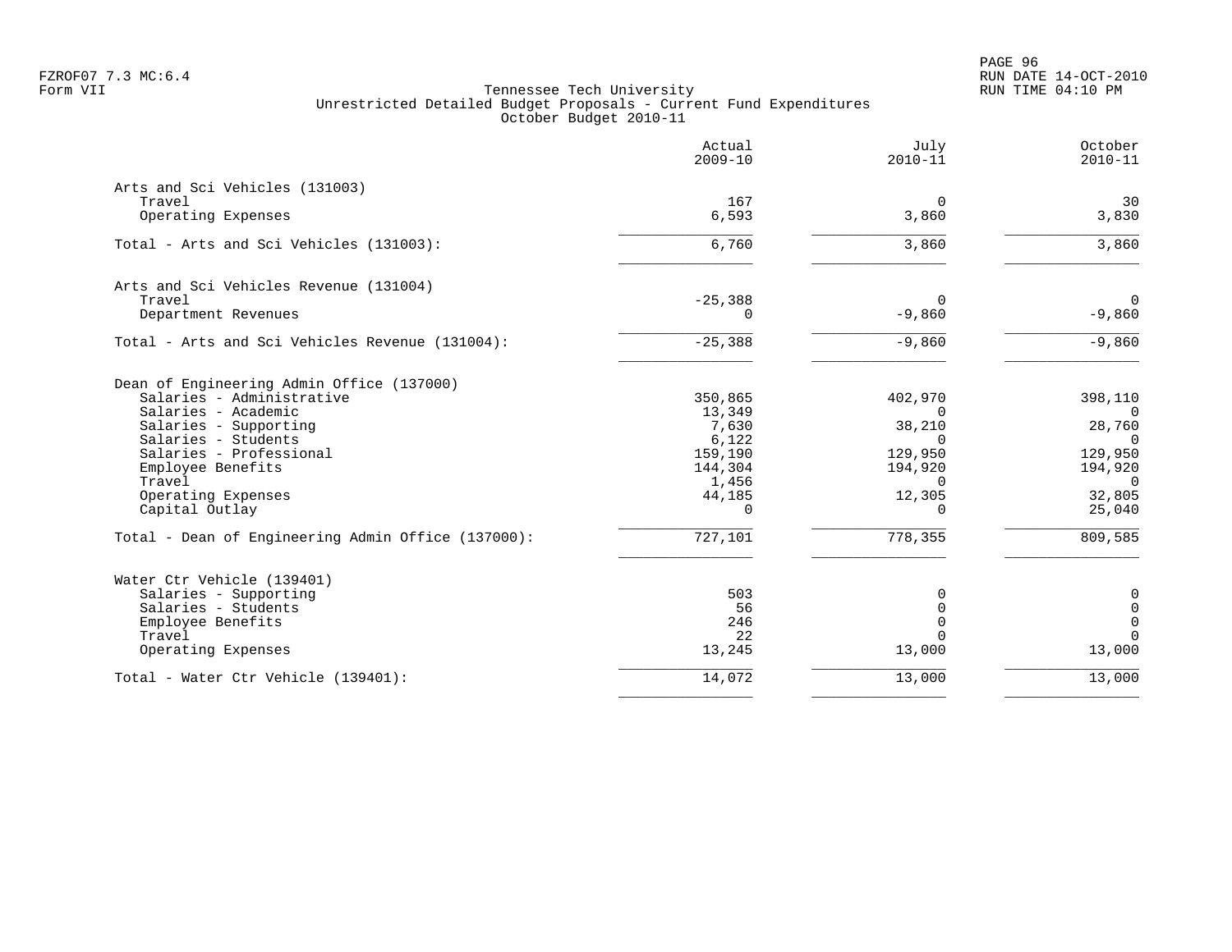FZROF07 7.3 MC:6.4
Form VII

# Tennessee Tech University
## Unrestricted Detailed Budget Proposals - Current Fund Expenditures
### October Budget 2010-11

| | Actual 2009-10 | July 2010-11 | October 2010-11 |
|---|---:|---:|---:|
| **Arts and Sci Vehicles (131003)** | | | |
| Travel | 167 | 0 | 30 |
| Operating Expenses | 6,593 | 3,860 | 3,830 |
| Total - Arts and Sci Vehicles (131003): | 6,760 | 3,860 | 3,860 |
| **Arts and Sci Vehicles Revenue (131004)** | | | |
| Travel | -25,388 | 0 | 0 |
| Department Revenues | 0 | -9,860 | -9,860 |
| Total - Arts and Sci Vehicles Revenue (131004): | -25,388 | -9,860 | -9,860 |
| **Dean of Engineering Admin Office (137000)** | | | |
| Salaries - Administrative | 350,865 | 402,970 | 398,110 |
| Salaries - Academic | 13,349 | 0 | 0 |
| Salaries - Supporting | 7,630 | 38,210 | 28,760 |
| Salaries - Students | 6,122 | 0 | 0 |
| Salaries - Professional | 159,190 | 129,950 | 129,950 |
| Employee Benefits | 144,304 | 194,920 | 194,920 |
| Travel | 1,456 | 0 | 0 |
| Operating Expenses | 44,185 | 12,305 | 32,805 |
| Capital Outlay | 0 | 0 | 25,040 |
| Total - Dean of Engineering Admin Office (137000): | 727,101 | 778,355 | 809,585 |
| **Water Ctr Vehicle (139401)** | | | |
| Salaries - Supporting | 503 | 0 | 0 |
| Salaries - Students | 56 | 0 | 0 |
| Employee Benefits | 246 | 0 | 0 |
| Travel | 22 | 0 | 0 |
| Operating Expenses | 13,245 | 13,000 | 13,000 |
| Total - Water Ctr Vehicle (139401): | 14,072 | 13,000 | 13,000 |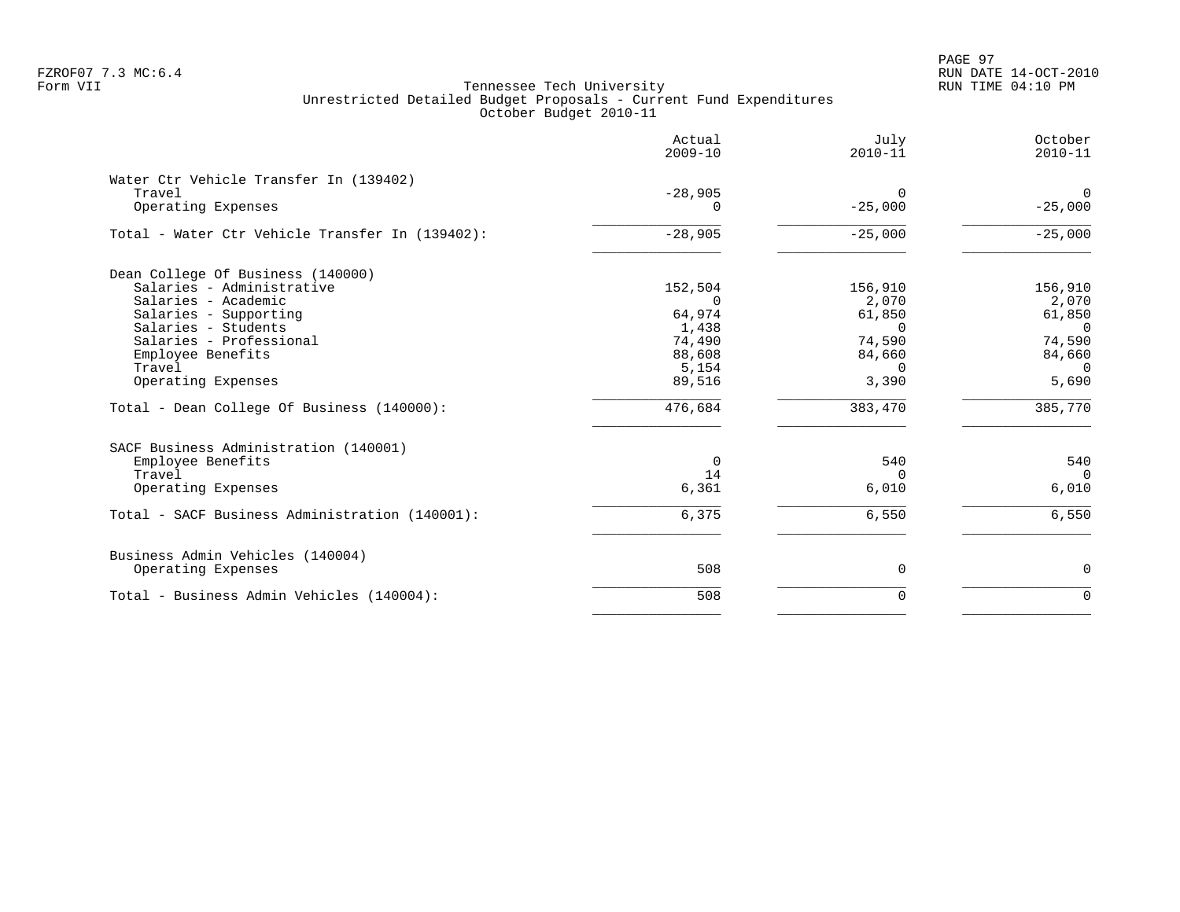Tennessee Tech University
Unrestricted Detailed Budget Proposals - Current Fund Expenditures
October Budget 2010-11

| | Actual 2009-10 | July 2010-11 | October 2010-11 |
|---|---:|---:|---:|
| **Water Ctr Vehicle Transfer In (139402)** | | | |
| Travel | -28,905 | 0 | 0 |
| Operating Expenses | 0 | -25,000 | -25,000 |
| Total - Water Ctr Vehicle Transfer In (139402): | -28,905 | -25,000 | -25,000 |
| **Dean College Of Business (140000)** | | | |
| Salaries - Administrative | 152,504 | 156,910 | 156,910 |
| Salaries - Academic | 0 | 2,070 | 2,070 |
| Salaries - Supporting | 64,974 | 61,850 | 61,850 |
| Salaries - Students | 1,438 | 0 | 0 |
| Salaries - Professional | 74,490 | 74,590 | 74,590 |
| Employee Benefits | 88,608 | 84,660 | 84,660 |
| Travel | 5,154 | 0 | 0 |
| Operating Expenses | 89,516 | 3,390 | 5,690 |
| Total - Dean College Of Business (140000): | 476,684 | 383,470 | 385,770 |
| **SACF Business Administration (140001)** | | | |
| Employee Benefits | 0 | 540 | 540 |
| Travel | 14 | 0 | 0 |
| Operating Expenses | 6,361 | 6,010 | 6,010 |
| Total - SACF Business Administration (140001): | 6,375 | 6,550 | 6,550 |
| **Business Admin Vehicles (140004)** | | | |
| Operating Expenses | 508 | 0 | 0 |
| Total - Business Admin Vehicles (140004): | 508 | 0 | 0 |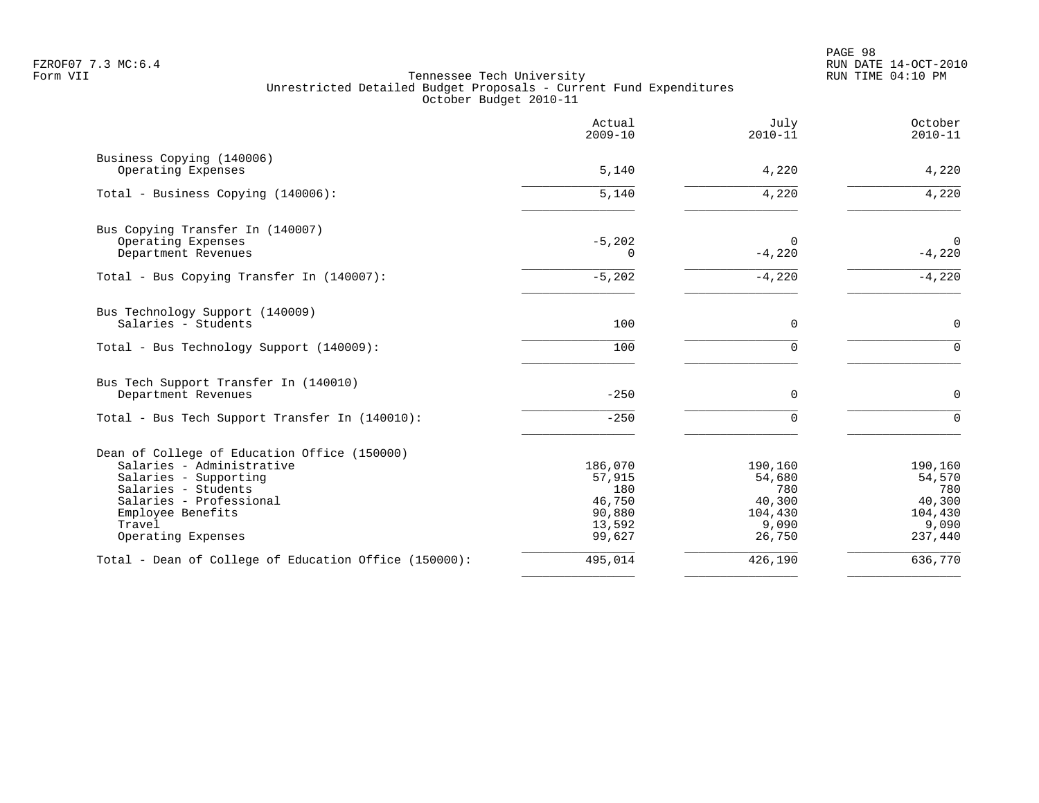Tennessee Tech University
Unrestricted Detailed Budget Proposals - Current Fund Expenditures
October Budget 2010-11

| | Actual 2009-10 | July 2010-11 | October 2010-11 |
|---|---|---|---|
| **Business Copying (140006)** | | | |
| Operating Expenses | 5,140 | 4,220 | 4,220 |
| Total - Business Copying (140006): | 5,140 | 4,220 | 4,220 |
| **Bus Copying Transfer In (140007)** | | | |
| Operating Expenses | -5,202 | 0 | 0 |
| Department Revenues | 0 | -4,220 | -4,220 |
| Total - Bus Copying Transfer In (140007): | -5,202 | -4,220 | -4,220 |
| **Bus Technology Support (140009)** | | | |
| Salaries - Students | 100 | 0 | 0 |
| Total - Bus Technology Support (140009): | 100 | 0 | 0 |
| **Bus Tech Support Transfer In (140010)** | | | |
| Department Revenues | -250 | 0 | 0 |
| Total - Bus Tech Support Transfer In (140010): | -250 | 0 | 0 |
| **Dean of College of Education Office (150000)** | | | |
| Salaries - Administrative | 186,070 | 190,160 | 190,160 |
| Salaries - Supporting | 57,915 | 54,680 | 54,570 |
| Salaries - Students | 180 | 780 | 780 |
| Salaries - Professional | 46,750 | 40,300 | 40,300 |
| Employee Benefits | 90,880 | 104,430 | 104,430 |
| Travel | 13,592 | 9,090 | 9,090 |
| Operating Expenses | 99,627 | 26,750 | 237,440 |
| Total - Dean of College of Education Office (150000): | 495,014 | 426,190 | 636,770 |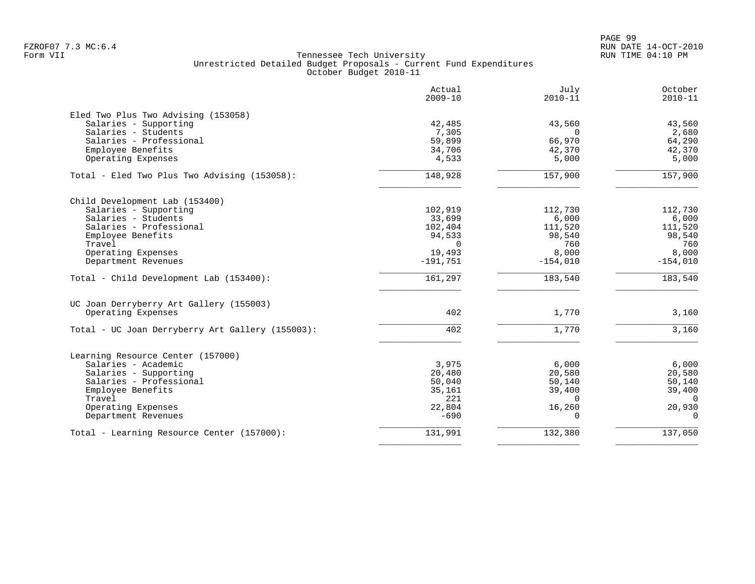Tennessee Tech University
Unrestricted Detailed Budget Proposals - Current Fund Expenditures
October Budget 2010-11

| | Actual 2009-10 | July 2010-11 | October 2010-11 |
|---|---:|---:|---:|
| **Eled Two Plus Two Advising (153058)** | | | |
| Salaries - Supporting | 42,485 | 43,560 | 43,560 |
| Salaries - Students | 7,305 | 0 | 2,680 |
| Salaries - Professional | 59,899 | 66,970 | 64,290 |
| Employee Benefits | 34,706 | 42,370 | 42,370 |
| Operating Expenses | 4,533 | 5,000 | 5,000 |
| Total - Eled Two Plus Two Advising (153058): | 148,928 | 157,900 | 157,900 |
| **Child Development Lab (153400)** | | | |
| Salaries - Supporting | 102,919 | 112,730 | 112,730 |
| Salaries - Students | 33,699 | 6,000 | 6,000 |
| Salaries - Professional | 102,404 | 111,520 | 111,520 |
| Employee Benefits | 94,533 | 98,540 | 98,540 |
| Travel | 0 | 760 | 760 |
| Operating Expenses | 19,493 | 8,000 | 8,000 |
| Department Revenues | -191,751 | -154,010 | -154,010 |
| Total - Child Development Lab (153400): | 161,297 | 183,540 | 183,540 |
| **UC Joan Derryberry Art Gallery (155003)** | | | |
| Operating Expenses | 402 | 1,770 | 3,160 |
| Total - UC Joan Derryberry Art Gallery (155003): | 402 | 1,770 | 3,160 |
| **Learning Resource Center (157000)** | | | |
| Salaries - Academic | 3,975 | 6,000 | 6,000 |
| Salaries - Supporting | 20,480 | 20,580 | 20,580 |
| Salaries - Professional | 50,040 | 50,140 | 50,140 |
| Employee Benefits | 35,161 | 39,400 | 39,400 |
| Travel | 221 | 0 | 0 |
| Operating Expenses | 22,804 | 16,260 | 20,930 |
| Department Revenues | -690 | 0 | 0 |
| Total - Learning Resource Center (157000): | 131,991 | 132,380 | 137,050 |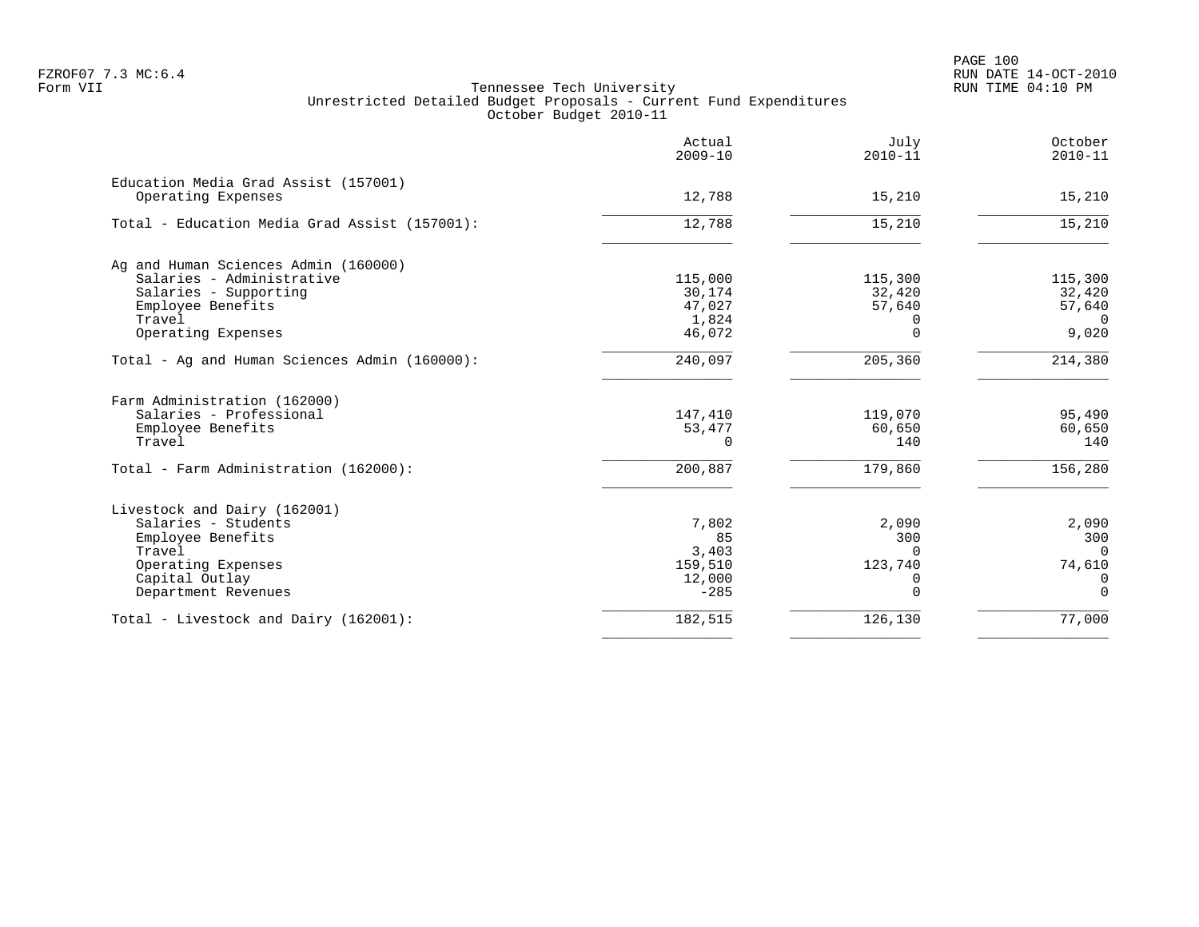Form VII

# Tennessee Tech University
## Unrestricted Detailed Budget Proposals - Current Fund Expenditures
### October Budget 2010-11

| | Actual 2009-10 | July 2010-11 | October 2010-11 |
|---|---:|---:|---:|
| **Education Media Grad Assist (157001)** | | | |
| Operating Expenses | 12,788 | 15,210 | 15,210 |
| Total - Education Media Grad Assist (157001): | 12,788 | 15,210 | 15,210 |
| **Ag and Human Sciences Admin (160000)** | | | |
| Salaries - Administrative | 115,000 | 115,300 | 115,300 |
| Salaries - Supporting | 30,174 | 32,420 | 32,420 |
| Employee Benefits | 47,027 | 57,640 | 57,640 |
| Travel | 1,824 | 0 | 0 |
| Operating Expenses | 46,072 | 0 | 9,020 |
| Total - Ag and Human Sciences Admin (160000): | 240,097 | 205,360 | 214,380 |
| **Farm Administration (162000)** | | | |
| Salaries - Professional | 147,410 | 119,070 | 95,490 |
| Employee Benefits | 53,477 | 60,650 | 60,650 |
| Travel | 0 | 140 | 140 |
| Total - Farm Administration (162000): | 200,887 | 179,860 | 156,280 |
| **Livestock and Dairy (162001)** | | | |
| Salaries - Students | 7,802 | 2,090 | 2,090 |
| Employee Benefits | 85 | 300 | 300 |
| Travel | 3,403 | 0 | 0 |
| Operating Expenses | 159,510 | 123,740 | 74,610 |
| Capital Outlay | 12,000 | 0 | 0 |
| Department Revenues | -285 | 0 | 0 |
| Total - Livestock and Dairy (162001): | 182,515 | 126,130 | 77,000 |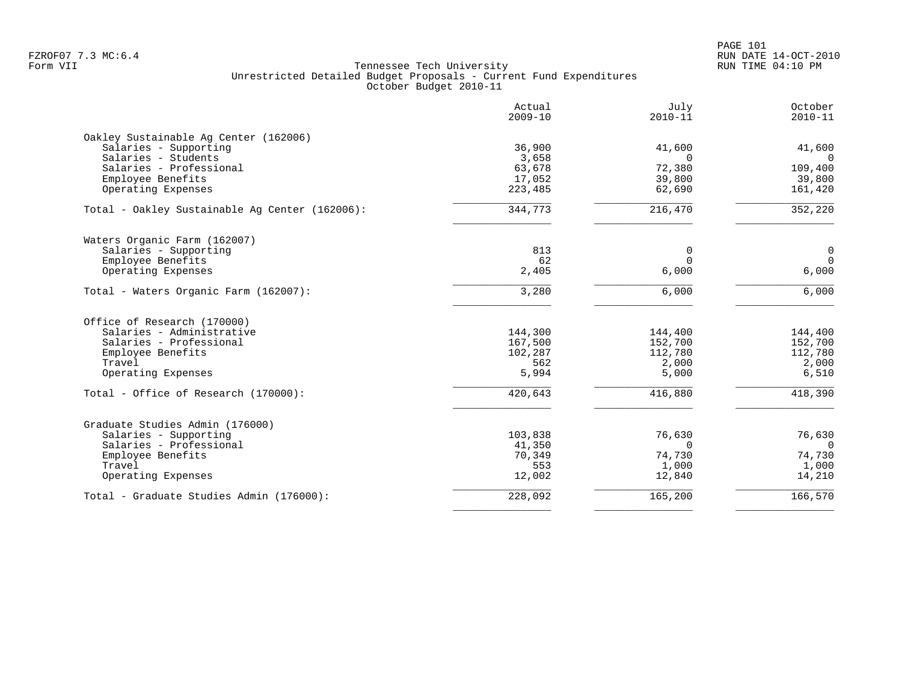Tennessee Tech University
Unrestricted Detailed Budget Proposals - Current Fund Expenditures
October Budget 2010-11

| | Actual 2009-10 | July 2010-11 | October 2010-11 |
|---|---|---|---|
| **Oakley Sustainable Ag Center (162006)** | | | |
| Salaries - Supporting | 36,900 | 41,600 | 41,600 |
| Salaries - Students | 3,658 | 0 | 0 |
| Salaries - Professional | 63,678 | 72,380 | 109,400 |
| Employee Benefits | 17,052 | 39,800 | 39,800 |
| Operating Expenses | 223,485 | 62,690 | 161,420 |
| Total - Oakley Sustainable Ag Center (162006): | 344,773 | 216,470 | 352,220 |
| **Waters Organic Farm (162007)** | | | |
| Salaries - Supporting | 813 | 0 | 0 |
| Employee Benefits | 62 | 0 | 0 |
| Operating Expenses | 2,405 | 6,000 | 6,000 |
| Total - Waters Organic Farm (162007): | 3,280 | 6,000 | 6,000 |
| **Office of Research (170000)** | | | |
| Salaries - Administrative | 144,300 | 144,400 | 144,400 |
| Salaries - Professional | 167,500 | 152,700 | 152,700 |
| Employee Benefits | 102,287 | 112,780 | 112,780 |
| Travel | 562 | 2,000 | 2,000 |
| Operating Expenses | 5,994 | 5,000 | 6,510 |
| Total - Office of Research (170000): | 420,643 | 416,880 | 418,390 |
| **Graduate Studies Admin (176000)** | | | |
| Salaries - Supporting | 103,838 | 76,630 | 76,630 |
| Salaries - Professional | 41,350 | 0 | 0 |
| Employee Benefits | 70,349 | 74,730 | 74,730 |
| Travel | 553 | 1,000 | 1,000 |
| Operating Expenses | 12,002 | 12,840 | 14,210 |
| Total - Graduate Studies Admin (176000): | 228,092 | 165,200 | 166,570 |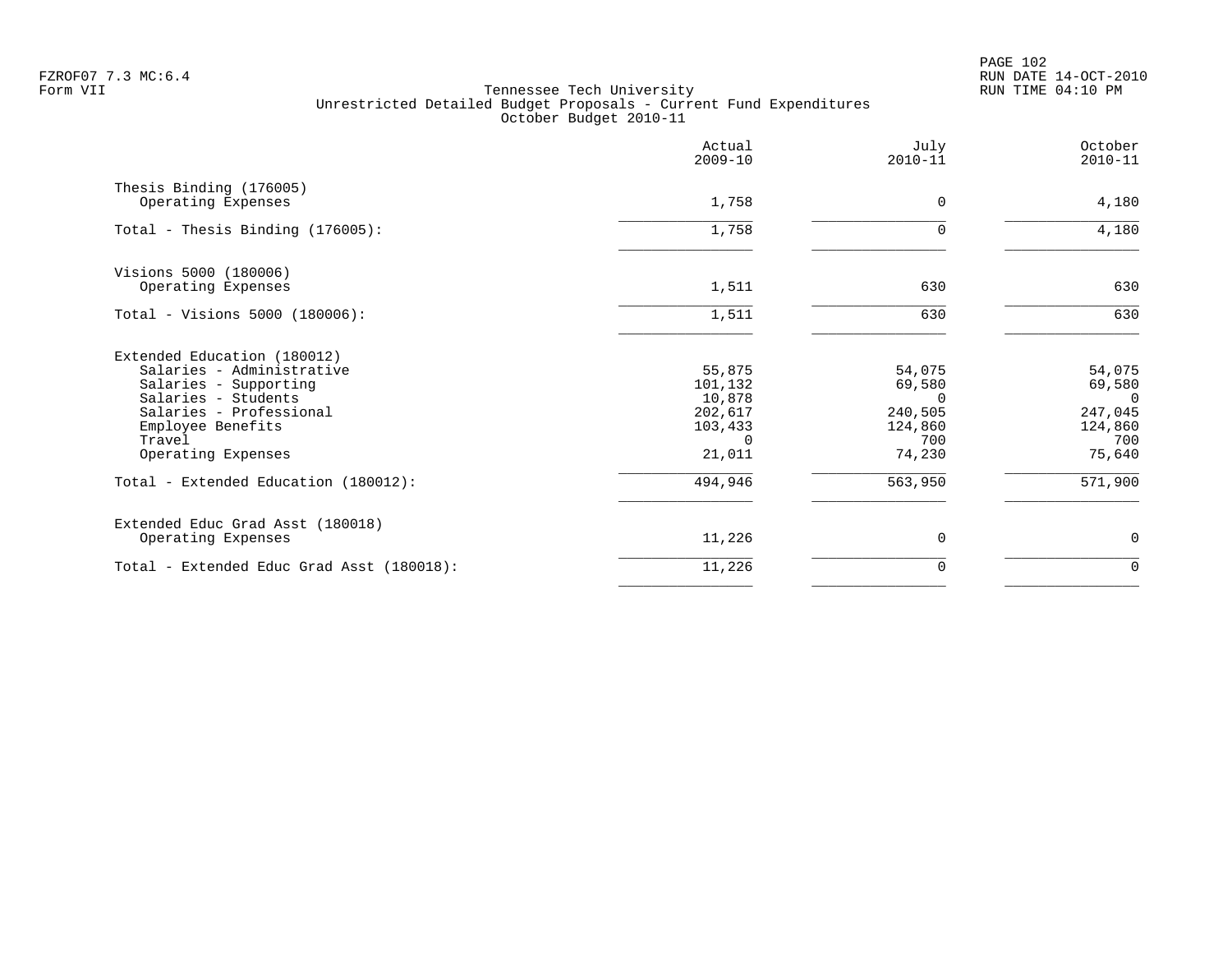Tennessee Tech University
Unrestricted Detailed Budget Proposals - Current Fund Expenditures
October Budget 2010-11

| | Actual 2009-10 | July 2010-11 | October 2010-11 |
|---|---|---|---|
| **Thesis Binding (176005)** | | | |
| Operating Expenses | 1,758 | 0 | 4,180 |
| Total - Thesis Binding (176005): | 1,758 | 0 | 4,180 |
| **Visions 5000 (180006)** | | | |
| Operating Expenses | 1,511 | 630 | 630 |
| Total - Visions 5000 (180006): | 1,511 | 630 | 630 |
| **Extended Education (180012)** | | | |
| Salaries - Administrative | 55,875 | 54,075 | 54,075 |
| Salaries - Supporting | 101,132 | 69,580 | 69,580 |
| Salaries - Students | 10,878 | 0 | 0 |
| Salaries - Professional | 202,617 | 240,505 | 247,045 |
| Employee Benefits | 103,433 | 124,860 | 124,860 |
| Travel | 0 | 700 | 700 |
| Operating Expenses | 21,011 | 74,230 | 75,640 |
| Total - Extended Education (180012): | 494,946 | 563,950 | 571,900 |
| **Extended Educ Grad Asst (180018)** | | | |
| Operating Expenses | 11,226 | 0 | 0 |
| Total - Extended Educ Grad Asst (180018): | 11,226 | 0 | 0 |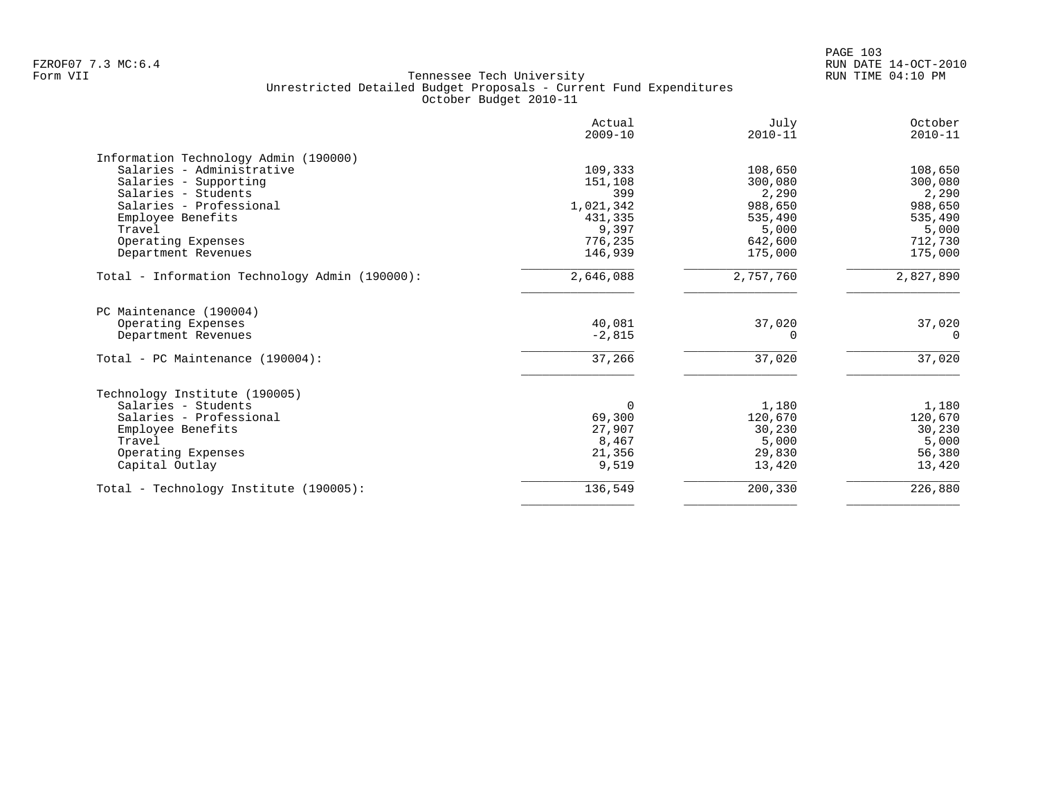Tennessee Tech University
Unrestricted Detailed Budget Proposals - Current Fund Expenditures
October Budget 2010-11

| | Actual 2009-10 | July 2010-11 | October 2010-11 |
|---|---:|---:|---:|
| **Information Technology Admin (190000)** | | | |
| Salaries - Administrative | 109,333 | 108,650 | 108,650 |
| Salaries - Supporting | 151,108 | 300,080 | 300,080 |
| Salaries - Students | 399 | 2,290 | 2,290 |
| Salaries - Professional | 1,021,342 | 988,650 | 988,650 |
| Employee Benefits | 431,335 | 535,490 | 535,490 |
| Travel | 9,397 | 5,000 | 5,000 |
| Operating Expenses | 776,235 | 642,600 | 712,730 |
| Department Revenues | 146,939 | 175,000 | 175,000 |
| Total - Information Technology Admin (190000): | 2,646,088 | 2,757,760 | 2,827,890 |
| **PC Maintenance (190004)** | | | |
| Operating Expenses | 40,081 | 37,020 | 37,020 |
| Department Revenues | -2,815 | 0 | 0 |
| Total - PC Maintenance (190004): | 37,266 | 37,020 | 37,020 |
| **Technology Institute (190005)** | | | |
| Salaries - Students | 0 | 1,180 | 1,180 |
| Salaries - Professional | 69,300 | 120,670 | 120,670 |
| Employee Benefits | 27,907 | 30,230 | 30,230 |
| Travel | 8,467 | 5,000 | 5,000 |
| Operating Expenses | 21,356 | 29,830 | 56,380 |
| Capital Outlay | 9,519 | 13,420 | 13,420 |
| Total - Technology Institute (190005): | 136,549 | 200,330 | 226,880 |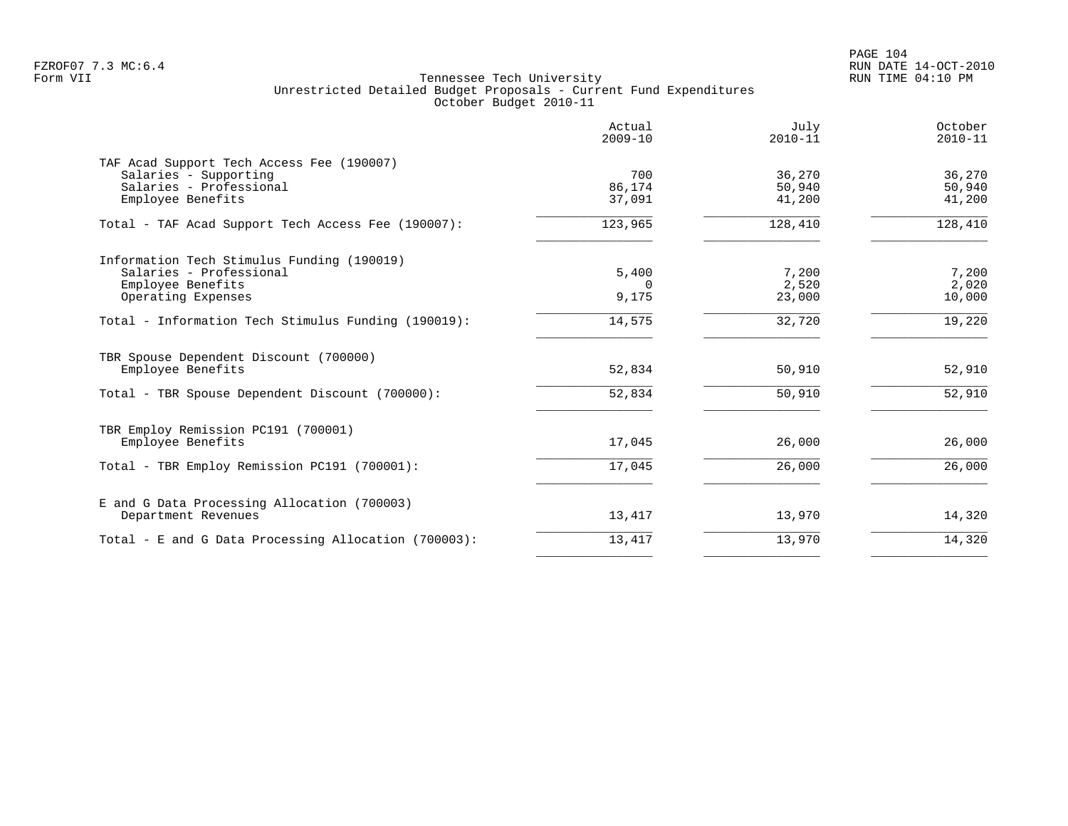Tennessee Tech University
Unrestricted Detailed Budget Proposals - Current Fund Expenditures
October Budget 2010-11

Form VII

| | Actual 2009-10 | July 2010-11 | October 2010-11 |
|---|---|---|---|
| **TAF Acad Support Tech Access Fee (190007)** | | | |
| Salaries - Supporting | 700 | 36,270 | 36,270 |
| Salaries - Professional | 86,174 | 50,940 | 50,940 |
| Employee Benefits | 37,091 | 41,200 | 41,200 |
| Total - TAF Acad Support Tech Access Fee (190007): | 123,965 | 128,410 | 128,410 |
| **Information Tech Stimulus Funding (190019)** | | | |
| Salaries - Professional | 5,400 | 7,200 | 7,200 |
| Employee Benefits | 0 | 2,520 | 2,020 |
| Operating Expenses | 9,175 | 23,000 | 10,000 |
| Total - Information Tech Stimulus Funding (190019): | 14,575 | 32,720 | 19,220 |
| **TBR Spouse Dependent Discount (700000)** | | | |
| Employee Benefits | 52,834 | 50,910 | 52,910 |
| Total - TBR Spouse Dependent Discount (700000): | 52,834 | 50,910 | 52,910 |
| **TBR Employ Remission PC191 (700001)** | | | |
| Employee Benefits | 17,045 | 26,000 | 26,000 |
| Total - TBR Employ Remission PC191 (700001): | 17,045 | 26,000 | 26,000 |
| **E and G Data Processing Allocation (700003)** | | | |
| Department Revenues | 13,417 | 13,970 | 14,320 |
| Total - E and G Data Processing Allocation (700003): | 13,417 | 13,970 | 14,320 |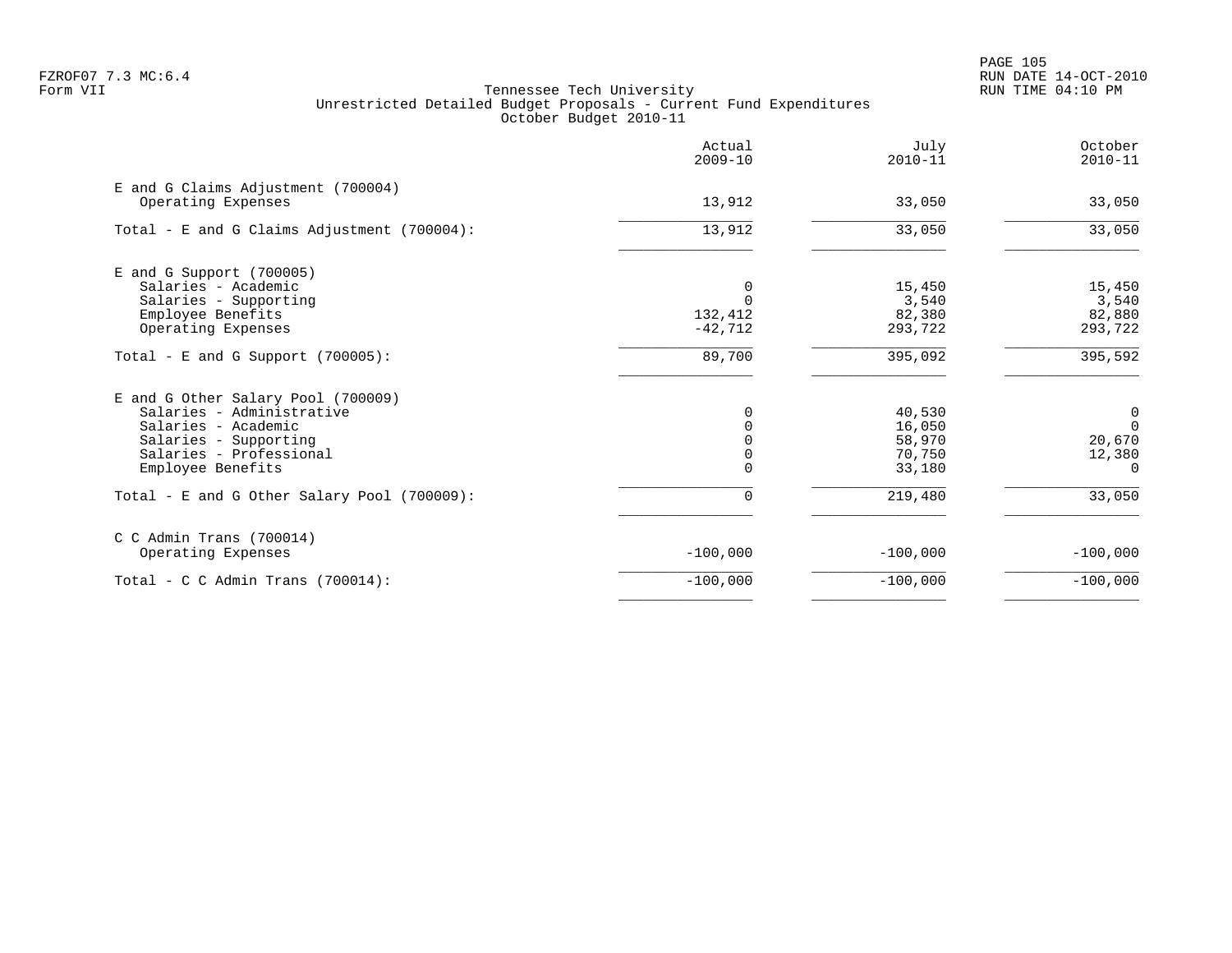Tennessee Tech University
Unrestricted Detailed Budget Proposals - Current Fund Expenditures
October Budget 2010-11

| | Actual 2009-10 | July 2010-11 | October 2010-11 |
|---|---|---|---|
| E and G Claims Adjustment (700004) | | | |
| Operating Expenses | 13,912 | 33,050 | 33,050 |
| Total - E and G Claims Adjustment (700004): | 13,912 | 33,050 | 33,050 |
| E and G Support (700005) | | | |
| Salaries - Academic | 0 | 15,450 | 15,450 |
| Salaries - Supporting | 0 | 3,540 | 3,540 |
| Employee Benefits | 132,412 | 82,380 | 82,880 |
| Operating Expenses | -42,712 | 293,722 | 293,722 |
| Total - E and G Support (700005): | 89,700 | 395,092 | 395,592 |
| E and G Other Salary Pool (700009) | | | |
| Salaries - Administrative | 0 | 40,530 | 0 |
| Salaries - Academic | 0 | 16,050 | 0 |
| Salaries - Supporting | 0 | 58,970 | 20,670 |
| Salaries - Professional | 0 | 70,750 | 12,380 |
| Employee Benefits | 0 | 33,180 | 0 |
| Total - E and G Other Salary Pool (700009): | 0 | 219,480 | 33,050 |
| C C Admin Trans (700014) | | | |
| Operating Expenses | -100,000 | -100,000 | -100,000 |
| Total - C C Admin Trans (700014): | -100,000 | -100,000 | -100,000 |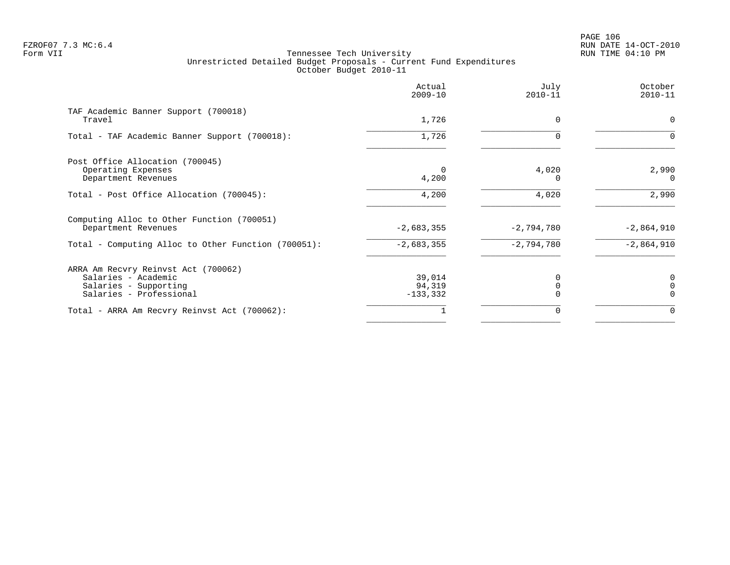Tennessee Tech University
Unrestricted Detailed Budget Proposals - Current Fund Expenditures
October Budget 2010-11

| | Actual 2009-10 | July 2010-11 | October 2010-11 |
|---|---|---|---|
| **TAF Academic Banner Support (700018)** | | | |
| Travel | 1,726 | 0 | 0 |
| Total - TAF Academic Banner Support (700018): | 1,726 | 0 | 0 |
| **Post Office Allocation (700045)** | | | |
| Operating Expenses | 0 | 4,020 | 2,990 |
| Department Revenues | 4,200 | 0 | 0 |
| Total - Post Office Allocation (700045): | 4,200 | 4,020 | 2,990 |
| **Computing Alloc to Other Function (700051)** | | | |
| Department Revenues | -2,683,355 | -2,794,780 | -2,864,910 |
| Total - Computing Alloc to Other Function (700051): | -2,683,355 | -2,794,780 | -2,864,910 |
| **ARRA Am Recvry Reinvst Act (700062)** | | | |
| Salaries - Academic | 39,014 | 0 | 0 |
| Salaries - Supporting | 94,319 | 0 | 0 |
| Salaries - Professional | -133,332 | 0 | 0 |
| Total - ARRA Am Recvry Reinvst Act (700062): | 1 | 0 | 0 |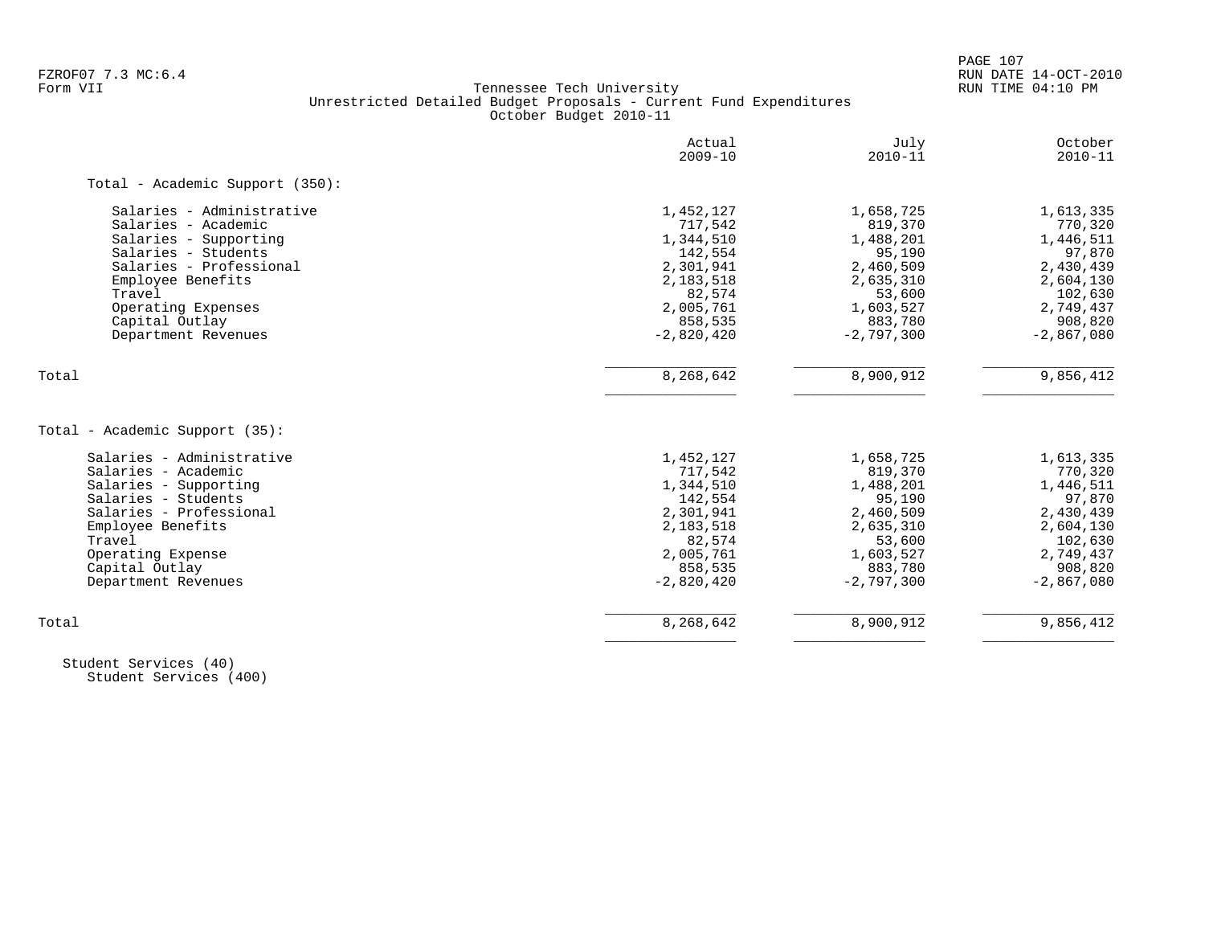Tennessee Tech University
Unrestricted Detailed Budget Proposals - Current Fund Expenditures
October Budget 2010-11

| | Actual 2009-10 | July 2010-11 | October 2010-11 |
|---|---:|---:|---:|
| **Total - Academic Support (350):** | | | |
| Salaries - Administrative | 1,452,127 | 1,658,725 | 1,613,335 |
| Salaries - Academic | 717,542 | 819,370 | 770,320 |
| Salaries - Supporting | 1,344,510 | 1,488,201 | 1,446,511 |
| Salaries - Students | 142,554 | 95,190 | 97,870 |
| Salaries - Professional | 2,301,941 | 2,460,509 | 2,430,439 |
| Employee Benefits | 2,183,518 | 2,635,310 | 2,604,130 |
| Travel | 82,574 | 53,600 | 102,630 |
| Operating Expenses | 2,005,761 | 1,603,527 | 2,749,437 |
| Capital Outlay | 858,535 | 883,780 | 908,820 |
| Department Revenues | -2,820,420 | -2,797,300 | -2,867,080 |
| Total | 8,268,642 | 8,900,912 | 9,856,412 |

| | Actual 2009-10 | July 2010-11 | October 2010-11 |
|---|---:|---:|---:|
| **Total - Academic Support (35):** | | | |
| Salaries - Administrative | 1,452,127 | 1,658,725 | 1,613,335 |
| Salaries - Academic | 717,542 | 819,370 | 770,320 |
| Salaries - Supporting | 1,344,510 | 1,488,201 | 1,446,511 |
| Salaries - Students | 142,554 | 95,190 | 97,870 |
| Salaries - Professional | 2,301,941 | 2,460,509 | 2,430,439 |
| Employee Benefits | 2,183,518 | 2,635,310 | 2,604,130 |
| Travel | 82,574 | 53,600 | 102,630 |
| Operating Expense | 2,005,761 | 1,603,527 | 2,749,437 |
| Capital Outlay | 858,535 | 883,780 | 908,820 |
| Department Revenues | -2,820,420 | -2,797,300 | -2,867,080 |
| Total | 8,268,642 | 8,900,912 | 9,856,412 |

Student Services (40)
Student Services (400)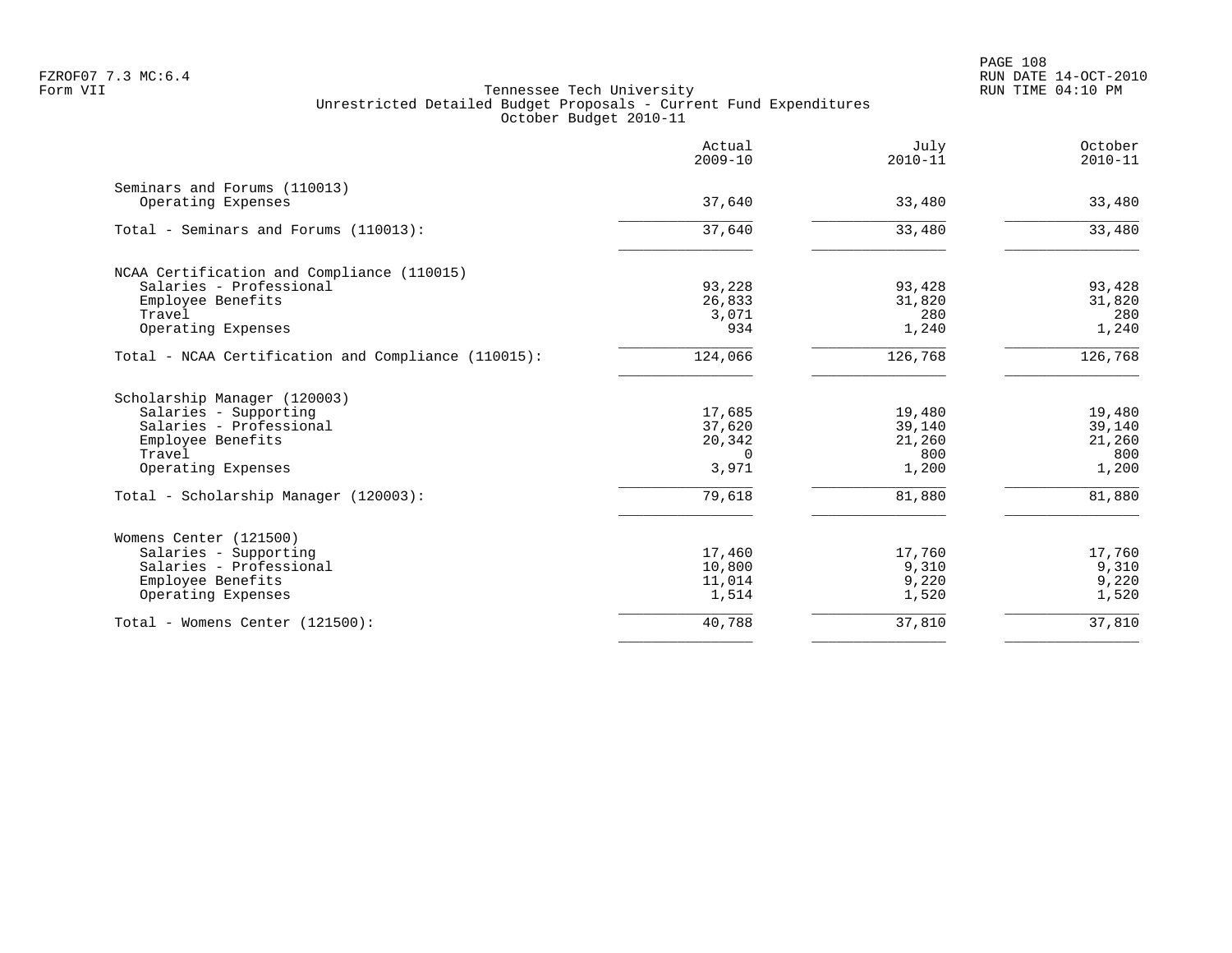Tennessee Tech University
Unrestricted Detailed Budget Proposals - Current Fund Expenditures
October Budget 2010-11

| | Actual 2009-10 | July 2010-11 | October 2010-11 |
|---|---|---|---|
| **Seminars and Forums (110013)** | | | |
| Operating Expenses | 37,640 | 33,480 | 33,480 |
| Total - Seminars and Forums (110013): | 37,640 | 33,480 | 33,480 |
| **NCAA Certification and Compliance (110015)** | | | |
| Salaries - Professional | 93,228 | 93,428 | 93,428 |
| Employee Benefits | 26,833 | 31,820 | 31,820 |
| Travel | 3,071 | 280 | 280 |
| Operating Expenses | 934 | 1,240 | 1,240 |
| Total - NCAA Certification and Compliance (110015): | 124,066 | 126,768 | 126,768 |
| **Scholarship Manager (120003)** | | | |
| Salaries - Supporting | 17,685 | 19,480 | 19,480 |
| Salaries - Professional | 37,620 | 39,140 | 39,140 |
| Employee Benefits | 20,342 | 21,260 | 21,260 |
| Travel | 0 | 800 | 800 |
| Operating Expenses | 3,971 | 1,200 | 1,200 |
| Total - Scholarship Manager (120003): | 79,618 | 81,880 | 81,880 |
| **Womens Center (121500)** | | | |
| Salaries - Supporting | 17,460 | 17,760 | 17,760 |
| Salaries - Professional | 10,800 | 9,310 | 9,310 |
| Employee Benefits | 11,014 | 9,220 | 9,220 |
| Operating Expenses | 1,514 | 1,520 | 1,520 |
| Total - Womens Center (121500): | 40,788 | 37,810 | 37,810 |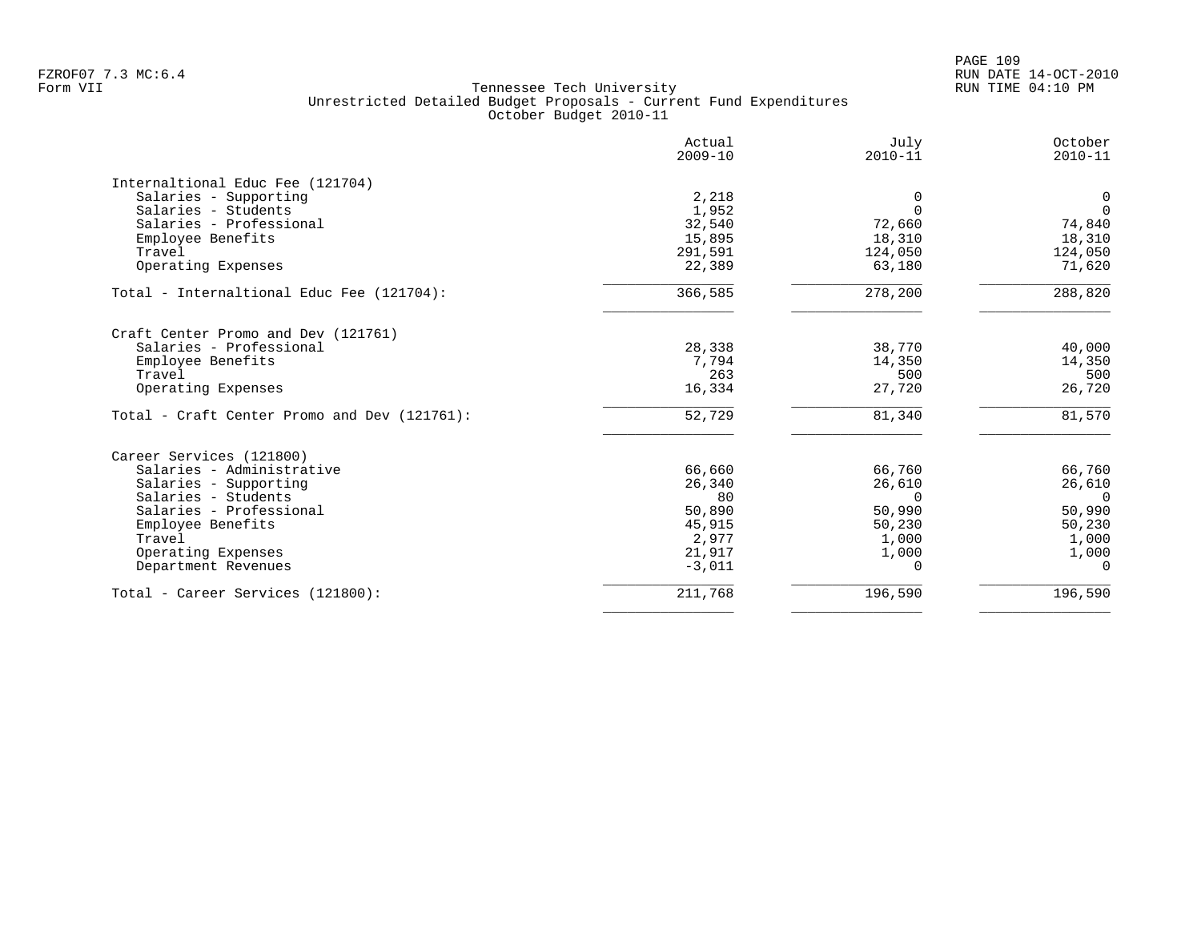# Tennessee Tech University

## Unrestricted Detailed Budget Proposals - Current Fund Expenditures

### October Budget 2010-11

|  | Actual 2009-10 | July 2010-11 | October 2010-11 |
|---|---|---|---|
| **Internaltional Educ Fee (121704)** | | | |
| Salaries - Supporting | 2,218 | 0 | 0 |
| Salaries - Students | 1,952 | 0 | 0 |
| Salaries - Professional | 32,540 | 72,660 | 74,840 |
| Employee Benefits | 15,895 | 18,310 | 18,310 |
| Travel | 291,591 | 124,050 | 124,050 |
| Operating Expenses | 22,389 | 63,180 | 71,620 |
| Total - Internaltional Educ Fee (121704): | 366,585 | 278,200 | 288,820 |
| **Craft Center Promo and Dev (121761)** | | | |
| Salaries - Professional | 28,338 | 38,770 | 40,000 |
| Employee Benefits | 7,794 | 14,350 | 14,350 |
| Travel | 263 | 500 | 500 |
| Operating Expenses | 16,334 | 27,720 | 26,720 |
| Total - Craft Center Promo and Dev (121761): | 52,729 | 81,340 | 81,570 |
| **Career Services (121800)** | | | |
| Salaries - Administrative | 66,660 | 66,760 | 66,760 |
| Salaries - Supporting | 26,340 | 26,610 | 26,610 |
| Salaries - Students | 80 | 0 | 0 |
| Salaries - Professional | 50,890 | 50,990 | 50,990 |
| Employee Benefits | 45,915 | 50,230 | 50,230 |
| Travel | 2,977 | 1,000 | 1,000 |
| Operating Expenses | 21,917 | 1,000 | 1,000 |
| Department Revenues | -3,011 | 0 | 0 |
| Total - Career Services (121800): | 211,768 | 196,590 | 196,590 |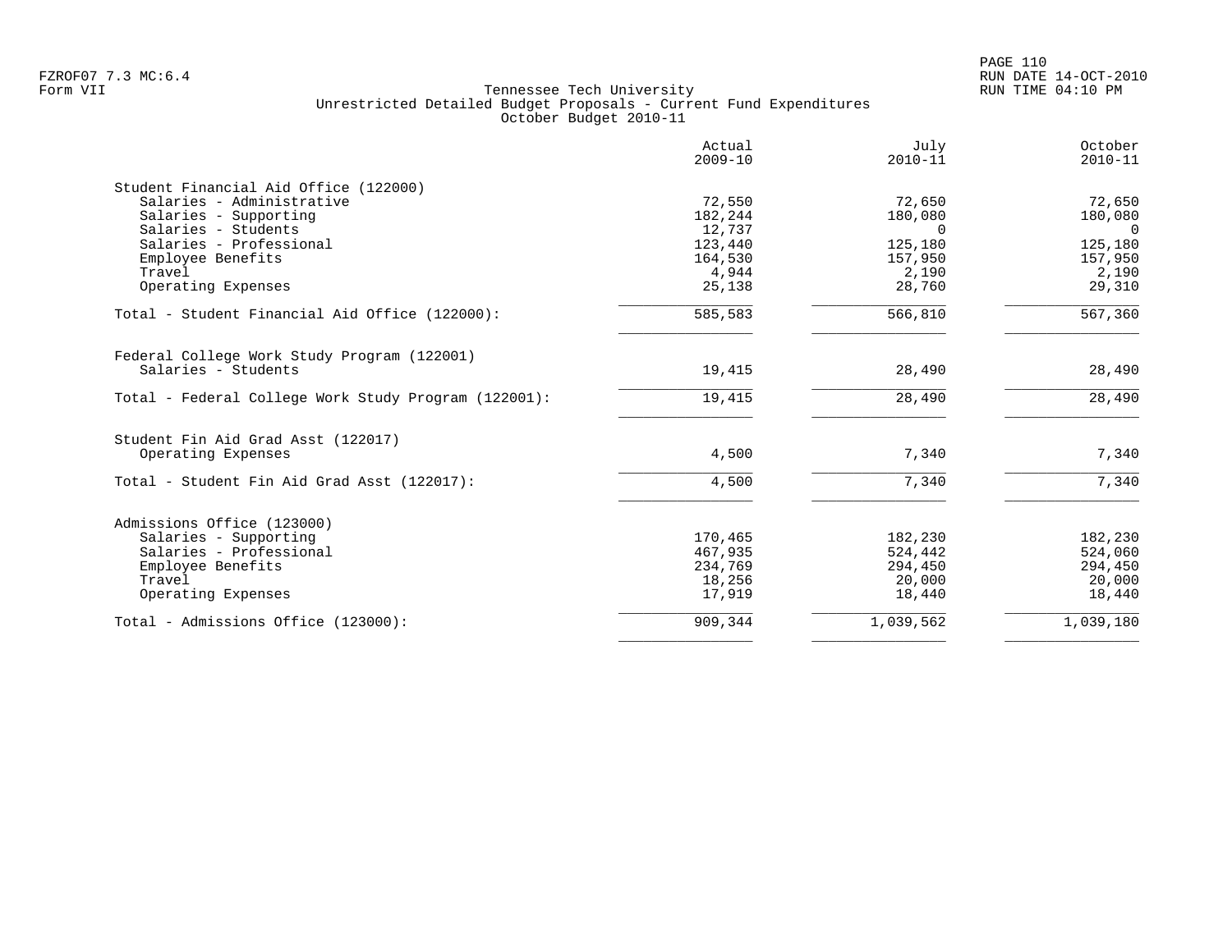FZROF07 7.3 MC:6.4
Form VII

# Tennessee Tech University
## Unrestricted Detailed Budget Proposals - Current Fund Expenditures
### October Budget 2010-11

| | Actual 2009-10 | July 2010-11 | October 2010-11 |
|---|---:|---:|---:|
| **Student Financial Aid Office (122000)** | | | |
| Salaries - Administrative | 72,550 | 72,650 | 72,650 |
| Salaries - Supporting | 182,244 | 180,080 | 180,080 |
| Salaries - Students | 12,737 | 0 | 0 |
| Salaries - Professional | 123,440 | 125,180 | 125,180 |
| Employee Benefits | 164,530 | 157,950 | 157,950 |
| Travel | 4,944 | 2,190 | 2,190 |
| Operating Expenses | 25,138 | 28,760 | 29,310 |
| Total - Student Financial Aid Office (122000): | 585,583 | 566,810 | 567,360 |
| **Federal College Work Study Program (122001)** | | | |
| Salaries - Students | 19,415 | 28,490 | 28,490 |
| Total - Federal College Work Study Program (122001): | 19,415 | 28,490 | 28,490 |
| **Student Fin Aid Grad Asst (122017)** | | | |
| Operating Expenses | 4,500 | 7,340 | 7,340 |
| Total - Student Fin Aid Grad Asst (122017): | 4,500 | 7,340 | 7,340 |
| **Admissions Office (123000)** | | | |
| Salaries - Supporting | 170,465 | 182,230 | 182,230 |
| Salaries - Professional | 467,935 | 524,442 | 524,060 |
| Employee Benefits | 234,769 | 294,450 | 294,450 |
| Travel | 18,256 | 20,000 | 20,000 |
| Operating Expenses | 17,919 | 18,440 | 18,440 |
| Total - Admissions Office (123000): | 909,344 | 1,039,562 | 1,039,180 |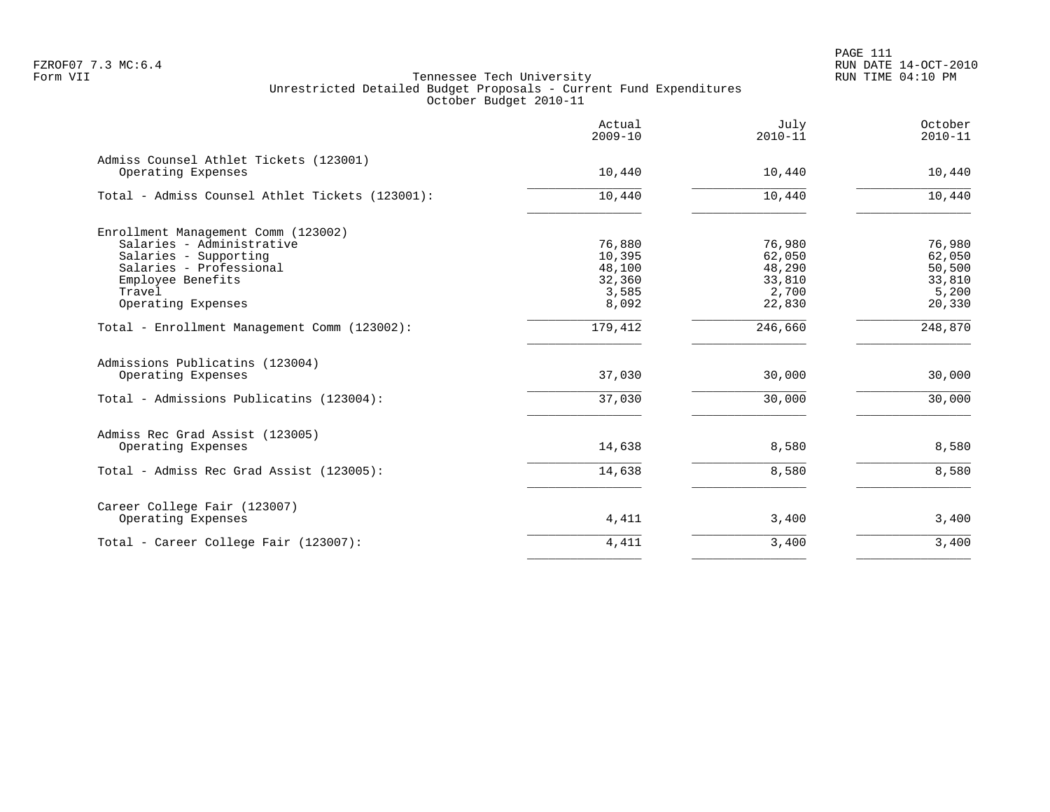Tennessee Tech University
Unrestricted Detailed Budget Proposals - Current Fund Expenditures
October Budget 2010-11

Form VII

| | Actual 2009-10 | July 2010-11 | October 2010-11 |
|---|---|---|---|
| **Admiss Counsel Athlet Tickets (123001)** | | | |
| Operating Expenses | 10,440 | 10,440 | 10,440 |
| Total - Admiss Counsel Athlet Tickets (123001): | 10,440 | 10,440 | 10,440 |
| **Enrollment Management Comm (123002)** | | | |
| Salaries - Administrative | 76,880 | 76,980 | 76,980 |
| Salaries - Supporting | 10,395 | 62,050 | 62,050 |
| Salaries - Professional | 48,100 | 48,290 | 50,500 |
| Employee Benefits | 32,360 | 33,810 | 33,810 |
| Travel | 3,585 | 2,700 | 5,200 |
| Operating Expenses | 8,092 | 22,830 | 20,330 |
| Total - Enrollment Management Comm (123002): | 179,412 | 246,660 | 248,870 |
| **Admissions Publicatins (123004)** | | | |
| Operating Expenses | 37,030 | 30,000 | 30,000 |
| Total - Admissions Publicatins (123004): | 37,030 | 30,000 | 30,000 |
| **Admiss Rec Grad Assist (123005)** | | | |
| Operating Expenses | 14,638 | 8,580 | 8,580 |
| Total - Admiss Rec Grad Assist (123005): | 14,638 | 8,580 | 8,580 |
| **Career College Fair (123007)** | | | |
| Operating Expenses | 4,411 | 3,400 | 3,400 |
| Total - Career College Fair (123007): | 4,411 | 3,400 | 3,400 |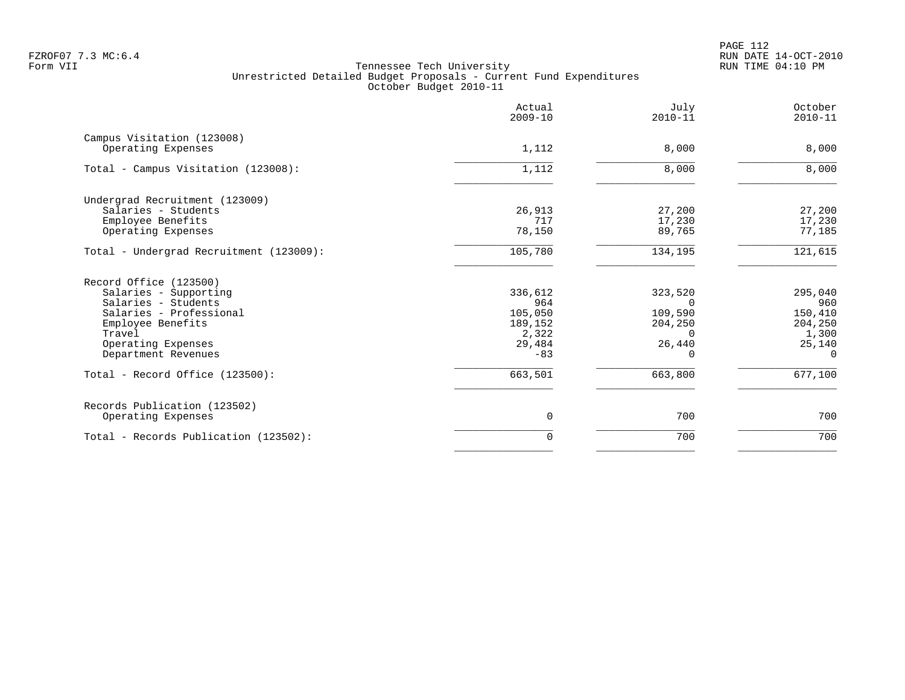Tennessee Tech University
Unrestricted Detailed Budget Proposals - Current Fund Expenditures
October Budget 2010-11

| | Actual 2009-10 | July 2010-11 | October 2010-11 |
|---|---|---|---|
| **Campus Visitation (123008)** | | | |
| Operating Expenses | 1,112 | 8,000 | 8,000 |
| Total - Campus Visitation (123008): | 1,112 | 8,000 | 8,000 |
| **Undergrad Recruitment (123009)** | | | |
| Salaries - Students | 26,913 | 27,200 | 27,200 |
| Employee Benefits | 717 | 17,230 | 17,230 |
| Operating Expenses | 78,150 | 89,765 | 77,185 |
| Total - Undergrad Recruitment (123009): | 105,780 | 134,195 | 121,615 |
| **Record Office (123500)** | | | |
| Salaries - Supporting | 336,612 | 323,520 | 295,040 |
| Salaries - Students | 964 | 0 | 960 |
| Salaries - Professional | 105,050 | 109,590 | 150,410 |
| Employee Benefits | 189,152 | 204,250 | 204,250 |
| Travel | 2,322 | 0 | 1,300 |
| Operating Expenses | 29,484 | 26,440 | 25,140 |
| Department Revenues | -83 | 0 | 0 |
| Total - Record Office (123500): | 663,501 | 663,800 | 677,100 |
| **Records Publication (123502)** | | | |
| Operating Expenses | 0 | 700 | 700 |
| Total - Records Publication (123502): | 0 | 700 | 700 |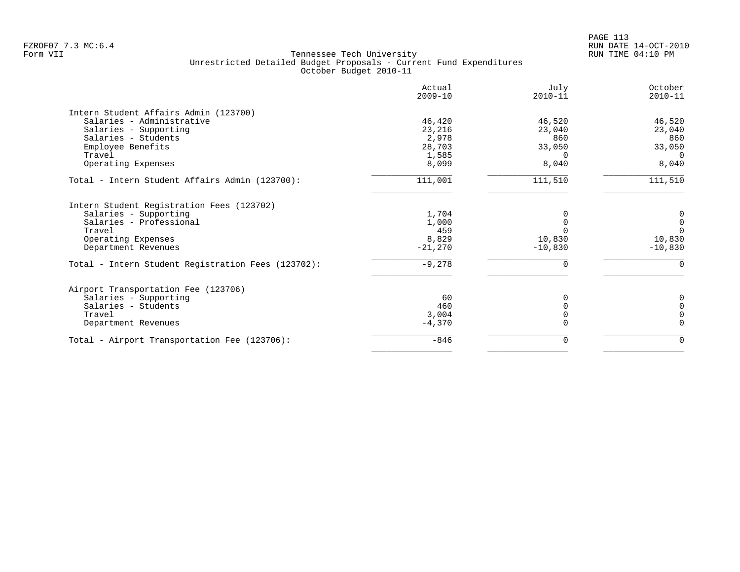FZROF07 7.3 MC:6.4
Form VII

Tennessee Tech University
Unrestricted Detailed Budget Proposals - Current Fund Expenditures
October Budget 2010-11

RUN DATE 14-OCT-2010
RUN TIME 04:10 PM

| | Actual 2009-10 | July 2010-11 | October 2010-11 |
|---|---|---|---|
| **Intern Student Affairs Admin (123700)** | | | |
| Salaries - Administrative | 46,420 | 46,520 | 46,520 |
| Salaries - Supporting | 23,216 | 23,040 | 23,040 |
| Salaries - Students | 2,978 | 860 | 860 |
| Employee Benefits | 28,703 | 33,050 | 33,050 |
| Travel | 1,585 | 0 | 0 |
| Operating Expenses | 8,099 | 8,040 | 8,040 |
| Total - Intern Student Affairs Admin (123700): | 111,001 | 111,510 | 111,510 |
| **Intern Student Registration Fees (123702)** | | | |
| Salaries - Supporting | 1,704 | 0 | 0 |
| Salaries - Professional | 1,000 | 0 | 0 |
| Travel | 459 | 0 | 0 |
| Operating Expenses | 8,829 | 10,830 | 10,830 |
| Department Revenues | -21,270 | -10,830 | -10,830 |
| Total - Intern Student Registration Fees (123702): | -9,278 | 0 | 0 |
| **Airport Transportation Fee (123706)** | | | |
| Salaries - Supporting | 60 | 0 | 0 |
| Salaries - Students | 460 | 0 | 0 |
| Travel | 3,004 | 0 | 0 |
| Department Revenues | -4,370 | 0 | 0 |
| Total - Airport Transportation Fee (123706): | -846 | 0 | 0 |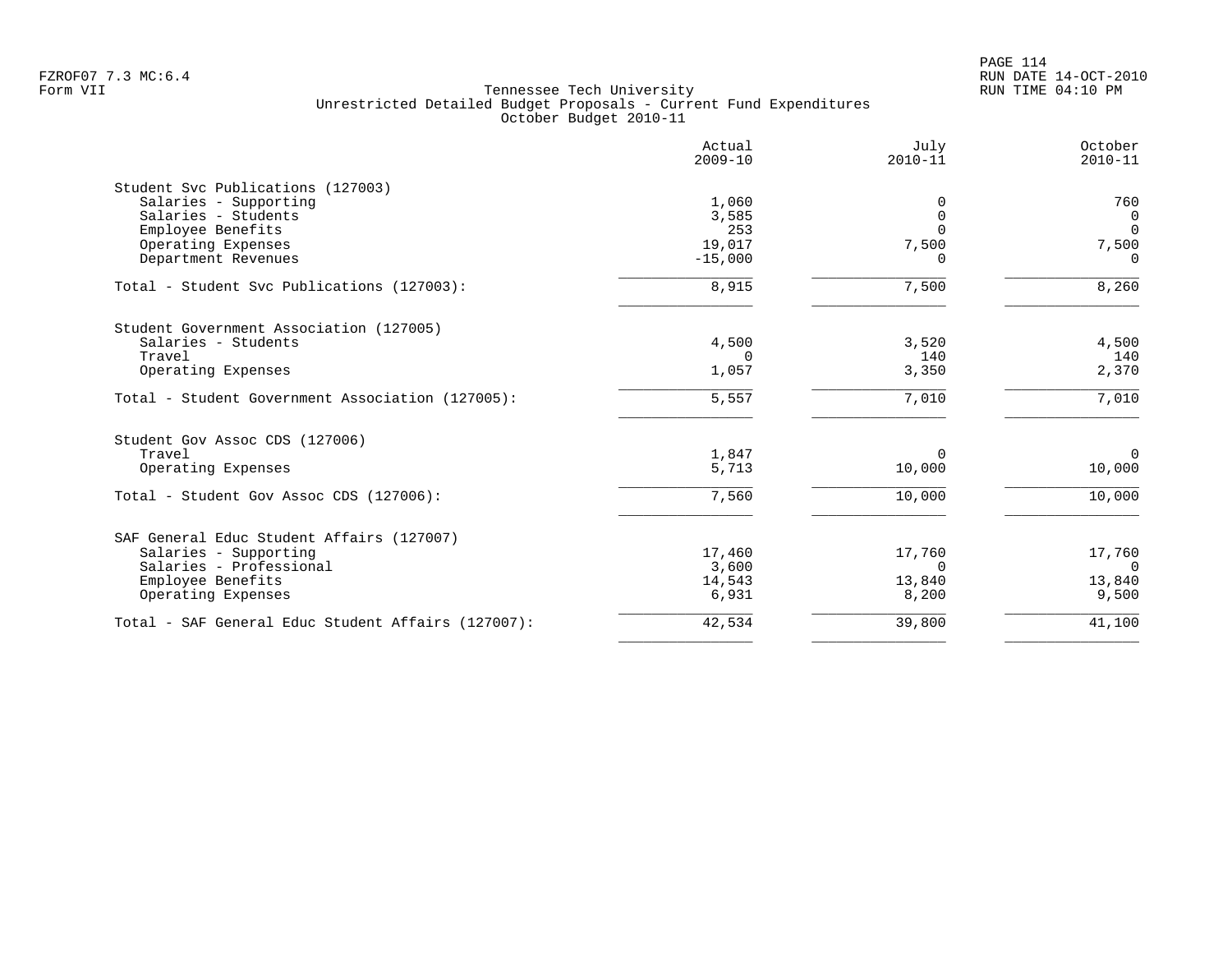Tennessee Tech University
Unrestricted Detailed Budget Proposals - Current Fund Expenditures
October Budget 2010-11

| | Actual 2009-10 | July 2010-11 | October 2010-11 |
|---|---|---|---|
| **Student Svc Publications (127003)** | | | |
| Salaries - Supporting | 1,060 | 0 | 760 |
| Salaries - Students | 3,585 | 0 | 0 |
| Employee Benefits | 253 | 0 | 0 |
| Operating Expenses | 19,017 | 7,500 | 7,500 |
| Department Revenues | -15,000 | 0 | 0 |
| Total - Student Svc Publications (127003): | 8,915 | 7,500 | 8,260 |
| **Student Government Association (127005)** | | | |
| Salaries - Students | 4,500 | 3,520 | 4,500 |
| Travel | 0 | 140 | 140 |
| Operating Expenses | 1,057 | 3,350 | 2,370 |
| Total - Student Government Association (127005): | 5,557 | 7,010 | 7,010 |
| **Student Gov Assoc CDS (127006)** | | | |
| Travel | 1,847 | 0 | 0 |
| Operating Expenses | 5,713 | 10,000 | 10,000 |
| Total - Student Gov Assoc CDS (127006): | 7,560 | 10,000 | 10,000 |
| **SAF General Educ Student Affairs (127007)** | | | |
| Salaries - Supporting | 17,460 | 17,760 | 17,760 |
| Salaries - Professional | 3,600 | 0 | 0 |
| Employee Benefits | 14,543 | 13,840 | 13,840 |
| Operating Expenses | 6,931 | 8,200 | 9,500 |
| Total - SAF General Educ Student Affairs (127007): | 42,534 | 39,800 | 41,100 |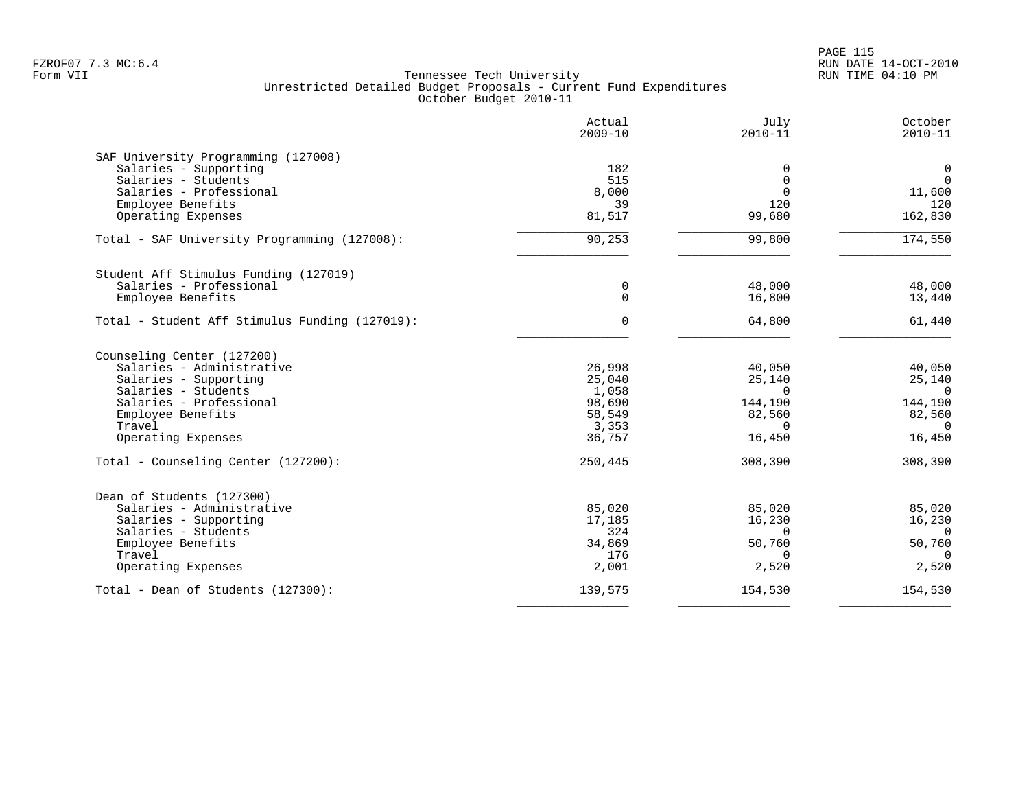Tennessee Tech University
Unrestricted Detailed Budget Proposals - Current Fund Expenditures
October Budget 2010-11

| | Actual 2009-10 | July 2010-11 | October 2010-11 |
|---|---|---|---|
| **SAF University Programming (127008)** | | | |
| Salaries - Supporting | 182 | 0 | 0 |
| Salaries - Students | 515 | 0 | 0 |
| Salaries - Professional | 8,000 | 0 | 11,600 |
| Employee Benefits | 39 | 120 | 120 |
| Operating Expenses | 81,517 | 99,680 | 162,830 |
| Total - SAF University Programming (127008): | 90,253 | 99,800 | 174,550 |
| **Student Aff Stimulus Funding (127019)** | | | |
| Salaries - Professional | 0 | 48,000 | 48,000 |
| Employee Benefits | 0 | 16,800 | 13,440 |
| Total - Student Aff Stimulus Funding (127019): | 0 | 64,800 | 61,440 |
| **Counseling Center (127200)** | | | |
| Salaries - Administrative | 26,998 | 40,050 | 40,050 |
| Salaries - Supporting | 25,040 | 25,140 | 25,140 |
| Salaries - Students | 1,058 | 0 | 0 |
| Salaries - Professional | 98,690 | 144,190 | 144,190 |
| Employee Benefits | 58,549 | 82,560 | 82,560 |
| Travel | 3,353 | 0 | 0 |
| Operating Expenses | 36,757 | 16,450 | 16,450 |
| Total - Counseling Center (127200): | 250,445 | 308,390 | 308,390 |
| **Dean of Students (127300)** | | | |
| Salaries - Administrative | 85,020 | 85,020 | 85,020 |
| Salaries - Supporting | 17,185 | 16,230 | 16,230 |
| Salaries - Students | 324 | 0 | 0 |
| Employee Benefits | 34,869 | 50,760 | 50,760 |
| Travel | 176 | 0 | 0 |
| Operating Expenses | 2,001 | 2,520 | 2,520 |
| Total - Dean of Students (127300): | 139,575 | 154,530 | 154,530 |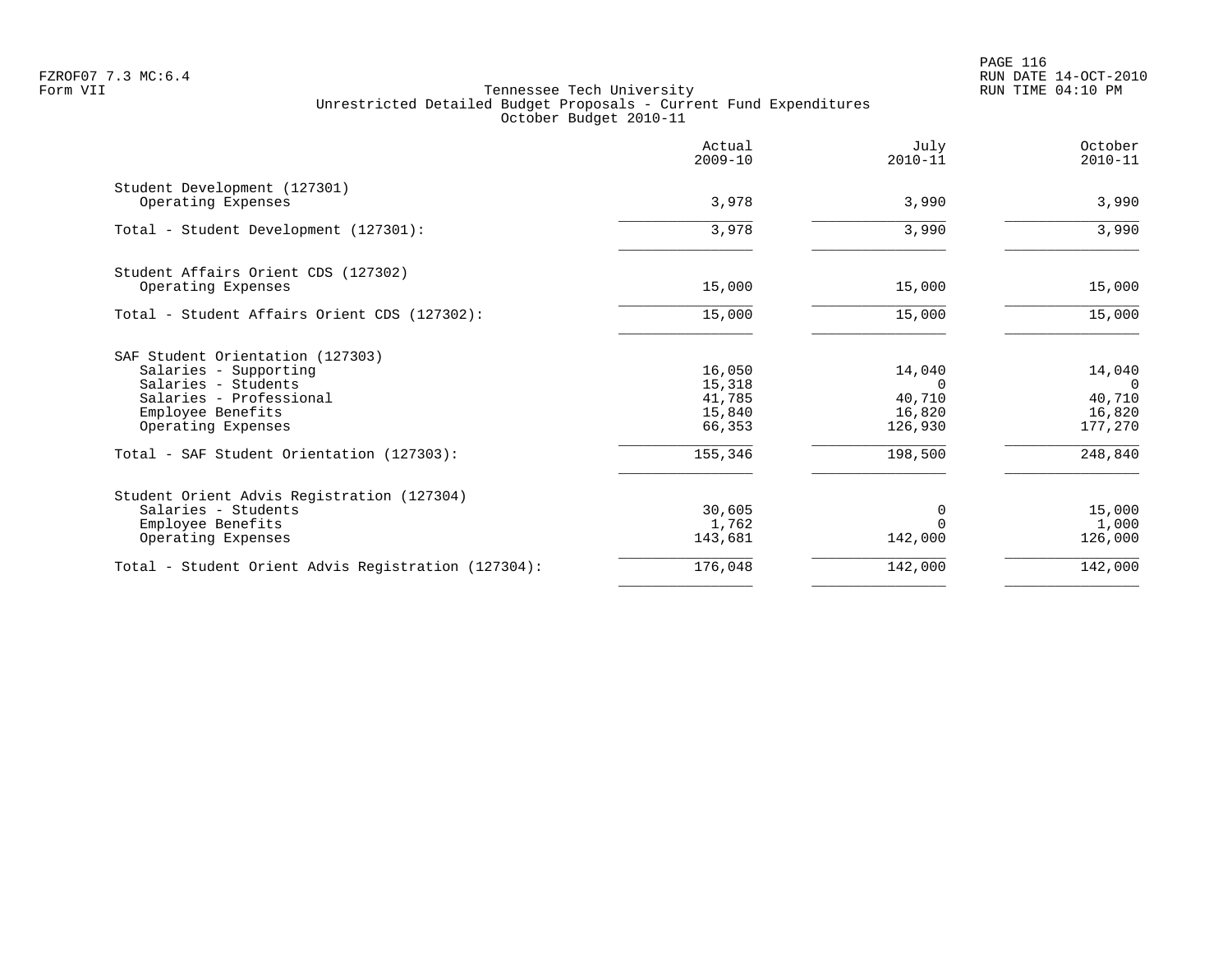Tennessee Tech University
Unrestricted Detailed Budget Proposals - Current Fund Expenditures
October Budget 2010-11

| | Actual 2009-10 | July 2010-11 | October 2010-11 |
|---|---|---|---|
| **Student Development (127301)** | | | |
| Operating Expenses | 3,978 | 3,990 | 3,990 |
| Total - Student Development (127301): | 3,978 | 3,990 | 3,990 |
| **Student Affairs Orient CDS (127302)** | | | |
| Operating Expenses | 15,000 | 15,000 | 15,000 |
| Total - Student Affairs Orient CDS (127302): | 15,000 | 15,000 | 15,000 |
| **SAF Student Orientation (127303)** | | | |
| Salaries - Supporting | 16,050 | 14,040 | 14,040 |
| Salaries - Students | 15,318 | 0 | 0 |
| Salaries - Professional | 41,785 | 40,710 | 40,710 |
| Employee Benefits | 15,840 | 16,820 | 16,820 |
| Operating Expenses | 66,353 | 126,930 | 177,270 |
| Total - SAF Student Orientation (127303): | 155,346 | 198,500 | 248,840 |
| **Student Orient Advis Registration (127304)** | | | |
| Salaries - Students | 30,605 | 0 | 15,000 |
| Employee Benefits | 1,762 | 0 | 1,000 |
| Operating Expenses | 143,681 | 142,000 | 126,000 |
| Total - Student Orient Advis Registration (127304): | 176,048 | 142,000 | 142,000 |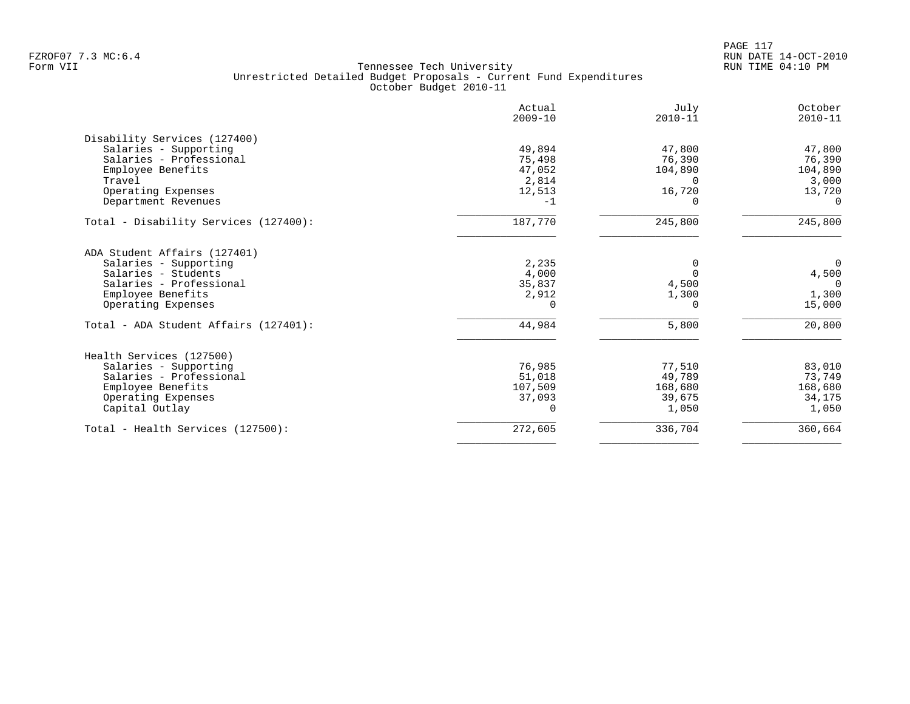Tennessee Tech University
Unrestricted Detailed Budget Proposals - Current Fund Expenditures
October Budget 2010-11

Form VII

| | Actual 2009-10 | July 2010-11 | October 2010-11 |
|---|---|---|---|
| **Disability Services (127400)** | | | |
| Salaries - Supporting | 49,894 | 47,800 | 47,800 |
| Salaries - Professional | 75,498 | 76,390 | 76,390 |
| Employee Benefits | 47,052 | 104,890 | 104,890 |
| Travel | 2,814 | 0 | 3,000 |
| Operating Expenses | 12,513 | 16,720 | 13,720 |
| Department Revenues | -1 | 0 | 0 |
| Total - Disability Services (127400): | 187,770 | 245,800 | 245,800 |
| **ADA Student Affairs (127401)** | | | |
| Salaries - Supporting | 2,235 | 0 | 0 |
| Salaries - Students | 4,000 | 0 | 4,500 |
| Salaries - Professional | 35,837 | 4,500 | 0 |
| Employee Benefits | 2,912 | 1,300 | 1,300 |
| Operating Expenses | 0 | 0 | 15,000 |
| Total - ADA Student Affairs (127401): | 44,984 | 5,800 | 20,800 |
| **Health Services (127500)** | | | |
| Salaries - Supporting | 76,985 | 77,510 | 83,010 |
| Salaries - Professional | 51,018 | 49,789 | 73,749 |
| Employee Benefits | 107,509 | 168,680 | 168,680 |
| Operating Expenses | 37,093 | 39,675 | 34,175 |
| Capital Outlay | 0 | 1,050 | 1,050 |
| Total - Health Services (127500): | 272,605 | 336,704 | 360,664 |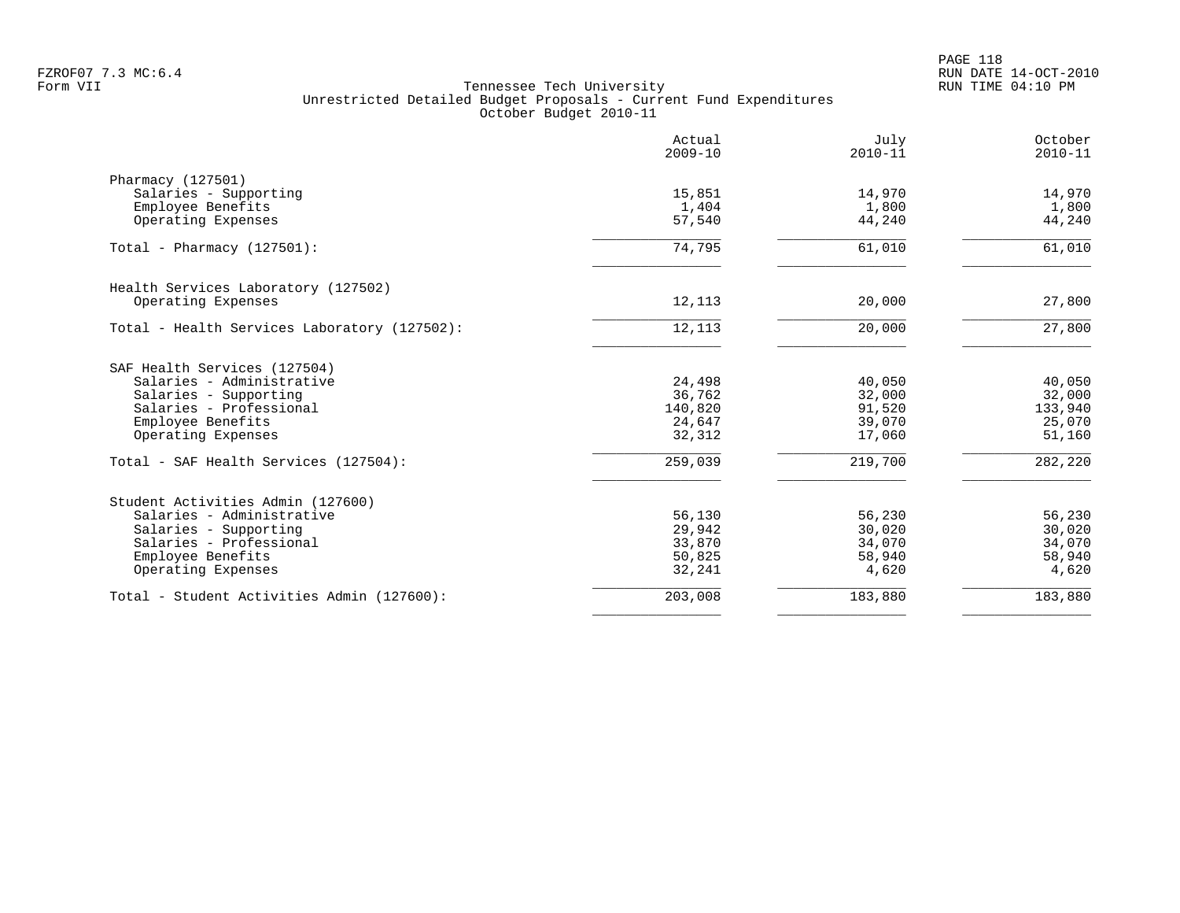Form VII

# Tennessee Tech University

## Unrestricted Detailed Budget Proposals - Current Fund Expenditures

### October Budget 2010-11

| | Actual 2009-10 | July 2010-11 | October 2010-11 |
|---|---|---|---|
| **Pharmacy (127501)** | | | |
| Salaries - Supporting | 15,851 | 14,970 | 14,970 |
| Employee Benefits | 1,404 | 1,800 | 1,800 |
| Operating Expenses | 57,540 | 44,240 | 44,240 |
| Total - Pharmacy (127501): | 74,795 | 61,010 | 61,010 |
| **Health Services Laboratory (127502)** | | | |
| Operating Expenses | 12,113 | 20,000 | 27,800 |
| Total - Health Services Laboratory (127502): | 12,113 | 20,000 | 27,800 |
| **SAF Health Services (127504)** | | | |
| Salaries - Administrative | 24,498 | 40,050 | 40,050 |
| Salaries - Supporting | 36,762 | 32,000 | 32,000 |
| Salaries - Professional | 140,820 | 91,520 | 133,940 |
| Employee Benefits | 24,647 | 39,070 | 25,070 |
| Operating Expenses | 32,312 | 17,060 | 51,160 |
| Total - SAF Health Services (127504): | 259,039 | 219,700 | 282,220 |
| **Student Activities Admin (127600)** | | | |
| Salaries - Administrative | 56,130 | 56,230 | 56,230 |
| Salaries - Supporting | 29,942 | 30,020 | 30,020 |
| Salaries - Professional | 33,870 | 34,070 | 34,070 |
| Employee Benefits | 50,825 | 58,940 | 58,940 |
| Operating Expenses | 32,241 | 4,620 | 4,620 |
| Total - Student Activities Admin (127600): | 203,008 | 183,880 | 183,880 |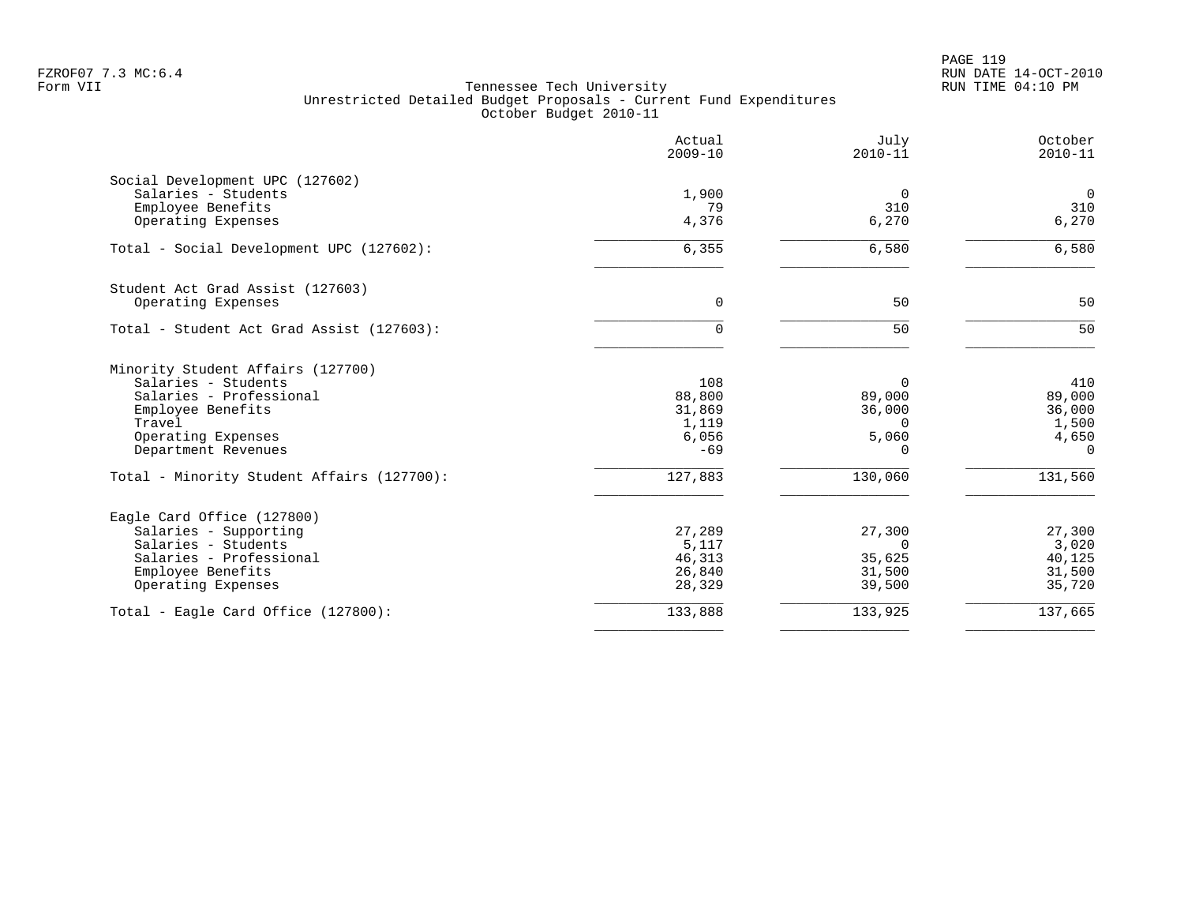Tennessee Tech University
Unrestricted Detailed Budget Proposals - Current Fund Expenditures
October Budget 2010-11

| | Actual 2009-10 | July 2010-11 | October 2010-11 |
|---|---|---|---|
| **Social Development UPC (127602)** | | | |
| Salaries - Students | 1,900 | 0 | 0 |
| Employee Benefits | 79 | 310 | 310 |
| Operating Expenses | 4,376 | 6,270 | 6,270 |
| Total - Social Development UPC (127602): | 6,355 | 6,580 | 6,580 |
| **Student Act Grad Assist (127603)** | | | |
| Operating Expenses | 0 | 50 | 50 |
| Total - Student Act Grad Assist (127603): | 0 | 50 | 50 |
| **Minority Student Affairs (127700)** | | | |
| Salaries - Students | 108 | 0 | 410 |
| Salaries - Professional | 88,800 | 89,000 | 89,000 |
| Employee Benefits | 31,869 | 36,000 | 36,000 |
| Travel | 1,119 | 0 | 1,500 |
| Operating Expenses | 6,056 | 5,060 | 4,650 |
| Department Revenues | -69 | 0 | 0 |
| Total - Minority Student Affairs (127700): | 127,883 | 130,060 | 131,560 |
| **Eagle Card Office (127800)** | | | |
| Salaries - Supporting | 27,289 | 27,300 | 27,300 |
| Salaries - Students | 5,117 | 0 | 3,020 |
| Salaries - Professional | 46,313 | 35,625 | 40,125 |
| Employee Benefits | 26,840 | 31,500 | 31,500 |
| Operating Expenses | 28,329 | 39,500 | 35,720 |
| Total - Eagle Card Office (127800): | 133,888 | 133,925 | 137,665 |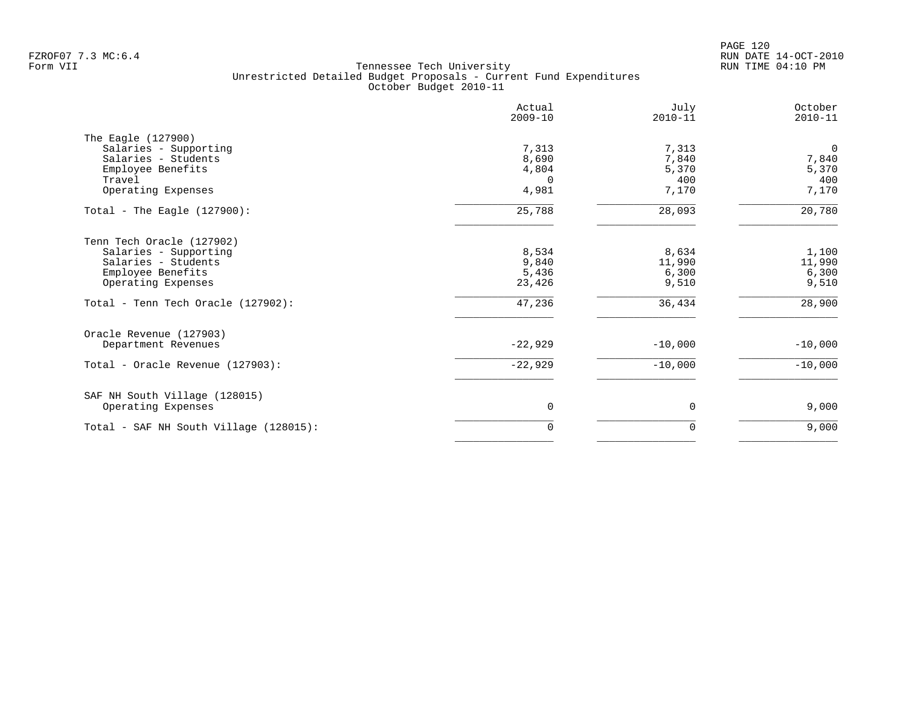Tennessee Tech University
Unrestricted Detailed Budget Proposals - Current Fund Expenditures
October Budget 2010-11

| | Actual 2009-10 | July 2010-11 | October 2010-11 |
|---|---|---|---|
| **The Eagle (127900)** | | | |
| Salaries - Supporting | 7,313 | 7,313 | 0 |
| Salaries - Students | 8,690 | 7,840 | 7,840 |
| Employee Benefits | 4,804 | 5,370 | 5,370 |
| Travel | 0 | 400 | 400 |
| Operating Expenses | 4,981 | 7,170 | 7,170 |
| Total - The Eagle (127900): | 25,788 | 28,093 | 20,780 |
| **Tenn Tech Oracle (127902)** | | | |
| Salaries - Supporting | 8,534 | 8,634 | 1,100 |
| Salaries - Students | 9,840 | 11,990 | 11,990 |
| Employee Benefits | 5,436 | 6,300 | 6,300 |
| Operating Expenses | 23,426 | 9,510 | 9,510 |
| Total - Tenn Tech Oracle (127902): | 47,236 | 36,434 | 28,900 |
| **Oracle Revenue (127903)** | | | |
| Department Revenues | -22,929 | -10,000 | -10,000 |
| Total - Oracle Revenue (127903): | -22,929 | -10,000 | -10,000 |
| **SAF NH South Village (128015)** | | | |
| Operating Expenses | 0 | 0 | 9,000 |
| Total - SAF NH South Village (128015): | 0 | 0 | 9,000 |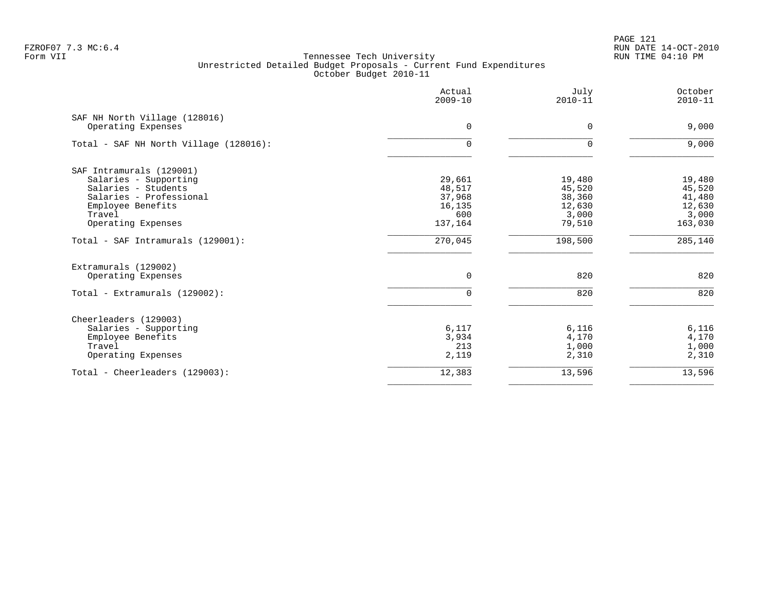FZROF07 7.3 MC:6.4
Form VII

Tennessee Tech University
Unrestricted Detailed Budget Proposals - Current Fund Expenditures
October Budget 2010-11

RUN DATE 14-OCT-2010
RUN TIME 04:10 PM

| | Actual 2009-10 | July 2010-11 | October 2010-11 |
|---|---|---|---|
| **SAF NH North Village (128016)** | | | |
| Operating Expenses | 0 | 0 | 9,000 |
| Total - SAF NH North Village (128016): | 0 | 0 | 9,000 |
| **SAF Intramurals (129001)** | | | |
| Salaries - Supporting | 29,661 | 19,480 | 19,480 |
| Salaries - Students | 48,517 | 45,520 | 45,520 |
| Salaries - Professional | 37,968 | 38,360 | 41,480 |
| Employee Benefits | 16,135 | 12,630 | 12,630 |
| Travel | 600 | 3,000 | 3,000 |
| Operating Expenses | 137,164 | 79,510 | 163,030 |
| Total - SAF Intramurals (129001): | 270,045 | 198,500 | 285,140 |
| **Extramurals (129002)** | | | |
| Operating Expenses | 0 | 820 | 820 |
| Total - Extramurals (129002): | 0 | 820 | 820 |
| **Cheerleaders (129003)** | | | |
| Salaries - Supporting | 6,117 | 6,116 | 6,116 |
| Employee Benefits | 3,934 | 4,170 | 4,170 |
| Travel | 213 | 1,000 | 1,000 |
| Operating Expenses | 2,119 | 2,310 | 2,310 |
| Total - Cheerleaders (129003): | 12,383 | 13,596 | 13,596 |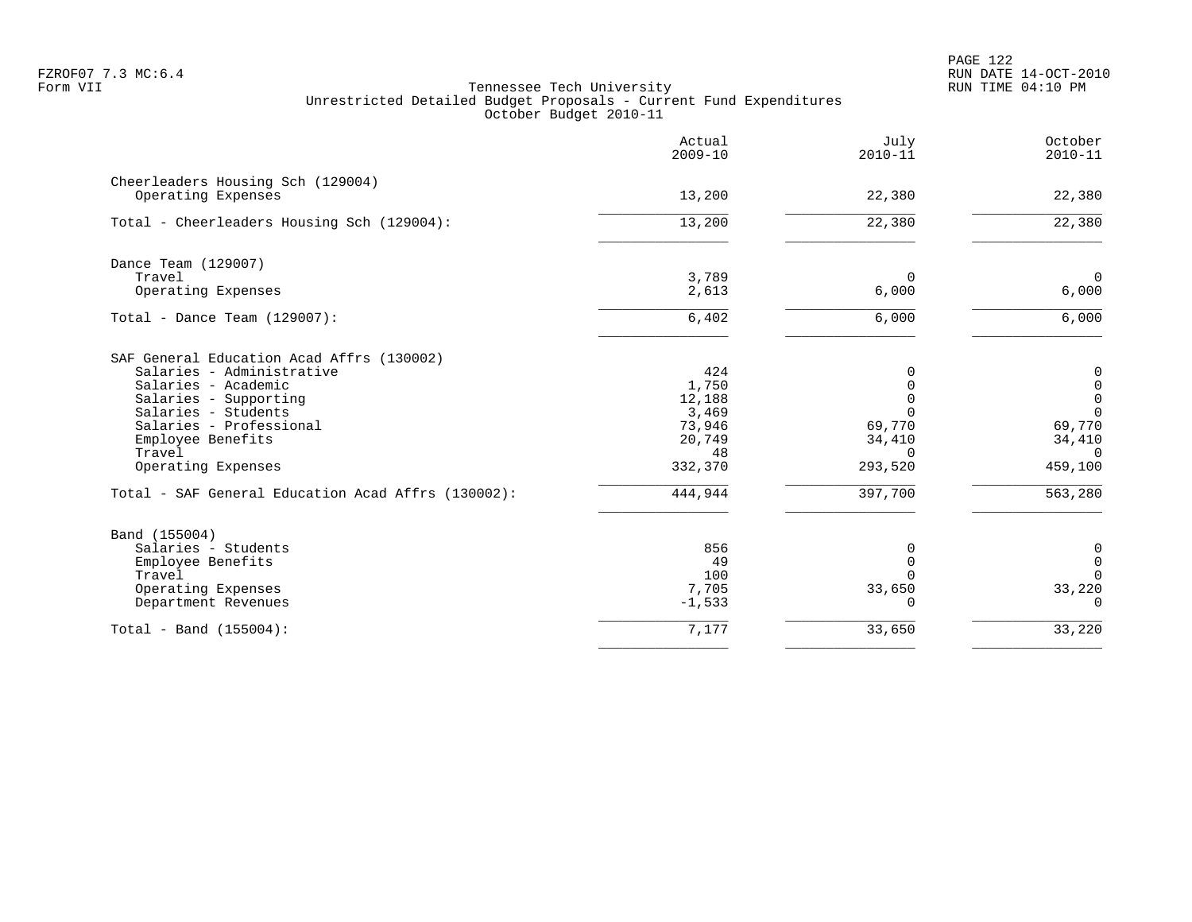Tennessee Tech University
Unrestricted Detailed Budget Proposals - Current Fund Expenditures
October Budget 2010-11

| | Actual 2009-10 | July 2010-11 | October 2010-11 |
|---|---|---|---|
| **Cheerleaders Housing Sch (129004)** | | | |
| Operating Expenses | 13,200 | 22,380 | 22,380 |
| Total - Cheerleaders Housing Sch (129004): | 13,200 | 22,380 | 22,380 |
| **Dance Team (129007)** | | | |
| Travel | 3,789 | 0 | 0 |
| Operating Expenses | 2,613 | 6,000 | 6,000 |
| Total - Dance Team (129007): | 6,402 | 6,000 | 6,000 |
| **SAF General Education Acad Affrs (130002)** | | | |
| Salaries - Administrative | 424 | 0 | 0 |
| Salaries - Academic | 1,750 | 0 | 0 |
| Salaries - Supporting | 12,188 | 0 | 0 |
| Salaries - Students | 3,469 | 0 | 0 |
| Salaries - Professional | 73,946 | 69,770 | 69,770 |
| Employee Benefits | 20,749 | 34,410 | 34,410 |
| Travel | 48 | 0 | 0 |
| Operating Expenses | 332,370 | 293,520 | 459,100 |
| Total - SAF General Education Acad Affrs (130002): | 444,944 | 397,700 | 563,280 |
| **Band (155004)** | | | |
| Salaries - Students | 856 | 0 | 0 |
| Employee Benefits | 49 | 0 | 0 |
| Travel | 100 | 0 | 0 |
| Operating Expenses | 7,705 | 33,650 | 33,220 |
| Department Revenues | -1,533 | 0 | 0 |
| Total - Band (155004): | 7,177 | 33,650 | 33,220 |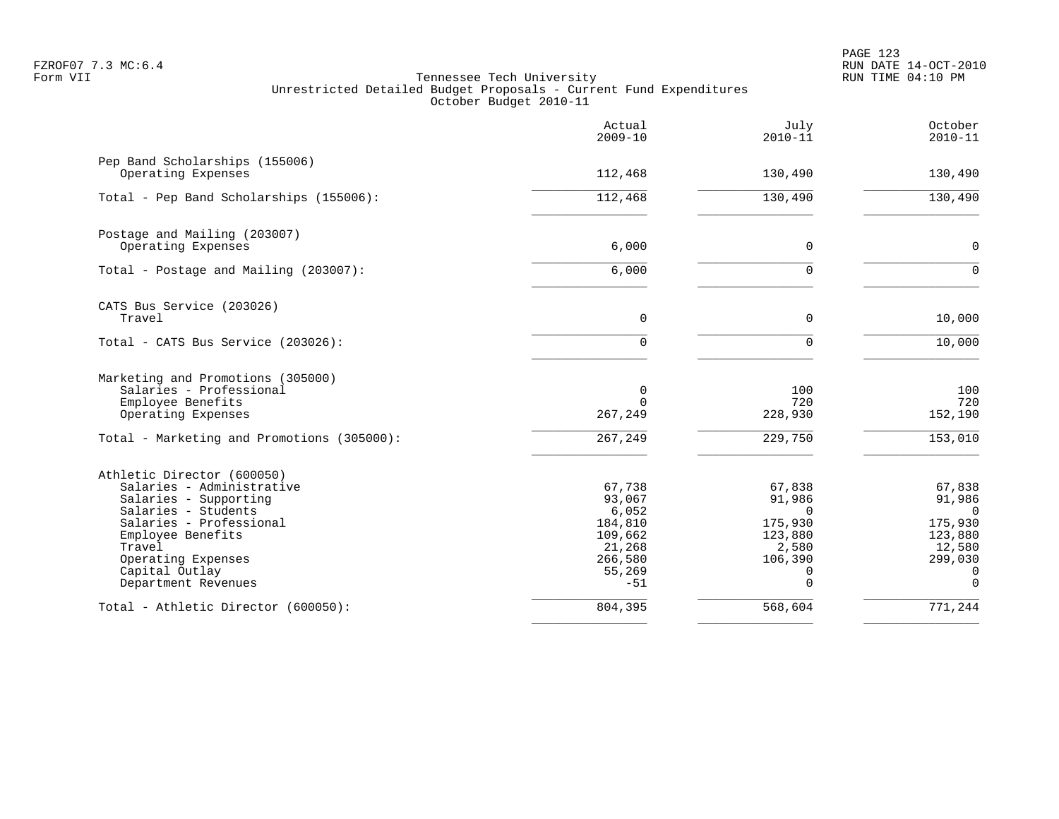Tennessee Tech University
Unrestricted Detailed Budget Proposals - Current Fund Expenditures
October Budget 2010-11

| | Actual 2009-10 | July 2010-11 | October 2010-11 |
|---|---|---|---|
| **Pep Band Scholarships (155006)** | | | |
| Operating Expenses | 112,468 | 130,490 | 130,490 |
| Total - Pep Band Scholarships (155006): | 112,468 | 130,490 | 130,490 |
| **Postage and Mailing (203007)** | | | |
| Operating Expenses | 6,000 | 0 | 0 |
| Total - Postage and Mailing (203007): | 6,000 | 0 | 0 |
| **CATS Bus Service (203026)** | | | |
| Travel | 0 | 0 | 10,000 |
| Total - CATS Bus Service (203026): | 0 | 0 | 10,000 |
| **Marketing and Promotions (305000)** | | | |
| Salaries - Professional | 0 | 100 | 100 |
| Employee Benefits | 0 | 720 | 720 |
| Operating Expenses | 267,249 | 228,930 | 152,190 |
| Total - Marketing and Promotions (305000): | 267,249 | 229,750 | 153,010 |
| **Athletic Director (600050)** | | | |
| Salaries - Administrative | 67,738 | 67,838 | 67,838 |
| Salaries - Supporting | 93,067 | 91,986 | 91,986 |
| Salaries - Students | 6,052 | 0 | 0 |
| Salaries - Professional | 184,810 | 175,930 | 175,930 |
| Employee Benefits | 109,662 | 123,880 | 123,880 |
| Travel | 21,268 | 2,580 | 12,580 |
| Operating Expenses | 266,580 | 106,390 | 299,030 |
| Capital Outlay | 55,269 | 0 | 0 |
| Department Revenues | -51 | 0 | 0 |
| Total - Athletic Director (600050): | 804,395 | 568,604 | 771,244 |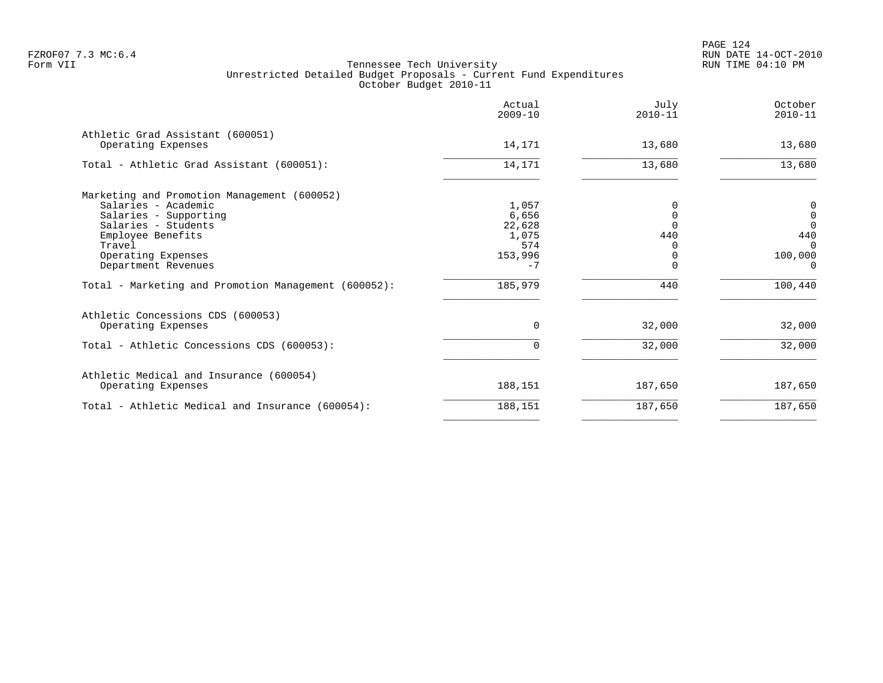FZROF07 7.3 MC:6.4
Form VII

Tennessee Tech University
Unrestricted Detailed Budget Proposals - Current Fund Expenditures
October Budget 2010-11

RUN DATE 14-OCT-2010
RUN TIME 04:10 PM

| | Actual 2009-10 | July 2010-11 | October 2010-11 |
|---|---|---|---|
| **Athletic Grad Assistant (600051)** | | | |
| Operating Expenses | 14,171 | 13,680 | 13,680 |
| Total - Athletic Grad Assistant (600051): | 14,171 | 13,680 | 13,680 |
| **Marketing and Promotion Management (600052)** | | | |
| Salaries - Academic | 1,057 | 0 | 0 |
| Salaries - Supporting | 6,656 | 0 | 0 |
| Salaries - Students | 22,628 | 0 | 0 |
| Employee Benefits | 1,075 | 440 | 440 |
| Travel | 574 | 0 | 0 |
| Operating Expenses | 153,996 | 0 | 100,000 |
| Department Revenues | -7 | 0 | 0 |
| Total - Marketing and Promotion Management (600052): | 185,979 | 440 | 100,440 |
| **Athletic Concessions CDS (600053)** | | | |
| Operating Expenses | 0 | 32,000 | 32,000 |
| Total - Athletic Concessions CDS (600053): | 0 | 32,000 | 32,000 |
| **Athletic Medical and Insurance (600054)** | | | |
| Operating Expenses | 188,151 | 187,650 | 187,650 |
| Total - Athletic Medical and Insurance (600054): | 188,151 | 187,650 | 187,650 |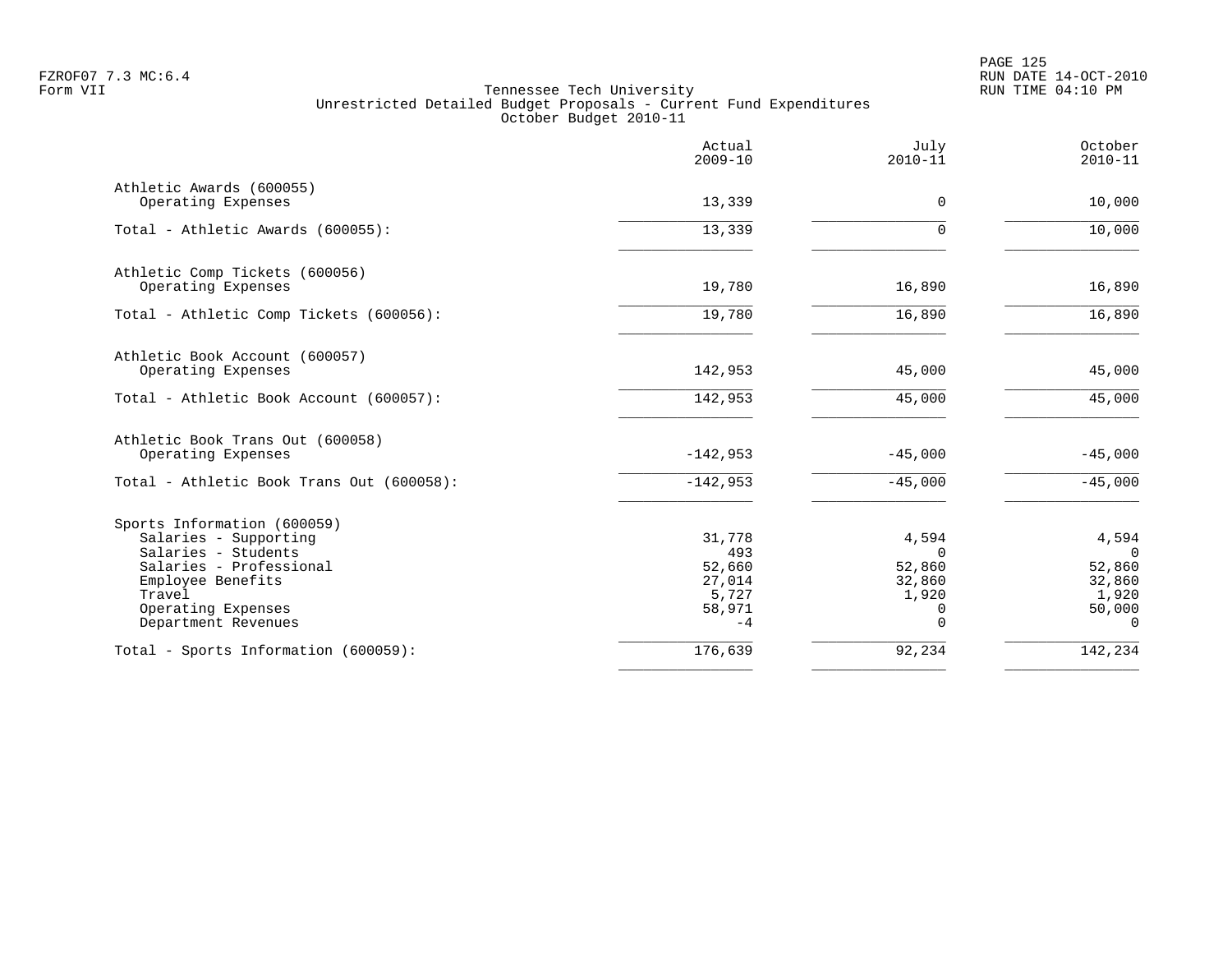Tennessee Tech University
Unrestricted Detailed Budget Proposals - Current Fund Expenditures
October Budget 2010-11

| | Actual 2009-10 | July 2010-11 | October 2010-11 |
|---|---|---|---|
| **Athletic Awards (600055)** | | | |
| Operating Expenses | 13,339 | 0 | 10,000 |
| Total - Athletic Awards (600055): | 13,339 | 0 | 10,000 |
| **Athletic Comp Tickets (600056)** | | | |
| Operating Expenses | 19,780 | 16,890 | 16,890 |
| Total - Athletic Comp Tickets (600056): | 19,780 | 16,890 | 16,890 |
| **Athletic Book Account (600057)** | | | |
| Operating Expenses | 142,953 | 45,000 | 45,000 |
| Total - Athletic Book Account (600057): | 142,953 | 45,000 | 45,000 |
| **Athletic Book Trans Out (600058)** | | | |
| Operating Expenses | -142,953 | -45,000 | -45,000 |
| Total - Athletic Book Trans Out (600058): | -142,953 | -45,000 | -45,000 |
| **Sports Information (600059)** | | | |
| Salaries - Supporting | 31,778 | 4,594 | 4,594 |
| Salaries - Students | 493 | 0 | 0 |
| Salaries - Professional | 52,660 | 52,860 | 52,860 |
| Employee Benefits | 27,014 | 32,860 | 32,860 |
| Travel | 5,727 | 1,920 | 1,920 |
| Operating Expenses | 58,971 | 0 | 50,000 |
| Department Revenues | -4 | 0 | 0 |
| Total - Sports Information (600059): | 176,639 | 92,234 | 142,234 |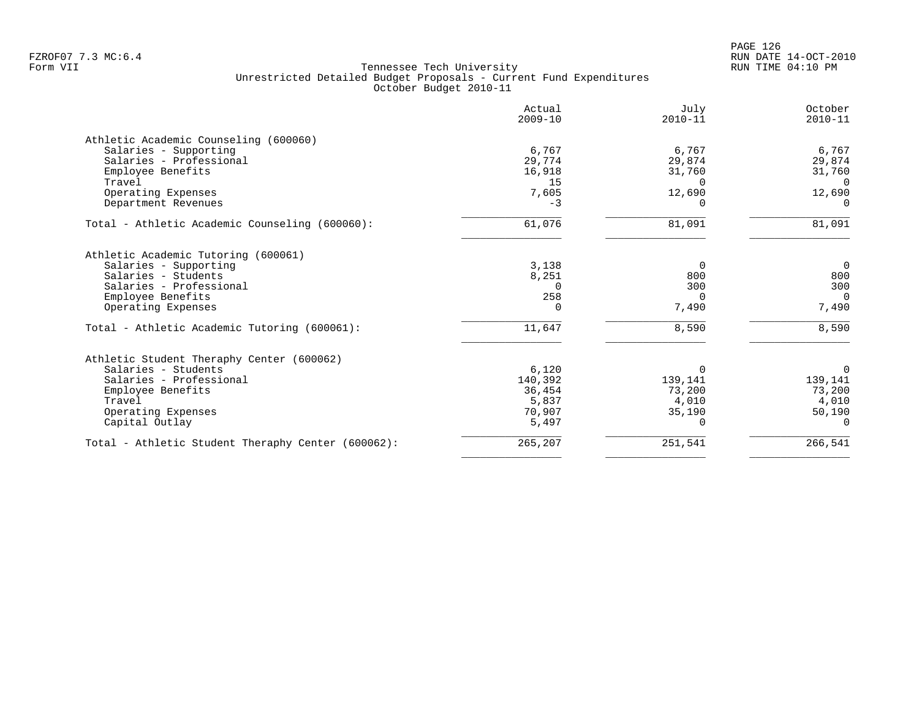Tennessee Tech University
Unrestricted Detailed Budget Proposals - Current Fund Expenditures
October Budget 2010-11

| | Actual 2009-10 | July 2010-11 | October 2010-11 |
|---|---|---|---|
| **Athletic Academic Counseling (600060)** | | | |
| Salaries - Supporting | 6,767 | 6,767 | 6,767 |
| Salaries - Professional | 29,774 | 29,874 | 29,874 |
| Employee Benefits | 16,918 | 31,760 | 31,760 |
| Travel | 15 | 0 | 0 |
| Operating Expenses | 7,605 | 12,690 | 12,690 |
| Department Revenues | -3 | 0 | 0 |
| Total - Athletic Academic Counseling (600060): | 61,076 | 81,091 | 81,091 |
| **Athletic Academic Tutoring (600061)** | | | |
| Salaries - Supporting | 3,138 | 0 | 0 |
| Salaries - Students | 8,251 | 800 | 800 |
| Salaries - Professional | 0 | 300 | 300 |
| Employee Benefits | 258 | 0 | 0 |
| Operating Expenses | 0 | 7,490 | 7,490 |
| Total - Athletic Academic Tutoring (600061): | 11,647 | 8,590 | 8,590 |
| **Athletic Student Theraphy Center (600062)** | | | |
| Salaries - Students | 6,120 | 0 | 0 |
| Salaries - Professional | 140,392 | 139,141 | 139,141 |
| Employee Benefits | 36,454 | 73,200 | 73,200 |
| Travel | 5,837 | 4,010 | 4,010 |
| Operating Expenses | 70,907 | 35,190 | 50,190 |
| Capital Outlay | 5,497 | 0 | 0 |
| Total - Athletic Student Theraphy Center (600062): | 265,207 | 251,541 | 266,541 |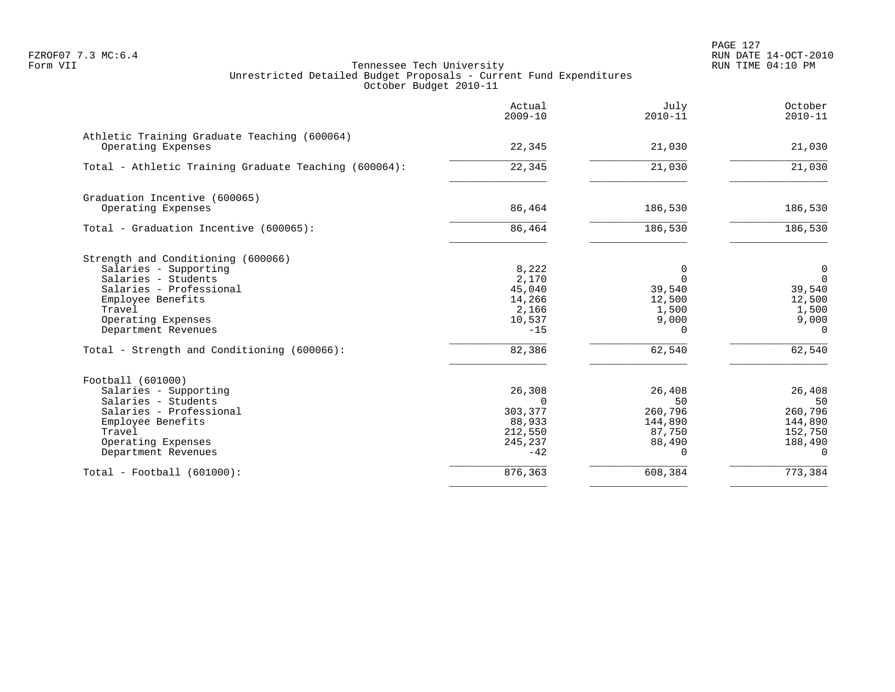Tennessee Tech University
Unrestricted Detailed Budget Proposals - Current Fund Expenditures
October Budget 2010-11

| | Actual 2009-10 | July 2010-11 | October 2010-11 |
|---|---|---|---|
| **Athletic Training Graduate Teaching (600064)** | | | |
| Operating Expenses | 22,345 | 21,030 | 21,030 |
| Total - Athletic Training Graduate Teaching (600064): | 22,345 | 21,030 | 21,030 |
| **Graduation Incentive (600065)** | | | |
| Operating Expenses | 86,464 | 186,530 | 186,530 |
| Total - Graduation Incentive (600065): | 86,464 | 186,530 | 186,530 |
| **Strength and Conditioning (600066)** | | | |
| Salaries - Supporting | 8,222 | 0 | 0 |
| Salaries - Students | 2,170 | 0 | 0 |
| Salaries - Professional | 45,040 | 39,540 | 39,540 |
| Employee Benefits | 14,266 | 12,500 | 12,500 |
| Travel | 2,166 | 1,500 | 1,500 |
| Operating Expenses | 10,537 | 9,000 | 9,000 |
| Department Revenues | -15 | 0 | 0 |
| Total - Strength and Conditioning (600066): | 82,386 | 62,540 | 62,540 |
| **Football (601000)** | | | |
| Salaries - Supporting | 26,308 | 26,408 | 26,408 |
| Salaries - Students | 0 | 50 | 50 |
| Salaries - Professional | 303,377 | 260,796 | 260,796 |
| Employee Benefits | 88,933 | 144,890 | 144,890 |
| Travel | 212,550 | 87,750 | 152,750 |
| Operating Expenses | 245,237 | 88,490 | 188,490 |
| Department Revenues | -42 | 0 | 0 |
| Total - Football (601000): | 876,363 | 608,384 | 773,384 |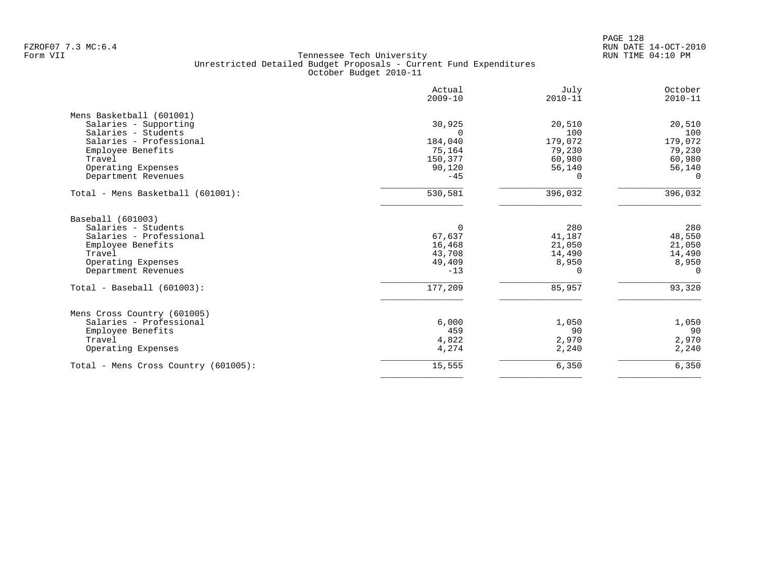FZROF07 7.3 MC:6.4
Form VII

Tennessee Tech University
Unrestricted Detailed Budget Proposals - Current Fund Expenditures
October Budget 2010-11

RUN DATE 14-OCT-2010
RUN TIME 04:10 PM

| | Actual 2009-10 | July 2010-11 | October 2010-11 |
|---|---:|---:|---:|
| **Mens Basketball (601001)** | | | |
| Salaries - Supporting | 30,925 | 20,510 | 20,510 |
| Salaries - Students | 0 | 100 | 100 |
| Salaries - Professional | 184,040 | 179,072 | 179,072 |
| Employee Benefits | 75,164 | 79,230 | 79,230 |
| Travel | 150,377 | 60,980 | 60,980 |
| Operating Expenses | 90,120 | 56,140 | 56,140 |
| Department Revenues | -45 | 0 | 0 |
| Total - Mens Basketball (601001): | 530,581 | 396,032 | 396,032 |
| **Baseball (601003)** | | | |
| Salaries - Students | 0 | 280 | 280 |
| Salaries - Professional | 67,637 | 41,187 | 48,550 |
| Employee Benefits | 16,468 | 21,050 | 21,050 |
| Travel | 43,708 | 14,490 | 14,490 |
| Operating Expenses | 49,409 | 8,950 | 8,950 |
| Department Revenues | -13 | 0 | 0 |
| Total - Baseball (601003): | 177,209 | 85,957 | 93,320 |
| **Mens Cross Country (601005)** | | | |
| Salaries - Professional | 6,000 | 1,050 | 1,050 |
| Employee Benefits | 459 | 90 | 90 |
| Travel | 4,822 | 2,970 | 2,970 |
| Operating Expenses | 4,274 | 2,240 | 2,240 |
| Total - Mens Cross Country (601005): | 15,555 | 6,350 | 6,350 |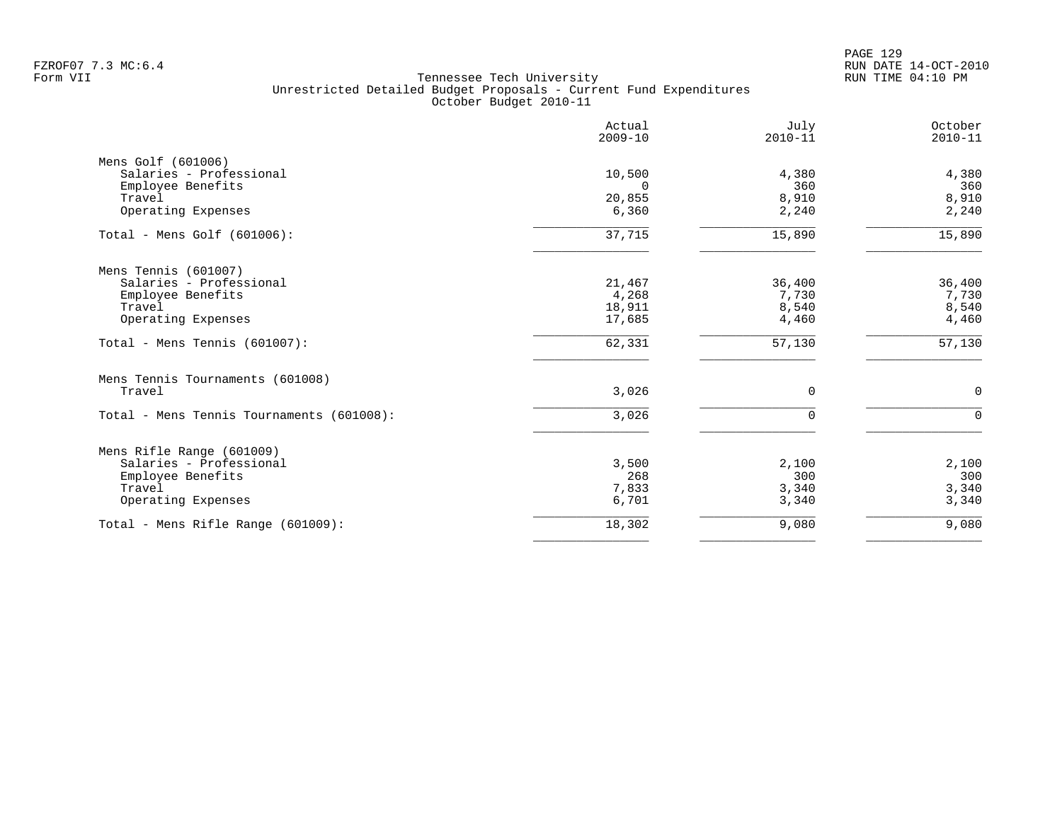Tennessee Tech University
Unrestricted Detailed Budget Proposals - Current Fund Expenditures
October Budget 2010-11

| | Actual 2009-10 | July 2010-11 | October 2010-11 |
|---|---:|---:|---:|
| **Mens Golf (601006)** | | | |
| Salaries - Professional | 10,500 | 4,380 | 4,380 |
| Employee Benefits | 0 | 360 | 360 |
| Travel | 20,855 | 8,910 | 8,910 |
| Operating Expenses | 6,360 | 2,240 | 2,240 |
| Total - Mens Golf (601006): | 37,715 | 15,890 | 15,890 |
| **Mens Tennis (601007)** | | | |
| Salaries - Professional | 21,467 | 36,400 | 36,400 |
| Employee Benefits | 4,268 | 7,730 | 7,730 |
| Travel | 18,911 | 8,540 | 8,540 |
| Operating Expenses | 17,685 | 4,460 | 4,460 |
| Total - Mens Tennis (601007): | 62,331 | 57,130 | 57,130 |
| **Mens Tennis Tournaments (601008)** | | | |
| Travel | 3,026 | 0 | 0 |
| Total - Mens Tennis Tournaments (601008): | 3,026 | 0 | 0 |
| **Mens Rifle Range (601009)** | | | |
| Salaries - Professional | 3,500 | 2,100 | 2,100 |
| Employee Benefits | 268 | 300 | 300 |
| Travel | 7,833 | 3,340 | 3,340 |
| Operating Expenses | 6,701 | 3,340 | 3,340 |
| Total - Mens Rifle Range (601009): | 18,302 | 9,080 | 9,080 |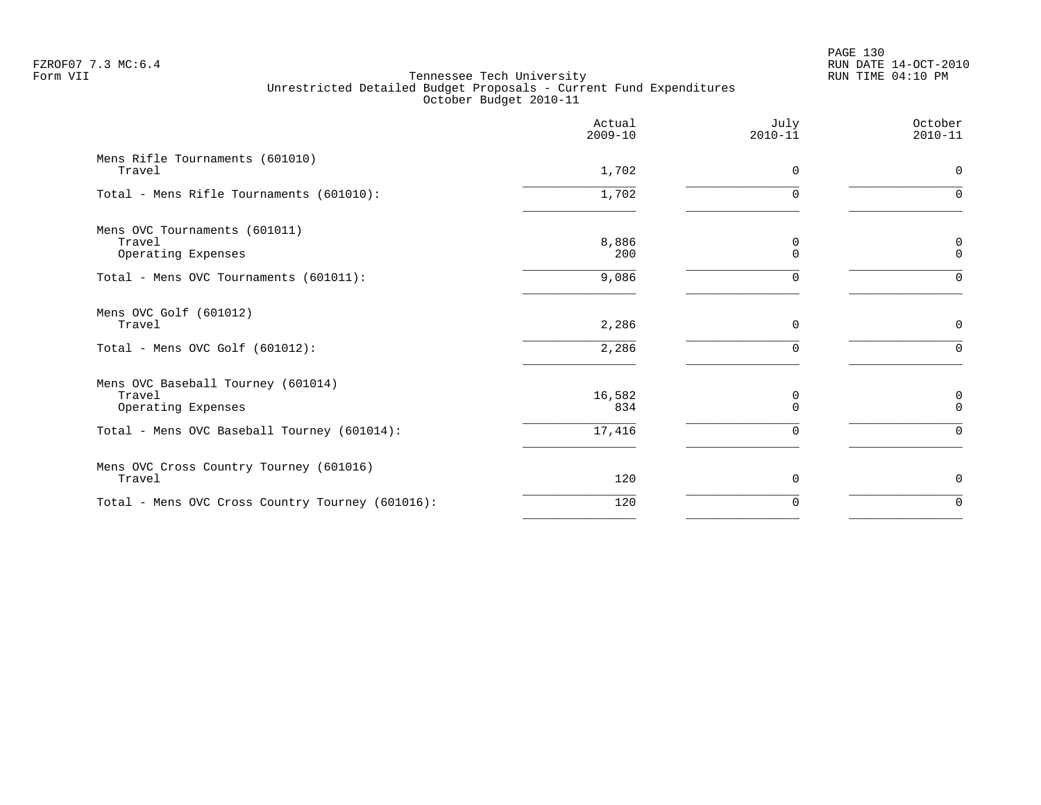FZROF07 7.3 MC:6.4
Form VII

Tennessee Tech University
Unrestricted Detailed Budget Proposals - Current Fund Expenditures
October Budget 2010-11

RUN DATE 14-OCT-2010
RUN TIME 04:10 PM

| | Actual 2009-10 | July 2010-11 | October 2010-11 |
|---|---|---|---|
| **Mens Rifle Tournaments (601010)** | | | |
| Travel | 1,702 | 0 | 0 |
| Total - Mens Rifle Tournaments (601010): | 1,702 | 0 | 0 |
| **Mens OVC Tournaments (601011)** | | | |
| Travel | 8,886 | 0 | 0 |
| Operating Expenses | 200 | 0 | 0 |
| Total - Mens OVC Tournaments (601011): | 9,086 | 0 | 0 |
| **Mens OVC Golf (601012)** | | | |
| Travel | 2,286 | 0 | 0 |
| Total - Mens OVC Golf (601012): | 2,286 | 0 | 0 |
| **Mens OVC Baseball Tourney (601014)** | | | |
| Travel | 16,582 | 0 | 0 |
| Operating Expenses | 834 | 0 | 0 |
| Total - Mens OVC Baseball Tourney (601014): | 17,416 | 0 | 0 |
| **Mens OVC Cross Country Tourney (601016)** | | | |
| Travel | 120 | 0 | 0 |
| Total - Mens OVC Cross Country Tourney (601016): | 120 | 0 | 0 |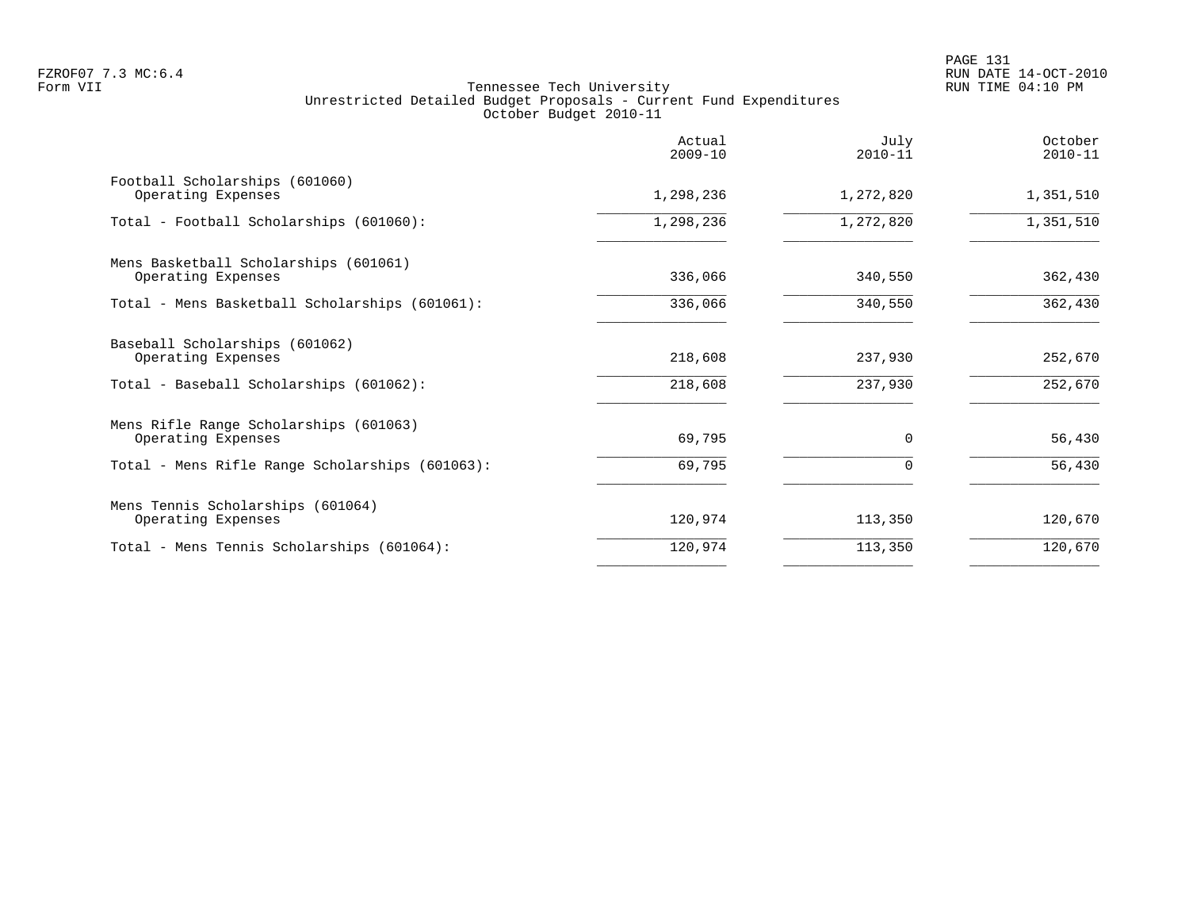Tennessee Tech University
Unrestricted Detailed Budget Proposals - Current Fund Expenditures
October Budget 2010-11

| | Actual 2009-10 | July 2010-11 | October 2010-11 |
|---|---|---|---|
| Football Scholarships (601060) | | | |
| Operating Expenses | 1,298,236 | 1,272,820 | 1,351,510 |
| Total - Football Scholarships (601060): | 1,298,236 | 1,272,820 | 1,351,510 |
| Mens Basketball Scholarships (601061) | | | |
| Operating Expenses | 336,066 | 340,550 | 362,430 |
| Total - Mens Basketball Scholarships (601061): | 336,066 | 340,550 | 362,430 |
| Baseball Scholarships (601062) | | | |
| Operating Expenses | 218,608 | 237,930 | 252,670 |
| Total - Baseball Scholarships (601062): | 218,608 | 237,930 | 252,670 |
| Mens Rifle Range Scholarships (601063) | | | |
| Operating Expenses | 69,795 | 0 | 56,430 |
| Total - Mens Rifle Range Scholarships (601063): | 69,795 | 0 | 56,430 |
| Mens Tennis Scholarships (601064) | | | |
| Operating Expenses | 120,974 | 113,350 | 120,670 |
| Total - Mens Tennis Scholarships (601064): | 120,974 | 113,350 | 120,670 |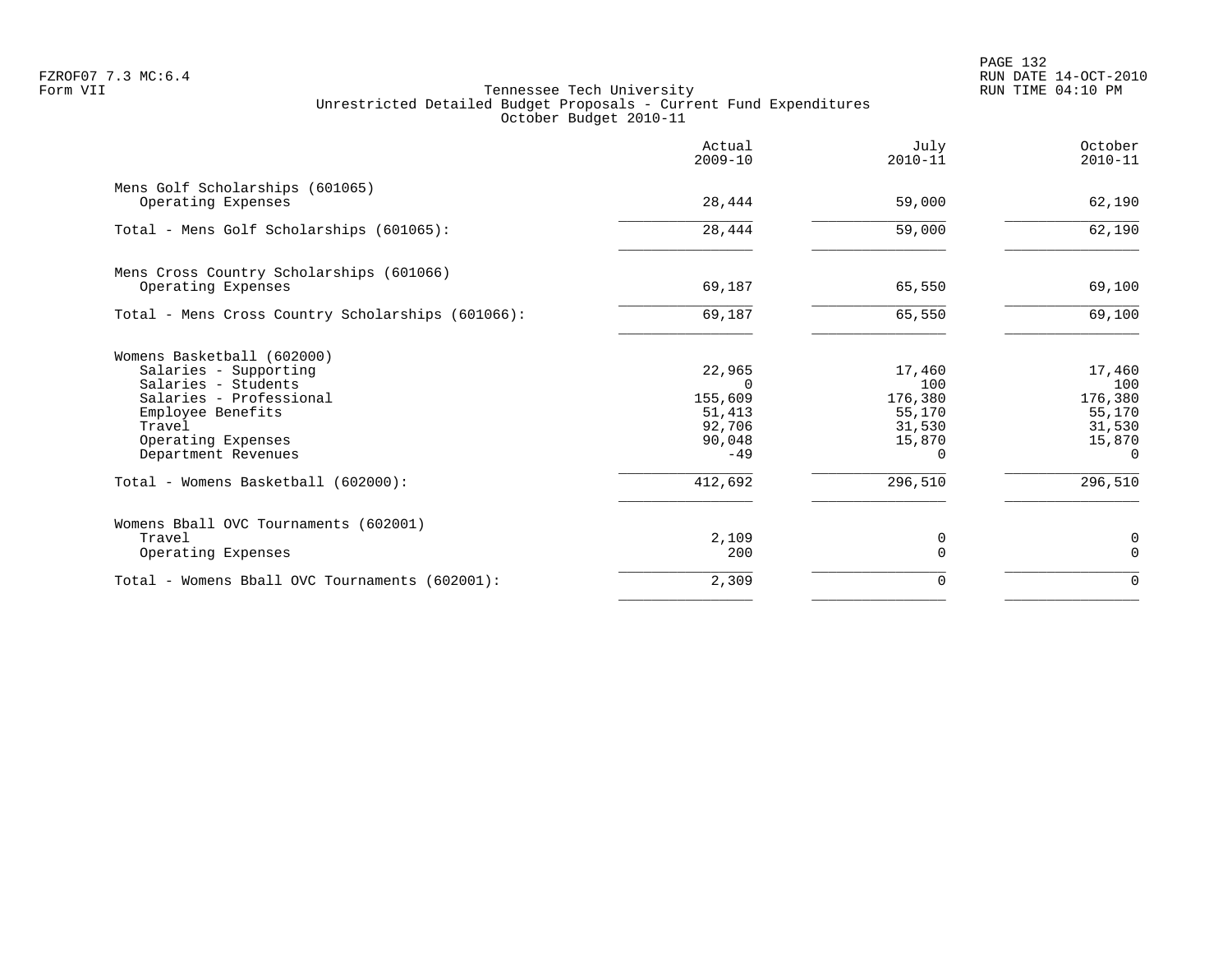Tennessee Tech University
Unrestricted Detailed Budget Proposals - Current Fund Expenditures
October Budget 2010-11

| | Actual 2009-10 | July 2010-11 | October 2010-11 |
|---|---|---|---|
| **Mens Golf Scholarships (601065)** | | | |
| Operating Expenses | 28,444 | 59,000 | 62,190 |
| Total - Mens Golf Scholarships (601065): | 28,444 | 59,000 | 62,190 |
| **Mens Cross Country Scholarships (601066)** | | | |
| Operating Expenses | 69,187 | 65,550 | 69,100 |
| Total - Mens Cross Country Scholarships (601066): | 69,187 | 65,550 | 69,100 |
| **Womens Basketball (602000)** | | | |
| Salaries - Supporting | 22,965 | 17,460 | 17,460 |
| Salaries - Students | 0 | 100 | 100 |
| Salaries - Professional | 155,609 | 176,380 | 176,380 |
| Employee Benefits | 51,413 | 55,170 | 55,170 |
| Travel | 92,706 | 31,530 | 31,530 |
| Operating Expenses | 90,048 | 15,870 | 15,870 |
| Department Revenues | -49 | 0 | 0 |
| Total - Womens Basketball (602000): | 412,692 | 296,510 | 296,510 |
| **Womens Bball OVC Tournaments (602001)** | | | |
| Travel | 2,109 | 0 | 0 |
| Operating Expenses | 200 | 0 | 0 |
| Total - Womens Bball OVC Tournaments (602001): | 2,309 | 0 | 0 |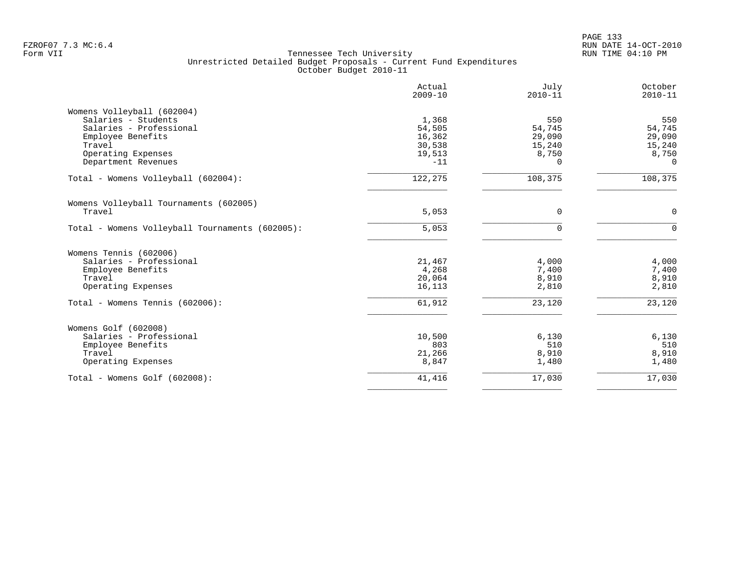Tennessee Tech University
Unrestricted Detailed Budget Proposals - Current Fund Expenditures
October Budget 2010-11

| | Actual 2009-10 | July 2010-11 | October 2010-11 |
|---|---:|---:|---:|
| **Womens Volleyball (602004)** | | | |
| Salaries - Students | 1,368 | 550 | 550 |
| Salaries - Professional | 54,505 | 54,745 | 54,745 |
| Employee Benefits | 16,362 | 29,090 | 29,090 |
| Travel | 30,538 | 15,240 | 15,240 |
| Operating Expenses | 19,513 | 8,750 | 8,750 |
| Department Revenues | -11 | 0 | 0 |
| Total - Womens Volleyball (602004): | 122,275 | 108,375 | 108,375 |
| **Womens Volleyball Tournaments (602005)** | | | |
| Travel | 5,053 | 0 | 0 |
| Total - Womens Volleyball Tournaments (602005): | 5,053 | 0 | 0 |
| **Womens Tennis (602006)** | | | |
| Salaries - Professional | 21,467 | 4,000 | 4,000 |
| Employee Benefits | 4,268 | 7,400 | 7,400 |
| Travel | 20,064 | 8,910 | 8,910 |
| Operating Expenses | 16,113 | 2,810 | 2,810 |
| Total - Womens Tennis (602006): | 61,912 | 23,120 | 23,120 |
| **Womens Golf (602008)** | | | |
| Salaries - Professional | 10,500 | 6,130 | 6,130 |
| Employee Benefits | 803 | 510 | 510 |
| Travel | 21,266 | 8,910 | 8,910 |
| Operating Expenses | 8,847 | 1,480 | 1,480 |
| Total - Womens Golf (602008): | 41,416 | 17,030 | 17,030 |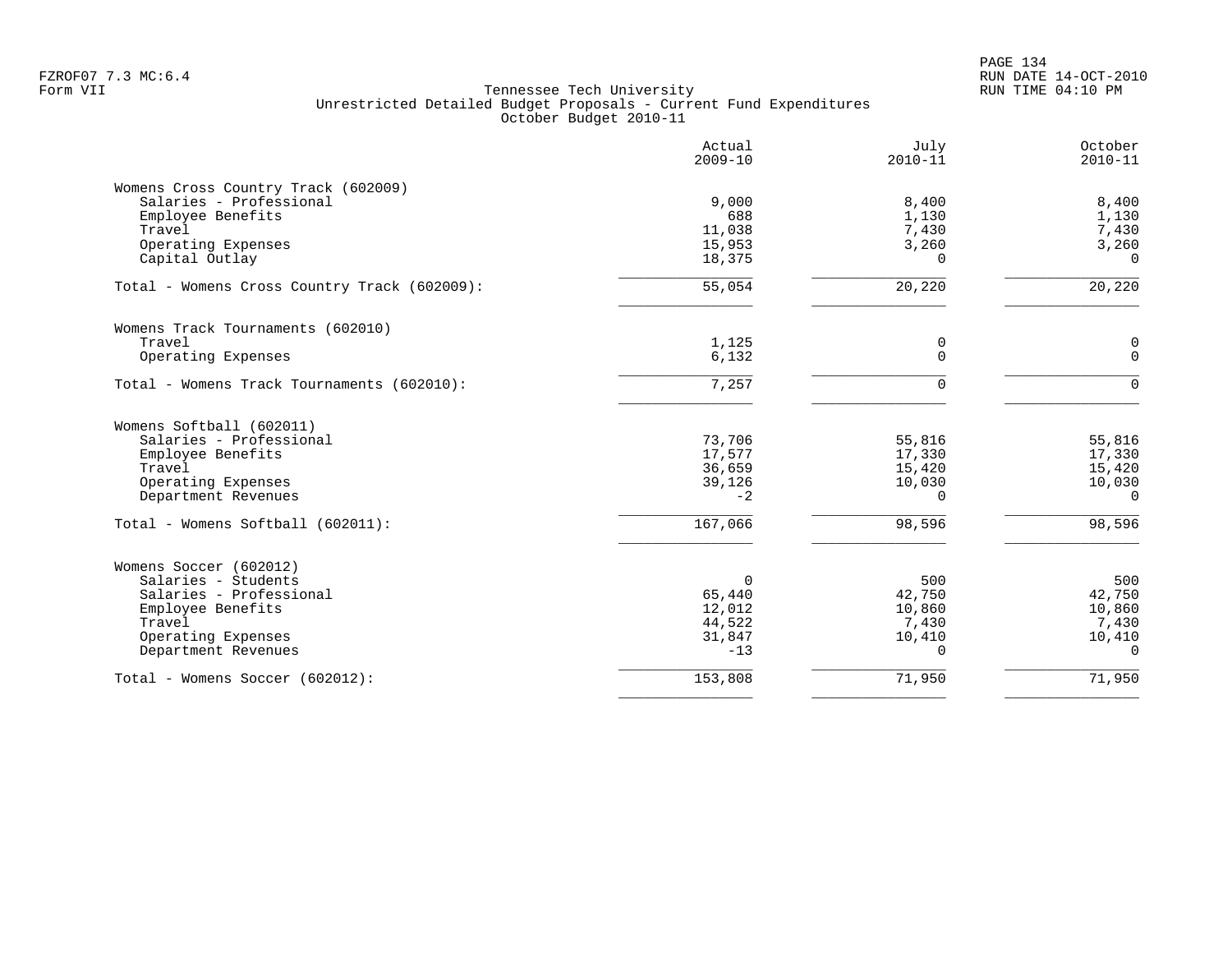Tennessee Tech University
Unrestricted Detailed Budget Proposals - Current Fund Expenditures
October Budget 2010-11

| | Actual 2009-10 | July 2010-11 | October 2010-11 |
|---|---|---|---|
| **Womens Cross Country Track (602009)** | | | |
| Salaries - Professional | 9,000 | 8,400 | 8,400 |
| Employee Benefits | 688 | 1,130 | 1,130 |
| Travel | 11,038 | 7,430 | 7,430 |
| Operating Expenses | 15,953 | 3,260 | 3,260 |
| Capital Outlay | 18,375 | 0 | 0 |
| Total - Womens Cross Country Track (602009): | 55,054 | 20,220 | 20,220 |
| **Womens Track Tournaments (602010)** | | | |
| Travel | 1,125 | 0 | 0 |
| Operating Expenses | 6,132 | 0 | 0 |
| Total - Womens Track Tournaments (602010): | 7,257 | 0 | 0 |
| **Womens Softball (602011)** | | | |
| Salaries - Professional | 73,706 | 55,816 | 55,816 |
| Employee Benefits | 17,577 | 17,330 | 17,330 |
| Travel | 36,659 | 15,420 | 15,420 |
| Operating Expenses | 39,126 | 10,030 | 10,030 |
| Department Revenues | -2 | 0 | 0 |
| Total - Womens Softball (602011): | 167,066 | 98,596 | 98,596 |
| **Womens Soccer (602012)** | | | |
| Salaries - Students | 0 | 500 | 500 |
| Salaries - Professional | 65,440 | 42,750 | 42,750 |
| Employee Benefits | 12,012 | 10,860 | 10,860 |
| Travel | 44,522 | 7,430 | 7,430 |
| Operating Expenses | 31,847 | 10,410 | 10,410 |
| Department Revenues | -13 | 0 | 0 |
| Total - Womens Soccer (602012): | 153,808 | 71,950 | 71,950 |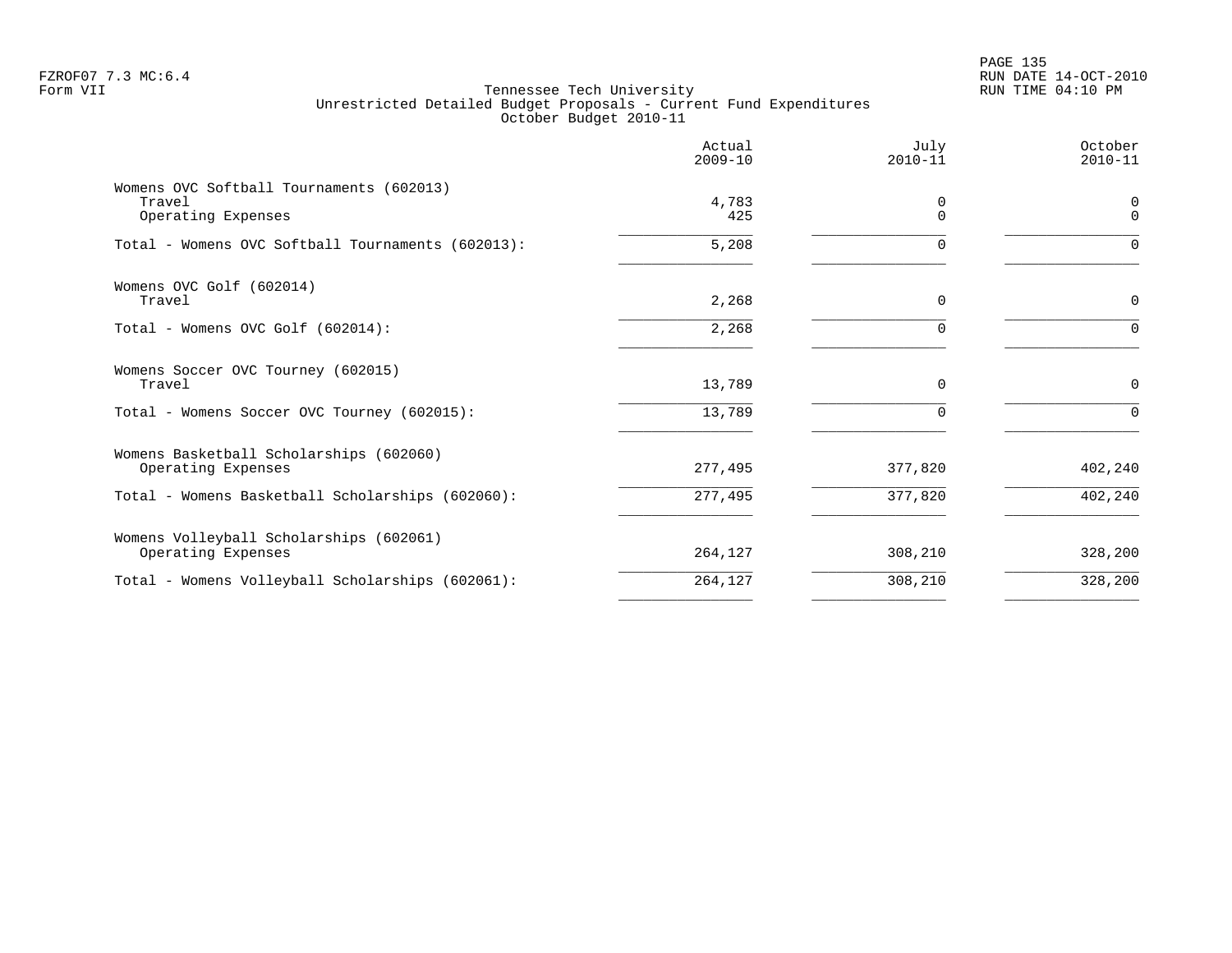FZROF07 7.3 MC:6.4
Form VII

Tennessee Tech University
Unrestricted Detailed Budget Proposals - Current Fund Expenditures
October Budget 2010-11

| | Actual 2009-10 | July 2010-11 | October 2010-11 |
|---|---|---|---|
| **Womens OVC Softball Tournaments (602013)** | | | |
| Travel | 4,783 | 0 | 0 |
| Operating Expenses | 425 | 0 | 0 |
| Total - Womens OVC Softball Tournaments (602013): | 5,208 | 0 | 0 |
| **Womens OVC Golf (602014)** | | | |
| Travel | 2,268 | 0 | 0 |
| Total - Womens OVC Golf (602014): | 2,268 | 0 | 0 |
| **Womens Soccer OVC Tourney (602015)** | | | |
| Travel | 13,789 | 0 | 0 |
| Total - Womens Soccer OVC Tourney (602015): | 13,789 | 0 | 0 |
| **Womens Basketball Scholarships (602060)** | | | |
| Operating Expenses | 277,495 | 377,820 | 402,240 |
| Total - Womens Basketball Scholarships (602060): | 277,495 | 377,820 | 402,240 |
| **Womens Volleyball Scholarships (602061)** | | | |
| Operating Expenses | 264,127 | 308,210 | 328,200 |
| Total - Womens Volleyball Scholarships (602061): | 264,127 | 308,210 | 328,200 |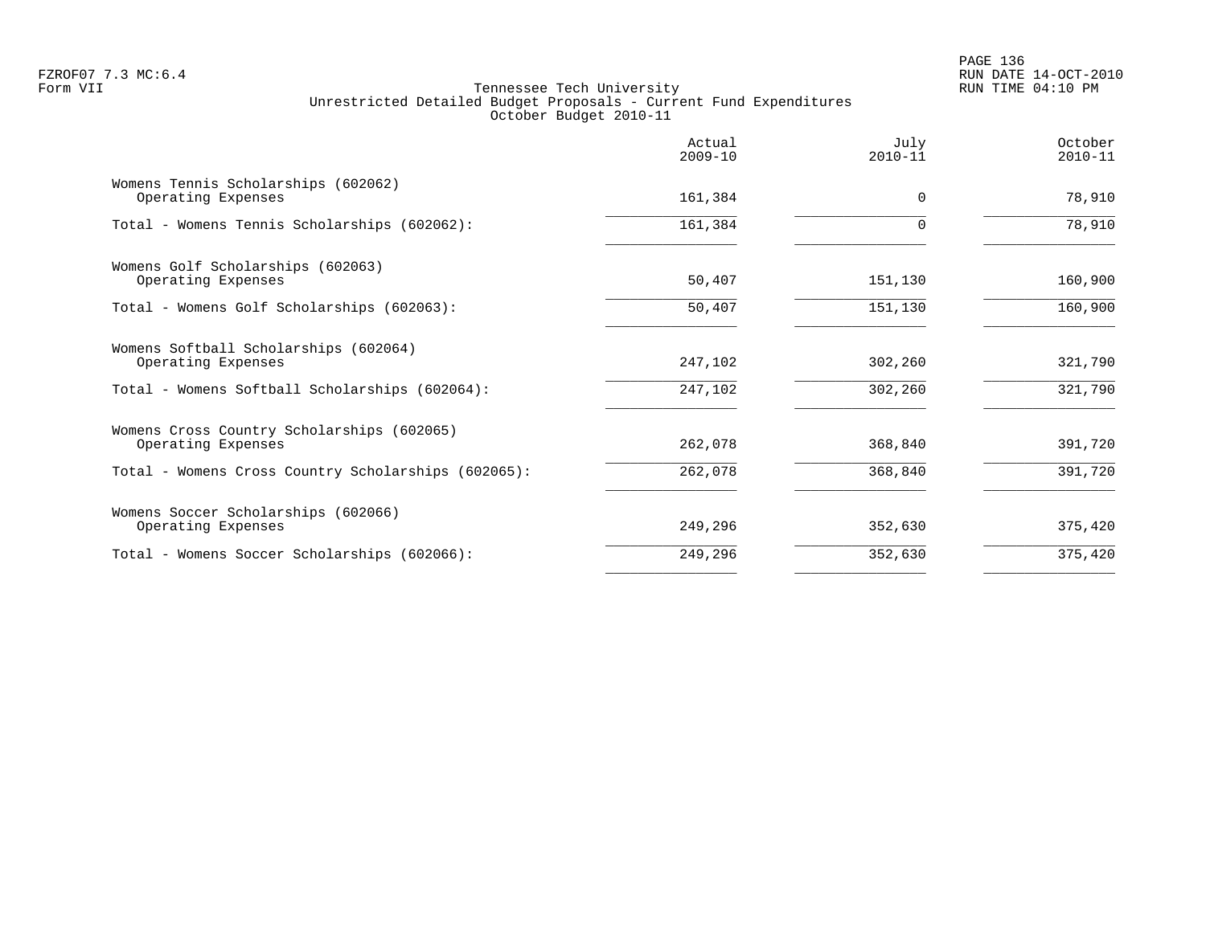Tennessee Tech University
Unrestricted Detailed Budget Proposals - Current Fund Expenditures
October Budget 2010-11

| | Actual 2009-10 | July 2010-11 | October 2010-11 |
|---|---|---|---|
| Womens Tennis Scholarships (602062) | | | |
| Operating Expenses | 161,384 | 0 | 78,910 |
| Total - Womens Tennis Scholarships (602062): | 161,384 | 0 | 78,910 |
| Womens Golf Scholarships (602063) | | | |
| Operating Expenses | 50,407 | 151,130 | 160,900 |
| Total - Womens Golf Scholarships (602063): | 50,407 | 151,130 | 160,900 |
| Womens Softball Scholarships (602064) | | | |
| Operating Expenses | 247,102 | 302,260 | 321,790 |
| Total - Womens Softball Scholarships (602064): | 247,102 | 302,260 | 321,790 |
| Womens Cross Country Scholarships (602065) | | | |
| Operating Expenses | 262,078 | 368,840 | 391,720 |
| Total - Womens Cross Country Scholarships (602065): | 262,078 | 368,840 | 391,720 |
| Womens Soccer Scholarships (602066) | | | |
| Operating Expenses | 249,296 | 352,630 | 375,420 |
| Total - Womens Soccer Scholarships (602066): | 249,296 | 352,630 | 375,420 |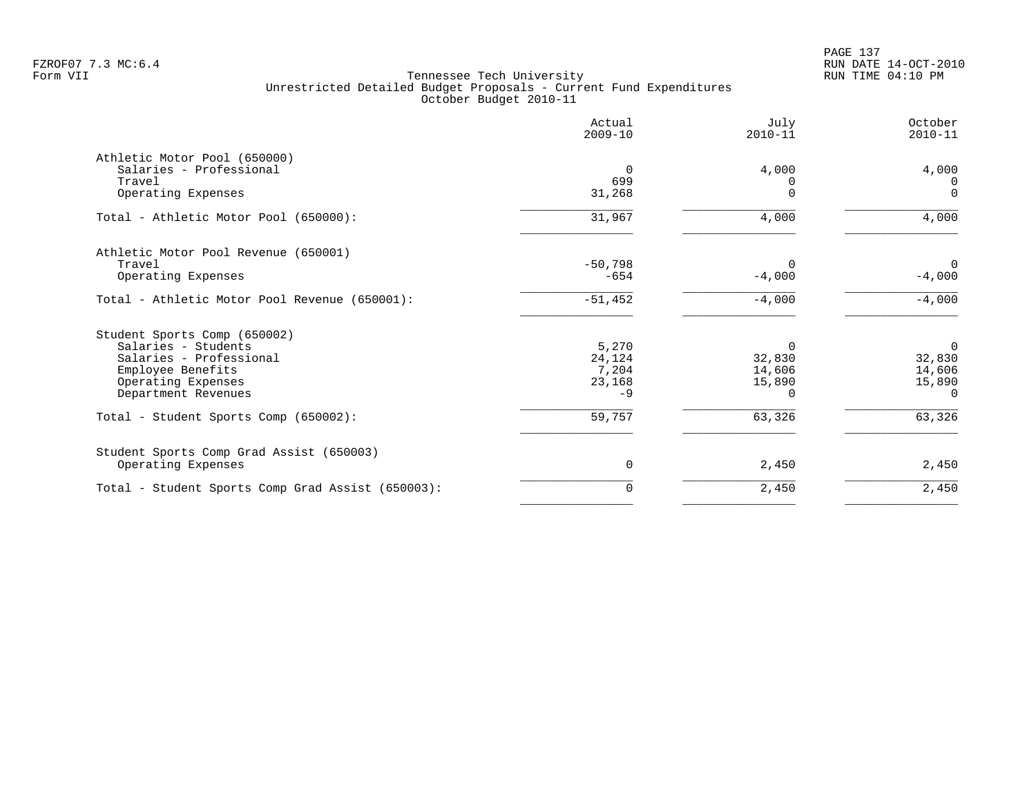Tennessee Tech University
Unrestricted Detailed Budget Proposals - Current Fund Expenditures
October Budget 2010-11

Form VII

| | Actual 2009-10 | July 2010-11 | October 2010-11 |
|---|---|---|---|
| **Athletic Motor Pool (650000)** | | | |
| Salaries - Professional | 0 | 4,000 | 4,000 |
| Travel | 699 | 0 | 0 |
| Operating Expenses | 31,268 | 0 | 0 |
| Total - Athletic Motor Pool (650000): | 31,967 | 4,000 | 4,000 |
| **Athletic Motor Pool Revenue (650001)** | | | |
| Travel | -50,798 | 0 | 0 |
| Operating Expenses | -654 | -4,000 | -4,000 |
| Total - Athletic Motor Pool Revenue (650001): | -51,452 | -4,000 | -4,000 |
| **Student Sports Comp (650002)** | | | |
| Salaries - Students | 5,270 | 0 | 0 |
| Salaries - Professional | 24,124 | 32,830 | 32,830 |
| Employee Benefits | 7,204 | 14,606 | 14,606 |
| Operating Expenses | 23,168 | 15,890 | 15,890 |
| Department Revenues | -9 | 0 | 0 |
| Total - Student Sports Comp (650002): | 59,757 | 63,326 | 63,326 |
| **Student Sports Comp Grad Assist (650003)** | | | |
| Operating Expenses | 0 | 2,450 | 2,450 |
| Total - Student Sports Comp Grad Assist (650003): | 0 | 2,450 | 2,450 |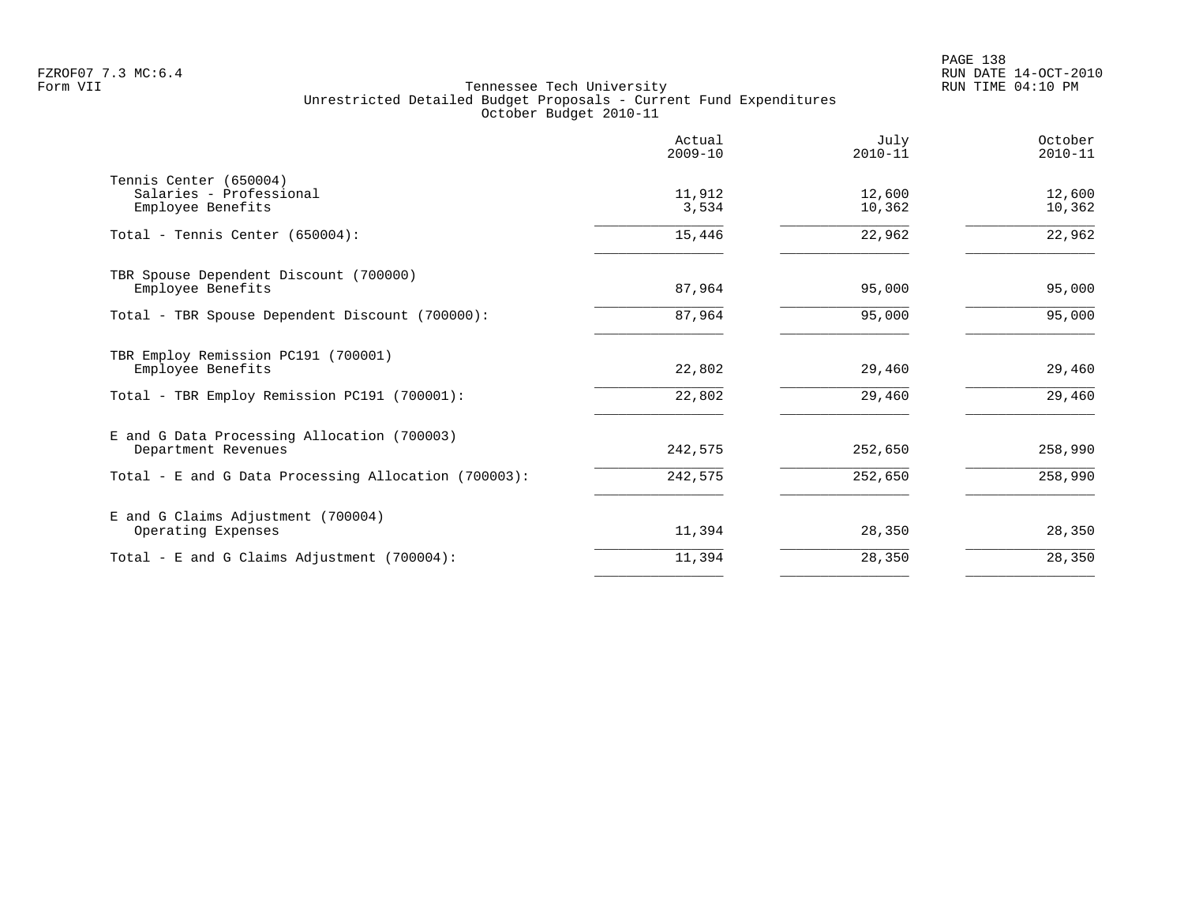Tennessee Tech University
Unrestricted Detailed Budget Proposals - Current Fund Expenditures
October Budget 2010-11

| | Actual 2009-10 | July 2010-11 | October 2010-11 |
|---|---|---|---|
| **Tennis Center (650004)** | | | |
| Salaries - Professional | 11,912 | 12,600 | 12,600 |
| Employee Benefits | 3,534 | 10,362 | 10,362 |
| Total - Tennis Center (650004): | 15,446 | 22,962 | 22,962 |
| **TBR Spouse Dependent Discount (700000)** | | | |
| Employee Benefits | 87,964 | 95,000 | 95,000 |
| Total - TBR Spouse Dependent Discount (700000): | 87,964 | 95,000 | 95,000 |
| **TBR Employ Remission PC191 (700001)** | | | |
| Employee Benefits | 22,802 | 29,460 | 29,460 |
| Total - TBR Employ Remission PC191 (700001): | 22,802 | 29,460 | 29,460 |
| **E and G Data Processing Allocation (700003)** | | | |
| Department Revenues | 242,575 | 252,650 | 258,990 |
| Total - E and G Data Processing Allocation (700003): | 242,575 | 252,650 | 258,990 |
| **E and G Claims Adjustment (700004)** | | | |
| Operating Expenses | 11,394 | 28,350 | 28,350 |
| Total - E and G Claims Adjustment (700004): | 11,394 | 28,350 | 28,350 |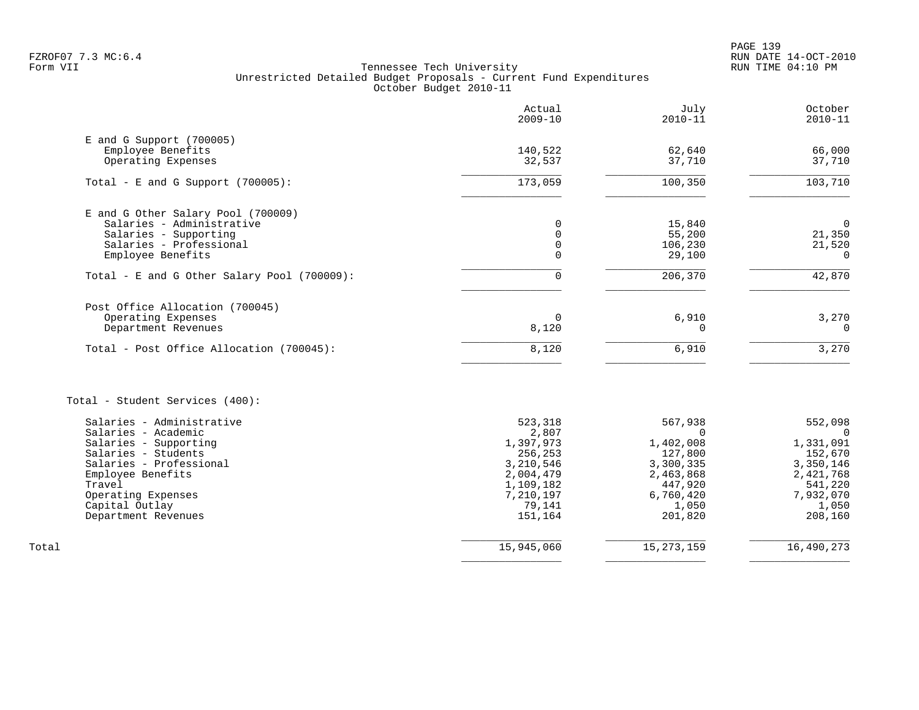FZROF07 7.3 MC:6.4
Form VII

# Tennessee Tech University
## Unrestricted Detailed Budget Proposals - Current Fund Expenditures
### October Budget 2010-11

| | Actual 2009-10 | July 2010-11 | October 2010-11 |
|---|---|---|---|
| **E and G Support (700005)** | | | |
| Employee Benefits | 140,522 | 62,640 | 66,000 |
| Operating Expenses | 32,537 | 37,710 | 37,710 |
| Total - E and G Support (700005): | 173,059 | 100,350 | 103,710 |
| **E and G Other Salary Pool (700009)** | | | |
| Salaries - Administrative | 0 | 15,840 | 0 |
| Salaries - Supporting | 0 | 55,200 | 21,350 |
| Salaries - Professional | 0 | 106,230 | 21,520 |
| Employee Benefits | 0 | 29,100 | 0 |
| Total - E and G Other Salary Pool (700009): | 0 | 206,370 | 42,870 |
| **Post Office Allocation (700045)** | | | |
| Operating Expenses | 0 | 6,910 | 3,270 |
| Department Revenues | 8,120 | 0 | 0 |
| Total - Post Office Allocation (700045): | 8,120 | 6,910 | 3,270 |
| **Total - Student Services (400):** | | | |
| Salaries - Administrative | 523,318 | 567,938 | 552,098 |
| Salaries - Academic | 2,807 | 0 | 0 |
| Salaries - Supporting | 1,397,973 | 1,402,008 | 1,331,091 |
| Salaries - Students | 256,253 | 127,800 | 152,670 |
| Salaries - Professional | 3,210,546 | 3,300,335 | 3,350,146 |
| Employee Benefits | 2,004,479 | 2,463,868 | 2,421,768 |
| Travel | 1,109,182 | 447,920 | 541,220 |
| Operating Expenses | 7,210,197 | 6,760,420 | 7,932,070 |
| Capital Outlay | 79,141 | 1,050 | 1,050 |
| Department Revenues | 151,164 | 201,820 | 208,160 |
| **Total** | 15,945,060 | 15,273,159 | 16,490,273 |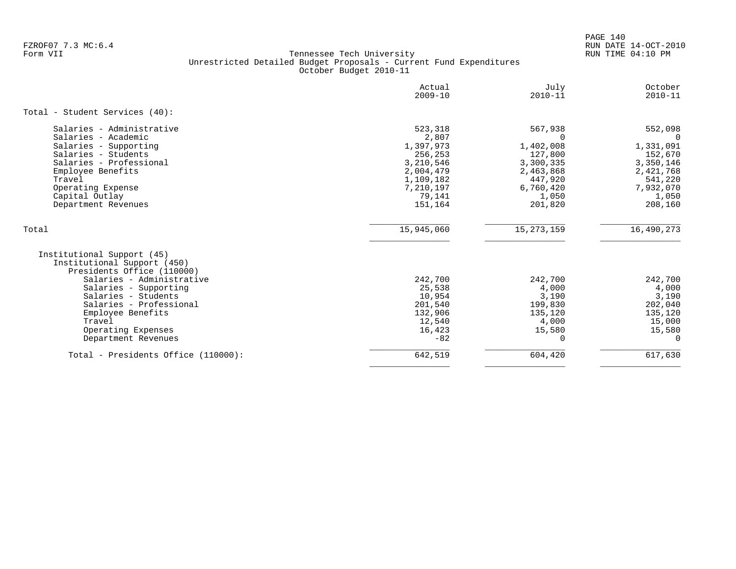Tennessee Tech University
Unrestricted Detailed Budget Proposals - Current Fund Expenditures
October Budget 2010-11

| | Actual 2009-10 | July 2010-11 | October 2010-11 |
|---|---|---|---|
| **Total - Student Services (40):** | | | |
| Salaries - Administrative | 523,318 | 567,938 | 552,098 |
| Salaries - Academic | 2,807 | 0 | 0 |
| Salaries - Supporting | 1,397,973 | 1,402,008 | 1,331,091 |
| Salaries - Students | 256,253 | 127,800 | 152,670 |
| Salaries - Professional | 3,210,546 | 3,300,335 | 3,350,146 |
| Employee Benefits | 2,004,479 | 2,463,868 | 2,421,768 |
| Travel | 1,109,182 | 447,920 | 541,220 |
| Operating Expense | 7,210,197 | 6,760,420 | 7,932,070 |
| Capital Outlay | 79,141 | 1,050 | 1,050 |
| Department Revenues | 151,164 | 201,820 | 208,160 |
| Total | 15,945,060 | 15,273,159 | 16,490,273 |
| Institutional Support (45) | | | |
| Institutional Support (450) | | | |
| Presidents Office (110000) | | | |
| Salaries - Administrative | 242,700 | 242,700 | 242,700 |
| Salaries - Supporting | 25,538 | 4,000 | 4,000 |
| Salaries - Students | 10,954 | 3,190 | 3,190 |
| Salaries - Professional | 201,540 | 199,830 | 202,040 |
| Employee Benefits | 132,906 | 135,120 | 135,120 |
| Travel | 12,540 | 4,000 | 15,000 |
| Operating Expenses | 16,423 | 15,580 | 15,580 |
| Department Revenues | -82 | 0 | 0 |
| Total - Presidents Office (110000): | 642,519 | 604,420 | 617,630 |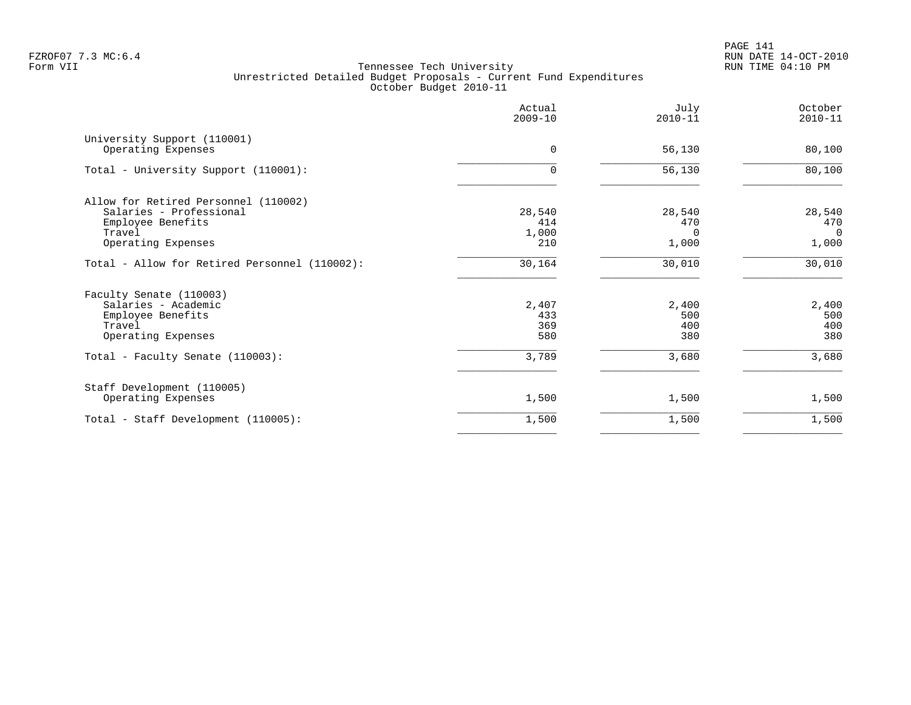FZROF07 7.3 MC:6.4
Form VII

# Tennessee Tech University
## Unrestricted Detailed Budget Proposals - Current Fund Expenditures
### October Budget 2010-11

| | Actual 2009-10 | July 2010-11 | October 2010-11 |
|---|---|---|---|
| **University Support (110001)** | | | |
| Operating Expenses | 0 | 56,130 | 80,100 |
| Total - University Support (110001): | 0 | 56,130 | 80,100 |
| **Allow for Retired Personnel (110002)** | | | |
| Salaries - Professional | 28,540 | 28,540 | 28,540 |
| Employee Benefits | 414 | 470 | 470 |
| Travel | 1,000 | 0 | 0 |
| Operating Expenses | 210 | 1,000 | 1,000 |
| Total - Allow for Retired Personnel (110002): | 30,164 | 30,010 | 30,010 |
| **Faculty Senate (110003)** | | | |
| Salaries - Academic | 2,407 | 2,400 | 2,400 |
| Employee Benefits | 433 | 500 | 500 |
| Travel | 369 | 400 | 400 |
| Operating Expenses | 580 | 380 | 380 |
| Total - Faculty Senate (110003): | 3,789 | 3,680 | 3,680 |
| **Staff Development (110005)** | | | |
| Operating Expenses | 1,500 | 1,500 | 1,500 |
| Total - Staff Development (110005): | 1,500 | 1,500 | 1,500 |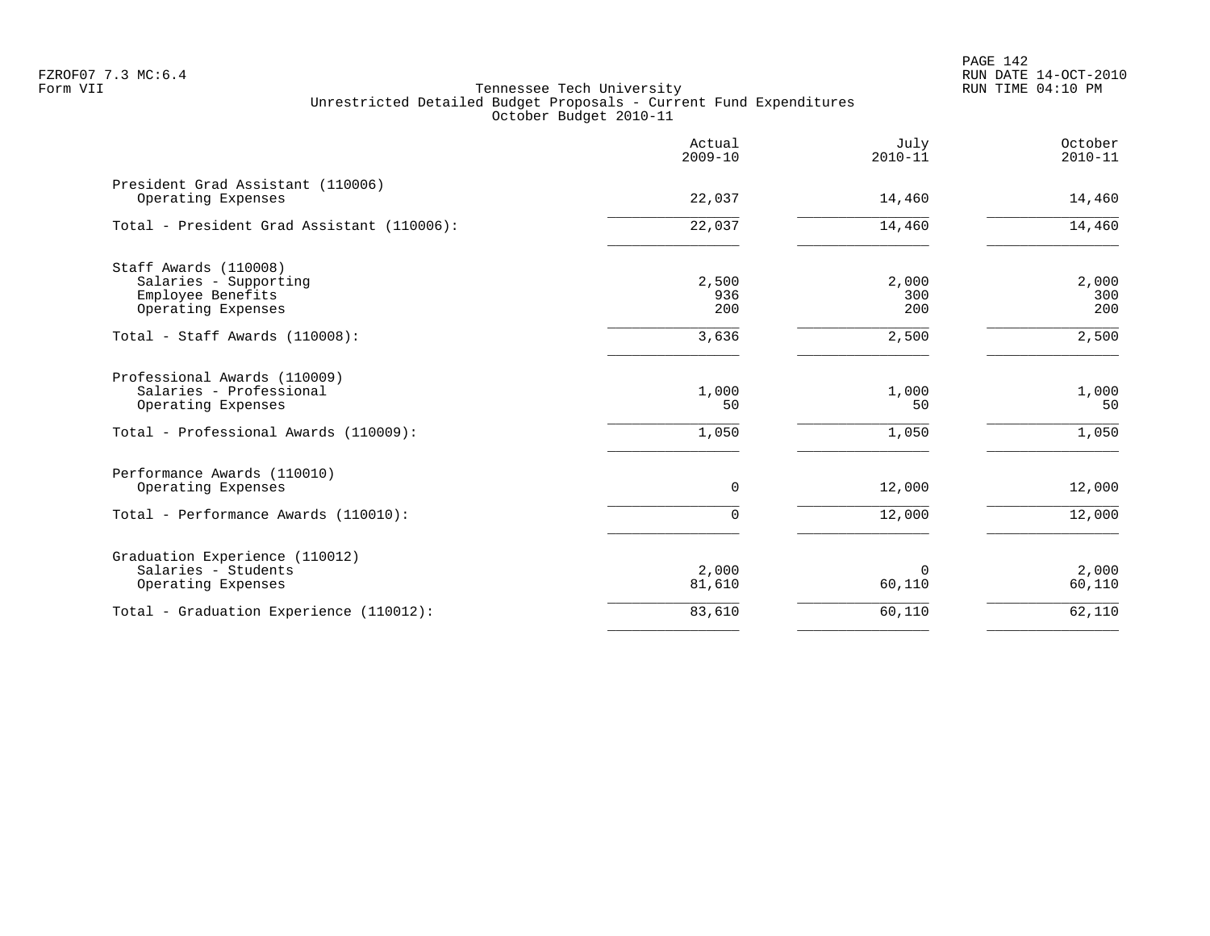Tennessee Tech University
Unrestricted Detailed Budget Proposals - Current Fund Expenditures
October Budget 2010-11

| | Actual 2009-10 | July 2010-11 | October 2010-11 |
|---|---|---|---|
| **President Grad Assistant (110006)** | | | |
| Operating Expenses | 22,037 | 14,460 | 14,460 |
| Total - President Grad Assistant (110006): | 22,037 | 14,460 | 14,460 |
| **Staff Awards (110008)** | | | |
| Salaries - Supporting | 2,500 | 2,000 | 2,000 |
| Employee Benefits | 936 | 300 | 300 |
| Operating Expenses | 200 | 200 | 200 |
| Total - Staff Awards (110008): | 3,636 | 2,500 | 2,500 |
| **Professional Awards (110009)** | | | |
| Salaries - Professional | 1,000 | 1,000 | 1,000 |
| Operating Expenses | 50 | 50 | 50 |
| Total - Professional Awards (110009): | 1,050 | 1,050 | 1,050 |
| **Performance Awards (110010)** | | | |
| Operating Expenses | 0 | 12,000 | 12,000 |
| Total - Performance Awards (110010): | 0 | 12,000 | 12,000 |
| **Graduation Experience (110012)** | | | |
| Salaries - Students | 2,000 | 0 | 2,000 |
| Operating Expenses | 81,610 | 60,110 | 60,110 |
| Total - Graduation Experience (110012): | 83,610 | 60,110 | 62,110 |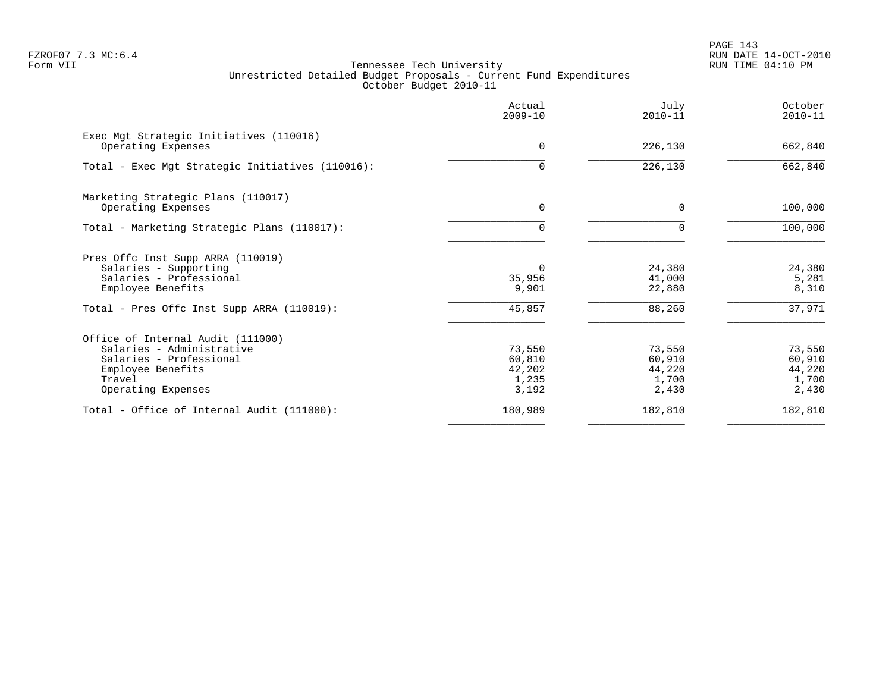Tennessee Tech University
Unrestricted Detailed Budget Proposals - Current Fund Expenditures
October Budget 2010-11

| | Actual 2009-10 | July 2010-11 | October 2010-11 |
|---|---|---|---|
| **Exec Mgt Strategic Initiatives (110016)** | | | |
| Operating Expenses | 0 | 226,130 | 662,840 |
| Total - Exec Mgt Strategic Initiatives (110016): | 0 | 226,130 | 662,840 |
| **Marketing Strategic Plans (110017)** | | | |
| Operating Expenses | 0 | 0 | 100,000 |
| Total - Marketing Strategic Plans (110017): | 0 | 0 | 100,000 |
| **Pres Offc Inst Supp ARRA (110019)** | | | |
| Salaries - Supporting | 0 | 24,380 | 24,380 |
| Salaries - Professional | 35,956 | 41,000 | 5,281 |
| Employee Benefits | 9,901 | 22,880 | 8,310 |
| Total - Pres Offc Inst Supp ARRA (110019): | 45,857 | 88,260 | 37,971 |
| **Office of Internal Audit (111000)** | | | |
| Salaries - Administrative | 73,550 | 73,550 | 73,550 |
| Salaries - Professional | 60,810 | 60,910 | 60,910 |
| Employee Benefits | 42,202 | 44,220 | 44,220 |
| Travel | 1,235 | 1,700 | 1,700 |
| Operating Expenses | 3,192 | 2,430 | 2,430 |
| Total - Office of Internal Audit (111000): | 180,989 | 182,810 | 182,810 |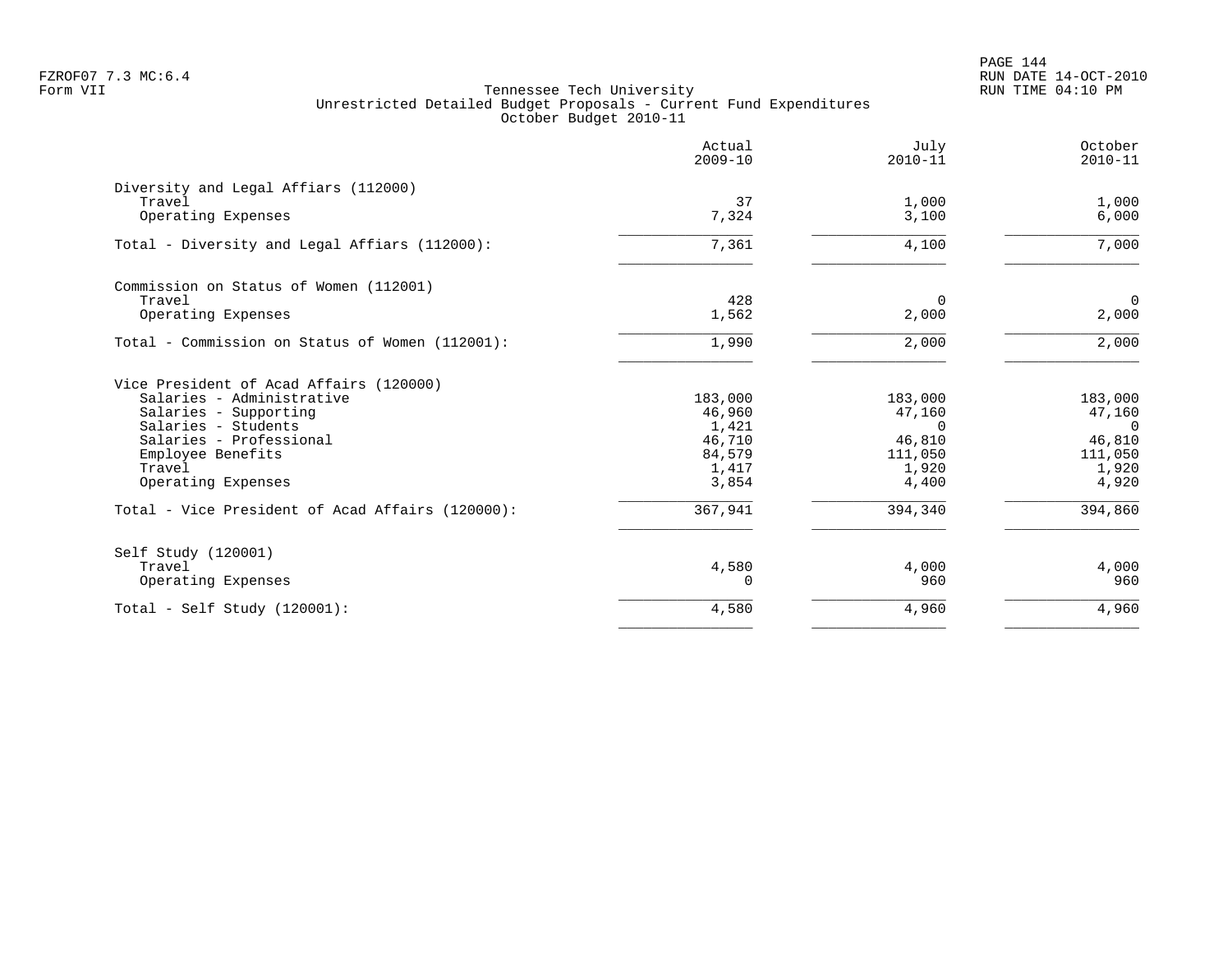FZROF07 7.3 MC:6.4
Form VII

Tennessee Tech University
Unrestricted Detailed Budget Proposals - Current Fund Expenditures
October Budget 2010-11

| | Actual 2009-10 | July 2010-11 | October 2010-11 |
|---|---:|---:|---:|
| **Diversity and Legal Affiars (112000)** | | | |
| Travel | 37 | 1,000 | 1,000 |
| Operating Expenses | 7,324 | 3,100 | 6,000 |
| Total - Diversity and Legal Affiars (112000): | 7,361 | 4,100 | 7,000 |
| **Commission on Status of Women (112001)** | | | |
| Travel | 428 | 0 | 0 |
| Operating Expenses | 1,562 | 2,000 | 2,000 |
| Total - Commission on Status of Women (112001): | 1,990 | 2,000 | 2,000 |
| **Vice President of Acad Affairs (120000)** | | | |
| Salaries - Administrative | 183,000 | 183,000 | 183,000 |
| Salaries - Supporting | 46,960 | 47,160 | 47,160 |
| Salaries - Students | 1,421 | 0 | 0 |
| Salaries - Professional | 46,710 | 46,810 | 46,810 |
| Employee Benefits | 84,579 | 111,050 | 111,050 |
| Travel | 1,417 | 1,920 | 1,920 |
| Operating Expenses | 3,854 | 4,400 | 4,920 |
| Total - Vice President of Acad Affairs (120000): | 367,941 | 394,340 | 394,860 |
| **Self Study (120001)** | | | |
| Travel | 4,580 | 4,000 | 4,000 |
| Operating Expenses | 0 | 960 | 960 |
| Total - Self Study (120001): | 4,580 | 4,960 | 4,960 |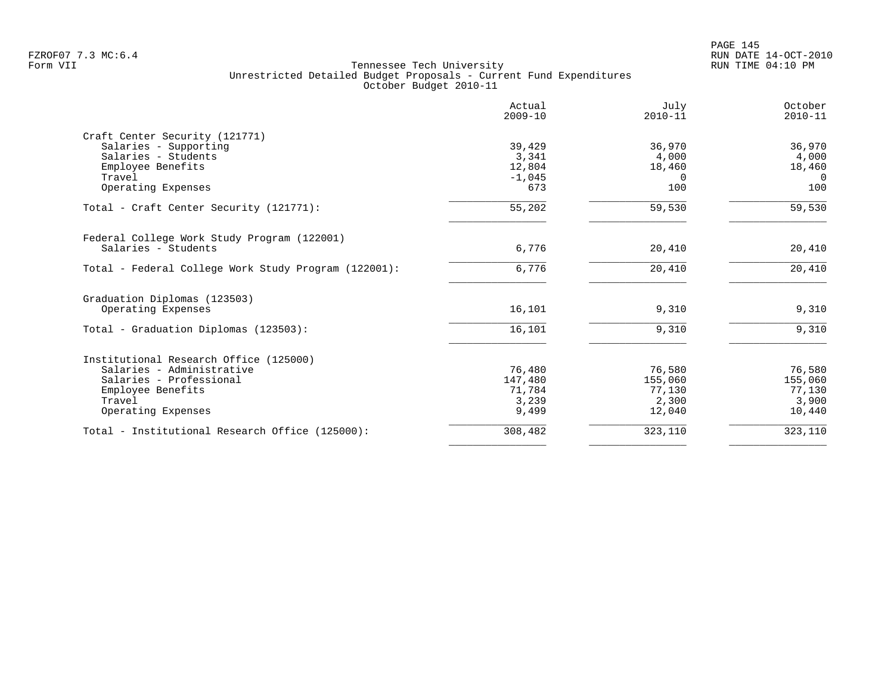Tennessee Tech University
Unrestricted Detailed Budget Proposals - Current Fund Expenditures
October Budget 2010-11

| | Actual 2009-10 | July 2010-11 | October 2010-11 |
|---|---|---|---|
| **Craft Center Security (121771)** | | | |
| Salaries - Supporting | 39,429 | 36,970 | 36,970 |
| Salaries - Students | 3,341 | 4,000 | 4,000 |
| Employee Benefits | 12,804 | 18,460 | 18,460 |
| Travel | -1,045 | 0 | 0 |
| Operating Expenses | 673 | 100 | 100 |
| Total - Craft Center Security (121771): | 55,202 | 59,530 | 59,530 |
| **Federal College Work Study Program (122001)** | | | |
| Salaries - Students | 6,776 | 20,410 | 20,410 |
| Total - Federal College Work Study Program (122001): | 6,776 | 20,410 | 20,410 |
| **Graduation Diplomas (123503)** | | | |
| Operating Expenses | 16,101 | 9,310 | 9,310 |
| Total - Graduation Diplomas (123503): | 16,101 | 9,310 | 9,310 |
| **Institutional Research Office (125000)** | | | |
| Salaries - Administrative | 76,480 | 76,580 | 76,580 |
| Salaries - Professional | 147,480 | 155,060 | 155,060 |
| Employee Benefits | 71,784 | 77,130 | 77,130 |
| Travel | 3,239 | 2,300 | 3,900 |
| Operating Expenses | 9,499 | 12,040 | 10,440 |
| Total - Institutional Research Office (125000): | 308,482 | 323,110 | 323,110 |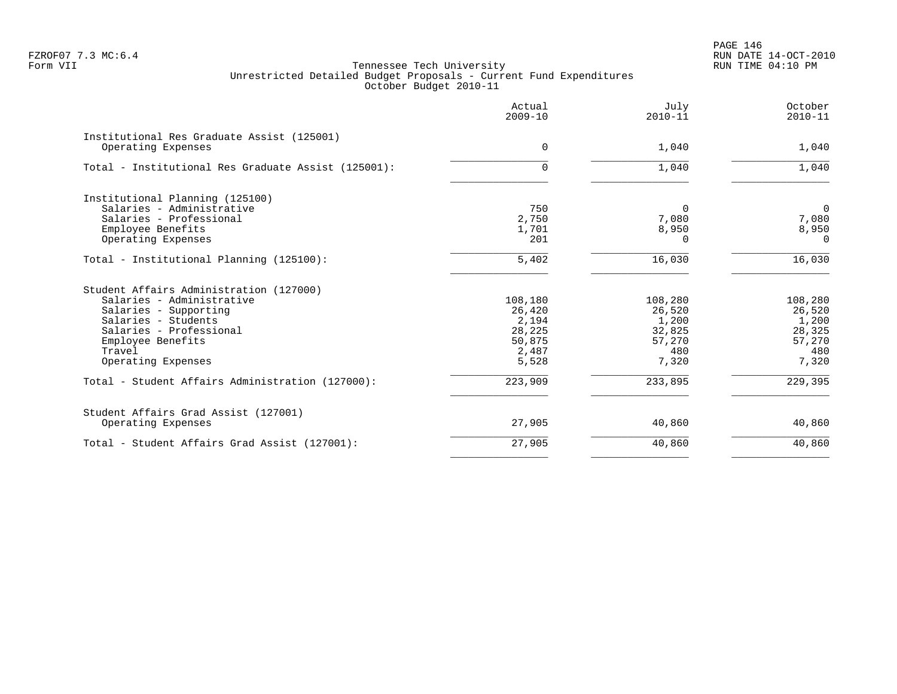Tennessee Tech University
Unrestricted Detailed Budget Proposals - Current Fund Expenditures
October Budget 2010-11

| | Actual 2009-10 | July 2010-11 | October 2010-11 |
|---|---|---|---|
| **Institutional Res Graduate Assist (125001)** | | | |
| Operating Expenses | 0 | 1,040 | 1,040 |
| Total - Institutional Res Graduate Assist (125001): | 0 | 1,040 | 1,040 |
| **Institutional Planning (125100)** | | | |
| Salaries - Administrative | 750 | 0 | 0 |
| Salaries - Professional | 2,750 | 7,080 | 7,080 |
| Employee Benefits | 1,701 | 8,950 | 8,950 |
| Operating Expenses | 201 | 0 | 0 |
| Total - Institutional Planning (125100): | 5,402 | 16,030 | 16,030 |
| **Student Affairs Administration (127000)** | | | |
| Salaries - Administrative | 108,180 | 108,280 | 108,280 |
| Salaries - Supporting | 26,420 | 26,520 | 26,520 |
| Salaries - Students | 2,194 | 1,200 | 1,200 |
| Salaries - Professional | 28,225 | 32,825 | 28,325 |
| Employee Benefits | 50,875 | 57,270 | 57,270 |
| Travel | 2,487 | 480 | 480 |
| Operating Expenses | 5,528 | 7,320 | 7,320 |
| Total - Student Affairs Administration (127000): | 223,909 | 233,895 | 229,395 |
| **Student Affairs Grad Assist (127001)** | | | |
| Operating Expenses | 27,905 | 40,860 | 40,860 |
| Total - Student Affairs Grad Assist (127001): | 27,905 | 40,860 | 40,860 |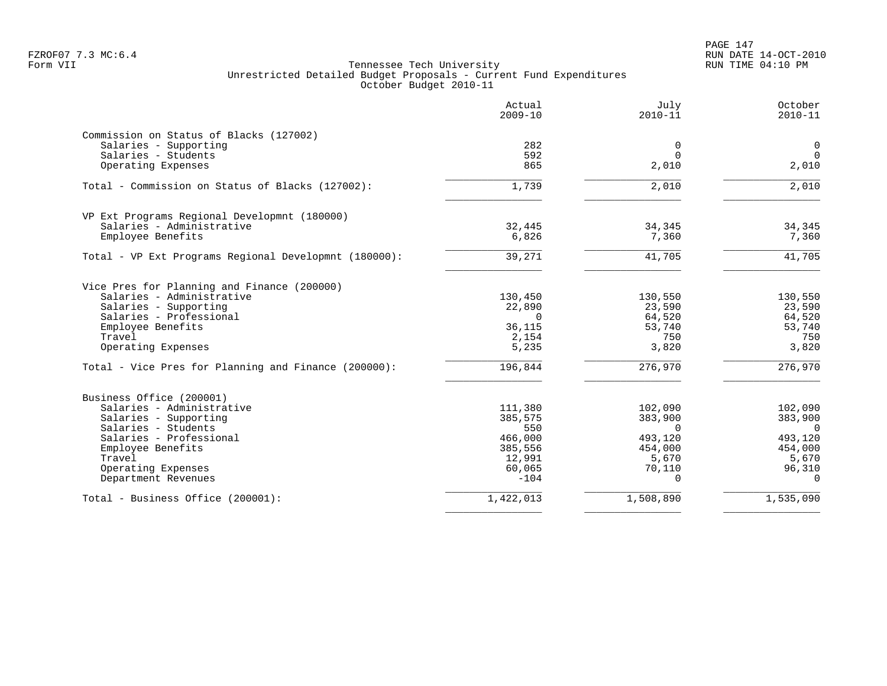FZROF07 7.3 MC:6.4
Form VII

Tennessee Tech University
Unrestricted Detailed Budget Proposals - Current Fund Expenditures
October Budget 2010-11

RUN DATE 14-OCT-2010
RUN TIME 04:10 PM

| | Actual 2009-10 | July 2010-11 | October 2010-11 |
|---|---:|---:|---:|
| **Commission on Status of Blacks (127002)** | | | |
| Salaries - Supporting | 282 | 0 | 0 |
| Salaries - Students | 592 | 0 | 0 |
| Operating Expenses | 865 | 2,010 | 2,010 |
| Total - Commission on Status of Blacks (127002): | 1,739 | 2,010 | 2,010 |
| **VP Ext Programs Regional Developmnt (180000)** | | | |
| Salaries - Administrative | 32,445 | 34,345 | 34,345 |
| Employee Benefits | 6,826 | 7,360 | 7,360 |
| Total - VP Ext Programs Regional Developmnt (180000): | 39,271 | 41,705 | 41,705 |
| **Vice Pres for Planning and Finance (200000)** | | | |
| Salaries - Administrative | 130,450 | 130,550 | 130,550 |
| Salaries - Supporting | 22,890 | 23,590 | 23,590 |
| Salaries - Professional | 0 | 64,520 | 64,520 |
| Employee Benefits | 36,115 | 53,740 | 53,740 |
| Travel | 2,154 | 750 | 750 |
| Operating Expenses | 5,235 | 3,820 | 3,820 |
| Total - Vice Pres for Planning and Finance (200000): | 196,844 | 276,970 | 276,970 |
| **Business Office (200001)** | | | |
| Salaries - Administrative | 111,380 | 102,090 | 102,090 |
| Salaries - Supporting | 385,575 | 383,900 | 383,900 |
| Salaries - Students | 550 | 0 | 0 |
| Salaries - Professional | 466,000 | 493,120 | 493,120 |
| Employee Benefits | 385,556 | 454,000 | 454,000 |
| Travel | 12,991 | 5,670 | 5,670 |
| Operating Expenses | 60,065 | 70,110 | 96,310 |
| Department Revenues | -104 | 0 | 0 |
| Total - Business Office (200001): | 1,422,013 | 1,508,890 | 1,535,090 |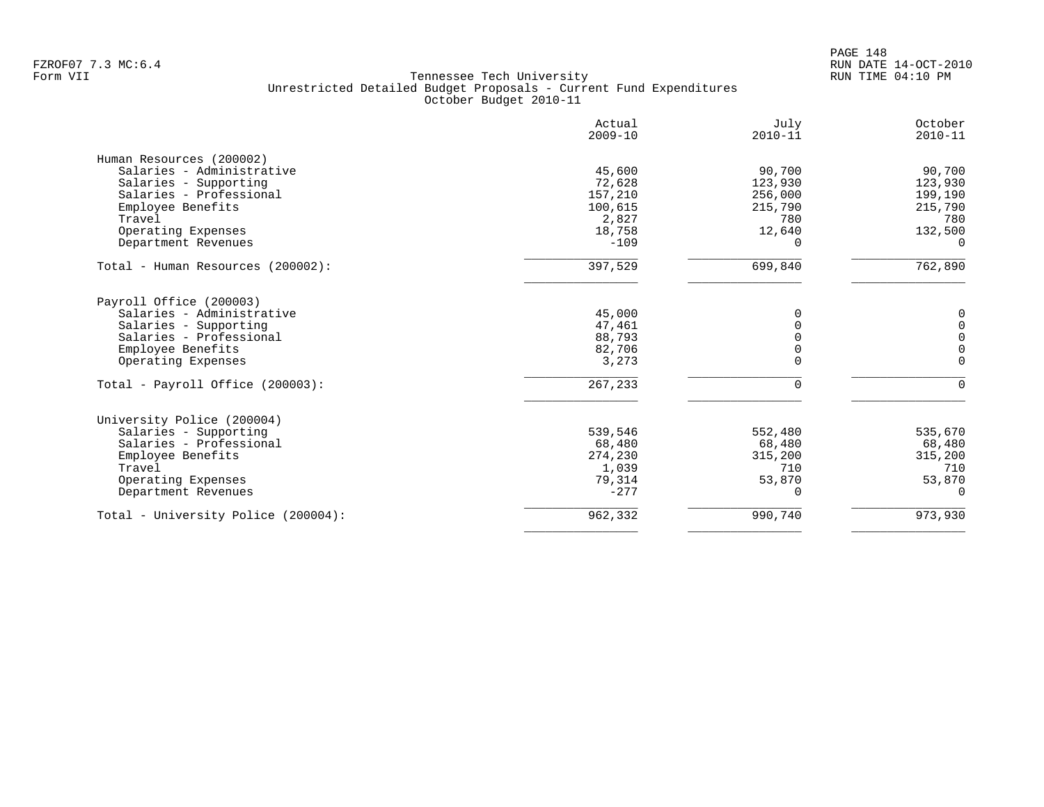FZROF07 7.3 MC:6.4
Form VII

# Tennessee Tech University
## Unrestricted Detailed Budget Proposals - Current Fund Expenditures
### October Budget 2010-11

RUN DATE 14-OCT-2010
RUN TIME 04:10 PM

| | Actual 2009-10 | July 2010-11 | October 2010-11 |
|---|---:|---:|---:|
| **Human Resources (200002)** | | | |
| Salaries - Administrative | 45,600 | 90,700 | 90,700 |
| Salaries - Supporting | 72,628 | 123,930 | 123,930 |
| Salaries - Professional | 157,210 | 256,000 | 199,190 |
| Employee Benefits | 100,615 | 215,790 | 215,790 |
| Travel | 2,827 | 780 | 780 |
| Operating Expenses | 18,758 | 12,640 | 132,500 |
| Department Revenues | -109 | 0 | 0 |
| Total - Human Resources (200002): | 397,529 | 699,840 | 762,890 |
| **Payroll Office (200003)** | | | |
| Salaries - Administrative | 45,000 | 0 | 0 |
| Salaries - Supporting | 47,461 | 0 | 0 |
| Salaries - Professional | 88,793 | 0 | 0 |
| Employee Benefits | 82,706 | 0 | 0 |
| Operating Expenses | 3,273 | 0 | 0 |
| Total - Payroll Office (200003): | 267,233 | 0 | 0 |
| **University Police (200004)** | | | |
| Salaries - Supporting | 539,546 | 552,480 | 535,670 |
| Salaries - Professional | 68,480 | 68,480 | 68,480 |
| Employee Benefits | 274,230 | 315,200 | 315,200 |
| Travel | 1,039 | 710 | 710 |
| Operating Expenses | 79,314 | 53,870 | 53,870 |
| Department Revenues | -277 | 0 | 0 |
| Total - University Police (200004): | 962,332 | 990,740 | 973,930 |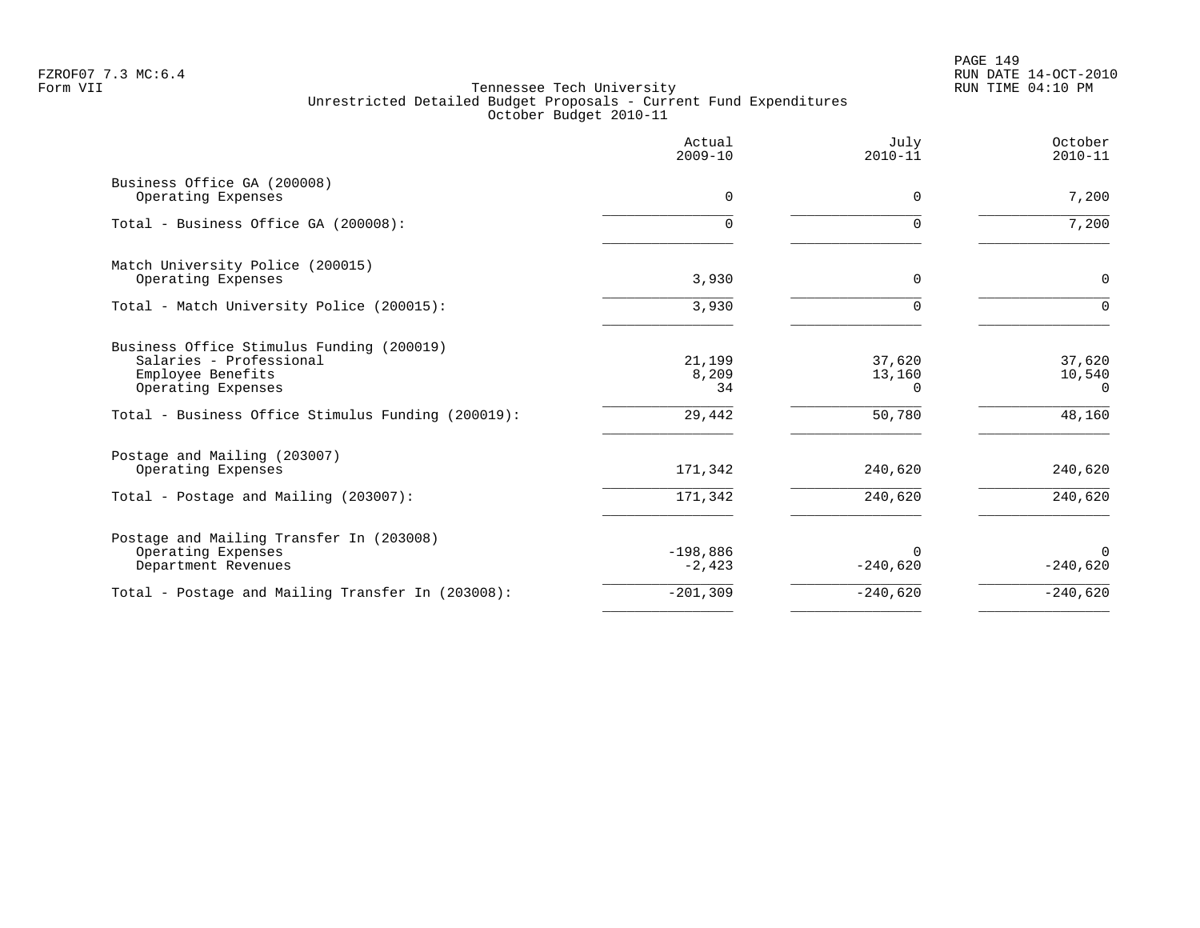FZROF07 7.3 MC:6.4
Form VII

Tennessee Tech University
Unrestricted Detailed Budget Proposals - Current Fund Expenditures
October Budget 2010-11

RUN DATE 14-OCT-2010
RUN TIME 04:10 PM

| | Actual 2009-10 | July 2010-11 | October 2010-11 |
|---|---|---|---|
| Business Office GA (200008) | | | |
| Operating Expenses | 0 | 0 | 7,200 |
| Total - Business Office GA (200008): | 0 | 0 | 7,200 |
| Match University Police (200015) | | | |
| Operating Expenses | 3,930 | 0 | 0 |
| Total - Match University Police (200015): | 3,930 | 0 | 0 |
| Business Office Stimulus Funding (200019) | | | |
| Salaries - Professional | 21,199 | 37,620 | 37,620 |
| Employee Benefits | 8,209 | 13,160 | 10,540 |
| Operating Expenses | 34 | 0 | 0 |
| Total - Business Office Stimulus Funding (200019): | 29,442 | 50,780 | 48,160 |
| Postage and Mailing (203007) | | | |
| Operating Expenses | 171,342 | 240,620 | 240,620 |
| Total - Postage and Mailing (203007): | 171,342 | 240,620 | 240,620 |
| Postage and Mailing Transfer In (203008) | | | |
| Operating Expenses | -198,886 | 0 | 0 |
| Department Revenues | -2,423 | -240,620 | -240,620 |
| Total - Postage and Mailing Transfer In (203008): | -201,309 | -240,620 | -240,620 |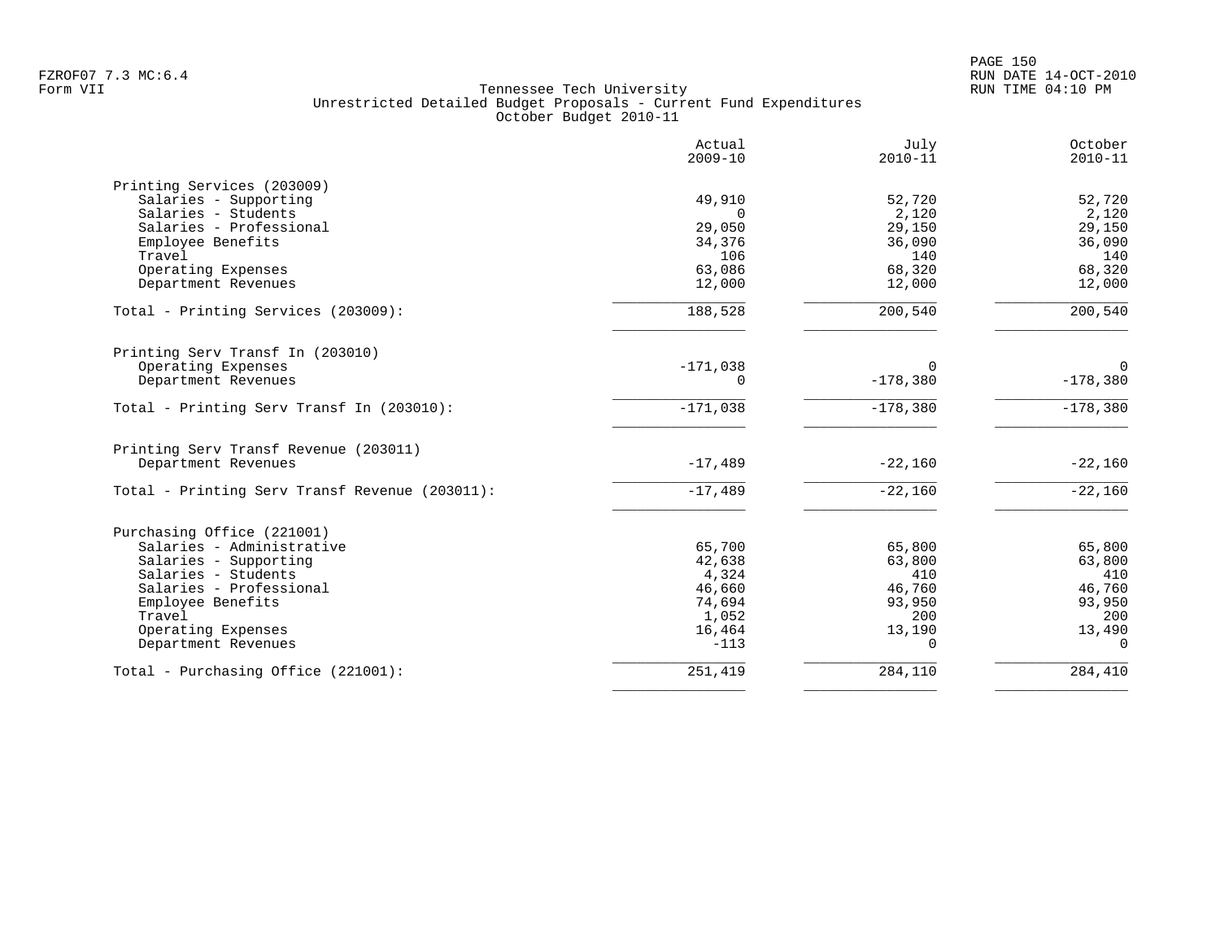Tennessee Tech University
Unrestricted Detailed Budget Proposals - Current Fund Expenditures
October Budget 2010-11

| | Actual 2009-10 | July 2010-11 | October 2010-11 |
|---|---|---|---|
| **Printing Services (203009)** | | | |
| Salaries - Supporting | 49,910 | 52,720 | 52,720 |
| Salaries - Students | 0 | 2,120 | 2,120 |
| Salaries - Professional | 29,050 | 29,150 | 29,150 |
| Employee Benefits | 34,376 | 36,090 | 36,090 |
| Travel | 106 | 140 | 140 |
| Operating Expenses | 63,086 | 68,320 | 68,320 |
| Department Revenues | 12,000 | 12,000 | 12,000 |
| Total - Printing Services (203009): | 188,528 | 200,540 | 200,540 |
| **Printing Serv Transf In (203010)** | | | |
| Operating Expenses | -171,038 | 0 | 0 |
| Department Revenues | 0 | -178,380 | -178,380 |
| Total - Printing Serv Transf In (203010): | -171,038 | -178,380 | -178,380 |
| **Printing Serv Transf Revenue (203011)** | | | |
| Department Revenues | -17,489 | -22,160 | -22,160 |
| Total - Printing Serv Transf Revenue (203011): | -17,489 | -22,160 | -22,160 |
| **Purchasing Office (221001)** | | | |
| Salaries - Administrative | 65,700 | 65,800 | 65,800 |
| Salaries - Supporting | 42,638 | 63,800 | 63,800 |
| Salaries - Students | 4,324 | 410 | 410 |
| Salaries - Professional | 46,660 | 46,760 | 46,760 |
| Employee Benefits | 74,694 | 93,950 | 93,950 |
| Travel | 1,052 | 200 | 200 |
| Operating Expenses | 16,464 | 13,190 | 13,490 |
| Department Revenues | -113 | 0 | 0 |
| Total - Purchasing Office (221001): | 251,419 | 284,110 | 284,410 |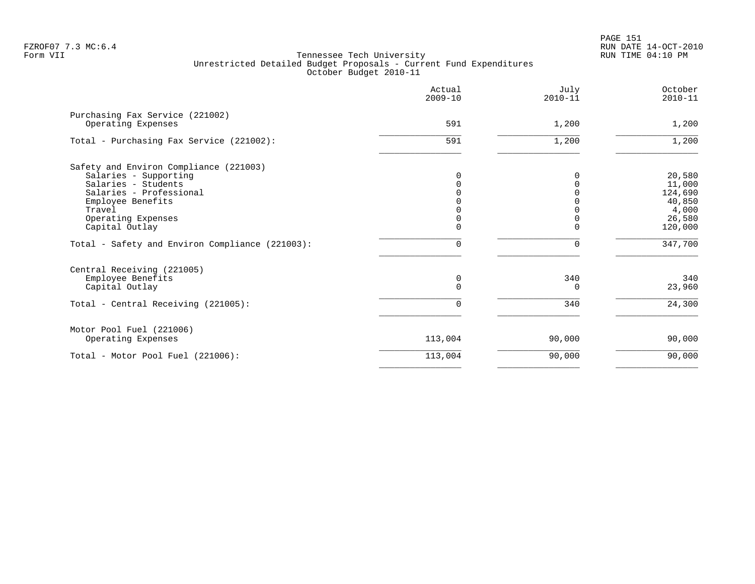Tennessee Tech University
Unrestricted Detailed Budget Proposals - Current Fund Expenditures
October Budget 2010-11

| | Actual 2009-10 | July 2010-11 | October 2010-11 |
|---|---|---|---|
| **Purchasing Fax Service (221002)** | | | |
| Operating Expenses | 591 | 1,200 | 1,200 |
| Total - Purchasing Fax Service (221002): | 591 | 1,200 | 1,200 |
| **Safety and Environ Compliance (221003)** | | | |
| Salaries - Supporting | 0 | 0 | 20,580 |
| Salaries - Students | 0 | 0 | 11,000 |
| Salaries - Professional | 0 | 0 | 124,690 |
| Employee Benefits | 0 | 0 | 40,850 |
| Travel | 0 | 0 | 4,000 |
| Operating Expenses | 0 | 0 | 26,580 |
| Capital Outlay | 0 | 0 | 120,000 |
| Total - Safety and Environ Compliance (221003): | 0 | 0 | 347,700 |
| **Central Receiving (221005)** | | | |
| Employee Benefits | 0 | 340 | 340 |
| Capital Outlay | 0 | 0 | 23,960 |
| Total - Central Receiving (221005): | 0 | 340 | 24,300 |
| **Motor Pool Fuel (221006)** | | | |
| Operating Expenses | 113,004 | 90,000 | 90,000 |
| Total - Motor Pool Fuel (221006): | 113,004 | 90,000 | 90,000 |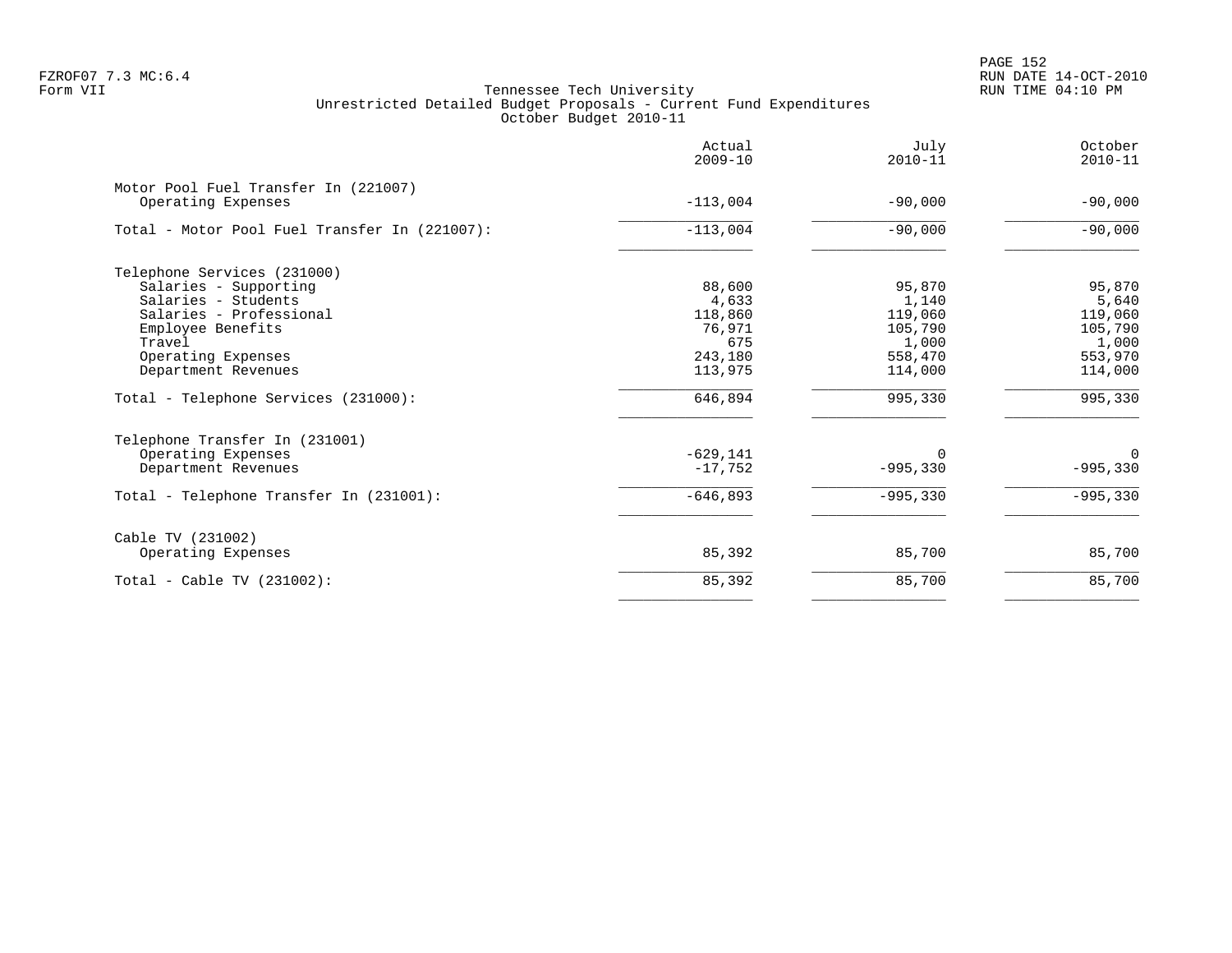FZROF07 7.3 MC:6.4
Form VII

Tennessee Tech University
Unrestricted Detailed Budget Proposals - Current Fund Expenditures
October Budget 2010-11

RUN DATE 14-OCT-2010
RUN TIME 04:10 PM

| | Actual 2009-10 | July 2010-11 | October 2010-11 |
|---|---|---|---|
| Motor Pool Fuel Transfer In (221007) | | | |
| Operating Expenses | -113,004 | -90,000 | -90,000 |
| Total - Motor Pool Fuel Transfer In (221007): | -113,004 | -90,000 | -90,000 |
| Telephone Services (231000) | | | |
| Salaries - Supporting | 88,600 | 95,870 | 95,870 |
| Salaries - Students | 4,633 | 1,140 | 5,640 |
| Salaries - Professional | 118,860 | 119,060 | 119,060 |
| Employee Benefits | 76,971 | 105,790 | 105,790 |
| Travel | 675 | 1,000 | 1,000 |
| Operating Expenses | 243,180 | 558,470 | 553,970 |
| Department Revenues | 113,975 | 114,000 | 114,000 |
| Total - Telephone Services (231000): | 646,894 | 995,330 | 995,330 |
| Telephone Transfer In (231001) | | | |
| Operating Expenses | -629,141 | 0 | 0 |
| Department Revenues | -17,752 | -995,330 | -995,330 |
| Total - Telephone Transfer In (231001): | -646,893 | -995,330 | -995,330 |
| Cable TV (231002) | | | |
| Operating Expenses | 85,392 | 85,700 | 85,700 |
| Total - Cable TV (231002): | 85,392 | 85,700 | 85,700 |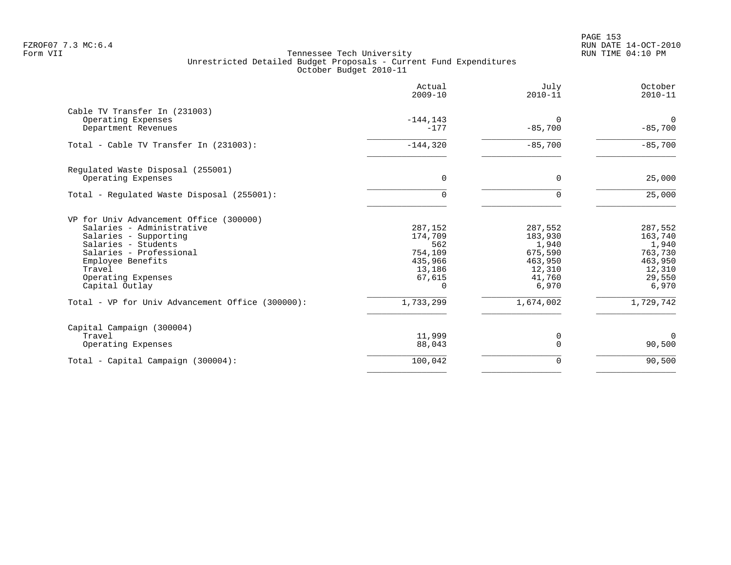Tennessee Tech University
Unrestricted Detailed Budget Proposals - Current Fund Expenditures
October Budget 2010-11

| | Actual 2009-10 | July 2010-11 | October 2010-11 |
|---|---:|---:|---:|
| **Cable TV Transfer In (231003)** | | | |
| Operating Expenses | -144,143 | 0 | 0 |
| Department Revenues | -177 | -85,700 | -85,700 |
| Total - Cable TV Transfer In (231003): | -144,320 | -85,700 | -85,700 |
| **Regulated Waste Disposal (255001)** | | | |
| Operating Expenses | 0 | 0 | 25,000 |
| Total - Regulated Waste Disposal (255001): | 0 | 0 | 25,000 |
| **VP for Univ Advancement Office (300000)** | | | |
| Salaries - Administrative | 287,152 | 287,552 | 287,552 |
| Salaries - Supporting | 174,709 | 183,930 | 163,740 |
| Salaries - Students | 562 | 1,940 | 1,940 |
| Salaries - Professional | 754,109 | 675,590 | 763,730 |
| Employee Benefits | 435,966 | 463,950 | 463,950 |
| Travel | 13,186 | 12,310 | 12,310 |
| Operating Expenses | 67,615 | 41,760 | 29,550 |
| Capital Outlay | 0 | 6,970 | 6,970 |
| Total - VP for Univ Advancement Office (300000): | 1,733,299 | 1,674,002 | 1,729,742 |
| **Capital Campaign (300004)** | | | |
| Travel | 11,999 | 0 | 0 |
| Operating Expenses | 88,043 | 0 | 90,500 |
| Total - Capital Campaign (300004): | 100,042 | 0 | 90,500 |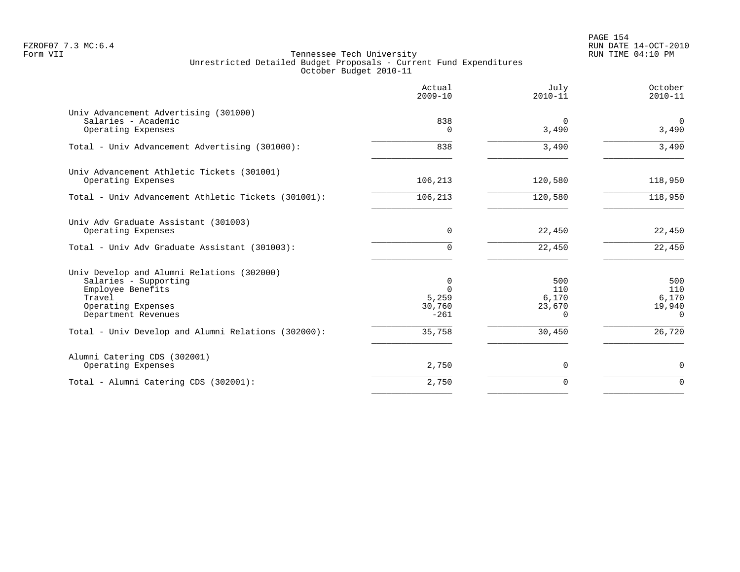Tennessee Tech University
Unrestricted Detailed Budget Proposals - Current Fund Expenditures
October Budget 2010-11

| | Actual 2009-10 | July 2010-11 | October 2010-11 |
|---|---|---|---|
| Univ Advancement Advertising (301000) | | | |
| Salaries - Academic | 838 | 0 | 0 |
| Operating Expenses | 0 | 3,490 | 3,490 |
| Total - Univ Advancement Advertising (301000): | 838 | 3,490 | 3,490 |
| Univ Advancement Athletic Tickets (301001) | | | |
| Operating Expenses | 106,213 | 120,580 | 118,950 |
| Total - Univ Advancement Athletic Tickets (301001): | 106,213 | 120,580 | 118,950 |
| Univ Adv Graduate Assistant (301003) | | | |
| Operating Expenses | 0 | 22,450 | 22,450 |
| Total - Univ Adv Graduate Assistant (301003): | 0 | 22,450 | 22,450 |
| Univ Develop and Alumni Relations (302000) | | | |
| Salaries - Supporting | 0 | 500 | 500 |
| Employee Benefits | 0 | 110 | 110 |
| Travel | 5,259 | 6,170 | 6,170 |
| Operating Expenses | 30,760 | 23,670 | 19,940 |
| Department Revenues | -261 | 0 | 0 |
| Total - Univ Develop and Alumni Relations (302000): | 35,758 | 30,450 | 26,720 |
| Alumni Catering CDS (302001) | | | |
| Operating Expenses | 2,750 | 0 | 0 |
| Total - Alumni Catering CDS (302001): | 2,750 | 0 | 0 |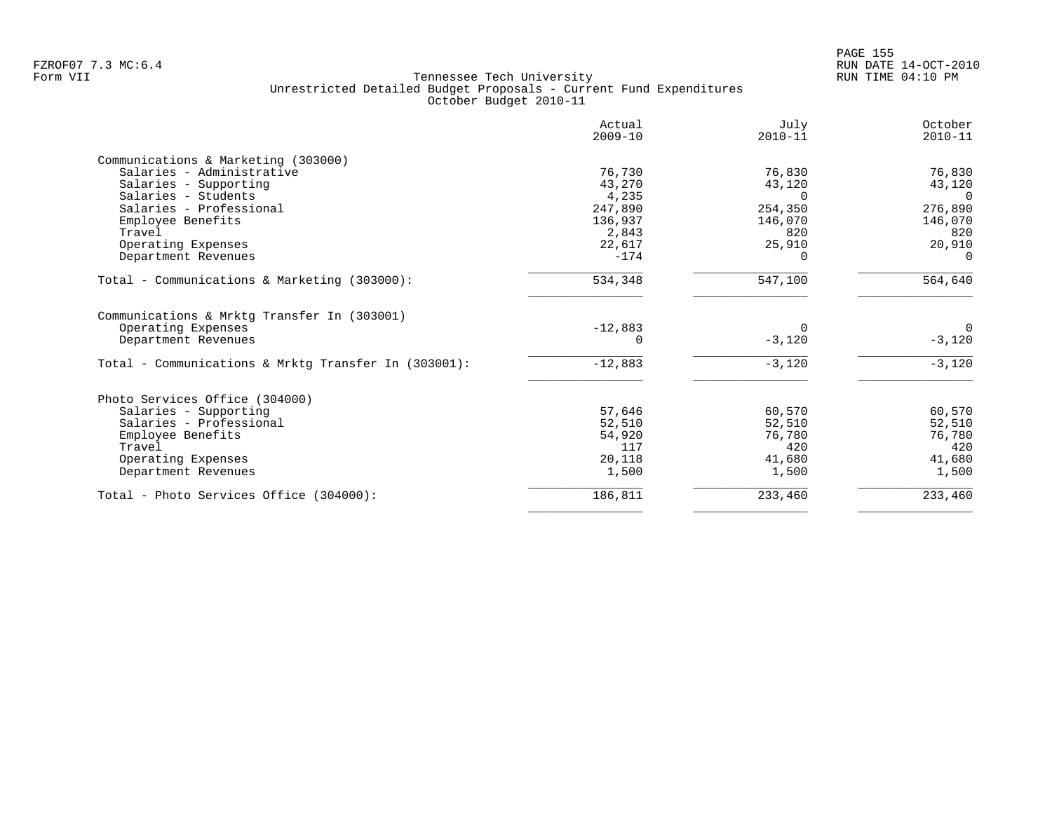FZROF07 7.3 MC:6.4
Form VII

Tennessee Tech University
Unrestricted Detailed Budget Proposals - Current Fund Expenditures
October Budget 2010-11

RUN DATE 14-OCT-2010
RUN TIME 04:10 PM

| | Actual 2009-10 | July 2010-11 | October 2010-11 |
|---|---|---|---|
| **Communications & Marketing (303000)** | | | |
| Salaries - Administrative | 76,730 | 76,830 | 76,830 |
| Salaries - Supporting | 43,270 | 43,120 | 43,120 |
| Salaries - Students | 4,235 | 0 | 0 |
| Salaries - Professional | 247,890 | 254,350 | 276,890 |
| Employee Benefits | 136,937 | 146,070 | 146,070 |
| Travel | 2,843 | 820 | 820 |
| Operating Expenses | 22,617 | 25,910 | 20,910 |
| Department Revenues | -174 | 0 | 0 |
| Total - Communications & Marketing (303000): | 534,348 | 547,100 | 564,640 |
| **Communications & Mrktg Transfer In (303001)** | | | |
| Operating Expenses | -12,883 | 0 | 0 |
| Department Revenues | 0 | -3,120 | -3,120 |
| Total - Communications & Mrktg Transfer In (303001): | -12,883 | -3,120 | -3,120 |
| **Photo Services Office (304000)** | | | |
| Salaries - Supporting | 57,646 | 60,570 | 60,570 |
| Salaries - Professional | 52,510 | 52,510 | 52,510 |
| Employee Benefits | 54,920 | 76,780 | 76,780 |
| Travel | 117 | 420 | 420 |
| Operating Expenses | 20,118 | 41,680 | 41,680 |
| Department Revenues | 1,500 | 1,500 | 1,500 |
| Total - Photo Services Office (304000): | 186,811 | 233,460 | 233,460 |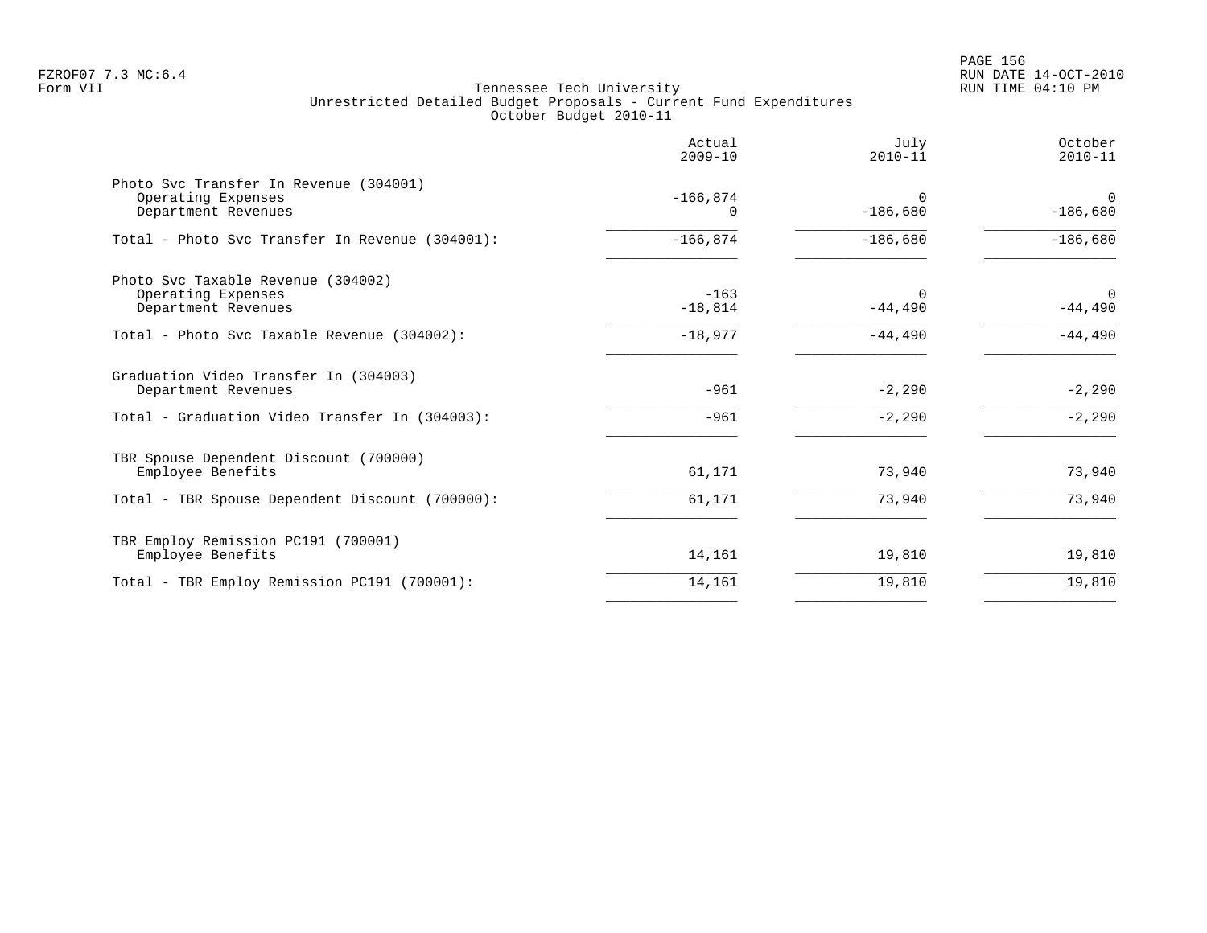FZROF07 7.3 MC:6.4
Form VII

# Tennessee Tech University
## Unrestricted Detailed Budget Proposals - Current Fund Expenditures
### October Budget 2010-11

| | Actual 2009-10 | July 2010-11 | October 2010-11 |
|---|---:|---:|---:|
| **Photo Svc Transfer In Revenue (304001)** | | | |
| Operating Expenses | -166,874 | 0 | 0 |
| Department Revenues | 0 | -186,680 | -186,680 |
| Total - Photo Svc Transfer In Revenue (304001): | -166,874 | -186,680 | -186,680 |
| **Photo Svc Taxable Revenue (304002)** | | | |
| Operating Expenses | -163 | 0 | 0 |
| Department Revenues | -18,814 | -44,490 | -44,490 |
| Total - Photo Svc Taxable Revenue (304002): | -18,977 | -44,490 | -44,490 |
| **Graduation Video Transfer In (304003)** | | | |
| Department Revenues | -961 | -2,290 | -2,290 |
| Total - Graduation Video Transfer In (304003): | -961 | -2,290 | -2,290 |
| **TBR Spouse Dependent Discount (700000)** | | | |
| Employee Benefits | 61,171 | 73,940 | 73,940 |
| Total - TBR Spouse Dependent Discount (700000): | 61,171 | 73,940 | 73,940 |
| **TBR Employ Remission PC191 (700001)** | | | |
| Employee Benefits | 14,161 | 19,810 | 19,810 |
| Total - TBR Employ Remission PC191 (700001): | 14,161 | 19,810 | 19,810 |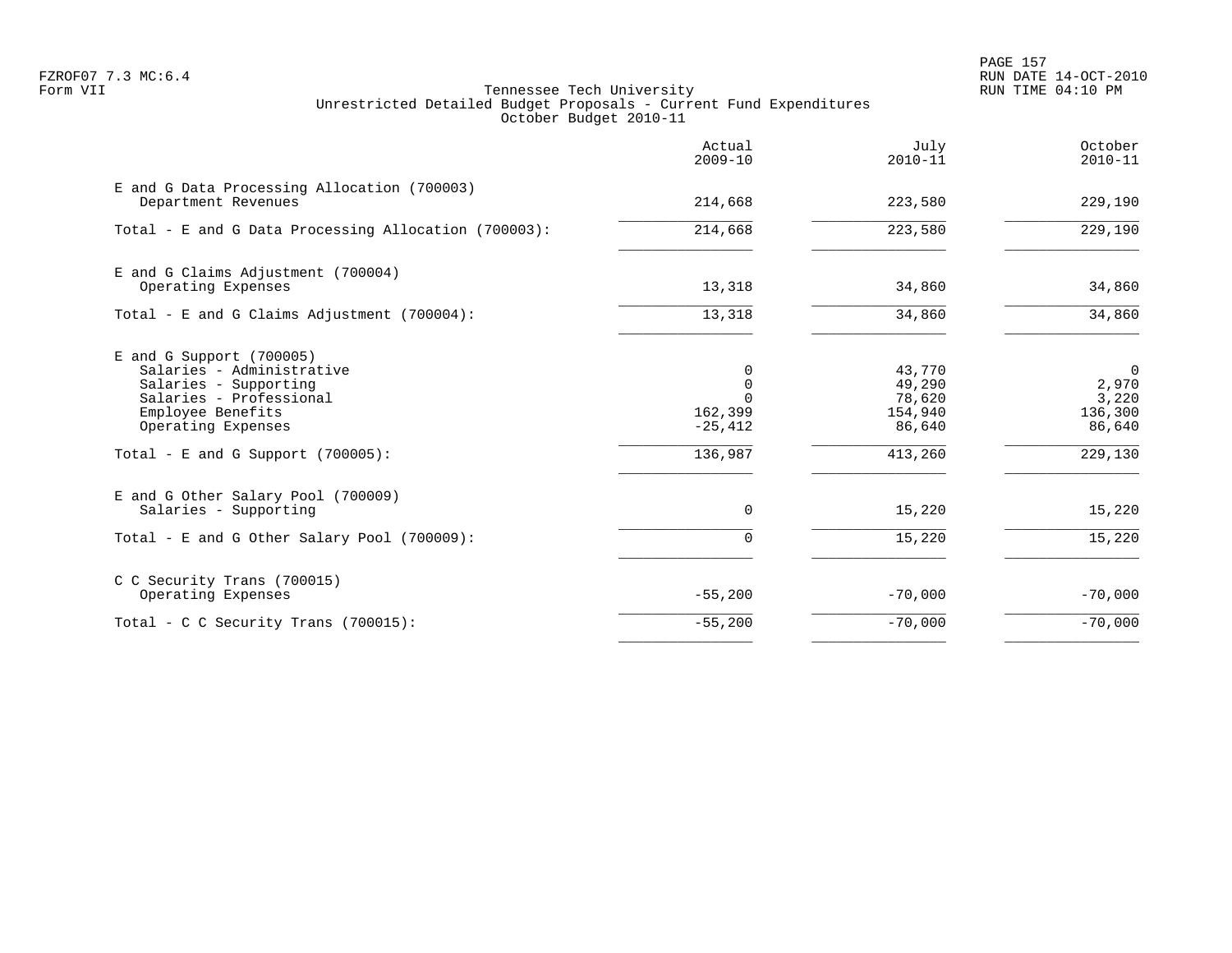FZROF07 7.3 MC:6.4
Form VII

Tennessee Tech University
Unrestricted Detailed Budget Proposals - Current Fund Expenditures
October Budget 2010-11

RUN DATE 14-OCT-2010
RUN TIME 04:10 PM

| | Actual 2009-10 | July 2010-11 | October 2010-11 |
|---|---|---|---|
| E and G Data Processing Allocation (700003) | | | |
| Department Revenues | 214,668 | 223,580 | 229,190 |
| Total - E and G Data Processing Allocation (700003): | 214,668 | 223,580 | 229,190 |
| E and G Claims Adjustment (700004) | | | |
| Operating Expenses | 13,318 | 34,860 | 34,860 |
| Total - E and G Claims Adjustment (700004): | 13,318 | 34,860 | 34,860 |
| E and G Support (700005) | | | |
| Salaries - Administrative | 0 | 43,770 | 0 |
| Salaries - Supporting | 0 | 49,290 | 2,970 |
| Salaries - Professional | 0 | 78,620 | 3,220 |
| Employee Benefits | 162,399 | 154,940 | 136,300 |
| Operating Expenses | -25,412 | 86,640 | 86,640 |
| Total - E and G Support (700005): | 136,987 | 413,260 | 229,130 |
| E and G Other Salary Pool (700009) | | | |
| Salaries - Supporting | 0 | 15,220 | 15,220 |
| Total - E and G Other Salary Pool (700009): | 0 | 15,220 | 15,220 |
| C C Security Trans (700015) | | | |
| Operating Expenses | -55,200 | -70,000 | -70,000 |
| Total - C C Security Trans (700015): | -55,200 | -70,000 | -70,000 |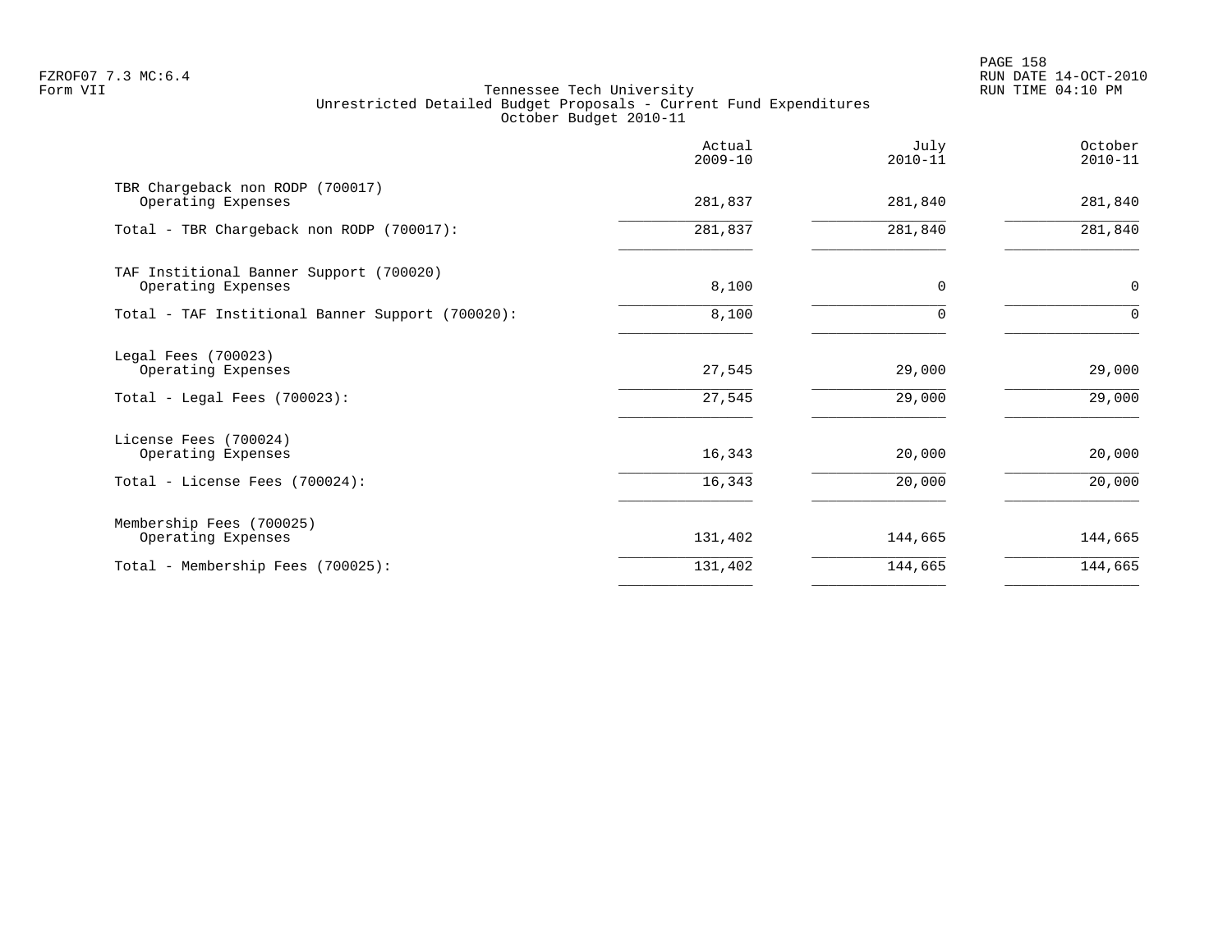Tennessee Tech University
Unrestricted Detailed Budget Proposals - Current Fund Expenditures
October Budget 2010-11

| | Actual 2009-10 | July 2010-11 | October 2010-11 |
|---|---|---|---|
| TBR Chargeback non RODP (700017) | | | |
| Operating Expenses | 281,837 | 281,840 | 281,840 |
| Total - TBR Chargeback non RODP (700017): | 281,837 | 281,840 | 281,840 |
| TAF Institional Banner Support (700020) | | | |
| Operating Expenses | 8,100 | 0 | 0 |
| Total - TAF Institional Banner Support (700020): | 8,100 | 0 | 0 |
| Legal Fees (700023) | | | |
| Operating Expenses | 27,545 | 29,000 | 29,000 |
| Total - Legal Fees (700023): | 27,545 | 29,000 | 29,000 |
| License Fees (700024) | | | |
| Operating Expenses | 16,343 | 20,000 | 20,000 |
| Total - License Fees (700024): | 16,343 | 20,000 | 20,000 |
| Membership Fees (700025) | | | |
| Operating Expenses | 131,402 | 144,665 | 144,665 |
| Total - Membership Fees (700025): | 131,402 | 144,665 | 144,665 |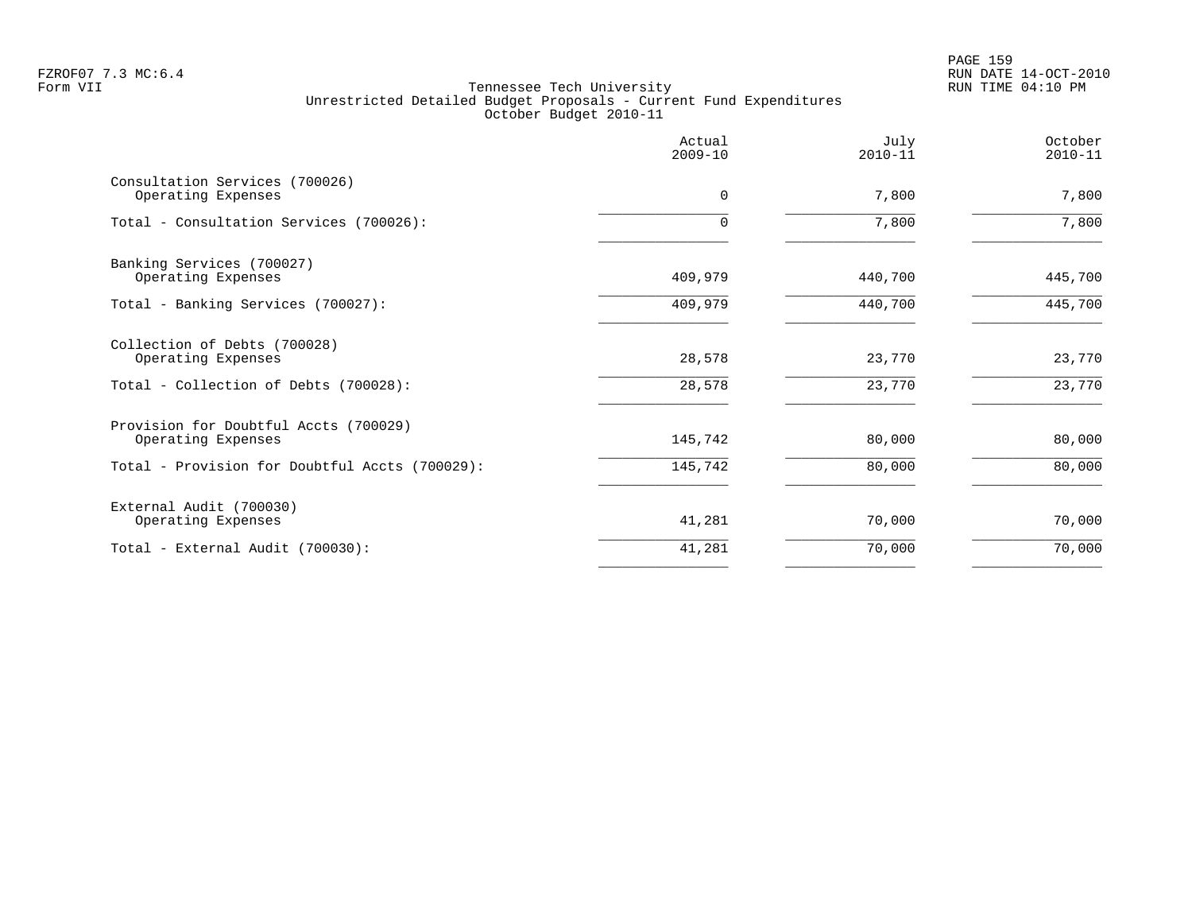FZROF07 7.3 MC:6.4
Form VII

Tennessee Tech University
Unrestricted Detailed Budget Proposals - Current Fund Expenditures
October Budget 2010-11

| | Actual 2009-10 | July 2010-11 | October 2010-11 |
|---|---|---|---|
| Consultation Services (700026) | | | |
| Operating Expenses | 0 | 7,800 | 7,800 |
| Total - Consultation Services (700026): | 0 | 7,800 | 7,800 |
| Banking Services (700027) | | | |
| Operating Expenses | 409,979 | 440,700 | 445,700 |
| Total - Banking Services (700027): | 409,979 | 440,700 | 445,700 |
| Collection of Debts (700028) | | | |
| Operating Expenses | 28,578 | 23,770 | 23,770 |
| Total - Collection of Debts (700028): | 28,578 | 23,770 | 23,770 |
| Provision for Doubtful Accts (700029) | | | |
| Operating Expenses | 145,742 | 80,000 | 80,000 |
| Total - Provision for Doubtful Accts (700029): | 145,742 | 80,000 | 80,000 |
| External Audit (700030) | | | |
| Operating Expenses | 41,281 | 70,000 | 70,000 |
| Total - External Audit (700030): | 41,281 | 70,000 | 70,000 |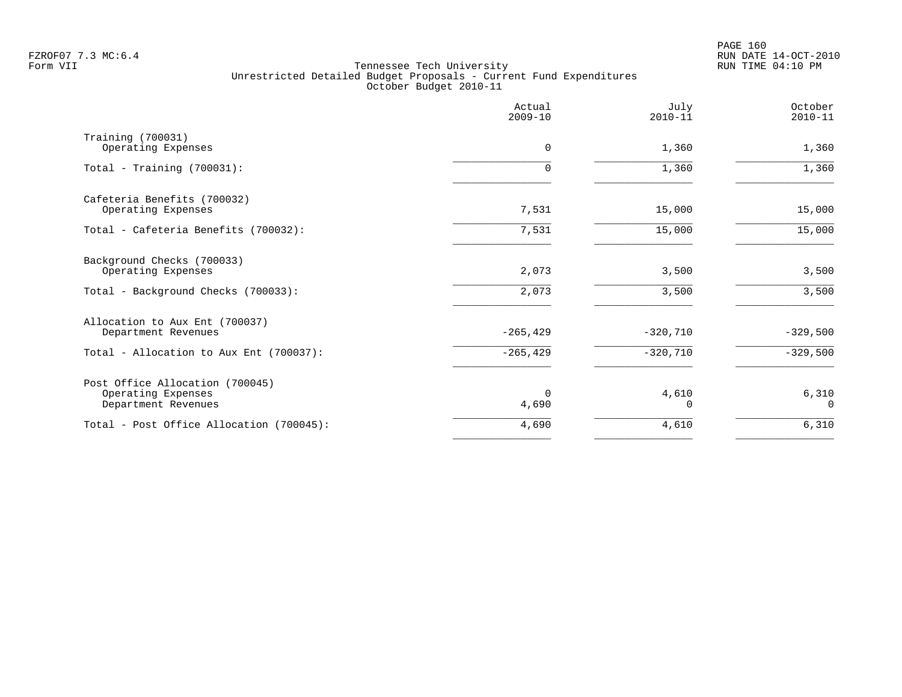FZROF07 7.3 MC:6.4
Form VII

Tennessee Tech University
Unrestricted Detailed Budget Proposals - Current Fund Expenditures
October Budget 2010-11

RUN DATE 14-OCT-2010
RUN TIME 04:10 PM

| | Actual 2009-10 | July 2010-11 | October 2010-11 |
|---|---|---|---|
| Training (700031) | | | |
| Operating Expenses | 0 | 1,360 | 1,360 |
| Total - Training (700031): | 0 | 1,360 | 1,360 |
| Cafeteria Benefits (700032) | | | |
| Operating Expenses | 7,531 | 15,000 | 15,000 |
| Total - Cafeteria Benefits (700032): | 7,531 | 15,000 | 15,000 |
| Background Checks (700033) | | | |
| Operating Expenses | 2,073 | 3,500 | 3,500 |
| Total - Background Checks (700033): | 2,073 | 3,500 | 3,500 |
| Allocation to Aux Ent (700037) | | | |
| Department Revenues | -265,429 | -320,710 | -329,500 |
| Total - Allocation to Aux Ent (700037): | -265,429 | -320,710 | -329,500 |
| Post Office Allocation (700045) | | | |
| Operating Expenses | 0 | 4,610 | 6,310 |
| Department Revenues | 4,690 | 0 | 0 |
| Total - Post Office Allocation (700045): | 4,690 | 4,610 | 6,310 |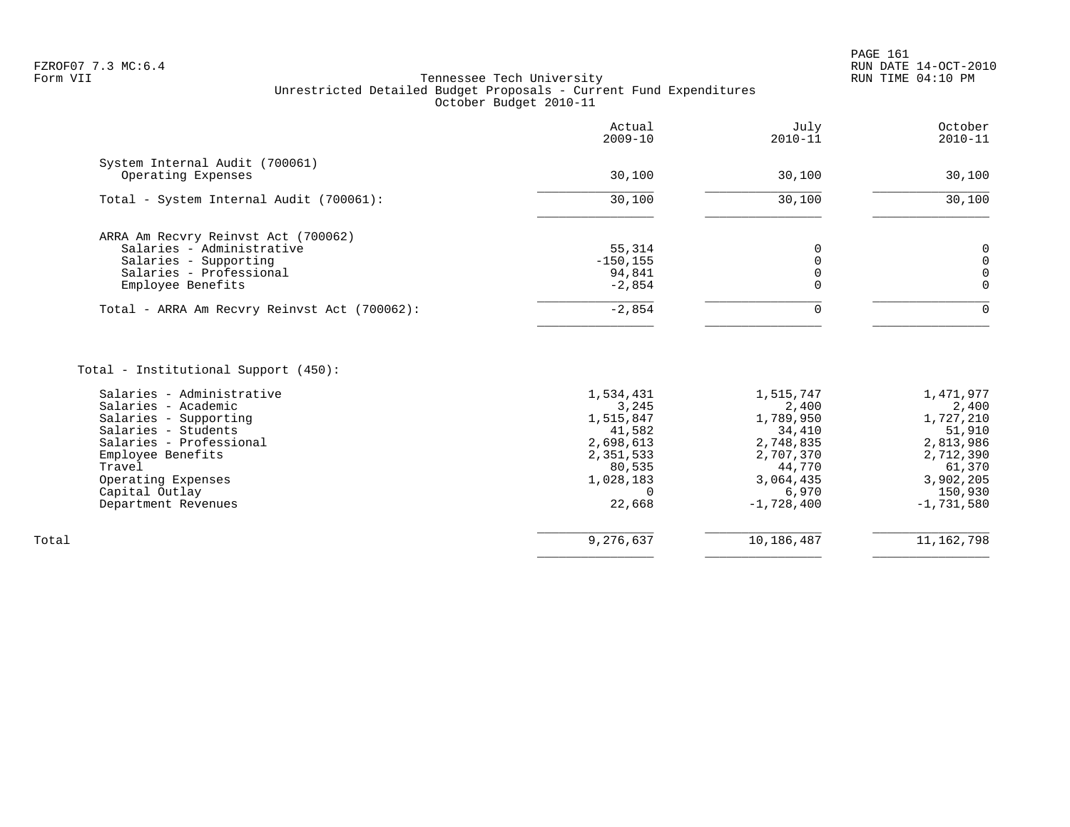Tennessee Tech University
Unrestricted Detailed Budget Proposals - Current Fund Expenditures
October Budget 2010-11

| | Actual 2009-10 | July 2010-11 | October 2010-11 |
|---|---|---|---|
| **System Internal Audit (700061)** | | | |
| Operating Expenses | 30,100 | 30,100 | 30,100 |
| Total - System Internal Audit (700061): | 30,100 | 30,100 | 30,100 |
| **ARRA Am Recvry Reinvst Act (700062)** | | | |
| Salaries - Administrative | 55,314 | 0 | 0 |
| Salaries - Supporting | -150,155 | 0 | 0 |
| Salaries - Professional | 94,841 | 0 | 0 |
| Employee Benefits | -2,854 | 0 | 0 |
| Total - ARRA Am Recvry Reinvst Act (700062): | -2,854 | 0 | 0 |
| **Total - Institutional Support (450):** | | | |
| Salaries - Administrative | 1,534,431 | 1,515,747 | 1,471,977 |
| Salaries - Academic | 3,245 | 2,400 | 2,400 |
| Salaries - Supporting | 1,515,847 | 1,789,950 | 1,727,210 |
| Salaries - Students | 41,582 | 34,410 | 51,910 |
| Salaries - Professional | 2,698,613 | 2,748,835 | 2,813,986 |
| Employee Benefits | 2,351,533 | 2,707,370 | 2,712,390 |
| Travel | 80,535 | 44,770 | 61,370 |
| Operating Expenses | 1,028,183 | 3,064,435 | 3,902,205 |
| Capital Outlay | 0 | 6,970 | 150,930 |
| Department Revenues | 22,668 | -1,728,400 | -1,731,580 |
| Total | 9,276,637 | 10,186,487 | 11,162,798 |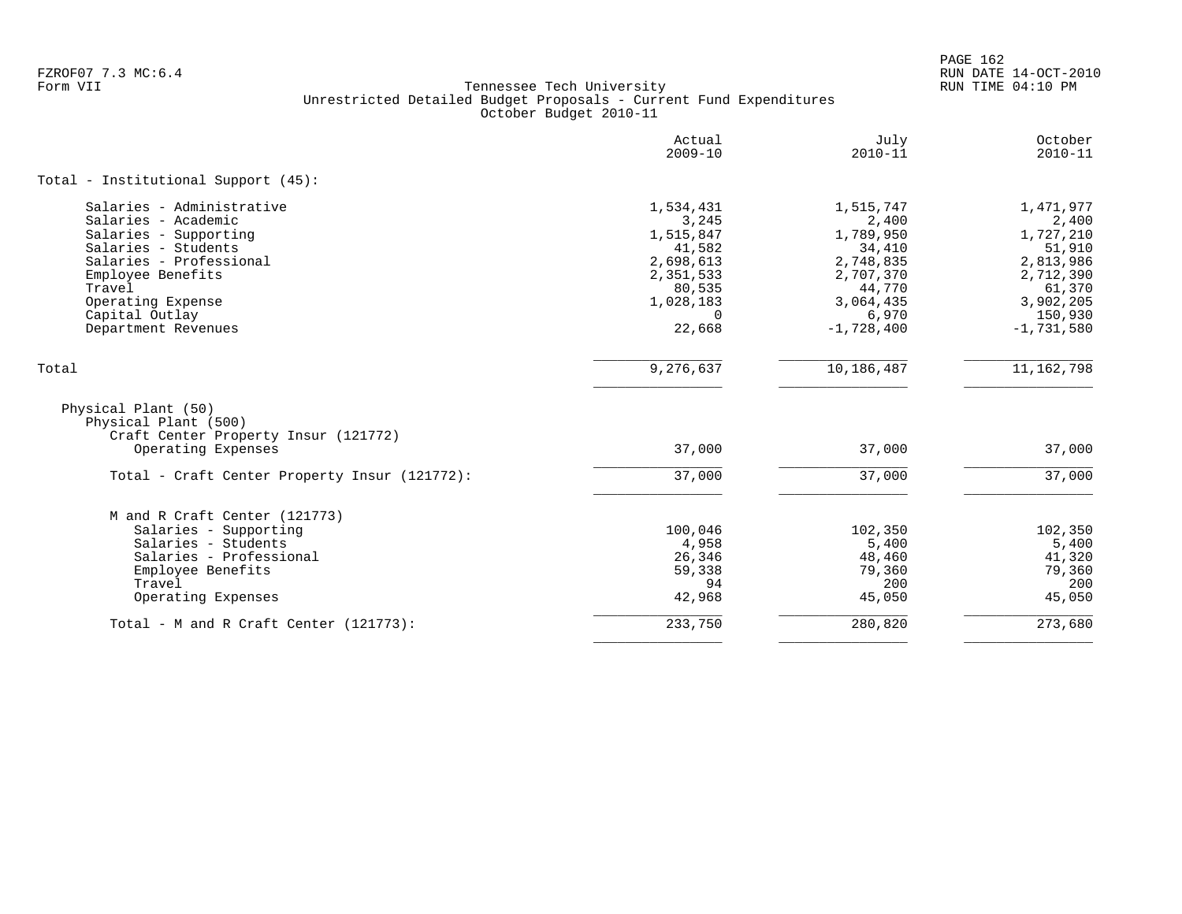FZROF07 7.3 MC:6.4
Form VII

Tennessee Tech University
Unrestricted Detailed Budget Proposals - Current Fund Expenditures
October Budget 2010-11

| | Actual 2009-10 | July 2010-11 | October 2010-11 |
|---|---:|---:|---:|
| **Total - Institutional Support (45):** | | | |
| Salaries - Administrative | 1,534,431 | 1,515,747 | 1,471,977 |
| Salaries - Academic | 3,245 | 2,400 | 2,400 |
| Salaries - Supporting | 1,515,847 | 1,789,950 | 1,727,210 |
| Salaries - Students | 41,582 | 34,410 | 51,910 |
| Salaries - Professional | 2,698,613 | 2,748,835 | 2,813,986 |
| Employee Benefits | 2,351,533 | 2,707,370 | 2,712,390 |
| Travel | 80,535 | 44,770 | 61,370 |
| Operating Expense | 1,028,183 | 3,064,435 | 3,902,205 |
| Capital Outlay | 0 | 6,970 | 150,930 |
| Department Revenues | 22,668 | -1,728,400 | -1,731,580 |
| **Total** | 9,276,637 | 10,186,487 | 11,162,798 |
| Physical Plant (50) | | | |
| Physical Plant (500) | | | |
| Craft Center Property Insur (121772) | | | |
| Operating Expenses | 37,000 | 37,000 | 37,000 |
| Total - Craft Center Property Insur (121772): | 37,000 | 37,000 | 37,000 |
| M and R Craft Center (121773) | | | |
| Salaries - Supporting | 100,046 | 102,350 | 102,350 |
| Salaries - Students | 4,958 | 5,400 | 5,400 |
| Salaries - Professional | 26,346 | 48,460 | 41,320 |
| Employee Benefits | 59,338 | 79,360 | 79,360 |
| Travel | 94 | 200 | 200 |
| Operating Expenses | 42,968 | 45,050 | 45,050 |
| Total - M and R Craft Center (121773): | 233,750 | 280,820 | 273,680 |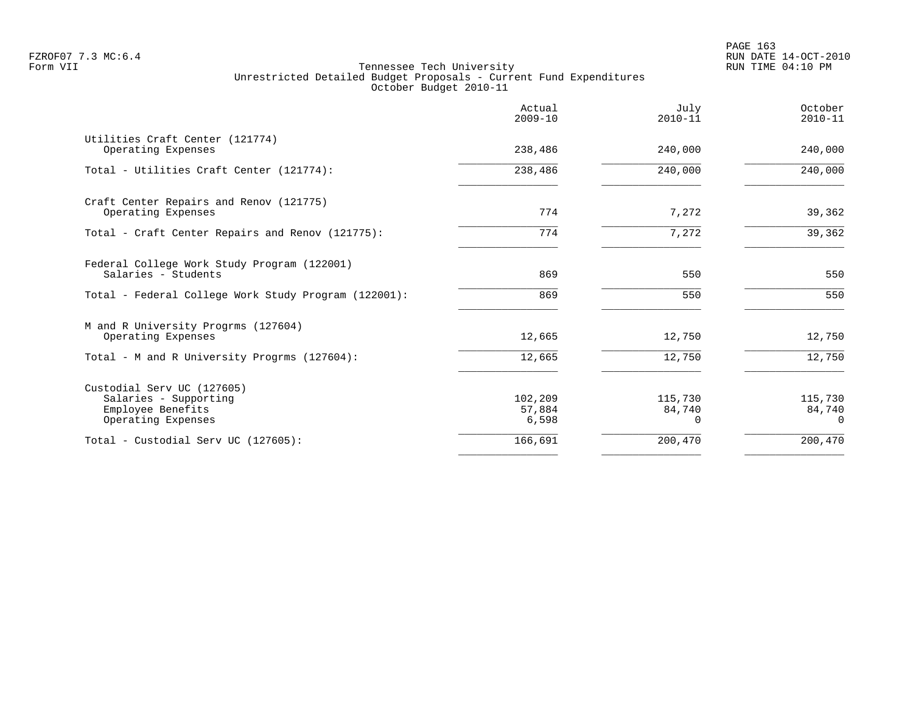Tennessee Tech University
Unrestricted Detailed Budget Proposals - Current Fund Expenditures
October Budget 2010-11

| | Actual 2009-10 | July 2010-11 | October 2010-11 |
|---|---|---|---|
| Utilities Craft Center (121774) | | | |
| Operating Expenses | 238,486 | 240,000 | 240,000 |
| Total - Utilities Craft Center (121774): | 238,486 | 240,000 | 240,000 |
| Craft Center Repairs and Renov (121775) | | | |
| Operating Expenses | 774 | 7,272 | 39,362 |
| Total - Craft Center Repairs and Renov (121775): | 774 | 7,272 | 39,362 |
| Federal College Work Study Program (122001) | | | |
| Salaries - Students | 869 | 550 | 550 |
| Total - Federal College Work Study Program (122001): | 869 | 550 | 550 |
| M and R University Progrms (127604) | | | |
| Operating Expenses | 12,665 | 12,750 | 12,750 |
| Total - M and R University Progrms (127604): | 12,665 | 12,750 | 12,750 |
| Custodial Serv UC (127605) | | | |
| Salaries - Supporting | 102,209 | 115,730 | 115,730 |
| Employee Benefits | 57,884 | 84,740 | 84,740 |
| Operating Expenses | 6,598 | 0 | 0 |
| Total - Custodial Serv UC (127605): | 166,691 | 200,470 | 200,470 |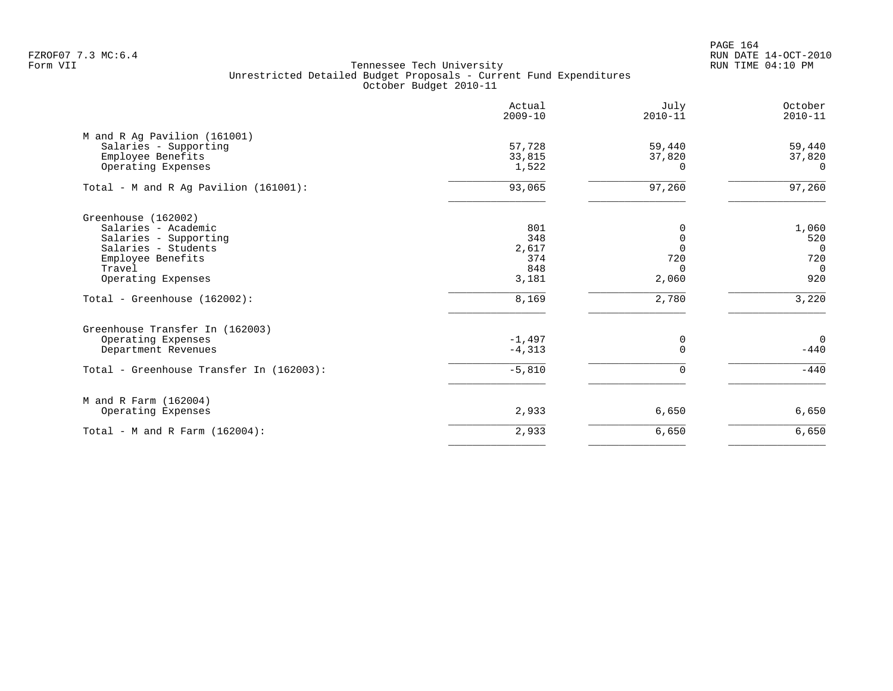Tennessee Tech University
Unrestricted Detailed Budget Proposals - Current Fund Expenditures
October Budget 2010-11

| | Actual 2009-10 | July 2010-11 | October 2010-11 |
|---|---:|---:|---:|
| **M and R Ag Pavilion (161001)** | | | |
| Salaries - Supporting | 57,728 | 59,440 | 59,440 |
| Employee Benefits | 33,815 | 37,820 | 37,820 |
| Operating Expenses | 1,522 | 0 | 0 |
| Total - M and R Ag Pavilion (161001): | 93,065 | 97,260 | 97,260 |
| **Greenhouse (162002)** | | | |
| Salaries - Academic | 801 | 0 | 1,060 |
| Salaries - Supporting | 348 | 0 | 520 |
| Salaries - Students | 2,617 | 0 | 0 |
| Employee Benefits | 374 | 720 | 720 |
| Travel | 848 | 0 | 0 |
| Operating Expenses | 3,181 | 2,060 | 920 |
| Total - Greenhouse (162002): | 8,169 | 2,780 | 3,220 |
| **Greenhouse Transfer In (162003)** | | | |
| Operating Expenses | -1,497 | 0 | 0 |
| Department Revenues | -4,313 | 0 | -440 |
| Total - Greenhouse Transfer In (162003): | -5,810 | 0 | -440 |
| **M and R Farm (162004)** | | | |
| Operating Expenses | 2,933 | 6,650 | 6,650 |
| Total - M and R Farm (162004): | 2,933 | 6,650 | 6,650 |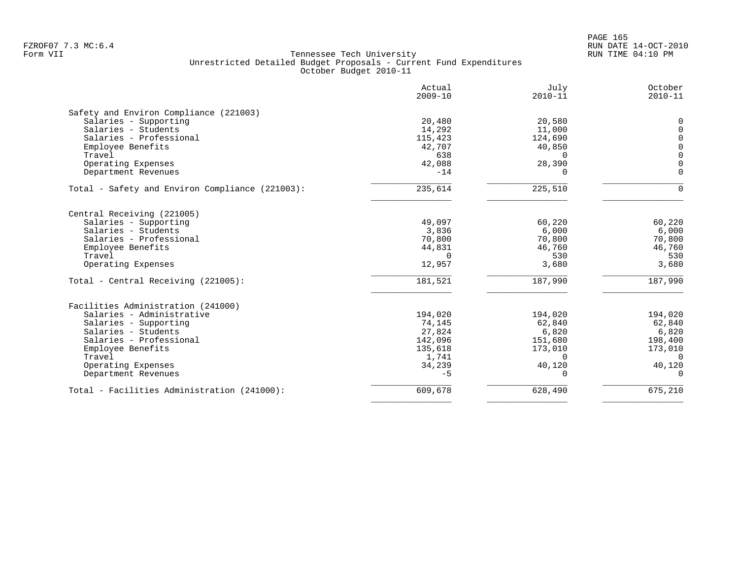Tennessee Tech University
Unrestricted Detailed Budget Proposals - Current Fund Expenditures
October Budget 2010-11

| | Actual 2009-10 | July 2010-11 | October 2010-11 |
|---|---|---|---|
| **Safety and Environ Compliance (221003)** | | | |
| Salaries - Supporting | 20,480 | 20,580 | 0 |
| Salaries - Students | 14,292 | 11,000 | 0 |
| Salaries - Professional | 115,423 | 124,690 | 0 |
| Employee Benefits | 42,707 | 40,850 | 0 |
| Travel | 638 | 0 | 0 |
| Operating Expenses | 42,088 | 28,390 | 0 |
| Department Revenues | -14 | 0 | 0 |
| Total - Safety and Environ Compliance (221003): | 235,614 | 225,510 | 0 |
| **Central Receiving (221005)** | | | |
| Salaries - Supporting | 49,097 | 60,220 | 60,220 |
| Salaries - Students | 3,836 | 6,000 | 6,000 |
| Salaries - Professional | 70,800 | 70,800 | 70,800 |
| Employee Benefits | 44,831 | 46,760 | 46,760 |
| Travel | 0 | 530 | 530 |
| Operating Expenses | 12,957 | 3,680 | 3,680 |
| Total - Central Receiving (221005): | 181,521 | 187,990 | 187,990 |
| **Facilities Administration (241000)** | | | |
| Salaries - Administrative | 194,020 | 194,020 | 194,020 |
| Salaries - Supporting | 74,145 | 62,840 | 62,840 |
| Salaries - Students | 27,824 | 6,820 | 6,820 |
| Salaries - Professional | 142,096 | 151,680 | 198,400 |
| Employee Benefits | 135,618 | 173,010 | 173,010 |
| Travel | 1,741 | 0 | 0 |
| Operating Expenses | 34,239 | 40,120 | 40,120 |
| Department Revenues | -5 | 0 | 0 |
| Total - Facilities Administration (241000): | 609,678 | 628,490 | 675,210 |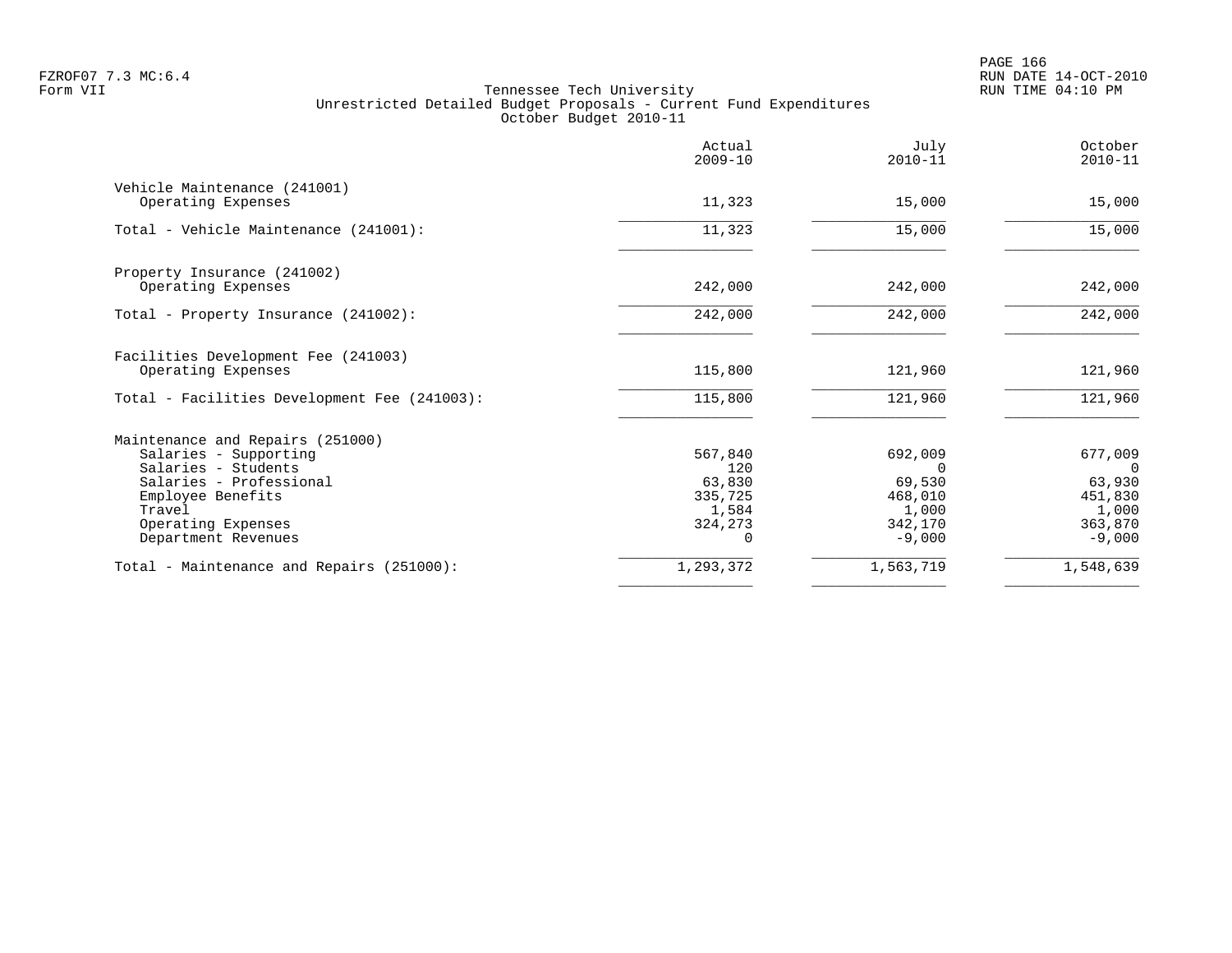Tennessee Tech University
Unrestricted Detailed Budget Proposals - Current Fund Expenditures
October Budget 2010-11

| | Actual 2009-10 | July 2010-11 | October 2010-11 |
|---|---|---|---|
| **Vehicle Maintenance (241001)** | | | |
| Operating Expenses | 11,323 | 15,000 | 15,000 |
| Total - Vehicle Maintenance (241001): | 11,323 | 15,000 | 15,000 |
| **Property Insurance (241002)** | | | |
| Operating Expenses | 242,000 | 242,000 | 242,000 |
| Total - Property Insurance (241002): | 242,000 | 242,000 | 242,000 |
| **Facilities Development Fee (241003)** | | | |
| Operating Expenses | 115,800 | 121,960 | 121,960 |
| Total - Facilities Development Fee (241003): | 115,800 | 121,960 | 121,960 |
| **Maintenance and Repairs (251000)** | | | |
| Salaries - Supporting | 567,840 | 692,009 | 677,009 |
| Salaries - Students | 120 | 0 | 0 |
| Salaries - Professional | 63,830 | 69,530 | 63,930 |
| Employee Benefits | 335,725 | 468,010 | 451,830 |
| Travel | 1,584 | 1,000 | 1,000 |
| Operating Expenses | 324,273 | 342,170 | 363,870 |
| Department Revenues | 0 | -9,000 | -9,000 |
| Total - Maintenance and Repairs (251000): | 1,293,372 | 1,563,719 | 1,548,639 |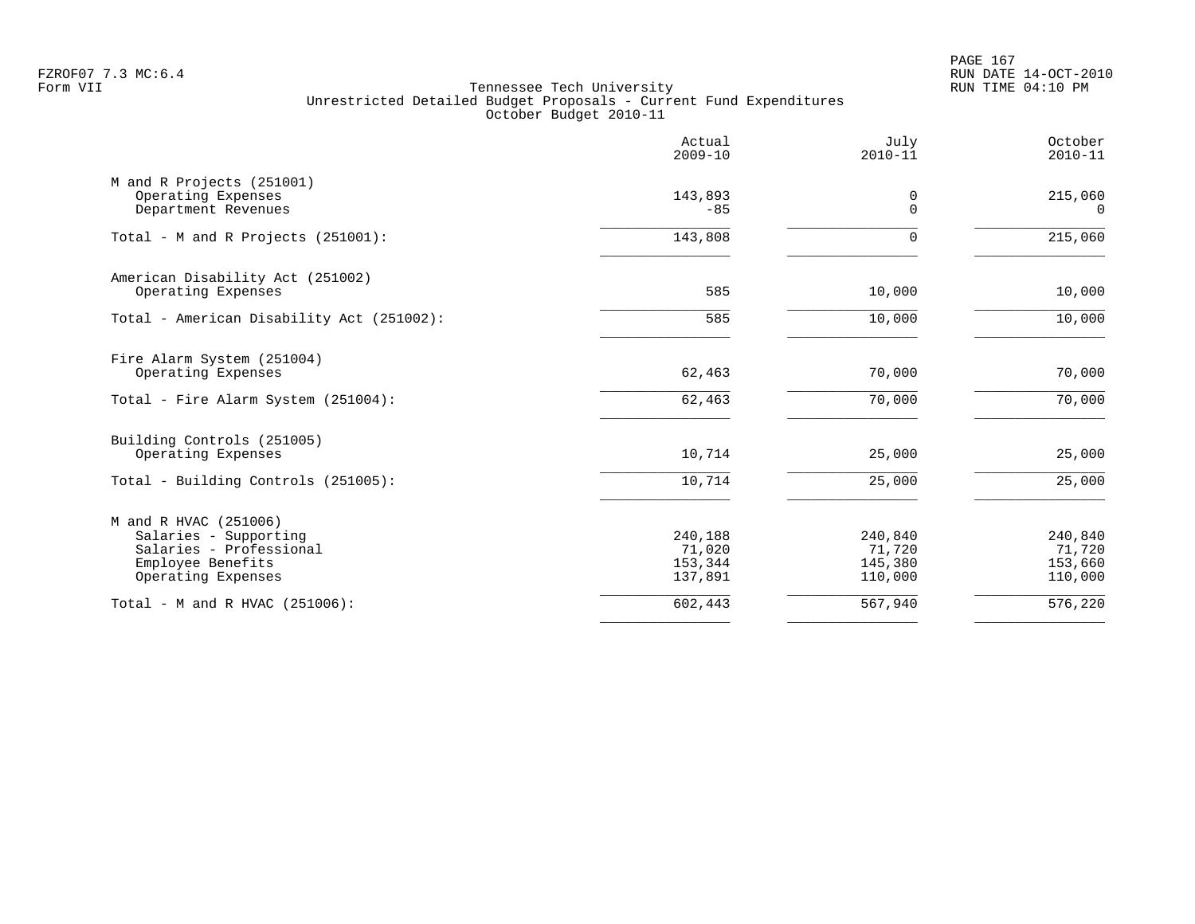FZROF07 7.3 MC:6.4
Form VII

Tennessee Tech University
Unrestricted Detailed Budget Proposals - Current Fund Expenditures
October Budget 2010-11

| | Actual 2009-10 | July 2010-11 | October 2010-11 |
|---|---|---|---|
| M and R Projects (251001) | | | |
| Operating Expenses | 143,893 | 0 | 215,060 |
| Department Revenues | -85 | 0 | 0 |
| Total - M and R Projects (251001): | 143,808 | 0 | 215,060 |
| American Disability Act (251002) | | | |
| Operating Expenses | 585 | 10,000 | 10,000 |
| Total - American Disability Act (251002): | 585 | 10,000 | 10,000 |
| Fire Alarm System (251004) | | | |
| Operating Expenses | 62,463 | 70,000 | 70,000 |
| Total - Fire Alarm System (251004): | 62,463 | 70,000 | 70,000 |
| Building Controls (251005) | | | |
| Operating Expenses | 10,714 | 25,000 | 25,000 |
| Total - Building Controls (251005): | 10,714 | 25,000 | 25,000 |
| M and R HVAC (251006) | | | |
| Salaries - Supporting | 240,188 | 240,840 | 240,840 |
| Salaries - Professional | 71,020 | 71,720 | 71,720 |
| Employee Benefits | 153,344 | 145,380 | 153,660 |
| Operating Expenses | 137,891 | 110,000 | 110,000 |
| Total - M and R HVAC (251006): | 602,443 | 567,940 | 576,220 |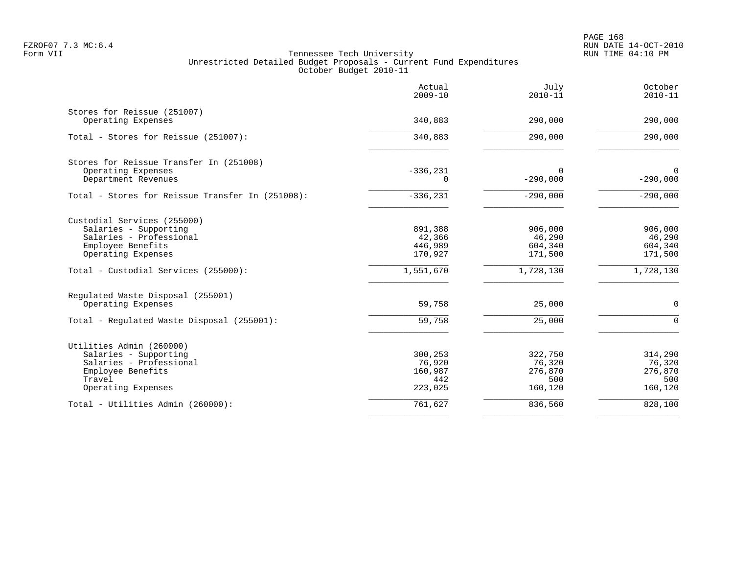Tennessee Tech University
Unrestricted Detailed Budget Proposals - Current Fund Expenditures
October Budget 2010-11

| | Actual 2009-10 | July 2010-11 | October 2010-11 |
|---|---:|---:|---:|
| **Stores for Reissue (251007)** | | | |
| Operating Expenses | 340,883 | 290,000 | 290,000 |
| Total - Stores for Reissue (251007): | 340,883 | 290,000 | 290,000 |
| **Stores for Reissue Transfer In (251008)** | | | |
| Operating Expenses | -336,231 | 0 | 0 |
| Department Revenues | 0 | -290,000 | -290,000 |
| Total - Stores for Reissue Transfer In (251008): | -336,231 | -290,000 | -290,000 |
| **Custodial Services (255000)** | | | |
| Salaries - Supporting | 891,388 | 906,000 | 906,000 |
| Salaries - Professional | 42,366 | 46,290 | 46,290 |
| Employee Benefits | 446,989 | 604,340 | 604,340 |
| Operating Expenses | 170,927 | 171,500 | 171,500 |
| Total - Custodial Services (255000): | 1,551,670 | 1,728,130 | 1,728,130 |
| **Regulated Waste Disposal (255001)** | | | |
| Operating Expenses | 59,758 | 25,000 | 0 |
| Total - Regulated Waste Disposal (255001): | 59,758 | 25,000 | 0 |
| **Utilities Admin (260000)** | | | |
| Salaries - Supporting | 300,253 | 322,750 | 314,290 |
| Salaries - Professional | 76,920 | 76,320 | 76,320 |
| Employee Benefits | 160,987 | 276,870 | 276,870 |
| Travel | 442 | 500 | 500 |
| Operating Expenses | 223,025 | 160,120 | 160,120 |
| Total - Utilities Admin (260000): | 761,627 | 836,560 | 828,100 |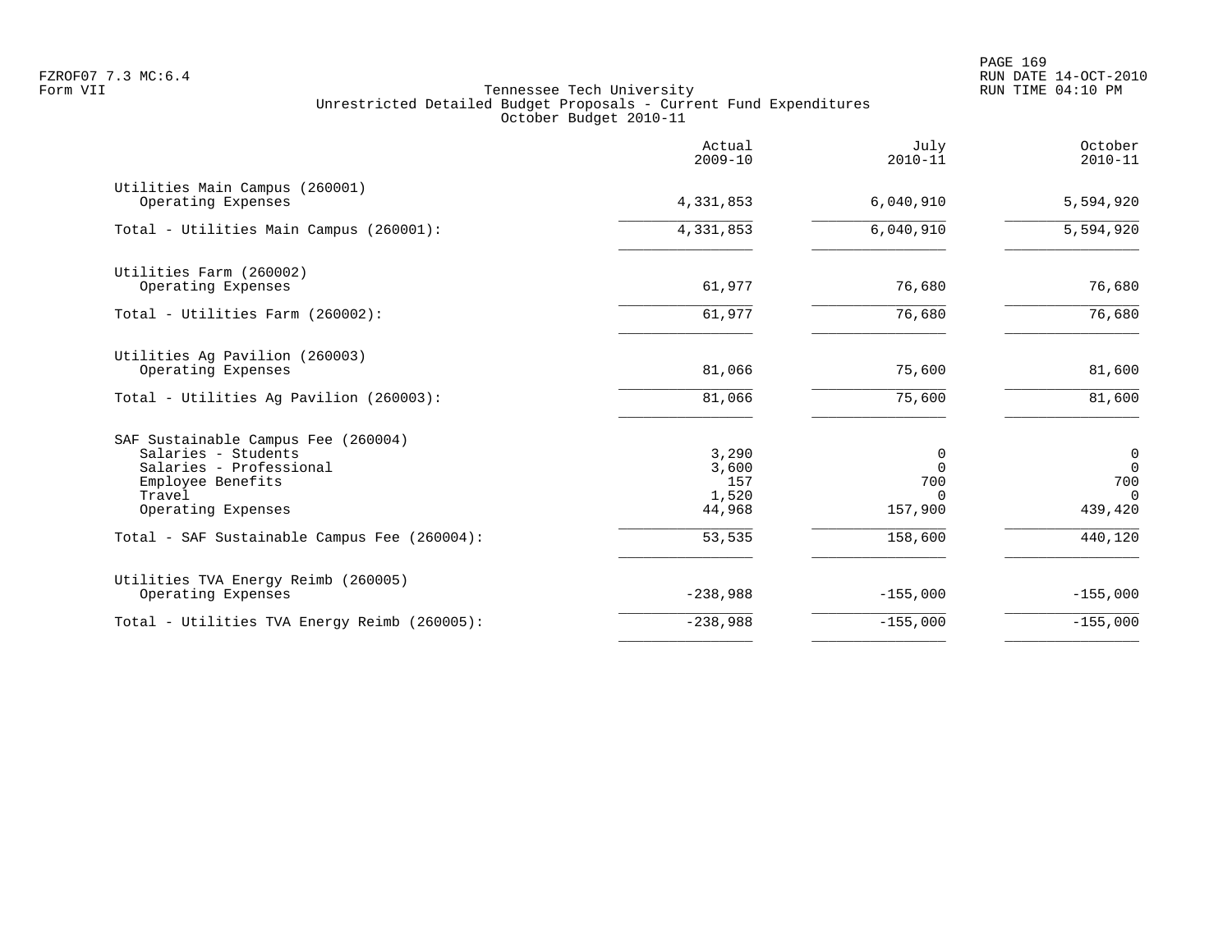FZROF07 7.3 MC:6.4
Form VII

Tennessee Tech University
Unrestricted Detailed Budget Proposals - Current Fund Expenditures
October Budget 2010-11

RUN DATE 14-OCT-2010
RUN TIME 04:10 PM

| | Actual 2009-10 | July 2010-11 | October 2010-11 |
|---|---|---|---|
| **Utilities Main Campus (260001)** | | | |
| Operating Expenses | 4,331,853 | 6,040,910 | 5,594,920 |
| Total - Utilities Main Campus (260001): | 4,331,853 | 6,040,910 | 5,594,920 |
| **Utilities Farm (260002)** | | | |
| Operating Expenses | 61,977 | 76,680 | 76,680 |
| Total - Utilities Farm (260002): | 61,977 | 76,680 | 76,680 |
| **Utilities Ag Pavilion (260003)** | | | |
| Operating Expenses | 81,066 | 75,600 | 81,600 |
| Total - Utilities Ag Pavilion (260003): | 81,066 | 75,600 | 81,600 |
| **SAF Sustainable Campus Fee (260004)** | | | |
| Salaries - Students | 3,290 | 0 | 0 |
| Salaries - Professional | 3,600 | 0 | 0 |
| Employee Benefits | 157 | 700 | 700 |
| Travel | 1,520 | 0 | 0 |
| Operating Expenses | 44,968 | 157,900 | 439,420 |
| Total - SAF Sustainable Campus Fee (260004): | 53,535 | 158,600 | 440,120 |
| **Utilities TVA Energy Reimb (260005)** | | | |
| Operating Expenses | -238,988 | -155,000 | -155,000 |
| Total - Utilities TVA Energy Reimb (260005): | -238,988 | -155,000 | -155,000 |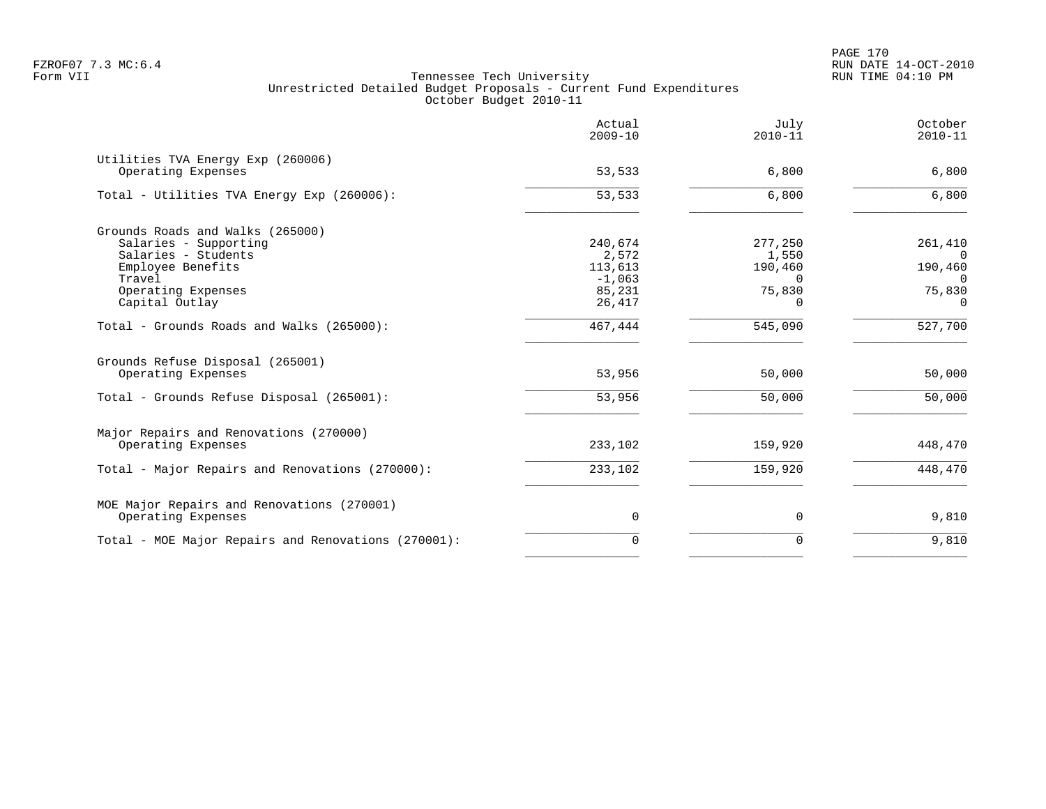Tennessee Tech University
Unrestricted Detailed Budget Proposals - Current Fund Expenditures
October Budget 2010-11

| | Actual 2009-10 | July 2010-11 | October 2010-11 |
|---|---|---|---|
| **Utilities TVA Energy Exp (260006)** | | | |
| Operating Expenses | 53,533 | 6,800 | 6,800 |
| Total - Utilities TVA Energy Exp (260006): | 53,533 | 6,800 | 6,800 |
| **Grounds Roads and Walks (265000)** | | | |
| Salaries - Supporting | 240,674 | 277,250 | 261,410 |
| Salaries - Students | 2,572 | 1,550 | 0 |
| Employee Benefits | 113,613 | 190,460 | 190,460 |
| Travel | -1,063 | 0 | 0 |
| Operating Expenses | 85,231 | 75,830 | 75,830 |
| Capital Outlay | 26,417 | 0 | 0 |
| Total - Grounds Roads and Walks (265000): | 467,444 | 545,090 | 527,700 |
| **Grounds Refuse Disposal (265001)** | | | |
| Operating Expenses | 53,956 | 50,000 | 50,000 |
| Total - Grounds Refuse Disposal (265001): | 53,956 | 50,000 | 50,000 |
| **Major Repairs and Renovations (270000)** | | | |
| Operating Expenses | 233,102 | 159,920 | 448,470 |
| Total - Major Repairs and Renovations (270000): | 233,102 | 159,920 | 448,470 |
| **MOE Major Repairs and Renovations (270001)** | | | |
| Operating Expenses | 0 | 0 | 9,810 |
| Total - MOE Major Repairs and Renovations (270001): | 0 | 0 | 9,810 |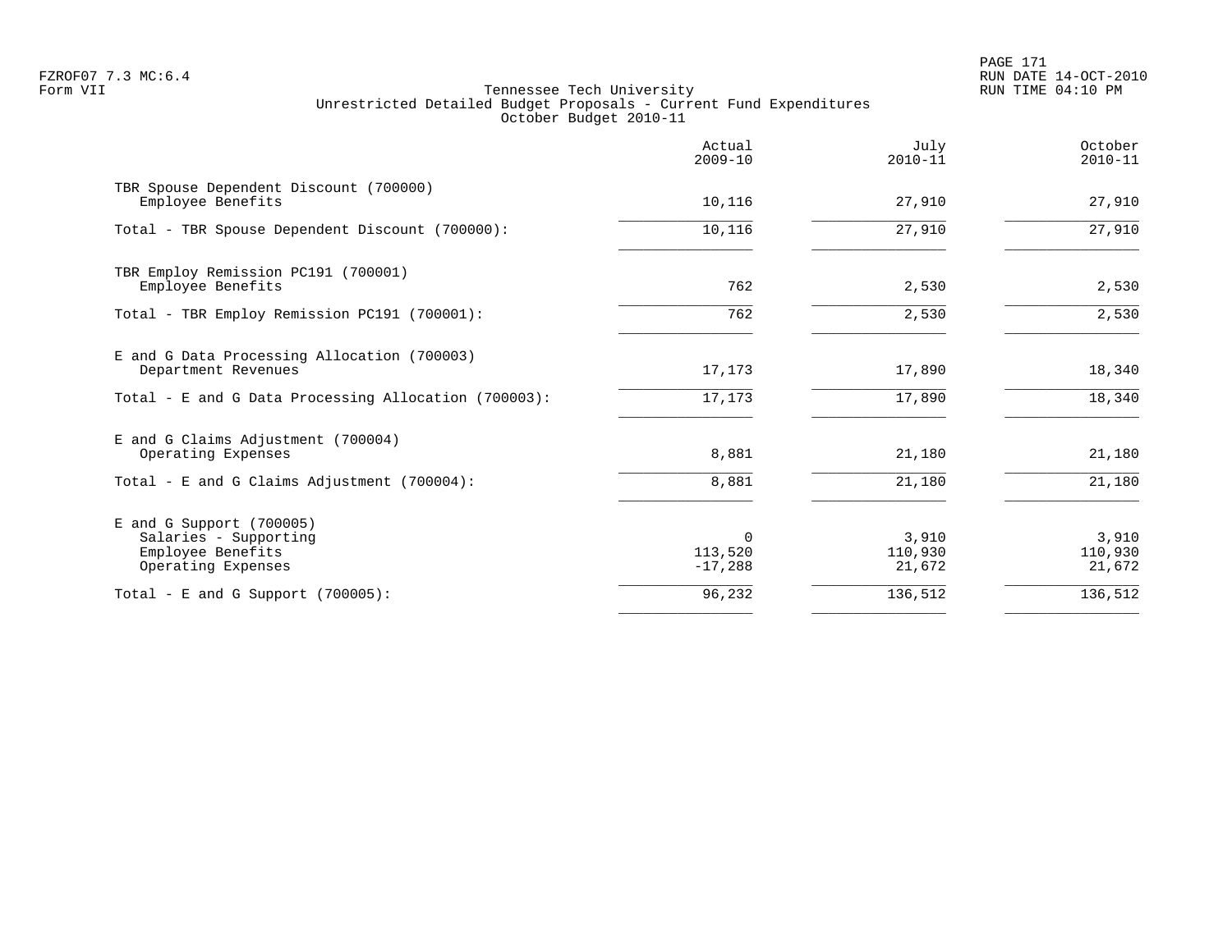Tennessee Tech University
Unrestricted Detailed Budget Proposals - Current Fund Expenditures
October Budget 2010-11

| | Actual 2009-10 | July 2010-11 | October 2010-11 |
|---|---|---|---|
| TBR Spouse Dependent Discount (700000) | | | |
| Employee Benefits | 10,116 | 27,910 | 27,910 |
| Total - TBR Spouse Dependent Discount (700000): | 10,116 | 27,910 | 27,910 |
| TBR Employ Remission PC191 (700001) | | | |
| Employee Benefits | 762 | 2,530 | 2,530 |
| Total - TBR Employ Remission PC191 (700001): | 762 | 2,530 | 2,530 |
| E and G Data Processing Allocation (700003) | | | |
| Department Revenues | 17,173 | 17,890 | 18,340 |
| Total - E and G Data Processing Allocation (700003): | 17,173 | 17,890 | 18,340 |
| E and G Claims Adjustment (700004) | | | |
| Operating Expenses | 8,881 | 21,180 | 21,180 |
| Total - E and G Claims Adjustment (700004): | 8,881 | 21,180 | 21,180 |
| E and G Support (700005) | | | |
| Salaries - Supporting | 0 | 3,910 | 3,910 |
| Employee Benefits | 113,520 | 110,930 | 110,930 |
| Operating Expenses | -17,288 | 21,672 | 21,672 |
| Total - E and G Support (700005): | 96,232 | 136,512 | 136,512 |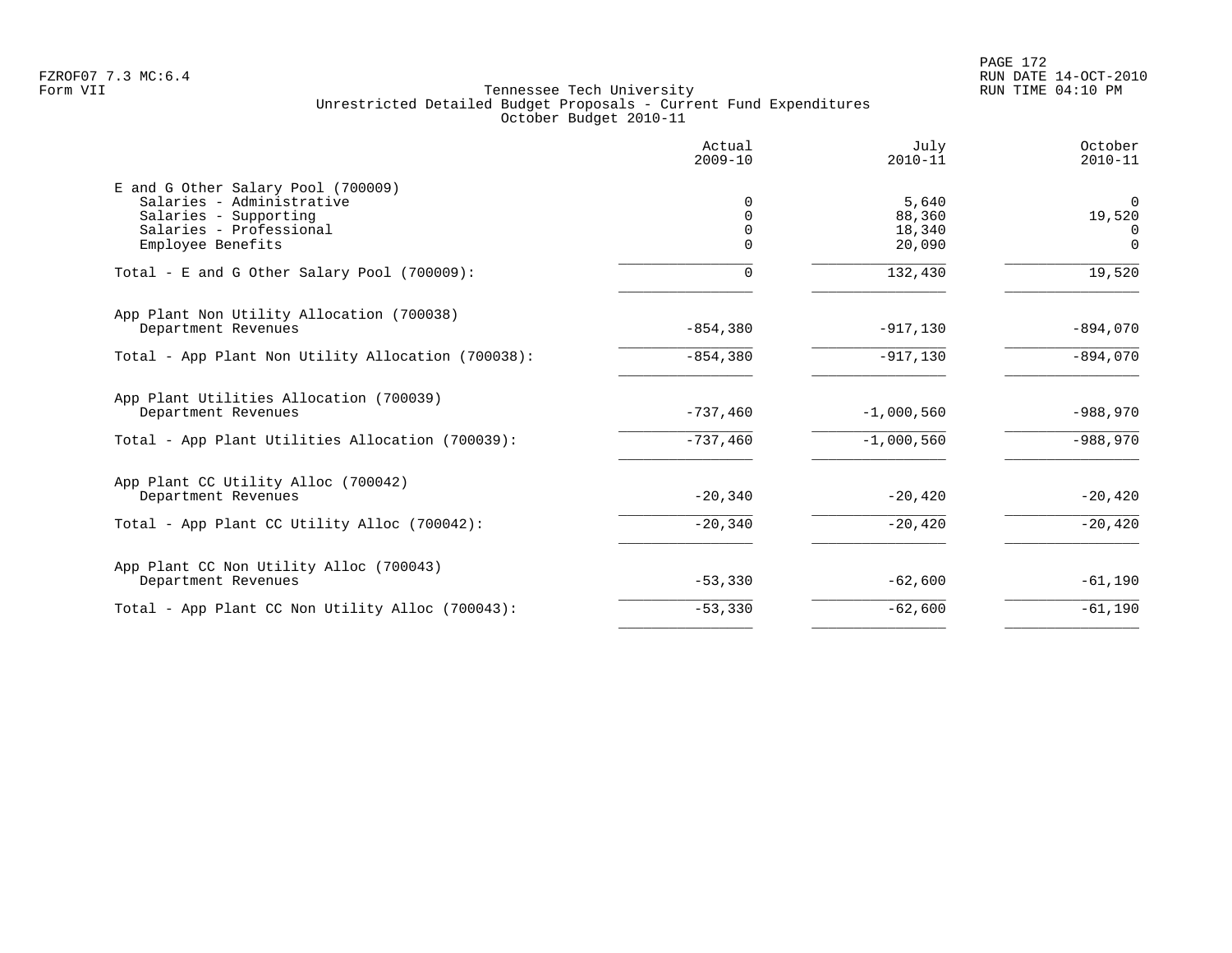Tennessee Tech University
Unrestricted Detailed Budget Proposals - Current Fund Expenditures
October Budget 2010-11

| | Actual 2009-10 | July 2010-11 | October 2010-11 |
|---|---|---|---|
| **E and G Other Salary Pool (700009)** | | | |
| Salaries - Administrative | 0 | 5,640 | 0 |
| Salaries - Supporting | 0 | 88,360 | 19,520 |
| Salaries - Professional | 0 | 18,340 | 0 |
| Employee Benefits | 0 | 20,090 | 0 |
| Total - E and G Other Salary Pool (700009): | 0 | 132,430 | 19,520 |
| **App Plant Non Utility Allocation (700038)** | | | |
| Department Revenues | -854,380 | -917,130 | -894,070 |
| Total - App Plant Non Utility Allocation (700038): | -854,380 | -917,130 | -894,070 |
| **App Plant Utilities Allocation (700039)** | | | |
| Department Revenues | -737,460 | -1,000,560 | -988,970 |
| Total - App Plant Utilities Allocation (700039): | -737,460 | -1,000,560 | -988,970 |
| **App Plant CC Utility Alloc (700042)** | | | |
| Department Revenues | -20,340 | -20,420 | -20,420 |
| Total - App Plant CC Utility Alloc (700042): | -20,340 | -20,420 | -20,420 |
| **App Plant CC Non Utility Alloc (700043)** | | | |
| Department Revenues | -53,330 | -62,600 | -61,190 |
| Total - App Plant CC Non Utility Alloc (700043): | -53,330 | -62,600 | -61,190 |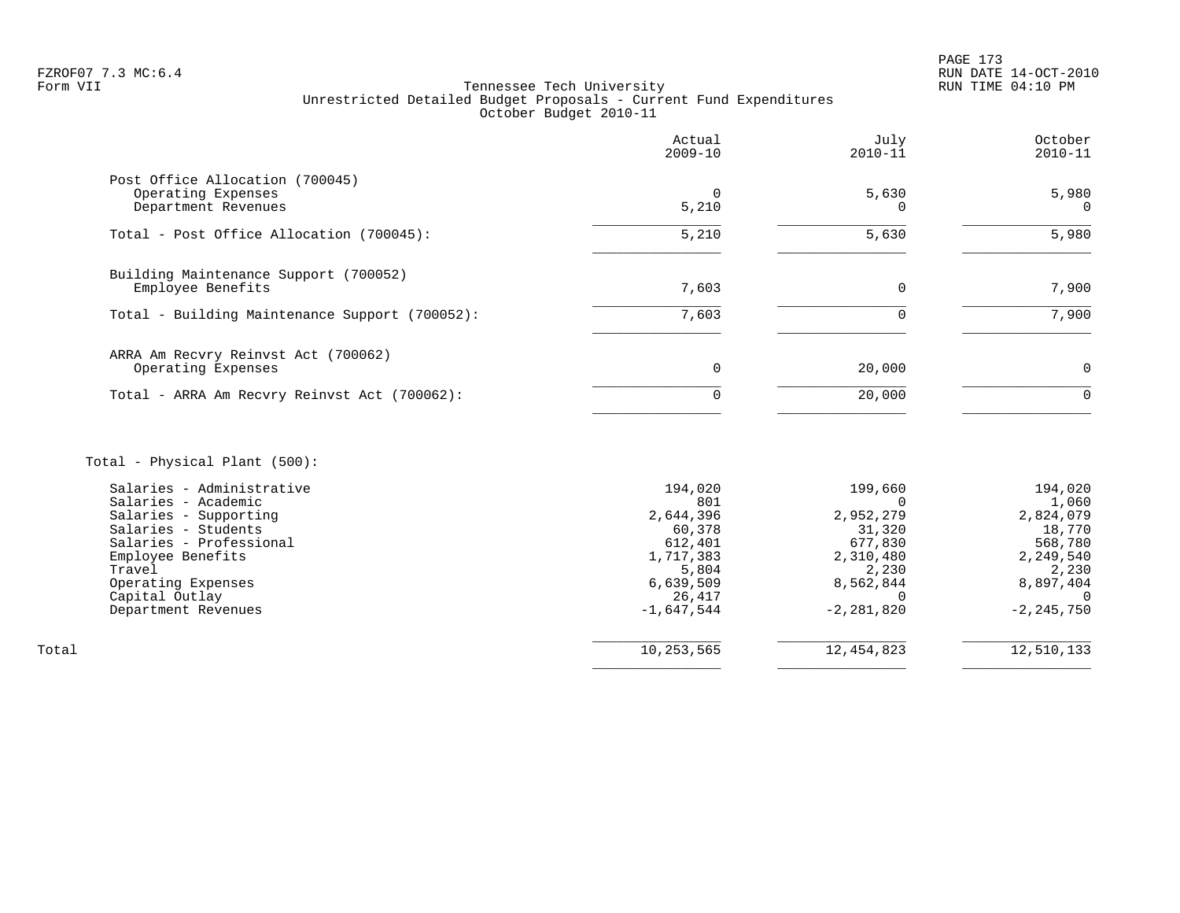FZROF07 7.3 MC:6.4
Form VII

Tennessee Tech University
Unrestricted Detailed Budget Proposals - Current Fund Expenditures
October Budget 2010-11

| | Actual 2009-10 | July 2010-11 | October 2010-11 |
|---|---|---|---|
| **Post Office Allocation (700045)** | | | |
| Operating Expenses | 0 | 5,630 | 5,980 |
| Department Revenues | 5,210 | 0 | 0 |
| Total - Post Office Allocation (700045): | 5,210 | 5,630 | 5,980 |
| **Building Maintenance Support (700052)** | | | |
| Employee Benefits | 7,603 | 0 | 7,900 |
| Total - Building Maintenance Support (700052): | 7,603 | 0 | 7,900 |
| **ARRA Am Recvry Reinvst Act (700062)** | | | |
| Operating Expenses | 0 | 20,000 | 0 |
| Total - ARRA Am Recvry Reinvst Act (700062): | 0 | 20,000 | 0 |
| **Total - Physical Plant (500):** | | | |
| Salaries - Administrative | 194,020 | 199,660 | 194,020 |
| Salaries - Academic | 801 | 0 | 1,060 |
| Salaries - Supporting | 2,644,396 | 2,952,279 | 2,824,079 |
| Salaries - Students | 60,378 | 31,320 | 18,770 |
| Salaries - Professional | 612,401 | 677,830 | 568,780 |
| Employee Benefits | 1,717,383 | 2,310,480 | 2,249,540 |
| Travel | 5,804 | 2,230 | 2,230 |
| Operating Expenses | 6,639,509 | 8,562,844 | 8,897,404 |
| Capital Outlay | 26,417 | 0 | 0 |
| Department Revenues | -1,647,544 | -2,281,820 | -2,245,750 |
| Total | 10,253,565 | 12,454,823 | 12,510,133 |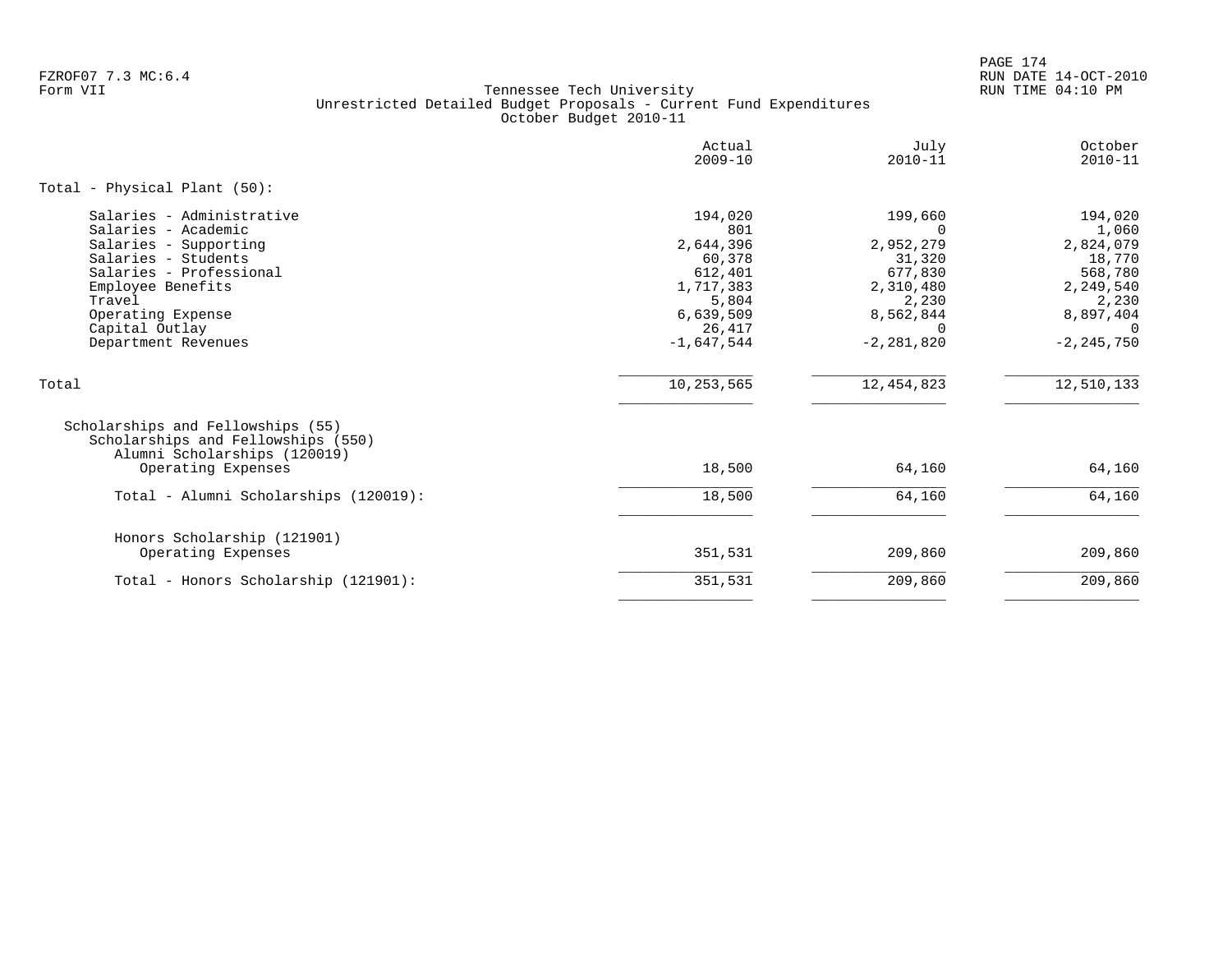Tennessee Tech University
Unrestricted Detailed Budget Proposals - Current Fund Expenditures
October Budget 2010-11

| | Actual 2009-10 | July 2010-11 | October 2010-11 |
|---|---|---|---|
| **Total - Physical Plant (50):** | | | |
| Salaries - Administrative | 194,020 | 199,660 | 194,020 |
| Salaries - Academic | 801 | 0 | 1,060 |
| Salaries - Supporting | 2,644,396 | 2,952,279 | 2,824,079 |
| Salaries - Students | 60,378 | 31,320 | 18,770 |
| Salaries - Professional | 612,401 | 677,830 | 568,780 |
| Employee Benefits | 1,717,383 | 2,310,480 | 2,249,540 |
| Travel | 5,804 | 2,230 | 2,230 |
| Operating Expense | 6,639,509 | 8,562,844 | 8,897,404 |
| Capital Outlay | 26,417 | 0 | 0 |
| Department Revenues | -1,647,544 | -2,281,820 | -2,245,750 |
| Total | 10,253,565 | 12,454,823 | 12,510,133 |
| Scholarships and Fellowships (55) | | | |
| Scholarships and Fellowships (550) | | | |
| Alumni Scholarships (120019) | | | |
| Operating Expenses | 18,500 | 64,160 | 64,160 |
| Total - Alumni Scholarships (120019): | 18,500 | 64,160 | 64,160 |
| Honors Scholarship (121901) | | | |
| Operating Expenses | 351,531 | 209,860 | 209,860 |
| Total - Honors Scholarship (121901): | 351,531 | 209,860 | 209,860 |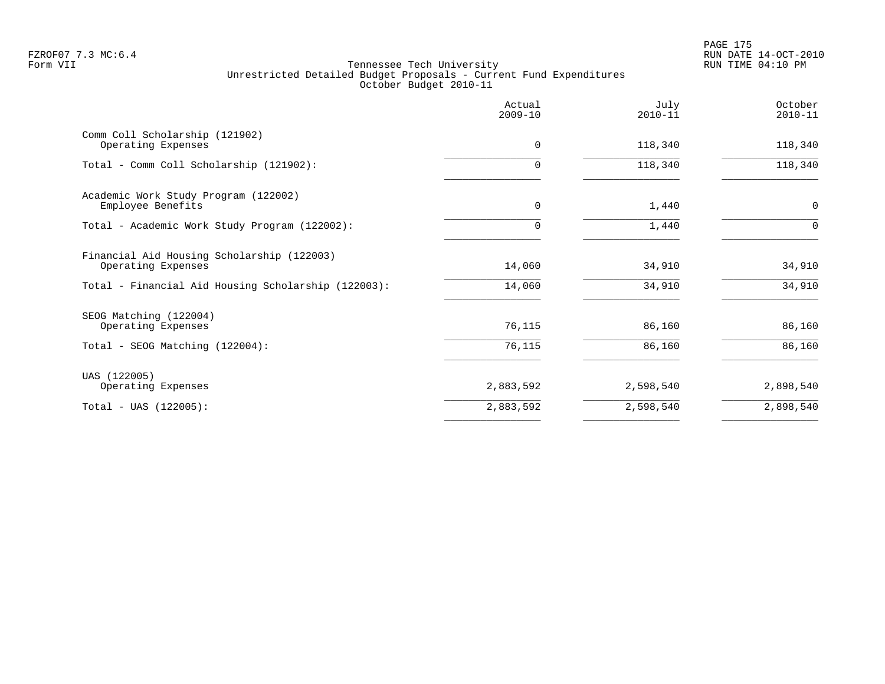FZROF07 7.3 MC:6.4
Form VII

Tennessee Tech University
Unrestricted Detailed Budget Proposals - Current Fund Expenditures
October Budget 2010-11

RUN DATE 14-OCT-2010
RUN TIME 04:10 PM

| | Actual 2009-10 | July 2010-11 | October 2010-11 |
|---|---|---|---|
| Comm Coll Scholarship (121902) | | | |
| Operating Expenses | 0 | 118,340 | 118,340 |
| Total - Comm Coll Scholarship (121902): | 0 | 118,340 | 118,340 |
| Academic Work Study Program (122002) | | | |
| Employee Benefits | 0 | 1,440 | 0 |
| Total - Academic Work Study Program (122002): | 0 | 1,440 | 0 |
| Financial Aid Housing Scholarship (122003) | | | |
| Operating Expenses | 14,060 | 34,910 | 34,910 |
| Total - Financial Aid Housing Scholarship (122003): | 14,060 | 34,910 | 34,910 |
| SEOG Matching (122004) | | | |
| Operating Expenses | 76,115 | 86,160 | 86,160 |
| Total - SEOG Matching (122004): | 76,115 | 86,160 | 86,160 |
| UAS (122005) | | | |
| Operating Expenses | 2,883,592 | 2,598,540 | 2,898,540 |
| Total - UAS (122005): | 2,883,592 | 2,598,540 | 2,898,540 |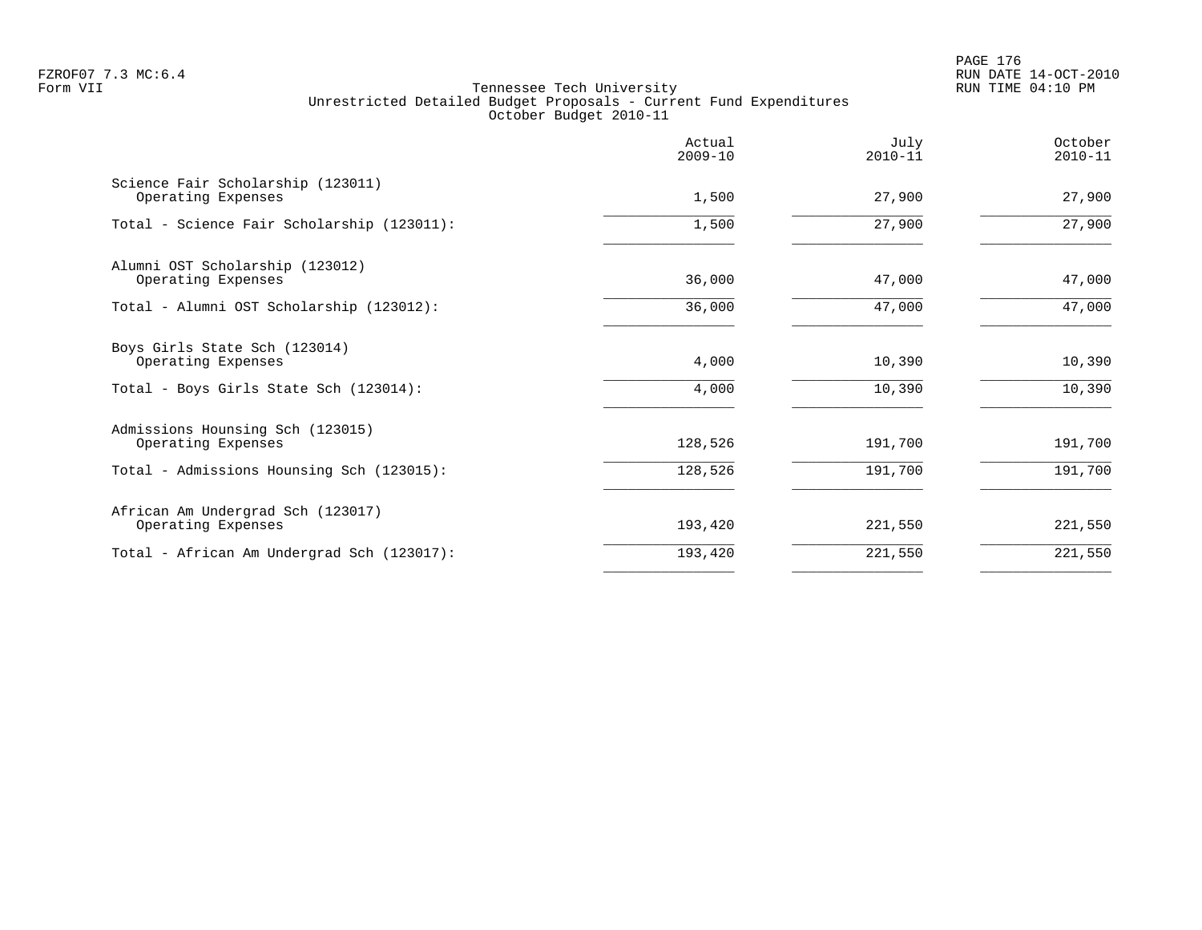FZROF07 7.3 MC:6.4
Form VII

RUN DATE 14-OCT-2010
RUN TIME 04:10 PM

Tennessee Tech University
Unrestricted Detailed Budget Proposals - Current Fund Expenditures
October Budget 2010-11

| | Actual 2009-10 | July 2010-11 | October 2010-11 |
|---|---|---|---|
| Science Fair Scholarship (123011) | | | |
| Operating Expenses | 1,500 | 27,900 | 27,900 |
| Total - Science Fair Scholarship (123011): | 1,500 | 27,900 | 27,900 |
| Alumni OST Scholarship (123012) | | | |
| Operating Expenses | 36,000 | 47,000 | 47,000 |
| Total - Alumni OST Scholarship (123012): | 36,000 | 47,000 | 47,000 |
| Boys Girls State Sch (123014) | | | |
| Operating Expenses | 4,000 | 10,390 | 10,390 |
| Total - Boys Girls State Sch (123014): | 4,000 | 10,390 | 10,390 |
| Admissions Hounsing Sch (123015) | | | |
| Operating Expenses | 128,526 | 191,700 | 191,700 |
| Total - Admissions Hounsing Sch (123015): | 128,526 | 191,700 | 191,700 |
| African Am Undergrad Sch (123017) | | | |
| Operating Expenses | 193,420 | 221,550 | 221,550 |
| Total - African Am Undergrad Sch (123017): | 193,420 | 221,550 | 221,550 |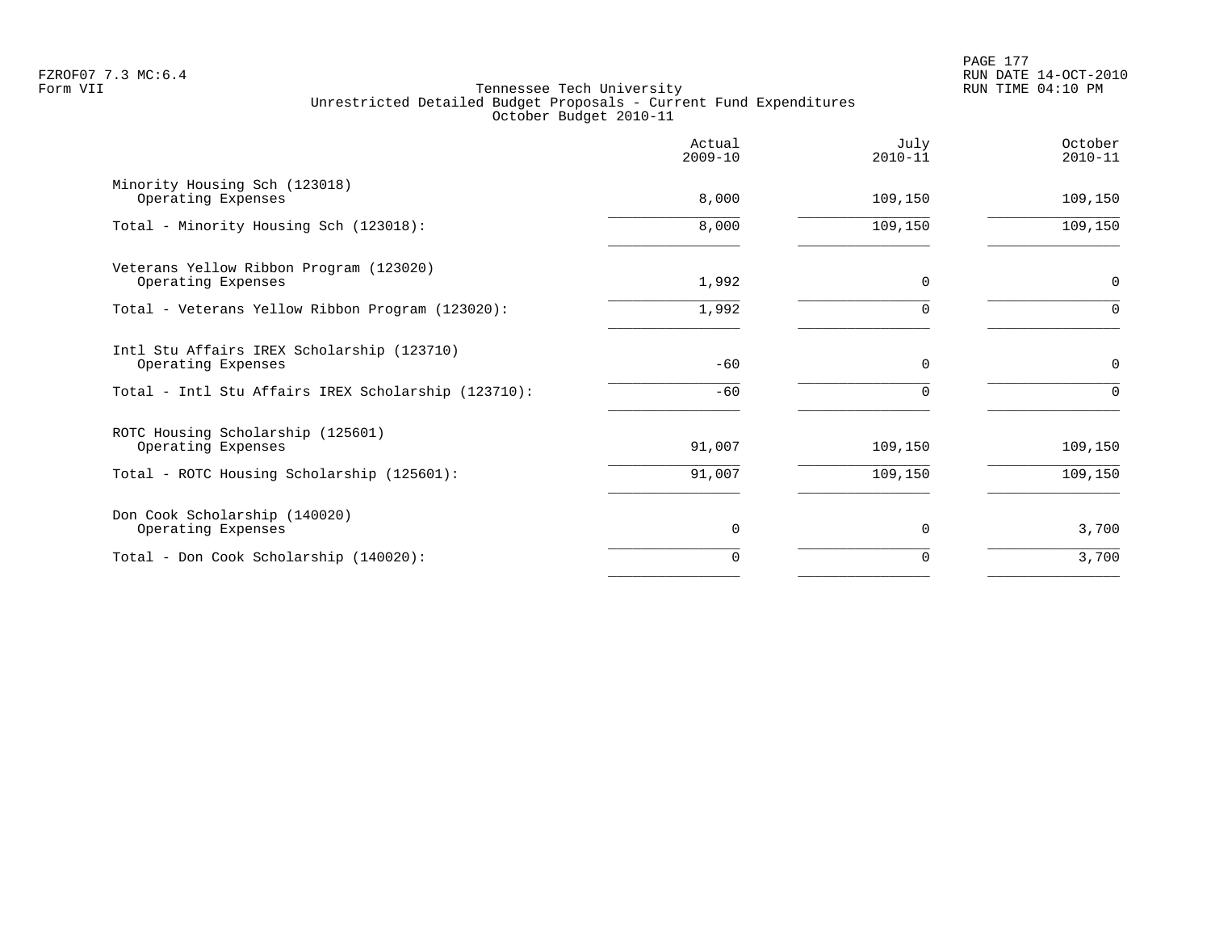FZROF07 7.3 MC:6.4
Form VII

Tennessee Tech University
Unrestricted Detailed Budget Proposals - Current Fund Expenditures
October Budget 2010-11

PAGE 177
RUN DATE 14-OCT-2010
RUN TIME 04:10 PM

| | Actual 2009-10 | July 2010-11 | October 2010-11 |
|---|---:|---:|---:|
| Minority Housing Sch (123018) | | | |
| Operating Expenses | 8,000 | 109,150 | 109,150 |
| Total - Minority Housing Sch (123018): | 8,000 | 109,150 | 109,150 |
| Veterans Yellow Ribbon Program (123020) | | | |
| Operating Expenses | 1,992 | 0 | 0 |
| Total - Veterans Yellow Ribbon Program (123020): | 1,992 | 0 | 0 |
| Intl Stu Affairs IREX Scholarship (123710) | | | |
| Operating Expenses | -60 | 0 | 0 |
| Total - Intl Stu Affairs IREX Scholarship (123710): | -60 | 0 | 0 |
| ROTC Housing Scholarship (125601) | | | |
| Operating Expenses | 91,007 | 109,150 | 109,150 |
| Total - ROTC Housing Scholarship (125601): | 91,007 | 109,150 | 109,150 |
| Don Cook Scholarship (140020) | | | |
| Operating Expenses | 0 | 0 | 3,700 |
| Total - Don Cook Scholarship (140020): | 0 | 0 | 3,700 |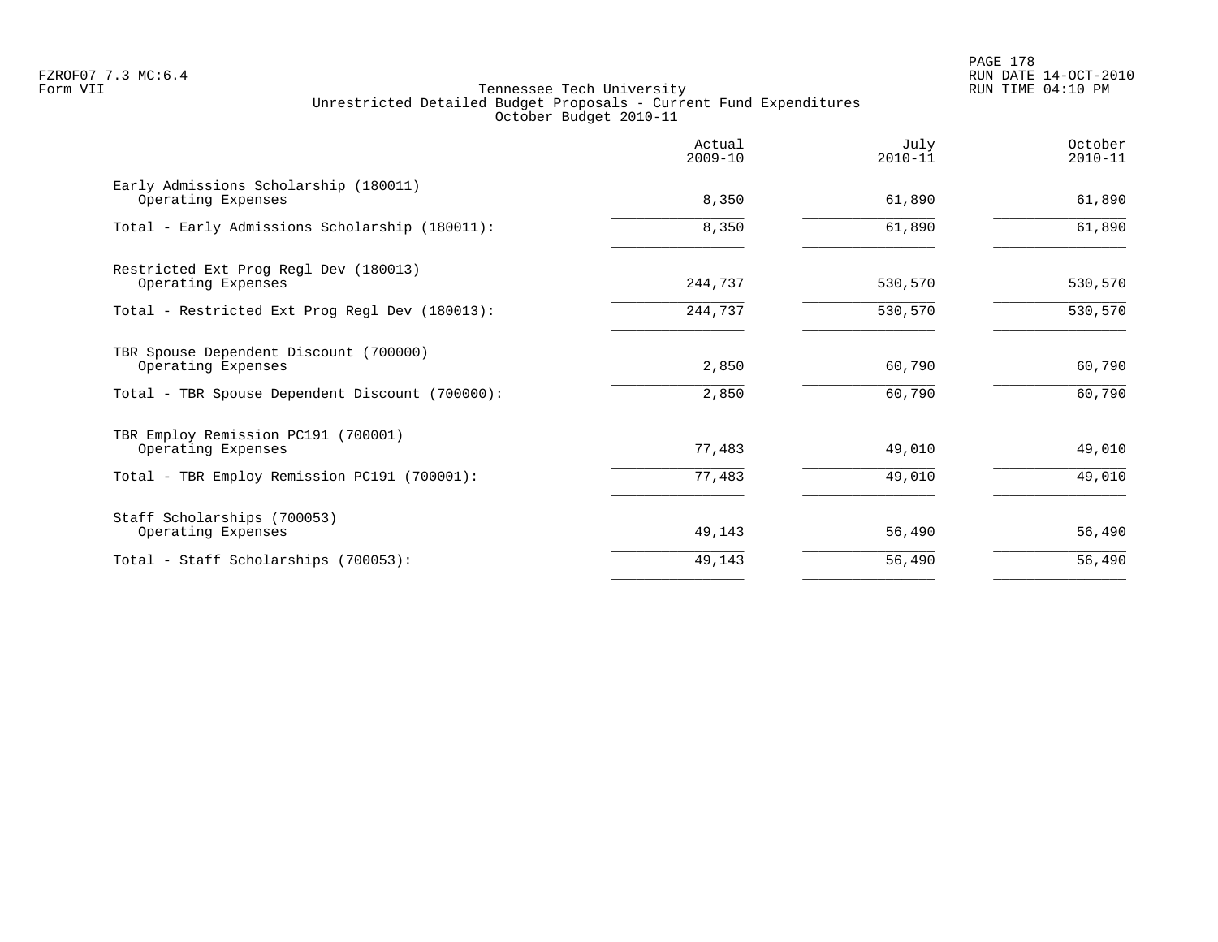# Tennessee Tech University
## Unrestricted Detailed Budget Proposals - Current Fund Expenditures
### October Budget 2010-11

Form VII

| | Actual 2009-10 | July 2010-11 | October 2010-11 |
|---|---|---|---|
| Early Admissions Scholarship (180011) | | | |
| Operating Expenses | 8,350 | 61,890 | 61,890 |
| Total - Early Admissions Scholarship (180011): | 8,350 | 61,890 | 61,890 |
| Restricted Ext Prog Regl Dev (180013) | | | |
| Operating Expenses | 244,737 | 530,570 | 530,570 |
| Total - Restricted Ext Prog Regl Dev (180013): | 244,737 | 530,570 | 530,570 |
| TBR Spouse Dependent Discount (700000) | | | |
| Operating Expenses | 2,850 | 60,790 | 60,790 |
| Total - TBR Spouse Dependent Discount (700000): | 2,850 | 60,790 | 60,790 |
| TBR Employ Remission PC191 (700001) | | | |
| Operating Expenses | 77,483 | 49,010 | 49,010 |
| Total - TBR Employ Remission PC191 (700001): | 77,483 | 49,010 | 49,010 |
| Staff Scholarships (700053) | | | |
| Operating Expenses | 49,143 | 56,490 | 56,490 |
| Total - Staff Scholarships (700053): | 49,143 | 56,490 | 56,490 |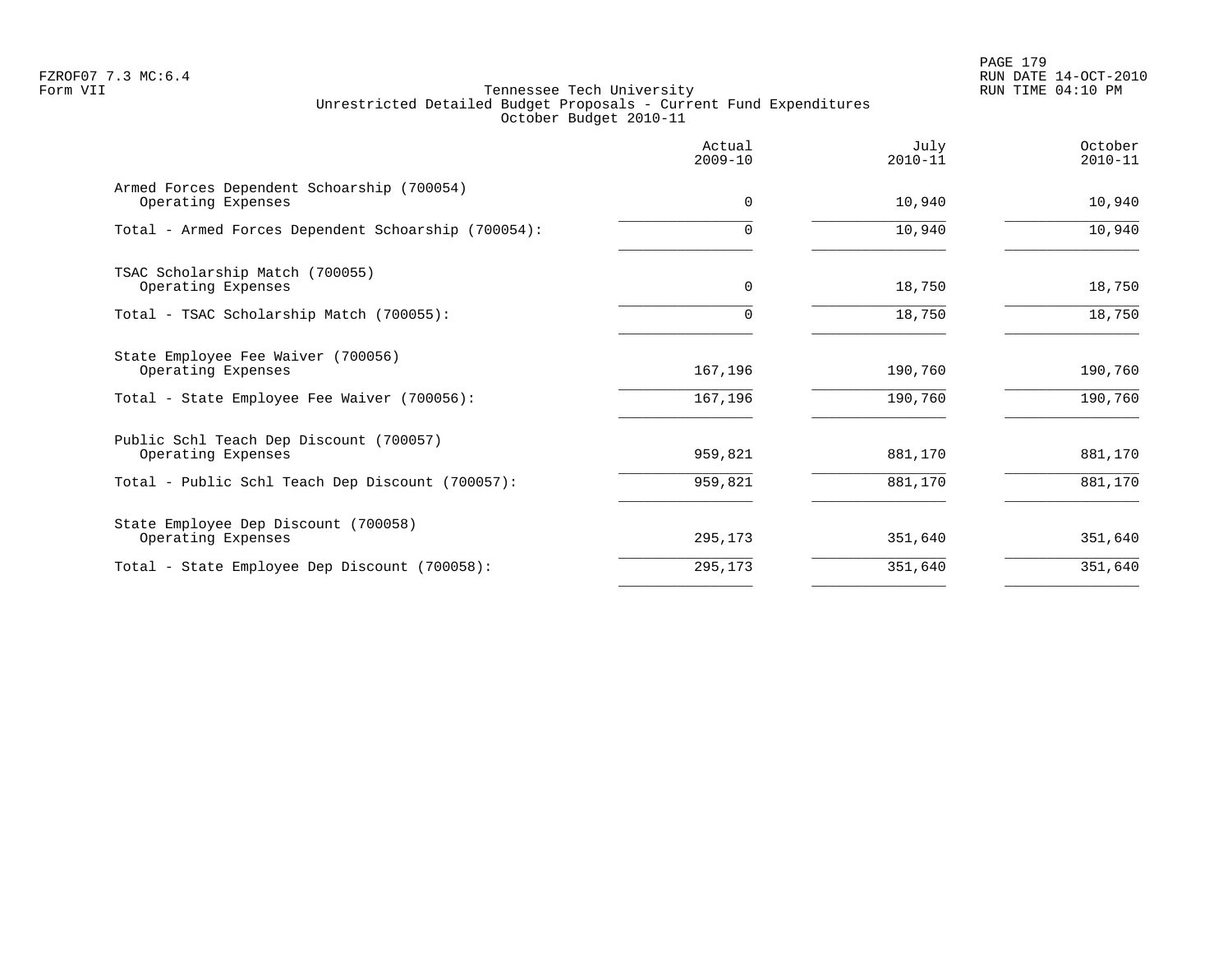Tennessee Tech University
Unrestricted Detailed Budget Proposals - Current Fund Expenditures
October Budget 2010-11

| | Actual 2009-10 | July 2010-11 | October 2010-11 |
|---|---:|---:|---:|
| Armed Forces Dependent Schoarship (700054) | | | |
| Operating Expenses | 0 | 10,940 | 10,940 |
| Total - Armed Forces Dependent Schoarship (700054): | 0 | 10,940 | 10,940 |
| TSAC Scholarship Match (700055) | | | |
| Operating Expenses | 0 | 18,750 | 18,750 |
| Total - TSAC Scholarship Match (700055): | 0 | 18,750 | 18,750 |
| State Employee Fee Waiver (700056) | | | |
| Operating Expenses | 167,196 | 190,760 | 190,760 |
| Total - State Employee Fee Waiver (700056): | 167,196 | 190,760 | 190,760 |
| Public Schl Teach Dep Discount (700057) | | | |
| Operating Expenses | 959,821 | 881,170 | 881,170 |
| Total - Public Schl Teach Dep Discount (700057): | 959,821 | 881,170 | 881,170 |
| State Employee Dep Discount (700058) | | | |
| Operating Expenses | 295,173 | 351,640 | 351,640 |
| Total - State Employee Dep Discount (700058): | 295,173 | 351,640 | 351,640 |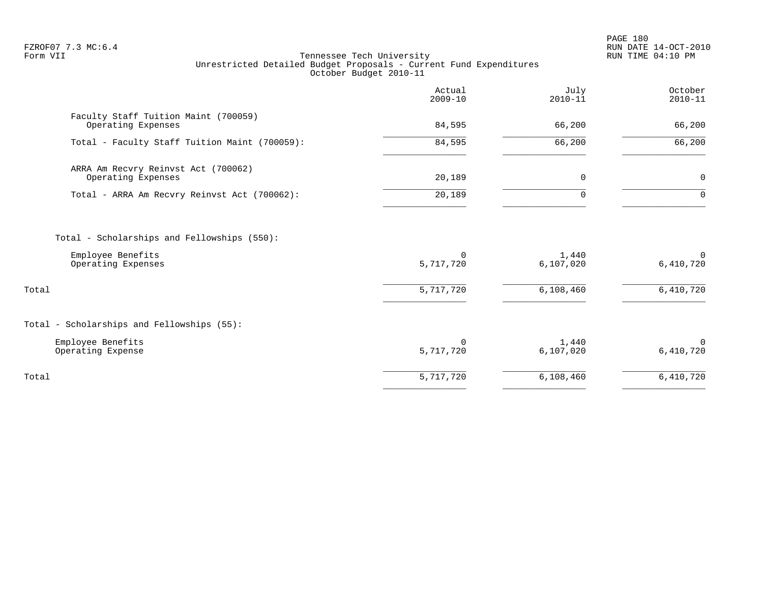FZROF07 7.3 MC:6.4
Form VII

Tennessee Tech University
Unrestricted Detailed Budget Proposals - Current Fund Expenditures
October Budget 2010-11

| | Actual 2009-10 | July 2010-11 | October 2010-11 |
|---|---|---|---|
| Faculty Staff Tuition Maint (700059) | | | |
| Operating Expenses | 84,595 | 66,200 | 66,200 |
| Total - Faculty Staff Tuition Maint (700059): | 84,595 | 66,200 | 66,200 |
| ARRA Am Recvry Reinvst Act (700062) | | | |
| Operating Expenses | 20,189 | 0 | 0 |
| Total - ARRA Am Recvry Reinvst Act (700062): | 20,189 | 0 | 0 |
| Total - Scholarships and Fellowships (550): | | | |
| Employee Benefits | 0 | 1,440 | 0 |
| Operating Expenses | 5,717,720 | 6,107,020 | 6,410,720 |
| Total | 5,717,720 | 6,108,460 | 6,410,720 |
| Total - Scholarships and Fellowships (55): | | | |
| Employee Benefits | 0 | 1,440 | 0 |
| Operating Expense | 5,717,720 | 6,107,020 | 6,410,720 |
| Total | 5,717,720 | 6,108,460 | 6,410,720 |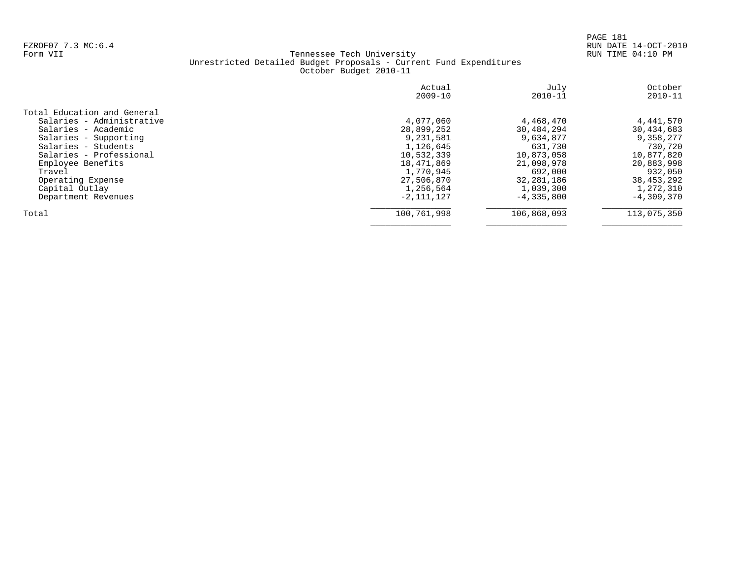FZROF07 7.3 MC:6.4
Form VII

Tennessee Tech University
Unrestricted Detailed Budget Proposals - Current Fund Expenditures
October Budget 2010-11

RUN DATE 14-OCT-2010
RUN TIME 04:10 PM

| | Actual 2009-10 | July 2010-11 | October 2010-11 |
|---|---|---|---|
| Total Education and General | | | |
| Salaries - Administrative | 4,077,060 | 4,468,470 | 4,441,570 |
| Salaries - Academic | 28,899,252 | 30,484,294 | 30,434,683 |
| Salaries - Supporting | 9,231,581 | 9,634,877 | 9,358,277 |
| Salaries - Students | 1,126,645 | 631,730 | 730,720 |
| Salaries - Professional | 10,532,339 | 10,873,058 | 10,877,820 |
| Employee Benefits | 18,471,869 | 21,098,978 | 20,883,998 |
| Travel | 1,770,945 | 692,000 | 932,050 |
| Operating Expense | 27,506,870 | 32,281,186 | 38,453,292 |
| Capital Outlay | 1,256,564 | 1,039,300 | 1,272,310 |
| Department Revenues | -2,111,127 | -4,335,800 | -4,309,370 |
| Total | 100,761,998 | 106,868,093 | 113,075,350 |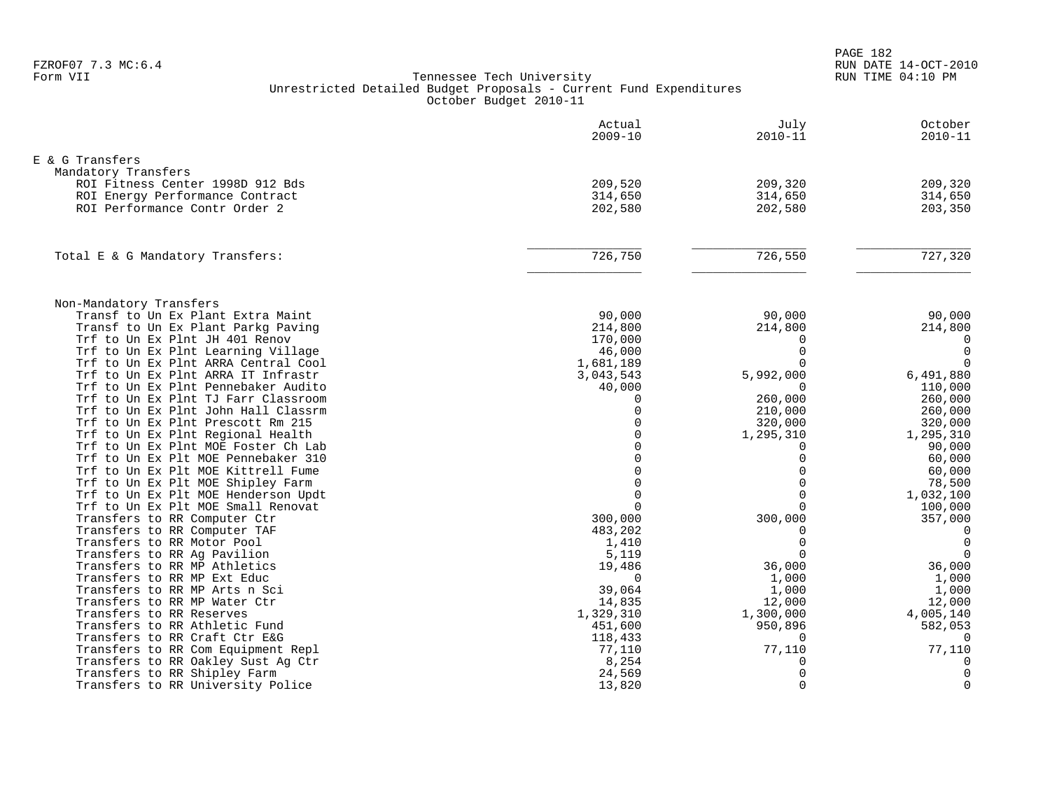FZROF07 7.3 MC:6.4
Form VII

# Tennessee Tech University
## Unrestricted Detailed Budget Proposals - Current Fund Expenditures
### October Budget 2010-11

| | Actual 2009-10 | July 2010-11 | October 2010-11 |
|---|---|---|---|
| **E & G Transfers** | | | |
| **Mandatory Transfers** | | | |
| ROI Fitness Center 1998D 912 Bds | 209,520 | 209,320 | 209,320 |
| ROI Energy Performance Contract | 314,650 | 314,650 | 314,650 |
| ROI Performance Contr Order 2 | 202,580 | 202,580 | 203,350 |
| Total E & G Mandatory Transfers: | 726,750 | 726,550 | 727,320 |
| **Non-Mandatory Transfers** | | | |
| Transf to Un Ex Plant Extra Maint | 90,000 | 90,000 | 90,000 |
| Transf to Un Ex Plant Parkg Paving | 214,800 | 214,800 | 214,800 |
| Trf to Un Ex Plnt JH 401 Renov | 170,000 | 0 | 0 |
| Trf to Un Ex Plnt Learning Village | 46,000 | 0 | 0 |
| Trf to Un Ex Plnt ARRA Central Cool | 1,681,189 | 0 | 0 |
| Trf to Un Ex Plnt ARRA IT Infrastr | 3,043,543 | 5,992,000 | 6,491,880 |
| Trf to Un Ex Plnt Pennebaker Audito | 40,000 | 0 | 110,000 |
| Trf to Un Ex Plnt TJ Farr Classroom | 0 | 260,000 | 260,000 |
| Trf to Un Ex Plnt John Hall Classrm | 0 | 210,000 | 260,000 |
| Trf to Un Ex Plnt Prescott Rm 215 | 0 | 320,000 | 320,000 |
| Trf to Un Ex Plnt Regional Health | 0 | 1,295,310 | 1,295,310 |
| Trf to Un Ex Plnt MOE Foster Ch Lab | 0 | 0 | 90,000 |
| Trf to Un Ex Plt MOE Pennebaker 310 | 0 | 0 | 60,000 |
| Trf to Un Ex Plt MOE Kittrell Fume | 0 | 0 | 60,000 |
| Trf to Un Ex Plt MOE Shipley Farm | 0 | 0 | 78,500 |
| Trf to Un Ex Plt MOE Henderson Updt | 0 | 0 | 1,032,100 |
| Trf to Un Ex Plt MOE Small Renovat | 0 | 0 | 100,000 |
| Transfers to RR Computer Ctr | 300,000 | 300,000 | 357,000 |
| Transfers to RR Computer TAF | 483,202 | 0 | 0 |
| Transfers to RR Motor Pool | 1,410 | 0 | 0 |
| Transfers to RR Ag Pavilion | 5,119 | 0 | 0 |
| Transfers to RR MP Athletics | 19,486 | 36,000 | 36,000 |
| Transfers to RR MP Ext Educ | 0 | 1,000 | 1,000 |
| Transfers to RR MP Arts n Sci | 39,064 | 1,000 | 1,000 |
| Transfers to RR MP Water Ctr | 14,835 | 12,000 | 12,000 |
| Transfers to RR Reserves | 1,329,310 | 1,300,000 | 4,005,140 |
| Transfers to RR Athletic Fund | 451,600 | 950,896 | 582,053 |
| Transfers to RR Craft Ctr E&G | 118,433 | 0 | 0 |
| Transfers to RR Com Equipment Repl | 77,110 | 77,110 | 77,110 |
| Transfers to RR Oakley Sust Ag Ctr | 8,254 | 0 | 0 |
| Transfers to RR Shipley Farm | 24,569 | 0 | 0 |
| Transfers to RR University Police | 13,820 | 0 | 0 |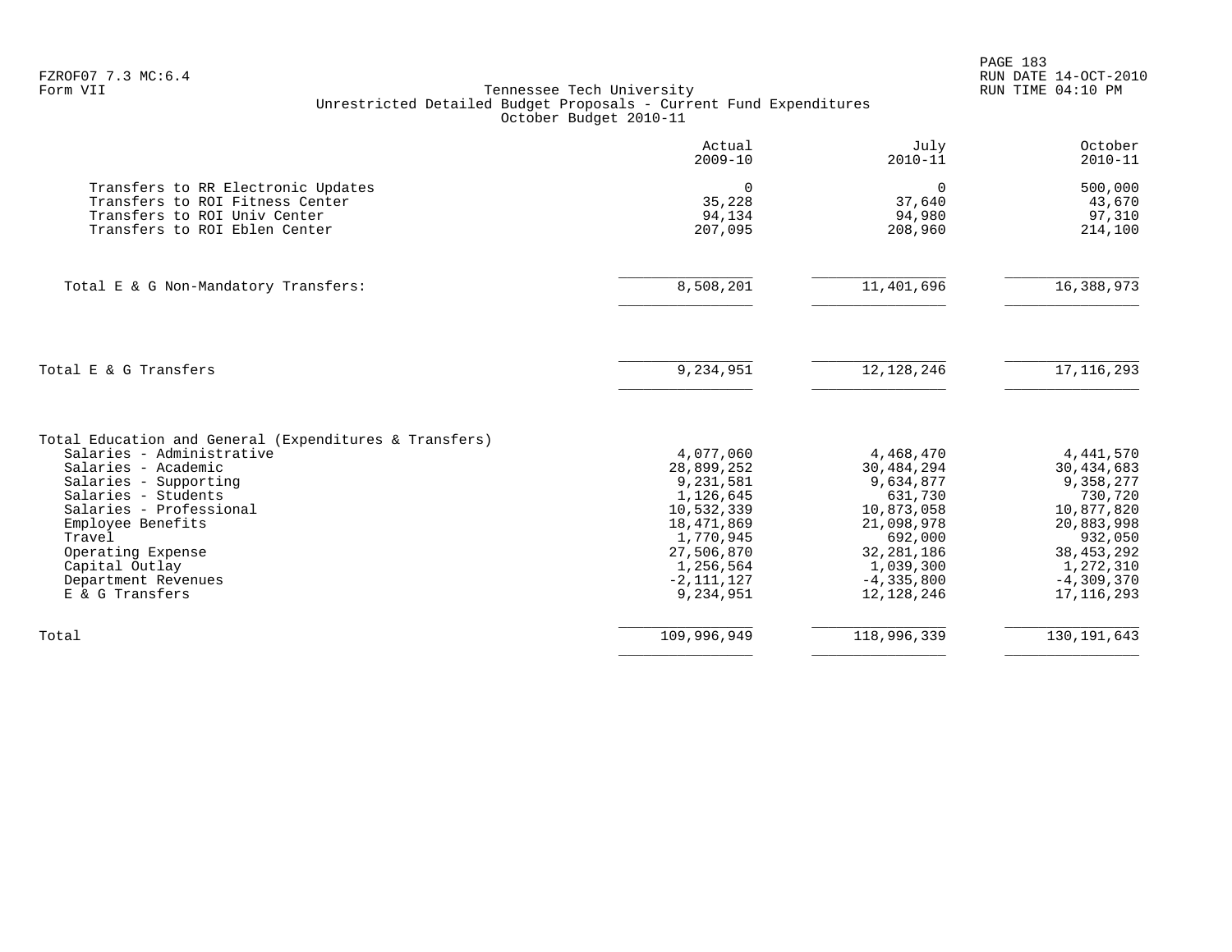FZROF07 7.3 MC:6.4
Form VII

Tennessee Tech University
Unrestricted Detailed Budget Proposals - Current Fund Expenditures
October Budget 2010-11

| | Actual 2009-10 | July 2010-11 | October 2010-11 |
|---|---|---|---|
| Transfers to RR Electronic Updates | 0 | 0 | 500,000 |
| Transfers to ROI Fitness Center | 35,228 | 37,640 | 43,670 |
| Transfers to ROI Univ Center | 94,134 | 94,980 | 97,310 |
| Transfers to ROI Eblen Center | 207,095 | 208,960 | 214,100 |
| Total E & G Non-Mandatory Transfers: | 8,508,201 | 11,401,696 | 16,388,973 |
| Total E & G Transfers | 9,234,951 | 12,128,246 | 17,116,293 |
| Total Education and General (Expenditures & Transfers) | | | |
| Salaries - Administrative | 4,077,060 | 4,468,470 | 4,441,570 |
| Salaries - Academic | 28,899,252 | 30,484,294 | 30,434,683 |
| Salaries - Supporting | 9,231,581 | 9,634,877 | 9,358,277 |
| Salaries - Students | 1,126,645 | 631,730 | 730,720 |
| Salaries - Professional | 10,532,339 | 10,873,058 | 10,877,820 |
| Employee Benefits | 18,471,869 | 21,098,978 | 20,883,998 |
| Travel | 1,770,945 | 692,000 | 932,050 |
| Operating Expense | 27,506,870 | 32,281,186 | 38,453,292 |
| Capital Outlay | 1,256,564 | 1,039,300 | 1,272,310 |
| Department Revenues | -2,111,127 | -4,335,800 | -4,309,370 |
| E & G Transfers | 9,234,951 | 12,128,246 | 17,116,293 |
| Total | 109,996,949 | 118,996,339 | 130,191,643 |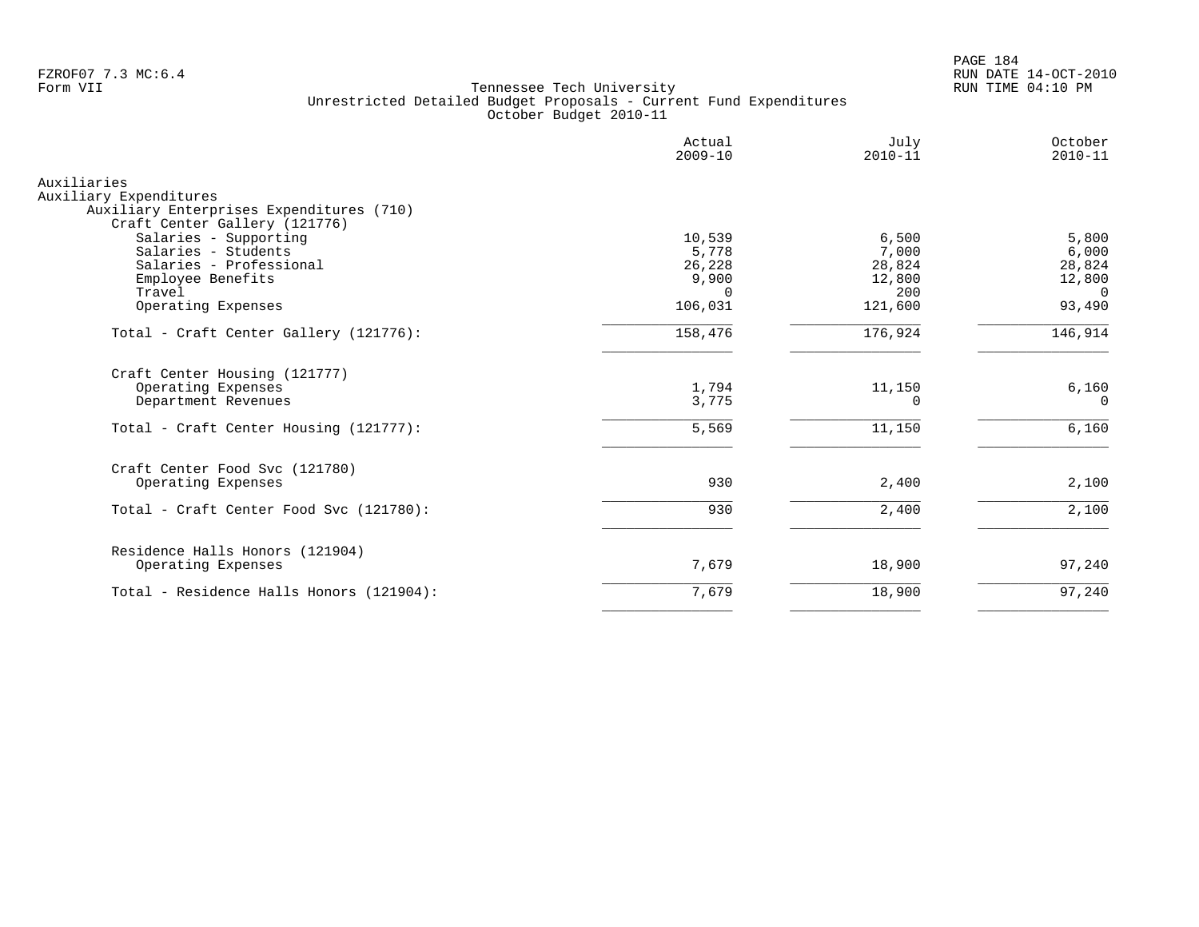Tennessee Tech University
Unrestricted Detailed Budget Proposals - Current Fund Expenditures
October Budget 2010-11

| | Actual 2009-10 | July 2010-11 | October 2010-11 |
|---|---|---|---|
| Auxiliaries | | | |
| Auxiliary Expenditures | | | |
| Auxiliary Enterprises Expenditures (710) | | | |
| Craft Center Gallery (121776) | | | |
| Salaries - Supporting | 10,539 | 6,500 | 5,800 |
| Salaries - Students | 5,778 | 7,000 | 6,000 |
| Salaries - Professional | 26,228 | 28,824 | 28,824 |
| Employee Benefits | 9,900 | 12,800 | 12,800 |
| Travel | 0 | 200 | 0 |
| Operating Expenses | 106,031 | 121,600 | 93,490 |
| Total - Craft Center Gallery (121776): | 158,476 | 176,924 | 146,914 |
| Craft Center Housing (121777) | | | |
| Operating Expenses | 1,794 | 11,150 | 6,160 |
| Department Revenues | 3,775 | 0 | 0 |
| Total - Craft Center Housing (121777): | 5,569 | 11,150 | 6,160 |
| Craft Center Food Svc (121780) | | | |
| Operating Expenses | 930 | 2,400 | 2,100 |
| Total - Craft Center Food Svc (121780): | 930 | 2,400 | 2,100 |
| Residence Halls Honors (121904) | | | |
| Operating Expenses | 7,679 | 18,900 | 97,240 |
| Total - Residence Halls Honors (121904): | 7,679 | 18,900 | 97,240 |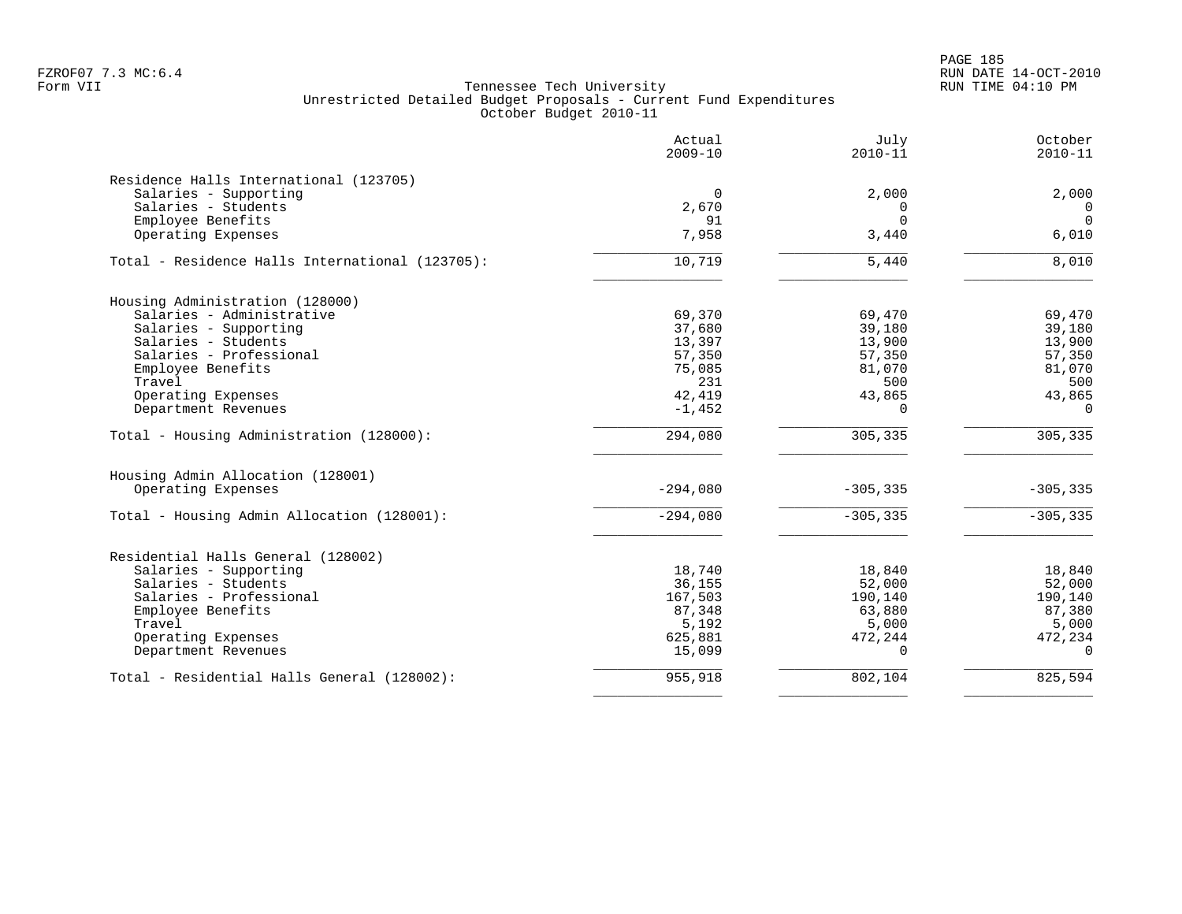FZROF07 7.3 MC:6.4
Form VII

# Tennessee Tech University
## Unrestricted Detailed Budget Proposals - Current Fund Expenditures
### October Budget 2010-11

| | Actual 2009-10 | July 2010-11 | October 2010-11 |
|---|---|---|---|
| **Residence Halls International (123705)** | | | |
| Salaries - Supporting | 0 | 2,000 | 2,000 |
| Salaries - Students | 2,670 | 0 | 0 |
| Employee Benefits | 91 | 0 | 0 |
| Operating Expenses | 7,958 | 3,440 | 6,010 |
| Total - Residence Halls International (123705): | 10,719 | 5,440 | 8,010 |
| **Housing Administration (128000)** | | | |
| Salaries - Administrative | 69,370 | 69,470 | 69,470 |
| Salaries - Supporting | 37,680 | 39,180 | 39,180 |
| Salaries - Students | 13,397 | 13,900 | 13,900 |
| Salaries - Professional | 57,350 | 57,350 | 57,350 |
| Employee Benefits | 75,085 | 81,070 | 81,070 |
| Travel | 231 | 500 | 500 |
| Operating Expenses | 42,419 | 43,865 | 43,865 |
| Department Revenues | -1,452 | 0 | 0 |
| Total - Housing Administration (128000): | 294,080 | 305,335 | 305,335 |
| **Housing Admin Allocation (128001)** | | | |
| Operating Expenses | -294,080 | -305,335 | -305,335 |
| Total - Housing Admin Allocation (128001): | -294,080 | -305,335 | -305,335 |
| **Residential Halls General (128002)** | | | |
| Salaries - Supporting | 18,740 | 18,840 | 18,840 |
| Salaries - Students | 36,155 | 52,000 | 52,000 |
| Salaries - Professional | 167,503 | 190,140 | 190,140 |
| Employee Benefits | 87,348 | 63,880 | 87,380 |
| Travel | 5,192 | 5,000 | 5,000 |
| Operating Expenses | 625,881 | 472,244 | 472,234 |
| Department Revenues | 15,099 | 0 | 0 |
| Total - Residential Halls General (128002): | 955,918 | 802,104 | 825,594 |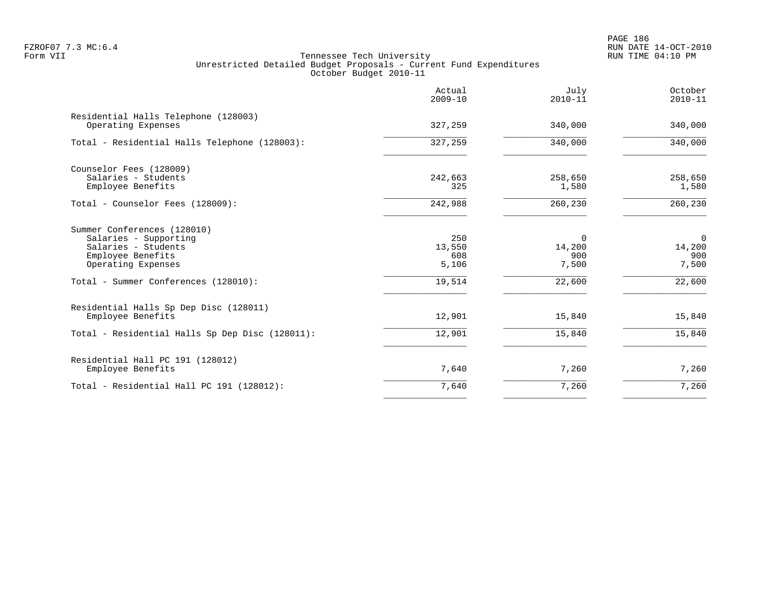FZROF07 7.3 MC:6.4
Form VII

Tennessee Tech University
Unrestricted Detailed Budget Proposals - Current Fund Expenditures
October Budget 2010-11

RUN DATE 14-OCT-2010
RUN TIME 04:10 PM

| | Actual 2009-10 | July 2010-11 | October 2010-11 |
|---|---|---|---|
| **Residential Halls Telephone (128003)** | | | |
| Operating Expenses | 327,259 | 340,000 | 340,000 |
| Total - Residential Halls Telephone (128003): | 327,259 | 340,000 | 340,000 |
| **Counselor Fees (128009)** | | | |
| Salaries - Students | 242,663 | 258,650 | 258,650 |
| Employee Benefits | 325 | 1,580 | 1,580 |
| Total - Counselor Fees (128009): | 242,988 | 260,230 | 260,230 |
| **Summer Conferences (128010)** | | | |
| Salaries - Supporting | 250 | 0 | 0 |
| Salaries - Students | 13,550 | 14,200 | 14,200 |
| Employee Benefits | 608 | 900 | 900 |
| Operating Expenses | 5,106 | 7,500 | 7,500 |
| Total - Summer Conferences (128010): | 19,514 | 22,600 | 22,600 |
| **Residential Halls Sp Dep Disc (128011)** | | | |
| Employee Benefits | 12,901 | 15,840 | 15,840 |
| Total - Residential Halls Sp Dep Disc (128011): | 12,901 | 15,840 | 15,840 |
| **Residential Hall PC 191 (128012)** | | | |
| Employee Benefits | 7,640 | 7,260 | 7,260 |
| Total - Residential Hall PC 191 (128012): | 7,640 | 7,260 | 7,260 |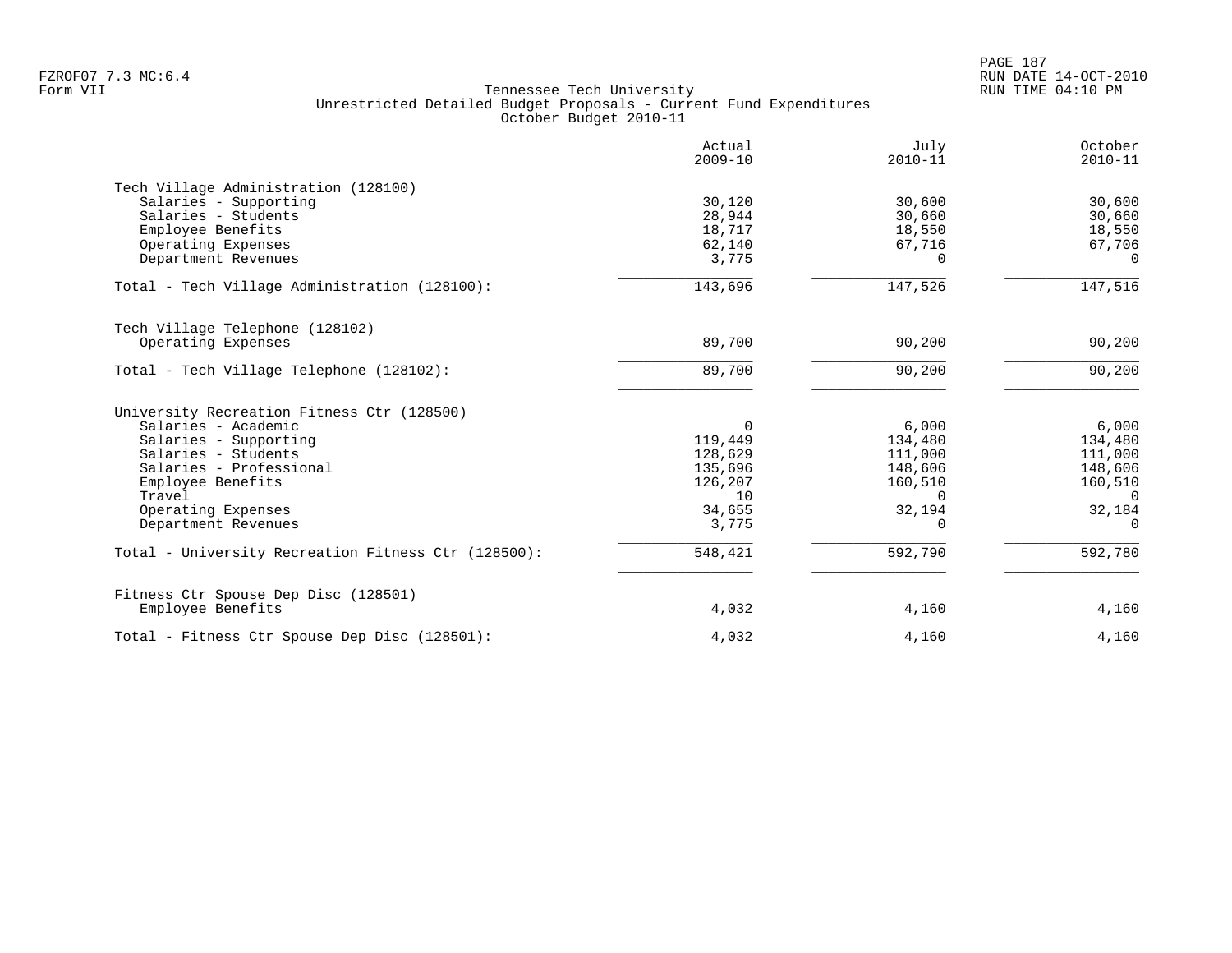FZROF07 7.3 MC:6.4
Form VII

Tennessee Tech University
Unrestricted Detailed Budget Proposals - Current Fund Expenditures
October Budget 2010-11

RUN DATE 14-OCT-2010
RUN TIME 04:10 PM

| | Actual 2009-10 | July 2010-11 | October 2010-11 |
|---|---|---|---|
| **Tech Village Administration (128100)** | | | |
| Salaries - Supporting | 30,120 | 30,600 | 30,600 |
| Salaries - Students | 28,944 | 30,660 | 30,660 |
| Employee Benefits | 18,717 | 18,550 | 18,550 |
| Operating Expenses | 62,140 | 67,716 | 67,706 |
| Department Revenues | 3,775 | 0 | 0 |
| Total - Tech Village Administration (128100): | 143,696 | 147,526 | 147,516 |
| **Tech Village Telephone (128102)** | | | |
| Operating Expenses | 89,700 | 90,200 | 90,200 |
| Total - Tech Village Telephone (128102): | 89,700 | 90,200 | 90,200 |
| **University Recreation Fitness Ctr (128500)** | | | |
| Salaries - Academic | 0 | 6,000 | 6,000 |
| Salaries - Supporting | 119,449 | 134,480 | 134,480 |
| Salaries - Students | 128,629 | 111,000 | 111,000 |
| Salaries - Professional | 135,696 | 148,606 | 148,606 |
| Employee Benefits | 126,207 | 160,510 | 160,510 |
| Travel | 10 | 0 | 0 |
| Operating Expenses | 34,655 | 32,194 | 32,184 |
| Department Revenues | 3,775 | 0 | 0 |
| Total - University Recreation Fitness Ctr (128500): | 548,421 | 592,790 | 592,780 |
| **Fitness Ctr Spouse Dep Disc (128501)** | | | |
| Employee Benefits | 4,032 | 4,160 | 4,160 |
| Total - Fitness Ctr Spouse Dep Disc (128501): | 4,032 | 4,160 | 4,160 |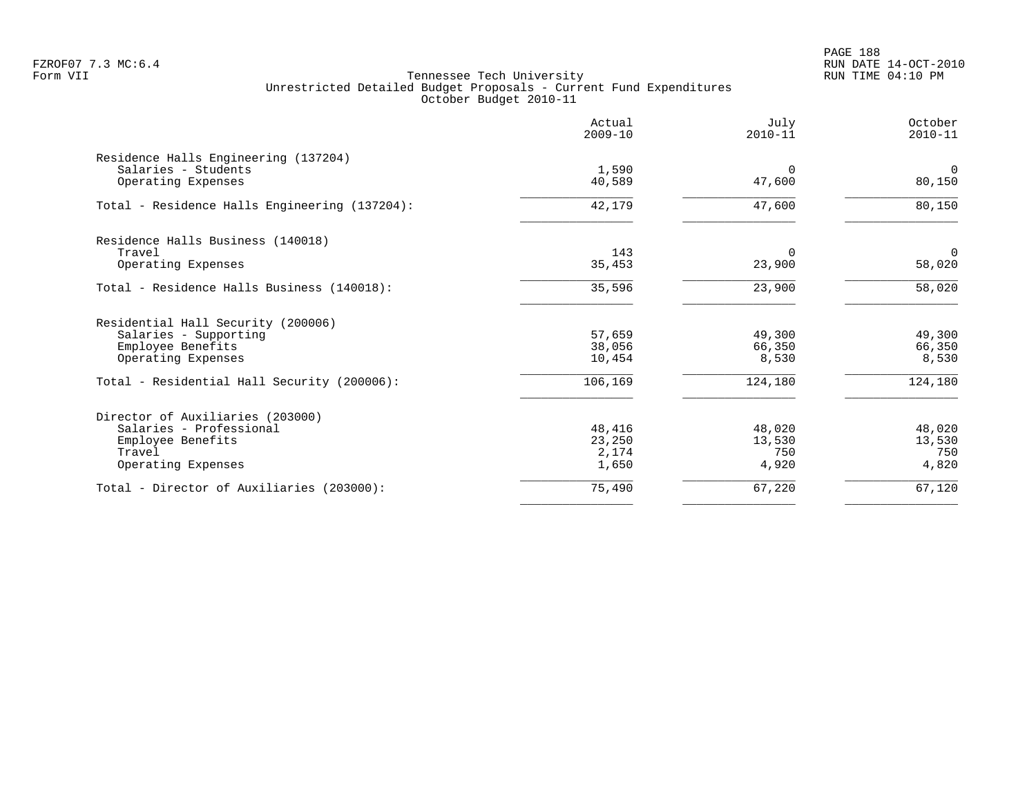Tennessee Tech University
Unrestricted Detailed Budget Proposals - Current Fund Expenditures
October Budget 2010-11

| | Actual 2009-10 | July 2010-11 | October 2010-11 |
|---|---|---|---|
| **Residence Halls Engineering (137204)** | | | |
| Salaries - Students | 1,590 | 0 | 0 |
| Operating Expenses | 40,589 | 47,600 | 80,150 |
| Total - Residence Halls Engineering (137204): | 42,179 | 47,600 | 80,150 |
| **Residence Halls Business (140018)** | | | |
| Travel | 143 | 0 | 0 |
| Operating Expenses | 35,453 | 23,900 | 58,020 |
| Total - Residence Halls Business (140018): | 35,596 | 23,900 | 58,020 |
| **Residential Hall Security (200006)** | | | |
| Salaries - Supporting | 57,659 | 49,300 | 49,300 |
| Employee Benefits | 38,056 | 66,350 | 66,350 |
| Operating Expenses | 10,454 | 8,530 | 8,530 |
| Total - Residential Hall Security (200006): | 106,169 | 124,180 | 124,180 |
| **Director of Auxiliaries (203000)** | | | |
| Salaries - Professional | 48,416 | 48,020 | 48,020 |
| Employee Benefits | 23,250 | 13,530 | 13,530 |
| Travel | 2,174 | 750 | 750 |
| Operating Expenses | 1,650 | 4,920 | 4,820 |
| Total - Director of Auxiliaries (203000): | 75,490 | 67,220 | 67,120 |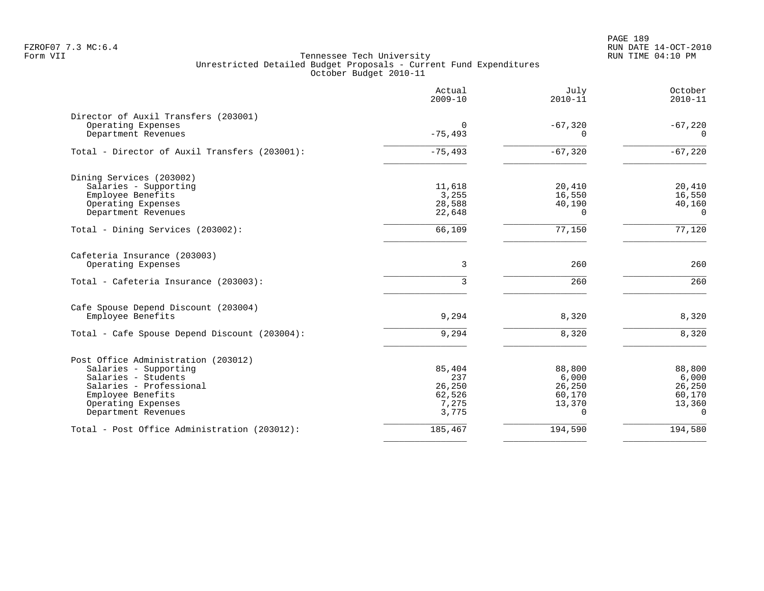# Tennessee Tech University
## Unrestricted Detailed Budget Proposals - Current Fund Expenditures
### October Budget 2010-11

FZROF07 7.3 MC:6.4
Form VII

RUN DATE 14-OCT-2010
RUN TIME 04:10 PM

| | Actual 2009-10 | July 2010-11 | October 2010-11 |
|---|---|---|---|
| **Director of Auxil Transfers (203001)** | | | |
| Operating Expenses | 0 | -67,320 | -67,220 |
| Department Revenues | -75,493 | 0 | 0 |
| Total - Director of Auxil Transfers (203001): | -75,493 | -67,320 | -67,220 |
| **Dining Services (203002)** | | | |
| Salaries - Supporting | 11,618 | 20,410 | 20,410 |
| Employee Benefits | 3,255 | 16,550 | 16,550 |
| Operating Expenses | 28,588 | 40,190 | 40,160 |
| Department Revenues | 22,648 | 0 | 0 |
| Total - Dining Services (203002): | 66,109 | 77,150 | 77,120 |
| **Cafeteria Insurance (203003)** | | | |
| Operating Expenses | 3 | 260 | 260 |
| Total - Cafeteria Insurance (203003): | 3 | 260 | 260 |
| **Cafe Spouse Depend Discount (203004)** | | | |
| Employee Benefits | 9,294 | 8,320 | 8,320 |
| Total - Cafe Spouse Depend Discount (203004): | 9,294 | 8,320 | 8,320 |
| **Post Office Administration (203012)** | | | |
| Salaries - Supporting | 85,404 | 88,800 | 88,800 |
| Salaries - Students | 237 | 6,000 | 6,000 |
| Salaries - Professional | 26,250 | 26,250 | 26,250 |
| Employee Benefits | 62,526 | 60,170 | 60,170 |
| Operating Expenses | 7,275 | 13,370 | 13,360 |
| Department Revenues | 3,775 | 0 | 0 |
| Total - Post Office Administration (203012): | 185,467 | 194,590 | 194,580 |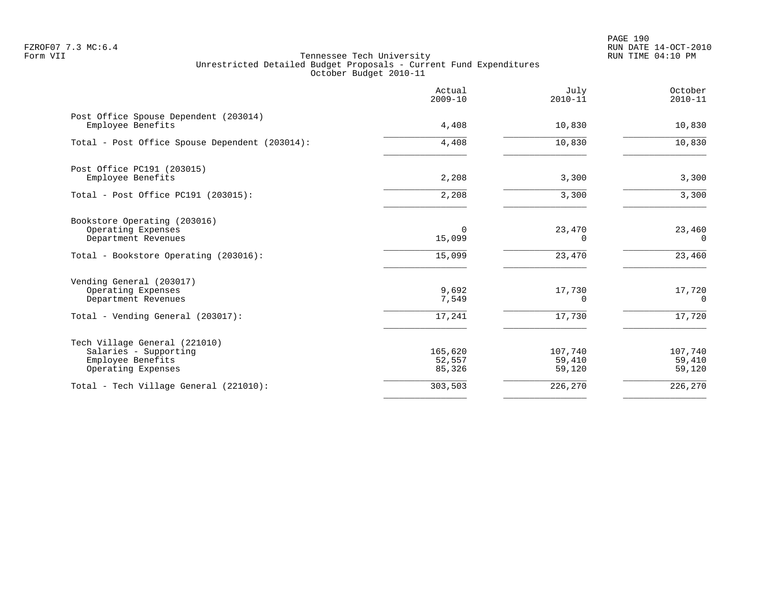Tennessee Tech University
Unrestricted Detailed Budget Proposals - Current Fund Expenditures
October Budget 2010-11

| | Actual 2009-10 | July 2010-11 | October 2010-11 |
|---|---|---|---|
| **Post Office Spouse Dependent (203014)** | | | |
| Employee Benefits | 4,408 | 10,830 | 10,830 |
| Total - Post Office Spouse Dependent (203014): | 4,408 | 10,830 | 10,830 |
| **Post Office PC191 (203015)** | | | |
| Employee Benefits | 2,208 | 3,300 | 3,300 |
| Total - Post Office PC191 (203015): | 2,208 | 3,300 | 3,300 |
| **Bookstore Operating (203016)** | | | |
| Operating Expenses | 0 | 23,470 | 23,460 |
| Department Revenues | 15,099 | 0 | 0 |
| Total - Bookstore Operating (203016): | 15,099 | 23,470 | 23,460 |
| **Vending General (203017)** | | | |
| Operating Expenses | 9,692 | 17,730 | 17,720 |
| Department Revenues | 7,549 | 0 | 0 |
| Total - Vending General (203017): | 17,241 | 17,730 | 17,720 |
| **Tech Village General (221010)** | | | |
| Salaries - Supporting | 165,620 | 107,740 | 107,740 |
| Employee Benefits | 52,557 | 59,410 | 59,410 |
| Operating Expenses | 85,326 | 59,120 | 59,120 |
| Total - Tech Village General (221010): | 303,503 | 226,270 | 226,270 |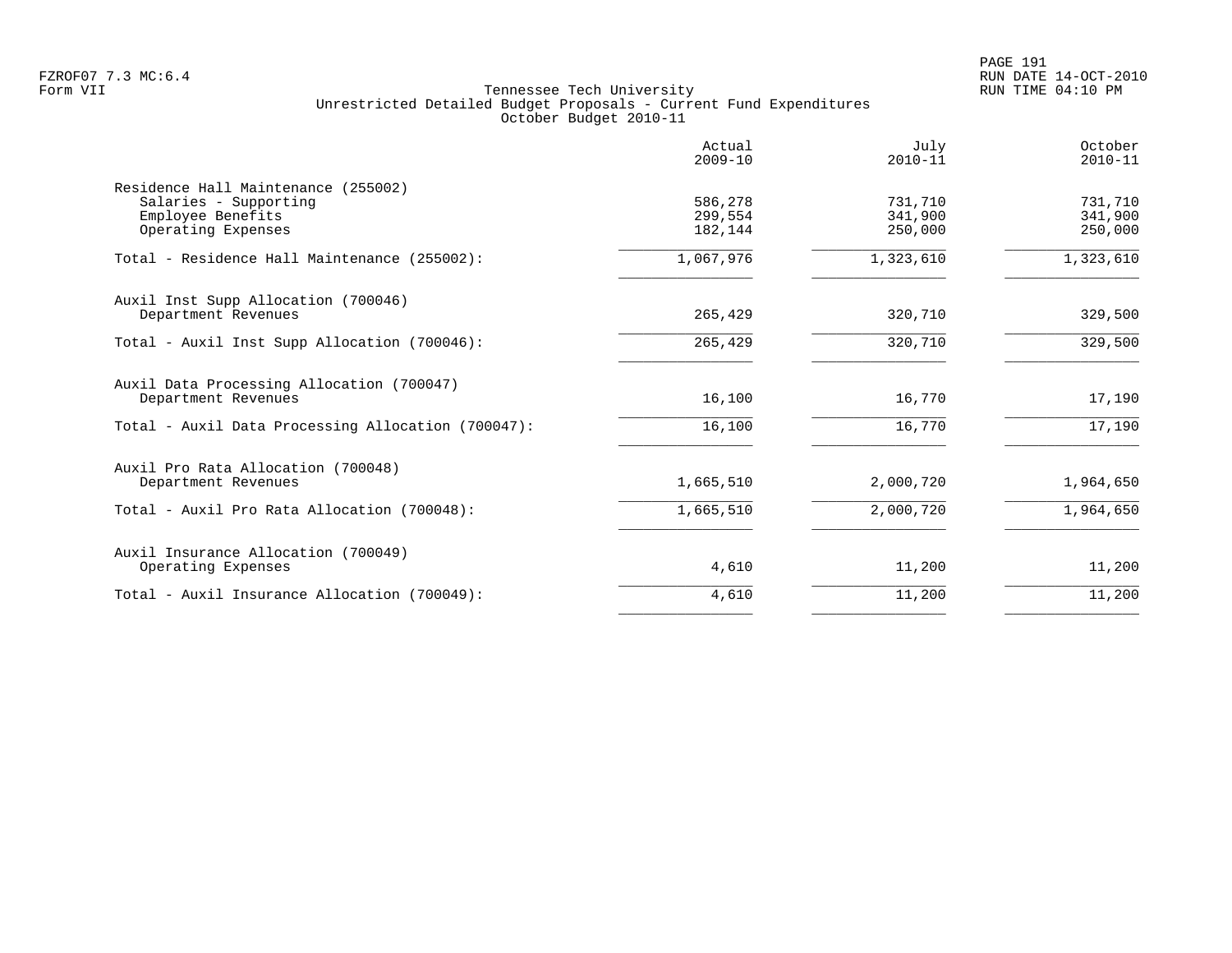Tennessee Tech University
Unrestricted Detailed Budget Proposals - Current Fund Expenditures
October Budget 2010-11

| | Actual 2009-10 | July 2010-11 | October 2010-11 |
|---|---|---|---|
| **Residence Hall Maintenance (255002)** | | | |
| Salaries - Supporting | 586,278 | 731,710 | 731,710 |
| Employee Benefits | 299,554 | 341,900 | 341,900 |
| Operating Expenses | 182,144 | 250,000 | 250,000 |
| Total - Residence Hall Maintenance (255002): | 1,067,976 | 1,323,610 | 1,323,610 |
| **Auxil Inst Supp Allocation (700046)** | | | |
| Department Revenues | 265,429 | 320,710 | 329,500 |
| Total - Auxil Inst Supp Allocation (700046): | 265,429 | 320,710 | 329,500 |
| **Auxil Data Processing Allocation (700047)** | | | |
| Department Revenues | 16,100 | 16,770 | 17,190 |
| Total - Auxil Data Processing Allocation (700047): | 16,100 | 16,770 | 17,190 |
| **Auxil Pro Rata Allocation (700048)** | | | |
| Department Revenues | 1,665,510 | 2,000,720 | 1,964,650 |
| Total - Auxil Pro Rata Allocation (700048): | 1,665,510 | 2,000,720 | 1,964,650 |
| **Auxil Insurance Allocation (700049)** | | | |
| Operating Expenses | 4,610 | 11,200 | 11,200 |
| Total - Auxil Insurance Allocation (700049): | 4,610 | 11,200 | 11,200 |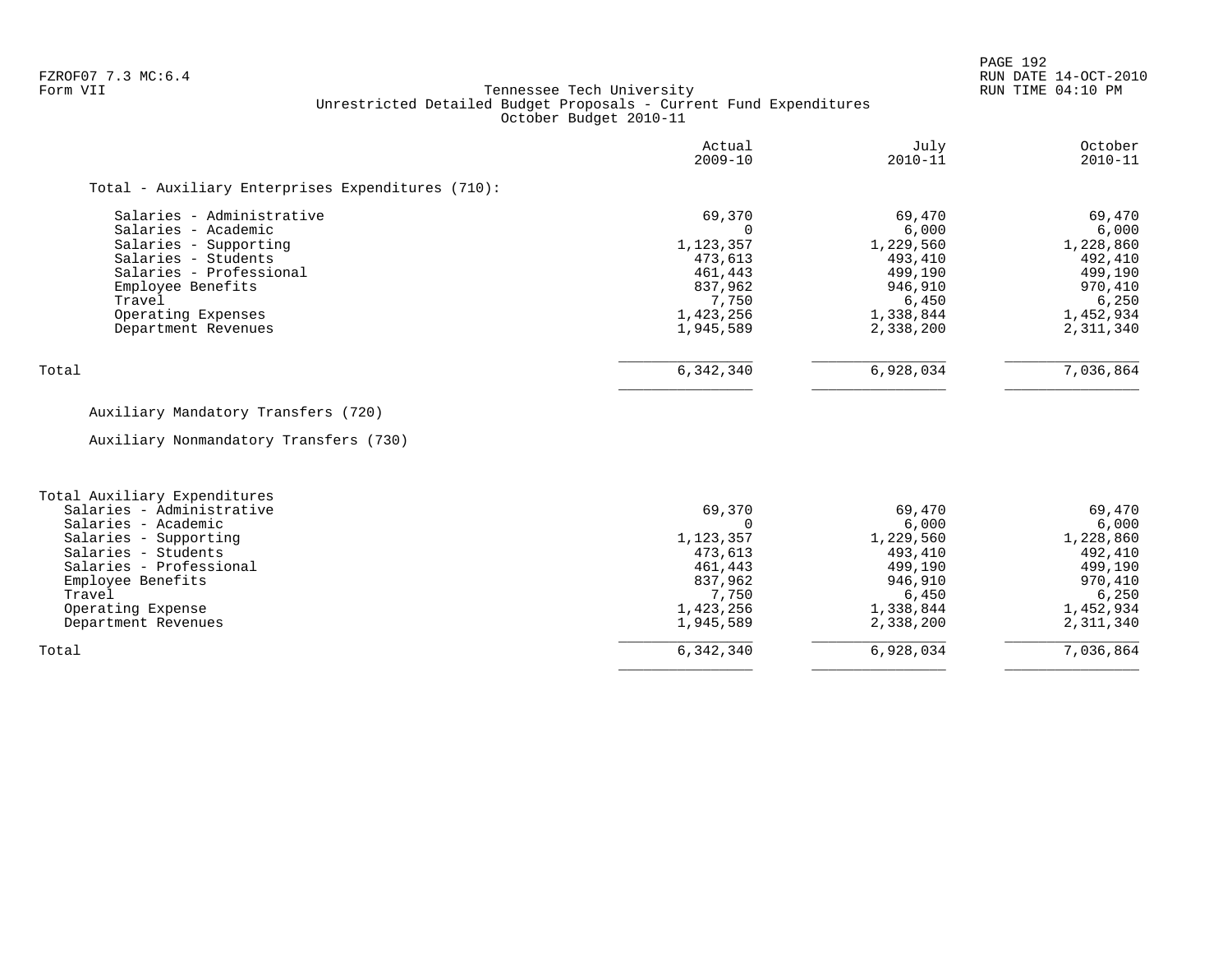FZROF07 7.3 MC:6.4
Form VII

# Tennessee Tech University
## Unrestricted Detailed Budget Proposals - Current Fund Expenditures
### October Budget 2010-11

| | Actual 2009-10 | July 2010-11 | October 2010-11 |
|---|---|---|---|
| **Total - Auxiliary Enterprises Expenditures (710):** | | | |
| Salaries - Administrative | 69,370 | 69,470 | 69,470 |
| Salaries - Academic | 0 | 6,000 | 6,000 |
| Salaries - Supporting | 1,123,357 | 1,229,560 | 1,228,860 |
| Salaries - Students | 473,613 | 493,410 | 492,410 |
| Salaries - Professional | 461,443 | 499,190 | 499,190 |
| Employee Benefits | 837,962 | 946,910 | 970,410 |
| Travel | 7,750 | 6,450 | 6,250 |
| Operating Expenses | 1,423,256 | 1,338,844 | 1,452,934 |
| Department Revenues | 1,945,589 | 2,338,200 | 2,311,340 |
| Total | 6,342,340 | 6,928,034 | 7,036,864 |

Auxiliary Mandatory Transfers (720)

Auxiliary Nonmandatory Transfers (730)

| | Actual 2009-10 | July 2010-11 | October 2010-11 |
|---|---|---|---|
| **Total Auxiliary Expenditures** | | | |
| Salaries - Administrative | 69,370 | 69,470 | 69,470 |
| Salaries - Academic | 0 | 6,000 | 6,000 |
| Salaries - Supporting | 1,123,357 | 1,229,560 | 1,228,860 |
| Salaries - Students | 473,613 | 493,410 | 492,410 |
| Salaries - Professional | 461,443 | 499,190 | 499,190 |
| Employee Benefits | 837,962 | 946,910 | 970,410 |
| Travel | 7,750 | 6,450 | 6,250 |
| Operating Expense | 1,423,256 | 1,338,844 | 1,452,934 |
| Department Revenues | 1,945,589 | 2,338,200 | 2,311,340 |
| Total | 6,342,340 | 6,928,034 | 7,036,864 |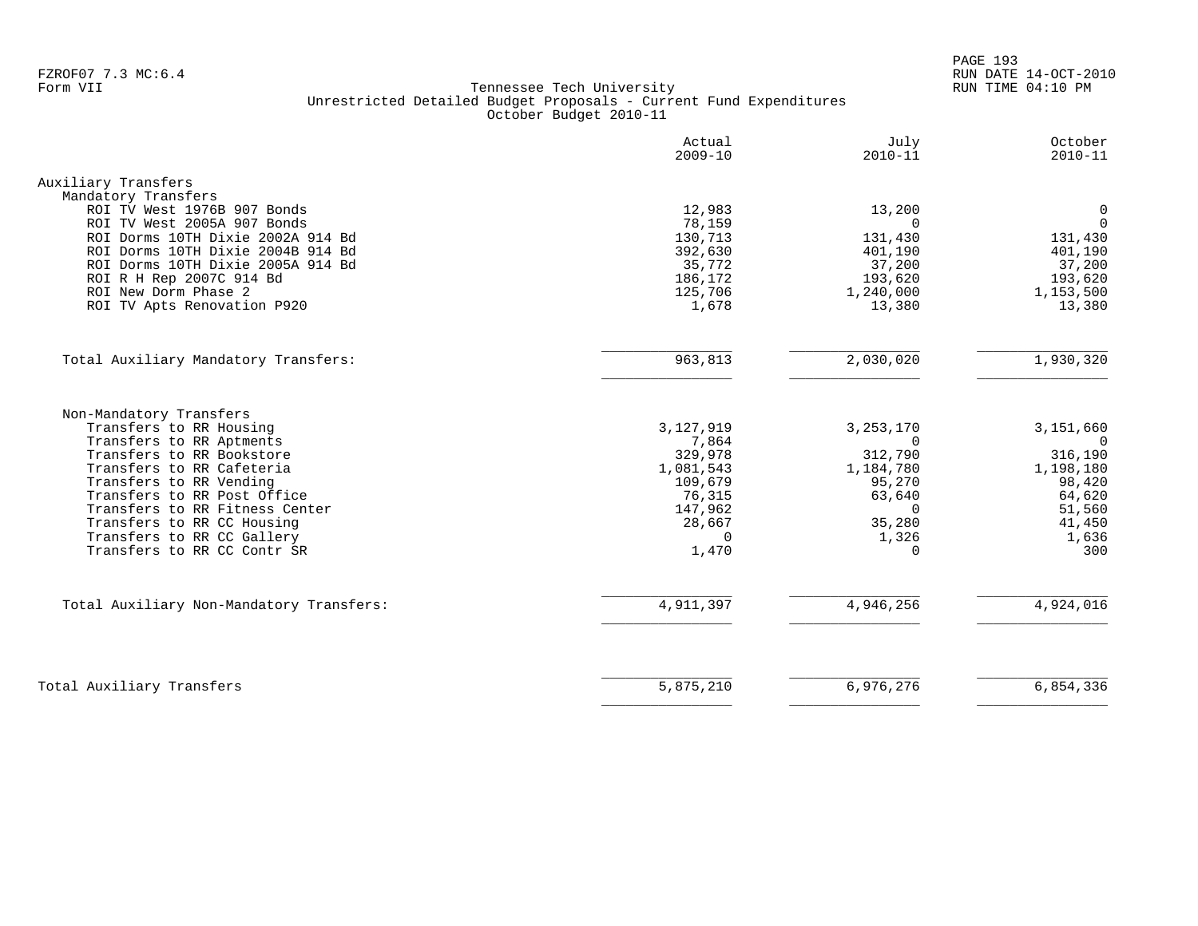Tennessee Tech University
Unrestricted Detailed Budget Proposals - Current Fund Expenditures
October Budget 2010-11

FZROF07 7.3 MC:6.4
Form VII

| | Actual 2009-10 | July 2010-11 | October 2010-11 |
|---|---|---|---|
| **Auxiliary Transfers** | | | |
| Mandatory Transfers | | | |
| ROI TV West 1976B 907 Bonds | 12,983 | 13,200 | 0 |
| ROI TV West 2005A 907 Bonds | 78,159 | 0 | 0 |
| ROI Dorms 10TH Dixie 2002A 914 Bd | 130,713 | 131,430 | 131,430 |
| ROI Dorms 10TH Dixie 2004B 914 Bd | 392,630 | 401,190 | 401,190 |
| ROI Dorms 10TH Dixie 2005A 914 Bd | 35,772 | 37,200 | 37,200 |
| ROI R H Rep 2007C 914 Bd | 186,172 | 193,620 | 193,620 |
| ROI New Dorm Phase 2 | 125,706 | 1,240,000 | 1,153,500 |
| ROI TV Apts Renovation P920 | 1,678 | 13,380 | 13,380 |
| Total Auxiliary Mandatory Transfers: | 963,813 | 2,030,020 | 1,930,320 |
| Non-Mandatory Transfers | | | |
| Transfers to RR Housing | 3,127,919 | 3,253,170 | 3,151,660 |
| Transfers to RR Aptments | 7,864 | 0 | 0 |
| Transfers to RR Bookstore | 329,978 | 312,790 | 316,190 |
| Transfers to RR Cafeteria | 1,081,543 | 1,184,780 | 1,198,180 |
| Transfers to RR Vending | 109,679 | 95,270 | 98,420 |
| Transfers to RR Post Office | 76,315 | 63,640 | 64,620 |
| Transfers to RR Fitness Center | 147,962 | 0 | 51,560 |
| Transfers to RR CC Housing | 28,667 | 35,280 | 41,450 |
| Transfers to RR CC Gallery | 0 | 1,326 | 1,636 |
| Transfers to RR CC Contr SR | 1,470 | 0 | 300 |
| Total Auxiliary Non-Mandatory Transfers: | 4,911,397 | 4,946,256 | 4,924,016 |
| **Total Auxiliary Transfers** | 5,875,210 | 6,976,276 | 6,854,336 |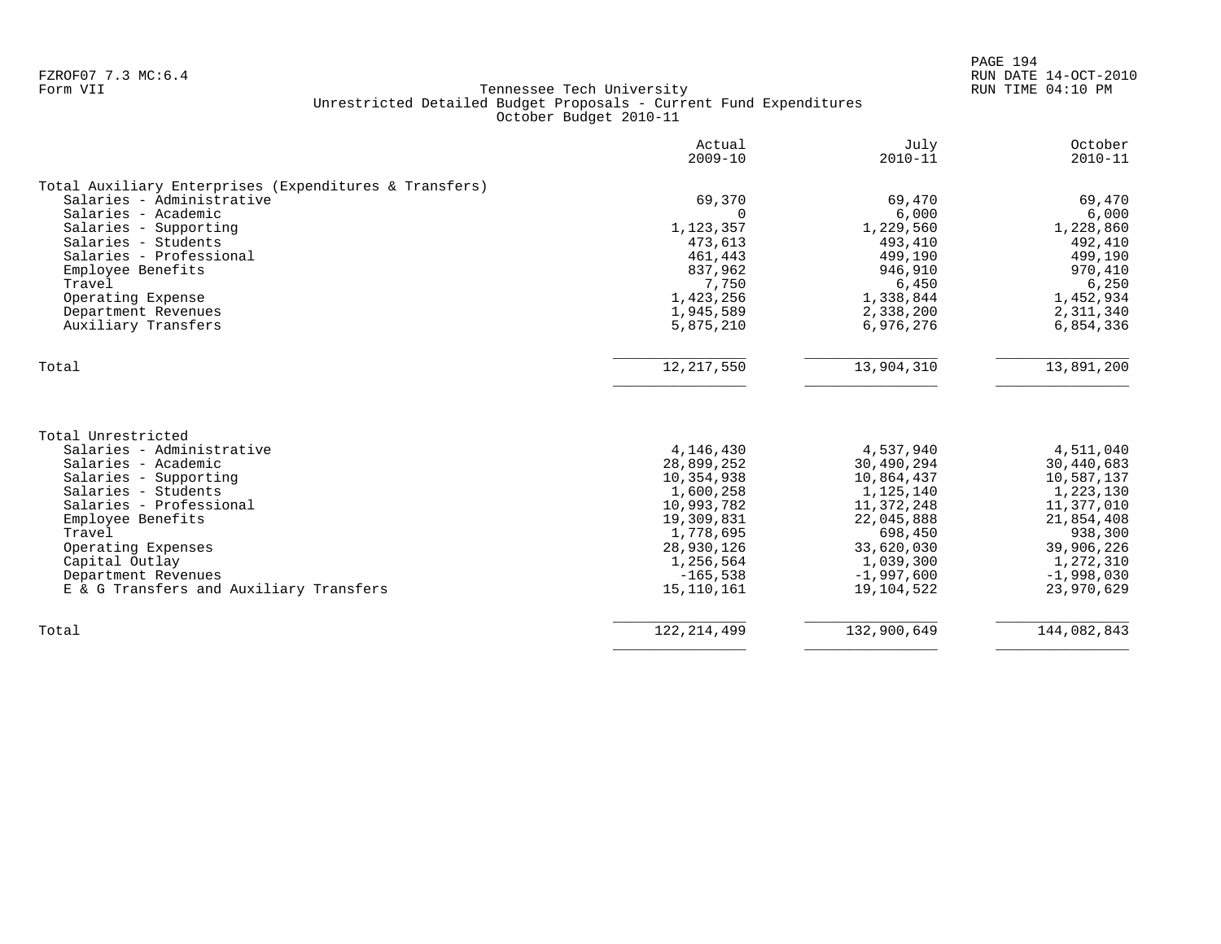FZROF07 7.3 MC:6.4
Form VII

# Tennessee Tech University
## Unrestricted Detailed Budget Proposals - Current Fund Expenditures
### October Budget 2010-11

RUN DATE 14-OCT-2010
RUN TIME 04:10 PM

| | Actual 2009-10 | July 2010-11 | October 2010-11 |
|---|---:|---:|---:|
| **Total Auxiliary Enterprises (Expenditures & Transfers)** | | | |
| Salaries - Administrative | 69,370 | 69,470 | 69,470 |
| Salaries - Academic | 0 | 6,000 | 6,000 |
| Salaries - Supporting | 1,123,357 | 1,229,560 | 1,228,860 |
| Salaries - Students | 473,613 | 493,410 | 492,410 |
| Salaries - Professional | 461,443 | 499,190 | 499,190 |
| Employee Benefits | 837,962 | 946,910 | 970,410 |
| Travel | 7,750 | 6,450 | 6,250 |
| Operating Expense | 1,423,256 | 1,338,844 | 1,452,934 |
| Department Revenues | 1,945,589 | 2,338,200 | 2,311,340 |
| Auxiliary Transfers | 5,875,210 | 6,976,276 | 6,854,336 |
| Total | 12,217,550 | 13,904,310 | 13,891,200 |

| | Actual 2009-10 | July 2010-11 | October 2010-11 |
|---|---:|---:|---:|
| **Total Unrestricted** | | | |
| Salaries - Administrative | 4,146,430 | 4,537,940 | 4,511,040 |
| Salaries - Academic | 28,899,252 | 30,490,294 | 30,440,683 |
| Salaries - Supporting | 10,354,938 | 10,864,437 | 10,587,137 |
| Salaries - Students | 1,600,258 | 1,125,140 | 1,223,130 |
| Salaries - Professional | 10,993,782 | 11,372,248 | 11,377,010 |
| Employee Benefits | 19,309,831 | 22,045,888 | 21,854,408 |
| Travel | 1,778,695 | 698,450 | 938,300 |
| Operating Expenses | 28,930,126 | 33,620,030 | 39,906,226 |
| Capital Outlay | 1,256,564 | 1,039,300 | 1,272,310 |
| Department Revenues | -165,538 | -1,997,600 | -1,998,030 |
| E & G Transfers and Auxiliary Transfers | 15,110,161 | 19,104,522 | 23,970,629 |
| Total | 122,214,499 | 132,900,649 | 144,082,843 |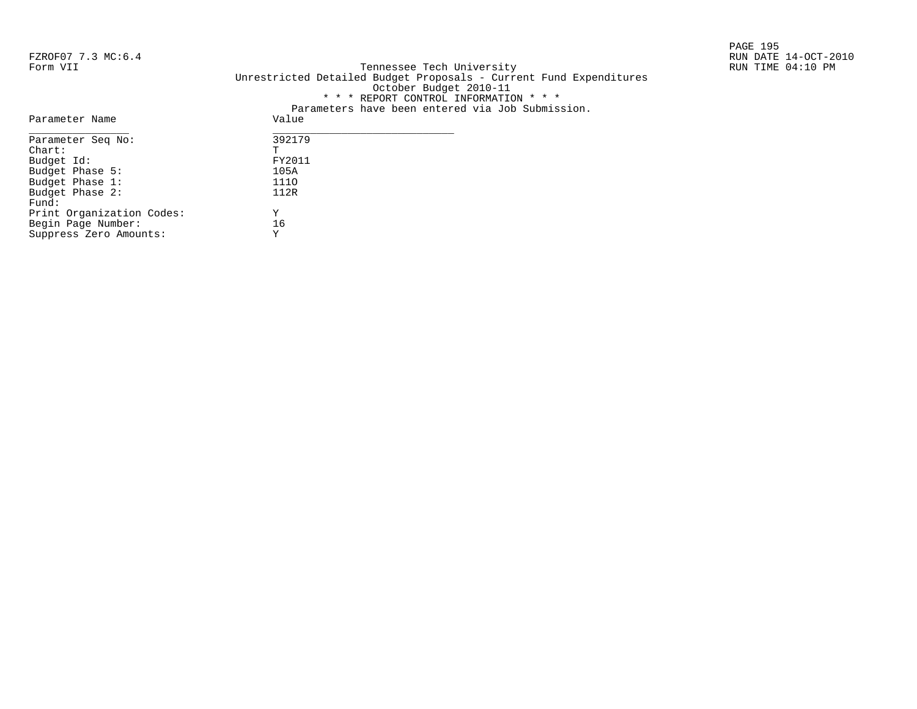FZROF07 7.3 MC:6.4
Form VII

Tennessee Tech University
Unrestricted Detailed Budget Proposals - Current Fund Expenditures
October Budget 2010-11
* * * REPORT CONTROL INFORMATION * * *
Parameters have been entered via Job Submission.

RUN DATE 14-OCT-2010
RUN TIME 04:10 PM

| Parameter Name | Value |
|---|---|
| Parameter Seq No: | 392179 |
| Chart: | T |
| Budget Id: | FY2011 |
| Budget Phase 5: | 105A |
| Budget Phase 1: | 111O |
| Budget Phase 2: | 112R |
| Fund: | |
| Print Organization Codes: | Y |
| Begin Page Number: | 16 |
| Suppress Zero Amounts: | Y |